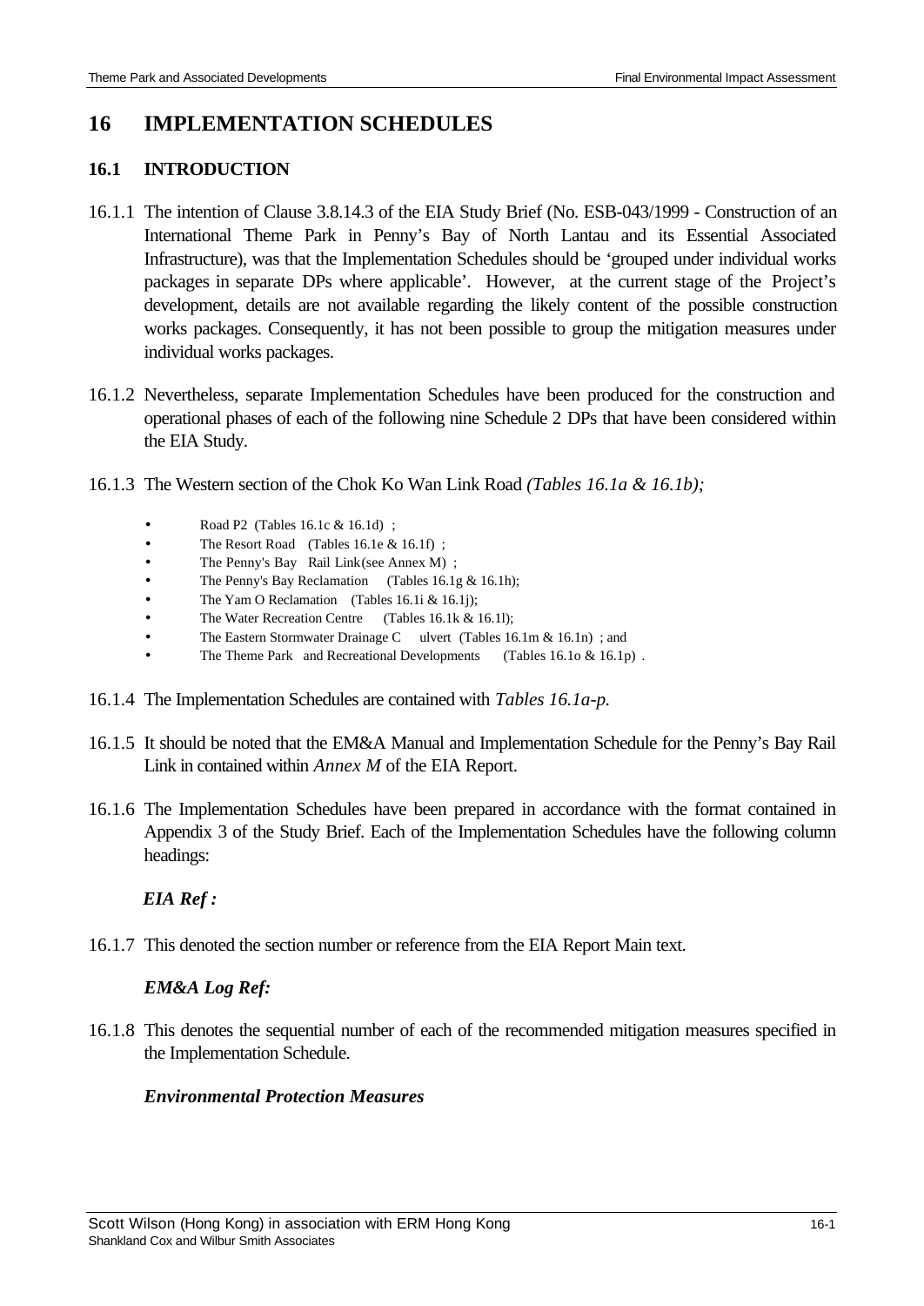# 16 IMPLEMENTATION SCHEDULES

## 16.1 INTRODUCTION

16.1.1 The intention of Clause 3.8.14.3 of the EIA Study Brief (No. ESB-043/1999 - Construction of an International Theme Park in Penny's Bay of North Lantau and its Essential Associated Infrastructure), was that the Implementation Schedules should be 'grouped under individual works packages in separate DPs where applicable'. However, at the current stage of the Project's development, details are not available regarding the likely content of the possible construction works packages. Consequently, it has not been possible to group the mitigation measures under individual works packages.

16.1.2 Nevertheless, separate Implementation Schedules have been produced for the construction and operational phases of each of the following nine Schedule 2 DPs that have been considered within the EIA Study.

16.1.3 The Western section of the Chok Ko Wan Link Road *(Tables 16.1a & 16.1b);*

- Road P2 (Tables 16.1c & 16.1d) ;
- The Resort Road (Tables 16.1e & 16.1f) ;
- The Penny's Bay Rail Link (see Annex M) ;
- The Penny's Bay Reclamation (Tables 16.1g & 16.1h);
- The Yam O Reclamation (Tables 16.1i & 16.1j);
- The Water Recreation Centre (Tables 16.1k & 16.1l);
- The Eastern Stormwater Drainage Culvert (Tables 16.1m & 16.1n) ; and
- The Theme Park and Recreational Developments (Tables 16.1o & 16.1p) .

16.1.4 The Implementation Schedules are contained with *Tables 16.1a-p.*

16.1.5 It should be noted that the EM&A Manual and Implementation Schedule for the Penny's Bay Rail Link in contained within *Annex M* of the EIA Report.

16.1.6 The Implementation Schedules have been prepared in accordance with the format contained in Appendix 3 of the Study Brief. Each of the Implementation Schedules have the following column headings:

***EIA Ref :***

16.1.7 This denoted the section number or reference from the EIA Report Main text.

***EM&A Log Ref:***

16.1.8 This denotes the sequential number of each of the recommended mitigation measures specified in the Implementation Schedule.

***Environmental Protection Measures***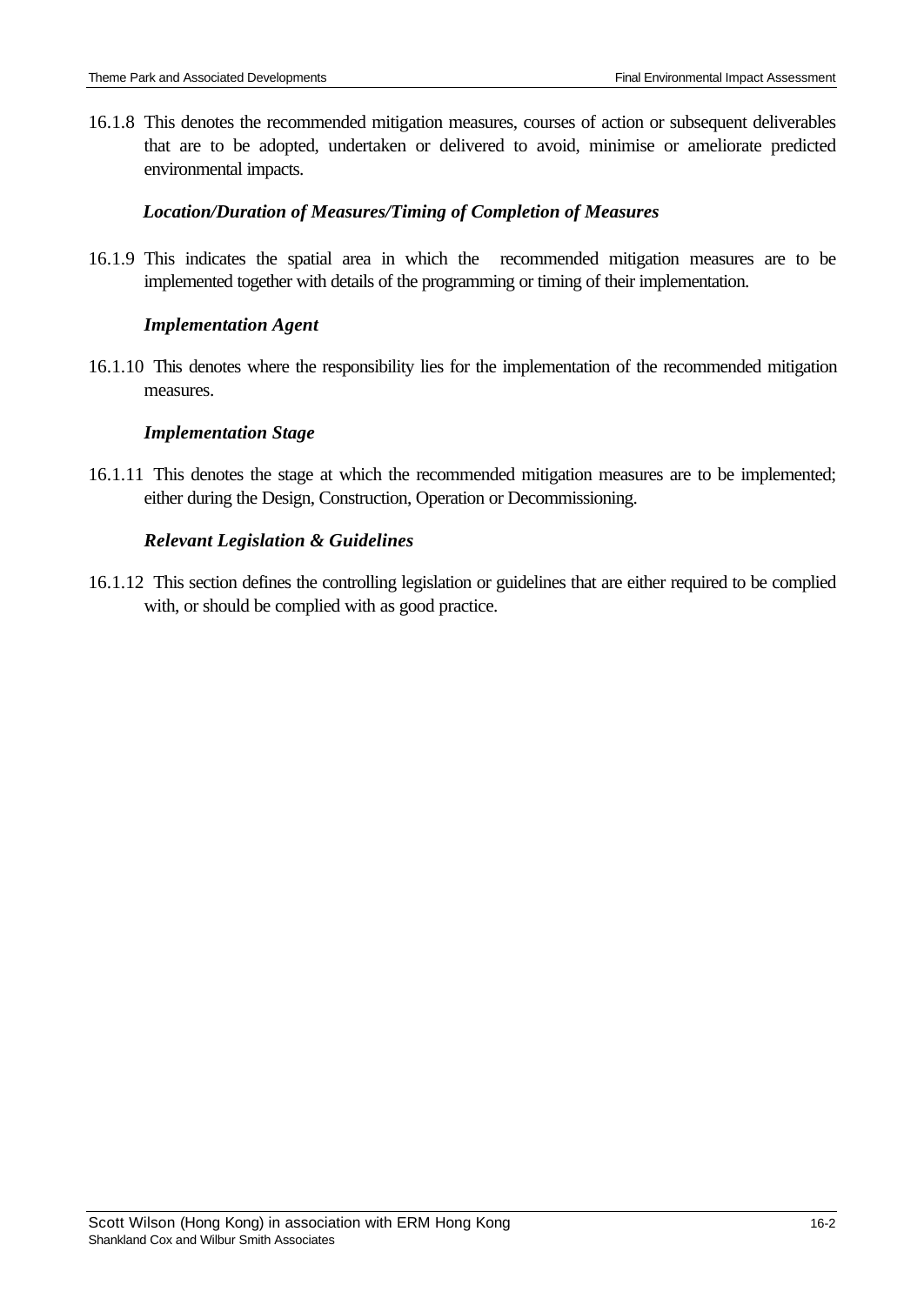16.1.8 This denotes the recommended mitigation measures, courses of action or subsequent deliverables that are to be adopted, undertaken or delivered to avoid, minimise or ameliorate predicted environmental impacts.

***Location/Duration of Measures/Timing of Completion of Measures***

16.1.9 This indicates the spatial area in which the recommended mitigation measures are to be implemented together with details of the programming or timing of their implementation.

***Implementation Agent***

16.1.10 This denotes where the responsibility lies for the implementation of the recommended mitigation measures.

***Implementation Stage***

16.1.11 This denotes the stage at which the recommended mitigation measures are to be implemented; either during the Design, Construction, Operation or Decommissioning.

***Relevant Legislation & Guidelines***

16.1.12 This section defines the controlling legislation or guidelines that are either required to be complied with, or should be complied with as good practice.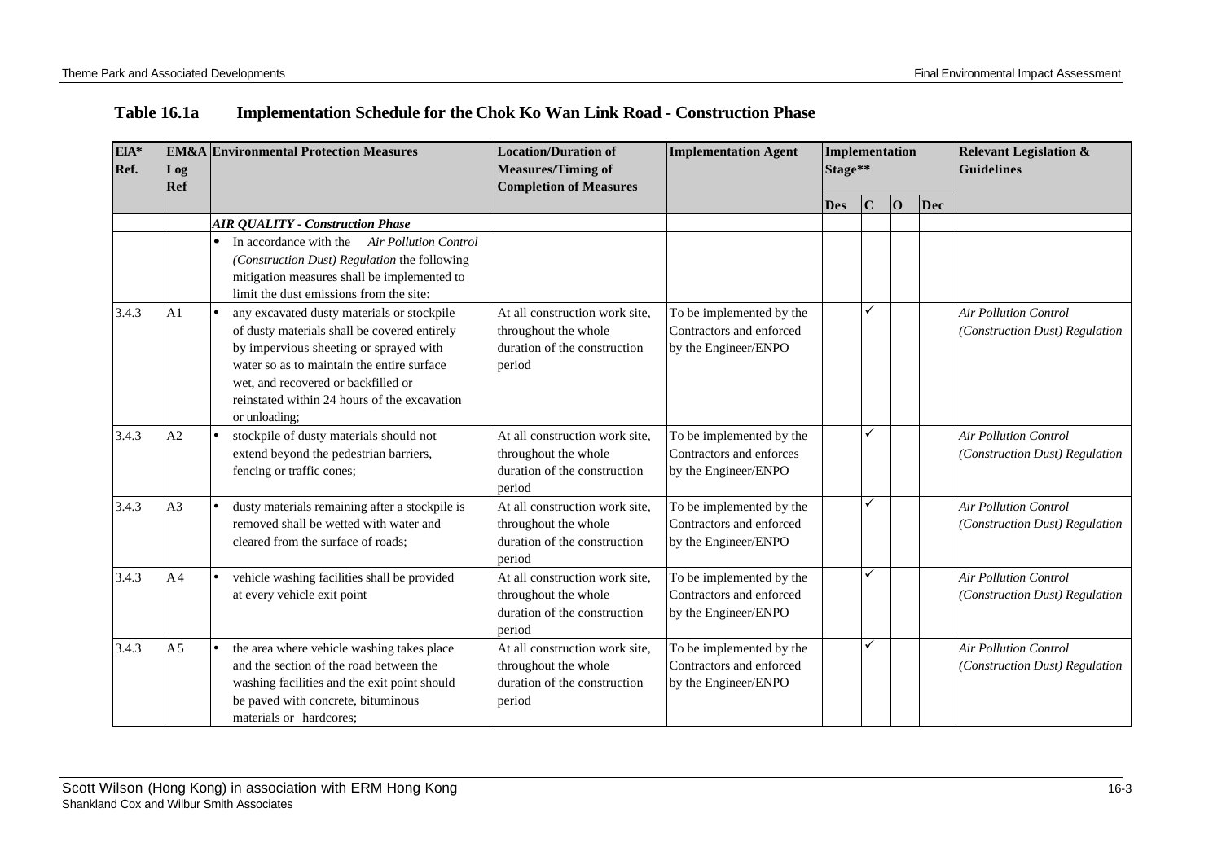**Table 16.1a Implementation Schedule for the Chok Ko Wan Link Road - Construction Phase**

| EIA* Ref. | EM&A Log Ref | Environmental Protection Measures | Location/Duration of Measures/Timing of Completion of Measures | Implementation Agent | Implementation Stage** | | | | Relevant Legislation & Guidelines |
|---|---|---|---|---|---|---|---|---|---|
| | | | | | Des | C | O | Dec | |
| | | ***AIR QUALITY - Construction Phase*** | | | | | | | |
| | | • In accordance with the *Air Pollution Control (Construction Dust) Regulation* the following mitigation measures shall be implemented to limit the dust emissions from the site: | | | | | | | |
| 3.4.3 | A1 | • any excavated dusty materials or stockpile of dusty materials shall be covered entirely by impervious sheeting or sprayed with water so as to maintain the entire surface wet, and recovered or backfilled or reinstated within 24 hours of the excavation or unloading; | At all construction work site, throughout the whole duration of the construction period | To be implemented by the Contractors and enforced by the Engineer/ENPO | | ✓ | | | *Air Pollution Control (Construction Dust) Regulation* |
| 3.4.3 | A2 | • stockpile of dusty materials should not extend beyond the pedestrian barriers, fencing or traffic cones; | At all construction work site, throughout the whole duration of the construction period | To be implemented by the Contractors and enforces by the Engineer/ENPO | | ✓ | | | *Air Pollution Control (Construction Dust) Regulation* |
| 3.4.3 | A3 | • dusty materials remaining after a stockpile is removed shall be wetted with water and cleared from the surface of roads; | At all construction work site, throughout the whole duration of the construction period | To be implemented by the Contractors and enforced by the Engineer/ENPO | | ✓ | | | *Air Pollution Control (Construction Dust) Regulation* |
| 3.4.3 | A4 | • vehicle washing facilities shall be provided at every vehicle exit point | At all construction work site, throughout the whole duration of the construction period | To be implemented by the Contractors and enforced by the Engineer/ENPO | | ✓ | | | *Air Pollution Control (Construction Dust) Regulation* |
| 3.4.3 | A5 | • the area where vehicle washing takes place and the section of the road between the washing facilities and the exit point should be paved with concrete, bituminous materials or hardcores; | At all construction work site, throughout the whole duration of the construction period | To be implemented by the Contractors and enforced by the Engineer/ENPO | | ✓ | | | *Air Pollution Control (Construction Dust) Regulation* |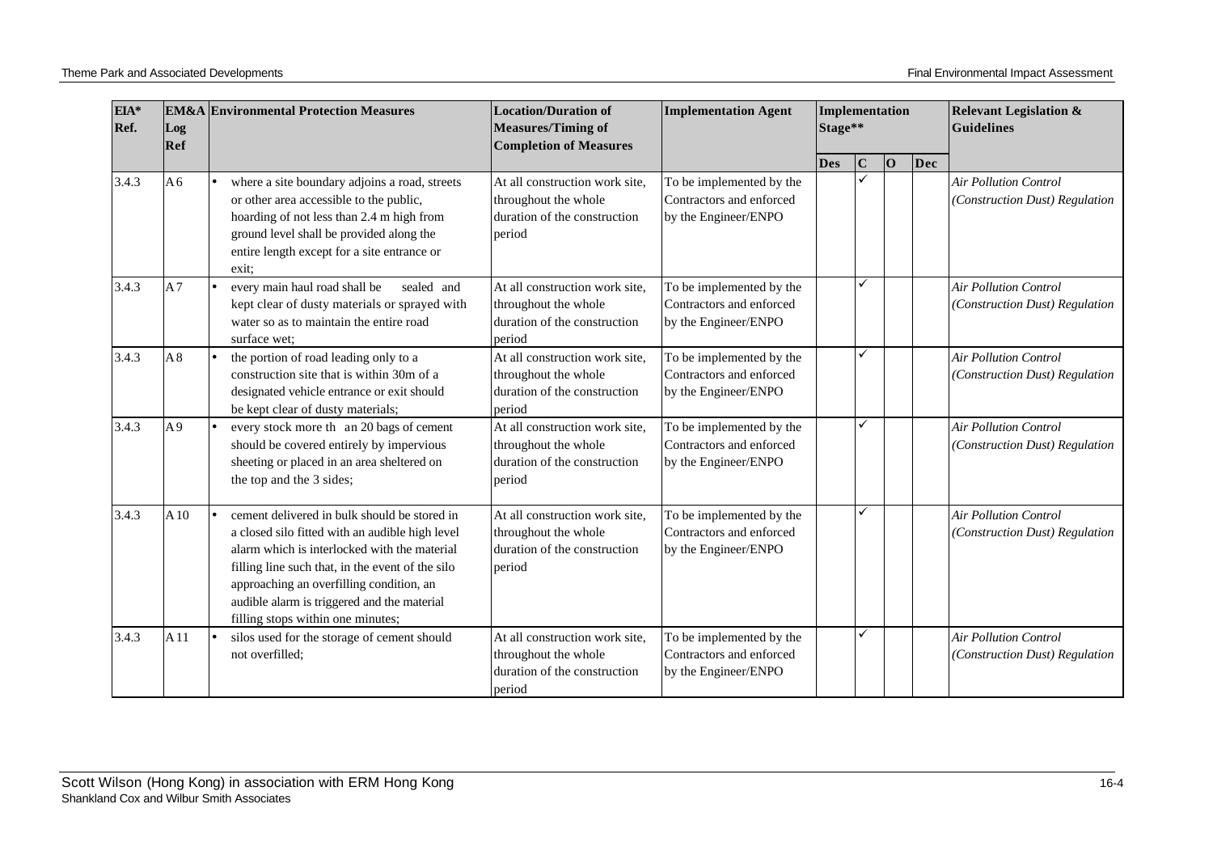| EIA* Ref. | EM&A Log Ref | Environmental Protection Measures | Location/Duration of Measures/Timing of Completion of Measures | Implementation Agent | Implementation Stage** | | | | Relevant Legislation & Guidelines |
|---|---|---|---|---|---|---|---|---|---|
| | | | | | Des | C | O | Dec | |
| 3.4.3 | A6 | • where a site boundary adjoins a road, streets or other area accessible to the public, hoarding of not less than 2.4 m high from ground level shall be provided along the entire length except for a site entrance or exit; | At all construction work site, throughout the whole duration of the construction period | To be implemented by the Contractors and enforced by the Engineer/ENPO | | ✓ | | | *Air Pollution Control (Construction Dust) Regulation* |
| 3.4.3 | A7 | • every main haul road shall be sealed and kept clear of dusty materials or sprayed with water so as to maintain the entire road surface wet; | At all construction work site, throughout the whole duration of the construction period | To be implemented by the Contractors and enforced by the Engineer/ENPO | | ✓ | | | *Air Pollution Control (Construction Dust) Regulation* |
| 3.4.3 | A8 | • the portion of road leading only to a construction site that is within 30m of a designated vehicle entrance or exit should be kept clear of dusty materials; | At all construction work site, throughout the whole duration of the construction period | To be implemented by the Contractors and enforced by the Engineer/ENPO | | ✓ | | | *Air Pollution Control (Construction Dust) Regulation* |
| 3.4.3 | A9 | • every stock more th an 20 bags of cement should be covered entirely by impervious sheeting or placed in an area sheltered on the top and the 3 sides; | At all construction work site, throughout the whole duration of the construction period | To be implemented by the Contractors and enforced by the Engineer/ENPO | | ✓ | | | *Air Pollution Control (Construction Dust) Regulation* |
| 3.4.3 | A10 | • cement delivered in bulk should be stored in a closed silo fitted with an audible high level alarm which is interlocked with the material filling line such that, in the event of the silo approaching an overfilling condition, an audible alarm is triggered and the material filling stops within one minutes; | At all construction work site, throughout the whole duration of the construction period | To be implemented by the Contractors and enforced by the Engineer/ENPO | | ✓ | | | *Air Pollution Control (Construction Dust) Regulation* |
| 3.4.3 | A11 | • silos used for the storage of cement should not overfilled; | At all construction work site, throughout the whole duration of the construction period | To be implemented by the Contractors and enforced by the Engineer/ENPO | | ✓ | | | *Air Pollution Control (Construction Dust) Regulation* |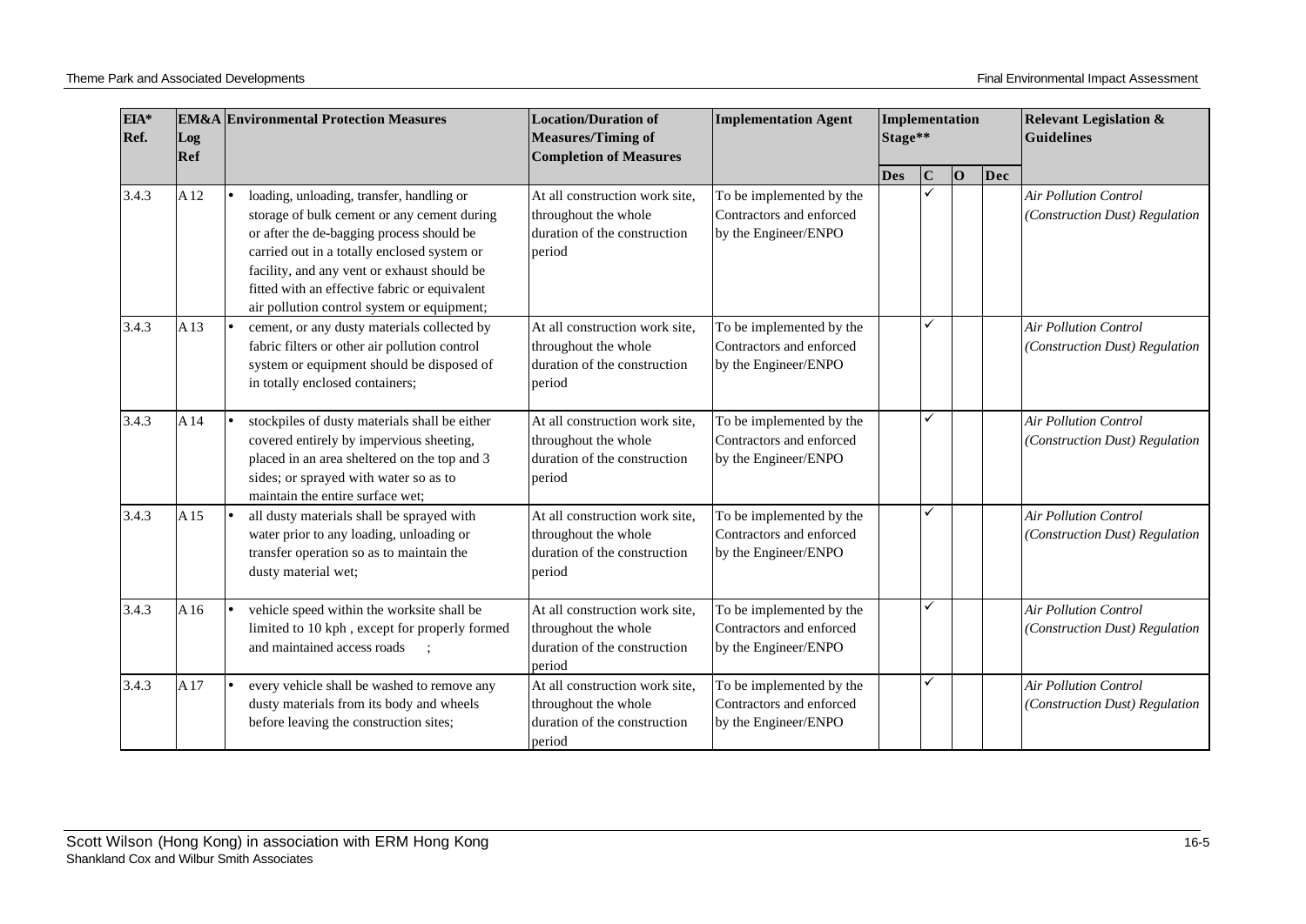| EIA* Ref. | EM&A Log Ref | Environmental Protection Measures | Location/Duration of Measures/Timing of Completion of Measures | Implementation Agent | Implementation Stage** | | | | Relevant Legislation & Guidelines |
|---|---|---|---|---|---|---|---|---|---|
| | | | | | Des | C | O | Dec | |
| 3.4.3 | A12 | • loading, unloading, transfer, handling or storage of bulk cement or any cement during or after the de-bagging process should be carried out in a totally enclosed system or facility, and any vent or exhaust should be fitted with an effective fabric or equivalent air pollution control system or equipment; | At all construction work site, throughout the whole duration of the construction period | To be implemented by the Contractors and enforced by the Engineer/ENPO | | ✓ | | | *Air Pollution Control (Construction Dust) Regulation* |
| 3.4.3 | A13 | • cement, or any dusty materials collected by fabric filters or other air pollution control system or equipment should be disposed of in totally enclosed containers; | At all construction work site, throughout the whole duration of the construction period | To be implemented by the Contractors and enforced by the Engineer/ENPO | | ✓ | | | *Air Pollution Control (Construction Dust) Regulation* |
| 3.4.3 | A14 | • stockpiles of dusty materials shall be either covered entirely by impervious sheeting, placed in an area sheltered on the top and 3 sides; or sprayed with water so as to maintain the entire surface wet; | At all construction work site, throughout the whole duration of the construction period | To be implemented by the Contractors and enforced by the Engineer/ENPO | | ✓ | | | *Air Pollution Control (Construction Dust) Regulation* |
| 3.4.3 | A15 | • all dusty materials shall be sprayed with water prior to any loading, unloading or transfer operation so as to maintain the dusty material wet; | At all construction work site, throughout the whole duration of the construction period | To be implemented by the Contractors and enforced by the Engineer/ENPO | | ✓ | | | *Air Pollution Control (Construction Dust) Regulation* |
| 3.4.3 | A16 | • vehicle speed within the worksite shall be limited to 10 kph , except for properly formed and maintained access roads ; | At all construction work site, throughout the whole duration of the construction period | To be implemented by the Contractors and enforced by the Engineer/ENPO | | ✓ | | | *Air Pollution Control (Construction Dust) Regulation* |
| 3.4.3 | A17 | • every vehicle shall be washed to remove any dusty materials from its body and wheels before leaving the construction sites; | At all construction work site, throughout the whole duration of the construction period | To be implemented by the Contractors and enforced by the Engineer/ENPO | | ✓ | | | *Air Pollution Control (Construction Dust) Regulation* |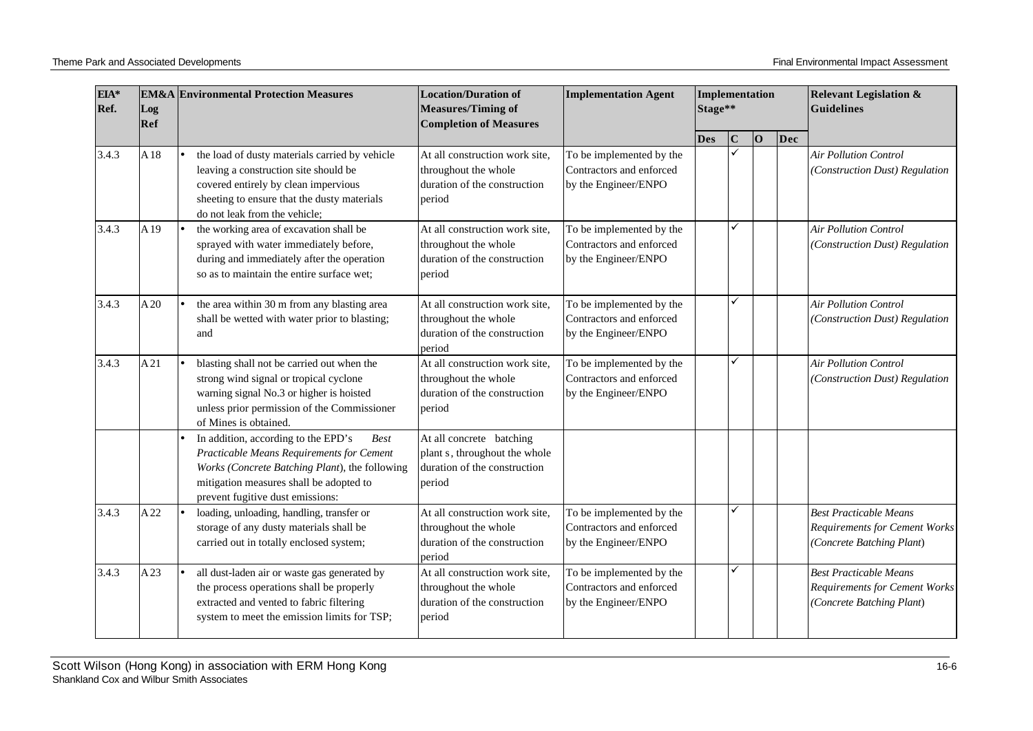| EIA* Ref. | EM&A Log Ref | Environmental Protection Measures | Location/Duration of Measures/Timing of Completion of Measures | Implementation Agent | Implementation Stage** | | | | Relevant Legislation & Guidelines |
|---|---|---|---|---|---|---|---|---|---|
| | | | | | Des | C | O | Dec | |
| 3.4.3 | A18 | • the load of dusty materials carried by vehicle leaving a construction site should be covered entirely by clean impervious sheeting to ensure that the dusty materials do not leak from the vehicle; | At all construction work site, throughout the whole duration of the construction period | To be implemented by the Contractors and enforced by the Engineer/ENPO | | ✓ | | | *Air Pollution Control (Construction Dust) Regulation* |
| 3.4.3 | A19 | • the working area of excavation shall be sprayed with water immediately before, during and immediately after the operation so as to maintain the entire surface wet; | At all construction work site, throughout the whole duration of the construction period | To be implemented by the Contractors and enforced by the Engineer/ENPO | | ✓ | | | *Air Pollution Control (Construction Dust) Regulation* |
| 3.4.3 | A20 | • the area within 30 m from any blasting area shall be wetted with water prior to blasting; and | At all construction work site, throughout the whole duration of the construction period | To be implemented by the Contractors and enforced by the Engineer/ENPO | | ✓ | | | *Air Pollution Control (Construction Dust) Regulation* |
| 3.4.3 | A21 | • blasting shall not be carried out when the strong wind signal or tropical cyclone warning signal No.3 or higher is hoisted unless prior permission of the Commissioner of Mines is obtained. | At all construction work site, throughout the whole duration of the construction period | To be implemented by the Contractors and enforced by the Engineer/ENPO | | ✓ | | | *Air Pollution Control (Construction Dust) Regulation* |
| | | • In addition, according to the EPD's *Best Practicable Means Requirements for Cement Works (Concrete Batching Plant)*, the following mitigation measures shall be adopted to prevent fugitive dust emissions: | At all concrete batching plant s, throughout the whole duration of the construction period | | | | | | |
| 3.4.3 | A22 | • loading, unloading, handling, transfer or storage of any dusty materials shall be carried out in totally enclosed system; | At all construction work site, throughout the whole duration of the construction period | To be implemented by the Contractors and enforced by the Engineer/ENPO | | ✓ | | | *Best Practicable Means Requirements for Cement Works (Concrete Batching Plant)* |
| 3.4.3 | A23 | • all dust-laden air or waste gas generated by the process operations shall be properly extracted and vented to fabric filtering system to meet the emission limits for TSP; | At all construction work site, throughout the whole duration of the construction period | To be implemented by the Contractors and enforced by the Engineer/ENPO | | ✓ | | | *Best Practicable Means Requirements for Cement Works (Concrete Batching Plant)* |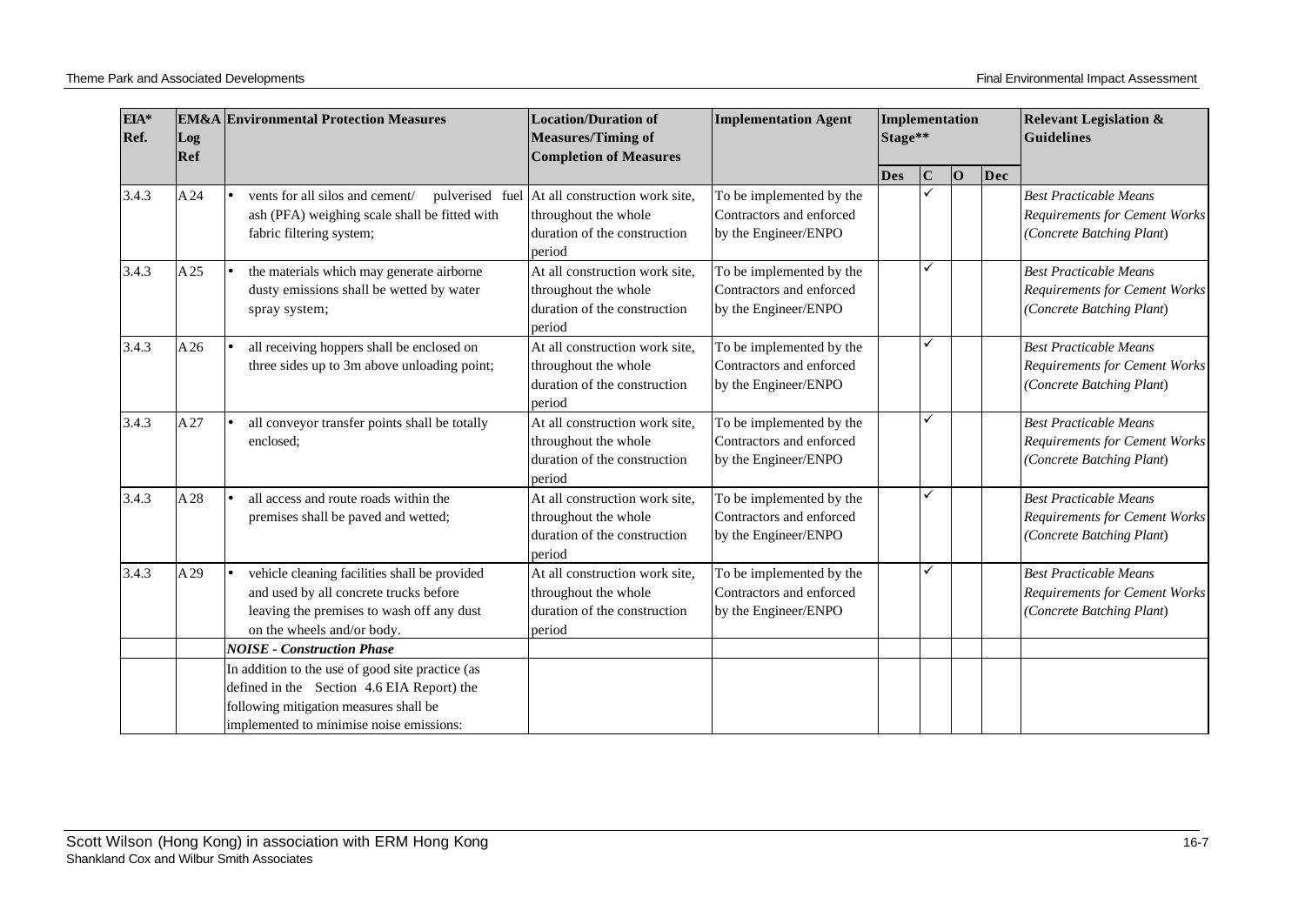| EIA* Ref. | EM&A Log Ref | Environmental Protection Measures | Location/Duration of Measures/Timing of Completion of Measures | Implementation Agent | Implementation Stage** | | | | Relevant Legislation & Guidelines |
|---|---|---|---|---|---|---|---|---|---|
| | | | | | Des | C | O | Dec | |
| 3.4.3 | A 24 | • vents for all silos and cement/ pulverised fuel ash (PFA) weighing scale shall be fitted with fabric filtering system; | At all construction work site, throughout the whole duration of the construction period | To be implemented by the Contractors and enforced by the Engineer/ENPO | | ✓ | | | *Best Practicable Means Requirements for Cement Works (Concrete Batching Plant)* |
| 3.4.3 | A 25 | • the materials which may generate airborne dusty emissions shall be wetted by water spray system; | At all construction work site, throughout the whole duration of the construction period | To be implemented by the Contractors and enforced by the Engineer/ENPO | | ✓ | | | *Best Practicable Means Requirements for Cement Works (Concrete Batching Plant)* |
| 3.4.3 | A 26 | • all receiving hoppers shall be enclosed on three sides up to 3m above unloading point; | At all construction work site, throughout the whole duration of the construction period | To be implemented by the Contractors and enforced by the Engineer/ENPO | | ✓ | | | *Best Practicable Means Requirements for Cement Works (Concrete Batching Plant)* |
| 3.4.3 | A 27 | • all conveyor transfer points shall be totally enclosed; | At all construction work site, throughout the whole duration of the construction period | To be implemented by the Contractors and enforced by the Engineer/ENPO | | ✓ | | | *Best Practicable Means Requirements for Cement Works (Concrete Batching Plant)* |
| 3.4.3 | A 28 | • all access and route roads within the premises shall be paved and wetted; | At all construction work site, throughout the whole duration of the construction period | To be implemented by the Contractors and enforced by the Engineer/ENPO | | ✓ | | | *Best Practicable Means Requirements for Cement Works (Concrete Batching Plant)* |
| 3.4.3 | A 29 | • vehicle cleaning facilities shall be provided and used by all concrete trucks before leaving the premises to wash off any dust on the wheels and/or body. | At all construction work site, throughout the whole duration of the construction period | To be implemented by the Contractors and enforced by the Engineer/ENPO | | ✓ | | | *Best Practicable Means Requirements for Cement Works (Concrete Batching Plant)* |
| | | ***NOISE - Construction Phase*** | | | | | | | |
| | | In addition to the use of good site practice (as defined in the Section 4.6 EIA Report) the following mitigation measures shall be implemented to minimise noise emissions: | | | | | | | |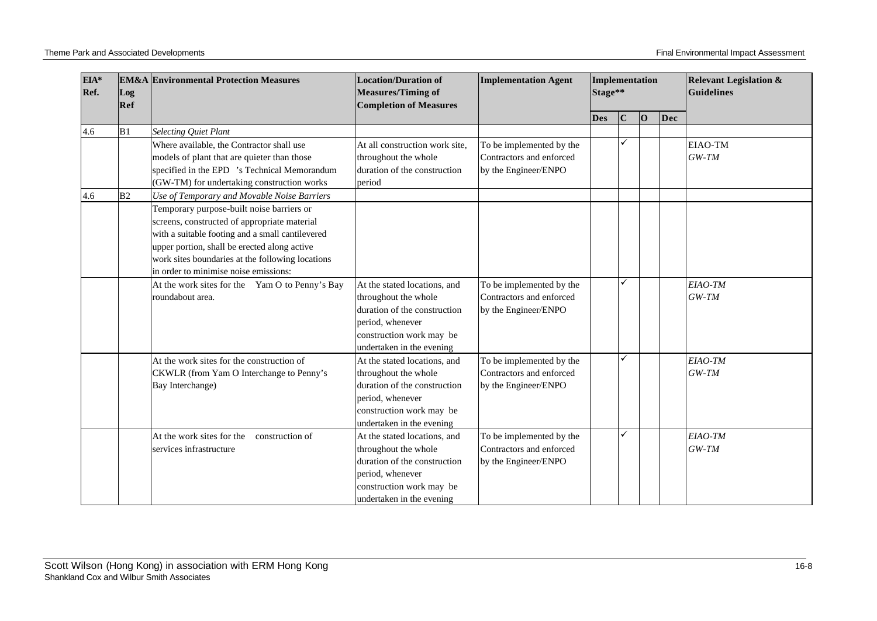| EIA* Ref. | EM&A Log Ref | Environmental Protection Measures | Location/Duration of Measures/Timing of Completion of Measures | Implementation Agent | Implementation Stage** | | | | Relevant Legislation & Guidelines |
|---|---|---|---|---|---|---|---|---|---|
| | | | | | Des | C | O | Dec | |
| 4.6 | B1 | *Selecting Quiet Plant* | | | | | | | |
| | | Where available, the Contractor shall use models of plant that are quieter than those specified in the EPD 's Technical Memorandum (GW-TM) for undertaking construction works | At all construction work site, throughout the whole duration of the construction period | To be implemented by the Contractors and enforced by the Engineer/ENPO | | ✓ | | | EIAO-TM *GW-TM* |
| 4.6 | B2 | *Use of Temporary and Movable Noise Barriers* | | | | | | | |
| | | Temporary purpose-built noise barriers or screens, constructed of appropriate material with a suitable footing and a small cantilevered upper portion, shall be erected along active work sites boundaries at the following locations in order to minimise noise emissions: | | | | | | | |
| | | At the work sites for the Yam O to Penny's Bay roundabout area. | At the stated locations, and throughout the whole duration of the construction period, whenever construction work may be undertaken in the evening | To be implemented by the Contractors and enforced by the Engineer/ENPO | | ✓ | | | *EIAO-TM* *GW-TM* |
| | | At the work sites for the construction of CKWLR (from Yam O Interchange to Penny's Bay Interchange) | At the stated locations, and throughout the whole duration of the construction period, whenever construction work may be undertaken in the evening | To be implemented by the Contractors and enforced by the Engineer/ENPO | | ✓ | | | *EIAO-TM* *GW-TM* |
| | | At the work sites for the construction of services infrastructure | At the stated locations, and throughout the whole duration of the construction period, whenever construction work may be undertaken in the evening | To be implemented by the Contractors and enforced by the Engineer/ENPO | | ✓ | | | *EIAO-TM* *GW-TM* |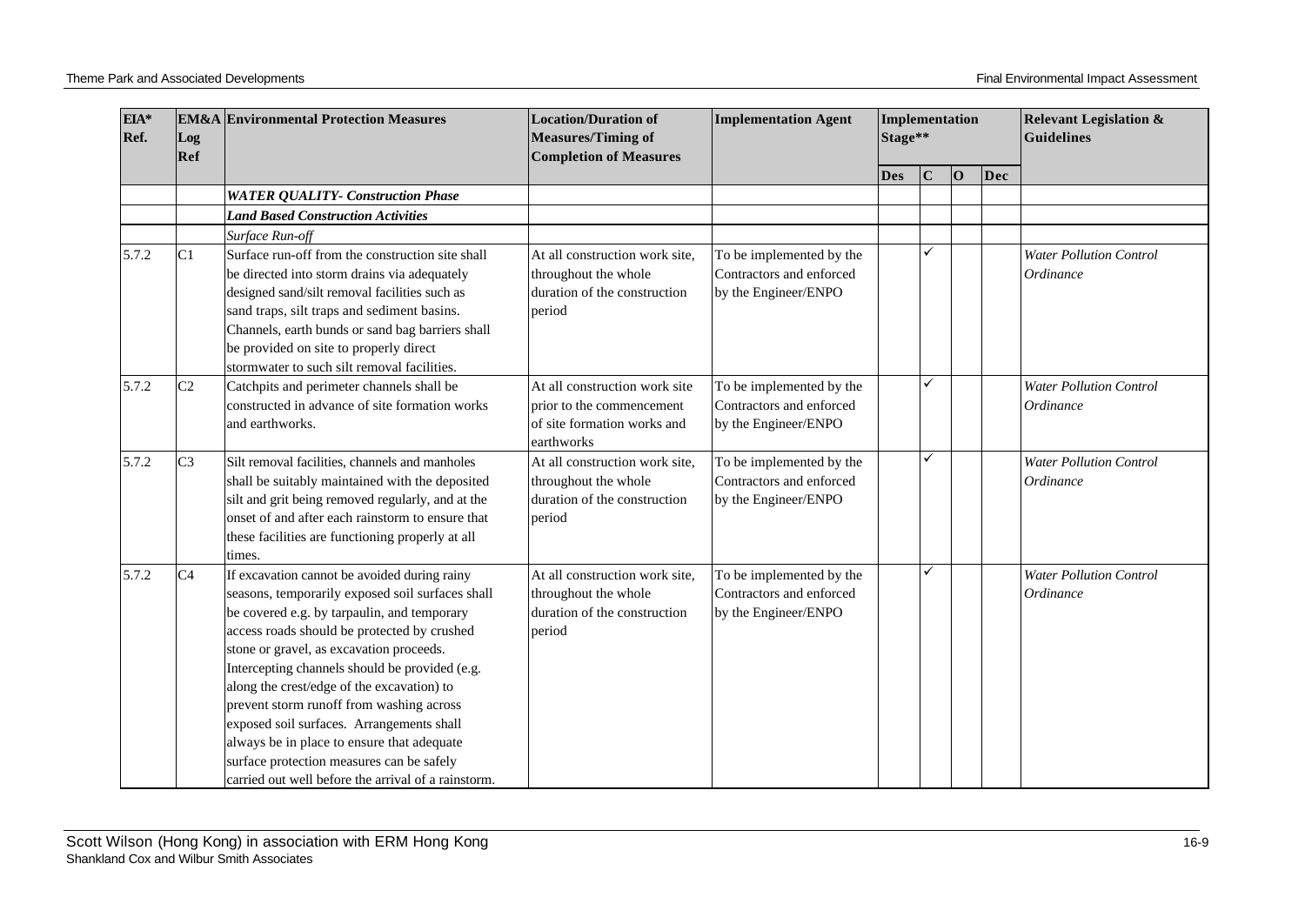| EIA* Ref. | EM&A Log Ref | Environmental Protection Measures | Location/Duration of Measures/Timing of Completion of Measures | Implementation Agent | Implementation Stage** | | | | Relevant Legislation & Guidelines |
|---|---|---|---|---|---|---|---|---|---|
| | | | | | Des | C | O | Dec | |
| | | ***WATER QUALITY- Construction Phase*** | | | | | | | |
| | | ***Land Based Construction Activities*** | | | | | | | |
| | | *Surface Run-off* | | | | | | | |
| 5.7.2 | C1 | Surface run-off from the construction site shall be directed into storm drains via adequately designed sand/silt removal facilities such as sand traps, silt traps and sediment basins. Channels, earth bunds or sand bag barriers shall be provided on site to properly direct stormwater to such silt removal facilities. | At all construction work site, throughout the whole duration of the construction period | To be implemented by the Contractors and enforced by the Engineer/ENPO | | ✓ | | | *Water Pollution Control Ordinance* |
| 5.7.2 | C2 | Catchpits and perimeter channels shall be constructed in advance of site formation works and earthworks. | At all construction work site prior to the commencement of site formation works and earthworks | To be implemented by the Contractors and enforced by the Engineer/ENPO | | ✓ | | | *Water Pollution Control Ordinance* |
| 5.7.2 | C3 | Silt removal facilities, channels and manholes shall be suitably maintained with the deposited silt and grit being removed regularly, and at the onset of and after each rainstorm to ensure that these facilities are functioning properly at all times. | At all construction work site, throughout the whole duration of the construction period | To be implemented by the Contractors and enforced by the Engineer/ENPO | | ✓ | | | *Water Pollution Control Ordinance* |
| 5.7.2 | C4 | If excavation cannot be avoided during rainy seasons, temporarily exposed soil surfaces shall be covered e.g. by tarpaulin, and temporary access roads should be protected by crushed stone or gravel, as excavation proceeds. Intercepting channels should be provided (e.g. along the crest/edge of the excavation) to prevent storm runoff from washing across exposed soil surfaces. Arrangements shall always be in place to ensure that adequate surface protection measures can be safely carried out well before the arrival of a rainstorm. | At all construction work site, throughout the whole duration of the construction period | To be implemented by the Contractors and enforced by the Engineer/ENPO | | ✓ | | | *Water Pollution Control Ordinance* |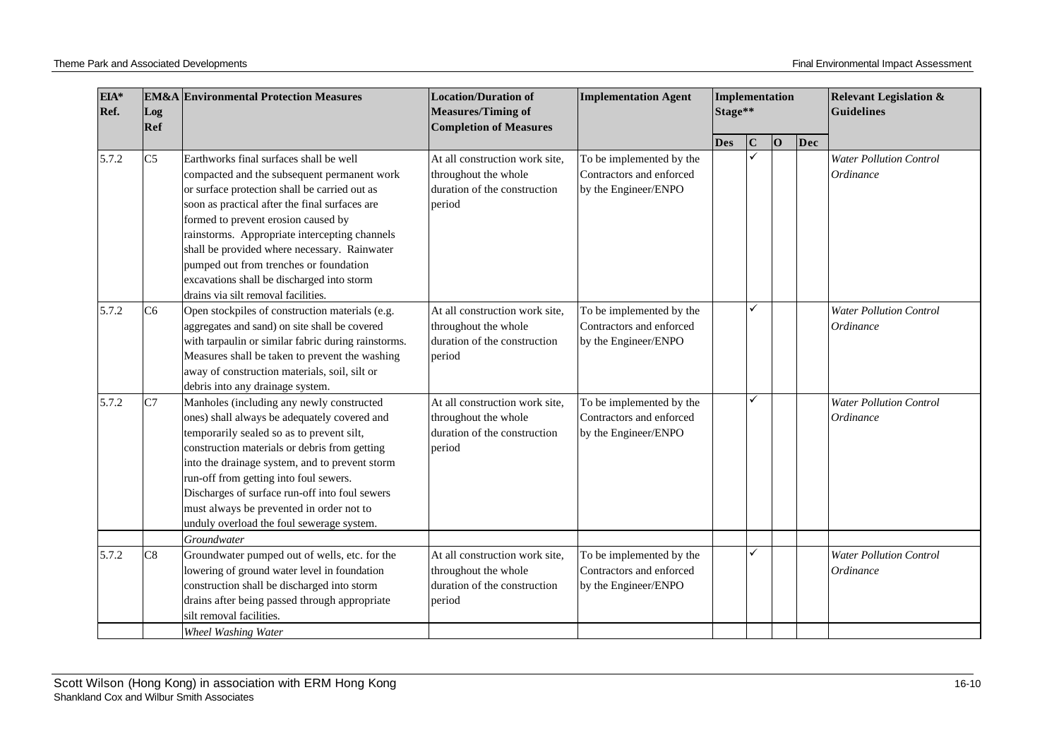| EIA* Ref. | EM&A Log Ref | Environmental Protection Measures | Location/Duration of Measures/Timing of Completion of Measures | Implementation Agent | Implementation Stage** | | | | Relevant Legislation & Guidelines |
|---|---|---|---|---|---|---|---|---|---|
| | | | | | Des | C | O | Dec | |
| 5.7.2 | C5 | Earthworks final surfaces shall be well compacted and the subsequent permanent work or surface protection shall be carried out as soon as practical after the final surfaces are formed to prevent erosion caused by rainstorms. Appropriate intercepting channels shall be provided where necessary. Rainwater pumped out from trenches or foundation excavations shall be discharged into storm drains via silt removal facilities. | At all construction work site, throughout the whole duration of the construction period | To be implemented by the Contractors and enforced by the Engineer/ENPO | | ✓ | | | *Water Pollution Control Ordinance* |
| 5.7.2 | C6 | Open stockpiles of construction materials (e.g. aggregates and sand) on site shall be covered with tarpaulin or similar fabric during rainstorms. Measures shall be taken to prevent the washing away of construction materials, soil, silt or debris into any drainage system. | At all construction work site, throughout the whole duration of the construction period | To be implemented by the Contractors and enforced by the Engineer/ENPO | | ✓ | | | *Water Pollution Control Ordinance* |
| 5.7.2 | C7 | Manholes (including any newly constructed ones) shall always be adequately covered and temporarily sealed so as to prevent silt, construction materials or debris from getting into the drainage system, and to prevent storm run-off from getting into foul sewers. Discharges of surface run-off into foul sewers must always be prevented in order not to unduly overload the foul sewerage system. | At all construction work site, throughout the whole duration of the construction period | To be implemented by the Contractors and enforced by the Engineer/ENPO | | ✓ | | | *Water Pollution Control Ordinance* |
| | | *Groundwater* | | | | | | | |
| 5.7.2 | C8 | Groundwater pumped out of wells, etc. for the lowering of ground water level in foundation construction shall be discharged into storm drains after being passed through appropriate silt removal facilities. | At all construction work site, throughout the whole duration of the construction period | To be implemented by the Contractors and enforced by the Engineer/ENPO | | ✓ | | | *Water Pollution Control Ordinance* |
| | | *Wheel Washing Water* | | | | | | | |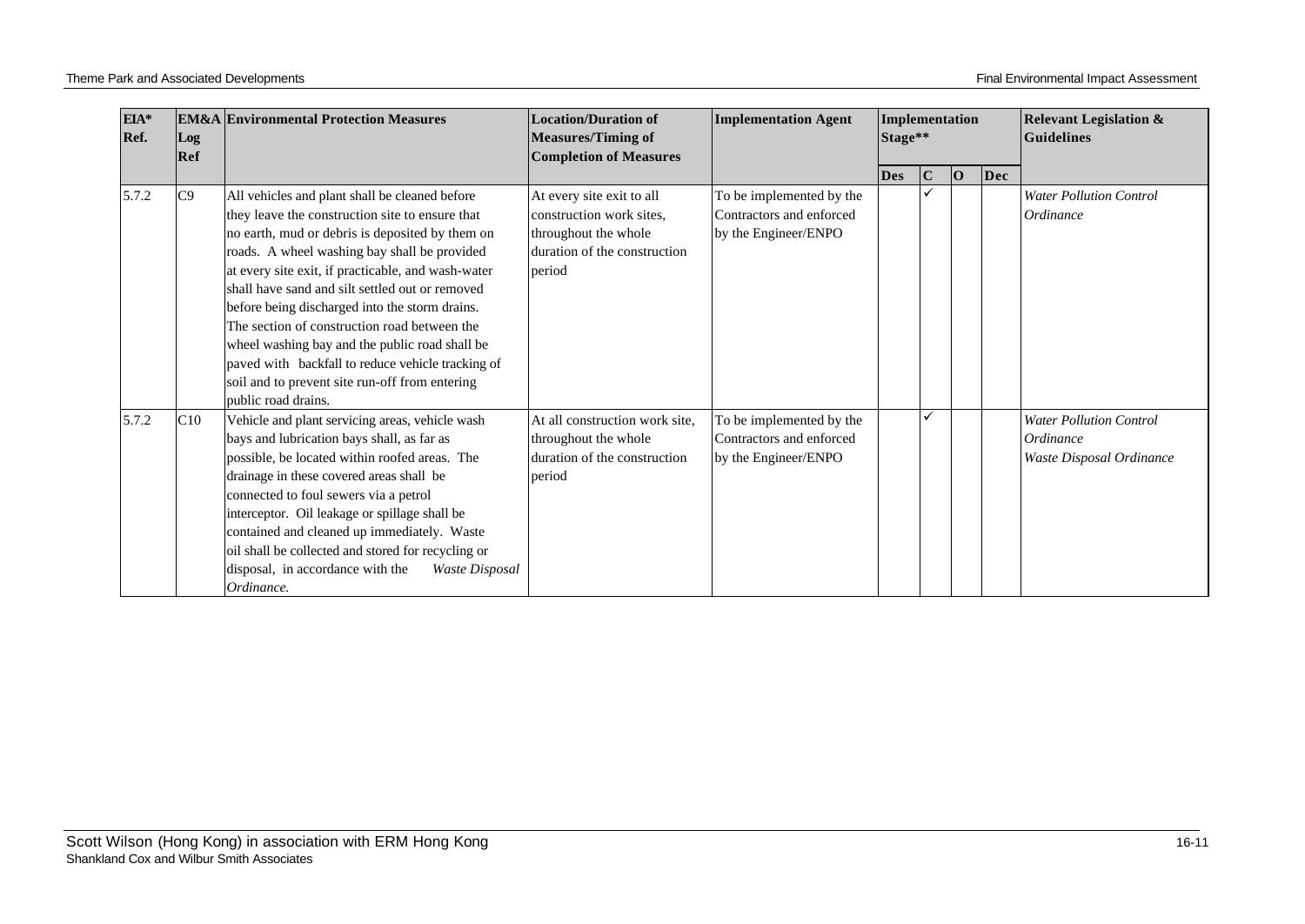| EIA* Ref. | EM&A Log Ref | Environmental Protection Measures | Location/Duration of Measures/Timing of Completion of Measures | Implementation Agent | Implementation Stage** | | | | Relevant Legislation & Guidelines |
|---|---|---|---|---|---|---|---|---|---|
| | | | | | Des | C | O | Dec | |
| 5.7.2 | C9 | All vehicles and plant shall be cleaned before they leave the construction site to ensure that no earth, mud or debris is deposited by them on roads. A wheel washing bay shall be provided at every site exit, if practicable, and wash-water shall have sand and silt settled out or removed before being discharged into the storm drains. The section of construction road between the wheel washing bay and the public road shall be paved with backfall to reduce vehicle tracking of soil and to prevent site run-off from entering public road drains. | At every site exit to all construction work sites, throughout the whole duration of the construction period | To be implemented by the Contractors and enforced by the Engineer/ENPO | | ✓ | | | *Water Pollution Control Ordinance* |
| 5.7.2 | C10 | Vehicle and plant servicing areas, vehicle wash bays and lubrication bays shall, as far as possible, be located within roofed areas. The drainage in these covered areas shall be connected to foul sewers via a petrol interceptor. Oil leakage or spillage shall be contained and cleaned up immediately. Waste oil shall be collected and stored for recycling or disposal, in accordance with the *Waste Disposal Ordinance.* | At all construction work site, throughout the whole duration of the construction period | To be implemented by the Contractors and enforced by the Engineer/ENPO | | ✓ | | | *Water Pollution Control Ordinance* *Waste Disposal Ordinance* |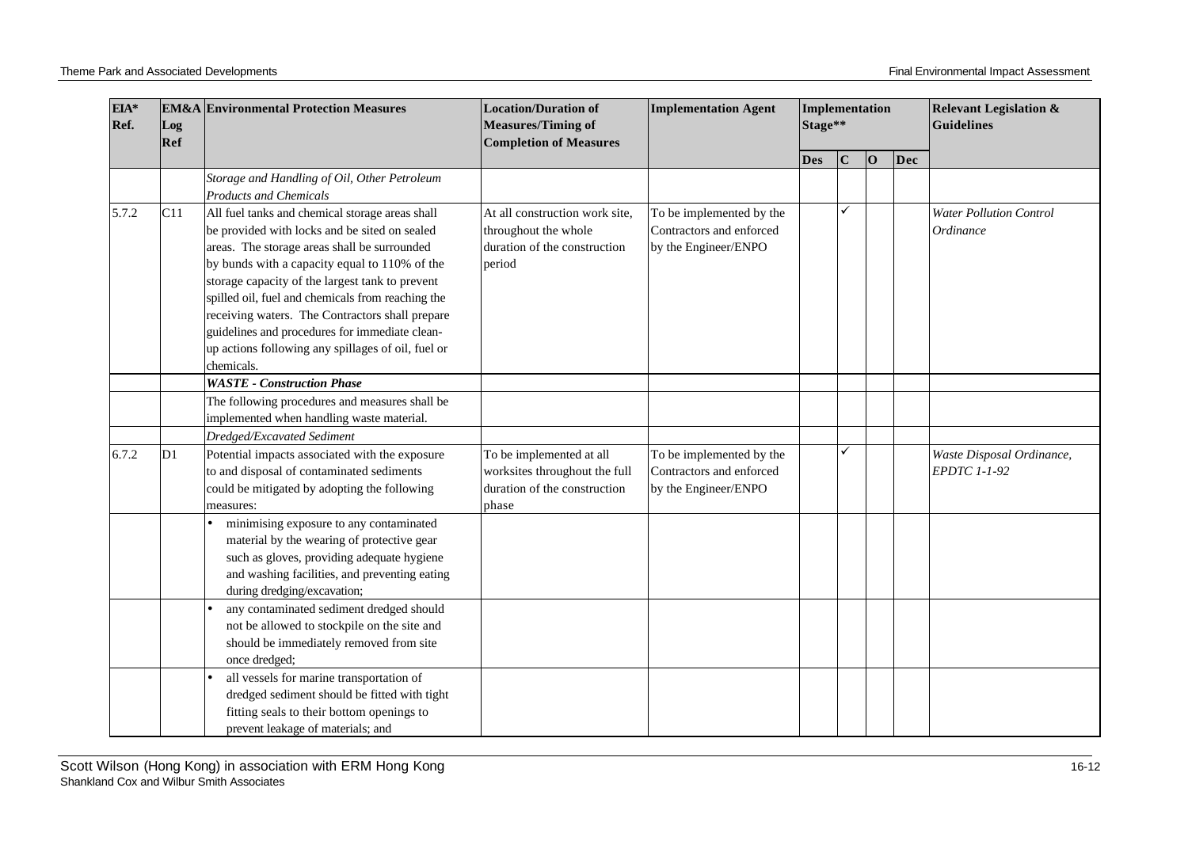| EIA* Ref. | EM&A Log Ref | Environmental Protection Measures | Location/Duration of Measures/Timing of Completion of Measures | Implementation Agent | Implementation Stage** | | | | Relevant Legislation & Guidelines |
|---|---|---|---|---|---|---|---|---|---|
| | | | | | Des | C | O | Dec | |
| | | *Storage and Handling of Oil, Other Petroleum Products and Chemicals* | | | | | | | |
| 5.7.2 | C11 | All fuel tanks and chemical storage areas shall be provided with locks and be sited on sealed areas. The storage areas shall be surrounded by bunds with a capacity equal to 110% of the storage capacity of the largest tank to prevent spilled oil, fuel and chemicals from reaching the receiving waters. The Contractors shall prepare guidelines and procedures for immediate clean-up actions following any spillages of oil, fuel or chemicals. | At all construction work site, throughout the whole duration of the construction period | To be implemented by the Contractors and enforced by the Engineer/ENPO | | ✓ | | | *Water Pollution Control Ordinance* |
| | | ***WASTE - Construction Phase*** | | | | | | | |
| | | The following procedures and measures shall be implemented when handling waste material. | | | | | | | |
| | | *Dredged/Excavated Sediment* | | | | | | | |
| 6.7.2 | D1 | Potential impacts associated with the exposure to and disposal of contaminated sediments could be mitigated by adopting the following measures: | To be implemented at all worksites throughout the full duration of the construction phase | To be implemented by the Contractors and enforced by the Engineer/ENPO | | ✓ | | | *Waste Disposal Ordinance, EPDTC 1-1-92* |
| | | • minimising exposure to any contaminated material by the wearing of protective gear such as gloves, providing adequate hygiene and washing facilities, and preventing eating during dredging/excavation; | | | | | | | |
| | | • any contaminated sediment dredged should not be allowed to stockpile on the site and should be immediately removed from site once dredged; | | | | | | | |
| | | • all vessels for marine transportation of dredged sediment should be fitted with tight fitting seals to their bottom openings to prevent leakage of materials; and | | | | | | | |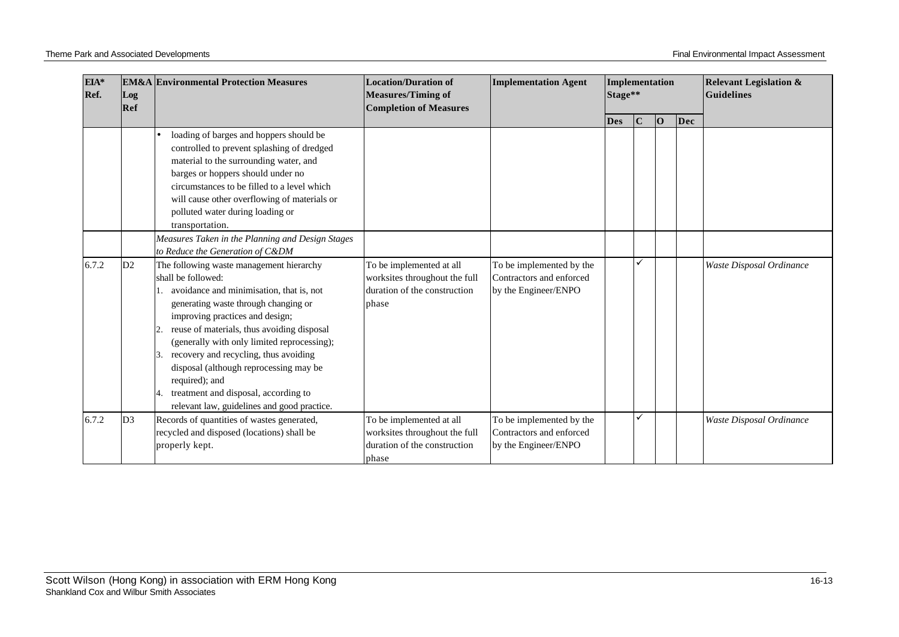| EIA* Ref. | EM&A Log Ref | Environmental Protection Measures | Location/Duration of Measures/Timing of Completion of Measures | Implementation Agent | Implementation Stage** | | | | Relevant Legislation & Guidelines |
|---|---|---|---|---|---|---|---|---|---|
| | | | | | Des | C | O | Dec | |
| | | • loading of barges and hoppers should be controlled to prevent splashing of dredged material to the surrounding water, and barges or hoppers should under no circumstances to be filled to a level which will cause other overflowing of materials or polluted water during loading or transportation. | | | | | | | |
| | | *Measures Taken in the Planning and Design Stages to Reduce the Generation of C&DM* | | | | | | | |
| 6.7.2 | D2 | The following waste management hierarchy shall be followed:<br>1. avoidance and minimisation, that is, not generating waste through changing or improving practices and design;<br>2. reuse of materials, thus avoiding disposal (generally with only limited reprocessing);<br>3. recovery and recycling, thus avoiding disposal (although reprocessing may be required); and<br>4. treatment and disposal, according to relevant law, guidelines and good practice. | To be implemented at all worksites throughout the full duration of the construction phase | To be implemented by the Contractors and enforced by the Engineer/ENPO | | ✓ | | | *Waste Disposal Ordinance* |
| 6.7.2 | D3 | Records of quantities of wastes generated, recycled and disposed (locations) shall be properly kept. | To be implemented at all worksites throughout the full duration of the construction phase | To be implemented by the Contractors and enforced by the Engineer/ENPO | | ✓ | | | *Waste Disposal Ordinance* |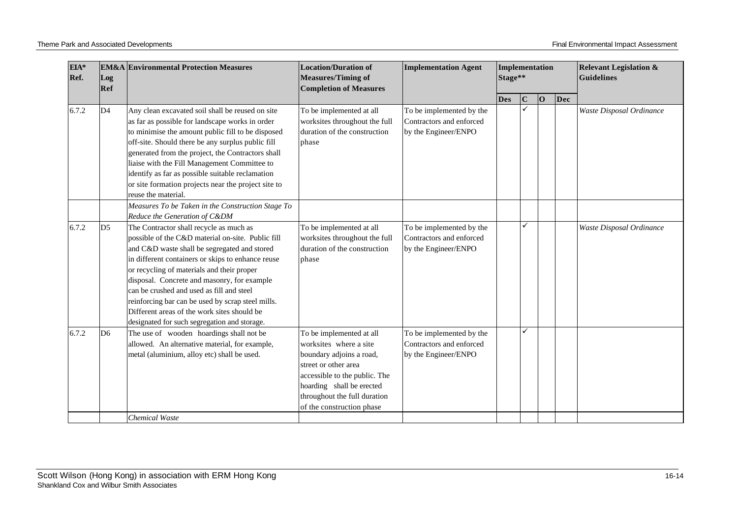| EIA* Ref. | EM&A Log Ref | Environmental Protection Measures | Location/Duration of Measures/Timing of Completion of Measures | Implementation Agent | Implementation Stage** | | | | Relevant Legislation & Guidelines |
|---|---|---|---|---|---|---|---|---|---|
| | | | | | Des | C | O | Dec | |
| 6.7.2 | D4 | Any clean excavated soil shall be reused on site as far as possible for landscape works in order to minimise the amount public fill to be disposed off-site. Should there be any surplus public fill generated from the project, the Contractors shall liaise with the Fill Management Committee to identify as far as possible suitable reclamation or site formation projects near the project site to reuse the material. | To be implemented at all worksites throughout the full duration of the construction phase | To be implemented by the Contractors and enforced by the Engineer/ENPO | | ✓ | | | *Waste Disposal Ordinance* |
| | | *Measures To be Taken in the Construction Stage To Reduce the Generation of C&DM* | | | | | | | |
| 6.7.2 | D5 | The Contractor shall recycle as much as possible of the C&D material on-site. Public fill and C&D waste shall be segregated and stored in different containers or skips to enhance reuse or recycling of materials and their proper disposal. Concrete and masonry, for example can be crushed and used as fill and steel reinforcing bar can be used by scrap steel mills. Different areas of the work sites should be designated for such segregation and storage. | To be implemented at all worksites throughout the full duration of the construction phase | To be implemented by the Contractors and enforced by the Engineer/ENPO | | ✓ | | | *Waste Disposal Ordinance* |
| 6.7.2 | D6 | The use of wooden hoardings shall not be allowed. An alternative material, for example, metal (aluminium, alloy etc) shall be used. | To be implemented at all worksites where a site boundary adjoins a road, street or other area accessible to the public. The hoarding shall be erected throughout the full duration of the construction phase | To be implemented by the Contractors and enforced by the Engineer/ENPO | | ✓ | | | |
| | | *Chemical Waste* | | | | | | | |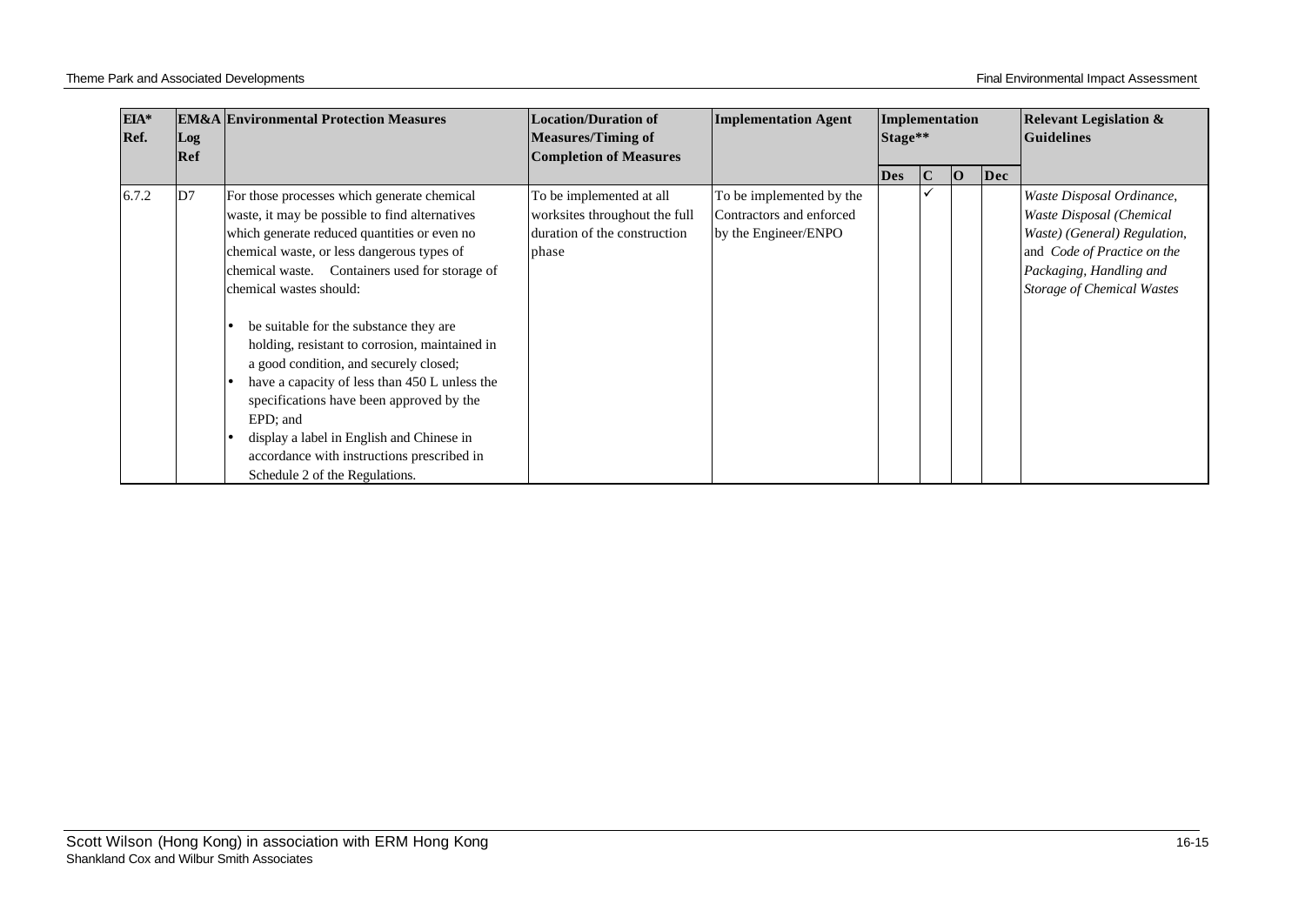| EIA* Ref. | EM&A Log Ref | Environmental Protection Measures | Location/Duration of Measures/Timing of Completion of Measures | Implementation Agent | Implementation Stage** | | | | Relevant Legislation & Guidelines |
|---|---|---|---|---|---|---|---|---|---|
| | | | | | Des | C | O | Dec | |
| 6.7.2 | D7 | For those processes which generate chemical waste, it may be possible to find alternatives which generate reduced quantities or even no chemical waste, or less dangerous types of chemical waste. Containers used for storage of chemical wastes should:<br>• be suitable for the substance they are holding, resistant to corrosion, maintained in a good condition, and securely closed;<br>• have a capacity of less than 450 L unless the specifications have been approved by the EPD; and<br>• display a label in English and Chinese in accordance with instructions prescribed in Schedule 2 of the Regulations. | To be implemented at all worksites throughout the full duration of the construction phase | To be implemented by the Contractors and enforced by the Engineer/ENPO | | ✓ | | | *Waste Disposal Ordinance*, *Waste Disposal (Chemical Waste) (General) Regulation*, and *Code of Practice on the Packaging, Handling and Storage of Chemical Wastes* |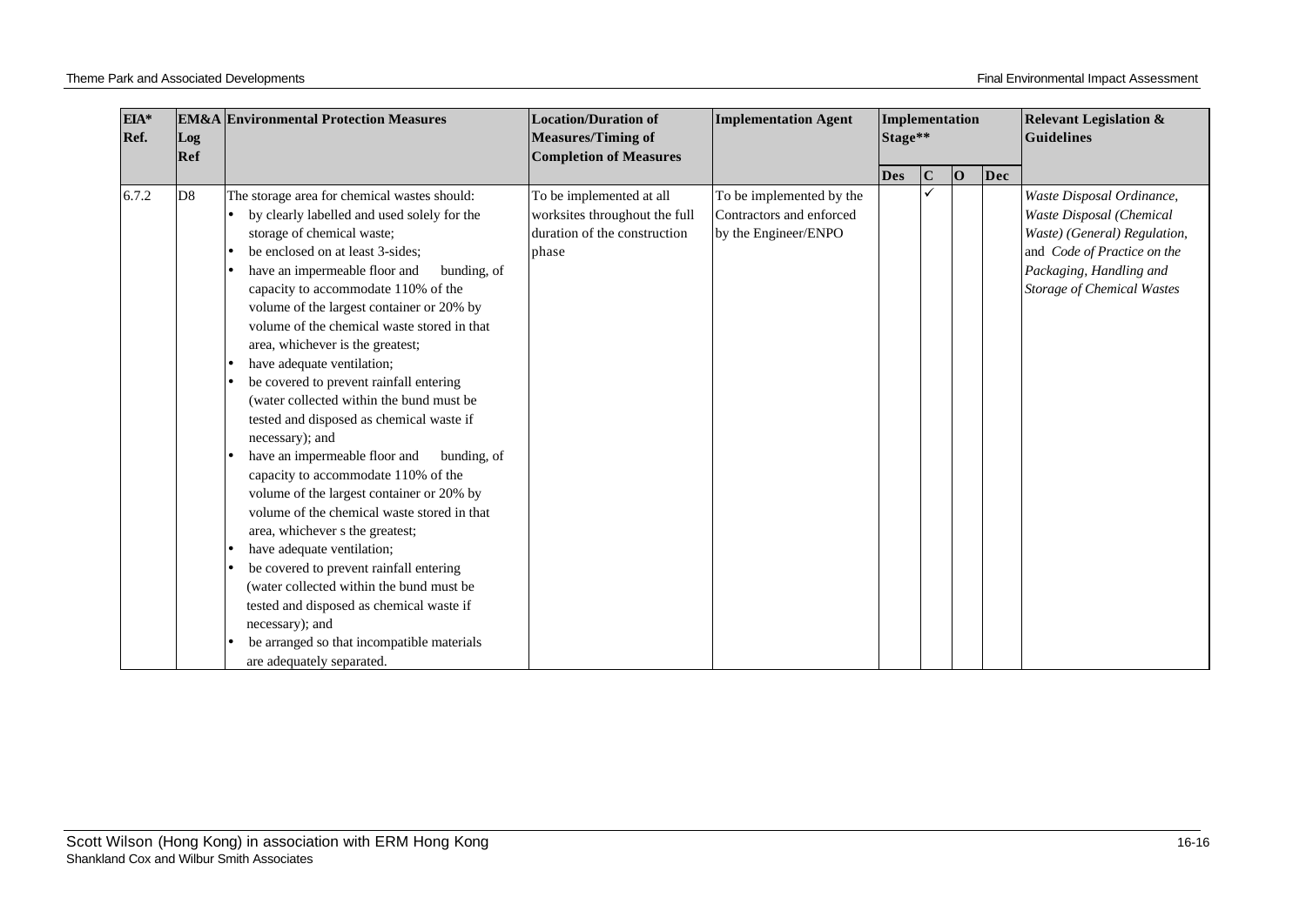| EIA* Ref. | EM&A Log Ref | Environmental Protection Measures | Location/Duration of Measures/Timing of Completion of Measures | Implementation Agent | Implementation Stage** | | | | Relevant Legislation & Guidelines |
|---|---|---|---|---|---|---|---|---|---|
| | | | | | Des | C | O | Dec | |
| 6.7.2 | D8 | The storage area for chemical wastes should:<br>• by clearly labelled and used solely for the storage of chemical waste;<br>• be enclosed on at least 3-sides;<br>• have an impermeable floor and bunding, of capacity to accommodate 110% of the volume of the largest container or 20% by volume of the chemical waste stored in that area, whichever is the greatest;<br>• have adequate ventilation;<br>• be covered to prevent rainfall entering (water collected within the bund must be tested and disposed as chemical waste if necessary); and<br>• have an impermeable floor and bunding, of capacity to accommodate 110% of the volume of the largest container or 20% by volume of the chemical waste stored in that area, whichever s the greatest;<br>• have adequate ventilation;<br>• be covered to prevent rainfall entering (water collected within the bund must be tested and disposed as chemical waste if necessary); and<br>• be arranged so that incompatible materials are adequately separated. | To be implemented at all worksites throughout the full duration of the construction phase | To be implemented by the Contractors and enforced by the Engineer/ENPO | | ✓ | | | *Waste Disposal Ordinance, Waste Disposal (Chemical Waste) (General) Regulation,* and *Code of Practice on the Packaging, Handling and Storage of Chemical Wastes* |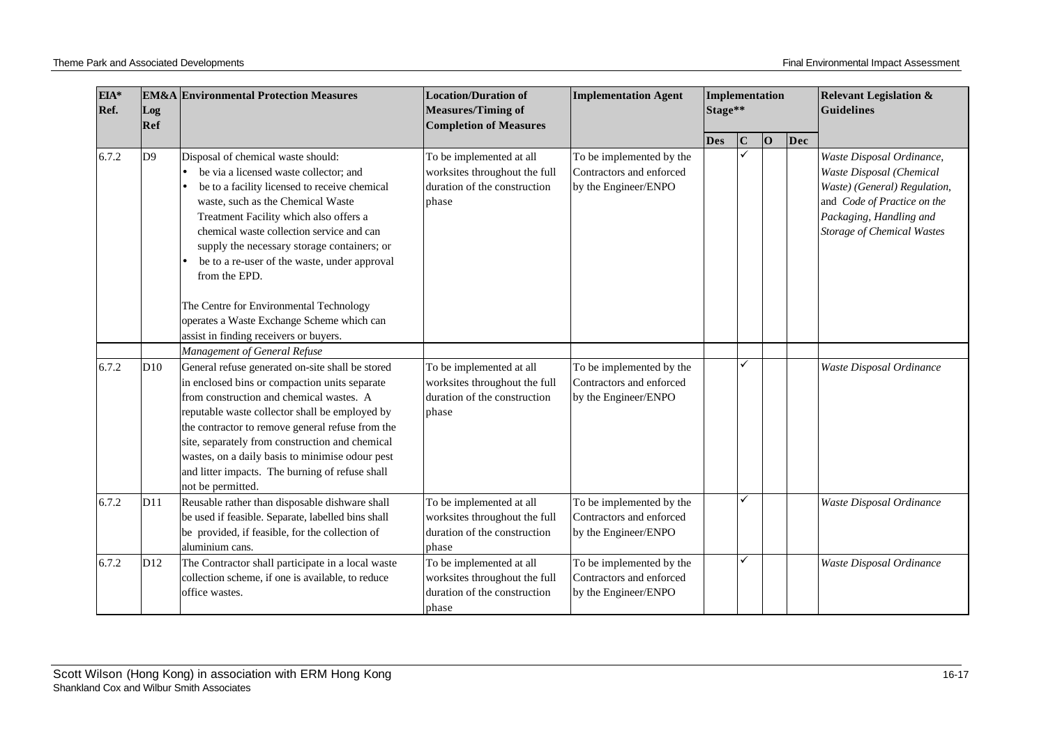| EIA* Ref. | EM&A Log Ref | Environmental Protection Measures | Location/Duration of Measures/Timing of Completion of Measures | Implementation Agent | Implementation Stage** | | | | Relevant Legislation & Guidelines |
|---|---|---|---|---|---|---|---|---|---|
| | | | | | Des | C | O | Dec | |
| 6.7.2 | D9 | Disposal of chemical waste should:<br>• be via a licensed waste collector; and<br>• be to a facility licensed to receive chemical waste, such as the Chemical Waste Treatment Facility which also offers a chemical waste collection service and can supply the necessary storage containers; or<br>• be to a re-user of the waste, under approval from the EPD.<br><br>The Centre for Environmental Technology operates a Waste Exchange Scheme which can assist in finding receivers or buyers. | To be implemented at all worksites throughout the full duration of the construction phase | To be implemented by the Contractors and enforced by the Engineer/ENPO | | ✓ | | | *Waste Disposal Ordinance, Waste Disposal (Chemical Waste) (General) Regulation,* and *Code of Practice on the Packaging, Handling and Storage of Chemical Wastes* |
| | | *Management of General Refuse* | | | | | | | |
| 6.7.2 | D10 | General refuse generated on-site shall be stored in enclosed bins or compaction units separate from construction and chemical wastes. A reputable waste collector shall be employed by the contractor to remove general refuse from the site, separately from construction and chemical wastes, on a daily basis to minimise odour pest and litter impacts. The burning of refuse shall not be permitted. | To be implemented at all worksites throughout the full duration of the construction phase | To be implemented by the Contractors and enforced by the Engineer/ENPO | | ✓ | | | *Waste Disposal Ordinance* |
| 6.7.2 | D11 | Reusable rather than disposable dishware shall be used if feasible. Separate, labelled bins shall be provided, if feasible, for the collection of aluminium cans. | To be implemented at all worksites throughout the full duration of the construction phase | To be implemented by the Contractors and enforced by the Engineer/ENPO | | ✓ | | | *Waste Disposal Ordinance* |
| 6.7.2 | D12 | The Contractor shall participate in a local waste collection scheme, if one is available, to reduce office wastes. | To be implemented at all worksites throughout the full duration of the construction phase | To be implemented by the Contractors and enforced by the Engineer/ENPO | | ✓ | | | *Waste Disposal Ordinance* |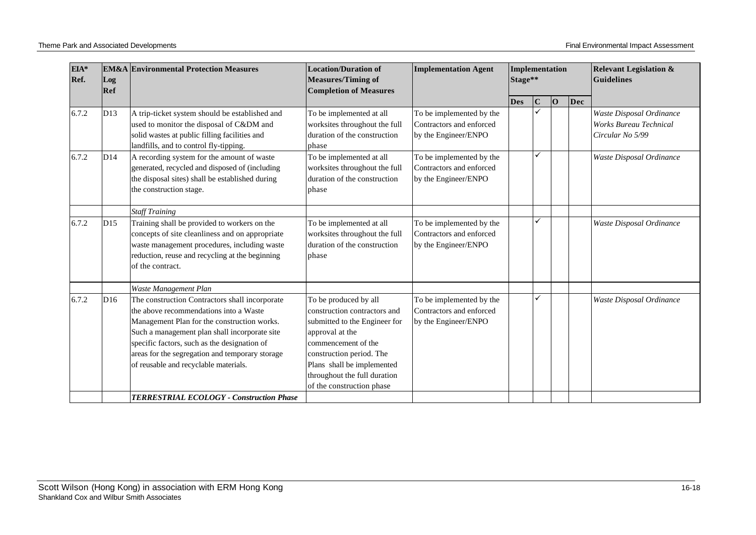| EIA* Ref. | EM&A Log Ref | Environmental Protection Measures | Location/Duration of Measures/Timing of Completion of Measures | Implementation Agent | Implementation Stage** | | | | Relevant Legislation & Guidelines |
|---|---|---|---|---|---|---|---|---|---|
| | | | | | Des | C | O | Dec | |
| 6.7.2 | D13 | A trip-ticket system should be established and used to monitor the disposal of C&DM and solid wastes at public filling facilities and landfills, and to control fly-tipping. | To be implemented at all worksites throughout the full duration of the construction phase | To be implemented by the Contractors and enforced by the Engineer/ENPO | | ✓ | | | *Waste Disposal Ordinance* *Works Bureau Technical Circular No 5/99* |
| 6.7.2 | D14 | A recording system for the amount of waste generated, recycled and disposed of (including the disposal sites) shall be established during the construction stage. | To be implemented at all worksites throughout the full duration of the construction phase | To be implemented by the Contractors and enforced by the Engineer/ENPO | | ✓ | | | *Waste Disposal Ordinance* |
| | | *Staff Training* | | | | | | | |
| 6.7.2 | D15 | Training shall be provided to workers on the concepts of site cleanliness and on appropriate waste management procedures, including waste reduction, reuse and recycling at the beginning of the contract. | To be implemented at all worksites throughout the full duration of the construction phase | To be implemented by the Contractors and enforced by the Engineer/ENPO | | ✓ | | | *Waste Disposal Ordinance* |
| | | *Waste Management Plan* | | | | | | | |
| 6.7.2 | D16 | The construction Contractors shall incorporate the above recommendations into a Waste Management Plan for the construction works. Such a management plan shall incorporate site specific factors, such as the designation of areas for the segregation and temporary storage of reusable and recyclable materials. | To be produced by all construction contractors and submitted to the Engineer for approval at the commencement of the construction period. The Plans shall be implemented throughout the full duration of the construction phase | To be implemented by the Contractors and enforced by the Engineer/ENPO | | ✓ | | | *Waste Disposal Ordinance* |
| | | ***TERRESTRIAL ECOLOGY - Construction Phase*** | | | | | | | |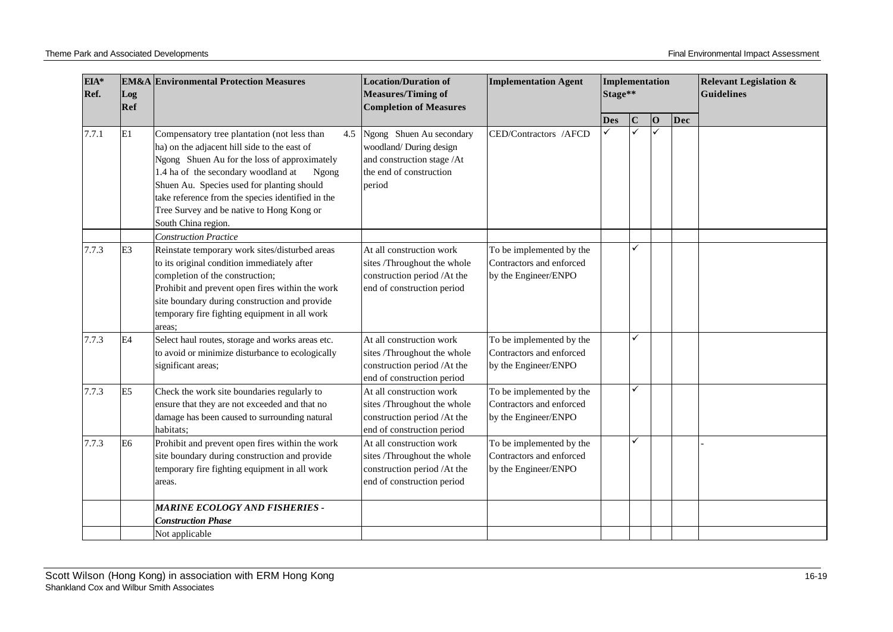| EIA* Ref. | EM&A Log Ref | Environmental Protection Measures | Location/Duration of Measures/Timing of Completion of Measures | Implementation Agent | Implementation Stage** | | | | Relevant Legislation & Guidelines |
|---|---|---|---|---|---|---|---|---|---|
| | | | | | Des | C | O | Dec | |
| 7.7.1 | E1 | Compensatory tree plantation (not less than 4.5 ha) on the adjacent hill side to the east of Ngong Shuen Au for the loss of approximately 1.4 ha of the secondary woodland at Ngong Shuen Au. Species used for planting should take reference from the species identified in the Tree Survey and be native to Hong Kong or South China region. | Ngong Shuen Au secondary woodland/ During design and construction stage /At the end of construction period | CED/Contractors /AFCD | ✓ | ✓ | ✓ | | |
| | | *Construction Practice* | | | | | | | |
| 7.7.3 | E3 | Reinstate temporary work sites/disturbed areas to its original condition immediately after completion of the construction; Prohibit and prevent open fires within the work site boundary during construction and provide temporary fire fighting equipment in all work areas; | At all construction work sites /Throughout the whole construction period /At the end of construction period | To be implemented by the Contractors and enforced by the Engineer/ENPO | | ✓ | | | |
| 7.7.3 | E4 | Select haul routes, storage and works areas etc. to avoid or minimize disturbance to ecologically significant areas; | At all construction work sites /Throughout the whole construction period /At the end of construction period | To be implemented by the Contractors and enforced by the Engineer/ENPO | | ✓ | | | |
| 7.7.3 | E5 | Check the work site boundaries regularly to ensure that they are not exceeded and that no damage has been caused to surrounding natural habitats; | At all construction work sites /Throughout the whole construction period /At the end of construction period | To be implemented by the Contractors and enforced by the Engineer/ENPO | | ✓ | | | |
| 7.7.3 | E6 | Prohibit and prevent open fires within the work site boundary during construction and provide temporary fire fighting equipment in all work areas. | At all construction work sites /Throughout the whole construction period /At the end of construction period | To be implemented by the Contractors and enforced by the Engineer/ENPO | | ✓ | | | - |
| | | ***MARINE ECOLOGY AND FISHERIES - Construction Phase*** | | | | | | | |
| | | Not applicable | | | | | | | |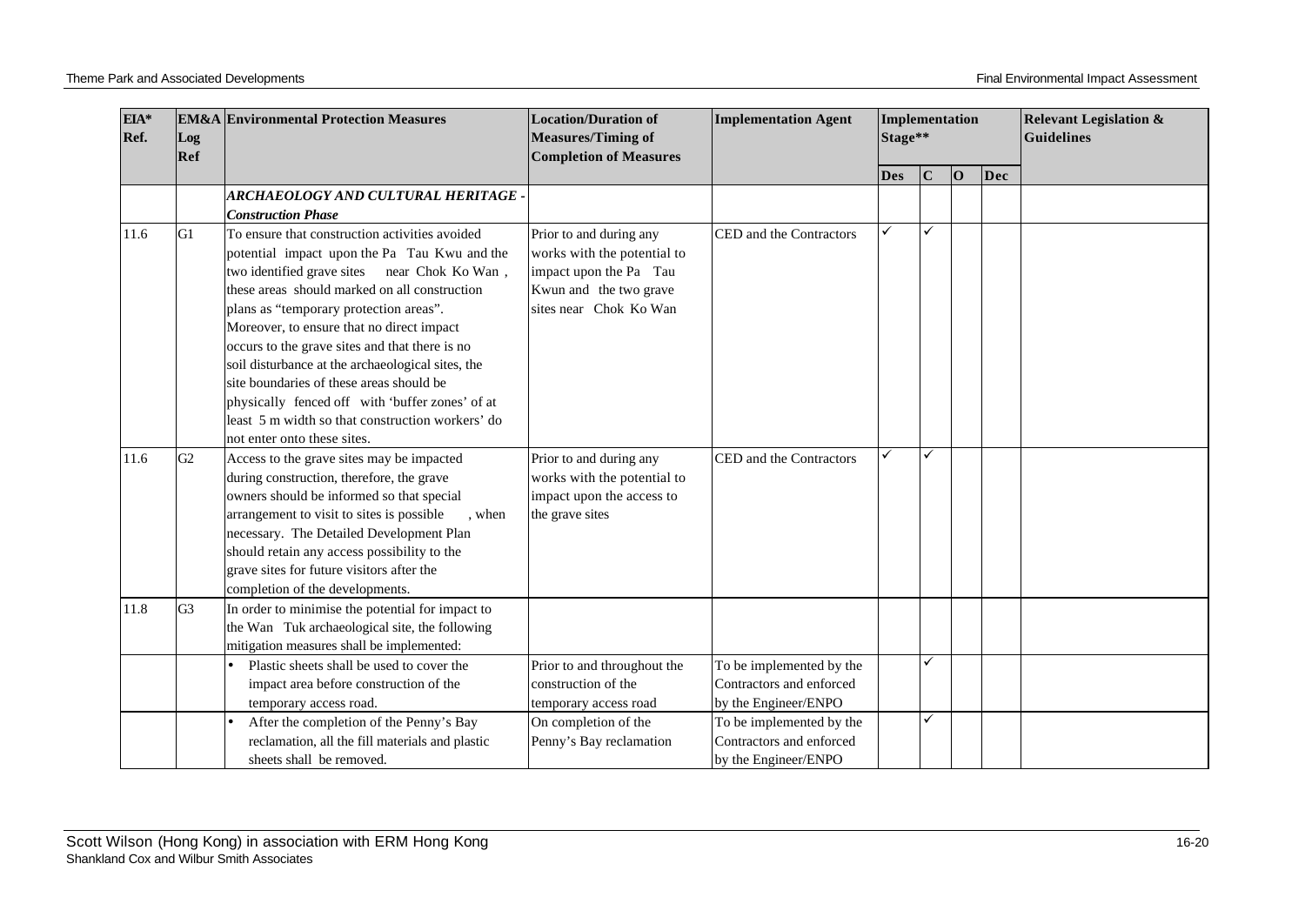| EIA* Ref. | EM&A Log Ref | Environmental Protection Measures | Location/Duration of Measures/Timing of Completion of Measures | Implementation Agent | Implementation Stage** | | | | Relevant Legislation & Guidelines |
|---|---|---|---|---|---|---|---|---|---|
| | | | | | Des | C | O | Dec | |
| | | ***ARCHAEOLOGY AND CULTURAL HERITAGE - Construction Phase*** | | | | | | | |
| 11.6 | G1 | To ensure that construction activities avoided potential impact upon the Pa Tau Kwu and the two identified grave sites near Chok Ko Wan , these areas should marked on all construction plans as "temporary protection areas". Moreover, to ensure that no direct impact occurs to the grave sites and that there is no soil disturbance at the archaeological sites, the site boundaries of these areas should be physically fenced off with 'buffer zones' of at least 5 m width so that construction workers' do not enter onto these sites. | Prior to and during any works with the potential to impact upon the Pa Tau Kwun and the two grave sites near Chok Ko Wan | CED and the Contractors | ✓ | ✓ | | | |
| 11.6 | G2 | Access to the grave sites may be impacted during construction, therefore, the grave owners should be informed so that special arrangement to visit to sites is possible , when necessary. The Detailed Development Plan should retain any access possibility to the grave sites for future visitors after the completion of the developments. | Prior to and during any works with the potential to impact upon the access to the grave sites | CED and the Contractors | ✓ | ✓ | | | |
| 11.8 | G3 | In order to minimise the potential for impact to the Wan Tuk archaeological site, the following mitigation measures shall be implemented: | | | | | | | |
| | | • Plastic sheets shall be used to cover the impact area before construction of the temporary access road. | Prior to and throughout the construction of the temporary access road | To be implemented by the Contractors and enforced by the Engineer/ENPO | | ✓ | | | |
| | | • After the completion of the Penny's Bay reclamation, all the fill materials and plastic sheets shall be removed. | On completion of the Penny's Bay reclamation | To be implemented by the Contractors and enforced by the Engineer/ENPO | | ✓ | | | |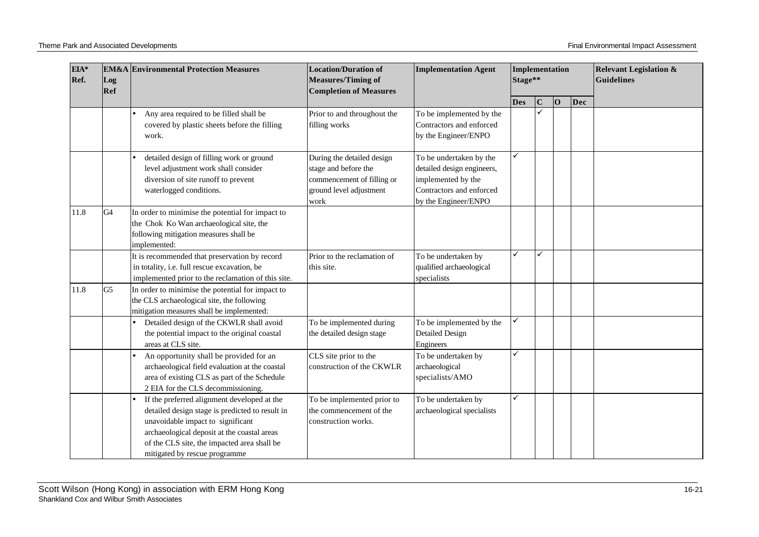| EIA* Ref. | EM&A Log Ref | Environmental Protection Measures | Location/Duration of Measures/Timing of Completion of Measures | Implementation Agent | Implementation Stage** | | | | Relevant Legislation & Guidelines |
|---|---|---|---|---|---|---|---|---|---|
| | | | | | Des | C | O | Dec | |
| | | • Any area required to be filled shall be covered by plastic sheets before the filling work. | Prior to and throughout the filling works | To be implemented by the Contractors and enforced by the Engineer/ENPO | | ✓ | | | |
| | | • detailed design of filling work or ground level adjustment work shall consider diversion of site runoff to prevent waterlogged conditions. | During the detailed design stage and before the commencement of filling or ground level adjustment work | To be undertaken by the detailed design engineers, implemented by the Contractors and enforced by the Engineer/ENPO | ✓ | | | | |
| 11.8 | G4 | In order to minimise the potential for impact to the Chok Ko Wan archaeological site, the following mitigation measures shall be implemented: | | | | | | | |
| | | It is recommended that preservation by record in totality, i.e. full rescue excavation, be implemented prior to the reclamation of this site. | Prior to the reclamation of this site. | To be undertaken by qualified archaeological specialists | ✓ | ✓ | | | |
| 11.8 | G5 | In order to minimise the potential for impact to the CLS archaeological site, the following mitigation measures shall be implemented: | | | | | | | |
| | | • Detailed design of the CKWLR shall avoid the potential impact to the original coastal areas at CLS site. | To be implemented during the detailed design stage | To be implemented by the Detailed Design Engineers | ✓ | | | | |
| | | • An opportunity shall be provided for an archaeological field evaluation at the coastal area of existing CLS as part of the Schedule 2 EIA for the CLS decommissioning. | CLS site prior to the construction of the CKWLR | To be undertaken by archaeological specialists/AMO | ✓ | | | | |
| | | • If the preferred alignment developed at the detailed design stage is predicted to result in unavoidable impact to significant archaeological deposit at the coastal areas of the CLS site, the impacted area shall be mitigated by rescue programme | To be implemented prior to the commencement of the construction works. | To be undertaken by archaeological specialists | ✓ | | | | |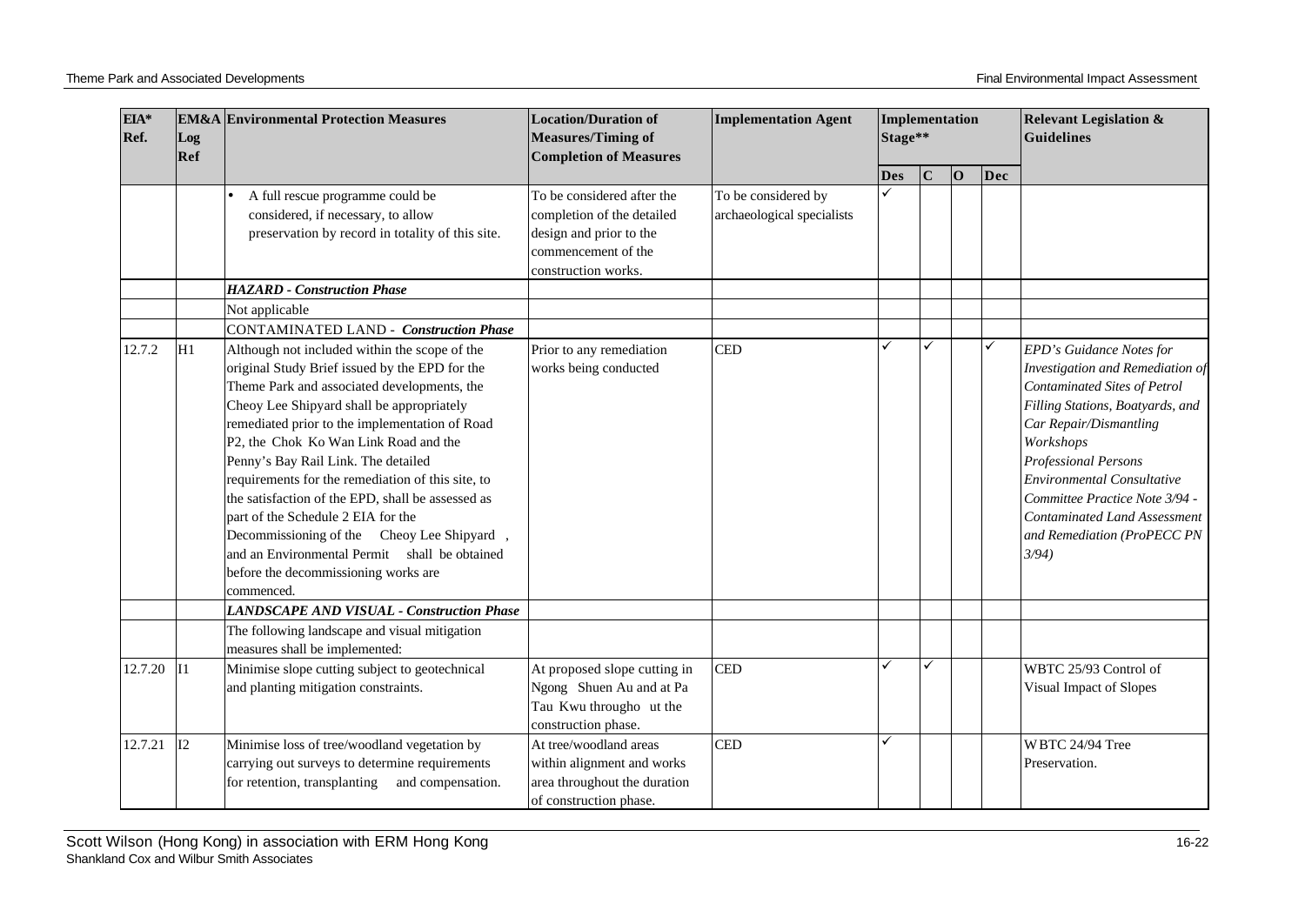| EIA* Ref. | EM&A Log Ref | Environmental Protection Measures | Location/Duration of Measures/Timing of Completion of Measures | Implementation Agent | Implementation Stage** | | | | Relevant Legislation & Guidelines |
|---|---|---|---|---|---|---|---|---|---|
| | | | | | Des | C | O | Dec | |
| | | • A full rescue programme could be considered, if necessary, to allow preservation by record in totality of this site. | To be considered after the completion of the detailed design and prior to the commencement of the construction works. | To be considered by archaeological specialists | ✓ | | | | |
| | | ***HAZARD - Construction Phase*** | | | | | | | |
| | | Not applicable | | | | | | | |
| | | CONTAMINATED LAND - ***Construction Phase*** | | | | | | | |
| 12.7.2 | H1 | Although not included within the scope of the original Study Brief issued by the EPD for the Theme Park and associated developments, the Cheoy Lee Shipyard shall be appropriately remediated prior to the implementation of Road P2, the Chok Ko Wan Link Road and the Penny's Bay Rail Link. The detailed requirements for the remediation of this site, to the satisfaction of the EPD, shall be assessed as part of the Schedule 2 EIA for the Decommissioning of the Cheoy Lee Shipyard , and an Environmental Permit shall be obtained before the decommissioning works are commenced. | Prior to any remediation works being conducted | CED | ✓ | ✓ | | ✓ | *EPD's Guidance Notes for Investigation and Remediation of Contaminated Sites of Petrol Filling Stations, Boatyards, and Car Repair/Dismantling Workshops* *Professional Persons Environmental Consultative Committee Practice Note 3/94 - Contaminated Land Assessment and Remediation (ProPECC PN 3/94)* |
| | | ***LANDSCAPE AND VISUAL - Construction Phase*** | | | | | | | |
| | | The following landscape and visual mitigation measures shall be implemented: | | | | | | | |
| 12.7.20 | I1 | Minimise slope cutting subject to geotechnical and planting mitigation constraints. | At proposed slope cutting in Ngong Shuen Au and at Pa Tau Kwu througho ut the construction phase. | CED | ✓ | ✓ | | | WBTC 25/93 Control of Visual Impact of Slopes |
| 12.7.21 | I2 | Minimise loss of tree/woodland vegetation by carrying out surveys to determine requirements for retention, transplanting and compensation. | At tree/woodland areas within alignment and works area throughout the duration of construction phase. | CED | ✓ | | | | WBTC 24/94 Tree Preservation. |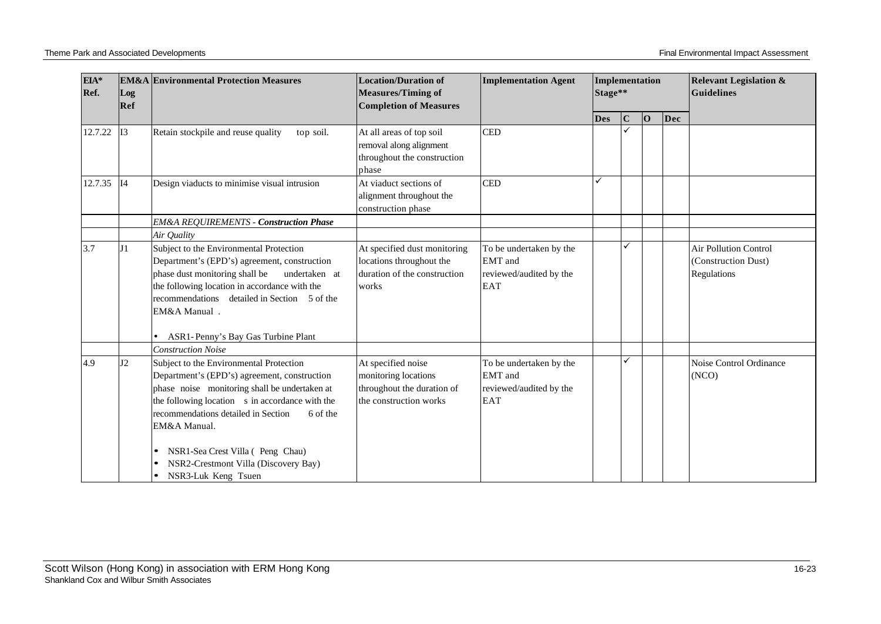| EIA* Ref. | EM&A Log Ref | Environmental Protection Measures | Location/Duration of Measures/Timing of Completion of Measures | Implementation Agent | Implementation Stage** | | | | Relevant Legislation & Guidelines |
|---|---|---|---|---|---|---|---|---|---|
| | | | | | Des | C | O | Dec | |
| 12.7.22 | I3 | Retain stockpile and reuse quality top soil. | At all areas of top soil removal along alignment throughout the construction phase | CED | | ✓ | | | |
| 12.7.35 | I4 | Design viaducts to minimise visual intrusion | At viaduct sections of alignment throughout the construction phase | CED | ✓ | | | | |
| | | *EM&A REQUIREMENTS - **Construction Phase*** | | | | | | | |
| | | *Air Quality* | | | | | | | |
| 3.7 | J1 | Subject to the Environmental Protection Department's (EPD's) agreement, construction phase dust monitoring shall be undertaken at the following location in accordance with the recommendations detailed in Section 5 of the EM&A Manual .<br><br>• ASR1- Penny's Bay Gas Turbine Plant | At specified dust monitoring locations throughout the duration of the construction works | To be undertaken by the EMT and reviewed/audited by the EAT | | ✓ | | | Air Pollution Control (Construction Dust) Regulations |
| | | *Construction Noise* | | | | | | | |
| 4.9 | J2 | Subject to the Environmental Protection Department's (EPD's) agreement, construction phase noise monitoring shall be undertaken at the following locations in accordance with the recommendations detailed in Section 6 of the EM&A Manual.<br><br>• NSR1-Sea Crest Villa ( Peng Chau)<br>• NSR2-Crestmont Villa (Discovery Bay)<br>• NSR3-Luk Keng Tsuen | At specified noise monitoring locations throughout the duration of the construction works | To be undertaken by the EMT and reviewed/audited by the EAT | | ✓ | | | Noise Control Ordinance (NCO) |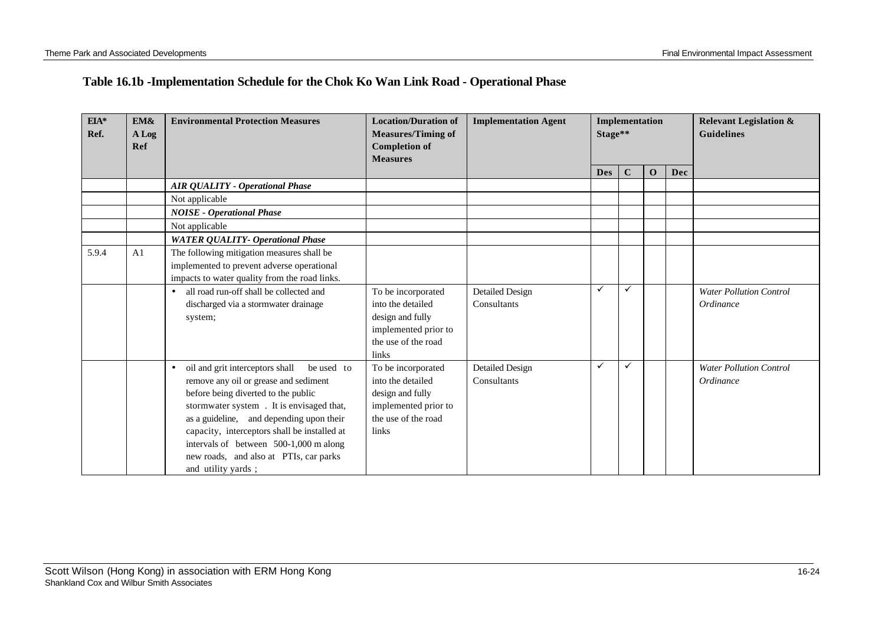## Table 16.1b -Implementation Schedule for the Chok Ko Wan Link Road - Operational Phase

| EIA* Ref. | EM&A Log Ref | Environmental Protection Measures | Location/Duration of Measures/Timing of Completion of Measures | Implementation Agent | Implementation Stage** | | | | Relevant Legislation & Guidelines |
|---|---|---|---|---|---|---|---|---|---|
| | | | | | Des | C | O | Dec | |
| | | ***AIR QUALITY - Operational Phase*** | | | | | | | |
| | | Not applicable | | | | | | | |
| | | ***NOISE - Operational Phase*** | | | | | | | |
| | | Not applicable | | | | | | | |
| | | ***WATER QUALITY- Operational Phase*** | | | | | | | |
| 5.9.4 | A1 | The following mitigation measures shall be implemented to prevent adverse operational impacts to water quality from the road links. | | | | | | | |
| | | • all road run-off shall be collected and discharged via a stormwater drainage system; | To be incorporated into the detailed design and fully implemented prior to the use of the road links | Detailed Design Consultants | ✓ | ✓ | | | *Water Pollution Control Ordinance* |
| | | • oil and grit interceptors shall be used to remove any oil or grease and sediment before being diverted to the public stormwater system . It is envisaged that, as a guideline, and depending upon their capacity, interceptors shall be installed at intervals of between 500-1,000 m along new roads, and also at PTIs, car parks and utility yards ; | To be incorporated into the detailed design and fully implemented prior to the use of the road links | Detailed Design Consultants | ✓ | ✓ | | | *Water Pollution Control Ordinance* |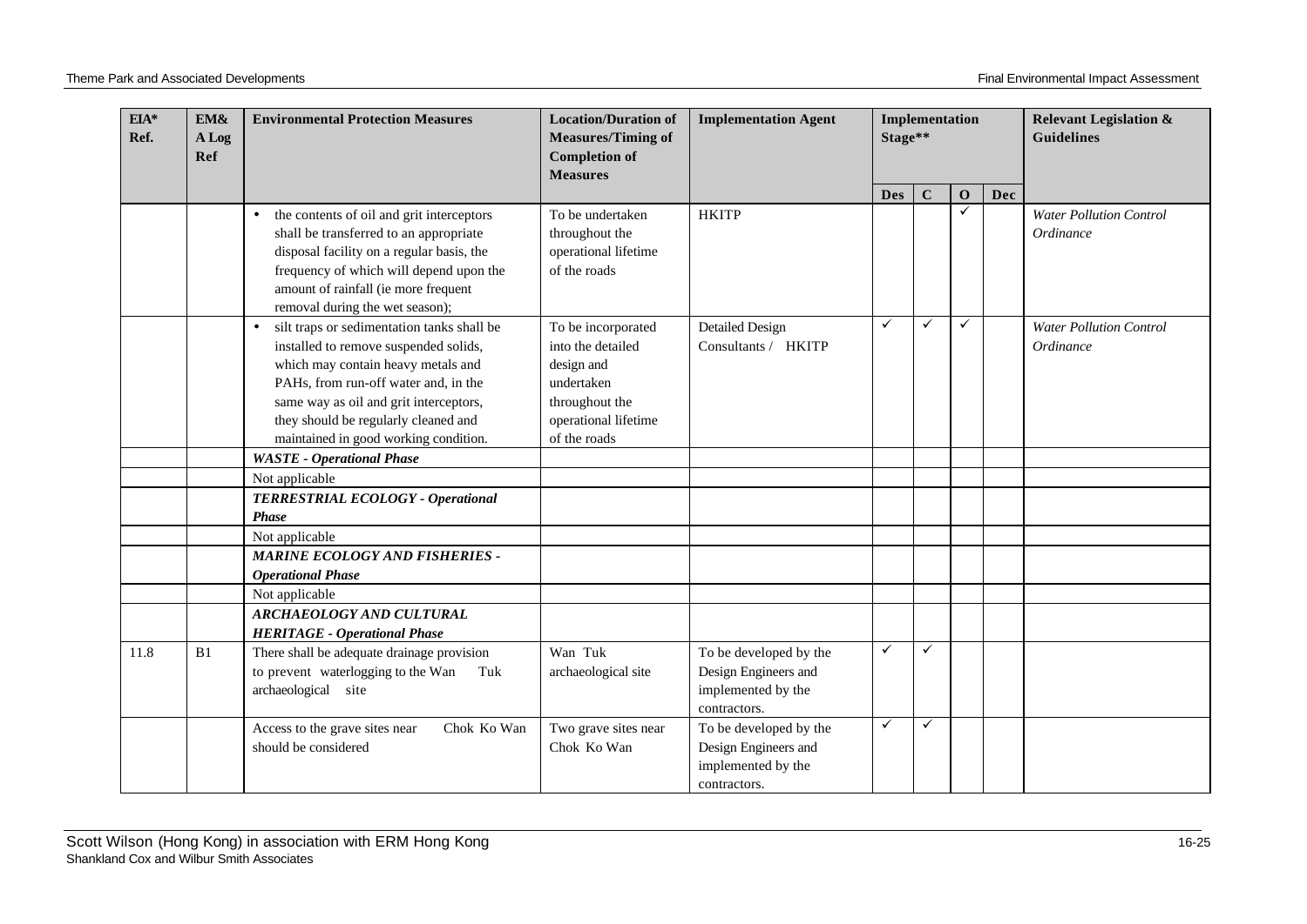| EIA* Ref. | EM&A Log Ref | Environmental Protection Measures | Location/Duration of Measures/Timing of Completion of Measures | Implementation Agent | Implementation Stage** | | | | Relevant Legislation & Guidelines |
|---|---|---|---|---|---|---|---|---|---|
| | | | | | Des | C | O | Dec | |
| | | • the contents of oil and grit interceptors shall be transferred to an appropriate disposal facility on a regular basis, the frequency of which will depend upon the amount of rainfall (ie more frequent removal during the wet season); | To be undertaken throughout the operational lifetime of the roads | HKITP | | | ✓ | | *Water Pollution Control Ordinance* |
| | | • silt traps or sedimentation tanks shall be installed to remove suspended solids, which may contain heavy metals and PAHs, from run-off water and, in the same way as oil and grit interceptors, they should be regularly cleaned and maintained in good working condition. | To be incorporated into the detailed design and undertaken throughout the operational lifetime of the roads | Detailed Design Consultants / HKITP | ✓ | ✓ | ✓ | | *Water Pollution Control Ordinance* |
| | | ***WASTE - Operational Phase*** | | | | | | | |
| | | Not applicable | | | | | | | |
| | | ***TERRESTRIAL ECOLOGY - Operational Phase*** | | | | | | | |
| | | Not applicable | | | | | | | |
| | | ***MARINE ECOLOGY AND FISHERIES - Operational Phase*** | | | | | | | |
| | | Not applicable | | | | | | | |
| | | ***ARCHAEOLOGY AND CULTURAL HERITAGE - Operational Phase*** | | | | | | | |
| 11.8 | B1 | There shall be adequate drainage provision to prevent waterlogging to the Wan Tuk archaeological site | Wan Tuk archaeological site | To be developed by the Design Engineers and implemented by the contractors. | ✓ | ✓ | | | |
| | | Access to the grave sites near Chok Ko Wan should be considered | Two grave sites near Chok Ko Wan | To be developed by the Design Engineers and implemented by the contractors. | ✓ | ✓ | | | |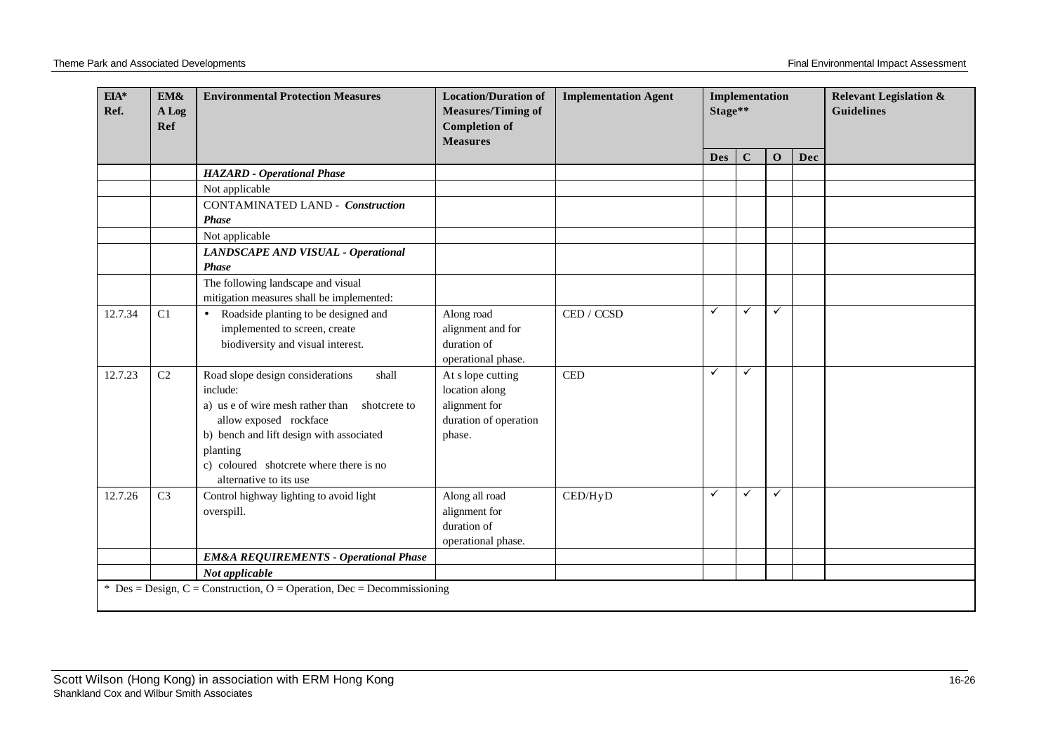| EIA* Ref. | EM&A Log Ref | Environmental Protection Measures | Location/Duration of Measures/Timing of Completion of Measures | Implementation Agent | Implementation Stage** | | | | Relevant Legislation & Guidelines |
|---|---|---|---|---|---|---|---|---|---|
| | | | | | Des | C | O | Dec | |
| | | ***HAZARD - Operational Phase*** | | | | | | | |
| | | Not applicable | | | | | | | |
| | | CONTAMINATED LAND - ***Construction Phase*** | | | | | | | |
| | | Not applicable | | | | | | | |
| | | ***LANDSCAPE AND VISUAL - Operational Phase*** | | | | | | | |
| | | The following landscape and visual mitigation measures shall be implemented: | | | | | | | |
| 12.7.34 | C1 | • Roadside planting to be designed and implemented to screen, create biodiversity and visual interest. | Along road alignment and for duration of operational phase. | CED / CCSD | ✓ | ✓ | ✓ | | |
| 12.7.23 | C2 | Road slope design considerations shall include:<br>a) use of wire mesh rather than shotcrete to allow exposed rockface<br>b) bench and lift design with associated planting<br>c) coloured shotcrete where there is no alternative to its use | At slope cutting location along alignment for duration of operation phase. | CED | ✓ | ✓ | | | |
| 12.7.26 | C3 | Control highway lighting to avoid light overspill. | Along all road alignment for duration of operational phase. | CED/HyD | ✓ | ✓ | ✓ | | |
| | | ***EM&A REQUIREMENTS - Operational Phase*** | | | | | | | |
| | | ***Not applicable*** | | | | | | | |

\* Des = Design, C = Construction, O = Operation, Dec = Decommissioning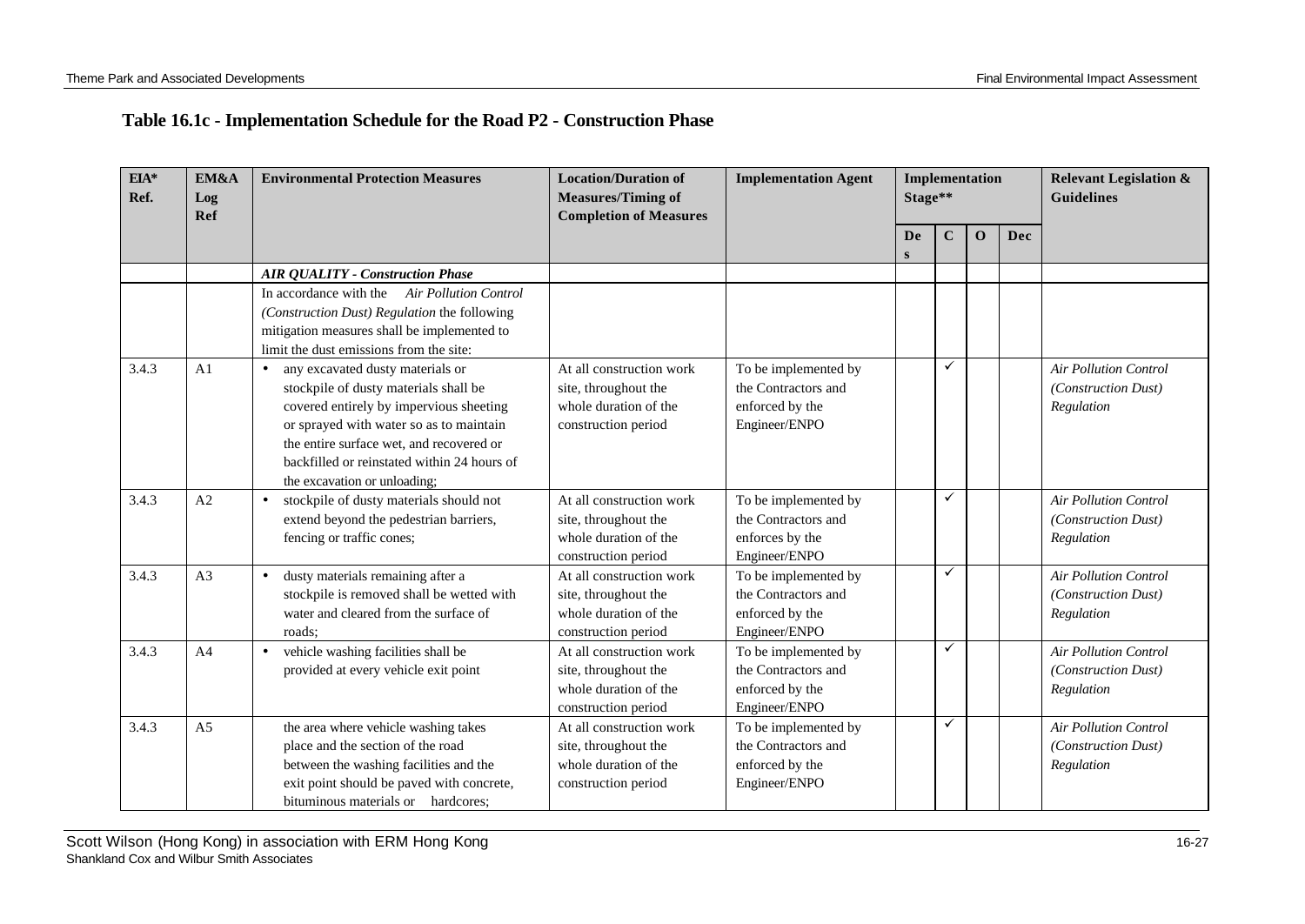## Table 16.1c - Implementation Schedule for the Road P2 - Construction Phase

| EIA* Ref. | EM&A Log Ref | Environmental Protection Measures | Location/Duration of Measures/Timing of Completion of Measures | Implementation Agent | Implementation Stage** | | | | Relevant Legislation & Guidelines |
|---|---|---|---|---|---|---|---|---|---|
| | | | | | Des | C | O | Dec | |
| | | ***AIR QUALITY - Construction Phase*** | | | | | | | |
| | | In accordance with the *Air Pollution Control (Construction Dust) Regulation* the following mitigation measures shall be implemented to limit the dust emissions from the site: | | | | | | | |
| 3.4.3 | A1 | • any excavated dusty materials or stockpile of dusty materials shall be covered entirely by impervious sheeting or sprayed with water so as to maintain the entire surface wet, and recovered or backfilled or reinstated within 24 hours of the excavation or unloading; | At all construction work site, throughout the whole duration of the construction period | To be implemented by the Contractors and enforced by the Engineer/ENPO | | ✓ | | | *Air Pollution Control (Construction Dust) Regulation* |
| 3.4.3 | A2 | • stockpile of dusty materials should not extend beyond the pedestrian barriers, fencing or traffic cones; | At all construction work site, throughout the whole duration of the construction period | To be implemented by the Contractors and enforces by the Engineer/ENPO | | ✓ | | | *Air Pollution Control (Construction Dust) Regulation* |
| 3.4.3 | A3 | • dusty materials remaining after a stockpile is removed shall be wetted with water and cleared from the surface of roads; | At all construction work site, throughout the whole duration of the construction period | To be implemented by the Contractors and enforced by the Engineer/ENPO | | ✓ | | | *Air Pollution Control (Construction Dust) Regulation* |
| 3.4.3 | A4 | • vehicle washing facilities shall be provided at every vehicle exit point | At all construction work site, throughout the whole duration of the construction period | To be implemented by the Contractors and enforced by the Engineer/ENPO | | ✓ | | | *Air Pollution Control (Construction Dust) Regulation* |
| 3.4.3 | A5 | the area where vehicle washing takes place and the section of the road between the washing facilities and the exit point should be paved with concrete, bituminous materials or hardcores; | At all construction work site, throughout the whole duration of the construction period | To be implemented by the Contractors and enforced by the Engineer/ENPO | | ✓ | | | *Air Pollution Control (Construction Dust) Regulation* |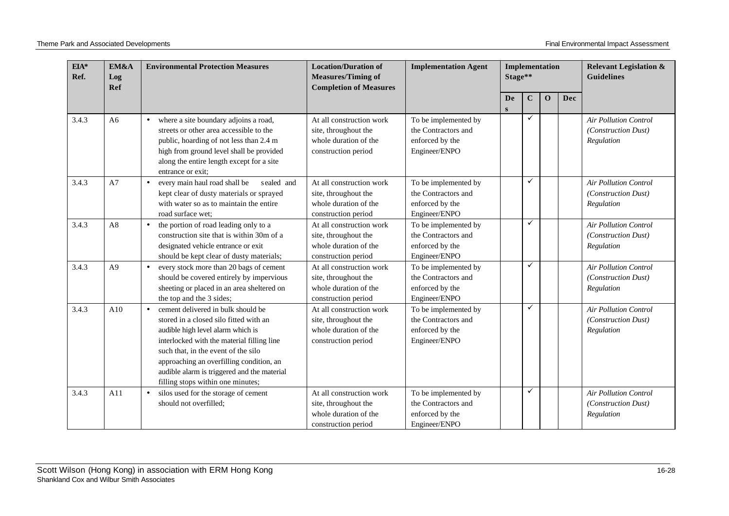| EIA* Ref. | EM&A Log Ref | Environmental Protection Measures | Location/Duration of Measures/Timing of Completion of Measures | Implementation Agent | Implementation Stage** | | | | Relevant Legislation & Guidelines |
|---|---|---|---|---|---|---|---|---|---|
| | | | | | Des | C | O | Dec | |
| 3.4.3 | A6 | • where a site boundary adjoins a road, streets or other area accessible to the public, hoarding of not less than 2.4 m high from ground level shall be provided along the entire length except for a site entrance or exit; | At all construction work site, throughout the whole duration of the construction period | To be implemented by the Contractors and enforced by the Engineer/ENPO | | ✓ | | | *Air Pollution Control (Construction Dust) Regulation* |
| 3.4.3 | A7 | • every main haul road shall be sealed and kept clear of dusty materials or sprayed with water so as to maintain the entire road surface wet; | At all construction work site, throughout the whole duration of the construction period | To be implemented by the Contractors and enforced by the Engineer/ENPO | | ✓ | | | *Air Pollution Control (Construction Dust) Regulation* |
| 3.4.3 | A8 | • the portion of road leading only to a construction site that is within 30m of a designated vehicle entrance or exit should be kept clear of dusty materials; | At all construction work site, throughout the whole duration of the construction period | To be implemented by the Contractors and enforced by the Engineer/ENPO | | ✓ | | | *Air Pollution Control (Construction Dust) Regulation* |
| 3.4.3 | A9 | • every stock more than 20 bags of cement should be covered entirely by impervious sheeting or placed in an area sheltered on the top and the 3 sides; | At all construction work site, throughout the whole duration of the construction period | To be implemented by the Contractors and enforced by the Engineer/ENPO | | ✓ | | | *Air Pollution Control (Construction Dust) Regulation* |
| 3.4.3 | A10 | • cement delivered in bulk should be stored in a closed silo fitted with an audible high level alarm which is interlocked with the material filling line such that, in the event of the silo approaching an overfilling condition, an audible alarm is triggered and the material filling stops within one minutes; | At all construction work site, throughout the whole duration of the construction period | To be implemented by the Contractors and enforced by the Engineer/ENPO | | ✓ | | | *Air Pollution Control (Construction Dust) Regulation* |
| 3.4.3 | A11 | • silos used for the storage of cement should not overfilled; | At all construction work site, throughout the whole duration of the construction period | To be implemented by the Contractors and enforced by the Engineer/ENPO | | ✓ | | | *Air Pollution Control (Construction Dust) Regulation* |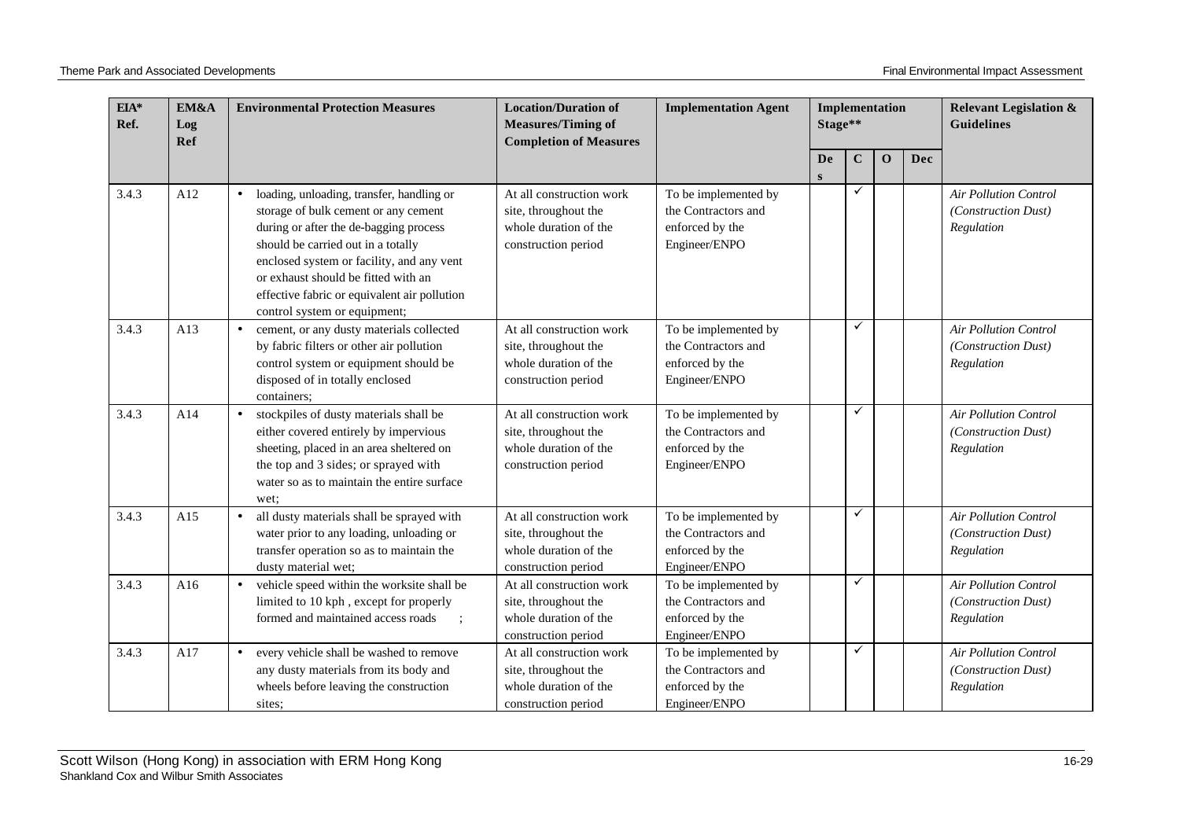| EIA* Ref. | EM&A Log Ref | Environmental Protection Measures | Location/Duration of Measures/Timing of Completion of Measures | Implementation Agent | Implementation Stage** | | | | Relevant Legislation & Guidelines |
|---|---|---|---|---|---|---|---|---|---|
| | | | | | Des | C | O | Dec | |
| 3.4.3 | A12 | • loading, unloading, transfer, handling or storage of bulk cement or any cement during or after the de-bagging process should be carried out in a totally enclosed system or facility, and any vent or exhaust should be fitted with an effective fabric or equivalent air pollution control system or equipment; | At all construction work site, throughout the whole duration of the construction period | To be implemented by the Contractors and enforced by the Engineer/ENPO | | ✓ | | | *Air Pollution Control (Construction Dust) Regulation* |
| 3.4.3 | A13 | • cement, or any dusty materials collected by fabric filters or other air pollution control system or equipment should be disposed of in totally enclosed containers; | At all construction work site, throughout the whole duration of the construction period | To be implemented by the Contractors and enforced by the Engineer/ENPO | | ✓ | | | *Air Pollution Control (Construction Dust) Regulation* |
| 3.4.3 | A14 | • stockpiles of dusty materials shall be either covered entirely by impervious sheeting, placed in an area sheltered on the top and 3 sides; or sprayed with water so as to maintain the entire surface wet; | At all construction work site, throughout the whole duration of the construction period | To be implemented by the Contractors and enforced by the Engineer/ENPO | | ✓ | | | *Air Pollution Control (Construction Dust) Regulation* |
| 3.4.3 | A15 | • all dusty materials shall be sprayed with water prior to any loading, unloading or transfer operation so as to maintain the dusty material wet; | At all construction work site, throughout the whole duration of the construction period | To be implemented by the Contractors and enforced by the Engineer/ENPO | | ✓ | | | *Air Pollution Control (Construction Dust) Regulation* |
| 3.4.3 | A16 | • vehicle speed within the worksite shall be limited to 10 kph , except for properly formed and maintained access roads ; | At all construction work site, throughout the whole duration of the construction period | To be implemented by the Contractors and enforced by the Engineer/ENPO | | ✓ | | | *Air Pollution Control (Construction Dust) Regulation* |
| 3.4.3 | A17 | • every vehicle shall be washed to remove any dusty materials from its body and wheels before leaving the construction sites; | At all construction work site, throughout the whole duration of the construction period | To be implemented by the Contractors and enforced by the Engineer/ENPO | | ✓ | | | *Air Pollution Control (Construction Dust) Regulation* |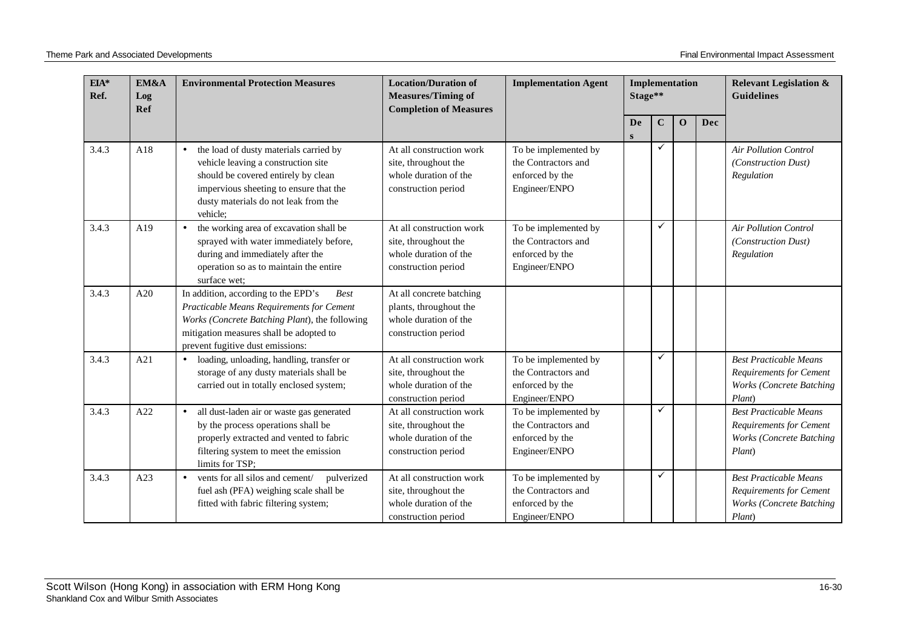| EIA* Ref. | EM&A Log Ref | Environmental Protection Measures | Location/Duration of Measures/Timing of Completion of Measures | Implementation Agent | Implementation Stage** | | | | Relevant Legislation & Guidelines |
|---|---|---|---|---|---|---|---|---|---|
| | | | | | Des | C | O | Dec | |
| 3.4.3 | A18 | • the load of dusty materials carried by vehicle leaving a construction site should be covered entirely by clean impervious sheeting to ensure that the dusty materials do not leak from the vehicle; | At all construction work site, throughout the whole duration of the construction period | To be implemented by the Contractors and enforced by the Engineer/ENPO | | ✓ | | | *Air Pollution Control (Construction Dust) Regulation* |
| 3.4.3 | A19 | • the working area of excavation shall be sprayed with water immediately before, during and immediately after the operation so as to maintain the entire surface wet; | At all construction work site, throughout the whole duration of the construction period | To be implemented by the Contractors and enforced by the Engineer/ENPO | | ✓ | | | *Air Pollution Control (Construction Dust) Regulation* |
| 3.4.3 | A20 | In addition, according to the EPD's *Best Practicable Means Requirements for Cement Works (Concrete Batching Plant*), the following mitigation measures shall be adopted to prevent fugitive dust emissions: | At all concrete batching plants, throughout the whole duration of the construction period | | | | | | |
| 3.4.3 | A21 | • loading, unloading, handling, transfer or storage of any dusty materials shall be carried out in totally enclosed system; | At all construction work site, throughout the whole duration of the construction period | To be implemented by the Contractors and enforced by the Engineer/ENPO | | ✓ | | | *Best Practicable Means Requirements for Cement Works (Concrete Batching Plant*) |
| 3.4.3 | A22 | • all dust-laden air or waste gas generated by the process operations shall be properly extracted and vented to fabric filtering system to meet the emission limits for TSP; | At all construction work site, throughout the whole duration of the construction period | To be implemented by the Contractors and enforced by the Engineer/ENPO | | ✓ | | | *Best Practicable Means Requirements for Cement Works (Concrete Batching Plant*) |
| 3.4.3 | A23 | • vents for all silos and cement/ pulverized fuel ash (PFA) weighing scale shall be fitted with fabric filtering system; | At all construction work site, throughout the whole duration of the construction period | To be implemented by the Contractors and enforced by the Engineer/ENPO | | ✓ | | | *Best Practicable Means Requirements for Cement Works (Concrete Batching Plant*) |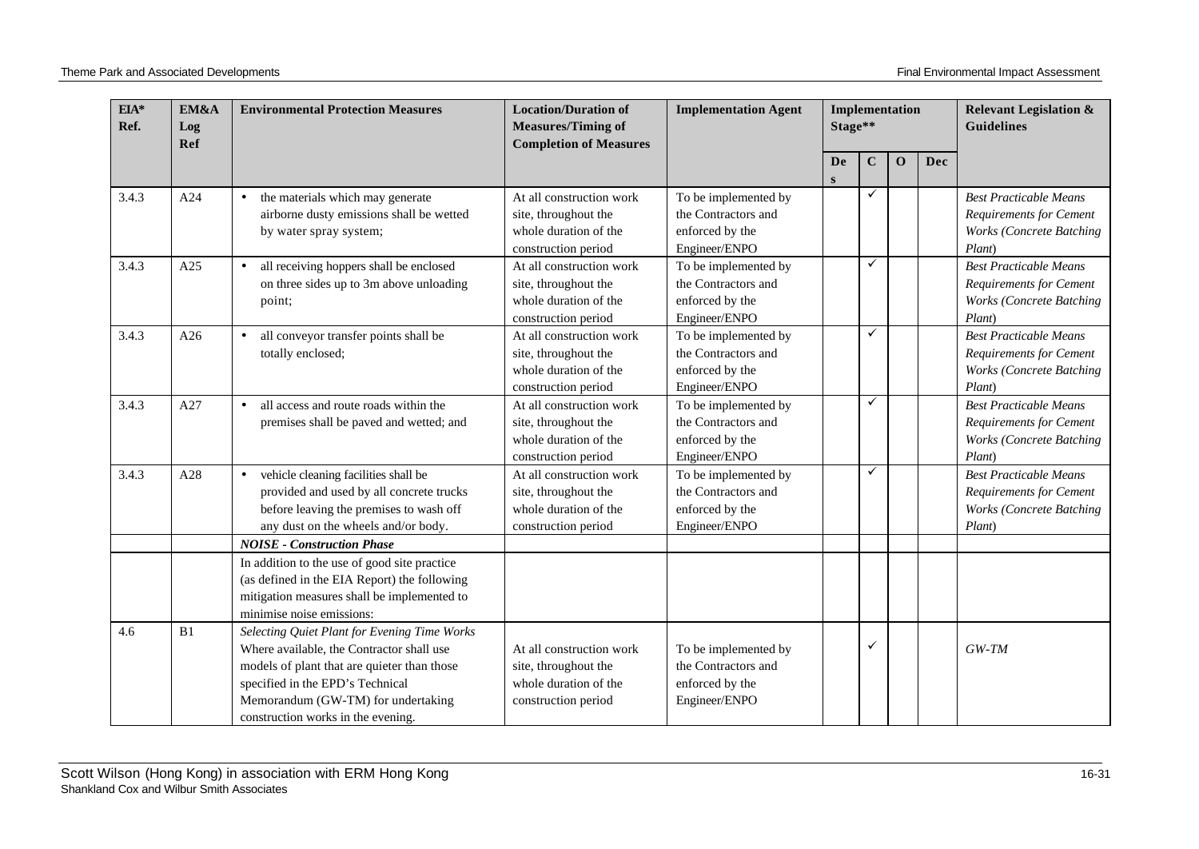| EIA* Ref. | EM&A Log Ref | Environmental Protection Measures | Location/Duration of Measures/Timing of Completion of Measures | Implementation Agent | Implementation Stage** | | | | Relevant Legislation & Guidelines |
|---|---|---|---|---|---|---|---|---|---|
| | | | | | Des | C | O | Dec | |
| 3.4.3 | A24 | • the materials which may generate airborne dusty emissions shall be wetted by water spray system; | At all construction work site, throughout the whole duration of the construction period | To be implemented by the Contractors and enforced by the Engineer/ENPO | | ✓ | | | *Best Practicable Means Requirements for Cement Works (Concrete Batching Plant)* |
| 3.4.3 | A25 | • all receiving hoppers shall be enclosed on three sides up to 3m above unloading point; | At all construction work site, throughout the whole duration of the construction period | To be implemented by the Contractors and enforced by the Engineer/ENPO | | ✓ | | | *Best Practicable Means Requirements for Cement Works (Concrete Batching Plant)* |
| 3.4.3 | A26 | • all conveyor transfer points shall be totally enclosed; | At all construction work site, throughout the whole duration of the construction period | To be implemented by the Contractors and enforced by the Engineer/ENPO | | ✓ | | | *Best Practicable Means Requirements for Cement Works (Concrete Batching Plant)* |
| 3.4.3 | A27 | • all access and route roads within the premises shall be paved and wetted; and | At all construction work site, throughout the whole duration of the construction period | To be implemented by the Contractors and enforced by the Engineer/ENPO | | ✓ | | | *Best Practicable Means Requirements for Cement Works (Concrete Batching Plant)* |
| 3.4.3 | A28 | • vehicle cleaning facilities shall be provided and used by all concrete trucks before leaving the premises to wash off any dust on the wheels and/or body. | At all construction work site, throughout the whole duration of the construction period | To be implemented by the Contractors and enforced by the Engineer/ENPO | | ✓ | | | *Best Practicable Means Requirements for Cement Works (Concrete Batching Plant)* |
| | | ***NOISE - Construction Phase*** | | | | | | | |
| | | In addition to the use of good site practice (as defined in the EIA Report) the following mitigation measures shall be implemented to minimise noise emissions: | | | | | | | |
| 4.6 | B1 | *Selecting Quiet Plant for Evening Time Works* Where available, the Contractor shall use models of plant that are quieter than those specified in the EPD's Technical Memorandum (GW-TM) for undertaking construction works in the evening. | At all construction work site, throughout the whole duration of the construction period | To be implemented by the Contractors and enforced by the Engineer/ENPO | | ✓ | | | *GW-TM* |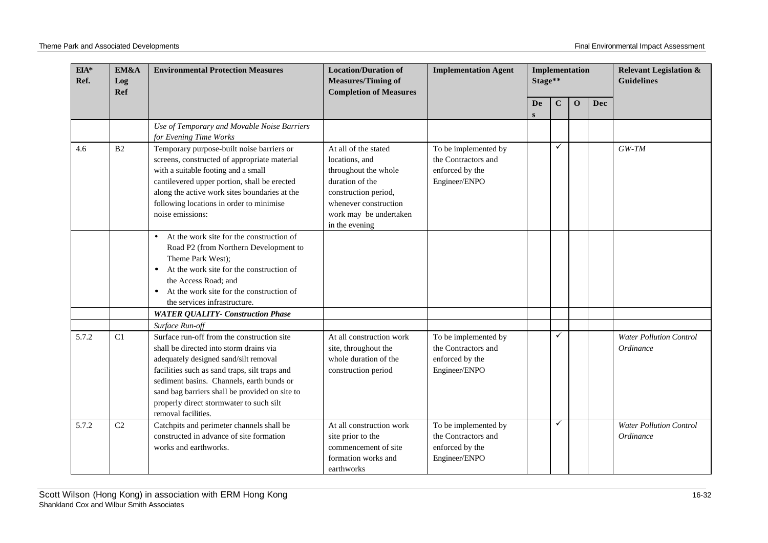| EIA* Ref. | EM&A Log Ref | Environmental Protection Measures | Location/Duration of Measures/Timing of Completion of Measures | Implementation Agent | Implementation Stage** | | | | Relevant Legislation & Guidelines |
|---|---|---|---|---|---|---|---|---|---|
| | | | | | Des | C | O | Dec | |
| | | *Use of Temporary and Movable Noise Barriers for Evening Time Works* | | | | | | | |
| 4.6 | B2 | Temporary purpose-built noise barriers or screens, constructed of appropriate material with a suitable footing and a small cantilevered upper portion, shall be erected along the active work sites boundaries at the following locations in order to minimise noise emissions: | At all of the stated locations, and throughout the whole duration of the construction period, whenever construction work may be undertaken in the evening | To be implemented by the Contractors and enforced by the Engineer/ENPO | | ✓ | | | *GW-TM* |
| | | • At the work site for the construction of Road P2 (from Northern Development to Theme Park West);<br>• At the work site for the construction of the Access Road; and<br>• At the work site for the construction of the services infrastructure. | | | | | | | |
| | | ***WATER QUALITY- Construction Phase*** | | | | | | | |
| | | *Surface Run-off* | | | | | | | |
| 5.7.2 | C1 | Surface run-off from the construction site shall be directed into storm drains via adequately designed sand/silt removal facilities such as sand traps, silt traps and sediment basins. Channels, earth bunds or sand bag barriers shall be provided on site to properly direct stormwater to such silt removal facilities. | At all construction work site, throughout the whole duration of the construction period | To be implemented by the Contractors and enforced by the Engineer/ENPO | | ✓ | | | *Water Pollution Control Ordinance* |
| 5.7.2 | C2 | Catchpits and perimeter channels shall be constructed in advance of site formation works and earthworks. | At all construction work site prior to the commencement of site formation works and earthworks | To be implemented by the Contractors and enforced by the Engineer/ENPO | | ✓ | | | *Water Pollution Control Ordinance* |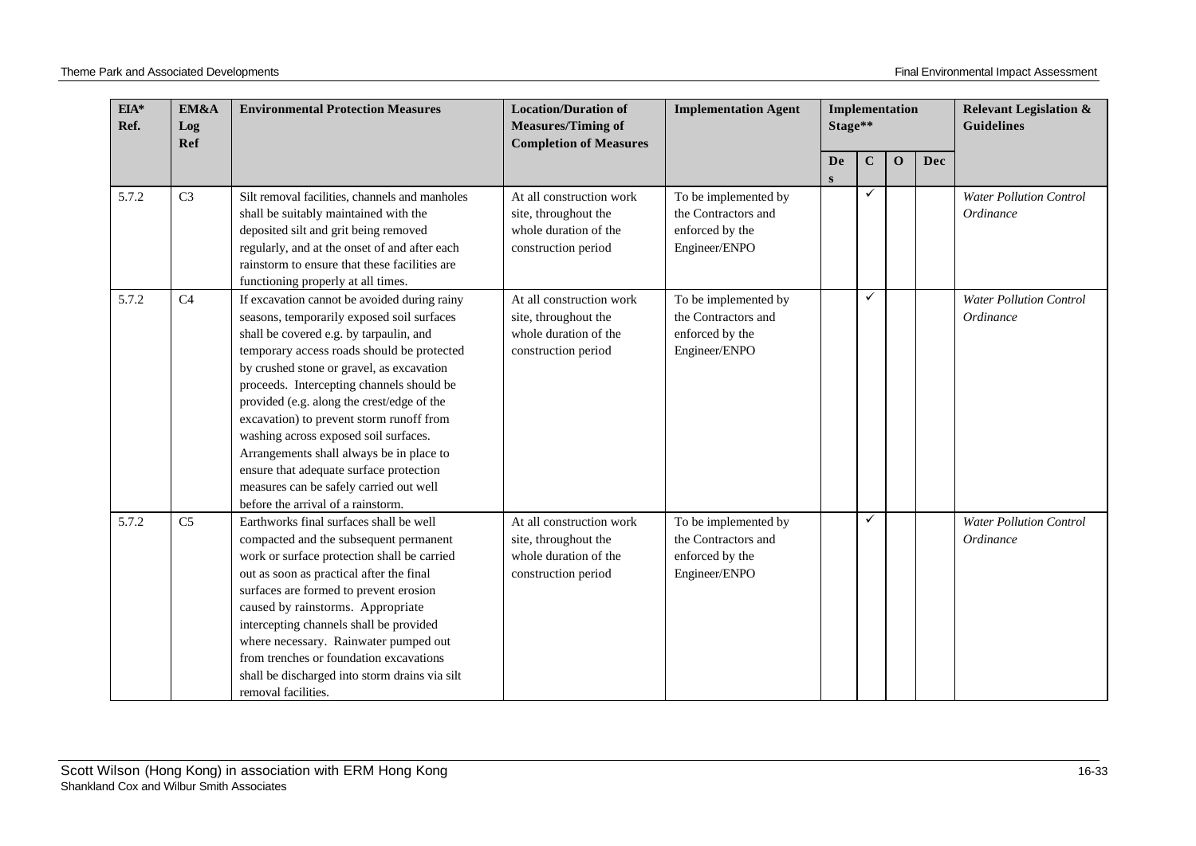| EIA* Ref. | EM&A Log Ref | Environmental Protection Measures | Location/Duration of Measures/Timing of Completion of Measures | Implementation Agent | Implementation Stage** | | | | Relevant Legislation & Guidelines |
|---|---|---|---|---|---|---|---|---|---|
| | | | | | Des | C | O | Dec | |
| 5.7.2 | C3 | Silt removal facilities, channels and manholes shall be suitably maintained with the deposited silt and grit being removed regularly, and at the onset of and after each rainstorm to ensure that these facilities are functioning properly at all times. | At all construction work site, throughout the whole duration of the construction period | To be implemented by the Contractors and enforced by the Engineer/ENPO | | ✓ | | | *Water Pollution Control Ordinance* |
| 5.7.2 | C4 | If excavation cannot be avoided during rainy seasons, temporarily exposed soil surfaces shall be covered e.g. by tarpaulin, and temporary access roads should be protected by crushed stone or gravel, as excavation proceeds. Intercepting channels should be provided (e.g. along the crest/edge of the excavation) to prevent storm runoff from washing across exposed soil surfaces. Arrangements shall always be in place to ensure that adequate surface protection measures can be safely carried out well before the arrival of a rainstorm. | At all construction work site, throughout the whole duration of the construction period | To be implemented by the Contractors and enforced by the Engineer/ENPO | | ✓ | | | *Water Pollution Control Ordinance* |
| 5.7.2 | C5 | Earthworks final surfaces shall be well compacted and the subsequent permanent work or surface protection shall be carried out as soon as practical after the final surfaces are formed to prevent erosion caused by rainstorms. Appropriate intercepting channels shall be provided where necessary. Rainwater pumped out from trenches or foundation excavations shall be discharged into storm drains via silt removal facilities. | At all construction work site, throughout the whole duration of the construction period | To be implemented by the Contractors and enforced by the Engineer/ENPO | | ✓ | | | *Water Pollution Control Ordinance* |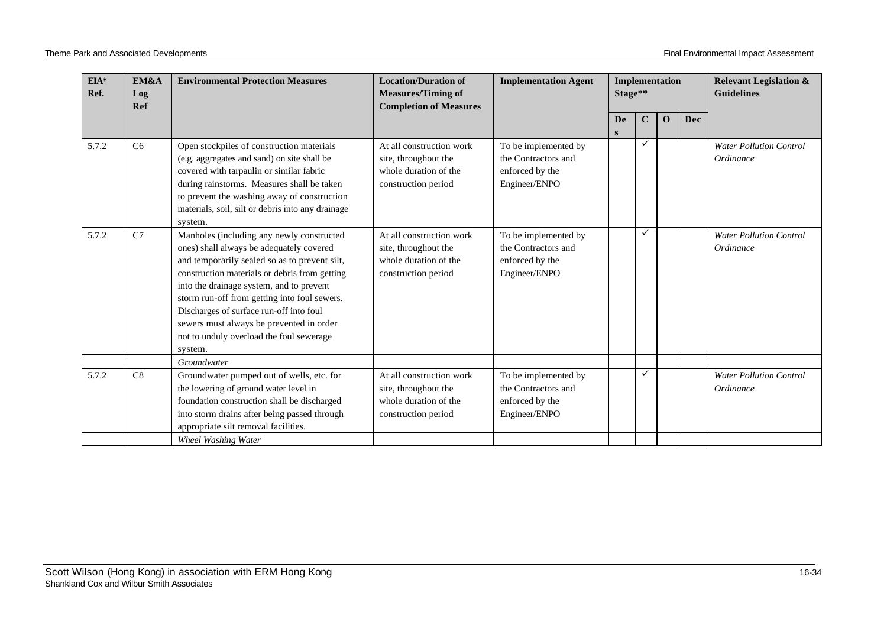| EIA* Ref. | EM&A Log Ref | Environmental Protection Measures | Location/Duration of Measures/Timing of Completion of Measures | Implementation Agent | Implementation Stage** | | | | Relevant Legislation & Guidelines |
|---|---|---|---|---|---|---|---|---|---|
| | | | | | Des | C | O | Dec | |
| 5.7.2 | C6 | Open stockpiles of construction materials (e.g. aggregates and sand) on site shall be covered with tarpaulin or similar fabric during rainstorms. Measures shall be taken to prevent the washing away of construction materials, soil, silt or debris into any drainage system. | At all construction work site, throughout the whole duration of the construction period | To be implemented by the Contractors and enforced by the Engineer/ENPO | | ✓ | | | *Water Pollution Control Ordinance* |
| 5.7.2 | C7 | Manholes (including any newly constructed ones) shall always be adequately covered and temporarily sealed so as to prevent silt, construction materials or debris from getting into the drainage system, and to prevent storm run-off from getting into foul sewers. Discharges of surface run-off into foul sewers must always be prevented in order not to unduly overload the foul sewerage system. | At all construction work site, throughout the whole duration of the construction period | To be implemented by the Contractors and enforced by the Engineer/ENPO | | ✓ | | | *Water Pollution Control Ordinance* |
| | | *Groundwater* | | | | | | | |
| 5.7.2 | C8 | Groundwater pumped out of wells, etc. for the lowering of ground water level in foundation construction shall be discharged into storm drains after being passed through appropriate silt removal facilities. | At all construction work site, throughout the whole duration of the construction period | To be implemented by the Contractors and enforced by the Engineer/ENPO | | ✓ | | | *Water Pollution Control Ordinance* |
| | | *Wheel Washing Water* | | | | | | | |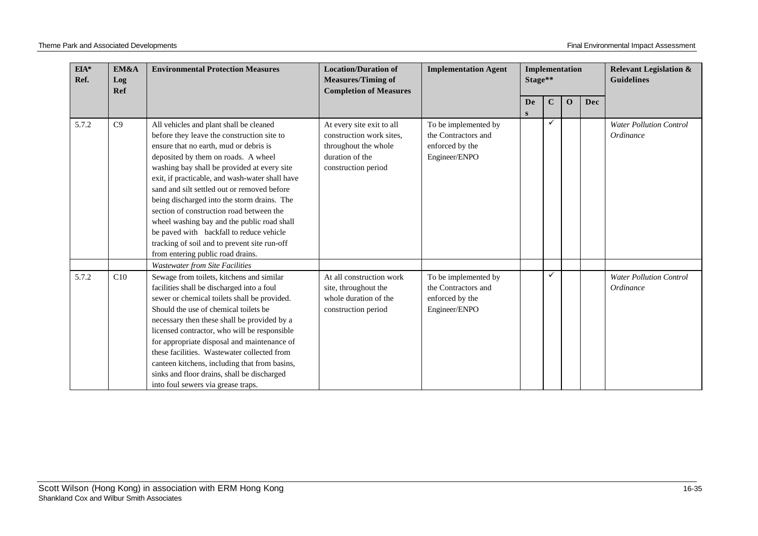| EIA* Ref. | EM&A Log Ref | Environmental Protection Measures | Location/Duration of Measures/Timing of Completion of Measures | Implementation Agent | Implementation Stage** | | | | Relevant Legislation & Guidelines |
|---|---|---|---|---|---|---|---|---|---|
| | | | | | Des | C | O | Dec | |
| 5.7.2 | C9 | All vehicles and plant shall be cleaned before they leave the construction site to ensure that no earth, mud or debris is deposited by them on roads. A wheel washing bay shall be provided at every site exit, if practicable, and wash-water shall have sand and silt settled out or removed before being discharged into the storm drains. The section of construction road between the wheel washing bay and the public road shall be paved with backfall to reduce vehicle tracking of soil and to prevent site run-off from entering public road drains. | At every site exit to all construction work sites, throughout the whole duration of the construction period | To be implemented by the Contractors and enforced by the Engineer/ENPO | | ✓ | | | *Water Pollution Control Ordinance* |
| | | *Wastewater from Site Facilities* | | | | | | | |
| 5.7.2 | C10 | Sewage from toilets, kitchens and similar facilities shall be discharged into a foul sewer or chemical toilets shall be provided. Should the use of chemical toilets be necessary then these shall be provided by a licensed contractor, who will be responsible for appropriate disposal and maintenance of these facilities. Wastewater collected from canteen kitchens, including that from basins, sinks and floor drains, shall be discharged into foul sewers via grease traps. | At all construction work site, throughout the whole duration of the construction period | To be implemented by the Contractors and enforced by the Engineer/ENPO | | ✓ | | | *Water Pollution Control Ordinance* |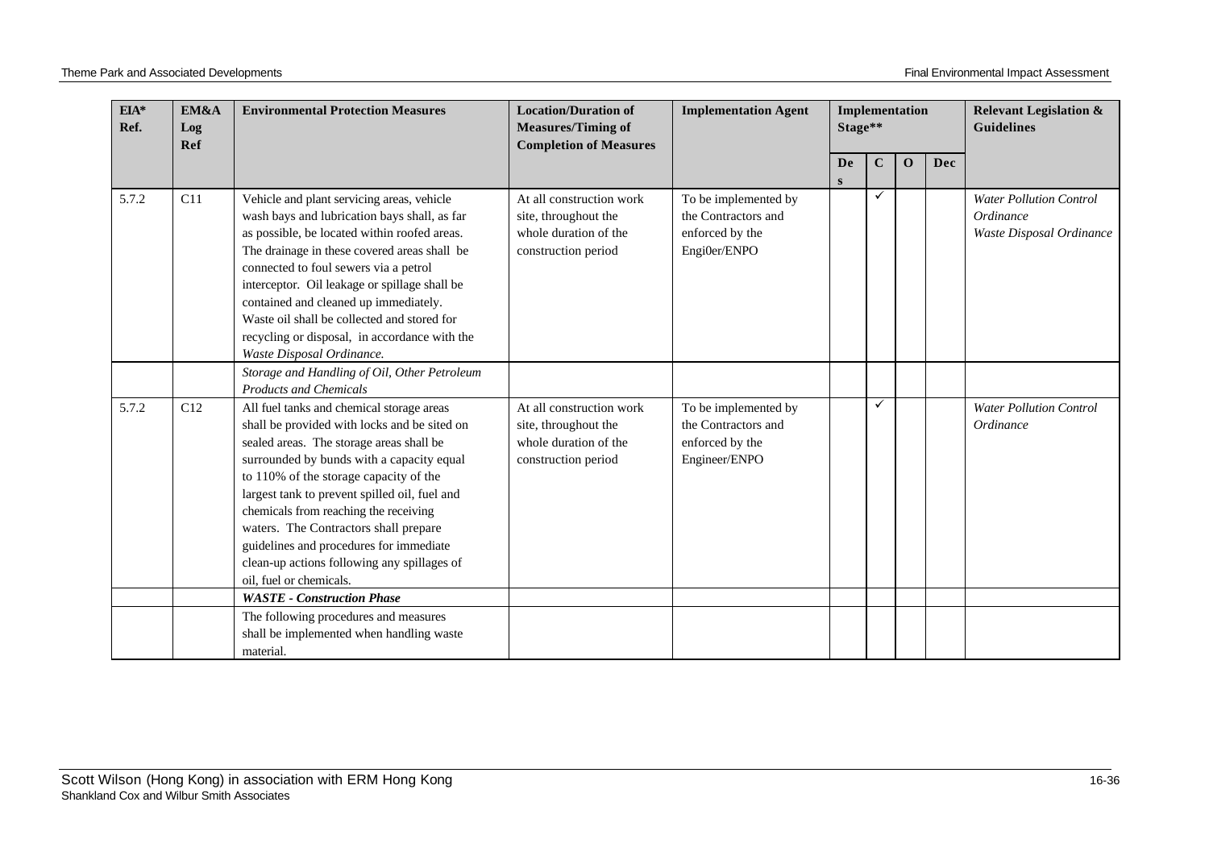| EIA* Ref. | EM&A Log Ref | Environmental Protection Measures | Location/Duration of Measures/Timing of Completion of Measures | Implementation Agent | Implementation Stage** | | | | Relevant Legislation & Guidelines |
|---|---|---|---|---|---|---|---|---|---|
| | | | | | Des | C | O | Dec | |
| 5.7.2 | C11 | Vehicle and plant servicing areas, vehicle wash bays and lubrication bays shall, as far as possible, be located within roofed areas. The drainage in these covered areas shall be connected to foul sewers via a petrol interceptor. Oil leakage or spillage shall be contained and cleaned up immediately. Waste oil shall be collected and stored for recycling or disposal, in accordance with the *Waste Disposal Ordinance.* | At all construction work site, throughout the whole duration of the construction period | To be implemented by the Contractors and enforced by the Engi0er/ENPO | | ✓ | | | *Water Pollution Control Ordinance* *Waste Disposal Ordinance* |
| | | *Storage and Handling of Oil, Other Petroleum Products and Chemicals* | | | | | | | |
| 5.7.2 | C12 | All fuel tanks and chemical storage areas shall be provided with locks and be sited on sealed areas. The storage areas shall be surrounded by bunds with a capacity equal to 110% of the storage capacity of the largest tank to prevent spilled oil, fuel and chemicals from reaching the receiving waters. The Contractors shall prepare guidelines and procedures for immediate clean-up actions following any spillages of oil, fuel or chemicals. | At all construction work site, throughout the whole duration of the construction period | To be implemented by the Contractors and enforced by the Engineer/ENPO | | ✓ | | | *Water Pollution Control Ordinance* |
| | | ***WASTE - Construction Phase*** | | | | | | | |
| | | The following procedures and measures shall be implemented when handling waste material. | | | | | | | |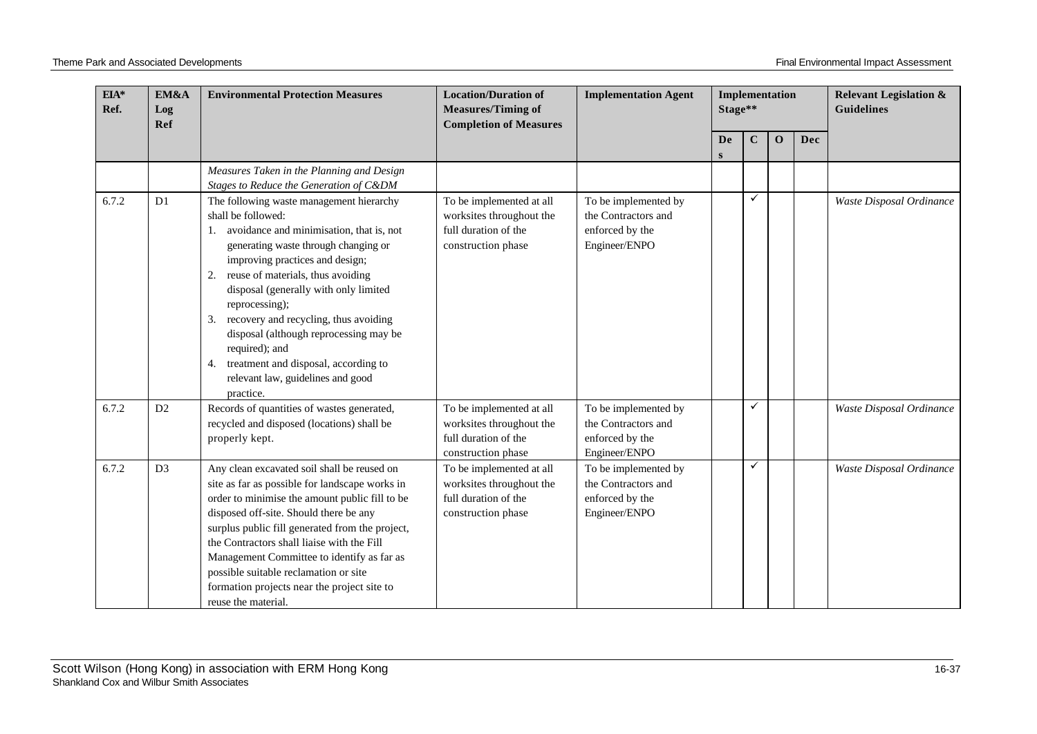| EIA* Ref. | EM&A Log Ref | Environmental Protection Measures | Location/Duration of Measures/Timing of Completion of Measures | Implementation Agent | Implementation Stage** | | | | Relevant Legislation & Guidelines |
|---|---|---|---|---|---|---|---|---|---|
| | | | | | Des | C | O | Dec | |
| | | *Measures Taken in the Planning and Design Stages to Reduce the Generation of C&DM* | | | | | | | |
| 6.7.2 | D1 | The following waste management hierarchy shall be followed:<br>1. avoidance and minimisation, that is, not generating waste through changing or improving practices and design;<br>2. reuse of materials, thus avoiding disposal (generally with only limited reprocessing);<br>3. recovery and recycling, thus avoiding disposal (although reprocessing may be required); and<br>4. treatment and disposal, according to relevant law, guidelines and good practice. | To be implemented at all worksites throughout the full duration of the construction phase | To be implemented by the Contractors and enforced by the Engineer/ENPO | | ✓ | | | *Waste Disposal Ordinance* |
| 6.7.2 | D2 | Records of quantities of wastes generated, recycled and disposed (locations) shall be properly kept. | To be implemented at all worksites throughout the full duration of the construction phase | To be implemented by the Contractors and enforced by the Engineer/ENPO | | ✓ | | | *Waste Disposal Ordinance* |
| 6.7.2 | D3 | Any clean excavated soil shall be reused on site as far as possible for landscape works in order to minimise the amount public fill to be disposed off-site. Should there be any surplus public fill generated from the project, the Contractors shall liaise with the Fill Management Committee to identify as far as possible suitable reclamation or site formation projects near the project site to reuse the material. | To be implemented at all worksites throughout the full duration of the construction phase | To be implemented by the Contractors and enforced by the Engineer/ENPO | | ✓ | | | *Waste Disposal Ordinance* |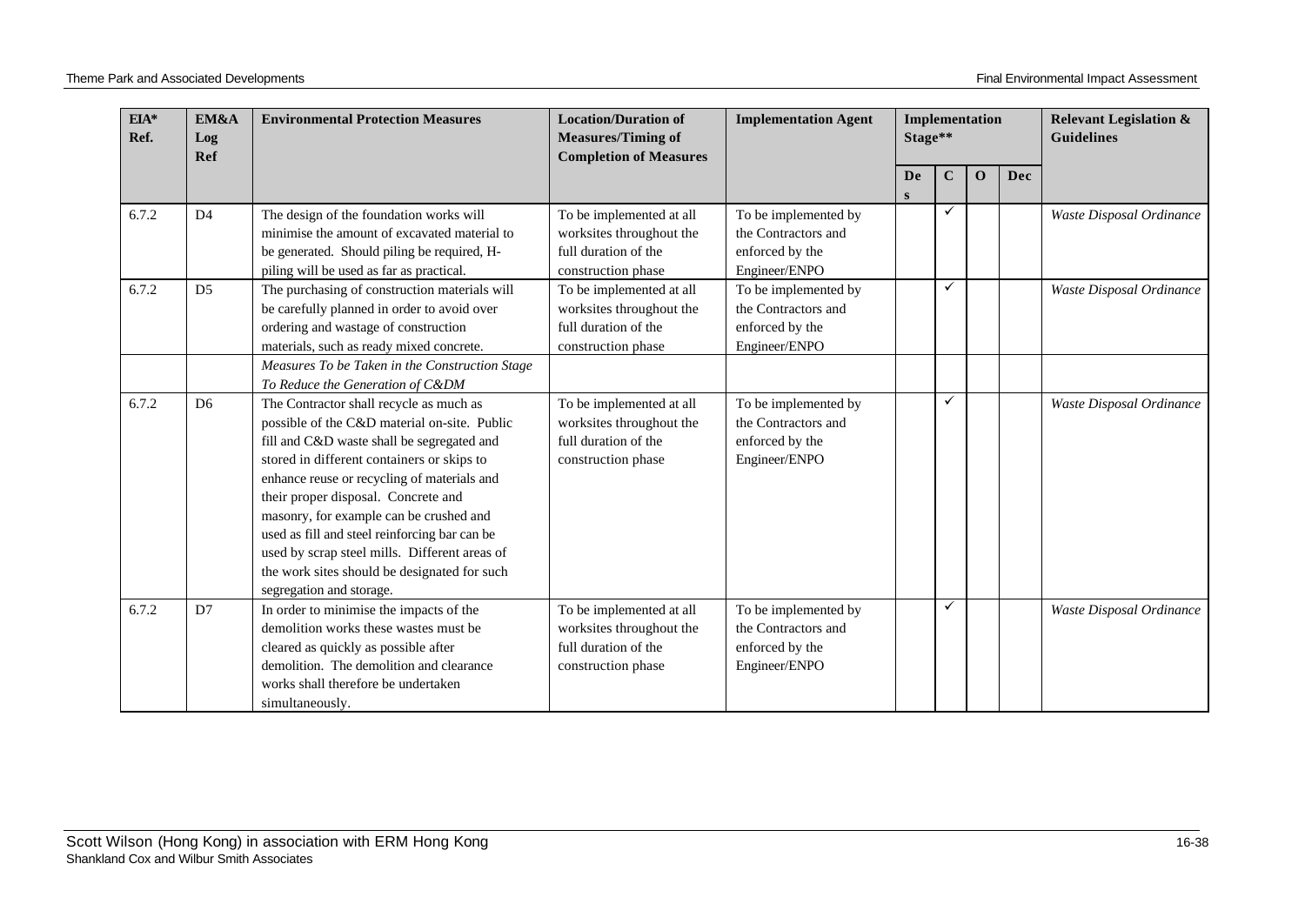| EIA* Ref. | EM&A Log Ref | Environmental Protection Measures | Location/Duration of Measures/Timing of Completion of Measures | Implementation Agent | Implementation Stage** | | | | Relevant Legislation & Guidelines |
|---|---|---|---|---|---|---|---|---|---|
| | | | | | Des | C | O | Dec | |
| 6.7.2 | D4 | The design of the foundation works will minimise the amount of excavated material to be generated. Should piling be required, H-piling will be used as far as practical. | To be implemented at all worksites throughout the full duration of the construction phase | To be implemented by the Contractors and enforced by the Engineer/ENPO | | ✓ | | | *Waste Disposal Ordinance* |
| 6.7.2 | D5 | The purchasing of construction materials will be carefully planned in order to avoid over ordering and wastage of construction materials, such as ready mixed concrete. | To be implemented at all worksites throughout the full duration of the construction phase | To be implemented by the Contractors and enforced by the Engineer/ENPO | | ✓ | | | *Waste Disposal Ordinance* |
| | | *Measures To be Taken in the Construction Stage To Reduce the Generation of C&DM* | | | | | | | |
| 6.7.2 | D6 | The Contractor shall recycle as much as possible of the C&D material on-site. Public fill and C&D waste shall be segregated and stored in different containers or skips to enhance reuse or recycling of materials and their proper disposal. Concrete and masonry, for example can be crushed and used as fill and steel reinforcing bar can be used by scrap steel mills. Different areas of the work sites should be designated for such segregation and storage. | To be implemented at all worksites throughout the full duration of the construction phase | To be implemented by the Contractors and enforced by the Engineer/ENPO | | ✓ | | | *Waste Disposal Ordinance* |
| 6.7.2 | D7 | In order to minimise the impacts of the demolition works these wastes must be cleared as quickly as possible after demolition. The demolition and clearance works shall therefore be undertaken simultaneously. | To be implemented at all worksites throughout the full duration of the construction phase | To be implemented by the Contractors and enforced by the Engineer/ENPO | | ✓ | | | *Waste Disposal Ordinance* |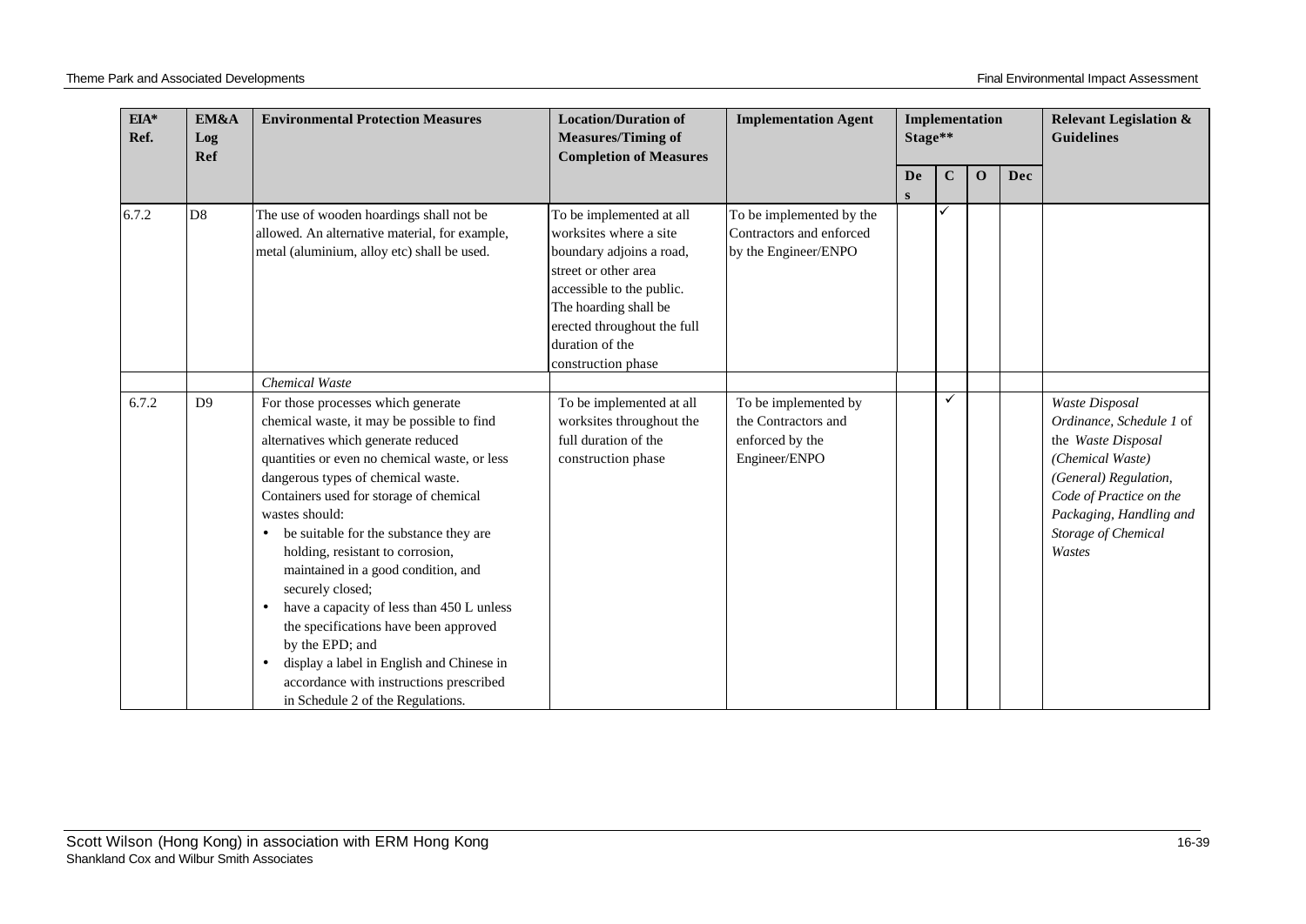| EIA* Ref. | EM&A Log Ref | Environmental Protection Measures | Location/Duration of Measures/Timing of Completion of Measures | Implementation Agent | Implementation Stage** | | | | Relevant Legislation & Guidelines |
|---|---|---|---|---|---|---|---|---|---|
| | | | | | Des | C | O | Dec | |
| 6.7.2 | D8 | The use of wooden hoardings shall not be allowed. An alternative material, for example, metal (aluminium, alloy etc) shall be used. | To be implemented at all worksites where a site boundary adjoins a road, street or other area accessible to the public. The hoarding shall be erected throughout the full duration of the construction phase | To be implemented by the Contractors and enforced by the Engineer/ENPO | | ✓ | | | |
| | | *Chemical Waste* | | | | | | | |
| 6.7.2 | D9 | For those processes which generate chemical waste, it may be possible to find alternatives which generate reduced quantities or even no chemical waste, or less dangerous types of chemical waste. Containers used for storage of chemical wastes should: <br>• be suitable for the substance they are holding, resistant to corrosion, maintained in a good condition, and securely closed; <br>• have a capacity of less than 450 L unless the specifications have been approved by the EPD; and <br>• display a label in English and Chinese in accordance with instructions prescribed in Schedule 2 of the Regulations. | To be implemented at all worksites throughout the full duration of the construction phase | To be implemented by the Contractors and enforced by the Engineer/ENPO | | ✓ | | | *Waste Disposal Ordinance, Schedule 1* of the *Waste Disposal (Chemical Waste) (General) Regulation, Code of Practice on the Packaging, Handling and Storage of Chemical Wastes* |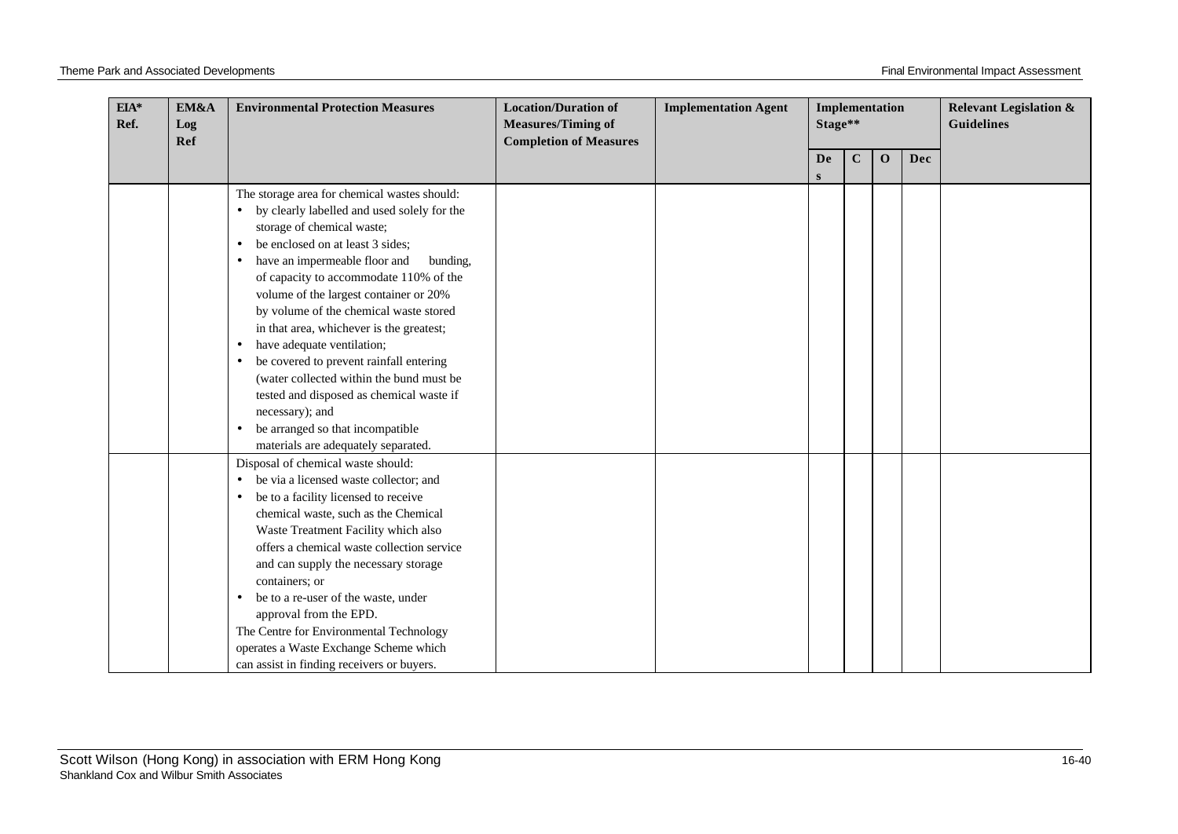| EIA* Ref. | EM&A Log Ref | Environmental Protection Measures | Location/Duration of Measures/Timing of Completion of Measures | Implementation Agent | Implementation Stage** | | | | Relevant Legislation & Guidelines |
|---|---|---|---|---|---|---|---|---|---|
| | | | | | Des | C | O | Dec | |
| | | The storage area for chemical wastes should: <br>• by clearly labelled and used solely for the storage of chemical waste; <br>• be enclosed on at least 3 sides; <br>• have an impermeable floor and bunding, of capacity to accommodate 110% of the volume of the largest container or 20% by volume of the chemical waste stored in that area, whichever is the greatest; <br>• have adequate ventilation; <br>• be covered to prevent rainfall entering (water collected within the bund must be tested and disposed as chemical waste if necessary); and <br>• be arranged so that incompatible materials are adequately separated. | | | | | | | |
| | | Disposal of chemical waste should: <br>• be via a licensed waste collector; and <br>• be to a facility licensed to receive chemical waste, such as the Chemical Waste Treatment Facility which also offers a chemical waste collection service and can supply the necessary storage containers; or <br>• be to a re-user of the waste, under approval from the EPD. <br>The Centre for Environmental Technology operates a Waste Exchange Scheme which can assist in finding receivers or buyers. | | | | | | | |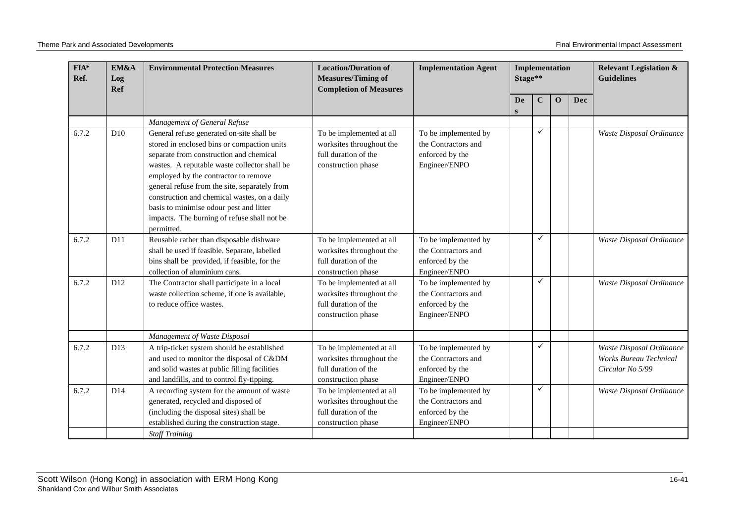| EIA* Ref. | EM&A Log Ref | Environmental Protection Measures | Location/Duration of Measures/Timing of Completion of Measures | Implementation Agent | Implementation Stage** | | | | Relevant Legislation & Guidelines |
|---|---|---|---|---|---|---|---|---|---|
| | | | | | Des | C | O | Dec | |
| | | *Management of General Refuse* | | | | | | | |
| 6.7.2 | D10 | General refuse generated on-site shall be stored in enclosed bins or compaction units separate from construction and chemical wastes. A reputable waste collector shall be employed by the contractor to remove general refuse from the site, separately from construction and chemical wastes, on a daily basis to minimise odour pest and litter impacts. The burning of refuse shall not be permitted. | To be implemented at all worksites throughout the full duration of the construction phase | To be implemented by the Contractors and enforced by the Engineer/ENPO | | ✓ | | | *Waste Disposal Ordinance* |
| 6.7.2 | D11 | Reusable rather than disposable dishware shall be used if feasible. Separate, labelled bins shall be provided, if feasible, for the collection of aluminium cans. | To be implemented at all worksites throughout the full duration of the construction phase | To be implemented by the Contractors and enforced by the Engineer/ENPO | | ✓ | | | *Waste Disposal Ordinance* |
| 6.7.2 | D12 | The Contractor shall participate in a local waste collection scheme, if one is available, to reduce office wastes. | To be implemented at all worksites throughout the full duration of the construction phase | To be implemented by the Contractors and enforced by the Engineer/ENPO | | ✓ | | | *Waste Disposal Ordinance* |
| | | *Management of Waste Disposal* | | | | | | | |
| 6.7.2 | D13 | A trip-ticket system should be established and used to monitor the disposal of C&DM and solid wastes at public filling facilities and landfills, and to control fly-tipping. | To be implemented at all worksites throughout the full duration of the construction phase | To be implemented by the Contractors and enforced by the Engineer/ENPO | | ✓ | | | *Waste Disposal Ordinance* *Works Bureau Technical Circular No 5/99* |
| 6.7.2 | D14 | A recording system for the amount of waste generated, recycled and disposed of (including the disposal sites) shall be established during the construction stage. | To be implemented at all worksites throughout the full duration of the construction phase | To be implemented by the Contractors and enforced by the Engineer/ENPO | | ✓ | | | *Waste Disposal Ordinance* |
| | | *Staff Training* | | | | | | | |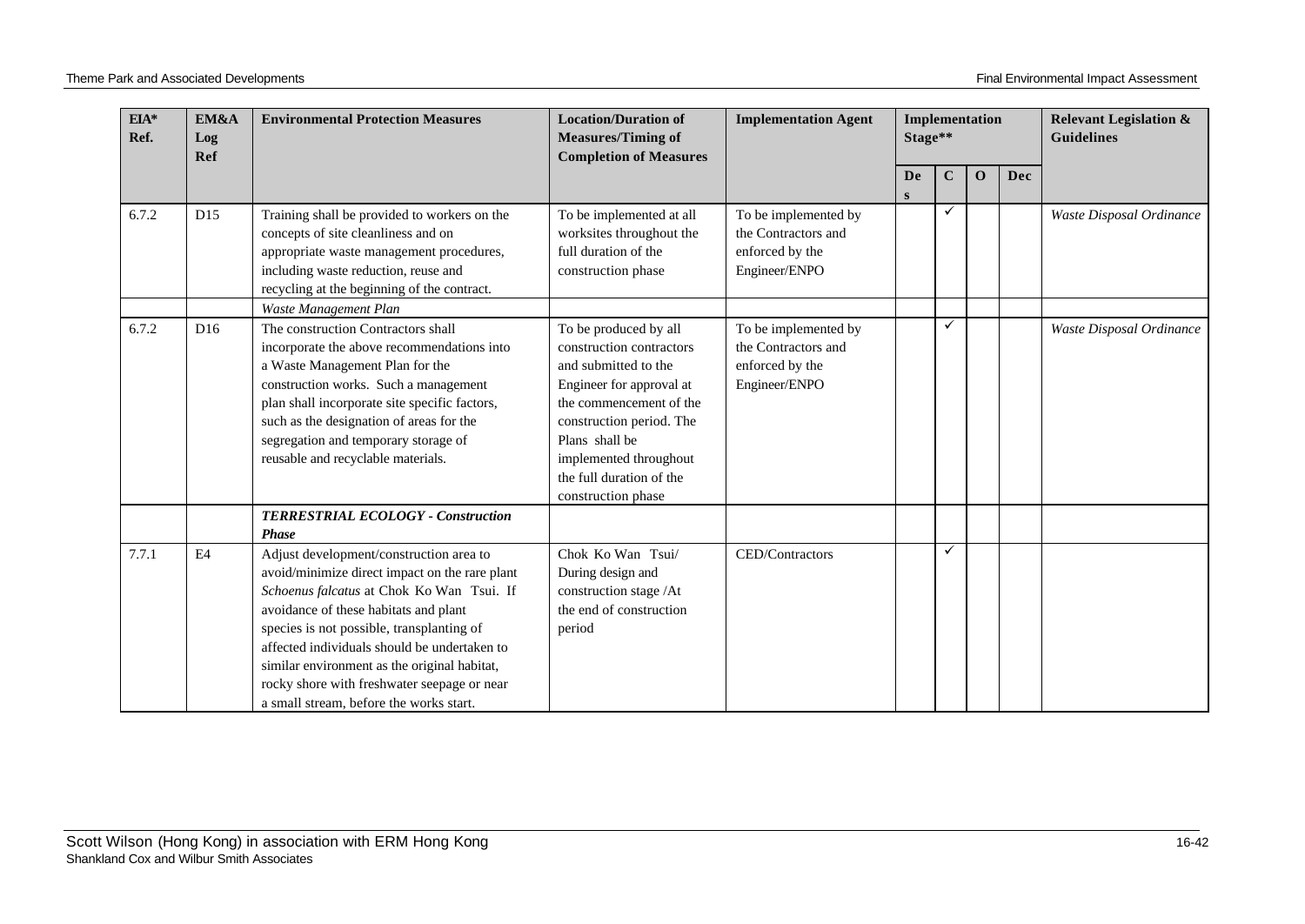| EIA* Ref. | EM&A Log Ref | Environmental Protection Measures | Location/Duration of Measures/Timing of Completion of Measures | Implementation Agent | Implementation Stage** | | | | Relevant Legislation & Guidelines |
|---|---|---|---|---|---|---|---|---|---|
| | | | | | Des | C | O | Dec | |
| 6.7.2 | D15 | Training shall be provided to workers on the concepts of site cleanliness and on appropriate waste management procedures, including waste reduction, reuse and recycling at the beginning of the contract. | To be implemented at all worksites throughout the full duration of the construction phase | To be implemented by the Contractors and enforced by the Engineer/ENPO | | ✓ | | | *Waste Disposal Ordinance* |
| | | *Waste Management Plan* | | | | | | | |
| 6.7.2 | D16 | The construction Contractors shall incorporate the above recommendations into a Waste Management Plan for the construction works. Such a management plan shall incorporate site specific factors, such as the designation of areas for the segregation and temporary storage of reusable and recyclable materials. | To be produced by all construction contractors and submitted to the Engineer for approval at the commencement of the construction period. The Plans shall be implemented throughout the full duration of the construction phase | To be implemented by the Contractors and enforced by the Engineer/ENPO | | ✓ | | | *Waste Disposal Ordinance* |
| | | ***TERRESTRIAL ECOLOGY - Construction Phase*** | | | | | | | |
| 7.7.1 | E4 | Adjust development/construction area to avoid/minimize direct impact on the rare plant *Schoenus falcatus* at Chok Ko Wan Tsui. If avoidance of these habitats and plant species is not possible, transplanting of affected individuals should be undertaken to similar environment as the original habitat, rocky shore with freshwater seepage or near a small stream, before the works start. | Chok Ko Wan Tsui/ During design and construction stage /At the end of construction period | CED/Contractors | | ✓ | | | |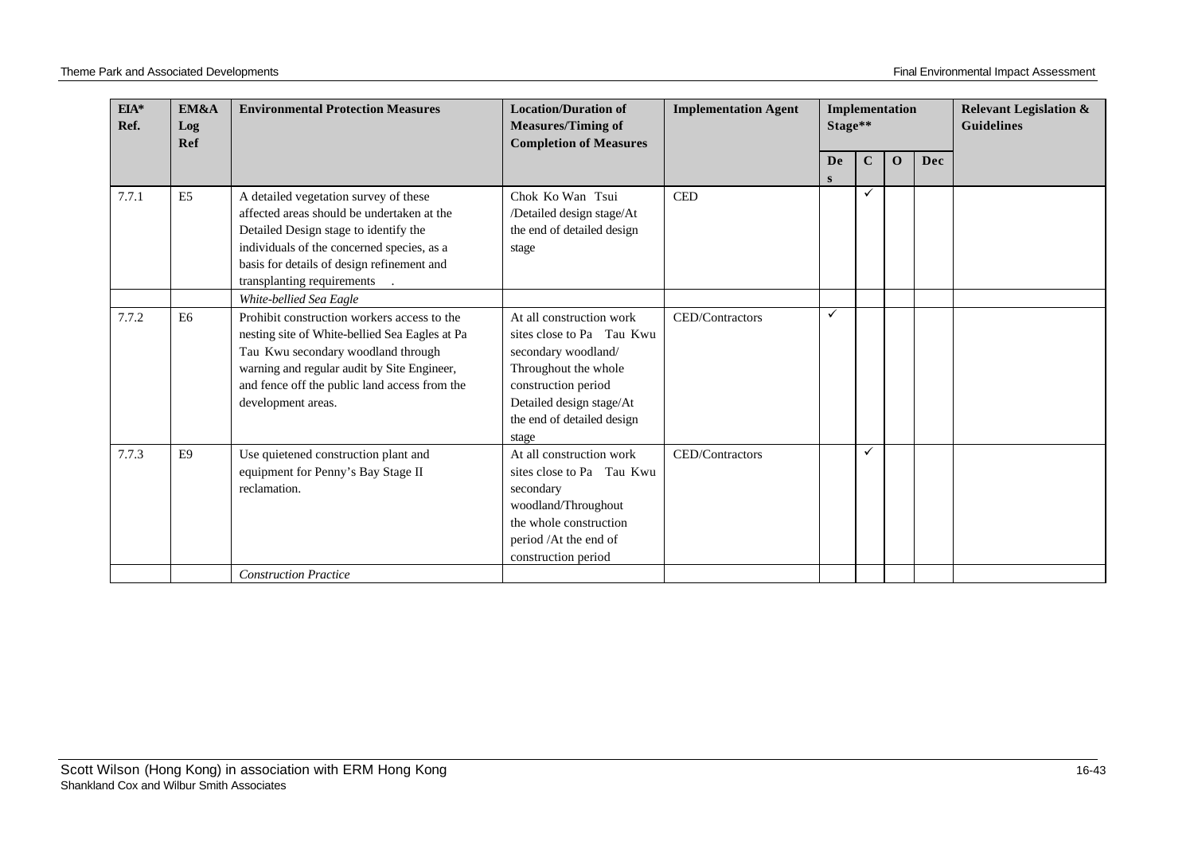| EIA* Ref. | EM&A Log Ref | Environmental Protection Measures | Location/Duration of Measures/Timing of Completion of Measures | Implementation Agent | Implementation Stage** | | | | Relevant Legislation & Guidelines |
|---|---|---|---|---|---|---|---|---|---|
| | | | | | Des | C | O | Dec | |
| 7.7.1 | E5 | A detailed vegetation survey of these affected areas should be undertaken at the Detailed Design stage to identify the individuals of the concerned species, as a basis for details of design refinement and transplanting requirements . | Chok Ko Wan Tsui /Detailed design stage/At the end of detailed design stage | CED | | ✓ | | | |
| | | *White-bellied Sea Eagle* | | | | | | | |
| 7.7.2 | E6 | Prohibit construction workers access to the nesting site of White-bellied Sea Eagles at Pa Tau Kwu secondary woodland through warning and regular audit by Site Engineer, and fence off the public land access from the development areas. | At all construction work sites close to Pa Tau Kwu secondary woodland/ Throughout the whole construction period Detailed design stage/At the end of detailed design stage | CED/Contractors | ✓ | | | | |
| 7.7.3 | E9 | Use quietened construction plant and equipment for Penny's Bay Stage II reclamation. | At all construction work sites close to Pa Tau Kwu secondary woodland/Throughout the whole construction period /At the end of construction period | CED/Contractors | | ✓ | | | |
| | | *Construction Practice* | | | | | | | |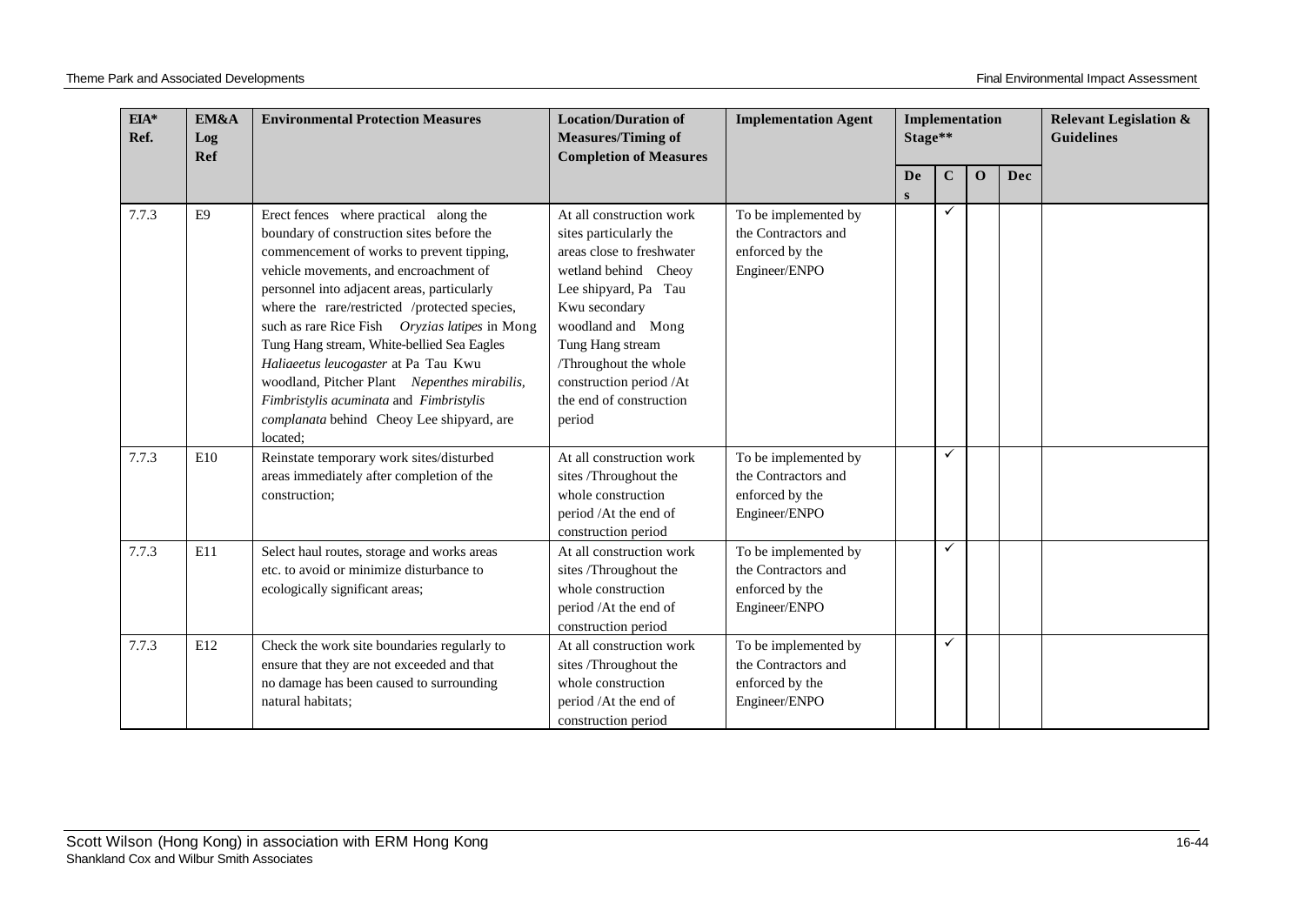| EIA* Ref. | EM&A Log Ref | Environmental Protection Measures | Location/Duration of Measures/Timing of Completion of Measures | Implementation Agent | Implementation Stage** | | | | Relevant Legislation & Guidelines |
|---|---|---|---|---|---|---|---|---|---|
| | | | | | Des | C | O | Dec | |
| 7.7.3 | E9 | Erect fences where practical along the boundary of construction sites before the commencement of works to prevent tipping, vehicle movements, and encroachment of personnel into adjacent areas, particularly where the rare/restricted /protected species, such as rare Rice Fish *Oryzias latipes* in Mong Tung Hang stream, White-bellied Sea Eagles *Haliaeetus leucogaster* at Pa Tau Kwu woodland, Pitcher Plant *Nepenthes mirabilis, Fimbristylis acuminata* and *Fimbristylis complanata* behind Cheoy Lee shipyard, are located; | At all construction work sites particularly the areas close to freshwater wetland behind Cheoy Lee shipyard, Pa Tau Kwu secondary woodland and Mong Tung Hang stream /Throughout the whole construction period /At the end of construction period | To be implemented by the Contractors and enforced by the Engineer/ENPO | | ✓ | | | |
| 7.7.3 | E10 | Reinstate temporary work sites/disturbed areas immediately after completion of the construction; | At all construction work sites /Throughout the whole construction period /At the end of construction period | To be implemented by the Contractors and enforced by the Engineer/ENPO | | ✓ | | | |
| 7.7.3 | E11 | Select haul routes, storage and works areas etc. to avoid or minimize disturbance to ecologically significant areas; | At all construction work sites /Throughout the whole construction period /At the end of construction period | To be implemented by the Contractors and enforced by the Engineer/ENPO | | ✓ | | | |
| 7.7.3 | E12 | Check the work site boundaries regularly to ensure that they are not exceeded and that no damage has been caused to surrounding natural habitats; | At all construction work sites /Throughout the whole construction period /At the end of construction period | To be implemented by the Contractors and enforced by the Engineer/ENPO | | ✓ | | | |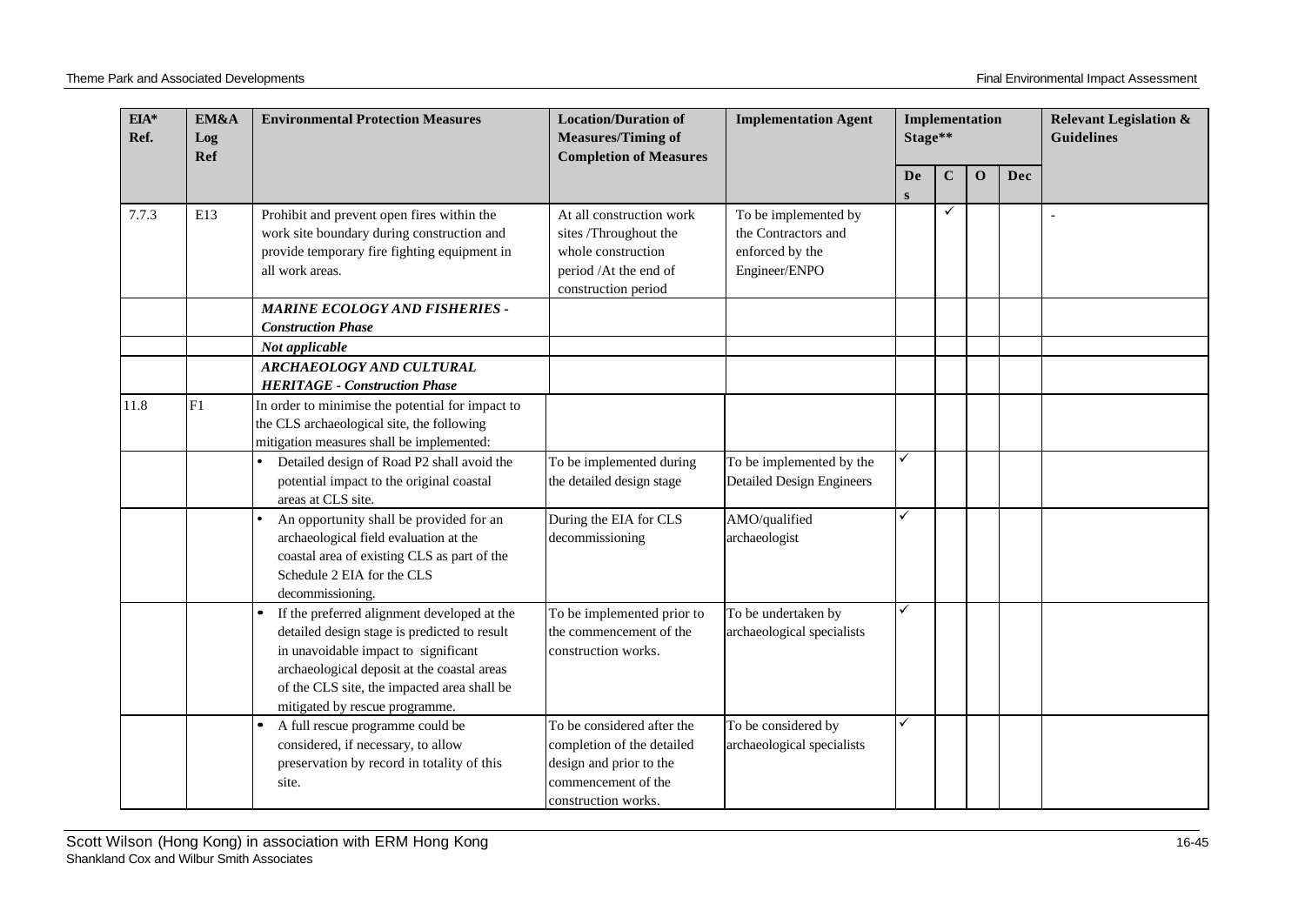| EIA* Ref. | EM&A Log Ref | Environmental Protection Measures | Location/Duration of Measures/Timing of Completion of Measures | Implementation Agent | Implementation Stage** | | | | Relevant Legislation & Guidelines |
|---|---|---|---|---|---|---|---|---|---|
| | | | | | Des | C | O | Dec | |
| 7.7.3 | E13 | Prohibit and prevent open fires within the work site boundary during construction and provide temporary fire fighting equipment in all work areas. | At all construction work sites /Throughout the whole construction period /At the end of construction period | To be implemented by the Contractors and enforced by the Engineer/ENPO | | ✓ | | | - |
| | | ***MARINE ECOLOGY AND FISHERIES - Construction Phase*** | | | | | | | |
| | | ***Not applicable*** | | | | | | | |
| | | ***ARCHAEOLOGY AND CULTURAL HERITAGE - Construction Phase*** | | | | | | | |
| 11.8 | F1 | In order to minimise the potential for impact to the CLS archaeological site, the following mitigation measures shall be implemented: | | | | | | | |
| | | • Detailed design of Road P2 shall avoid the potential impact to the original coastal areas at CLS site. | To be implemented during the detailed design stage | To be implemented by the Detailed Design Engineers | ✓ | | | | |
| | | • An opportunity shall be provided for an archaeological field evaluation at the coastal area of existing CLS as part of the Schedule 2 EIA for the CLS decommissioning. | During the EIA for CLS decommissioning | AMO/qualified archaeologist | ✓ | | | | |
| | | • If the preferred alignment developed at the detailed design stage is predicted to result in unavoidable impact to significant archaeological deposit at the coastal areas of the CLS site, the impacted area shall be mitigated by rescue programme. | To be implemented prior to the commencement of the construction works. | To be undertaken by archaeological specialists | ✓ | | | | |
| | | • A full rescue programme could be considered, if necessary, to allow preservation by record in totality of this site. | To be considered after the completion of the detailed design and prior to the commencement of the construction works. | To be considered by archaeological specialists | ✓ | | | | |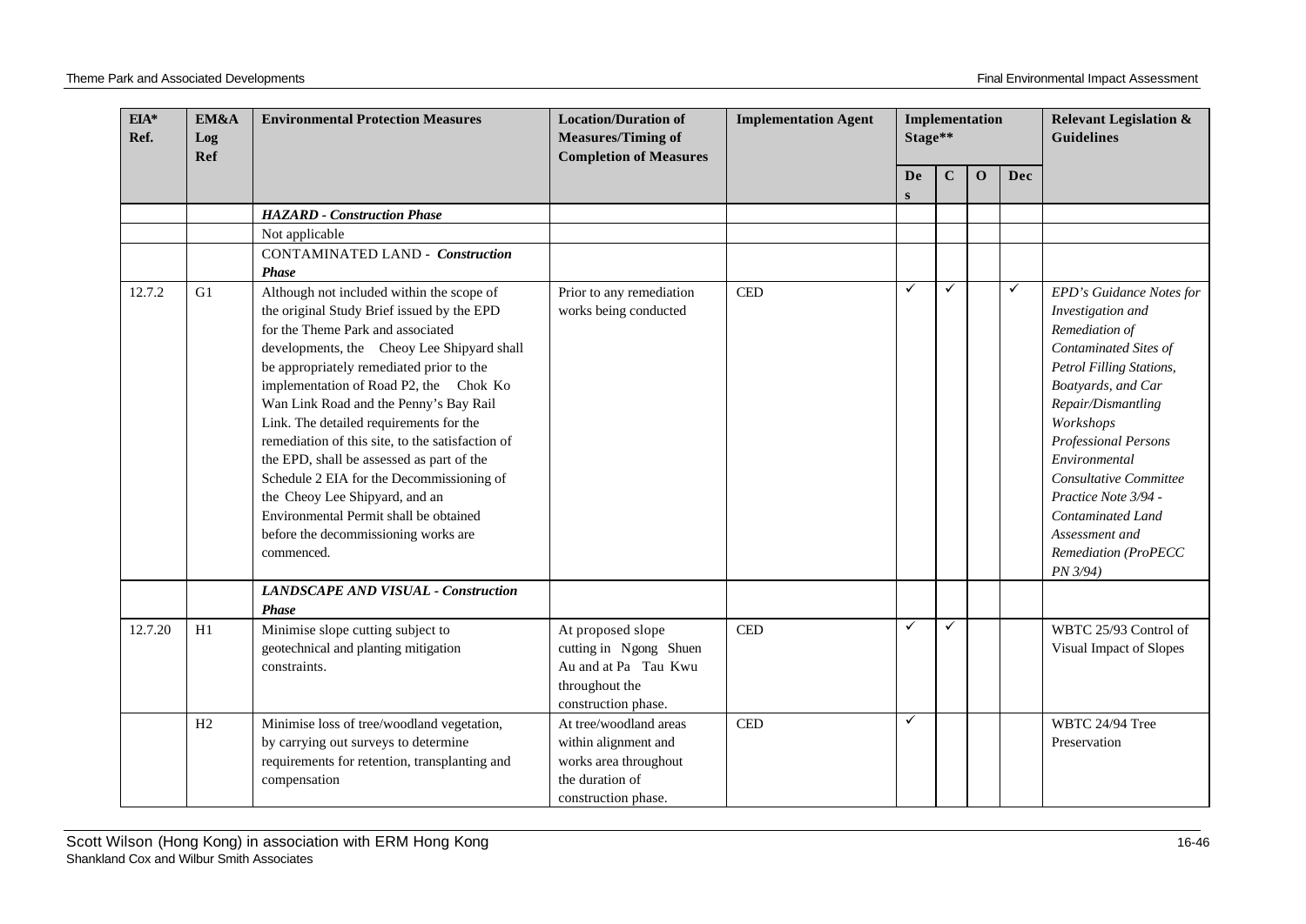| EIA* Ref. | EM&A Log Ref | Environmental Protection Measures | Location/Duration of Measures/Timing of Completion of Measures | Implementation Agent | Implementation Stage** | | | | Relevant Legislation & Guidelines |
|---|---|---|---|---|---|---|---|---|---|
| | | | | | Des | C | O | Dec | |
| | | ***HAZARD - Construction Phase*** | | | | | | | |
| | | Not applicable | | | | | | | |
| | | CONTAMINATED LAND - ***Construction Phase*** | | | | | | | |
| 12.7.2 | G1 | Although not included within the scope of the original Study Brief issued by the EPD for the Theme Park and associated developments, the Cheoy Lee Shipyard shall be appropriately remediated prior to the implementation of Road P2, the Chok Ko Wan Link Road and the Penny's Bay Rail Link. The detailed requirements for the remediation of this site, to the satisfaction of the EPD, shall be assessed as part of the Schedule 2 EIA for the Decommissioning of the Cheoy Lee Shipyard, and an Environmental Permit shall be obtained before the decommissioning works are commenced. | Prior to any remediation works being conducted | CED | ✓ | ✓ | | ✓ | *EPD's Guidance Notes for Investigation and Remediation of Contaminated Sites of Petrol Filling Stations, Boatyards, and Car Repair/Dismantling Workshops Professional Persons Environmental Consultative Committee Practice Note 3/94 - Contaminated Land Assessment and Remediation (ProPECC PN 3/94)* |
| | | ***LANDSCAPE AND VISUAL - Construction Phase*** | | | | | | | |
| 12.7.20 | H1 | Minimise slope cutting subject to geotechnical and planting mitigation constraints. | At proposed slope cutting in Ngong Shuen Au and at Pa Tau Kwu throughout the construction phase. | CED | ✓ | ✓ | | | WBTC 25/93 Control of Visual Impact of Slopes |
| | H2 | Minimise loss of tree/woodland vegetation, by carrying out surveys to determine requirements for retention, transplanting and compensation | At tree/woodland areas within alignment and works area throughout the duration of construction phase. | CED | ✓ | | | | WBTC 24/94 Tree Preservation |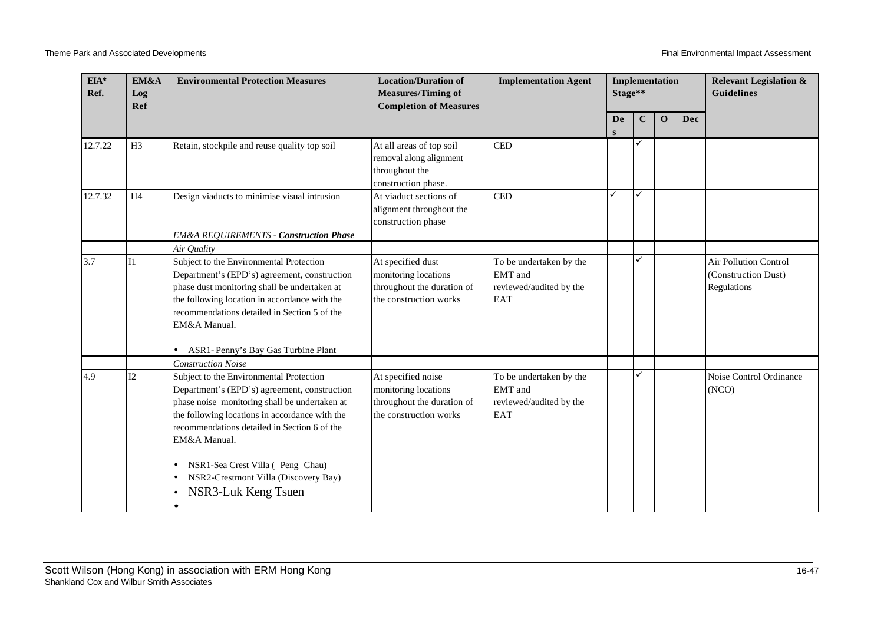| EIA* Ref. | EM&A Log Ref | Environmental Protection Measures | Location/Duration of Measures/Timing of Completion of Measures | Implementation Agent | Implementation Stage** | | | | Relevant Legislation & Guidelines |
|---|---|---|---|---|---|---|---|---|---|
| | | | | | Des | C | O | Dec | |
| 12.7.22 | H3 | Retain, stockpile and reuse quality top soil | At all areas of top soil removal along alignment throughout the construction phase. | CED | | ✓ | | | |
| 12.7.32 | H4 | Design viaducts to minimise visual intrusion | At viaduct sections of alignment throughout the construction phase | CED | ✓ | ✓ | | | |
| | | *EM&A REQUIREMENTS - **Construction Phase*** | | | | | | | |
| | | *Air Quality* | | | | | | | |
| 3.7 | I1 | Subject to the Environmental Protection Department's (EPD's) agreement, construction phase dust monitoring shall be undertaken at the following location in accordance with the recommendations detailed in Section 5 of the EM&A Manual.<br><br>• ASR1- Penny's Bay Gas Turbine Plant | At specified dust monitoring locations throughout the duration of the construction works | To be undertaken by the EMT and reviewed/audited by the EAT | | ✓ | | | Air Pollution Control (Construction Dust) Regulations |
| | | *Construction Noise* | | | | | | | |
| 4.9 | I2 | Subject to the Environmental Protection Department's (EPD's) agreement, construction phase noise monitoring shall be undertaken at the following locations in accordance with the recommendations detailed in Section 6 of the EM&A Manual.<br><br>• NSR1-Sea Crest Villa ( Peng Chau)<br>• NSR2-Crestmont Villa (Discovery Bay)<br>• NSR3-Luk Keng Tsuen<br>• | At specified noise monitoring locations throughout the duration of the construction works | To be undertaken by the EMT and reviewed/audited by the EAT | | ✓ | | | Noise Control Ordinance (NCO) |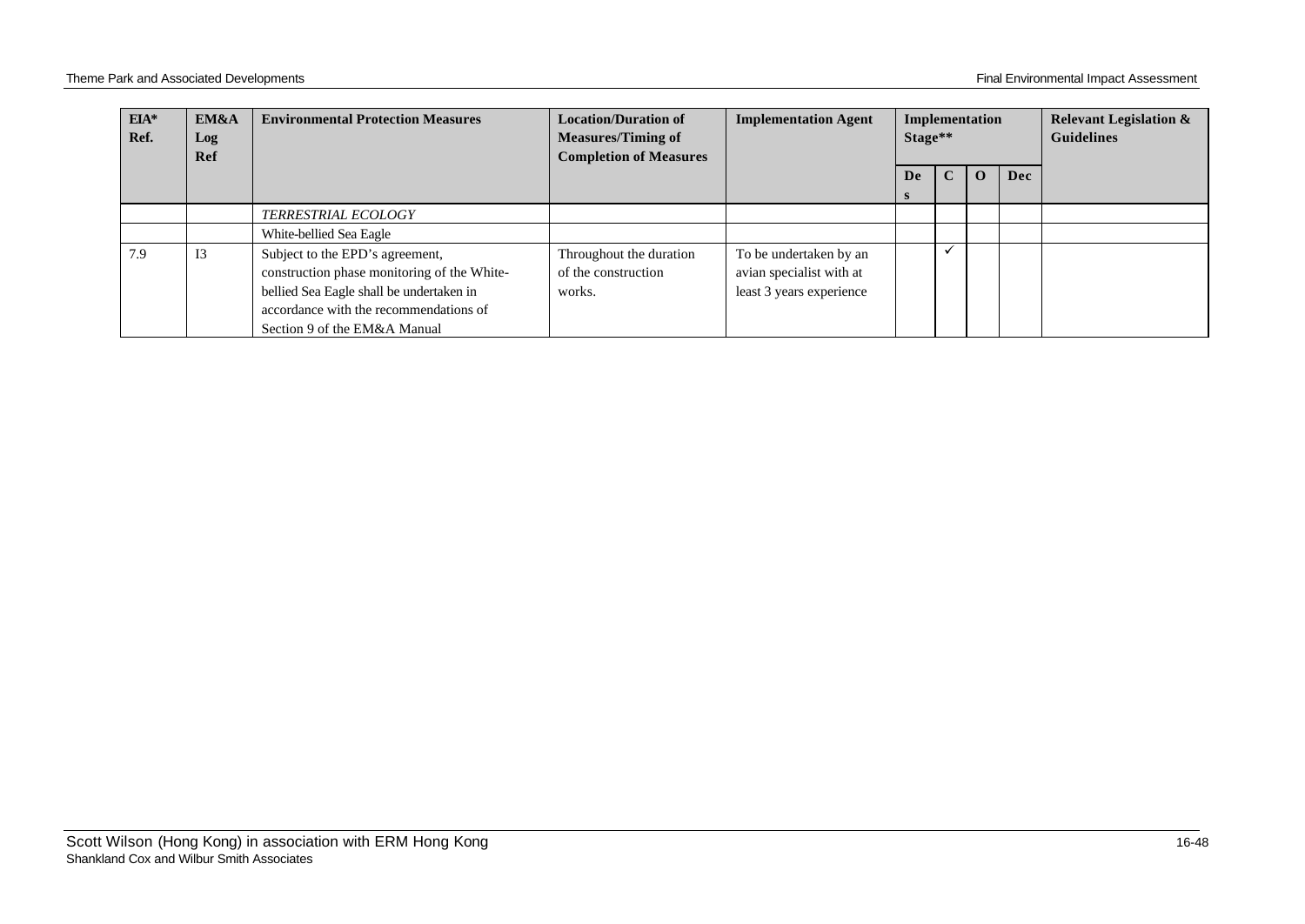| EIA* Ref. | EM&A Log Ref | Environmental Protection Measures | Location/Duration of Measures/Timing of Completion of Measures | Implementation Agent | Implementation Stage** | | | | Relevant Legislation & Guidelines |
|---|---|---|---|---|---|---|---|---|---|
| | | | | | Des | C | O | Dec | |
| | | *TERRESTRIAL ECOLOGY* | | | | | | | |
| | | White-bellied Sea Eagle | | | | | | | |
| 7.9 | I3 | Subject to the EPD's agreement, construction phase monitoring of the White-bellied Sea Eagle shall be undertaken in accordance with the recommendations of Section 9 of the EM&A Manual | Throughout the duration of the construction works. | To be undertaken by an avian specialist with at least 3 years experience | | ✓ | | | |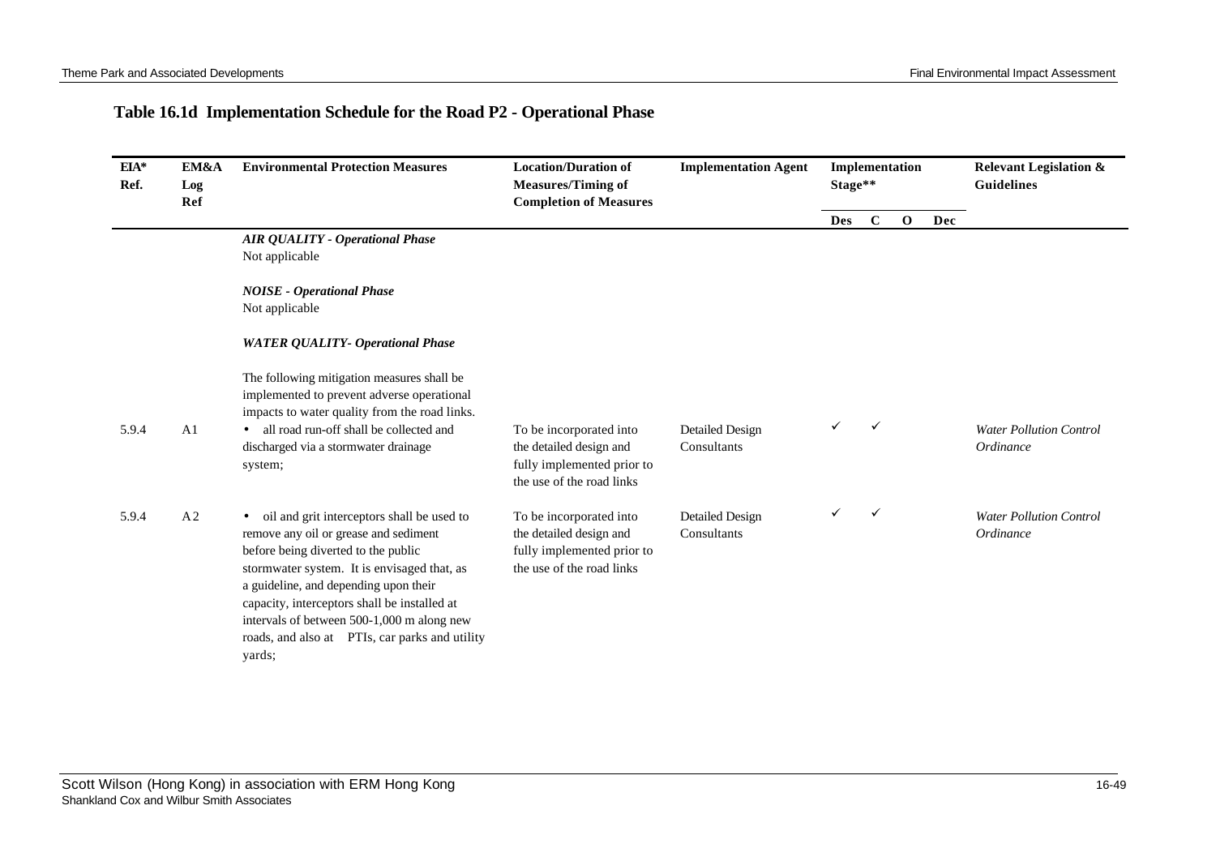## Table 16.1d Implementation Schedule for the Road P2 - Operational Phase

| EIA* Ref. | EM&A Log Ref | Environmental Protection Measures | Location/Duration of Measures/Timing of Completion of Measures | Implementation Agent | Implementation Stage** | | | | Relevant Legislation & Guidelines |
|---|---|---|---|---|---|---|---|---|---|
| | | | | | Des | C | O | Dec | |
| | | ***AIR QUALITY - Operational Phase*** Not applicable | | | | | | | |
| | | ***NOISE - Operational Phase*** Not applicable | | | | | | | |
| | | ***WATER QUALITY- Operational Phase*** | | | | | | | |
| | | The following mitigation measures shall be implemented to prevent adverse operational impacts to water quality from the road links. | | | | | | | |
| 5.9.4 | A1 | • all road run-off shall be collected and discharged via a stormwater drainage system; | To be incorporated into the detailed design and fully implemented prior to the use of the road links | Detailed Design Consultants | ✓ | ✓ | | | *Water Pollution Control Ordinance* |
| 5.9.4 | A2 | • oil and grit interceptors shall be used to remove any oil or grease and sediment before being diverted to the public stormwater system. It is envisaged that, as a guideline, and depending upon their capacity, interceptors shall be installed at intervals of between 500-1,000 m along new roads, and also at PTIs, car parks and utility yards; | To be incorporated into the detailed design and fully implemented prior to the use of the road links | Detailed Design Consultants | ✓ | ✓ | | | *Water Pollution Control Ordinance* |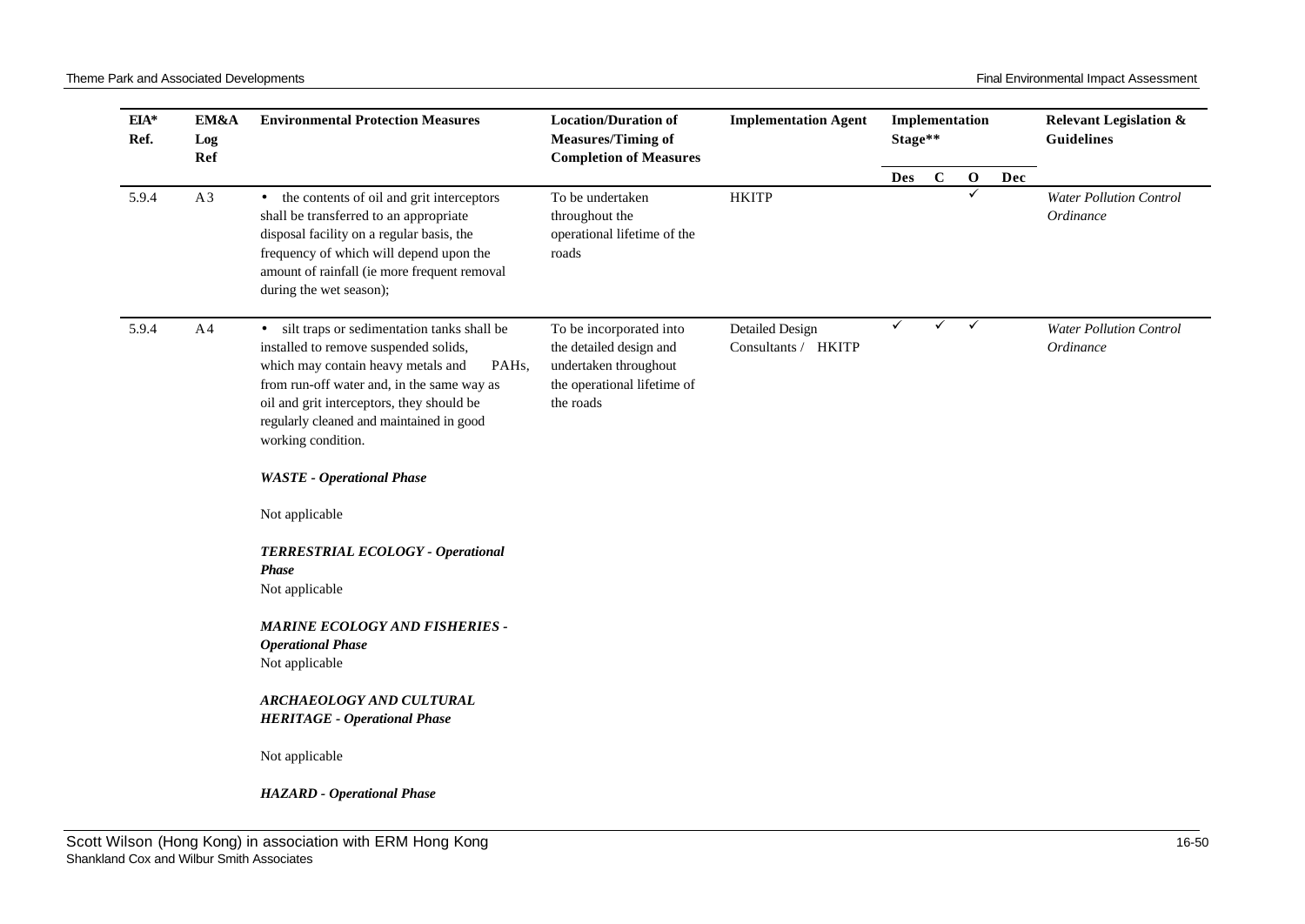| EIA* Ref. | EM&A Log Ref | Environmental Protection Measures | Location/Duration of Measures/Timing of Completion of Measures | Implementation Agent | Implementation Stage** | | | | Relevant Legislation & Guidelines |
|---|---|---|---|---|---|---|---|---|---|
| | | | | | Des | C | O | Dec | |
| 5.9.4 | A3 | • the contents of oil and grit interceptors shall be transferred to an appropriate disposal facility on a regular basis, the frequency of which will depend upon the amount of rainfall (ie more frequent removal during the wet season); | To be undertaken throughout the operational lifetime of the roads | HKITP | | | ✓ | | *Water Pollution Control Ordinance* |
| 5.9.4 | A4 | • silt traps or sedimentation tanks shall be installed to remove suspended solids, which may contain heavy metals and PAHs, from run-off water and, in the same way as oil and grit interceptors, they should be regularly cleaned and maintained in good working condition. | To be incorporated into the detailed design and undertaken throughout the operational lifetime of the roads | Detailed Design Consultants / HKITP | ✓ | ✓ | ✓ | | *Water Pollution Control Ordinance* |
| | | ***WASTE - Operational Phase*** | | | | | | | |
| | | Not applicable | | | | | | | |
| | | ***TERRESTRIAL ECOLOGY - Operational Phase*** | | | | | | | |
| | | Not applicable | | | | | | | |
| | | ***MARINE ECOLOGY AND FISHERIES - Operational Phase*** | | | | | | | |
| | | Not applicable | | | | | | | |
| | | ***ARCHAEOLOGY AND CULTURAL HERITAGE - Operational Phase*** | | | | | | | |
| | | Not applicable | | | | | | | |
| | | ***HAZARD - Operational Phase*** | | | | | | | |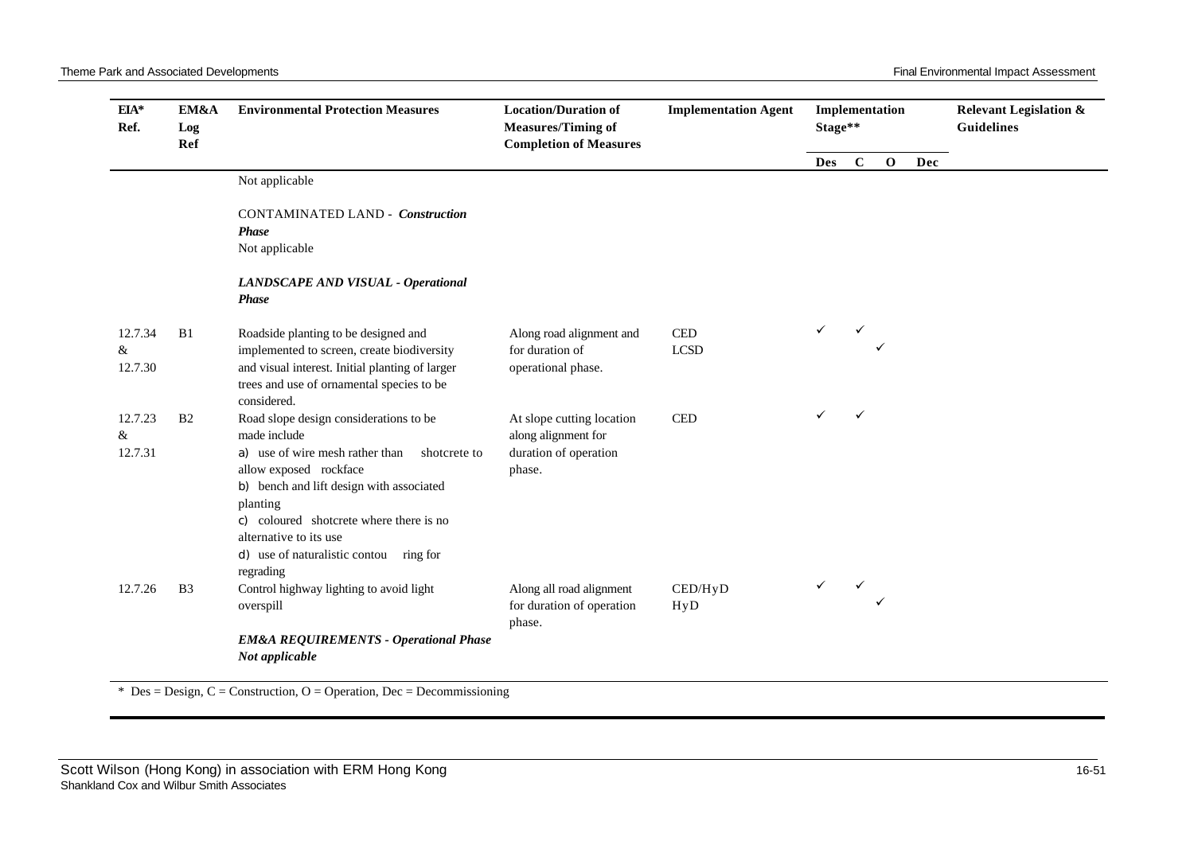| EIA* Ref. | EM&A Log Ref | Environmental Protection Measures | Location/Duration of Measures/Timing of Completion of Measures | Implementation Agent | Implementation Stage** | | | | Relevant Legislation & Guidelines |
|---|---|---|---|---|---|---|---|---|---|
| | | | | | Des | C | O | Dec | |
| | | Not applicable | | | | | | | |
| | | CONTAMINATED LAND - ***Construction Phase*** | | | | | | | |
| | | Not applicable | | | | | | | |
| | | ***LANDSCAPE AND VISUAL - Operational Phase*** | | | | | | | |
| 12.7.34 & 12.7.30 | B1 | Roadside planting to be designed and implemented to screen, create biodiversity and visual interest. Initial planting of larger trees and use of ornamental species to be considered. | Along road alignment and for duration of operational phase. | CED<br>LCSD | ✓ | ✓ | ✓ | | |
| 12.7.23 & 12.7.31 | B2 | Road slope design considerations to be made include<br>a) use of wire mesh rather than shotcrete to allow exposed rockface<br>b) bench and lift design with associated planting<br>c) coloured shotcrete where there is no alternative to its use<br>d) use of naturalistic contouring for regrading | At slope cutting location along alignment for duration of operation phase. | CED | ✓ | ✓ | | | |
| 12.7.26 | B3 | Control highway lighting to avoid light overspill | Along all road alignment for duration of operation phase. | CED/HyD<br>HyD | ✓ | ✓ | ✓ | | |
| | | ***EM&A REQUIREMENTS - Operational Phase*** | | | | | | | |
| | | ***Not applicable*** | | | | | | | |

\* Des = Design, C = Construction, O = Operation, Dec = Decommissioning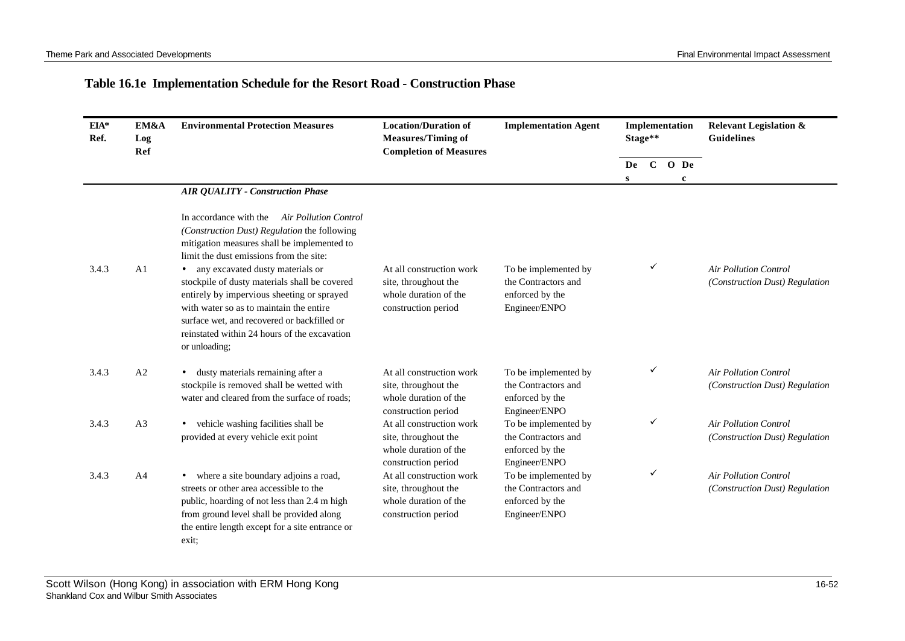## Table 16.1e Implementation Schedule for the Resort Road - Construction Phase

| EIA* Ref. | EM&A Log Ref | Environmental Protection Measures | Location/Duration of Measures/Timing of Completion of Measures | Implementation Agent | Implementation Stage** | | | | Relevant Legislation & Guidelines |
|---|---|---|---|---|---|---|---|---|---|
| | | | | | Des | C | O | Dec | |
| | | ***AIR QUALITY - Construction Phase*** | | | | | | | |
| | | In accordance with the *Air Pollution Control (Construction Dust) Regulation* the following mitigation measures shall be implemented to limit the dust emissions from the site: | | | | | | | |
| 3.4.3 | A1 | • any excavated dusty materials or stockpile of dusty materials shall be covered entirely by impervious sheeting or sprayed with water so as to maintain the entire surface wet, and recovered or backfilled or reinstated within 24 hours of the excavation or unloading; | At all construction work site, throughout the whole duration of the construction period | To be implemented by the Contractors and enforced by the Engineer/ENPO | | ✓ | | | *Air Pollution Control (Construction Dust) Regulation* |
| 3.4.3 | A2 | • dusty materials remaining after a stockpile is removed shall be wetted with water and cleared from the surface of roads; | At all construction work site, throughout the whole duration of the construction period | To be implemented by the Contractors and enforced by the Engineer/ENPO | | ✓ | | | *Air Pollution Control (Construction Dust) Regulation* |
| 3.4.3 | A3 | • vehicle washing facilities shall be provided at every vehicle exit point | At all construction work site, throughout the whole duration of the construction period | To be implemented by the Contractors and enforced by the Engineer/ENPO | | ✓ | | | *Air Pollution Control (Construction Dust) Regulation* |
| 3.4.3 | A4 | • where a site boundary adjoins a road, streets or other area accessible to the public, hoarding of not less than 2.4 m high from ground level shall be provided along the entire length except for a site entrance or exit; | At all construction work site, throughout the whole duration of the construction period | To be implemented by the Contractors and enforced by the Engineer/ENPO | | ✓ | | | *Air Pollution Control (Construction Dust) Regulation* |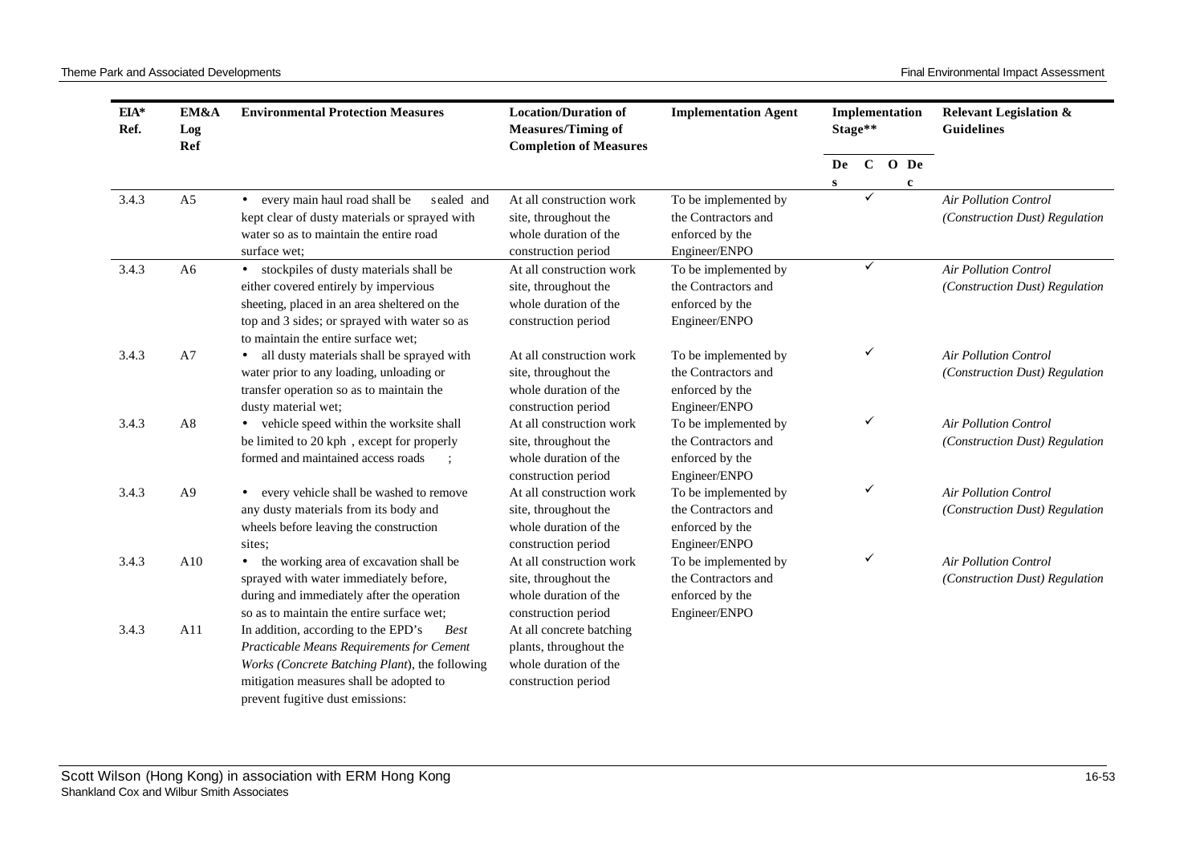| EIA* Ref. | EM&A Log Ref | Environmental Protection Measures | Location/Duration of Measures/Timing of Completion of Measures | Implementation Agent | Implementation Stage** | | | | Relevant Legislation & Guidelines |
|---|---|---|---|---|---|---|---|---|---|
| | | | | | Des | C | O | Dec | |
| 3.4.3 | A5 | • every main haul road shall be sealed and kept clear of dusty materials or sprayed with water so as to maintain the entire road surface wet; | At all construction work site, throughout the whole duration of the construction period | To be implemented by the Contractors and enforced by the Engineer/ENPO | | ✓ | | | *Air Pollution Control (Construction Dust) Regulation* |
| 3.4.3 | A6 | • stockpiles of dusty materials shall be either covered entirely by impervious sheeting, placed in an area sheltered on the top and 3 sides; or sprayed with water so as to maintain the entire surface wet; | At all construction work site, throughout the whole duration of the construction period | To be implemented by the Contractors and enforced by the Engineer/ENPO | | ✓ | | | *Air Pollution Control (Construction Dust) Regulation* |
| 3.4.3 | A7 | • all dusty materials shall be sprayed with water prior to any loading, unloading or transfer operation so as to maintain the dusty material wet; | At all construction work site, throughout the whole duration of the construction period | To be implemented by the Contractors and enforced by the Engineer/ENPO | | ✓ | | | *Air Pollution Control (Construction Dust) Regulation* |
| 3.4.3 | A8 | • vehicle speed within the worksite shall be limited to 20 kph , except for properly formed and maintained access roads ; | At all construction work site, throughout the whole duration of the construction period | To be implemented by the Contractors and enforced by the Engineer/ENPO | | ✓ | | | *Air Pollution Control (Construction Dust) Regulation* |
| 3.4.3 | A9 | • every vehicle shall be washed to remove any dusty materials from its body and wheels before leaving the construction sites; | At all construction work site, throughout the whole duration of the construction period | To be implemented by the Contractors and enforced by the Engineer/ENPO | | ✓ | | | *Air Pollution Control (Construction Dust) Regulation* |
| 3.4.3 | A10 | • the working area of excavation shall be sprayed with water immediately before, during and immediately after the operation so as to maintain the entire surface wet; | At all construction work site, throughout the whole duration of the construction period | To be implemented by the Contractors and enforced by the Engineer/ENPO | | ✓ | | | *Air Pollution Control (Construction Dust) Regulation* |
| 3.4.3 | A11 | In addition, according to the EPD's *Best Practicable Means Requirements for Cement Works (Concrete Batching Plant)*, the following mitigation measures shall be adopted to prevent fugitive dust emissions: | At all concrete batching plants, throughout the whole duration of the construction period | | | | | | |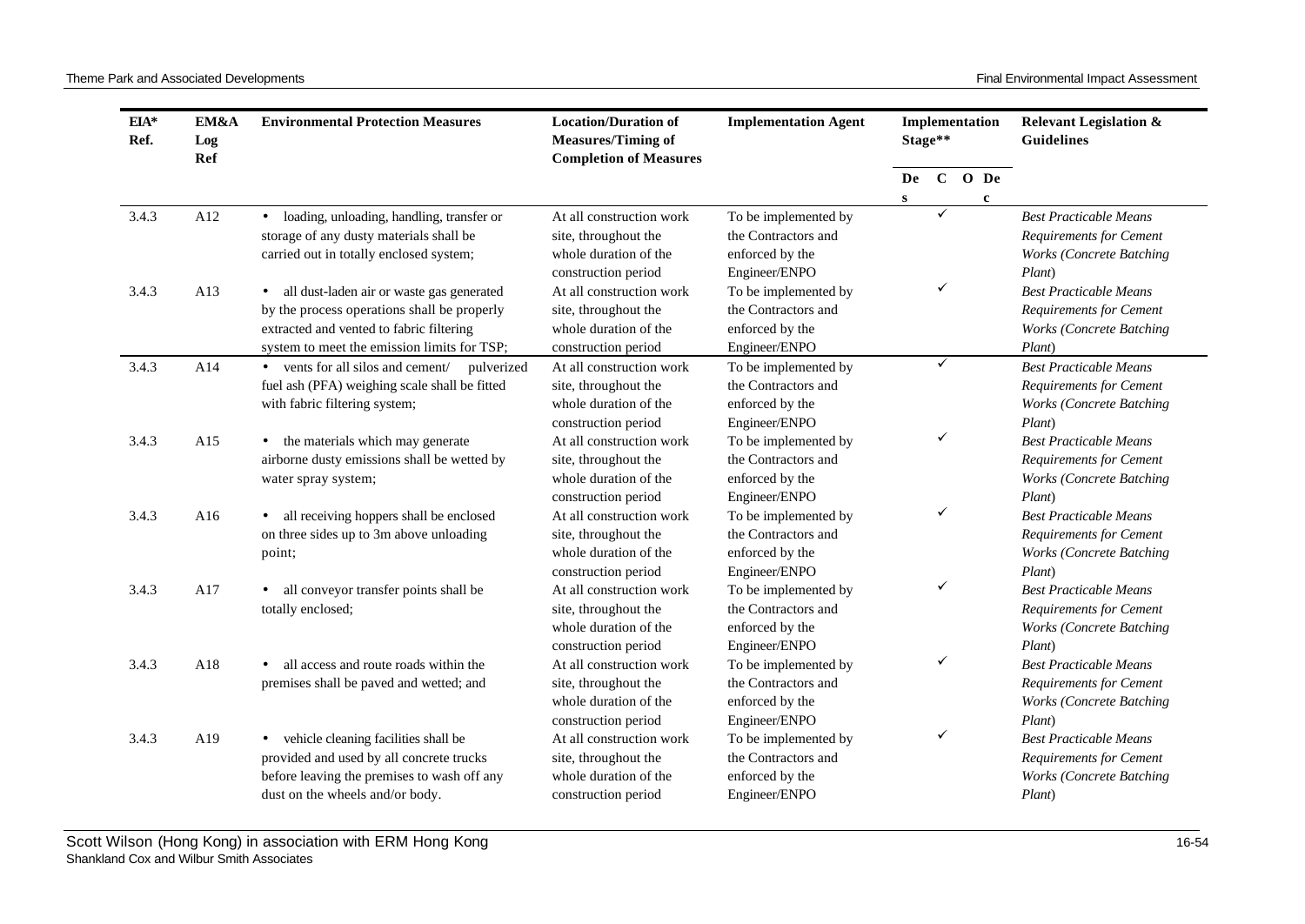| EIA* Ref. | EM&A Log Ref | Environmental Protection Measures | Location/Duration of Measures/Timing of Completion of Measures | Implementation Agent | Implementation Stage** | | | | Relevant Legislation & Guidelines |
|---|---|---|---|---|---|---|---|---|---|
| | | | | | Des | C | O | Dec | |
| 3.4.3 | A12 | • loading, unloading, handling, transfer or storage of any dusty materials shall be carried out in totally enclosed system; | At all construction work site, throughout the whole duration of the construction period | To be implemented by the Contractors and enforced by the Engineer/ENPO | | ✓ | | | *Best Practicable Means Requirements for Cement Works (Concrete Batching Plant)* |
| 3.4.3 | A13 | • all dust-laden air or waste gas generated by the process operations shall be properly extracted and vented to fabric filtering system to meet the emission limits for TSP; | At all construction work site, throughout the whole duration of the construction period | To be implemented by the Contractors and enforced by the Engineer/ENPO | | ✓ | | | *Best Practicable Means Requirements for Cement Works (Concrete Batching Plant)* |
| 3.4.3 | A14 | • vents for all silos and cement/ pulverized fuel ash (PFA) weighing scale shall be fitted with fabric filtering system; | At all construction work site, throughout the whole duration of the construction period | To be implemented by the Contractors and enforced by the Engineer/ENPO | | ✓ | | | *Best Practicable Means Requirements for Cement Works (Concrete Batching Plant)* |
| 3.4.3 | A15 | • the materials which may generate airborne dusty emissions shall be wetted by water spray system; | At all construction work site, throughout the whole duration of the construction period | To be implemented by the Contractors and enforced by the Engineer/ENPO | | ✓ | | | *Best Practicable Means Requirements for Cement Works (Concrete Batching Plant)* |
| 3.4.3 | A16 | • all receiving hoppers shall be enclosed on three sides up to 3m above unloading point; | At all construction work site, throughout the whole duration of the construction period | To be implemented by the Contractors and enforced by the Engineer/ENPO | | ✓ | | | *Best Practicable Means Requirements for Cement Works (Concrete Batching Plant)* |
| 3.4.3 | A17 | • all conveyor transfer points shall be totally enclosed; | At all construction work site, throughout the whole duration of the construction period | To be implemented by the Contractors and enforced by the Engineer/ENPO | | ✓ | | | *Best Practicable Means Requirements for Cement Works (Concrete Batching Plant)* |
| 3.4.3 | A18 | • all access and route roads within the premises shall be paved and wetted; and | At all construction work site, throughout the whole duration of the construction period | To be implemented by the Contractors and enforced by the Engineer/ENPO | | ✓ | | | *Best Practicable Means Requirements for Cement Works (Concrete Batching Plant)* |
| 3.4.3 | A19 | • vehicle cleaning facilities shall be provided and used by all concrete trucks before leaving the premises to wash off any dust on the wheels and/or body. | At all construction work site, throughout the whole duration of the construction period | To be implemented by the Contractors and enforced by the Engineer/ENPO | | ✓ | | | *Best Practicable Means Requirements for Cement Works (Concrete Batching Plant)* |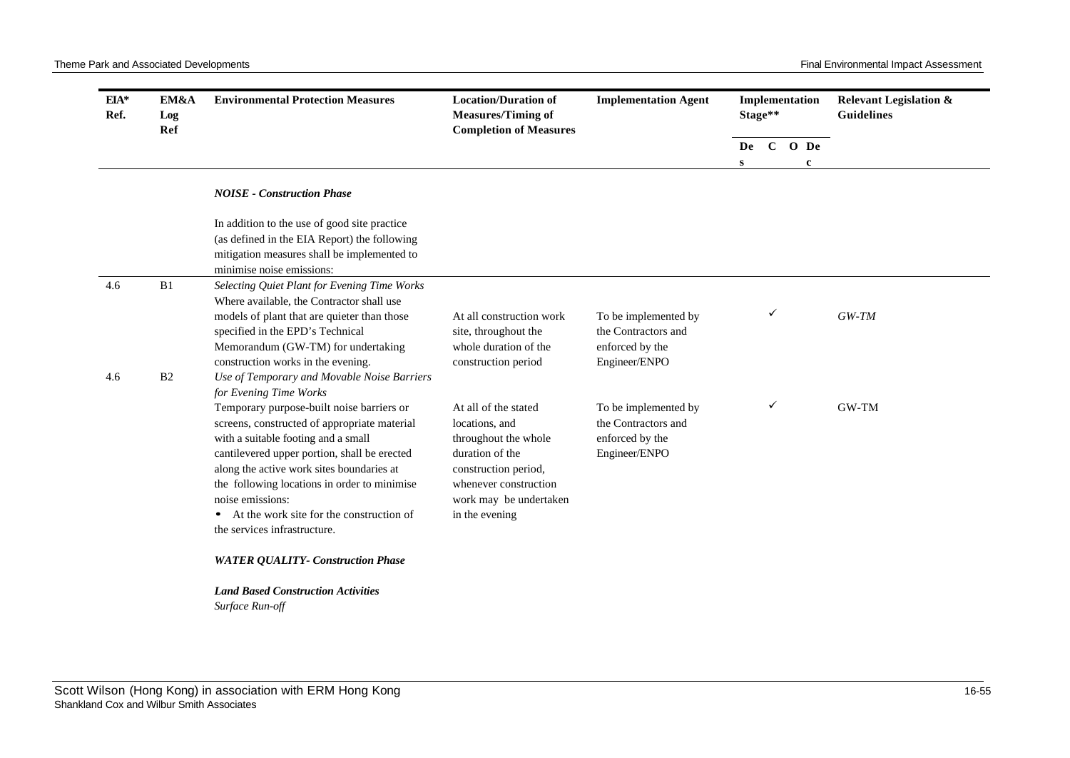| EIA* Ref. | EM&A Log Ref | Environmental Protection Measures | Location/Duration of Measures/Timing of Completion of Measures | Implementation Agent | Implementation Stage** | | | | Relevant Legislation & Guidelines |
|---|---|---|---|---|---|---|---|---|---|
| | | | | | Des | C | O | Dec | |
| | | ***NOISE - Construction Phase*** | | | | | | | |
| | | In addition to the use of good site practice (as defined in the EIA Report) the following mitigation measures shall be implemented to minimise noise emissions: | | | | | | | |
| 4.6 | B1 | *Selecting Quiet Plant for Evening Time Works* Where available, the Contractor shall use models of plant that are quieter than those specified in the EPD's Technical Memorandum (GW-TM) for undertaking construction works in the evening. | At all construction work site, throughout the whole duration of the construction period | To be implemented by the Contractors and enforced by the Engineer/ENPO | | ✓ | | | *GW-TM* |
| 4.6 | B2 | *Use of Temporary and Movable Noise Barriers for Evening Time Works* Temporary purpose-built noise barriers or screens, constructed of appropriate material with a suitable footing and a small cantilevered upper portion, shall be erected along the active work sites boundaries at the following locations in order to minimise noise emissions: <br>• At the work site for the construction of the services infrastructure. | At all of the stated locations, and throughout the whole duration of the construction period, whenever construction work may be undertaken in the evening | To be implemented by the Contractors and enforced by the Engineer/ENPO | | ✓ | | | GW-TM |
| | | ***WATER QUALITY- Construction Phase*** | | | | | | | |
| | | ***Land Based Construction Activities*** *Surface Run-off* | | | | | | | |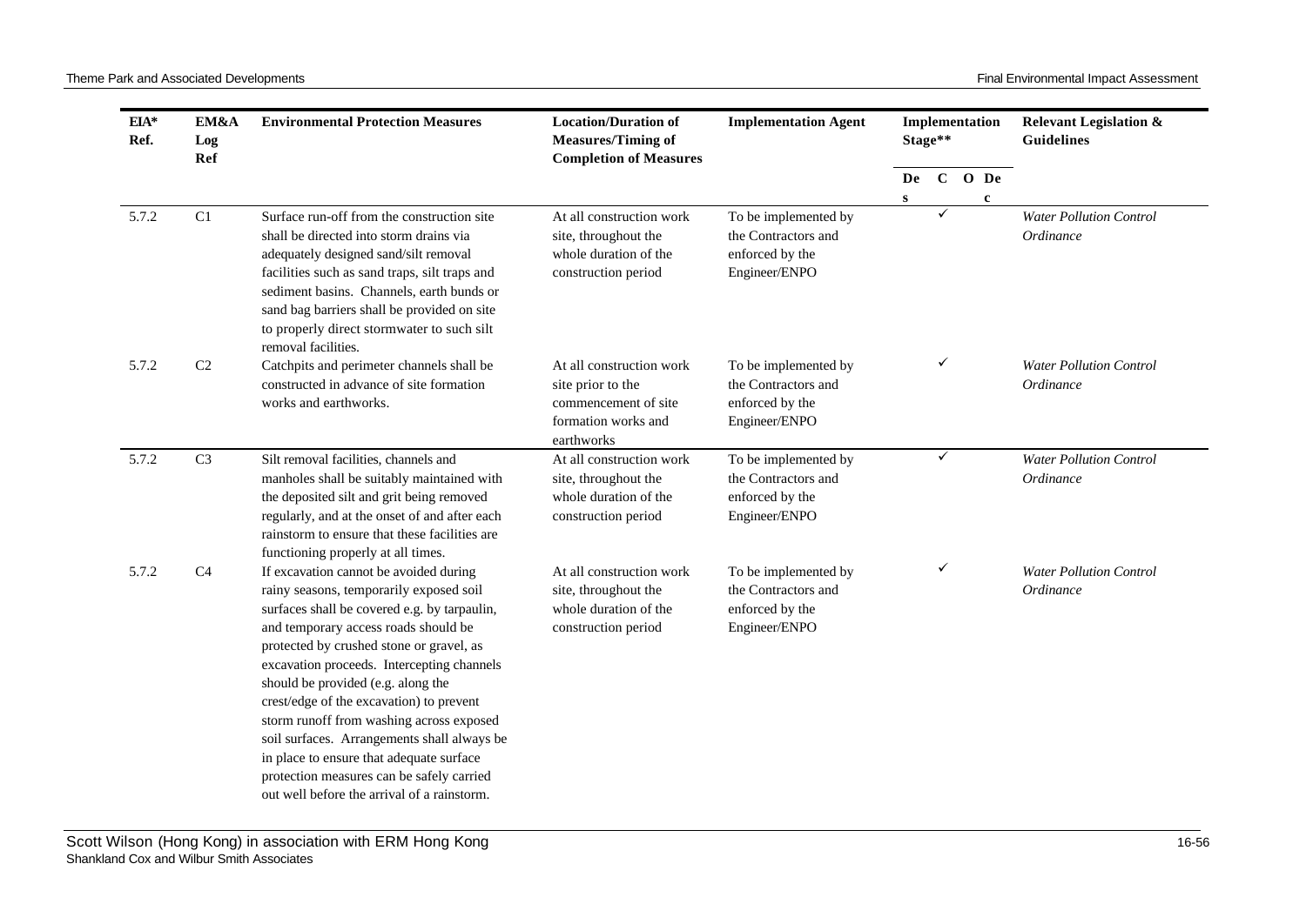| EIA* Ref. | EM&A Log Ref | Environmental Protection Measures | Location/Duration of Measures/Timing of Completion of Measures | Implementation Agent | Implementation Stage** | | | | Relevant Legislation & Guidelines |
|---|---|---|---|---|---|---|---|---|---|
| | | | | | Des | C | O | Dec | |
| 5.7.2 | C1 | Surface run-off from the construction site shall be directed into storm drains via adequately designed sand/silt removal facilities such as sand traps, silt traps and sediment basins. Channels, earth bunds or sand bag barriers shall be provided on site to properly direct stormwater to such silt removal facilities. | At all construction work site, throughout the whole duration of the construction period | To be implemented by the Contractors and enforced by the Engineer/ENPO | | ✓ | | | *Water Pollution Control Ordinance* |
| 5.7.2 | C2 | Catchpits and perimeter channels shall be constructed in advance of site formation works and earthworks. | At all construction work site prior to the commencement of site formation works and earthworks | To be implemented by the Contractors and enforced by the Engineer/ENPO | | ✓ | | | *Water Pollution Control Ordinance* |
| 5.7.2 | C3 | Silt removal facilities, channels and manholes shall be suitably maintained with the deposited silt and grit being removed regularly, and at the onset of and after each rainstorm to ensure that these facilities are functioning properly at all times. | At all construction work site, throughout the whole duration of the construction period | To be implemented by the Contractors and enforced by the Engineer/ENPO | | ✓ | | | *Water Pollution Control Ordinance* |
| 5.7.2 | C4 | If excavation cannot be avoided during rainy seasons, temporarily exposed soil surfaces shall be covered e.g. by tarpaulin, and temporary access roads should be protected by crushed stone or gravel, as excavation proceeds. Intercepting channels should be provided (e.g. along the crest/edge of the excavation) to prevent storm runoff from washing across exposed soil surfaces. Arrangements shall always be in place to ensure that adequate surface protection measures can be safely carried out well before the arrival of a rainstorm. | At all construction work site, throughout the whole duration of the construction period | To be implemented by the Contractors and enforced by the Engineer/ENPO | | ✓ | | | *Water Pollution Control Ordinance* |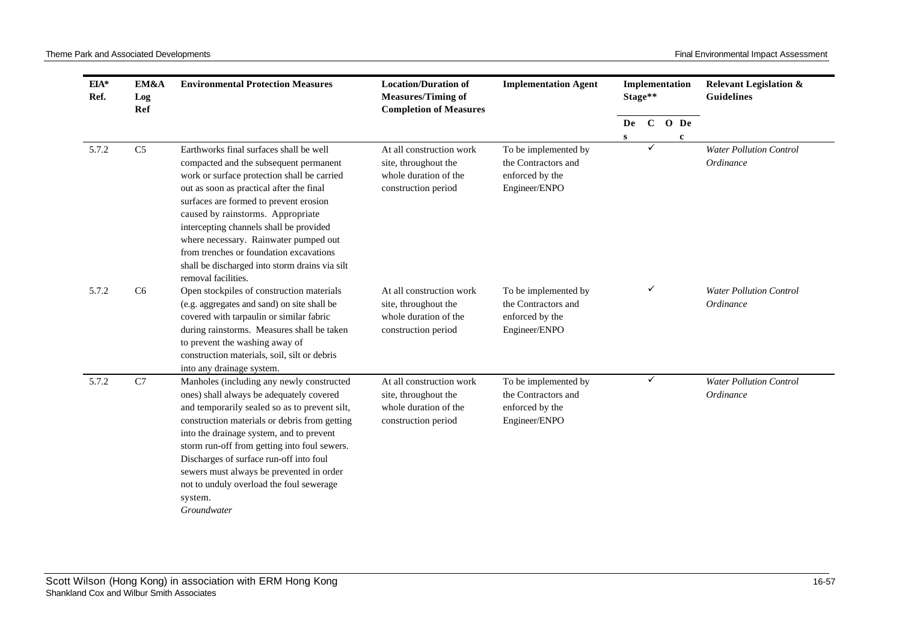| EIA* Ref. | EM&A Log Ref | Environmental Protection Measures | Location/Duration of Measures/Timing of Completion of Measures | Implementation Agent | Implementation Stage** | | | | Relevant Legislation & Guidelines |
|---|---|---|---|---|---|---|---|---|---|
| | | | | | Des | C | O | Dec | |
| 5.7.2 | C5 | Earthworks final surfaces shall be well compacted and the subsequent permanent work or surface protection shall be carried out as soon as practical after the final surfaces are formed to prevent erosion caused by rainstorms. Appropriate intercepting channels shall be provided where necessary. Rainwater pumped out from trenches or foundation excavations shall be discharged into storm drains via silt removal facilities. | At all construction work site, throughout the whole duration of the construction period | To be implemented by the Contractors and enforced by the Engineer/ENPO | | ✓ | | | *Water Pollution Control Ordinance* |
| 5.7.2 | C6 | Open stockpiles of construction materials (e.g. aggregates and sand) on site shall be covered with tarpaulin or similar fabric during rainstorms. Measures shall be taken to prevent the washing away of construction materials, soil, silt or debris into any drainage system. | At all construction work site, throughout the whole duration of the construction period | To be implemented by the Contractors and enforced by the Engineer/ENPO | | ✓ | | | *Water Pollution Control Ordinance* |
| 5.7.2 | C7 | Manholes (including any newly constructed ones) shall always be adequately covered and temporarily sealed so as to prevent silt, construction materials or debris from getting into the drainage system, and to prevent storm run-off from getting into foul sewers. Discharges of surface run-off into foul sewers must always be prevented in order not to unduly overload the foul sewerage system. | At all construction work site, throughout the whole duration of the construction period | To be implemented by the Contractors and enforced by the Engineer/ENPO | | ✓ | | | *Water Pollution Control Ordinance* |
| | | *Groundwater* | | | | | | | |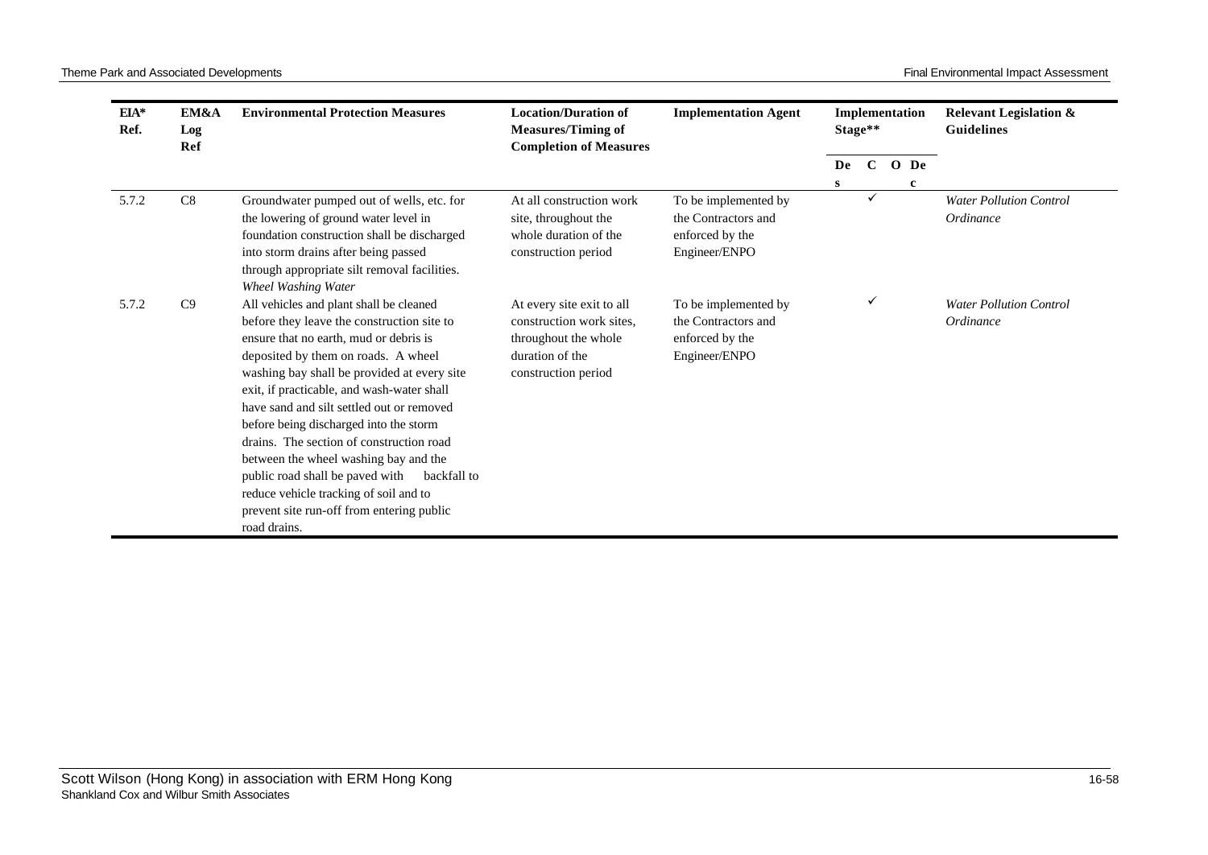| EIA* Ref. | EM&A Log Ref | Environmental Protection Measures | Location/Duration of Measures/Timing of Completion of Measures | Implementation Agent | Implementation Stage** | | | | Relevant Legislation & Guidelines |
|---|---|---|---|---|---|---|---|---|---|
| | | | | | Des | C | O | Dec | |
| 5.7.2 | C8 | Groundwater pumped out of wells, etc. for the lowering of ground water level in foundation construction shall be discharged into storm drains after being passed through appropriate silt removal facilities. | At all construction work site, throughout the whole duration of the construction period | To be implemented by the Contractors and enforced by the Engineer/ENPO | | ✓ | | | *Water Pollution Control Ordinance* |
| | | *Wheel Washing Water* | | | | | | | |
| 5.7.2 | C9 | All vehicles and plant shall be cleaned before they leave the construction site to ensure that no earth, mud or debris is deposited by them on roads. A wheel washing bay shall be provided at every site exit, if practicable, and wash-water shall have sand and silt settled out or removed before being discharged into the storm drains. The section of construction road between the wheel washing bay and the public road shall be paved with backfall to reduce vehicle tracking of soil and to prevent site run-off from entering public road drains. | At every site exit to all construction work sites, throughout the whole duration of the construction period | To be implemented by the Contractors and enforced by the Engineer/ENPO | | ✓ | | | *Water Pollution Control Ordinance* |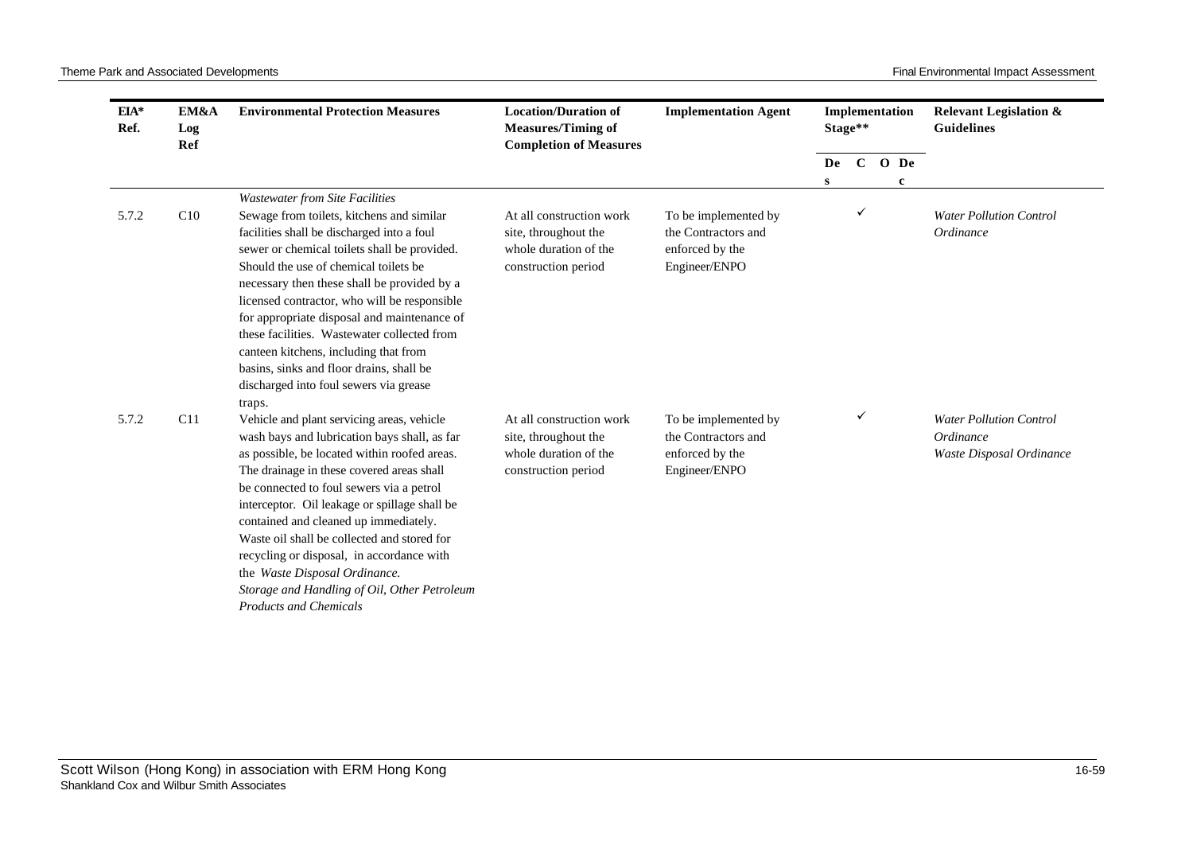| EIA* Ref. | EM&A Log Ref | Environmental Protection Measures | Location/Duration of Measures/Timing of Completion of Measures | Implementation Agent | Implementation Stage** | | | | Relevant Legislation & Guidelines |
|---|---|---|---|---|---|---|---|---|---|
| | | | | | Des | C | O | Dec | |
| | | *Wastewater from Site Facilities* | | | | | | | |
| 5.7.2 | C10 | Sewage from toilets, kitchens and similar facilities shall be discharged into a foul sewer or chemical toilets shall be provided. Should the use of chemical toilets be necessary then these shall be provided by a licensed contractor, who will be responsible for appropriate disposal and maintenance of these facilities. Wastewater collected from canteen kitchens, including that from basins, sinks and floor drains, shall be discharged into foul sewers via grease traps. | At all construction work site, throughout the whole duration of the construction period | To be implemented by the Contractors and enforced by the Engineer/ENPO | | ✓ | | | *Water Pollution Control Ordinance* |
| 5.7.2 | C11 | Vehicle and plant servicing areas, vehicle wash bays and lubrication bays shall, as far as possible, be located within roofed areas. The drainage in these covered areas shall be connected to foul sewers via a petrol interceptor. Oil leakage or spillage shall be contained and cleaned up immediately. Waste oil shall be collected and stored for recycling or disposal, in accordance with the *Waste Disposal Ordinance.* | At all construction work site, throughout the whole duration of the construction period | To be implemented by the Contractors and enforced by the Engineer/ENPO | | ✓ | | | *Water Pollution Control Ordinance* *Waste Disposal Ordinance* |
| | | *Storage and Handling of Oil, Other Petroleum Products and Chemicals* | | | | | | | |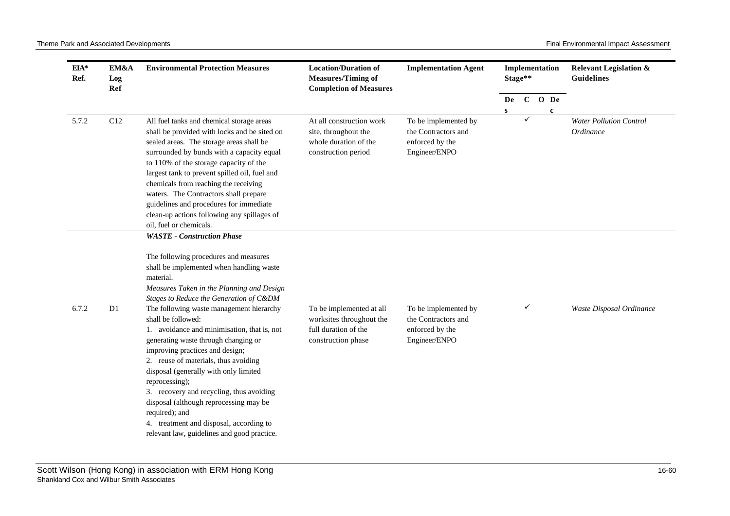| EIA* Ref. | EM&A Log Ref | Environmental Protection Measures | Location/Duration of Measures/Timing of Completion of Measures | Implementation Agent | Implementation Stage** | | | | Relevant Legislation & Guidelines |
|---|---|---|---|---|---|---|---|---|---|
| | | | | | Des | C | O | Dec | |
| 5.7.2 | C12 | All fuel tanks and chemical storage areas shall be provided with locks and be sited on sealed areas. The storage areas shall be surrounded by bunds with a capacity equal to 110% of the storage capacity of the largest tank to prevent spilled oil, fuel and chemicals from reaching the receiving waters. The Contractors shall prepare guidelines and procedures for immediate clean-up actions following any spillages of oil, fuel or chemicals. | At all construction work site, throughout the whole duration of the construction period | To be implemented by the Contractors and enforced by the Engineer/ENPO | | ✓ | | | *Water Pollution Control Ordinance* |
| | | ***WASTE - Construction Phase*** <br><br> The following procedures and measures shall be implemented when handling waste material. <br> *Measures Taken in the Planning and Design Stages to Reduce the Generation of C&DM* | | | | | | | |
| 6.7.2 | D1 | The following waste management hierarchy shall be followed: <br> 1. avoidance and minimisation, that is, not generating waste through changing or improving practices and design; <br> 2. reuse of materials, thus avoiding disposal (generally with only limited reprocessing); <br> 3. recovery and recycling, thus avoiding disposal (although reprocessing may be required); and <br> 4. treatment and disposal, according to relevant law, guidelines and good practice. | To be implemented at all worksites throughout the full duration of the construction phase | To be implemented by the Contractors and enforced by the Engineer/ENPO | | ✓ | | | *Waste Disposal Ordinance* |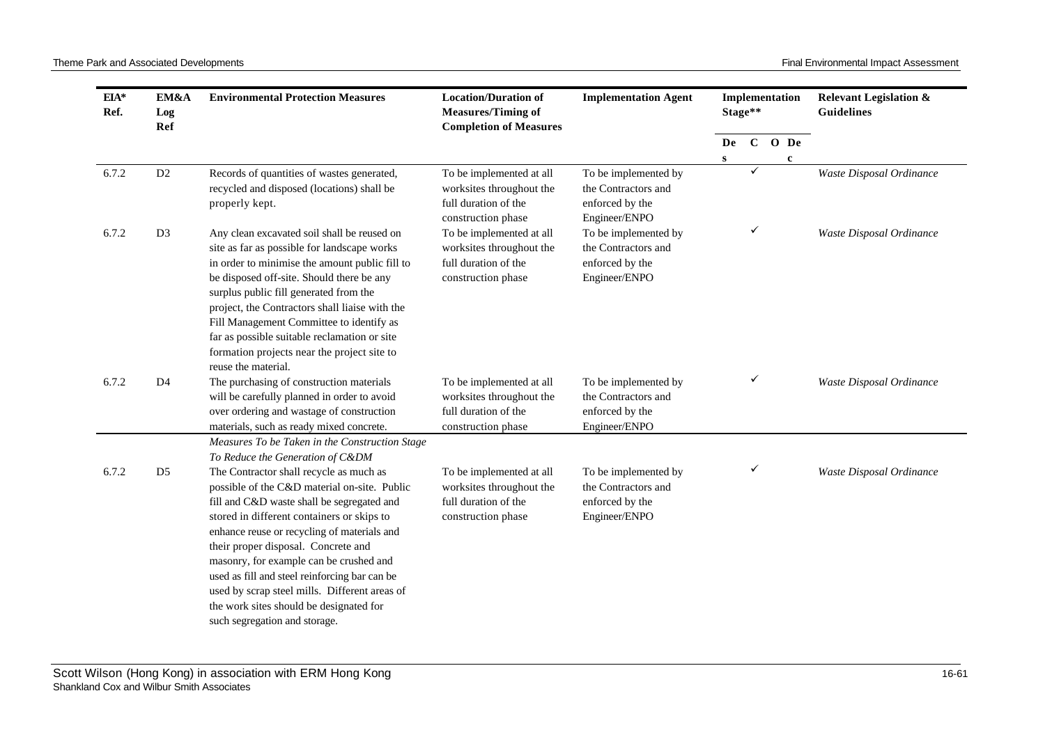| EIA* Ref. | EM&A Log Ref | Environmental Protection Measures | Location/Duration of Measures/Timing of Completion of Measures | Implementation Agent | Implementation Stage** | | | | Relevant Legislation & Guidelines |
|---|---|---|---|---|---|---|---|---|---|
| | | | | | Des | C | O | Dec | |
| 6.7.2 | D2 | Records of quantities of wastes generated, recycled and disposed (locations) shall be properly kept. | To be implemented at all worksites throughout the full duration of the construction phase | To be implemented by the Contractors and enforced by the Engineer/ENPO | | ✓ | | | *Waste Disposal Ordinance* |
| 6.7.2 | D3 | Any clean excavated soil shall be reused on site as far as possible for landscape works in order to minimise the amount public fill to be disposed off-site. Should there be any surplus public fill generated from the project, the Contractors shall liaise with the Fill Management Committee to identify as far as possible suitable reclamation or site formation projects near the project site to reuse the material. | To be implemented at all worksites throughout the full duration of the construction phase | To be implemented by the Contractors and enforced by the Engineer/ENPO | | ✓ | | | *Waste Disposal Ordinance* |
| 6.7.2 | D4 | The purchasing of construction materials will be carefully planned in order to avoid over ordering and wastage of construction materials, such as ready mixed concrete. | To be implemented at all worksites throughout the full duration of the construction phase | To be implemented by the Contractors and enforced by the Engineer/ENPO | | ✓ | | | *Waste Disposal Ordinance* |
| | | *Measures To be Taken in the Construction Stage To Reduce the Generation of C&DM* | | | | | | | |
| 6.7.2 | D5 | The Contractor shall recycle as much as possible of the C&D material on-site. Public fill and C&D waste shall be segregated and stored in different containers or skips to enhance reuse or recycling of materials and their proper disposal. Concrete and masonry, for example can be crushed and used as fill and steel reinforcing bar can be used by scrap steel mills. Different areas of the work sites should be designated for such segregation and storage. | To be implemented at all worksites throughout the full duration of the construction phase | To be implemented by the Contractors and enforced by the Engineer/ENPO | | ✓ | | | *Waste Disposal Ordinance* |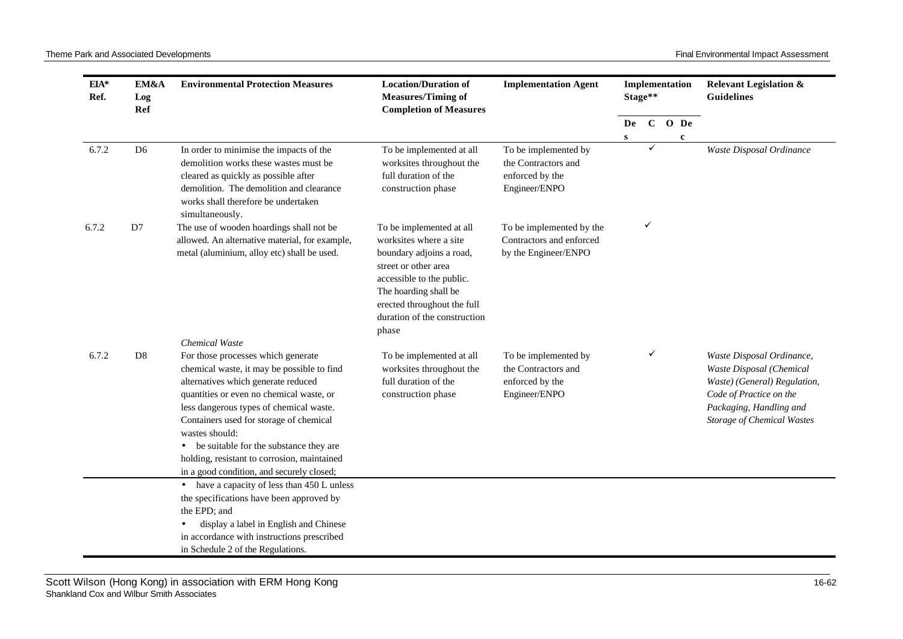| EIA* Ref. | EM&A Log Ref | Environmental Protection Measures | Location/Duration of Measures/Timing of Completion of Measures | Implementation Agent | Implementation Stage** | | | | Relevant Legislation & Guidelines |
|---|---|---|---|---|---|---|---|---|---|
| | | | | | Des | C | O | Dec | |
| 6.7.2 | D6 | In order to minimise the impacts of the demolition works these wastes must be cleared as quickly as possible after demolition. The demolition and clearance works shall therefore be undertaken simultaneously. | To be implemented at all worksites throughout the full duration of the construction phase | To be implemented by the Contractors and enforced by the Engineer/ENPO | | ✓ | | | *Waste Disposal Ordinance* |
| 6.7.2 | D7 | The use of wooden hoardings shall not be allowed. An alternative material, for example, metal (aluminium, alloy etc) shall be used. | To be implemented at all worksites where a site boundary adjoins a road, street or other area accessible to the public. The hoarding shall be erected throughout the full duration of the construction phase | To be implemented by the Contractors and enforced by the Engineer/ENPO | | ✓ | | | |
| | | *Chemical Waste* | | | | | | | |
| 6.7.2 | D8 | For those processes which generate chemical waste, it may be possible to find alternatives which generate reduced quantities or even no chemical waste, or less dangerous types of chemical waste. Containers used for storage of chemical wastes should:<br>• be suitable for the substance they are holding, resistant to corrosion, maintained in a good condition, and securely closed;<br>• have a capacity of less than 450 L unless the specifications have been approved by the EPD; and<br>• display a label in English and Chinese in accordance with instructions prescribed in Schedule 2 of the Regulations. | To be implemented at all worksites throughout the full duration of the construction phase | To be implemented by the Contractors and enforced by the Engineer/ENPO | | ✓ | | | *Waste Disposal Ordinance, Waste Disposal (Chemical Waste) (General) Regulation, Code of Practice on the Packaging, Handling and Storage of Chemical Wastes* |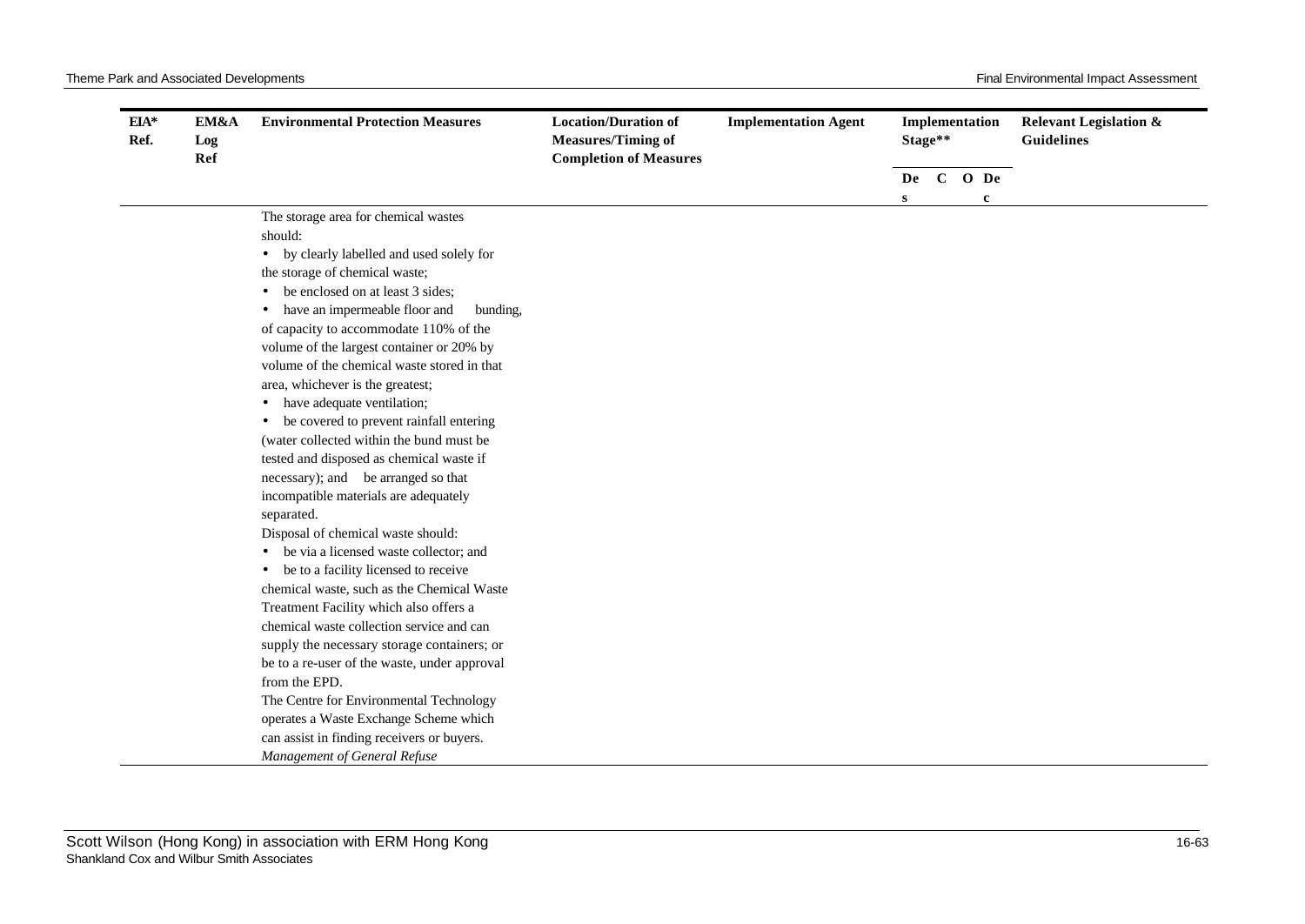| EIA* Ref. | EM&A Log Ref | Environmental Protection Measures | Location/Duration of Measures/Timing of Completion of Measures | Implementation Agent | Implementation Stage** | | | | Relevant Legislation & Guidelines |
|---|---|---|---|---|---|---|---|---|---|
| | | | | | Des | C | O | Dec | |
| | | The storage area for chemical wastes should:<br>• by clearly labelled and used solely for the storage of chemical waste;<br>• be enclosed on at least 3 sides;<br>• have an impermeable floor and bunding, of capacity to accommodate 110% of the volume of the largest container or 20% by volume of the chemical waste stored in that area, whichever is the greatest;<br>• have adequate ventilation;<br>• be covered to prevent rainfall entering (water collected within the bund must be tested and disposed as chemical waste if necessary); and be arranged so that incompatible materials are adequately separated.<br>Disposal of chemical waste should:<br>• be via a licensed waste collector; and<br>• be to a facility licensed to receive chemical waste, such as the Chemical Waste Treatment Facility which also offers a chemical waste collection service and can supply the necessary storage containers; or be to a re-user of the waste, under approval from the EPD.<br>The Centre for Environmental Technology operates a Waste Exchange Scheme which can assist in finding receivers or buyers.<br>*Management of General Refuse* | | | | | | | |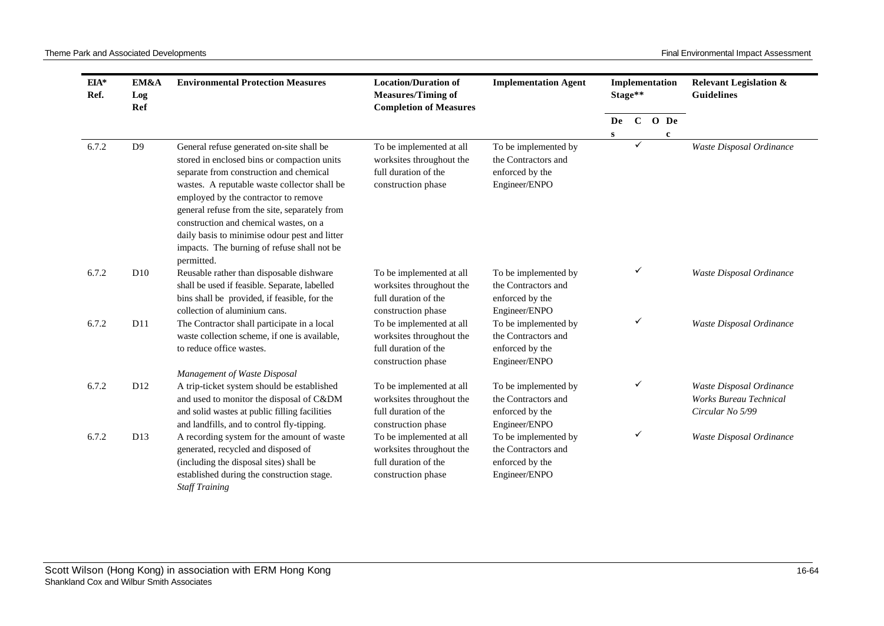| EIA* Ref. | EM&A Log Ref | Environmental Protection Measures | Location/Duration of Measures/Timing of Completion of Measures | Implementation Agent | Implementation Stage** | | | | Relevant Legislation & Guidelines |
|---|---|---|---|---|---|---|---|---|---|
| | | | | | Des | C | O | Dec | |
| 6.7.2 | D9 | General refuse generated on-site shall be stored in enclosed bins or compaction units separate from construction and chemical wastes. A reputable waste collector shall be employed by the contractor to remove general refuse from the site, separately from construction and chemical wastes, on a daily basis to minimise odour pest and litter impacts. The burning of refuse shall not be permitted. | To be implemented at all worksites throughout the full duration of the construction phase | To be implemented by the Contractors and enforced by the Engineer/ENPO | | ✓ | | | *Waste Disposal Ordinance* |
| 6.7.2 | D10 | Reusable rather than disposable dishware shall be used if feasible. Separate, labelled bins shall be provided, if feasible, for the collection of aluminium cans. | To be implemented at all worksites throughout the full duration of the construction phase | To be implemented by the Contractors and enforced by the Engineer/ENPO | | ✓ | | | *Waste Disposal Ordinance* |
| 6.7.2 | D11 | The Contractor shall participate in a local waste collection scheme, if one is available, to reduce office wastes. | To be implemented at all worksites throughout the full duration of the construction phase | To be implemented by the Contractors and enforced by the Engineer/ENPO | | ✓ | | | *Waste Disposal Ordinance* |
| | | *Management of Waste Disposal* | | | | | | | |
| 6.7.2 | D12 | A trip-ticket system should be established and used to monitor the disposal of C&DM and solid wastes at public filling facilities and landfills, and to control fly-tipping. | To be implemented at all worksites throughout the full duration of the construction phase | To be implemented by the Contractors and enforced by the Engineer/ENPO | | ✓ | | | *Waste Disposal Ordinance Works Bureau Technical Circular No 5/99* |
| 6.7.2 | D13 | A recording system for the amount of waste generated, recycled and disposed of (including the disposal sites) shall be established during the construction stage. | To be implemented at all worksites throughout the full duration of the construction phase | To be implemented by the Contractors and enforced by the Engineer/ENPO | | ✓ | | | *Waste Disposal Ordinance* |
| | | *Staff Training* | | | | | | | |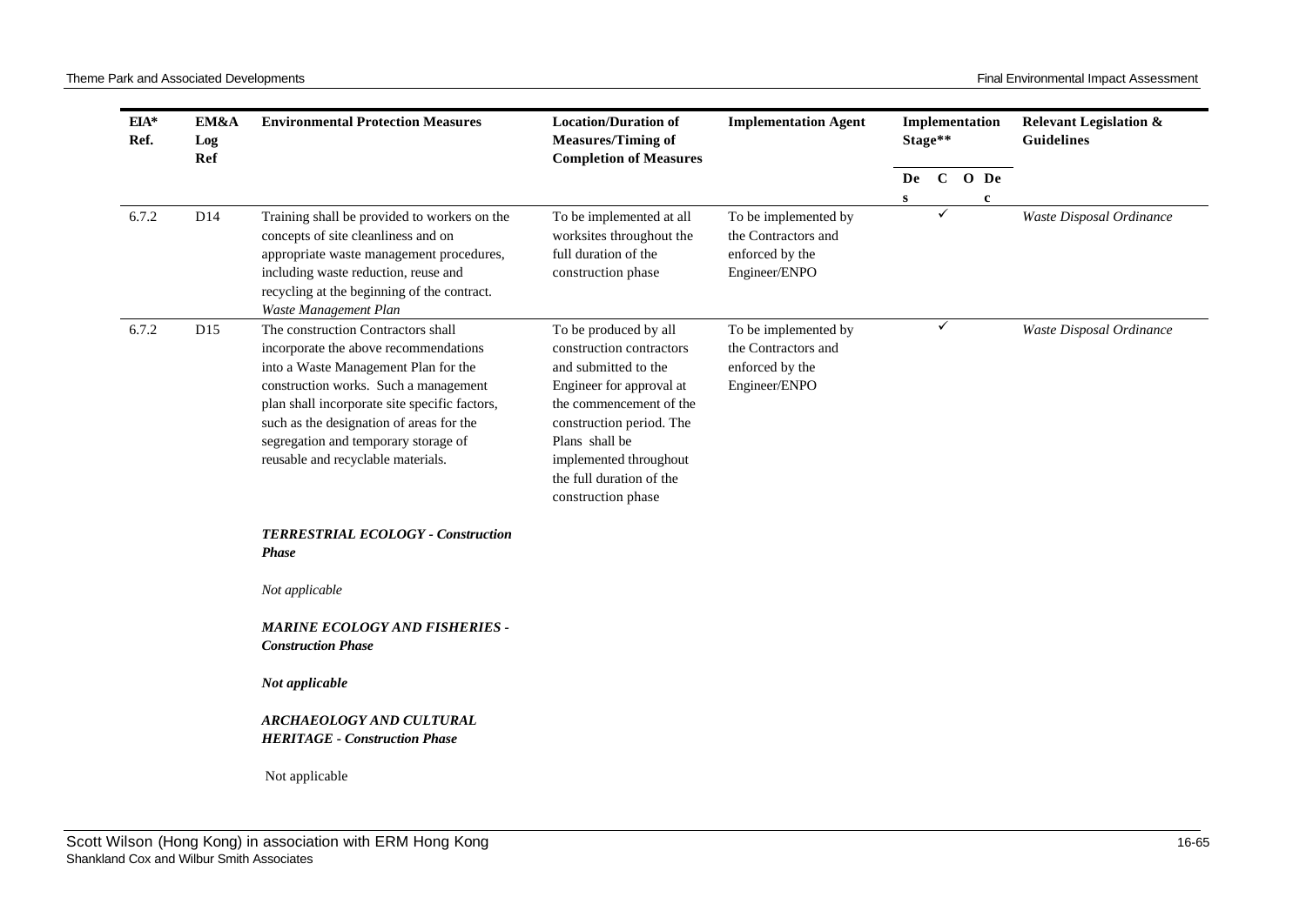| EIA* Ref. | EM&A Log Ref | Environmental Protection Measures | Location/Duration of Measures/Timing of Completion of Measures | Implementation Agent | Implementation Stage** | | | | Relevant Legislation & Guidelines |
|---|---|---|---|---|---|---|---|---|---|
| | | | | | Des | C | O | Dec | |
| 6.7.2 | D14 | Training shall be provided to workers on the concepts of site cleanliness and on appropriate waste management procedures, including waste reduction, reuse and recycling at the beginning of the contract. | To be implemented at all worksites throughout the full duration of the construction phase | To be implemented by the Contractors and enforced by the Engineer/ENPO | | ✓ | | | *Waste Disposal Ordinance* |
| | | *Waste Management Plan* | | | | | | | |
| 6.7.2 | D15 | The construction Contractors shall incorporate the above recommendations into a Waste Management Plan for the construction works. Such a management plan shall incorporate site specific factors, such as the designation of areas for the segregation and temporary storage of reusable and recyclable materials. | To be produced by all construction contractors and submitted to the Engineer for approval at the commencement of the construction period. The Plans shall be implemented throughout the full duration of the construction phase | To be implemented by the Contractors and enforced by the Engineer/ENPO | | ✓ | | | *Waste Disposal Ordinance* |
| | | ***TERRESTRIAL ECOLOGY - Construction Phase*** | | | | | | | |
| | | *Not applicable* | | | | | | | |
| | | ***MARINE ECOLOGY AND FISHERIES - Construction Phase*** | | | | | | | |
| | | ***Not applicable*** | | | | | | | |
| | | ***ARCHAEOLOGY AND CULTURAL HERITAGE - Construction Phase*** | | | | | | | |
| | | Not applicable | | | | | | | |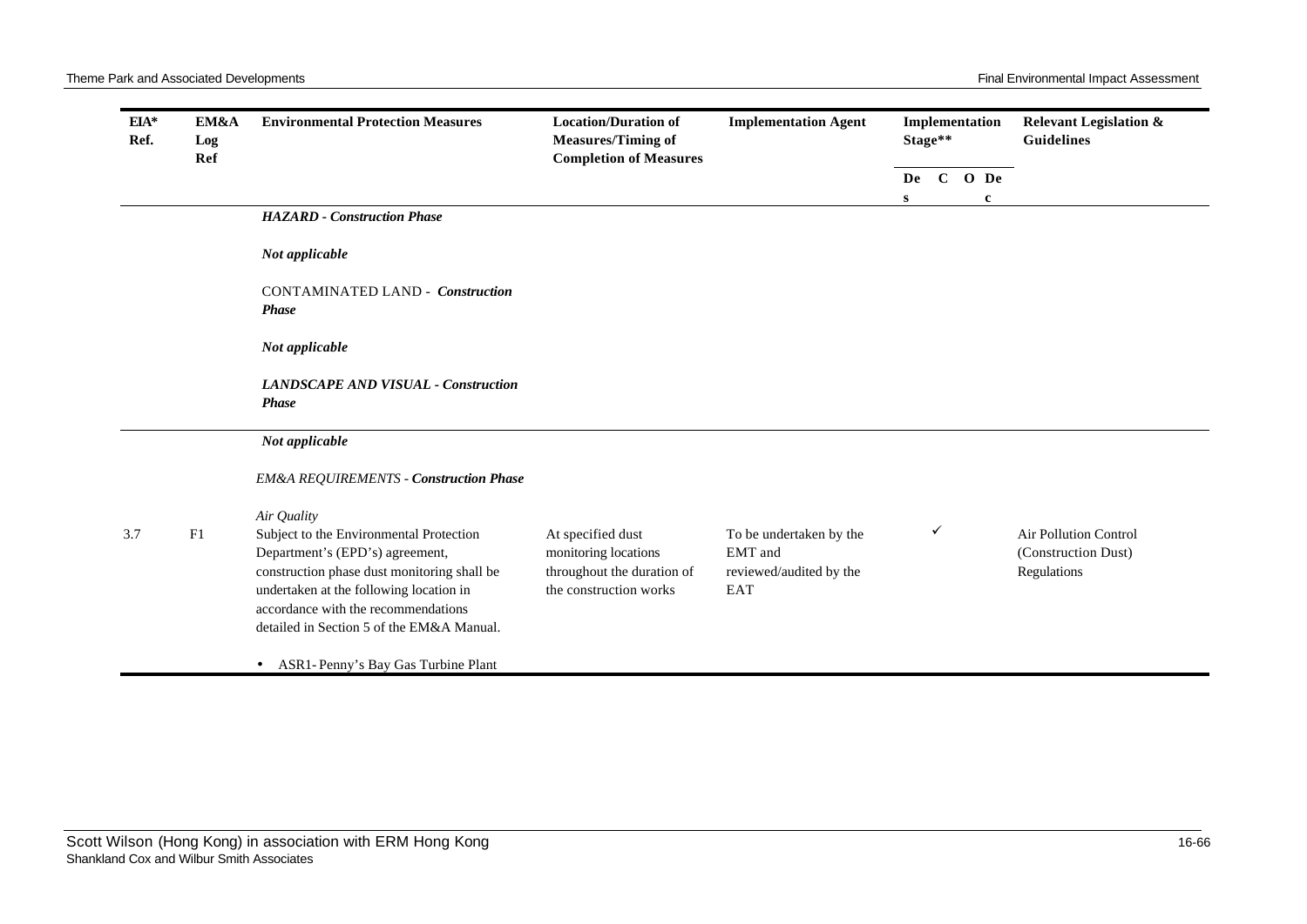| EIA* Ref. | EM&A Log Ref | Environmental Protection Measures | Location/Duration of Measures/Timing of Completion of Measures | Implementation Agent | Implementation Stage** | | | | Relevant Legislation & Guidelines |
|---|---|---|---|---|---|---|---|---|---|
| | | | | | Des | C | O | Dec | |
| | | ***HAZARD - Construction Phase*** | | | | | | | |
| | | ***Not applicable*** | | | | | | | |
| | | CONTAMINATED LAND - ***Construction Phase*** | | | | | | | |
| | | ***Not applicable*** | | | | | | | |
| | | ***LANDSCAPE AND VISUAL - Construction Phase*** | | | | | | | |
| | | ***Not applicable*** | | | | | | | |
| | | *EM&A REQUIREMENTS - **Construction Phase*** | | | | | | | |
| | | *Air Quality* | | | | | | | |
| 3.7 | F1 | Subject to the Environmental Protection Department's (EPD's) agreement, construction phase dust monitoring shall be undertaken at the following location in accordance with the recommendations detailed in Section 5 of the EM&A Manual.<br>• ASR1- Penny's Bay Gas Turbine Plant | At specified dust monitoring locations throughout the duration of the construction works | To be undertaken by the EMT and reviewed/audited by the EAT | | ✓ | | | Air Pollution Control (Construction Dust) Regulations |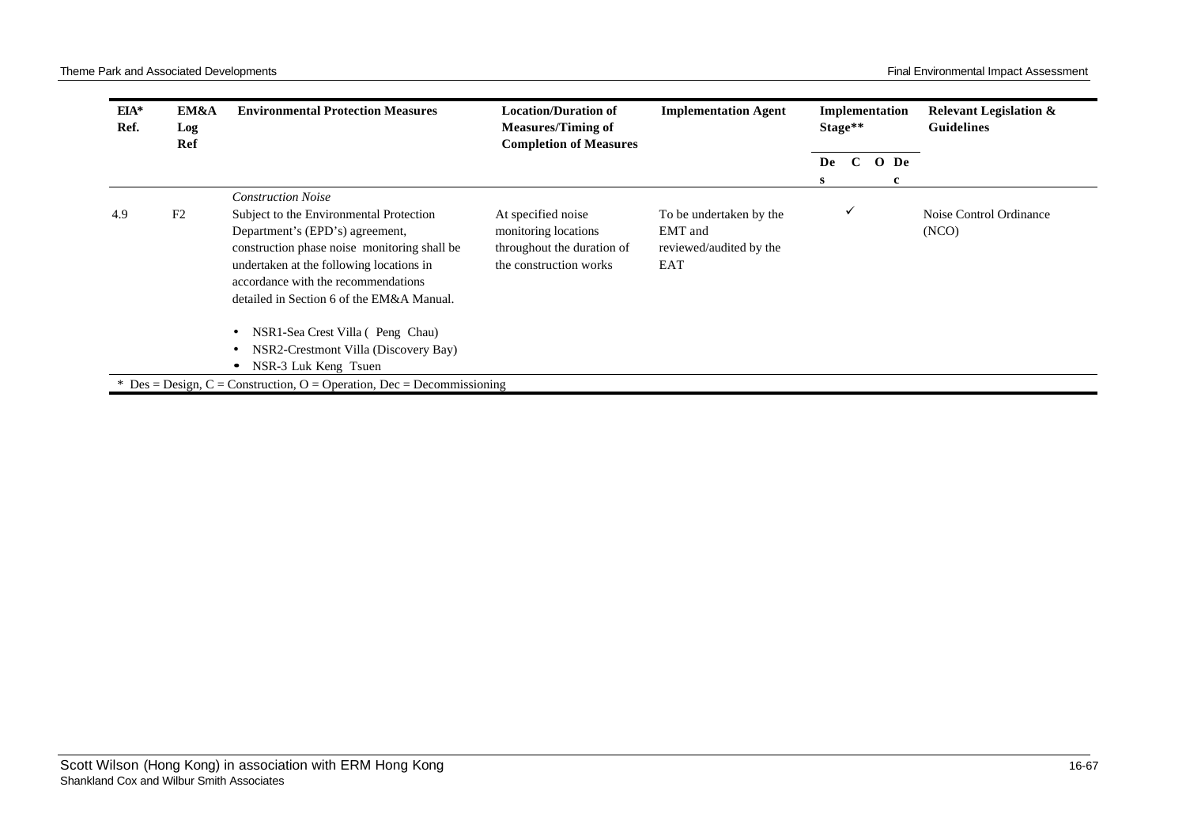| EIA* Ref. | EM&A Log Ref | Environmental Protection Measures | Location/Duration of Measures/Timing of Completion of Measures | Implementation Agent | Implementation Stage** | | | | Relevant Legislation & Guidelines |
|---|---|---|---|---|---|---|---|---|---|
| | | | | | Des | C | O | Dec | |
| | | *Construction Noise* | | | | | | | |
| 4.9 | F2 | Subject to the Environmental Protection Department's (EPD's) agreement, construction phase noise monitoring shall be undertaken at the following locations in accordance with the recommendations detailed in Section 6 of the EM&A Manual.<br><br>• NSR1-Sea Crest Villa ( Peng Chau)<br>• NSR2-Crestmont Villa (Discovery Bay)<br>• NSR-3 Luk Keng Tsuen | At specified noise monitoring locations throughout the duration of the construction works | To be undertaken by the EMT and reviewed/audited by the EAT | | ✓ | | | Noise Control Ordinance (NCO) |

* Des = Design, C = Construction, O = Operation, Dec = Decommissioning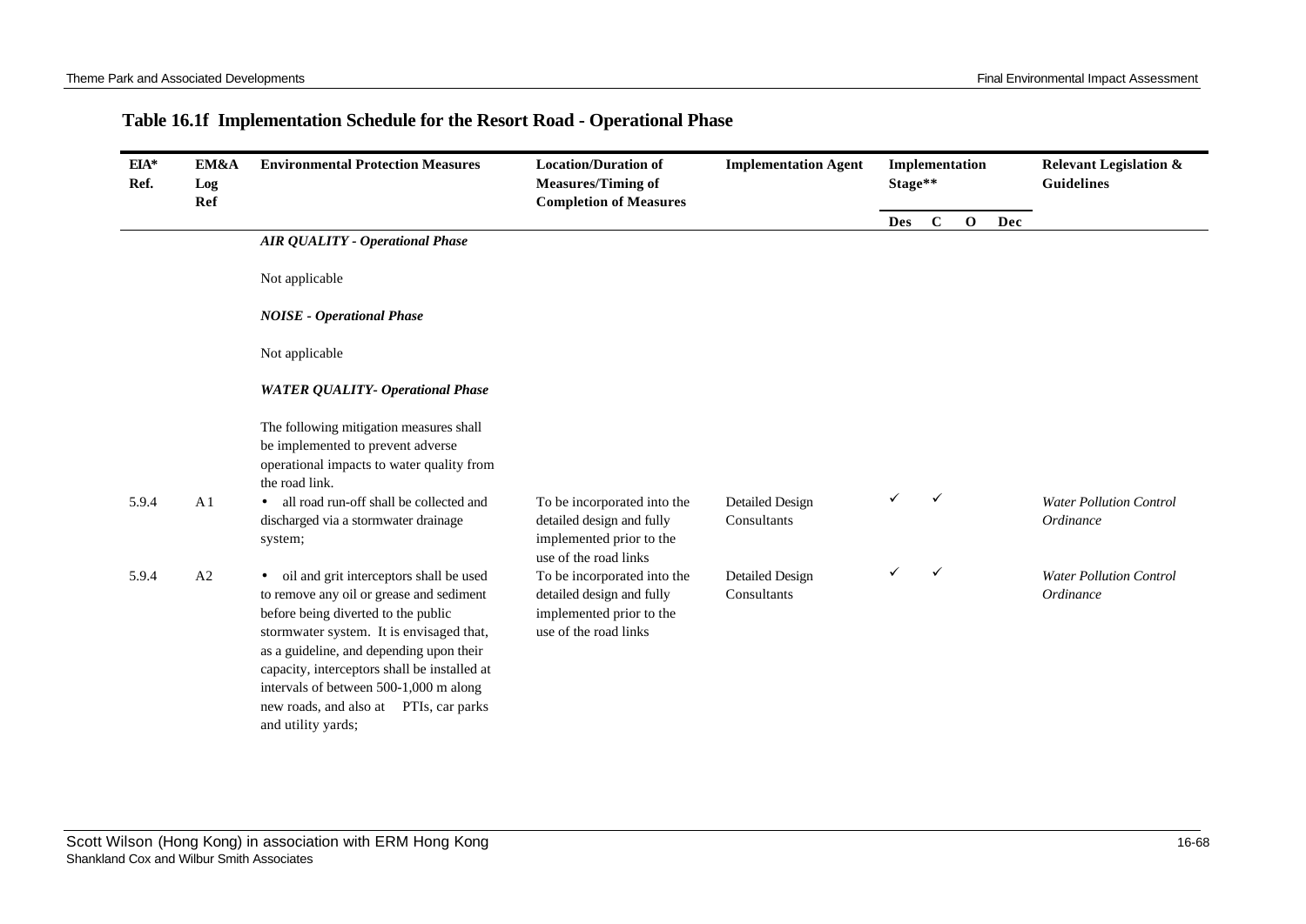## Table 16.1f Implementation Schedule for the Resort Road - Operational Phase

| EIA* Ref. | EM&A Log Ref | Environmental Protection Measures | Location/Duration of Measures/Timing of Completion of Measures | Implementation Agent | Implementation Stage** | | | | Relevant Legislation & Guidelines |
|---|---|---|---|---|---|---|---|---|---|
| | | | | | Des | C | O | Dec | |
| | | ***AIR QUALITY - Operational Phase*** | | | | | | | |
| | | Not applicable | | | | | | | |
| | | ***NOISE - Operational Phase*** | | | | | | | |
| | | Not applicable | | | | | | | |
| | | ***WATER QUALITY- Operational Phase*** | | | | | | | |
| | | The following mitigation measures shall be implemented to prevent adverse operational impacts to water quality from the road link. | | | | | | | |
| 5.9.4 | A1 | • all road run-off shall be collected and discharged via a stormwater drainage system; | To be incorporated into the detailed design and fully implemented prior to the use of the road links | Detailed Design Consultants | ✓ | ✓ | | | *Water Pollution Control Ordinance* |
| 5.9.4 | A2 | • oil and grit interceptors shall be used to remove any oil or grease and sediment before being diverted to the public stormwater system. It is envisaged that, as a guideline, and depending upon their capacity, interceptors shall be installed at intervals of between 500-1,000 m along new roads, and also at PTIs, car parks and utility yards; | To be incorporated into the detailed design and fully implemented prior to the use of the road links | Detailed Design Consultants | ✓ | ✓ | | | *Water Pollution Control Ordinance* |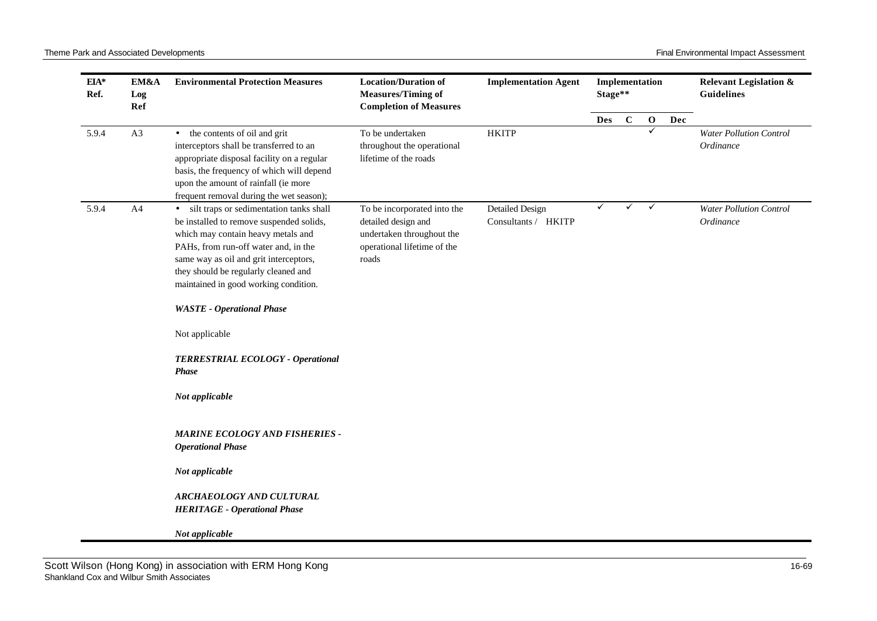| EIA* Ref. | EM&A Log Ref | Environmental Protection Measures | Location/Duration of Measures/Timing of Completion of Measures | Implementation Agent | Implementation Stage** | | | | Relevant Legislation & Guidelines |
|---|---|---|---|---|---|---|---|---|---|
| | | | | | Des | C | O | Dec | |
| 5.9.4 | A3 | • the contents of oil and grit interceptors shall be transferred to an appropriate disposal facility on a regular basis, the frequency of which will depend upon the amount of rainfall (ie more frequent removal during the wet season); | To be undertaken throughout the operational lifetime of the roads | HKITP | | | ✓ | | *Water Pollution Control Ordinance* |
| 5.9.4 | A4 | • silt traps or sedimentation tanks shall be installed to remove suspended solids, which may contain heavy metals and PAHs, from run-off water and, in the same way as oil and grit interceptors, they should be regularly cleaned and maintained in good working condition. | To be incorporated into the detailed design and undertaken throughout the operational lifetime of the roads | Detailed Design Consultants / HKITP | ✓ | ✓ | ✓ | | *Water Pollution Control Ordinance* |
| | | ***WASTE - Operational Phase*** | | | | | | | |
| | | Not applicable | | | | | | | |
| | | ***TERRESTRIAL ECOLOGY - Operational Phase*** | | | | | | | |
| | | ***Not applicable*** | | | | | | | |
| | | ***MARINE ECOLOGY AND FISHERIES - Operational Phase*** | | | | | | | |
| | | ***Not applicable*** | | | | | | | |
| | | ***ARCHAEOLOGY AND CULTURAL HERITAGE - Operational Phase*** | | | | | | | |
| | | ***Not applicable*** | | | | | | | |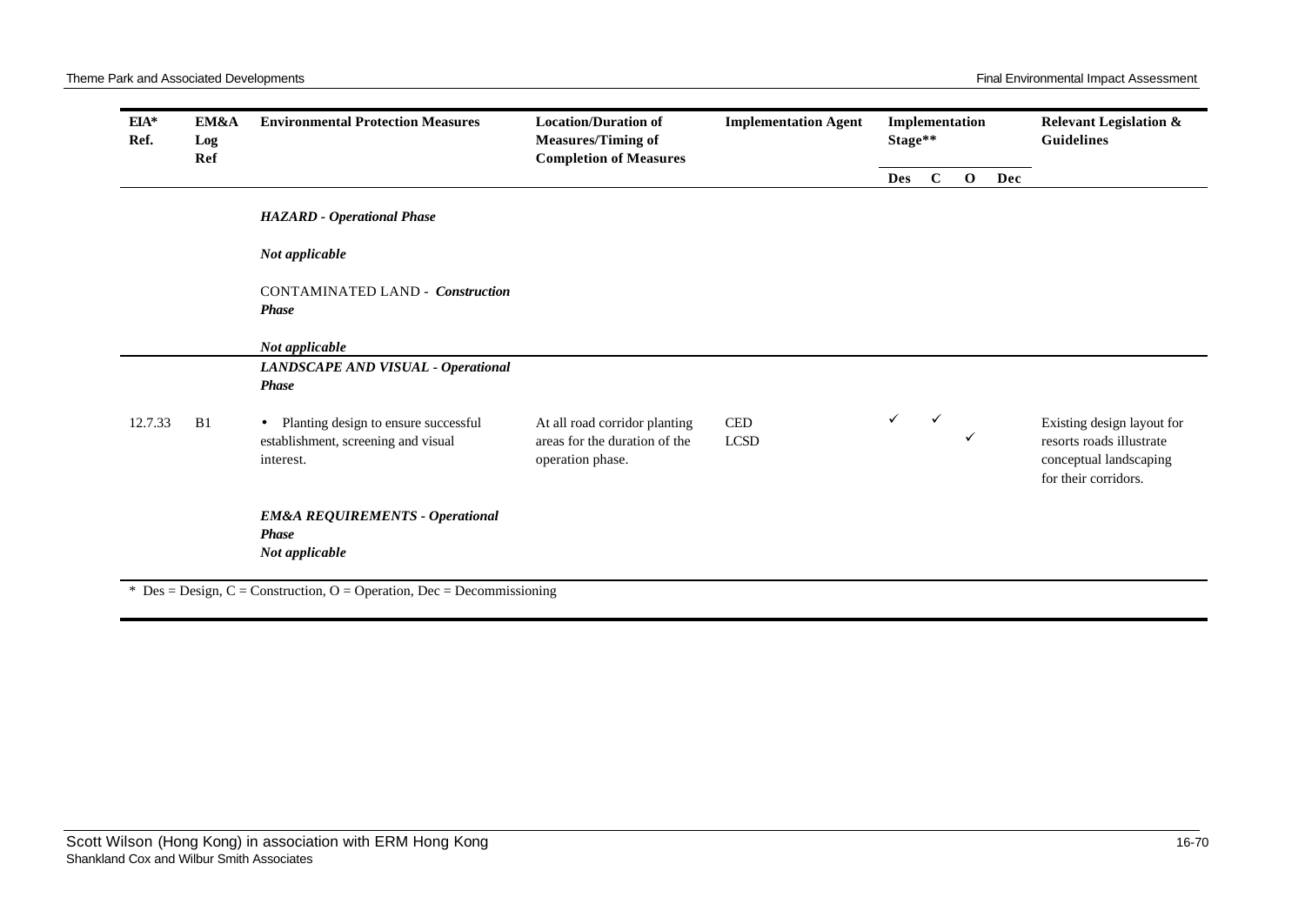| EIA* Ref. | EM&A Log Ref | Environmental Protection Measures | Location/Duration of Measures/Timing of Completion of Measures | Implementation Agent | Implementation Stage** | | | | Relevant Legislation & Guidelines |
|---|---|---|---|---|---|---|---|---|---|
| | | | | | Des | C | O | Dec | |
| | | ***HAZARD - Operational Phase*** | | | | | | | |
| | | ***Not applicable*** | | | | | | | |
| | | CONTAMINATED LAND - ***Construction Phase*** | | | | | | | |
| | | ***Not applicable*** | | | | | | | |
| | | ***LANDSCAPE AND VISUAL - Operational Phase*** | | | | | | | |
| 12.7.33 | B1 | • Planting design to ensure successful establishment, screening and visual interest. | At all road corridor planting areas for the duration of the operation phase. | CED<br>LCSD | ✓ | ✓ | ✓ | | Existing design layout for resorts roads illustrate conceptual landscaping for their corridors. |
| | | ***EM&A REQUIREMENTS - Operational Phase***<br>***Not applicable*** | | | | | | | |

\* Des = Design, C = Construction, O = Operation, Dec = Decommissioning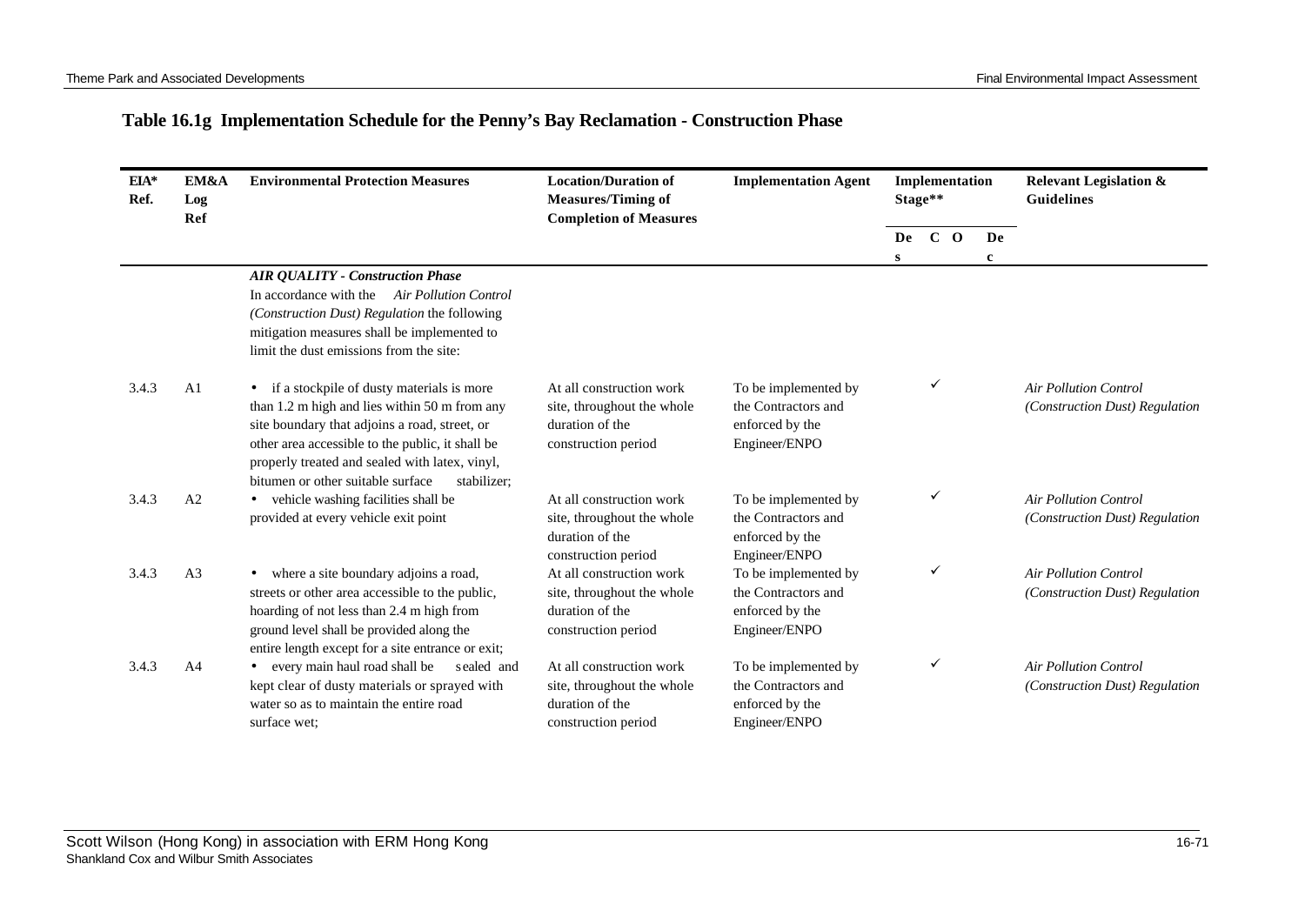## Table 16.1g Implementation Schedule for the Penny's Bay Reclamation - Construction Phase

| EIA* Ref. | EM&A Log Ref | Environmental Protection Measures | Location/Duration of Measures/Timing of Completion of Measures | Implementation Agent | Implementation Stage** | | | | Relevant Legislation & Guidelines |
|---|---|---|---|---|---|---|---|---|---|
| | | | | | Des | C | O | Dec | |
| | | ***AIR QUALITY - Construction Phase*** In accordance with the *Air Pollution Control (Construction Dust) Regulation* the following mitigation measures shall be implemented to limit the dust emissions from the site: | | | | | | | |
| 3.4.3 | A1 | • if a stockpile of dusty materials is more than 1.2 m high and lies within 50 m from any site boundary that adjoins a road, street, or other area accessible to the public, it shall be properly treated and sealed with latex, vinyl, bitumen or other suitable surface stabilizer; | At all construction work site, throughout the whole duration of the construction period | To be implemented by the Contractors and enforced by the Engineer/ENPO | | ✓ | | | *Air Pollution Control (Construction Dust) Regulation* |
| 3.4.3 | A2 | • vehicle washing facilities shall be provided at every vehicle exit point | At all construction work site, throughout the whole duration of the construction period | To be implemented by the Contractors and enforced by the Engineer/ENPO | | ✓ | | | *Air Pollution Control (Construction Dust) Regulation* |
| 3.4.3 | A3 | • where a site boundary adjoins a road, streets or other area accessible to the public, hoarding of not less than 2.4 m high from ground level shall be provided along the entire length except for a site entrance or exit; | At all construction work site, throughout the whole duration of the construction period | To be implemented by the Contractors and enforced by the Engineer/ENPO | | ✓ | | | *Air Pollution Control (Construction Dust) Regulation* |
| 3.4.3 | A4 | • every main haul road shall be sealed and kept clear of dusty materials or sprayed with water so as to maintain the entire road surface wet; | At all construction work site, throughout the whole duration of the construction period | To be implemented by the Contractors and enforced by the Engineer/ENPO | | ✓ | | | *Air Pollution Control (Construction Dust) Regulation* |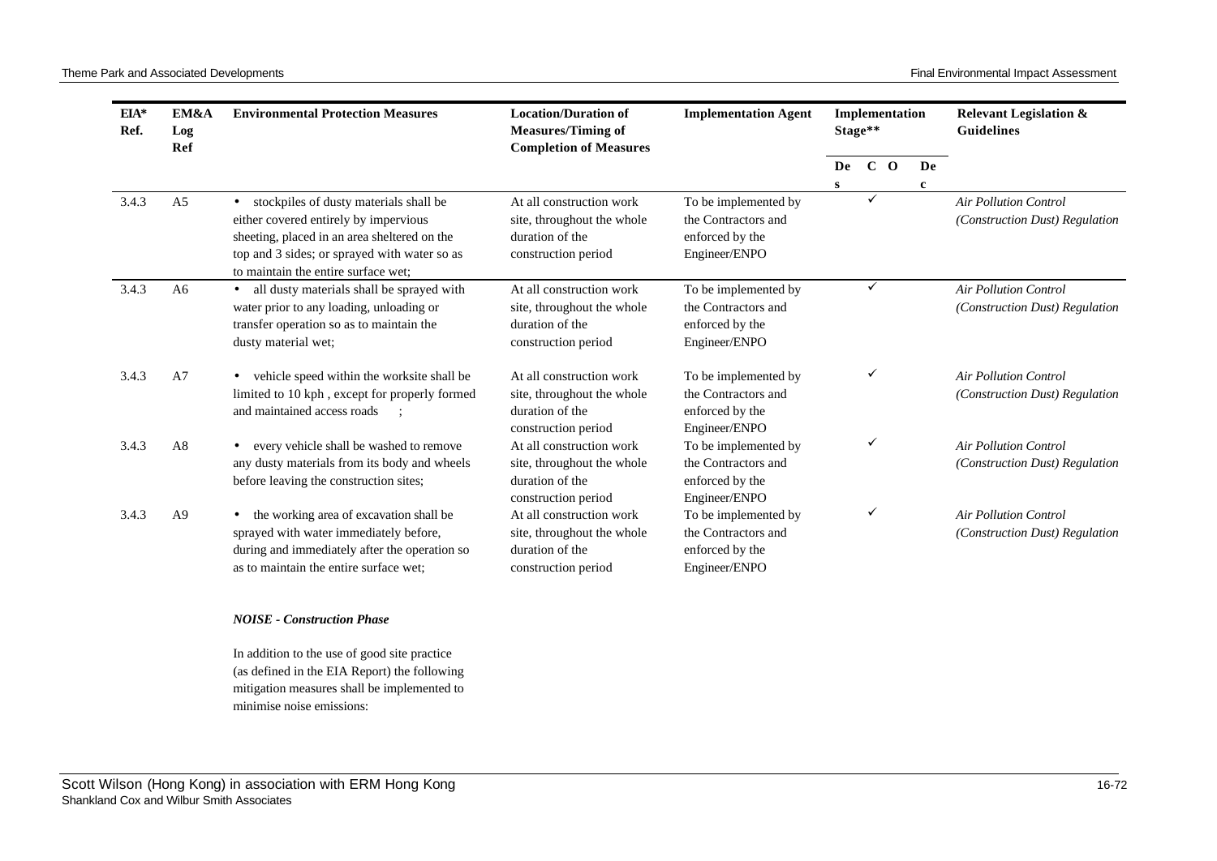| EIA* Ref. | EM&A Log Ref | Environmental Protection Measures | Location/Duration of Measures/Timing of Completion of Measures | Implementation Agent | Implementation Stage** | | | | Relevant Legislation & Guidelines |
|---|---|---|---|---|---|---|---|---|---|
| | | | | | Des | C | O | Dec | |
| 3.4.3 | A5 | • stockpiles of dusty materials shall be either covered entirely by impervious sheeting, placed in an area sheltered on the top and 3 sides; or sprayed with water so as to maintain the entire surface wet; | At all construction work site, throughout the whole duration of the construction period | To be implemented by the Contractors and enforced by the Engineer/ENPO | | ✓ | | | *Air Pollution Control (Construction Dust) Regulation* |
| 3.4.3 | A6 | • all dusty materials shall be sprayed with water prior to any loading, unloading or transfer operation so as to maintain the dusty material wet; | At all construction work site, throughout the whole duration of the construction period | To be implemented by the Contractors and enforced by the Engineer/ENPO | | ✓ | | | *Air Pollution Control (Construction Dust) Regulation* |
| 3.4.3 | A7 | • vehicle speed within the worksite shall be limited to 10 kph , except for properly formed and maintained access roads ; | At all construction work site, throughout the whole duration of the construction period | To be implemented by the Contractors and enforced by the Engineer/ENPO | | ✓ | | | *Air Pollution Control (Construction Dust) Regulation* |
| 3.4.3 | A8 | • every vehicle shall be washed to remove any dusty materials from its body and wheels before leaving the construction sites; | At all construction work site, throughout the whole duration of the construction period | To be implemented by the Contractors and enforced by the Engineer/ENPO | | ✓ | | | *Air Pollution Control (Construction Dust) Regulation* |
| 3.4.3 | A9 | • the working area of excavation shall be sprayed with water immediately before, during and immediately after the operation so as to maintain the entire surface wet; | At all construction work site, throughout the whole duration of the construction period | To be implemented by the Contractors and enforced by the Engineer/ENPO | | ✓ | | | *Air Pollution Control (Construction Dust) Regulation* |
| | | ***NOISE - Construction Phase*** | | | | | | | |
| | | In addition to the use of good site practice (as defined in the EIA Report) the following mitigation measures shall be implemented to minimise noise emissions: | | | | | | | |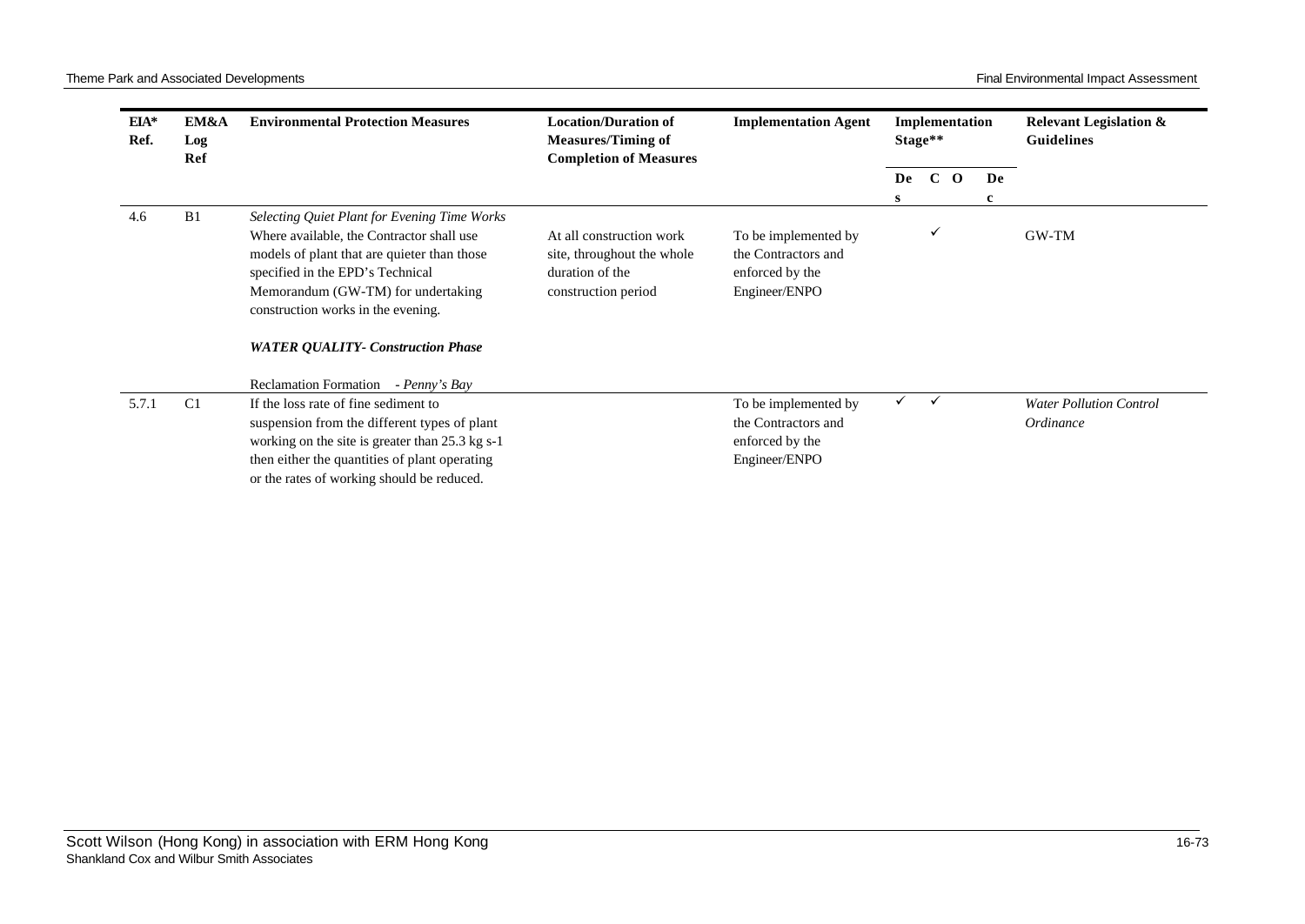| EIA* Ref. | EM&A Log Ref | Environmental Protection Measures | Location/Duration of Measures/Timing of Completion of Measures | Implementation Agent | Implementation Stage** | | | | Relevant Legislation & Guidelines |
|---|---|---|---|---|---|---|---|---|---|
| | | | | | Des | C | O | Dec | |
| 4.6 | B1 | *Selecting Quiet Plant for Evening Time Works* Where available, the Contractor shall use models of plant that are quieter than those specified in the EPD's Technical Memorandum (GW-TM) for undertaking construction works in the evening. | At all construction work site, throughout the whole duration of the construction period | To be implemented by the Contractors and enforced by the Engineer/ENPO | | ✓ | | | GW-TM |
| | | ***WATER QUALITY- Construction Phase*** | | | | | | | |
| | | Reclamation Formation - *Penny's Bay* | | | | | | | |
| 5.7.1 | C1 | If the loss rate of fine sediment to suspension from the different types of plant working on the site is greater than 25.3 kg s-1 then either the quantities of plant operating or the rates of working should be reduced. | | To be implemented by the Contractors and enforced by the Engineer/ENPO | ✓ | ✓ | | | *Water Pollution Control Ordinance* |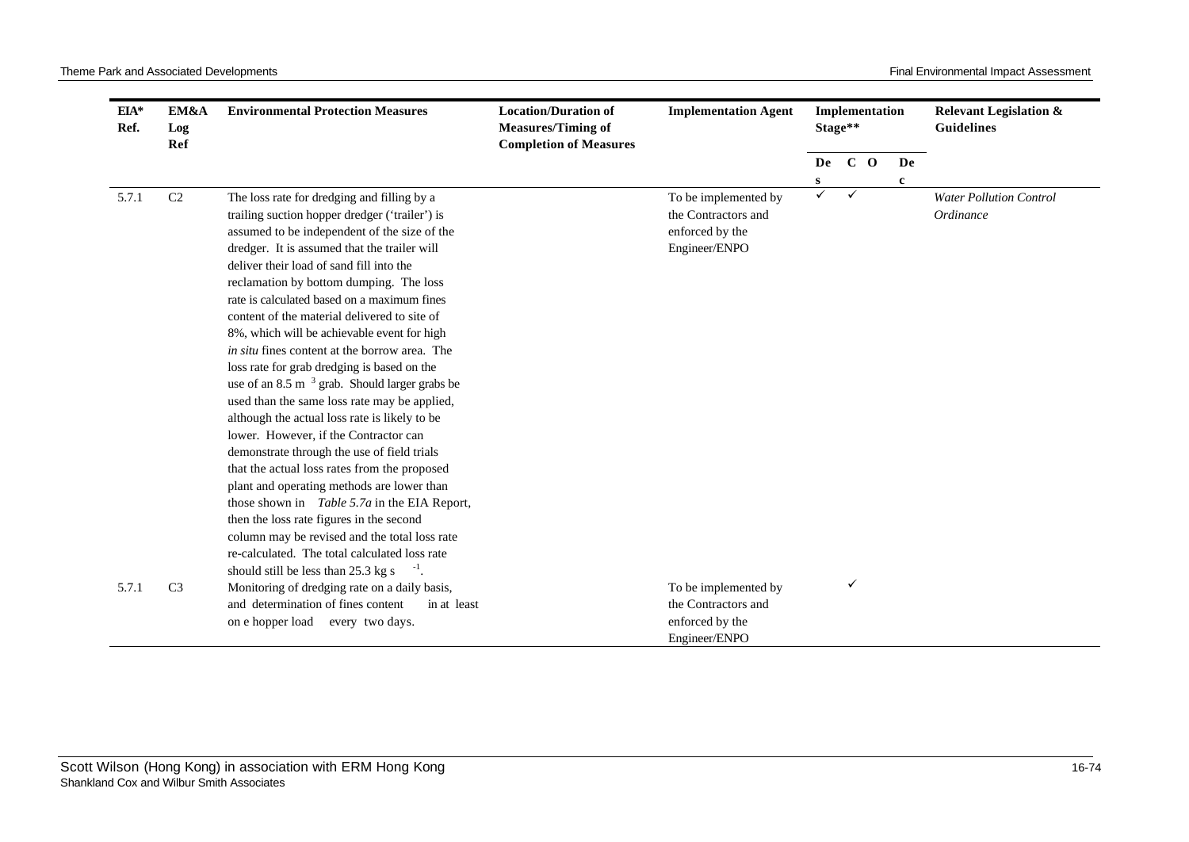| EIA* Ref. | EM&A Log Ref | Environmental Protection Measures | Location/Duration of Measures/Timing of Completion of Measures | Implementation Agent | Implementation Stage** | | | | Relevant Legislation & Guidelines |
|---|---|---|---|---|---|---|---|---|---|
| | | | | | Des | C | O | Dec | |
| 5.7.1 | C2 | The loss rate for dredging and filling by a trailing suction hopper dredger ('trailer') is assumed to be independent of the size of the dredger. It is assumed that the trailer will deliver their load of sand fill into the reclamation by bottom dumping. The loss rate is calculated based on a maximum fines content of the material delivered to site of 8%, which will be achievable event for high *in situ* fines content at the borrow area. The loss rate for grab dredging is based on the use of an 8.5 $m^3$ grab. Should larger grabs be used than the same loss rate may be applied, although the actual loss rate is likely to be lower. However, if the Contractor can demonstrate through the use of field trials that the actual loss rates from the proposed plant and operating methods are lower than those shown in *Table 5.7a* in the EIA Report, then the loss rate figures in the second column may be revised and the total loss rate re-calculated. The total calculated loss rate should still be less than 25.3 kg $s^{-1}$. | | To be implemented by the Contractors and enforced by the Engineer/ENPO | ✓ | ✓ | | | *Water Pollution Control Ordinance* |
| 5.7.1 | C3 | Monitoring of dredging rate on a daily basis, and determination of fines content in at least on e hopper load every two days. | | To be implemented by the Contractors and enforced by the Engineer/ENPO | | ✓ | | | |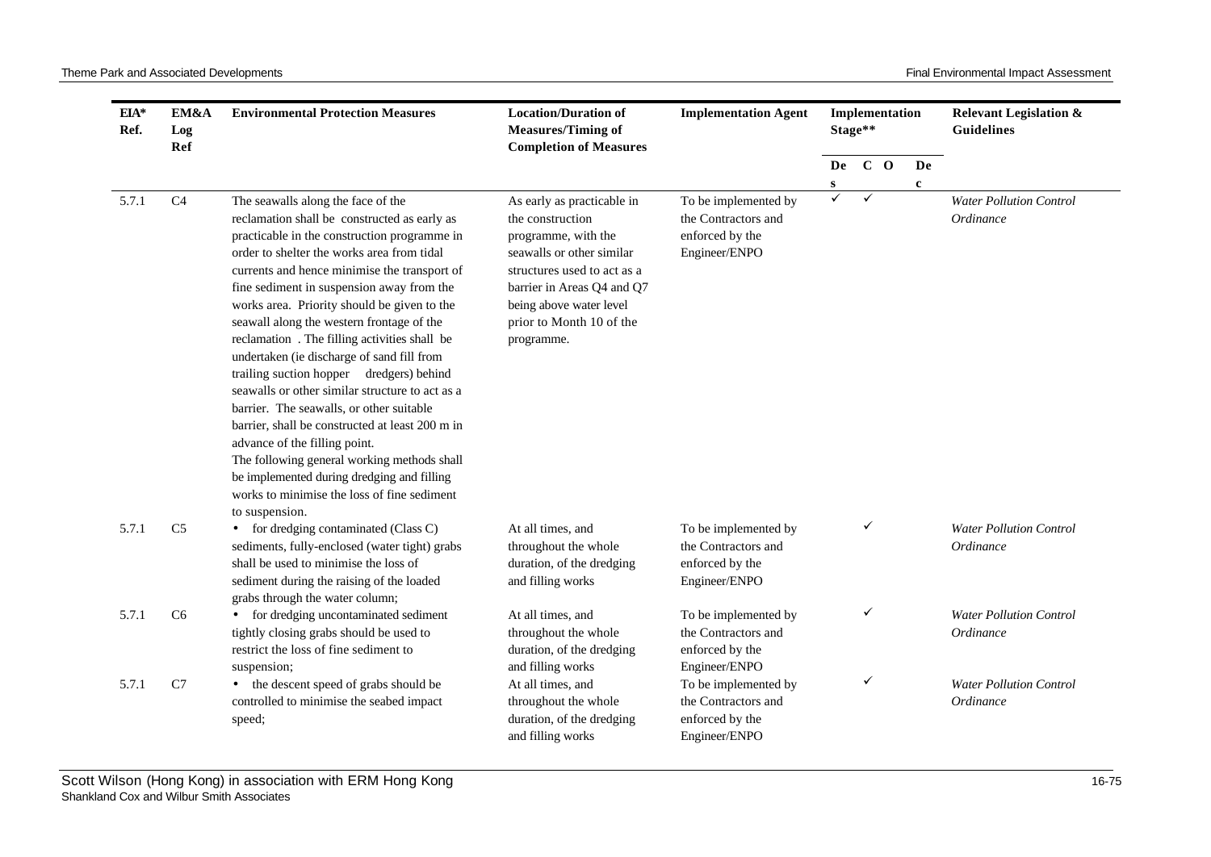| EIA* Ref. | EM&A Log Ref | Environmental Protection Measures | Location/Duration of Measures/Timing of Completion of Measures | Implementation Agent | Implementation Stage** | | | | Relevant Legislation & Guidelines |
|---|---|---|---|---|---|---|---|---|---|
| | | | | | Des | C | O | Dec | |
| 5.7.1 | C4 | The seawalls along the face of the reclamation shall be constructed as early as practicable in the construction programme in order to shelter the works area from tidal currents and hence minimise the transport of fine sediment in suspension away from the works area. Priority should be given to the seawall along the western frontage of the reclamation . The filling activities shall be undertaken (ie discharge of sand fill from trailing suction hopper dredgers) behind seawalls or other similar structure to act as a barrier. The seawalls, or other suitable barrier, shall be constructed at least 200 m in advance of the filling point.<br>The following general working methods shall be implemented during dredging and filling works to minimise the loss of fine sediment to suspension. | As early as practicable in the construction programme, with the seawalls or other similar structures used to act as a barrier in Areas Q4 and Q7 being above water level prior to Month 10 of the programme. | To be implemented by the Contractors and enforced by the Engineer/ENPO | ✓ | ✓ | | | *Water Pollution Control Ordinance* |
| 5.7.1 | C5 | • for dredging contaminated (Class C) sediments, fully-enclosed (water tight) grabs shall be used to minimise the loss of sediment during the raising of the loaded grabs through the water column; | At all times, and throughout the whole duration, of the dredging and filling works | To be implemented by the Contractors and enforced by the Engineer/ENPO | | ✓ | | | *Water Pollution Control Ordinance* |
| 5.7.1 | C6 | • for dredging uncontaminated sediment tightly closing grabs should be used to restrict the loss of fine sediment to suspension; | At all times, and throughout the whole duration, of the dredging and filling works | To be implemented by the Contractors and enforced by the Engineer/ENPO | | ✓ | | | *Water Pollution Control Ordinance* |
| 5.7.1 | C7 | • the descent speed of grabs should be controlled to minimise the seabed impact speed; | At all times, and throughout the whole duration, of the dredging and filling works | To be implemented by the Contractors and enforced by the Engineer/ENPO | | ✓ | | | *Water Pollution Control Ordinance* |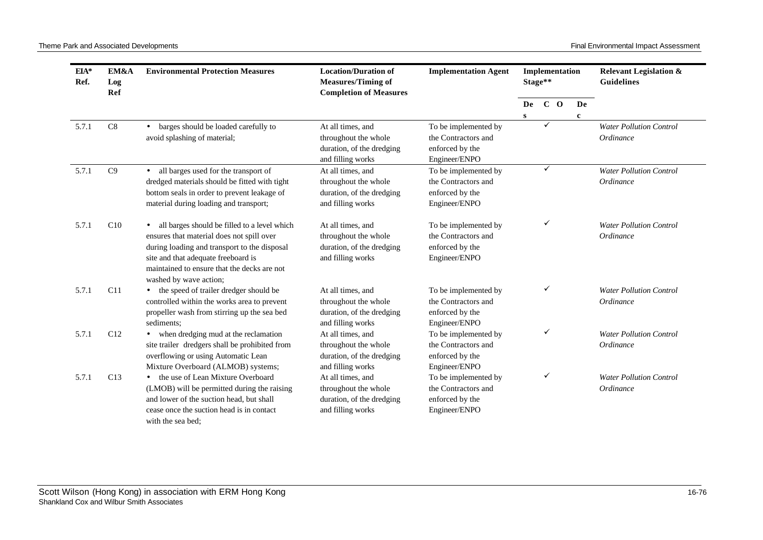| EIA* Ref. | EM&A Log Ref | Environmental Protection Measures | Location/Duration of Measures/Timing of Completion of Measures | Implementation Agent | Implementation Stage** | | | | Relevant Legislation & Guidelines |
|---|---|---|---|---|---|---|---|---|---|
| | | | | | Des | C | O | Dec | |
| 5.7.1 | C8 | • barges should be loaded carefully to avoid splashing of material; | At all times, and throughout the whole duration, of the dredging and filling works | To be implemented by the Contractors and enforced by the Engineer/ENPO | | ✓ | | | *Water Pollution Control Ordinance* |
| 5.7.1 | C9 | • all barges used for the transport of dredged materials should be fitted with tight bottom seals in order to prevent leakage of material during loading and transport; | At all times, and throughout the whole duration, of the dredging and filling works | To be implemented by the Contractors and enforced by the Engineer/ENPO | | ✓ | | | *Water Pollution Control Ordinance* |
| 5.7.1 | C10 | • all barges should be filled to a level which ensures that material does not spill over during loading and transport to the disposal site and that adequate freeboard is maintained to ensure that the decks are not washed by wave action; | At all times, and throughout the whole duration, of the dredging and filling works | To be implemented by the Contractors and enforced by the Engineer/ENPO | | ✓ | | | *Water Pollution Control Ordinance* |
| 5.7.1 | C11 | • the speed of trailer dredger should be controlled within the works area to prevent propeller wash from stirring up the sea bed sediments; | At all times, and throughout the whole duration, of the dredging and filling works | To be implemented by the Contractors and enforced by the Engineer/ENPO | | ✓ | | | *Water Pollution Control Ordinance* |
| 5.7.1 | C12 | • when dredging mud at the reclamation site trailer dredgers shall be prohibited from overflowing or using Automatic Lean Mixture Overboard (ALMOB) systems; | At all times, and throughout the whole duration, of the dredging and filling works | To be implemented by the Contractors and enforced by the Engineer/ENPO | | ✓ | | | *Water Pollution Control Ordinance* |
| 5.7.1 | C13 | • the use of Lean Mixture Overboard (LMOB) will be permitted during the raising and lower of the suction head, but shall cease once the suction head is in contact with the sea bed; | At all times, and throughout the whole duration, of the dredging and filling works | To be implemented by the Contractors and enforced by the Engineer/ENPO | | ✓ | | | *Water Pollution Control Ordinance* |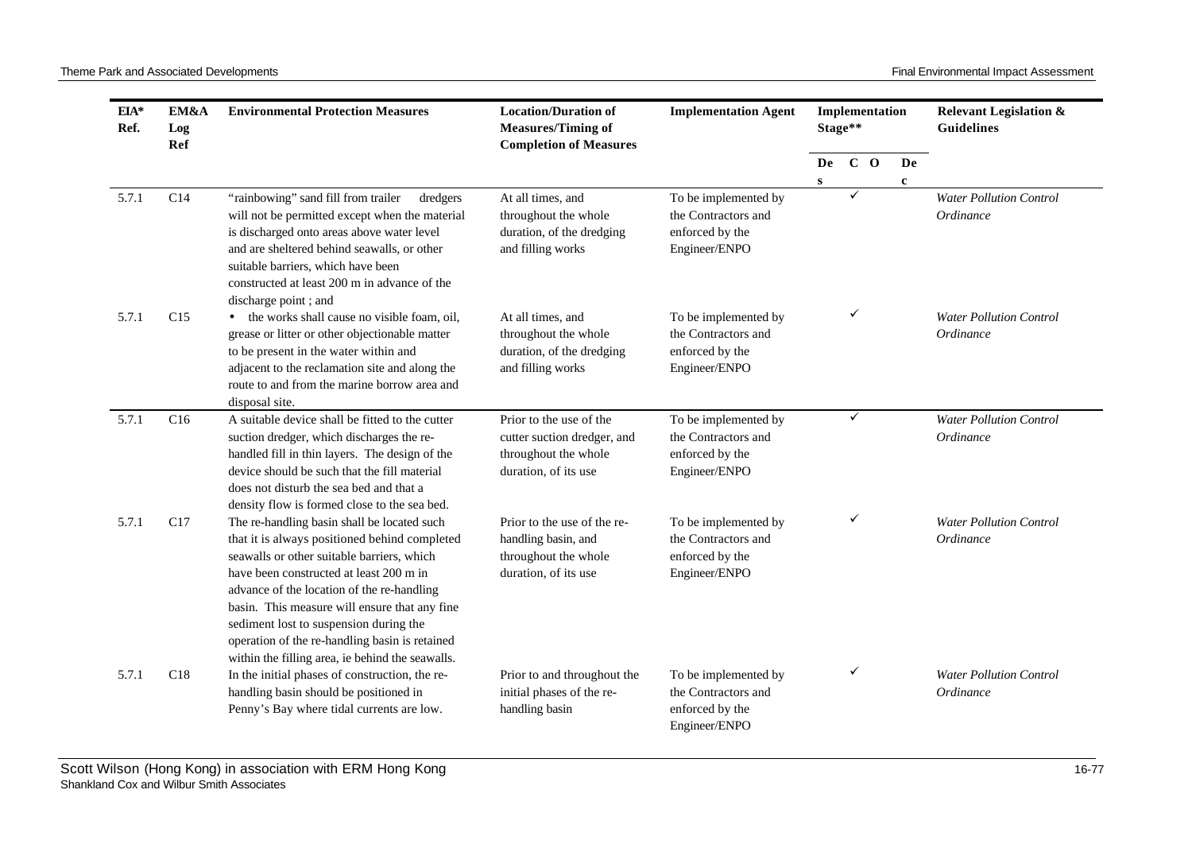| EIA* Ref. | EM&A Log Ref | Environmental Protection Measures | Location/Duration of Measures/Timing of Completion of Measures | Implementation Agent | Implementation Stage** | | | | Relevant Legislation & Guidelines |
|---|---|---|---|---|---|---|---|---|---|
| | | | | | Des | C | O | Dec | |
| 5.7.1 | C14 | "rainbowing" sand fill from trailer dredgers will not be permitted except when the material is discharged onto areas above water level and are sheltered behind seawalls, or other suitable barriers, which have been constructed at least 200 m in advance of the discharge point ; and | At all times, and throughout the whole duration, of the dredging and filling works | To be implemented by the Contractors and enforced by the Engineer/ENPO | | ✓ | | | *Water Pollution Control Ordinance* |
| 5.7.1 | C15 | • the works shall cause no visible foam, oil, grease or litter or other objectionable matter to be present in the water within and adjacent to the reclamation site and along the route to and from the marine borrow area and disposal site. | At all times, and throughout the whole duration, of the dredging and filling works | To be implemented by the Contractors and enforced by the Engineer/ENPO | | ✓ | | | *Water Pollution Control Ordinance* |
| 5.7.1 | C16 | A suitable device shall be fitted to the cutter suction dredger, which discharges the re-handled fill in thin layers. The design of the device should be such that the fill material does not disturb the sea bed and that a density flow is formed close to the sea bed. | Prior to the use of the cutter suction dredger, and throughout the whole duration, of its use | To be implemented by the Contractors and enforced by the Engineer/ENPO | | ✓ | | | *Water Pollution Control Ordinance* |
| 5.7.1 | C17 | The re-handling basin shall be located such that it is always positioned behind completed seawalls or other suitable barriers, which have been constructed at least 200 m in advance of the location of the re-handling basin. This measure will ensure that any fine sediment lost to suspension during the operation of the re-handling basin is retained within the filling area, ie behind the seawalls. | Prior to the use of the re-handling basin, and throughout the whole duration, of its use | To be implemented by the Contractors and enforced by the Engineer/ENPO | | ✓ | | | *Water Pollution Control Ordinance* |
| 5.7.1 | C18 | In the initial phases of construction, the re-handling basin should be positioned in Penny's Bay where tidal currents are low. | Prior to and throughout the initial phases of the re-handling basin | To be implemented by the Contractors and enforced by the Engineer/ENPO | | ✓ | | | *Water Pollution Control Ordinance* |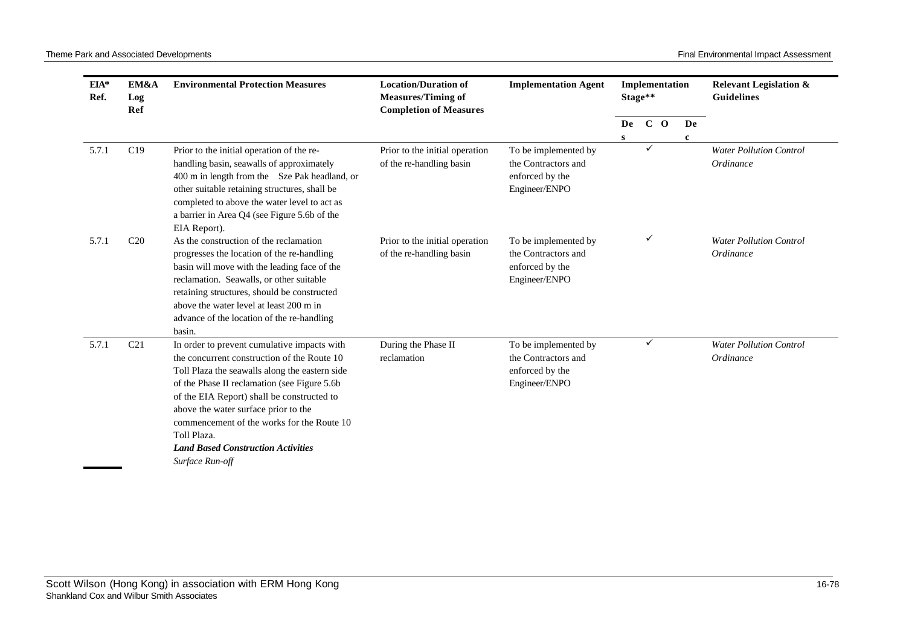| EIA* Ref. | EM&A Log Ref | Environmental Protection Measures | Location/Duration of Measures/Timing of Completion of Measures | Implementation Agent | Implementation Stage** | | | | Relevant Legislation & Guidelines |
|---|---|---|---|---|---|---|---|---|---|
| | | | | | Des | C | O | Dec | |
| 5.7.1 | C19 | Prior to the initial operation of the re-handling basin, seawalls of approximately 400 m in length from the Sze Pak headland, or other suitable retaining structures, shall be completed to above the water level to act as a barrier in Area Q4 (see Figure 5.6b of the EIA Report). | Prior to the initial operation of the re-handling basin | To be implemented by the Contractors and enforced by the Engineer/ENPO | | ✓ | | | *Water Pollution Control Ordinance* |
| 5.7.1 | C20 | As the construction of the reclamation progresses the location of the re-handling basin will move with the leading face of the reclamation. Seawalls, or other suitable retaining structures, should be constructed above the water level at least 200 m in advance of the location of the re-handling basin. | Prior to the initial operation of the re-handling basin | To be implemented by the Contractors and enforced by the Engineer/ENPO | | ✓ | | | *Water Pollution Control Ordinance* |
| 5.7.1 | C21 | In order to prevent cumulative impacts with the concurrent construction of the Route 10 Toll Plaza the seawalls along the eastern side of the Phase II reclamation (see Figure 5.6b of the EIA Report) shall be constructed to above the water surface prior to the commencement of the works for the Route 10 Toll Plaza. | During the Phase II reclamation | To be implemented by the Contractors and enforced by the Engineer/ENPO | | ✓ | | | *Water Pollution Control Ordinance* |
| | | ***Land Based Construction Activities*** | | | | | | | |
| | | *Surface Run-off* | | | | | | | |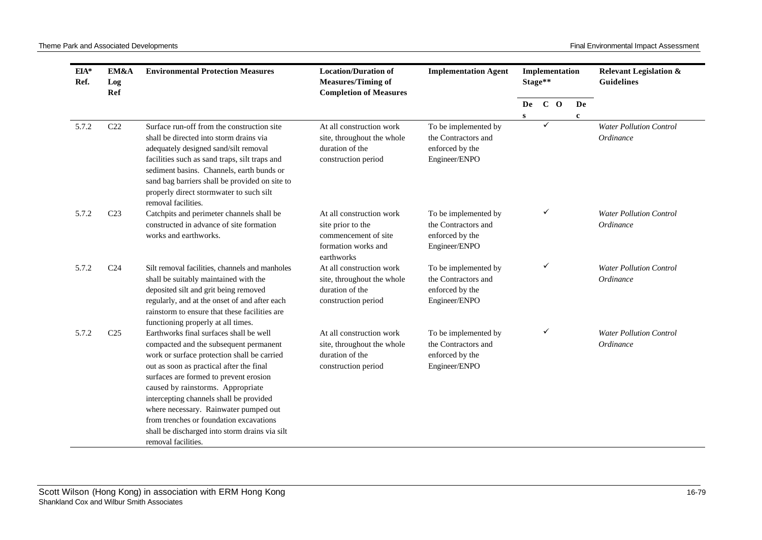| EIA* Ref. | EM&A Log Ref | Environmental Protection Measures | Location/Duration of Measures/Timing of Completion of Measures | Implementation Agent | Implementation Stage** | | | | Relevant Legislation & Guidelines |
|---|---|---|---|---|---|---|---|---|---|
| | | | | | Des | C | O | Dec | |
| 5.7.2 | C22 | Surface run-off from the construction site shall be directed into storm drains via adequately designed sand/silt removal facilities such as sand traps, silt traps and sediment basins. Channels, earth bunds or sand bag barriers shall be provided on site to properly direct stormwater to such silt removal facilities. | At all construction work site, throughout the whole duration of the construction period | To be implemented by the Contractors and enforced by the Engineer/ENPO | | ✓ | | | *Water Pollution Control Ordinance* |
| 5.7.2 | C23 | Catchpits and perimeter channels shall be constructed in advance of site formation works and earthworks. | At all construction work site prior to the commencement of site formation works and earthworks | To be implemented by the Contractors and enforced by the Engineer/ENPO | | ✓ | | | *Water Pollution Control Ordinance* |
| 5.7.2 | C24 | Silt removal facilities, channels and manholes shall be suitably maintained with the deposited silt and grit being removed regularly, and at the onset of and after each rainstorm to ensure that these facilities are functioning properly at all times. | At all construction work site, throughout the whole duration of the construction period | To be implemented by the Contractors and enforced by the Engineer/ENPO | | ✓ | | | *Water Pollution Control Ordinance* |
| 5.7.2 | C25 | Earthworks final surfaces shall be well compacted and the subsequent permanent work or surface protection shall be carried out as soon as practical after the final surfaces are formed to prevent erosion caused by rainstorms. Appropriate intercepting channels shall be provided where necessary. Rainwater pumped out from trenches or foundation excavations shall be discharged into storm drains via silt removal facilities. | At all construction work site, throughout the whole duration of the construction period | To be implemented by the Contractors and enforced by the Engineer/ENPO | | ✓ | | | *Water Pollution Control Ordinance* |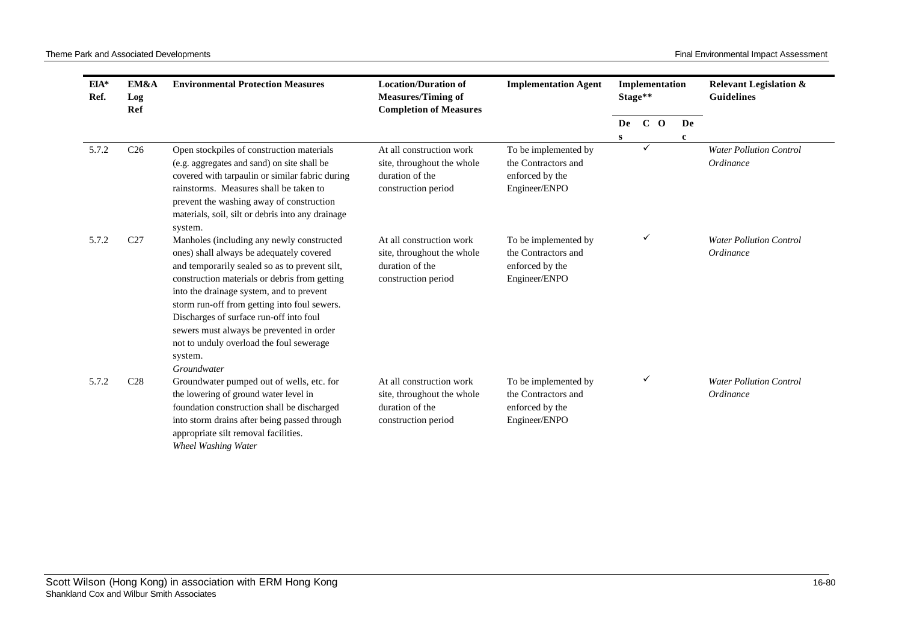| EIA* Ref. | EM&A Log Ref | Environmental Protection Measures | Location/Duration of Measures/Timing of Completion of Measures | Implementation Agent | Implementation Stage** | | | | Relevant Legislation & Guidelines |
|---|---|---|---|---|---|---|---|---|---|
| | | | | | Des | C | O | Dec | |
| 5.7.2 | C26 | Open stockpiles of construction materials (e.g. aggregates and sand) on site shall be covered with tarpaulin or similar fabric during rainstorms. Measures shall be taken to prevent the washing away of construction materials, soil, silt or debris into any drainage system. | At all construction work site, throughout the whole duration of the construction period | To be implemented by the Contractors and enforced by the Engineer/ENPO | | ✓ | | | *Water Pollution Control Ordinance* |
| 5.7.2 | C27 | Manholes (including any newly constructed ones) shall always be adequately covered and temporarily sealed so as to prevent silt, construction materials or debris from getting into the drainage system, and to prevent storm run-off from getting into foul sewers. Discharges of surface run-off into foul sewers must always be prevented in order not to unduly overload the foul sewerage system. | At all construction work site, throughout the whole duration of the construction period | To be implemented by the Contractors and enforced by the Engineer/ENPO | | ✓ | | | *Water Pollution Control Ordinance* |
| | | *Groundwater* | | | | | | | |
| 5.7.2 | C28 | Groundwater pumped out of wells, etc. for the lowering of ground water level in foundation construction shall be discharged into storm drains after being passed through appropriate silt removal facilities. | At all construction work site, throughout the whole duration of the construction period | To be implemented by the Contractors and enforced by the Engineer/ENPO | | ✓ | | | *Water Pollution Control Ordinance* |
| | | *Wheel Washing Water* | | | | | | | |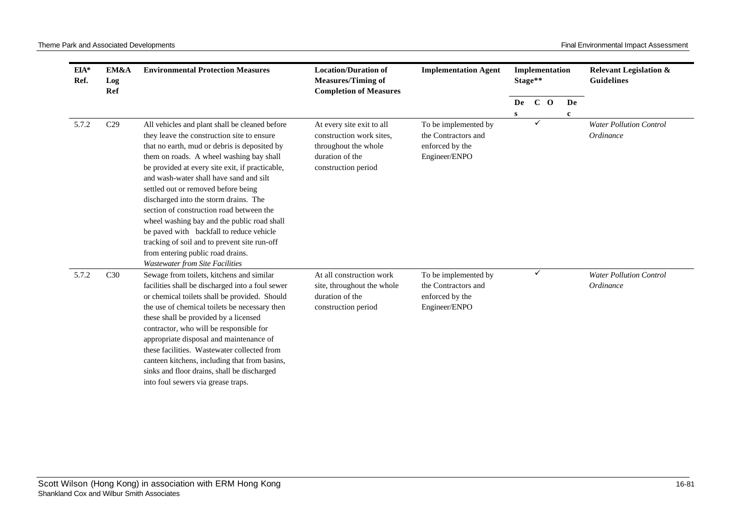| EIA* Ref. | EM&A Log Ref | Environmental Protection Measures | Location/Duration of Measures/Timing of Completion of Measures | Implementation Agent | Implementation Stage** | | | | Relevant Legislation & Guidelines |
|---|---|---|---|---|---|---|---|---|---|
| | | | | | Des | C | O | Dec | |
| 5.7.2 | C29 | All vehicles and plant shall be cleaned before they leave the construction site to ensure that no earth, mud or debris is deposited by them on roads. A wheel washing bay shall be provided at every site exit, if practicable, and wash-water shall have sand and silt settled out or removed before being discharged into the storm drains. The section of construction road between the wheel washing bay and the public road shall be paved with backfall to reduce vehicle tracking of soil and to prevent site run-off from entering public road drains.<br>*Wastewater from Site Facilities* | At every site exit to all construction work sites, throughout the whole duration of the construction period | To be implemented by the Contractors and enforced by the Engineer/ENPO | | ✓ | | | *Water Pollution Control Ordinance* |
| 5.7.2 | C30 | Sewage from toilets, kitchens and similar facilities shall be discharged into a foul sewer or chemical toilets shall be provided. Should the use of chemical toilets be necessary then these shall be provided by a licensed contractor, who will be responsible for appropriate disposal and maintenance of these facilities. Wastewater collected from canteen kitchens, including that from basins, sinks and floor drains, shall be discharged into foul sewers via grease traps. | At all construction work site, throughout the whole duration of the construction period | To be implemented by the Contractors and enforced by the Engineer/ENPO | | ✓ | | | *Water Pollution Control Ordinance* |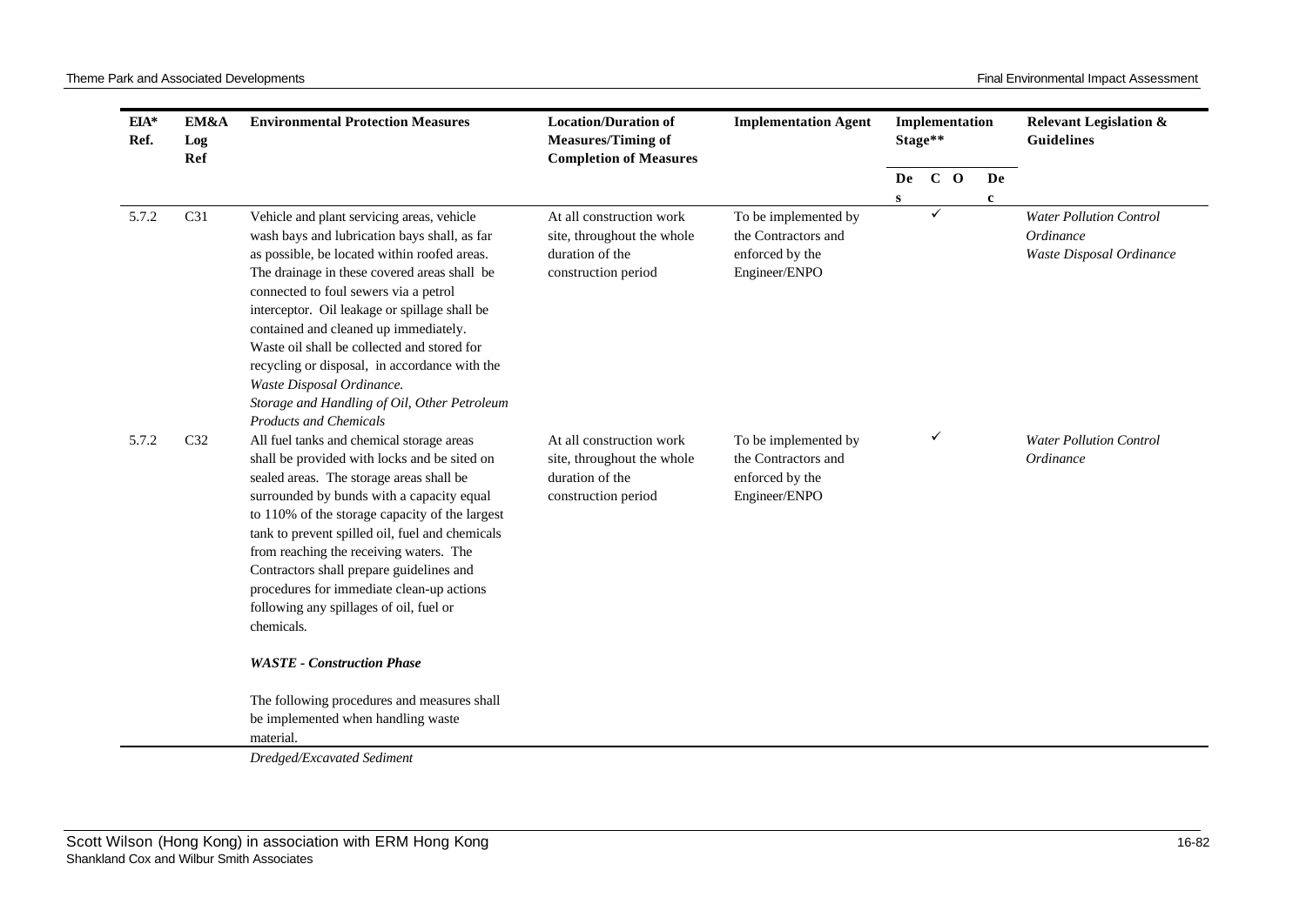| EIA* Ref. | EM&A Log Ref | Environmental Protection Measures | Location/Duration of Measures/Timing of Completion of Measures | Implementation Agent | Implementation Stage** | | | | Relevant Legislation & Guidelines |
|---|---|---|---|---|---|---|---|---|---|
| | | | | | Des | C | O | Dec | |
| 5.7.2 | C31 | Vehicle and plant servicing areas, vehicle wash bays and lubrication bays shall, as far as possible, be located within roofed areas. The drainage in these covered areas shall be connected to foul sewers via a petrol interceptor. Oil leakage or spillage shall be contained and cleaned up immediately. Waste oil shall be collected and stored for recycling or disposal, in accordance with the *Waste Disposal Ordinance.* | At all construction work site, throughout the whole duration of the construction period | To be implemented by the Contractors and enforced by the Engineer/ENPO | | ✓ | | | *Water Pollution Control Ordinance* *Waste Disposal Ordinance* |
| | | *Storage and Handling of Oil, Other Petroleum Products and Chemicals* | | | | | | | |
| 5.7.2 | C32 | All fuel tanks and chemical storage areas shall be provided with locks and be sited on sealed areas. The storage areas shall be surrounded by bunds with a capacity equal to 110% of the storage capacity of the largest tank to prevent spilled oil, fuel and chemicals from reaching the receiving waters. The Contractors shall prepare guidelines and procedures for immediate clean-up actions following any spillages of oil, fuel or chemicals. | At all construction work site, throughout the whole duration of the construction period | To be implemented by the Contractors and enforced by the Engineer/ENPO | | ✓ | | | *Water Pollution Control Ordinance* |
| | | ***WASTE - Construction Phase*** | | | | | | | |
| | | The following procedures and measures shall be implemented when handling waste material. | | | | | | | |
| | | *Dredged/Excavated Sediment* | | | | | | | |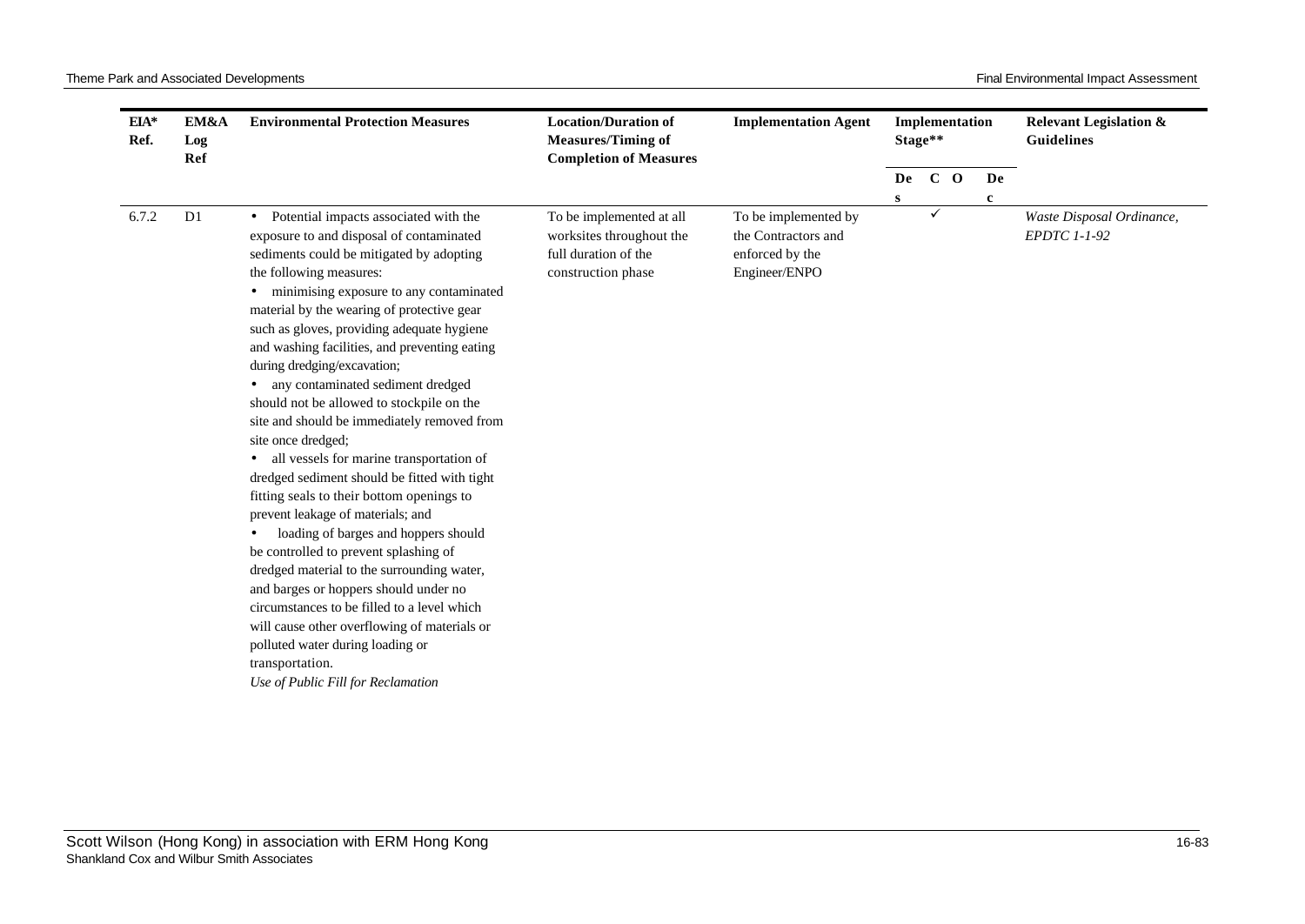| EIA* Ref. | EM&A Log Ref | Environmental Protection Measures | Location/Duration of Measures/Timing of Completion of Measures | Implementation Agent | Implementation Stage** | | | | Relevant Legislation & Guidelines |
|---|---|---|---|---|---|---|---|---|---|
| | | | | | Des | C | O | Dec | |
| 6.7.2 | D1 | • Potential impacts associated with the exposure to and disposal of contaminated sediments could be mitigated by adopting the following measures:<br>• minimising exposure to any contaminated material by the wearing of protective gear such as gloves, providing adequate hygiene and washing facilities, and preventing eating during dredging/excavation;<br>• any contaminated sediment dredged should not be allowed to stockpile on the site and should be immediately removed from site once dredged;<br>• all vessels for marine transportation of dredged sediment should be fitted with tight fitting seals to their bottom openings to prevent leakage of materials; and<br>• loading of barges and hoppers should be controlled to prevent splashing of dredged material to the surrounding water, and barges or hoppers should under no circumstances to be filled to a level which will cause other overflowing of materials or polluted water during loading or transportation.<br>*Use of Public Fill for Reclamation* | To be implemented at all worksites throughout the full duration of the construction phase | To be implemented by the Contractors and enforced by the Engineer/ENPO | | ✓ | | | *Waste Disposal Ordinance, EPDTC 1-1-92* |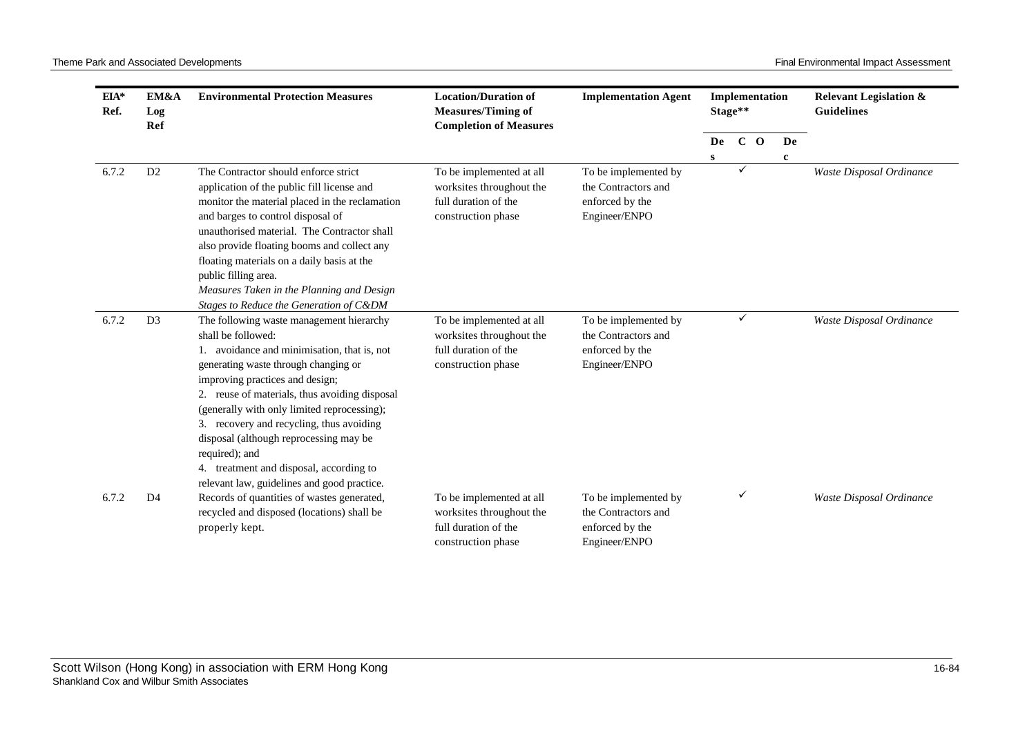| EIA* Ref. | EM&A Log Ref | Environmental Protection Measures | Location/Duration of Measures/Timing of Completion of Measures | Implementation Agent | Implementation Stage** | | | | Relevant Legislation & Guidelines |
|---|---|---|---|---|---|---|---|---|---|
| | | | | | Des | C | O | Dec | |
| 6.7.2 | D2 | The Contractor should enforce strict application of the public fill license and monitor the material placed in the reclamation and barges to control disposal of unauthorised material. The Contractor shall also provide floating booms and collect any floating materials on a daily basis at the public filling area. *Measures Taken in the Planning and Design Stages to Reduce the Generation of C&DM* | To be implemented at all worksites throughout the full duration of the construction phase | To be implemented by the Contractors and enforced by the Engineer/ENPO | | ✓ | | | *Waste Disposal Ordinance* |
| 6.7.2 | D3 | The following waste management hierarchy shall be followed: 1. avoidance and minimisation, that is, not generating waste through changing or improving practices and design; 2. reuse of materials, thus avoiding disposal (generally with only limited reprocessing); 3. recovery and recycling, thus avoiding disposal (although reprocessing may be required); and 4. treatment and disposal, according to relevant law, guidelines and good practice. | To be implemented at all worksites throughout the full duration of the construction phase | To be implemented by the Contractors and enforced by the Engineer/ENPO | | ✓ | | | *Waste Disposal Ordinance* |
| 6.7.2 | D4 | Records of quantities of wastes generated, recycled and disposed (locations) shall be properly kept. | To be implemented at all worksites throughout the full duration of the construction phase | To be implemented by the Contractors and enforced by the Engineer/ENPO | | ✓ | | | *Waste Disposal Ordinance* |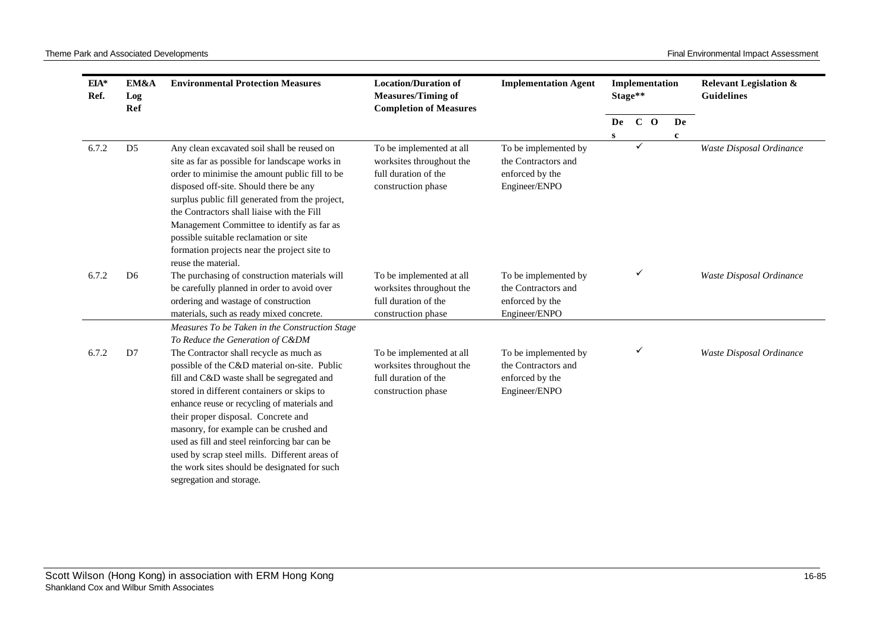| EIA* Ref. | EM&A Log Ref | Environmental Protection Measures | Location/Duration of Measures/Timing of Completion of Measures | Implementation Agent | Implementation Stage** | | | | Relevant Legislation & Guidelines |
|---|---|---|---|---|---|---|---|---|---|
| | | | | | Des | C | O | Dec | |
| 6.7.2 | D5 | Any clean excavated soil shall be reused on site as far as possible for landscape works in order to minimise the amount public fill to be disposed off-site. Should there be any surplus public fill generated from the project, the Contractors shall liaise with the Fill Management Committee to identify as far as possible suitable reclamation or site formation projects near the project site to reuse the material. | To be implemented at all worksites throughout the full duration of the construction phase | To be implemented by the Contractors and enforced by the Engineer/ENPO | | ✓ | | | *Waste Disposal Ordinance* |
| 6.7.2 | D6 | The purchasing of construction materials will be carefully planned in order to avoid over ordering and wastage of construction materials, such as ready mixed concrete. | To be implemented at all worksites throughout the full duration of the construction phase | To be implemented by the Contractors and enforced by the Engineer/ENPO | | ✓ | | | *Waste Disposal Ordinance* |
| | | *Measures To be Taken in the Construction Stage To Reduce the Generation of C&DM* | | | | | | | |
| 6.7.2 | D7 | The Contractor shall recycle as much as possible of the C&D material on-site. Public fill and C&D waste shall be segregated and stored in different containers or skips to enhance reuse or recycling of materials and their proper disposal. Concrete and masonry, for example can be crushed and used as fill and steel reinforcing bar can be used by scrap steel mills. Different areas of the work sites should be designated for such segregation and storage. | To be implemented at all worksites throughout the full duration of the construction phase | To be implemented by the Contractors and enforced by the Engineer/ENPO | | ✓ | | | *Waste Disposal Ordinance* |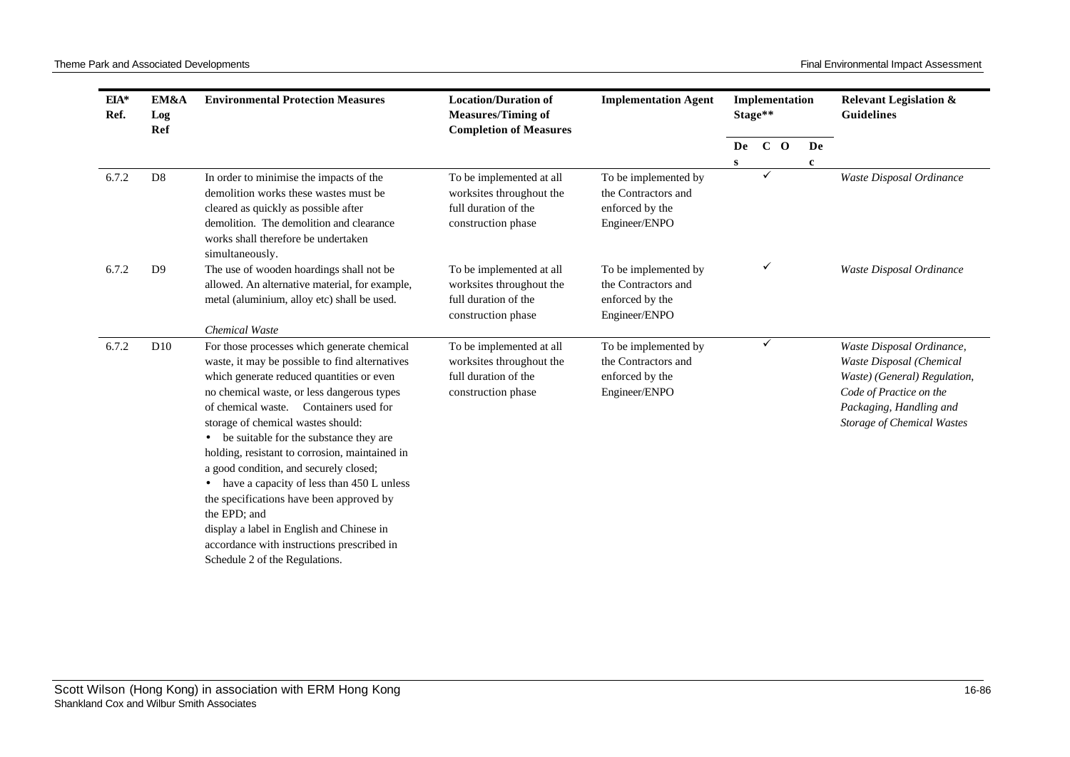| EIA* Ref. | EM&A Log Ref | Environmental Protection Measures | Location/Duration of Measures/Timing of Completion of Measures | Implementation Agent | Implementation Stage** | | | | Relevant Legislation & Guidelines |
|---|---|---|---|---|---|---|---|---|---|
| | | | | | Des | C | O | Dec | |
| 6.7.2 | D8 | In order to minimise the impacts of the demolition works these wastes must be cleared as quickly as possible after demolition. The demolition and clearance works shall therefore be undertaken simultaneously. | To be implemented at all worksites throughout the full duration of the construction phase | To be implemented by the Contractors and enforced by the Engineer/ENPO | | ✓ | | | *Waste Disposal Ordinance* |
| 6.7.2 | D9 | The use of wooden hoardings shall not be allowed. An alternative material, for example, metal (aluminium, alloy etc) shall be used. | To be implemented at all worksites throughout the full duration of the construction phase | To be implemented by the Contractors and enforced by the Engineer/ENPO | | ✓ | | | *Waste Disposal Ordinance* |
| | | *Chemical Waste* | | | | | | | |
| 6.7.2 | D10 | For those processes which generate chemical waste, it may be possible to find alternatives which generate reduced quantities or even no chemical waste, or less dangerous types of chemical waste. Containers used for storage of chemical wastes should:<br>• be suitable for the substance they are holding, resistant to corrosion, maintained in a good condition, and securely closed;<br>• have a capacity of less than 450 L unless the specifications have been approved by the EPD; and<br>display a label in English and Chinese in accordance with instructions prescribed in Schedule 2 of the Regulations. | To be implemented at all worksites throughout the full duration of the construction phase | To be implemented by the Contractors and enforced by the Engineer/ENPO | | ✓ | | | *Waste Disposal Ordinance, Waste Disposal (Chemical Waste) (General) Regulation, Code of Practice on the Packaging, Handling and Storage of Chemical Wastes* |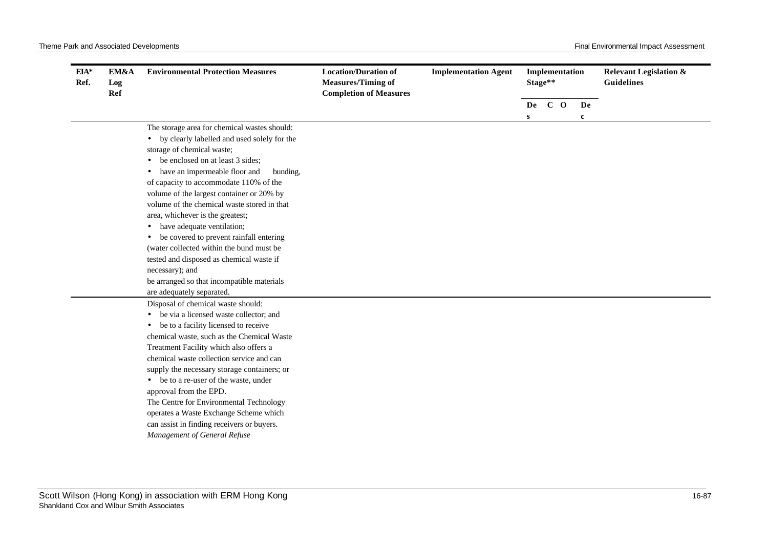| EIA* Ref. | EM&A Log Ref | Environmental Protection Measures | Location/Duration of Measures/Timing of Completion of Measures | Implementation Agent | Implementation Stage** | | | | Relevant Legislation & Guidelines |
|---|---|---|---|---|---|---|---|---|---|
| | | | | | Des | C | O | Dec | |
| | | The storage area for chemical wastes should:<br>• by clearly labelled and used solely for the storage of chemical waste;<br>• be enclosed on at least 3 sides;<br>• have an impermeable floor and bunding, of capacity to accommodate 110% of the volume of the largest container or 20% by volume of the chemical waste stored in that area, whichever is the greatest;<br>• have adequate ventilation;<br>• be covered to prevent rainfall entering (water collected within the bund must be tested and disposed as chemical waste if necessary); and<br>be arranged so that incompatible materials are adequately separated. | | | | | | | |
| | | Disposal of chemical waste should:<br>• be via a licensed waste collector; and<br>• be to a facility licensed to receive chemical waste, such as the Chemical Waste Treatment Facility which also offers a chemical waste collection service and can supply the necessary storage containers; or<br>• be to a re-user of the waste, under approval from the EPD.<br>The Centre for Environmental Technology operates a Waste Exchange Scheme which can assist in finding receivers or buyers.<br>*Management of General Refuse* | | | | | | | |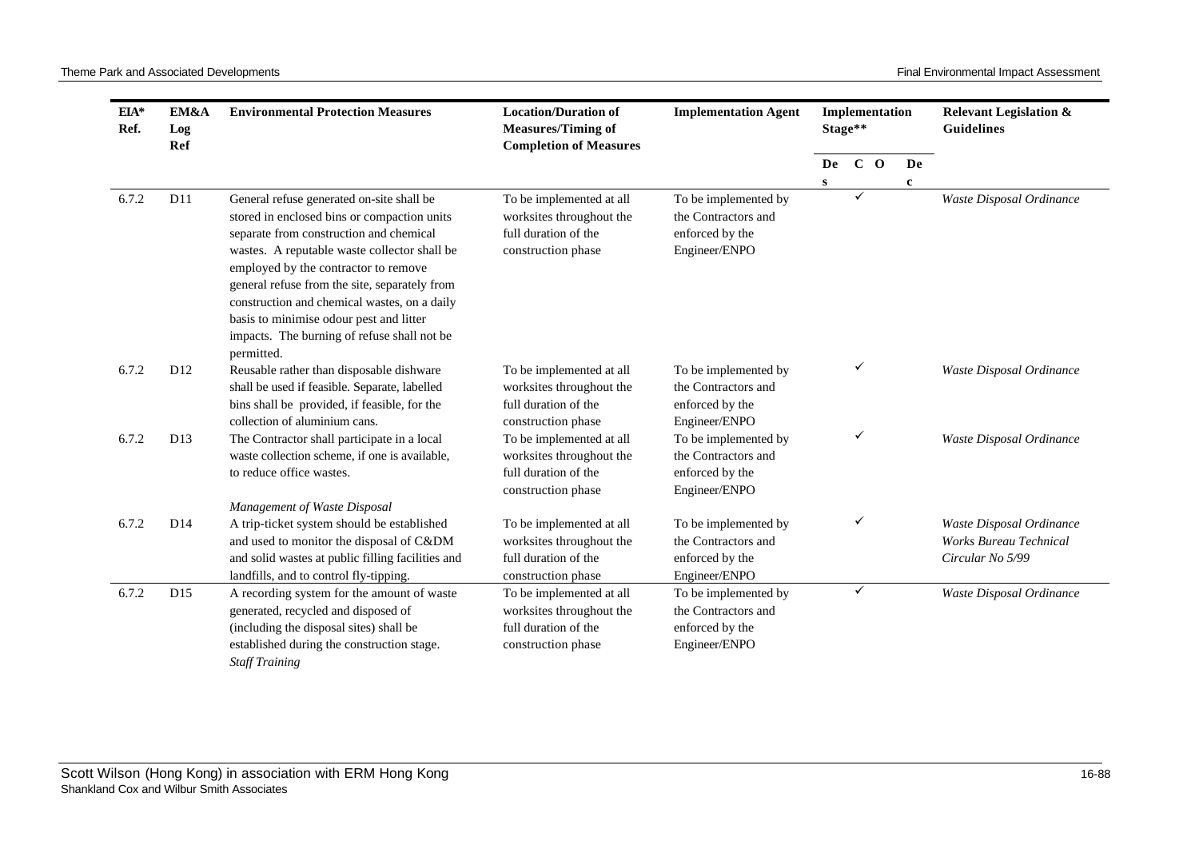| EIA* Ref. | EM&A Log Ref | Environmental Protection Measures | Location/Duration of Measures/Timing of Completion of Measures | Implementation Agent | Implementation Stage** | | | | Relevant Legislation & Guidelines |
|---|---|---|---|---|---|---|---|---|---|
| | | | | | Des | C | O | Dec | |
| 6.7.2 | D11 | General refuse generated on-site shall be stored in enclosed bins or compaction units separate from construction and chemical wastes. A reputable waste collector shall be employed by the contractor to remove general refuse from the site, separately from construction and chemical wastes, on a daily basis to minimise odour pest and litter impacts. The burning of refuse shall not be permitted. | To be implemented at all worksites throughout the full duration of the construction phase | To be implemented by the Contractors and enforced by the Engineer/ENPO | | ✓ | | | *Waste Disposal Ordinance* |
| 6.7.2 | D12 | Reusable rather than disposable dishware shall be used if feasible. Separate, labelled bins shall be provided, if feasible, for the collection of aluminium cans. | To be implemented at all worksites throughout the full duration of the construction phase | To be implemented by the Contractors and enforced by the Engineer/ENPO | | ✓ | | | *Waste Disposal Ordinance* |
| 6.7.2 | D13 | The Contractor shall participate in a local waste collection scheme, if one is available, to reduce office wastes. | To be implemented at all worksites throughout the full duration of the construction phase | To be implemented by the Contractors and enforced by the Engineer/ENPO | | ✓ | | | *Waste Disposal Ordinance* |
| | | *Management of Waste Disposal* | | | | | | | |
| 6.7.2 | D14 | A trip-ticket system should be established and used to monitor the disposal of C&DM and solid wastes at public filling facilities and landfills, and to control fly-tipping. | To be implemented at all worksites throughout the full duration of the construction phase | To be implemented by the Contractors and enforced by the Engineer/ENPO | | ✓ | | | *Waste Disposal Ordinance* *Works Bureau Technical Circular No 5/99* |
| 6.7.2 | D15 | A recording system for the amount of waste generated, recycled and disposed of (including the disposal sites) shall be established during the construction stage. | To be implemented at all worksites throughout the full duration of the construction phase | To be implemented by the Contractors and enforced by the Engineer/ENPO | | ✓ | | | *Waste Disposal Ordinance* |
| | | *Staff Training* | | | | | | | |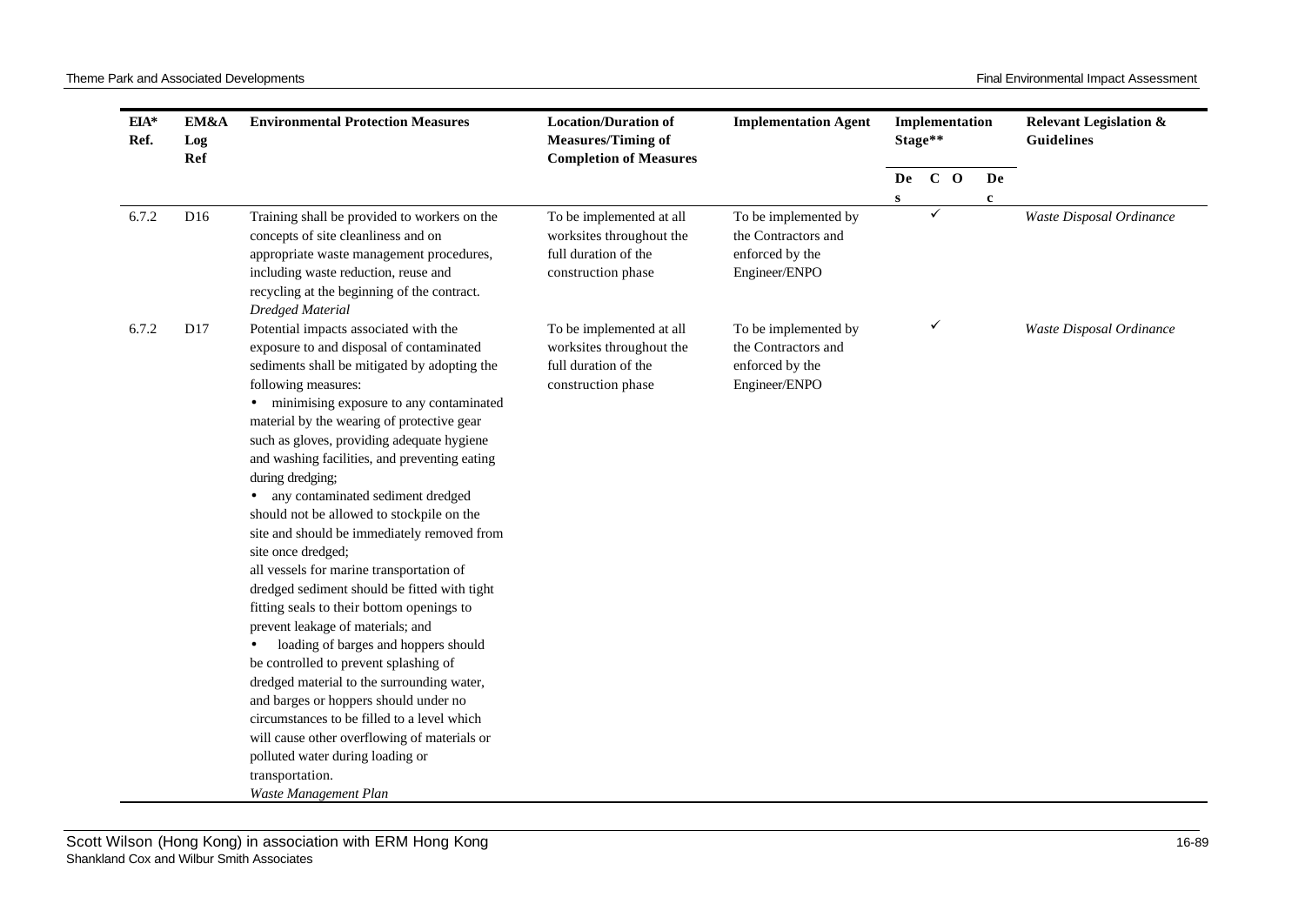| EIA* Ref. | EM&A Log Ref | Environmental Protection Measures | Location/Duration of Measures/Timing of Completion of Measures | Implementation Agent | Implementation Stage** | | | | Relevant Legislation & Guidelines |
|---|---|---|---|---|---|---|---|---|---|
| | | | | | Des | C | O | Dec | |
| 6.7.2 | D16 | Training shall be provided to workers on the concepts of site cleanliness and on appropriate waste management procedures, including waste reduction, reuse and recycling at the beginning of the contract. | To be implemented at all worksites throughout the full duration of the construction phase | To be implemented by the Contractors and enforced by the Engineer/ENPO | | ✓ | | | *Waste Disposal Ordinance* |
| | | *Dredged Material* | | | | | | | |
| 6.7.2 | D17 | Potential impacts associated with the exposure to and disposal of contaminated sediments shall be mitigated by adopting the following measures:<br>• minimising exposure to any contaminated material by the wearing of protective gear such as gloves, providing adequate hygiene and washing facilities, and preventing eating during dredging;<br>• any contaminated sediment dredged should not be allowed to stockpile on the site and should be immediately removed from site once dredged;<br>all vessels for marine transportation of dredged sediment should be fitted with tight fitting seals to their bottom openings to prevent leakage of materials; and<br>• loading of barges and hoppers should be controlled to prevent splashing of dredged material to the surrounding water, and barges or hoppers should under no circumstances to be filled to a level which will cause other overflowing of materials or polluted water during loading or transportation. | To be implemented at all worksites throughout the full duration of the construction phase | To be implemented by the Contractors and enforced by the Engineer/ENPO | | ✓ | | | *Waste Disposal Ordinance* |
| | | *Waste Management Plan* | | | | | | | |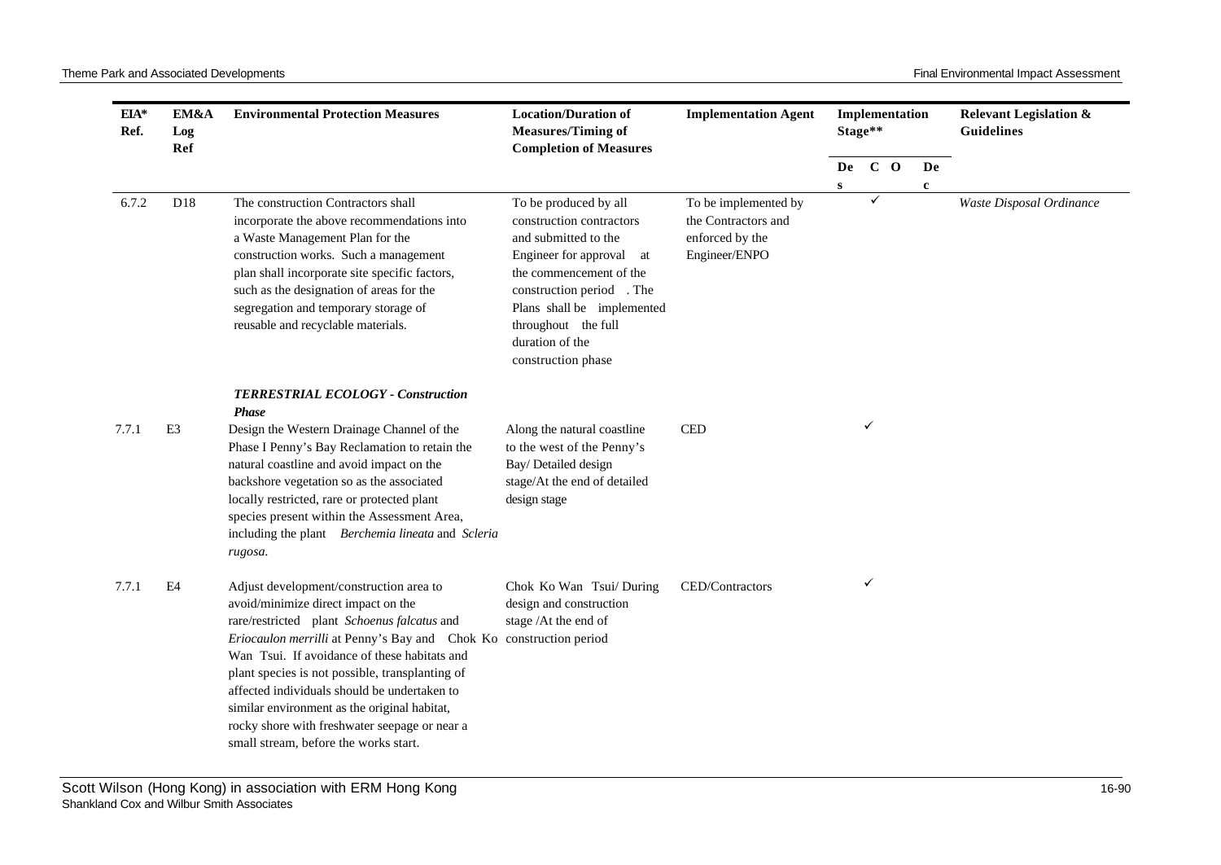| EIA* Ref. | EM&A Log Ref | Environmental Protection Measures | Location/Duration of Measures/Timing of Completion of Measures | Implementation Agent | Implementation Stage** | | | | Relevant Legislation & Guidelines |
|---|---|---|---|---|---|---|---|---|---|
| | | | | | Des | C | O | Dec | |
| 6.7.2 | D18 | The construction Contractors shall incorporate the above recommendations into a Waste Management Plan for the construction works. Such a management plan shall incorporate site specific factors, such as the designation of areas for the segregation and temporary storage of reusable and recyclable materials. | To be produced by all construction contractors and submitted to the Engineer for approval at the commencement of the construction period . The Plans shall be implemented throughout the full duration of the construction phase | To be implemented by the Contractors and enforced by the Engineer/ENPO | | ✓ | | | *Waste Disposal Ordinance* |
| | | ***TERRESTRIAL ECOLOGY - Construction Phase*** | | | | | | | |
| 7.7.1 | E3 | Design the Western Drainage Channel of the Phase I Penny's Bay Reclamation to retain the natural coastline and avoid impact on the backshore vegetation so as the associated locally restricted, rare or protected plant species present within the Assessment Area, including the plant *Berchemia lineata* and *Scleria rugosa*. | Along the natural coastline to the west of the Penny's Bay/ Detailed design stage/At the end of detailed design stage | CED | | ✓ | | | |
| 7.7.1 | E4 | Adjust development/construction area to avoid/minimize direct impact on the rare/restricted plant *Schoenus falcatus* and *Eriocaulon merrilli* at Penny's Bay and Chok Ko Wan Tsui. If avoidance of these habitats and plant species is not possible, transplanting of affected individuals should be undertaken to similar environment as the original habitat, rocky shore with freshwater seepage or near a small stream, before the works start. | Chok Ko Wan Tsui/ During design and construction stage /At the end of construction period | CED/Contractors | | ✓ | | | |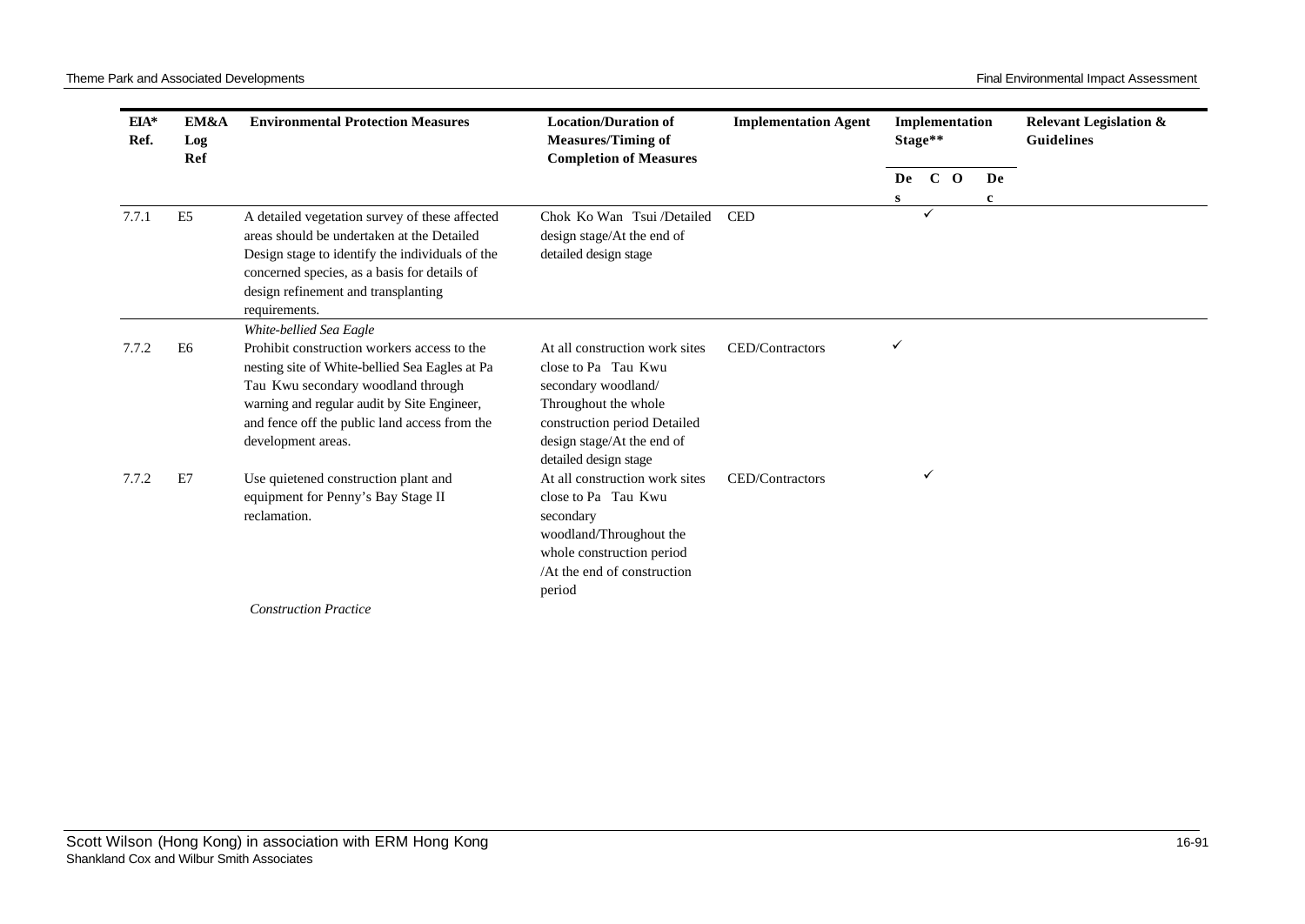| EIA* Ref. | EM&A Log Ref | Environmental Protection Measures | Location/Duration of Measures/Timing of Completion of Measures | Implementation Agent | Implementation Stage** | | | | Relevant Legislation & Guidelines |
|---|---|---|---|---|---|---|---|---|---|
| | | | | | Des | C | O | Dec | |
| 7.7.1 | E5 | A detailed vegetation survey of these affected areas should be undertaken at the Detailed Design stage to identify the individuals of the concerned species, as a basis for details of design refinement and transplanting requirements. | Chok Ko Wan Tsui /Detailed design stage/At the end of detailed design stage | CED | | ✓ | | | |
| | | *White-bellied Sea Eagle* | | | | | | | |
| 7.7.2 | E6 | Prohibit construction workers access to the nesting site of White-bellied Sea Eagles at Pa Tau Kwu secondary woodland through warning and regular audit by Site Engineer, and fence off the public land access from the development areas. | At all construction work sites close to Pa Tau Kwu secondary woodland/ Throughout the whole construction period Detailed design stage/At the end of detailed design stage | CED/Contractors | ✓ | | | | |
| 7.7.2 | E7 | Use quietened construction plant and equipment for Penny's Bay Stage II reclamation. | At all construction work sites close to Pa Tau Kwu secondary woodland/Throughout the whole construction period /At the end of construction period | CED/Contractors | | ✓ | | | |
| | | *Construction Practice* | | | | | | | |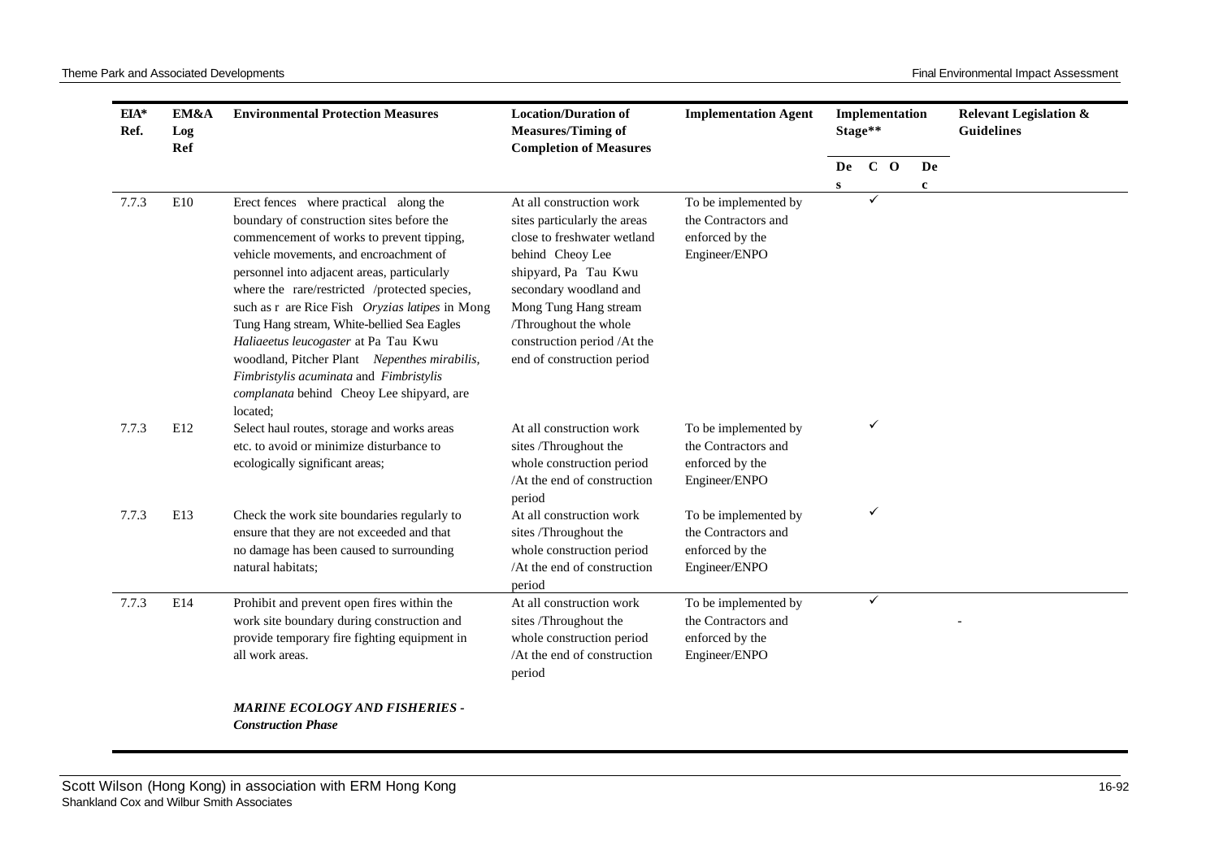| EIA* Ref. | EM&A Log Ref | Environmental Protection Measures | Location/Duration of Measures/Timing of Completion of Measures | Implementation Agent | Implementation Stage** | | | | Relevant Legislation & Guidelines |
|---|---|---|---|---|---|---|---|---|---|
| | | | | | Des | C | O | Dec | |
| 7.7.3 | E10 | Erect fences where practical along the boundary of construction sites before the commencement of works to prevent tipping, vehicle movements, and encroachment of personnel into adjacent areas, particularly where the rare/restricted /protected species, such as rare Rice Fish *Oryzias latipes* in Mong Tung Hang stream, White-bellied Sea Eagles *Haliaeetus leucogaster* at Pa Tau Kwu woodland, Pitcher Plant *Nepenthes mirabilis, Fimbristylis acuminata* and *Fimbristylis complanata* behind Cheoy Lee shipyard, are located; | At all construction work sites particularly the areas close to freshwater wetland behind Cheoy Lee shipyard, Pa Tau Kwu secondary woodland and Mong Tung Hang stream /Throughout the whole construction period /At the end of construction period | To be implemented by the Contractors and enforced by the Engineer/ENPO | | ✓ | | | |
| 7.7.3 | E12 | Select haul routes, storage and works areas etc. to avoid or minimize disturbance to ecologically significant areas; | At all construction work sites /Throughout the whole construction period /At the end of construction period | To be implemented by the Contractors and enforced by the Engineer/ENPO | | ✓ | | | |
| 7.7.3 | E13 | Check the work site boundaries regularly to ensure that they are not exceeded and that no damage has been caused to surrounding natural habitats; | At all construction work sites /Throughout the whole construction period /At the end of construction period | To be implemented by the Contractors and enforced by the Engineer/ENPO | | ✓ | | | |
| 7.7.3 | E14 | Prohibit and prevent open fires within the work site boundary during construction and provide temporary fire fighting equipment in all work areas. | At all construction work sites /Throughout the whole construction period /At the end of construction period | To be implemented by the Contractors and enforced by the Engineer/ENPO | | ✓ | | | - |
| | | ***MARINE ECOLOGY AND FISHERIES - Construction Phase*** | | | | | | | |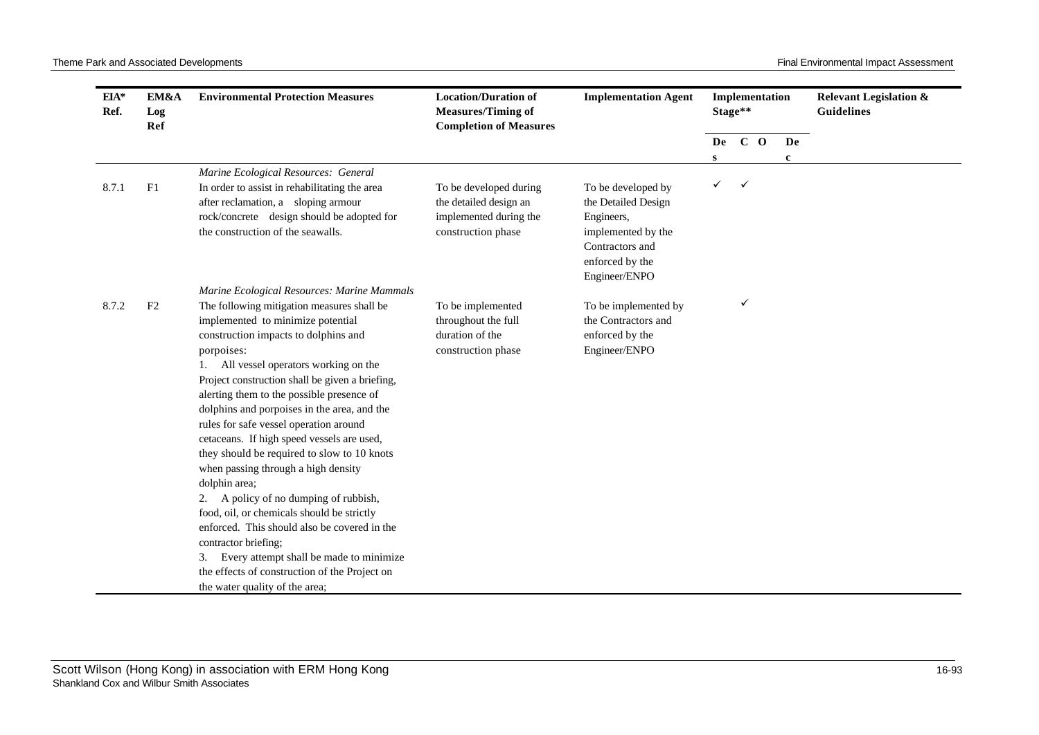| EIA* Ref. | EM&A Log Ref | Environmental Protection Measures | Location/Duration of Measures/Timing of Completion of Measures | Implementation Agent | Implementation Stage** | | | | Relevant Legislation & Guidelines |
|---|---|---|---|---|---|---|---|---|---|
| | | | | | Des | C | O | Dec | |
| | | *Marine Ecological Resources: General* | | | | | | | |
| 8.7.1 | F1 | In order to assist in rehabilitating the area after reclamation, a sloping armour rock/concrete design should be adopted for the construction of the seawalls. | To be developed during the detailed design an implemented during the construction phase | To be developed by the Detailed Design Engineers, implemented by the Contractors and enforced by the Engineer/ENPO | ✓ | ✓ | | | |
| | | *Marine Ecological Resources: Marine Mammals* | | | | | | | |
| 8.7.2 | F2 | The following mitigation measures shall be implemented to minimize potential construction impacts to dolphins and porpoises:<br>1. All vessel operators working on the Project construction shall be given a briefing, alerting them to the possible presence of dolphins and porpoises in the area, and the rules for safe vessel operation around cetaceans. If high speed vessels are used, they should be required to slow to 10 knots when passing through a high density dolphin area;<br>2. A policy of no dumping of rubbish, food, oil, or chemicals should be strictly enforced. This should also be covered in the contractor briefing;<br>3. Every attempt shall be made to minimize the effects of construction of the Project on the water quality of the area; | To be implemented throughout the full duration of the construction phase | To be implemented by the Contractors and enforced by the Engineer/ENPO | | ✓ | | | |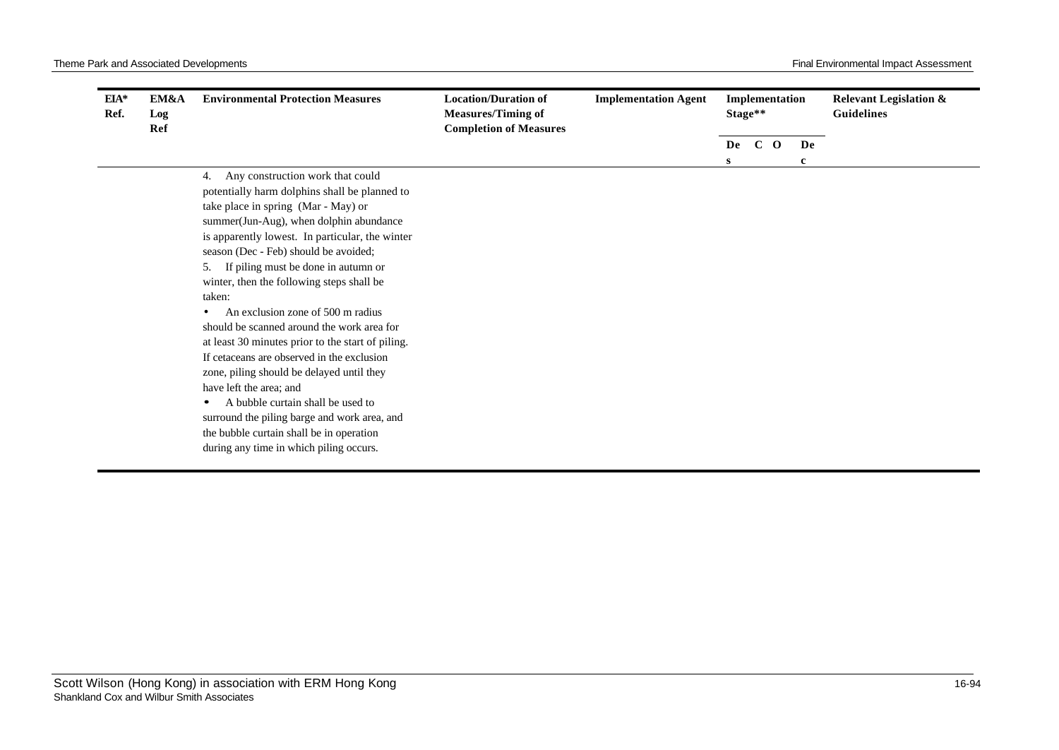| EIA* Ref. | EM&A Log Ref | Environmental Protection Measures | Location/Duration of Measures/Timing of Completion of Measures | Implementation Agent | Implementation Stage** | | | | Relevant Legislation & Guidelines |
|---|---|---|---|---|---|---|---|---|---|
| | | | | | Des | C | O | Dec | |
| | | 4. Any construction work that could potentially harm dolphins shall be planned to take place in spring (Mar - May) or summer(Jun-Aug), when dolphin abundance is apparently lowest. In particular, the winter season (Dec - Feb) should be avoided;<br>5. If piling must be done in autumn or winter, then the following steps shall be taken:<br>• An exclusion zone of 500 m radius should be scanned around the work area for at least 30 minutes prior to the start of piling. If cetaceans are observed in the exclusion zone, piling should be delayed until they have left the area; and<br>• A bubble curtain shall be used to surround the piling barge and work area, and the bubble curtain shall be in operation during any time in which piling occurs. | | | | | | | |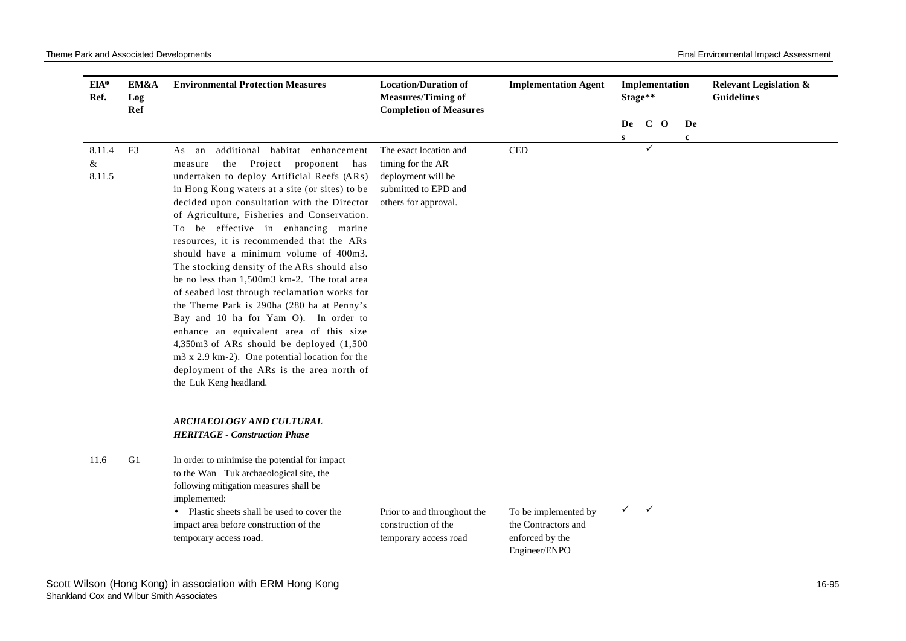| EIA* Ref. | EM&A Log Ref | Environmental Protection Measures | Location/Duration of Measures/Timing of Completion of Measures | Implementation Agent | Implementation Stage** | | | | Relevant Legislation & Guidelines |
|---|---|---|---|---|---|---|---|---|---|
| | | | | | Des | C | O | Dec | |
| 8.11.4 & 8.11.5 | F3 | As an additional habitat enhancement measure the Project proponent has undertaken to deploy Artificial Reefs (ARs) in Hong Kong waters at a site (or sites) to be decided upon consultation with the Director of Agriculture, Fisheries and Conservation. To be effective in enhancing marine resources, it is recommended that the ARs should have a minimum volume of 400m3. The stocking density of the ARs should also be no less than 1,500m3 km-2. The total area of seabed lost through reclamation works for the Theme Park is 290ha (280 ha at Penny's Bay and 10 ha for Yam O). In order to enhance an equivalent area of this size 4,350m3 of ARs should be deployed (1,500 m3 x 2.9 km-2). One potential location for the deployment of the ARs is the area north of the Luk Keng headland. | The exact location and timing for the AR deployment will be submitted to EPD and others for approval. | CED | | ✓ | | | |
| | | ***ARCHAEOLOGY AND CULTURAL HERITAGE - Construction Phase*** | | | | | | | |
| 11.6 | G1 | In order to minimise the potential for impact to the Wan Tuk archaeological site, the following mitigation measures shall be implemented: | | | | | | | |
| | | • Plastic sheets shall be used to cover the impact area before construction of the temporary access road. | Prior to and throughout the construction of the temporary access road | To be implemented by the Contractors and enforced by the Engineer/ENPO | ✓ | ✓ | | | |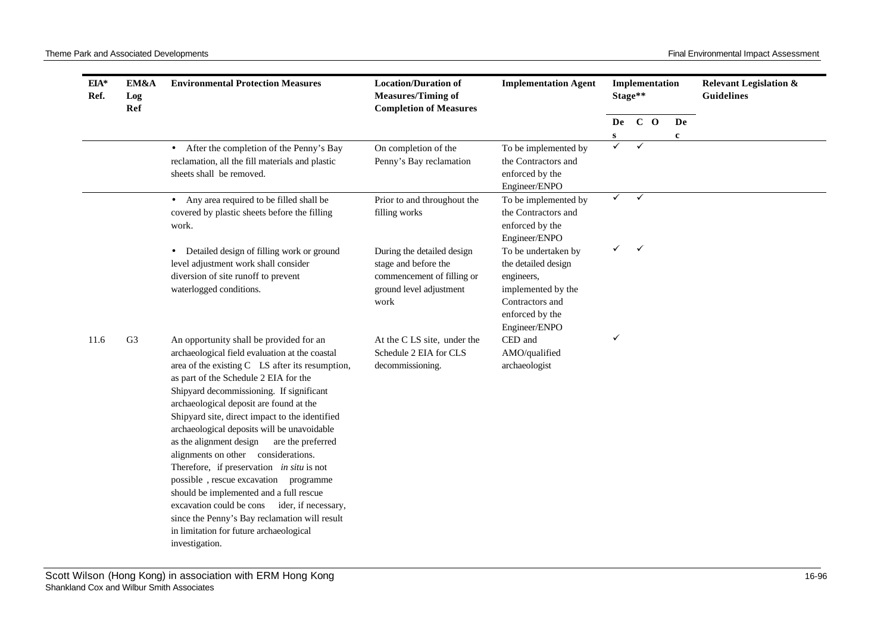| EIA* Ref. | EM&A Log Ref | Environmental Protection Measures | Location/Duration of Measures/Timing of Completion of Measures | Implementation Agent | Implementation Stage** | | | | Relevant Legislation & Guidelines |
|---|---|---|---|---|---|---|---|---|---|
| | | | | | Des | C | O | Dec | |
| | | • After the completion of the Penny's Bay reclamation, all the fill materials and plastic sheets shall be removed. | On completion of the Penny's Bay reclamation | To be implemented by the Contractors and enforced by the Engineer/ENPO | ✓ | ✓ | | | |
| | | • Any area required to be filled shall be covered by plastic sheets before the filling work. | Prior to and throughout the filling works | To be implemented by the Contractors and enforced by the Engineer/ENPO | ✓ | ✓ | | | |
| | | • Detailed design of filling work or ground level adjustment work shall consider diversion of site runoff to prevent waterlogged conditions. | During the detailed design stage and before the commencement of filling or ground level adjustment work | To be undertaken by the detailed design engineers, implemented by the Contractors and enforced by the Engineer/ENPO | ✓ | ✓ | | | |
| 11.6 | G3 | An opportunity shall be provided for an archaeological field evaluation at the coastal area of the existing C LS after its resumption, as part of the Schedule 2 EIA for the Shipyard decommissioning. If significant archaeological deposit are found at the Shipyard site, direct impact to the identified archaeological deposits will be unavoidable as the alignment design are the preferred alignments on other considerations. Therefore, if preservation *in situ* is not possible , rescue excavation programme should be implemented and a full rescue excavation could be cons ider, if necessary, since the Penny's Bay reclamation will result in limitation for future archaeological investigation. | At the C LS site, under the Schedule 2 EIA for CLS decommissioning. | CED and AMO/qualified archaeologist | ✓ | | | | |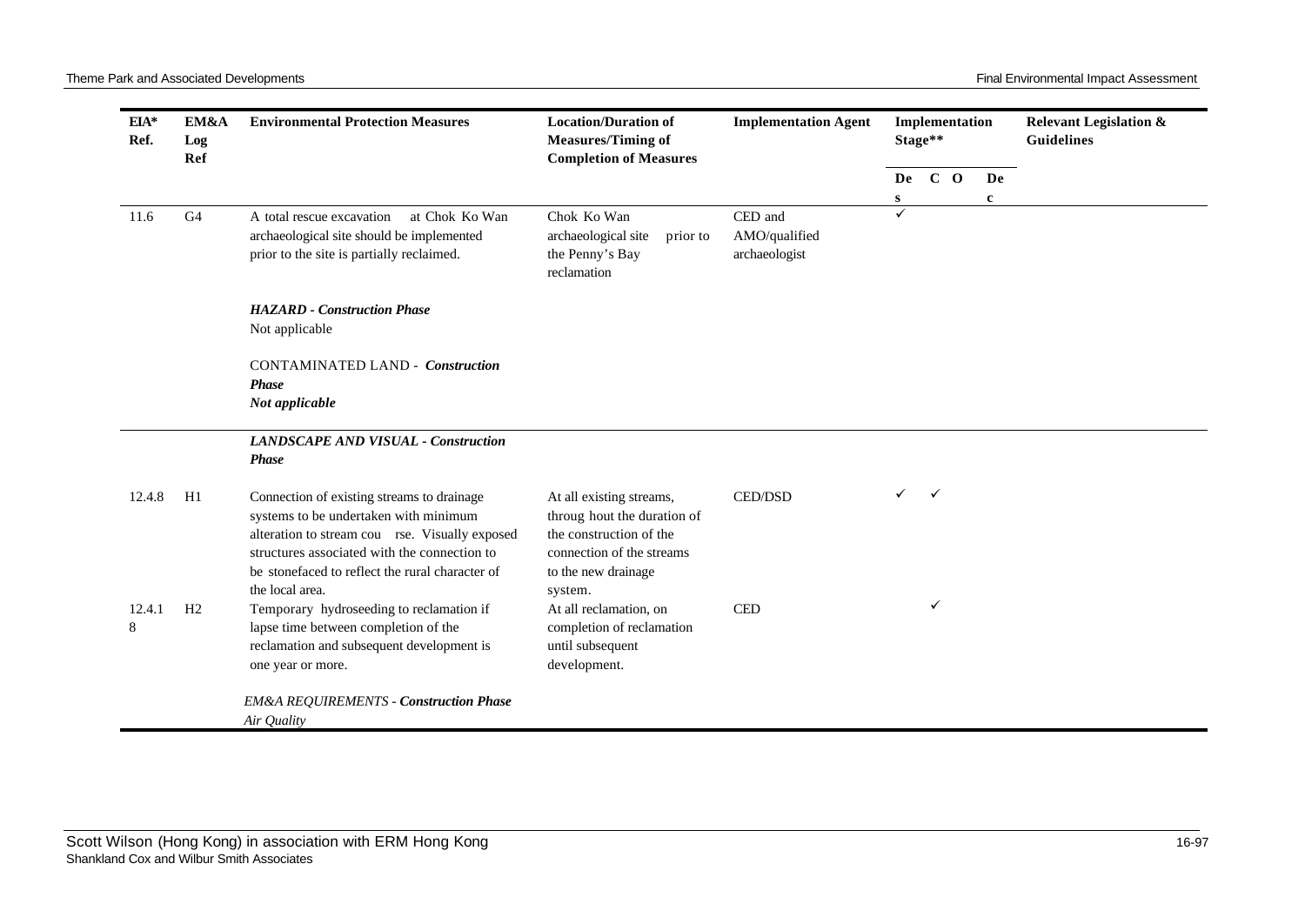| EIA* Ref. | EM&A Log Ref | Environmental Protection Measures | Location/Duration of Measures/Timing of Completion of Measures | Implementation Agent | Implementation Stage** | | | | Relevant Legislation & Guidelines |
|---|---|---|---|---|---|---|---|---|---|
| | | | | | Des | C | O | Dec | |
| 11.6 | G4 | A total rescue excavation at Chok Ko Wan archaeological site should be implemented prior to the site is partially reclaimed. | Chok Ko Wan archaeological site prior to the Penny's Bay reclamation | CED and AMO/qualified archaeologist | ✓ | | | | |
| | | ***HAZARD - Construction Phase*** Not applicable | | | | | | | |
| | | CONTAMINATED LAND - ***Construction Phase*** ***Not applicable*** | | | | | | | |
| | | ***LANDSCAPE AND VISUAL - Construction Phase*** | | | | | | | |
| 12.4.8 | H1 | Connection of existing streams to drainage systems to be undertaken with minimum alteration to stream course. Visually exposed structures associated with the connection to be stonefaced to reflect the rural character of the local area. | At all existing streams, throughout the duration of the construction of the connection of the streams to the new drainage system. | CED/DSD | ✓ | ✓ | | | |
| 12.4.18 | H2 | Temporary hydroseeding to reclamation if lapse time between completion of the reclamation and subsequent development is one year or more. | At all reclamation, on completion of reclamation until subsequent development. | CED | | ✓ | | | |
| | | *EM&A REQUIREMENTS - **Construction Phase*** *Air Quality* | | | | | | | |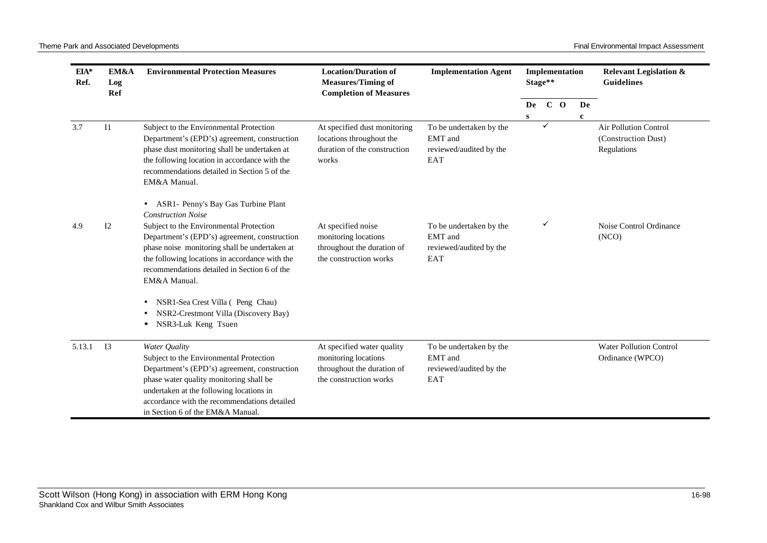| EIA* Ref. | EM&A Log Ref | Environmental Protection Measures | Location/Duration of Measures/Timing of Completion of Measures | Implementation Agent | Implementation Stage** | | | | Relevant Legislation & Guidelines |
|---|---|---|---|---|---|---|---|---|---|
| | | | | | Des | C | O | Dec | |
| 3.7 | I1 | Subject to the Environmental Protection Department's (EPD's) agreement, construction phase dust monitoring shall be undertaken at the following location in accordance with the recommendations detailed in Section 5 of the EM&A Manual.<br><br>• ASR1- Penny's Bay Gas Turbine Plant | At specified dust monitoring locations throughout the duration of the construction works | To be undertaken by the EMT and reviewed/audited by the EAT | | ✓ | | | Air Pollution Control (Construction Dust) Regulations |
| 4.9 | I2 | *Construction Noise*<br>Subject to the Environmental Protection Department's (EPD's) agreement, construction phase noise monitoring shall be undertaken at the following locations in accordance with the recommendations detailed in Section 6 of the EM&A Manual.<br><br>• NSR1-Sea Crest Villa ( Peng Chau)<br>• NSR2-Crestmont Villa (Discovery Bay)<br>• NSR3-Luk Keng Tsuen | At specified noise monitoring locations throughout the duration of the construction works | To be undertaken by the EMT and reviewed/audited by the EAT | | ✓ | | | Noise Control Ordinance (NCO) |
| 5.13.1 | I3 | *Water Quality*<br>Subject to the Environmental Protection Department's (EPD's) agreement, construction phase water quality monitoring shall be undertaken at the following locations in accordance with the recommendations detailed in Section 6 of the EM&A Manual. | At specified water quality monitoring locations throughout the duration of the construction works | To be undertaken by the EMT and reviewed/audited by the EAT | | | | | Water Pollution Control Ordinance (WPCO) |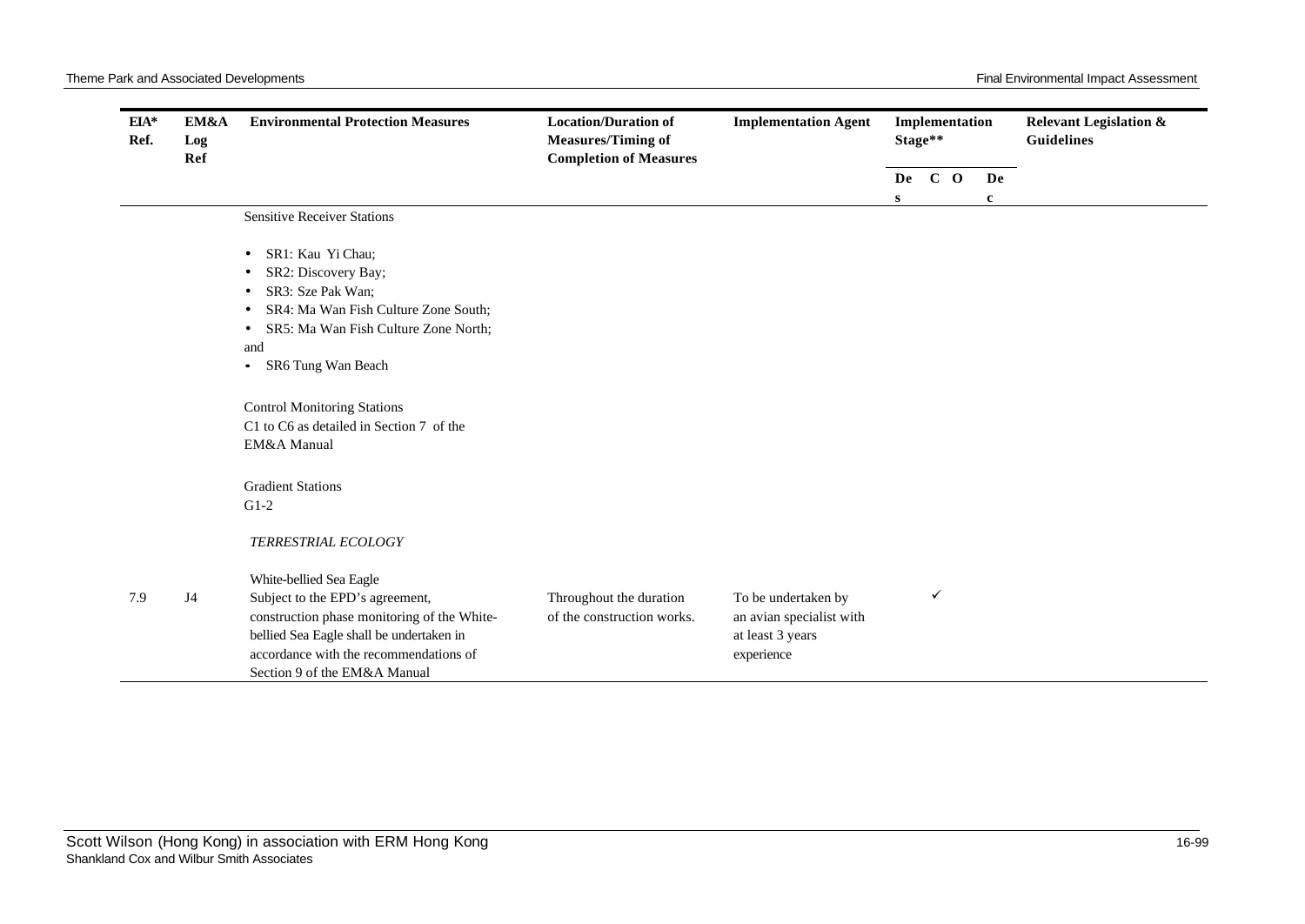| EIA* Ref. | EM&A Log Ref | Environmental Protection Measures | Location/Duration of Measures/Timing of Completion of Measures | Implementation Agent | Implementation Stage** | | | | Relevant Legislation & Guidelines |
|---|---|---|---|---|---|---|---|---|---|
| | | | | | Des | C | O | Dec | |
| | | Sensitive Receiver Stations<br><br>• SR1: Kau Yi Chau;<br>• SR2: Discovery Bay;<br>• SR3: Sze Pak Wan;<br>• SR4: Ma Wan Fish Culture Zone South;<br>• SR5: Ma Wan Fish Culture Zone North; and<br>• SR6 Tung Wan Beach<br><br>Control Monitoring Stations<br>C1 to C6 as detailed in Section 7 of the EM&A Manual<br><br>Gradient Stations<br>G1-2 | | | | | | | |
| | | *TERRESTRIAL ECOLOGY* | | | | | | | |
| 7.9 | J4 | White-bellied Sea Eagle<br>Subject to the EPD's agreement, construction phase monitoring of the White-bellied Sea Eagle shall be undertaken in accordance with the recommendations of Section 9 of the EM&A Manual | Throughout the duration of the construction works. | To be undertaken by an avian specialist with at least 3 years experience | | ✓ | | | |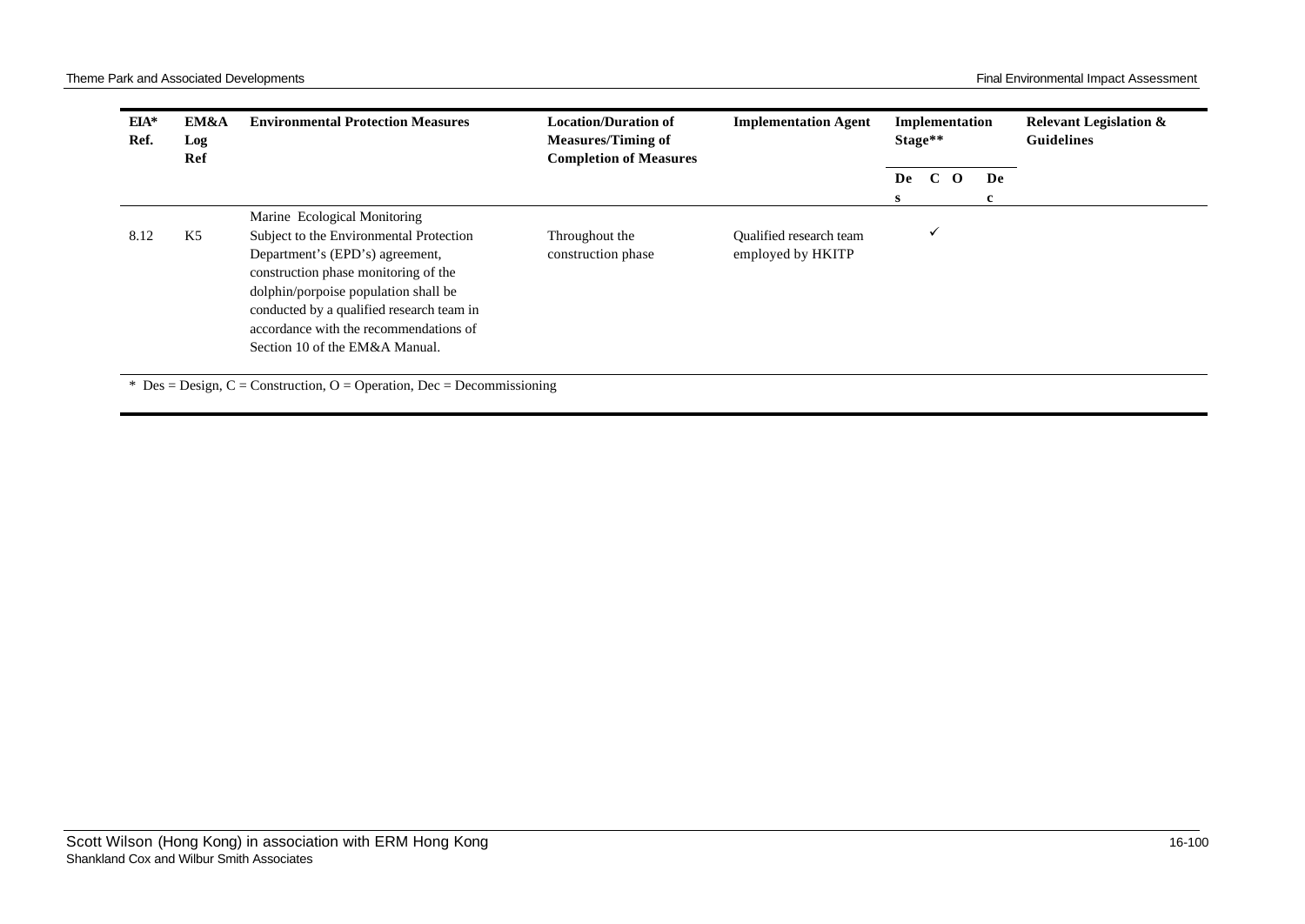| EIA* Ref. | EM&A Log Ref | Environmental Protection Measures | Location/Duration of Measures/Timing of Completion of Measures | Implementation Agent | Implementation Stage** | | | | Relevant Legislation & Guidelines |
|---|---|---|---|---|---|---|---|---|---|
| | | | | | Des | C | O | Dec | |
| | | Marine Ecological Monitoring | | | | | | | |
| 8.12 | K5 | Subject to the Environmental Protection Department's (EPD's) agreement, construction phase monitoring of the dolphin/porpoise population shall be conducted by a qualified research team in accordance with the recommendations of Section 10 of the EM&A Manual. | Throughout the construction phase | Qualified research team employed by HKITP | | ✓ | | | |

* Des = Design, C = Construction, O = Operation, Dec = Decommissioning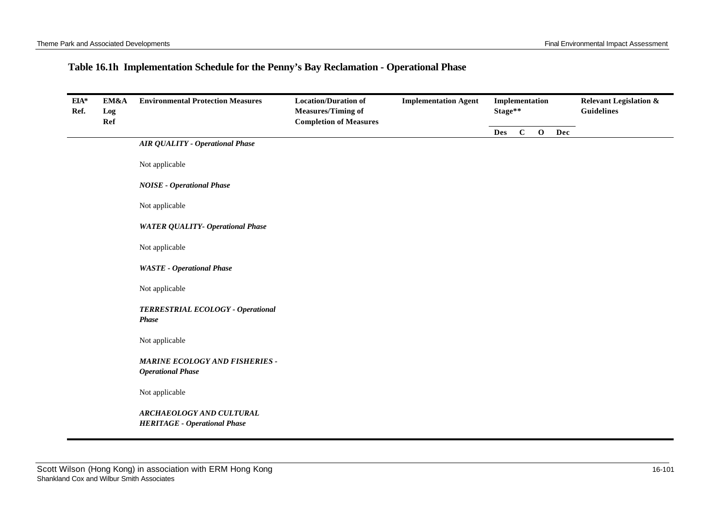### Table 16.1h Implementation Schedule for the Penny's Bay Reclamation - Operational Phase

| EIA* Ref. | EM&A Log Ref | Environmental Protection Measures | Location/Duration of Measures/Timing of Completion of Measures | Implementation Agent | Implementation Stage** | | | | Relevant Legislation & Guidelines |
|---|---|---|---|---|---|---|---|---|---|
| | | | | | Des | C | O | Dec | |
| | | ***AIR QUALITY - Operational Phase*** | | | | | | | |
| | | Not applicable | | | | | | | |
| | | ***NOISE - Operational Phase*** | | | | | | | |
| | | Not applicable | | | | | | | |
| | | ***WATER QUALITY- Operational Phase*** | | | | | | | |
| | | Not applicable | | | | | | | |
| | | ***WASTE - Operational Phase*** | | | | | | | |
| | | Not applicable | | | | | | | |
| | | ***TERRESTRIAL ECOLOGY - Operational Phase*** | | | | | | | |
| | | Not applicable | | | | | | | |
| | | ***MARINE ECOLOGY AND FISHERIES - Operational Phase*** | | | | | | | |
| | | Not applicable | | | | | | | |
| | | ***ARCHAEOLOGY AND CULTURAL HERITAGE - Operational Phase*** | | | | | | | |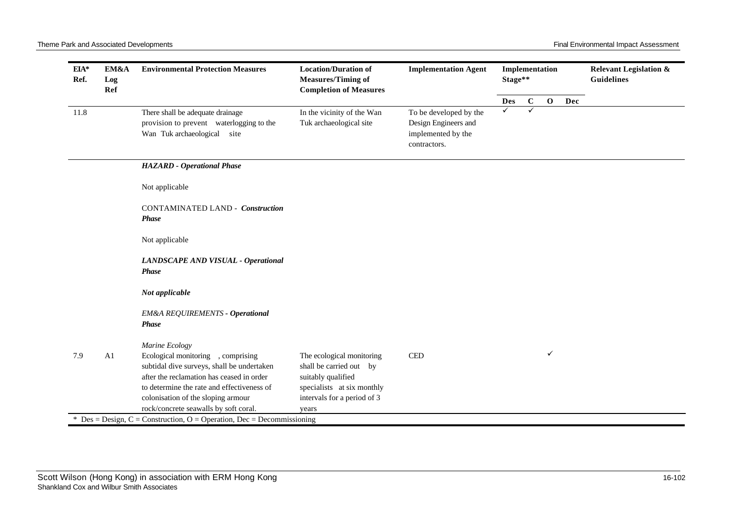| EIA* Ref. | EM&A Log Ref | Environmental Protection Measures | Location/Duration of Measures/Timing of Completion of Measures | Implementation Agent | Implementation Stage** | | | | Relevant Legislation & Guidelines |
|---|---|---|---|---|---|---|---|---|---|
| | | | | | Des | C | O | Dec | |
| 11.8 | | There shall be adequate drainage provision to prevent waterlogging to the Wan Tuk archaeological site | In the vicinity of the Wan Tuk archaeological site | To be developed by the Design Engineers and implemented by the contractors. | ✓ | ✓ | | | |
| | | ***HAZARD - Operational Phase*** | | | | | | | |
| | | Not applicable | | | | | | | |
| | | CONTAMINATED LAND - ***Construction Phase*** | | | | | | | |
| | | Not applicable | | | | | | | |
| | | ***LANDSCAPE AND VISUAL - Operational Phase*** | | | | | | | |
| | | ***Not applicable*** | | | | | | | |
| | | *EM&A REQUIREMENTS* ***- Operational Phase*** | | | | | | | |
| | | *Marine Ecology* | | | | | | | |
| 7.9 | A1 | Ecological monitoring , comprising subtidal dive surveys, shall be undertaken after the reclamation has ceased in order to determine the rate and effectiveness of colonisation of the sloping armour rock/concrete seawalls by soft coral. | The ecological monitoring shall be carried out by suitably qualified specialists at six monthly intervals for a period of 3 years | CED | | | ✓ | | |

* Des = Design, C = Construction, O = Operation, Dec = Decommissioning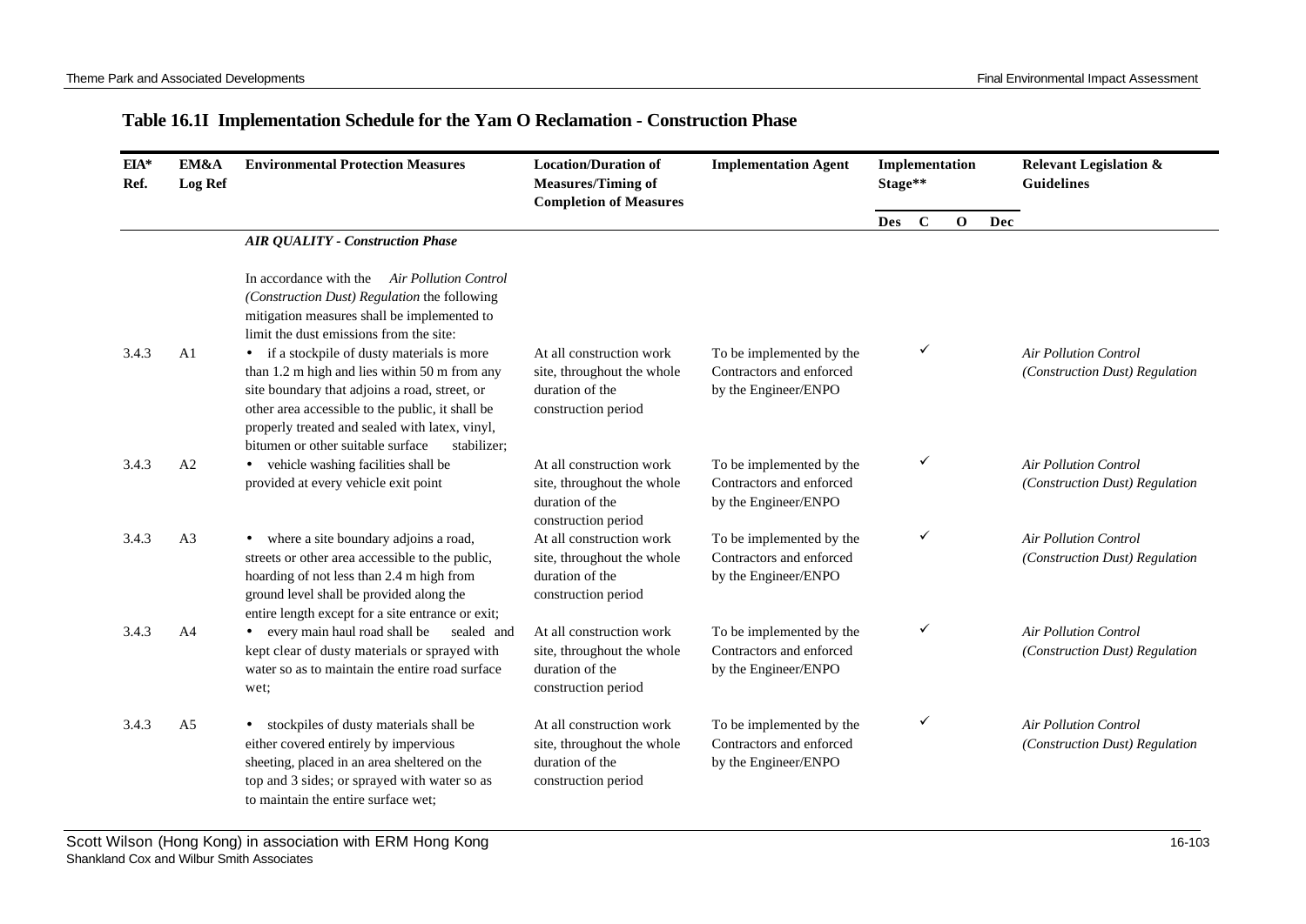## Table 16.1I Implementation Schedule for the Yam O Reclamation - Construction Phase

| EIA* Ref. | EM&A Log Ref | Environmental Protection Measures | Location/Duration of Measures/Timing of Completion of Measures | Implementation Agent | Implementation Stage** | | | | Relevant Legislation & Guidelines |
|---|---|---|---|---|---|---|---|---|---|
| | | | | | Des | C | O | Dec | |
| | | ***AIR QUALITY - Construction Phase*** | | | | | | | |
| | | In accordance with the *Air Pollution Control (Construction Dust) Regulation* the following mitigation measures shall be implemented to limit the dust emissions from the site: | | | | | | | |
| 3.4.3 | A1 | • if a stockpile of dusty materials is more than 1.2 m high and lies within 50 m from any site boundary that adjoins a road, street, or other area accessible to the public, it shall be properly treated and sealed with latex, vinyl, bitumen or other suitable surface stabilizer; | At all construction work site, throughout the whole duration of the construction period | To be implemented by the Contractors and enforced by the Engineer/ENPO | | ✓ | | | *Air Pollution Control (Construction Dust) Regulation* |
| 3.4.3 | A2 | • vehicle washing facilities shall be provided at every vehicle exit point | At all construction work site, throughout the whole duration of the construction period | To be implemented by the Contractors and enforced by the Engineer/ENPO | | ✓ | | | *Air Pollution Control (Construction Dust) Regulation* |
| 3.4.3 | A3 | • where a site boundary adjoins a road, streets or other area accessible to the public, hoarding of not less than 2.4 m high from ground level shall be provided along the entire length except for a site entrance or exit; | At all construction work site, throughout the whole duration of the construction period | To be implemented by the Contractors and enforced by the Engineer/ENPO | | ✓ | | | *Air Pollution Control (Construction Dust) Regulation* |
| 3.4.3 | A4 | • every main haul road shall be sealed and kept clear of dusty materials or sprayed with water so as to maintain the entire road surface wet; | At all construction work site, throughout the whole duration of the construction period | To be implemented by the Contractors and enforced by the Engineer/ENPO | | ✓ | | | *Air Pollution Control (Construction Dust) Regulation* |
| 3.4.3 | A5 | • stockpiles of dusty materials shall be either covered entirely by impervious sheeting, placed in an area sheltered on the top and 3 sides; or sprayed with water so as to maintain the entire surface wet; | At all construction work site, throughout the whole duration of the construction period | To be implemented by the Contractors and enforced by the Engineer/ENPO | | ✓ | | | *Air Pollution Control (Construction Dust) Regulation* |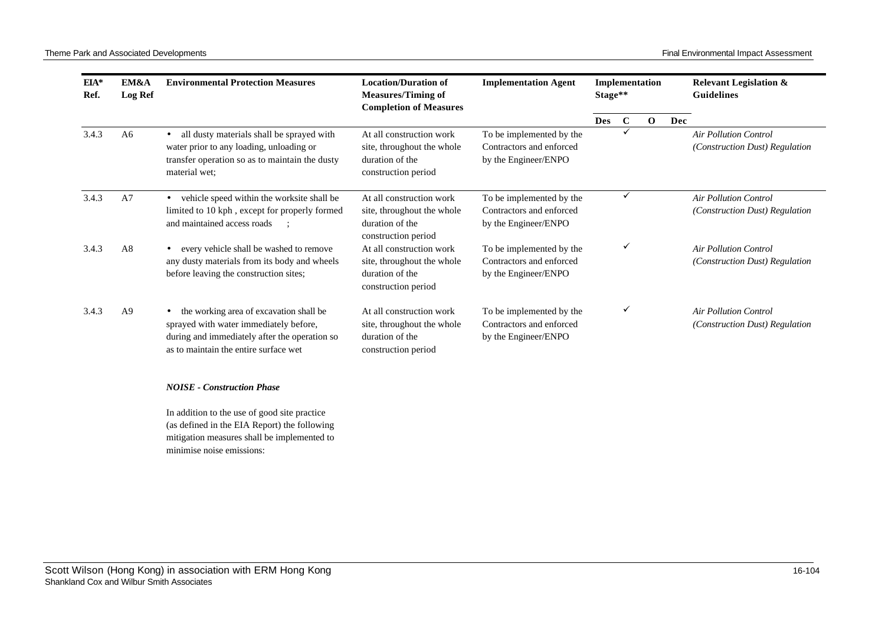| EIA* Ref. | EM&A Log Ref | Environmental Protection Measures | Location/Duration of Measures/Timing of Completion of Measures | Implementation Agent | Implementation Stage** | | | | Relevant Legislation & Guidelines |
|---|---|---|---|---|---|---|---|---|---|
| | | | | | Des | C | O | Dec | |
| 3.4.3 | A6 | • all dusty materials shall be sprayed with water prior to any loading, unloading or transfer operation so as to maintain the dusty material wet; | At all construction work site, throughout the whole duration of the construction period | To be implemented by the Contractors and enforced by the Engineer/ENPO | | ✓ | | | *Air Pollution Control (Construction Dust) Regulation* |
| 3.4.3 | A7 | • vehicle speed within the worksite shall be limited to 10 kph , except for properly formed and maintained access roads ; | At all construction work site, throughout the whole duration of the construction period | To be implemented by the Contractors and enforced by the Engineer/ENPO | | ✓ | | | *Air Pollution Control (Construction Dust) Regulation* |
| 3.4.3 | A8 | • every vehicle shall be washed to remove any dusty materials from its body and wheels before leaving the construction sites; | At all construction work site, throughout the whole duration of the construction period | To be implemented by the Contractors and enforced by the Engineer/ENPO | | ✓ | | | *Air Pollution Control (Construction Dust) Regulation* |
| 3.4.3 | A9 | • the working area of excavation shall be sprayed with water immediately before, during and immediately after the operation so as to maintain the entire surface wet | At all construction work site, throughout the whole duration of the construction period | To be implemented by the Contractors and enforced by the Engineer/ENPO | | ✓ | | | *Air Pollution Control (Construction Dust) Regulation* |
| | | ***NOISE - Construction Phase*** | | | | | | | |
| | | In addition to the use of good site practice (as defined in the EIA Report) the following mitigation measures shall be implemented to minimise noise emissions: | | | | | | | |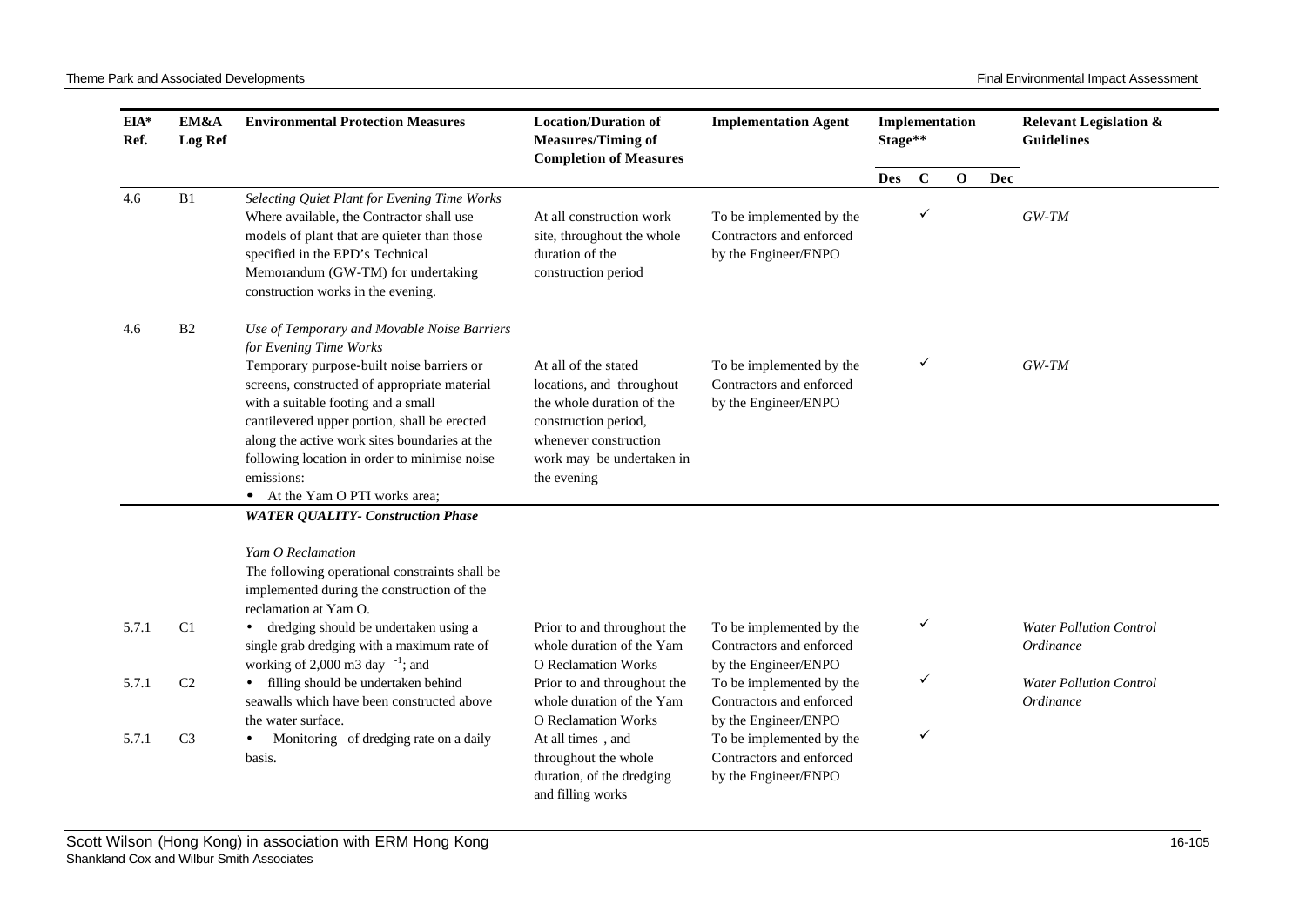| EIA* Ref. | EM&A Log Ref | Environmental Protection Measures | Location/Duration of Measures/Timing of Completion of Measures | Implementation Agent | Implementation Stage** | | | | Relevant Legislation & Guidelines |
|---|---|---|---|---|---|---|---|---|---|
| | | | | | Des | C | O | Dec | |
| 4.6 | B1 | *Selecting Quiet Plant for Evening Time Works* Where available, the Contractor shall use models of plant that are quieter than those specified in the EPD's Technical Memorandum (GW-TM) for undertaking construction works in the evening. | At all construction work site, throughout the whole duration of the construction period | To be implemented by the Contractors and enforced by the Engineer/ENPO | | ✓ | | | *GW-TM* |
| 4.6 | B2 | *Use of Temporary and Movable Noise Barriers for Evening Time Works* Temporary purpose-built noise barriers or screens, constructed of appropriate material with a suitable footing and a small cantilevered upper portion, shall be erected along the active work sites boundaries at the following location in order to minimise noise emissions: • At the Yam O PTI works area; | At all of the stated locations, and throughout the whole duration of the construction period, whenever construction work may be undertaken in the evening | To be implemented by the Contractors and enforced by the Engineer/ENPO | | ✓ | | | *GW-TM* |
| | | ***WATER QUALITY- Construction Phase*** | | | | | | | |
| | | *Yam O Reclamation* The following operational constraints shall be implemented during the construction of the reclamation at Yam O. | | | | | | | |
| 5.7.1 | C1 | • dredging should be undertaken using a single grab dredging with a maximum rate of working of 2,000 m3 day $^{-1}$; and | Prior to and throughout the whole duration of the Yam O Reclamation Works | To be implemented by the Contractors and enforced by the Engineer/ENPO | | ✓ | | | *Water Pollution Control Ordinance* |
| 5.7.1 | C2 | • filling should be undertaken behind seawalls which have been constructed above the water surface. | Prior to and throughout the whole duration of the Yam O Reclamation Works | To be implemented by the Contractors and enforced by the Engineer/ENPO | | ✓ | | | *Water Pollution Control Ordinance* |
| 5.7.1 | C3 | • Monitoring of dredging rate on a daily basis. | At all times , and throughout the whole duration, of the dredging and filling works | To be implemented by the Contractors and enforced by the Engineer/ENPO | | ✓ | | | |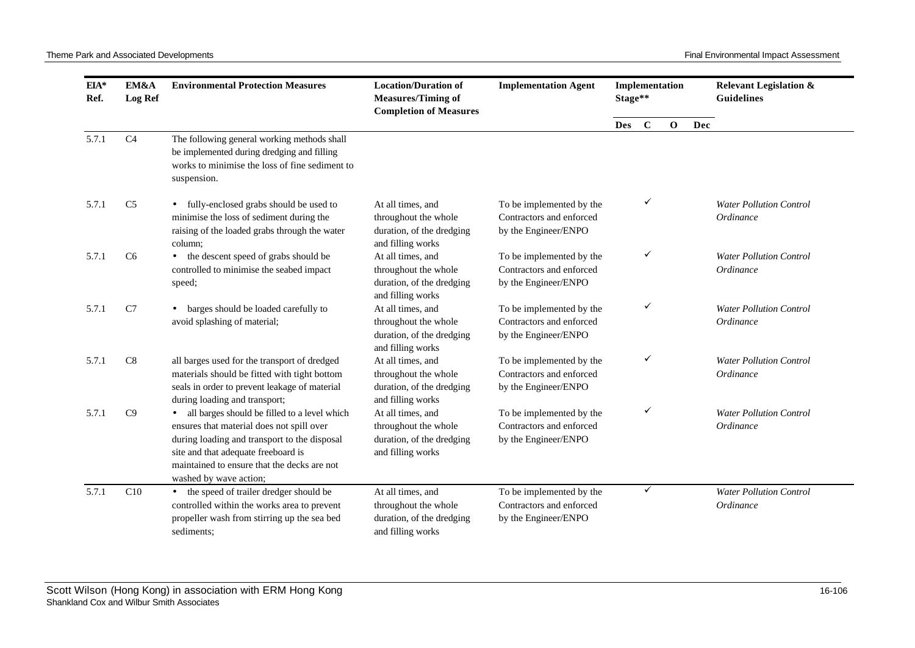| EIA* Ref. | EM&A Log Ref | Environmental Protection Measures | Location/Duration of Measures/Timing of Completion of Measures | Implementation Agent | Implementation Stage** | | | | Relevant Legislation & Guidelines |
|---|---|---|---|---|---|---|---|---|---|
| | | | | | Des | C | O | Dec | |
| 5.7.1 | C4 | The following general working methods shall be implemented during dredging and filling works to minimise the loss of fine sediment to suspension. | | | | | | | |
| 5.7.1 | C5 | • fully-enclosed grabs should be used to minimise the loss of sediment during the raising of the loaded grabs through the water column; | At all times, and throughout the whole duration, of the dredging and filling works | To be implemented by the Contractors and enforced by the Engineer/ENPO | | ✓ | | | *Water Pollution Control Ordinance* |
| 5.7.1 | C6 | • the descent speed of grabs should be controlled to minimise the seabed impact speed; | At all times, and throughout the whole duration, of the dredging and filling works | To be implemented by the Contractors and enforced by the Engineer/ENPO | | ✓ | | | *Water Pollution Control Ordinance* |
| 5.7.1 | C7 | • barges should be loaded carefully to avoid splashing of material; | At all times, and throughout the whole duration, of the dredging and filling works | To be implemented by the Contractors and enforced by the Engineer/ENPO | | ✓ | | | *Water Pollution Control Ordinance* |
| 5.7.1 | C8 | all barges used for the transport of dredged materials should be fitted with tight bottom seals in order to prevent leakage of material during loading and transport; | At all times, and throughout the whole duration, of the dredging and filling works | To be implemented by the Contractors and enforced by the Engineer/ENPO | | ✓ | | | *Water Pollution Control Ordinance* |
| 5.7.1 | C9 | • all barges should be filled to a level which ensures that material does not spill over during loading and transport to the disposal site and that adequate freeboard is maintained to ensure that the decks are not washed by wave action; | At all times, and throughout the whole duration, of the dredging and filling works | To be implemented by the Contractors and enforced by the Engineer/ENPO | | ✓ | | | *Water Pollution Control Ordinance* |
| 5.7.1 | C10 | • the speed of trailer dredger should be controlled within the works area to prevent propeller wash from stirring up the sea bed sediments; | At all times, and throughout the whole duration, of the dredging and filling works | To be implemented by the Contractors and enforced by the Engineer/ENPO | | ✓ | | | *Water Pollution Control Ordinance* |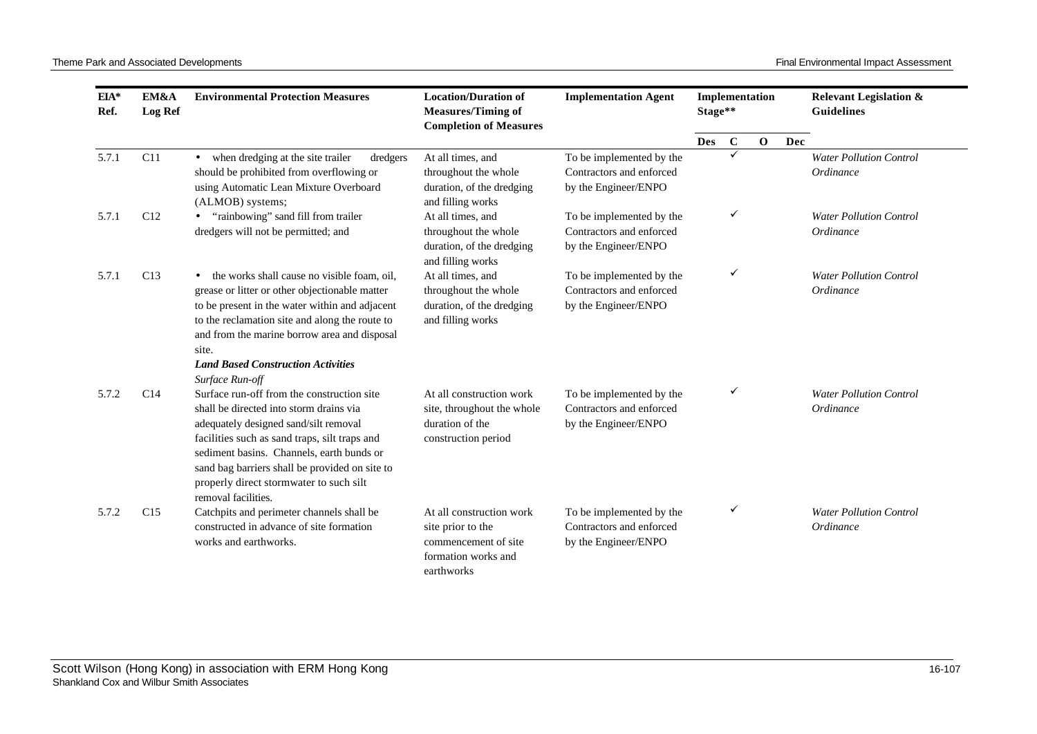| EIA* Ref. | EM&A Log Ref | Environmental Protection Measures | Location/Duration of Measures/Timing of Completion of Measures | Implementation Agent | Implementation Stage** | | | | Relevant Legislation & Guidelines |
|---|---|---|---|---|---|---|---|---|---|
| | | | | | Des | C | O | Dec | |
| 5.7.1 | C11 | • when dredging at the site trailer dredgers should be prohibited from overflowing or using Automatic Lean Mixture Overboard (ALMOB) systems; | At all times, and throughout the whole duration, of the dredging and filling works | To be implemented by the Contractors and enforced by the Engineer/ENPO | | ✓ | | | *Water Pollution Control Ordinance* |
| 5.7.1 | C12 | • "rainbowing" sand fill from trailer dredgers will not be permitted; and | At all times, and throughout the whole duration, of the dredging and filling works | To be implemented by the Contractors and enforced by the Engineer/ENPO | | ✓ | | | *Water Pollution Control Ordinance* |
| 5.7.1 | C13 | • the works shall cause no visible foam, oil, grease or litter or other objectionable matter to be present in the water within and adjacent to the reclamation site and along the route to and from the marine borrow area and disposal site. | At all times, and throughout the whole duration, of the dredging and filling works | To be implemented by the Contractors and enforced by the Engineer/ENPO | | ✓ | | | *Water Pollution Control Ordinance* |
| | | ***Land Based Construction Activities*** | | | | | | | |
| | | *Surface Run-off* | | | | | | | |
| 5.7.2 | C14 | Surface run-off from the construction site shall be directed into storm drains via adequately designed sand/silt removal facilities such as sand traps, silt traps and sediment basins. Channels, earth bunds or sand bag barriers shall be provided on site to properly direct stormwater to such silt removal facilities. | At all construction work site, throughout the whole duration of the construction period | To be implemented by the Contractors and enforced by the Engineer/ENPO | | ✓ | | | *Water Pollution Control Ordinance* |
| 5.7.2 | C15 | Catchpits and perimeter channels shall be constructed in advance of site formation works and earthworks. | At all construction work site prior to the commencement of site formation works and earthworks | To be implemented by the Contractors and enforced by the Engineer/ENPO | | ✓ | | | *Water Pollution Control Ordinance* |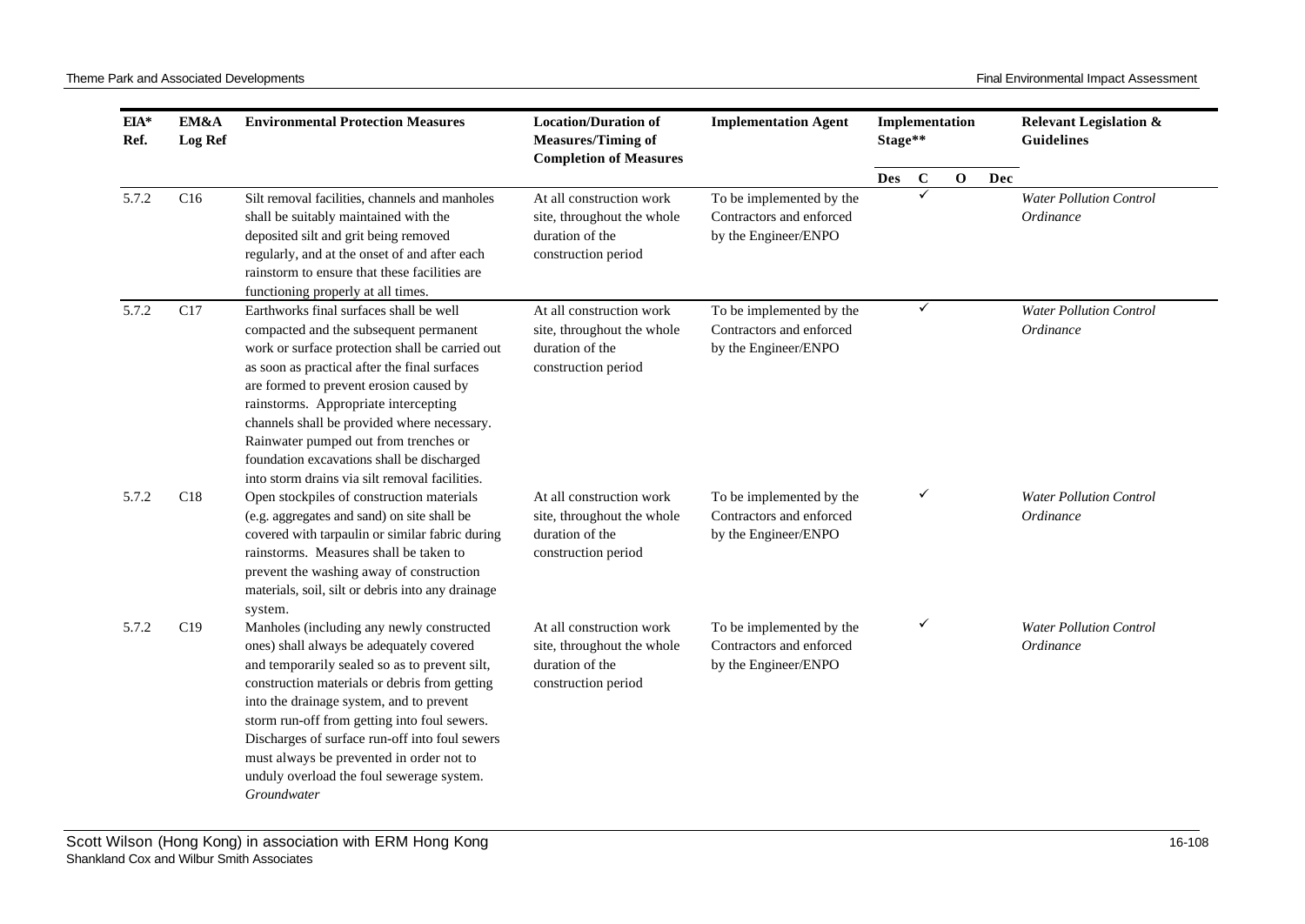| EIA* Ref. | EM&A Log Ref | Environmental Protection Measures | Location/Duration of Measures/Timing of Completion of Measures | Implementation Agent | Implementation Stage** | | | | Relevant Legislation & Guidelines |
|---|---|---|---|---|---|---|---|---|---|
| | | | | | Des | C | O | Dec | |
| 5.7.2 | C16 | Silt removal facilities, channels and manholes shall be suitably maintained with the deposited silt and grit being removed regularly, and at the onset of and after each rainstorm to ensure that these facilities are functioning properly at all times. | At all construction work site, throughout the whole duration of the construction period | To be implemented by the Contractors and enforced by the Engineer/ENPO | | ✓ | | | *Water Pollution Control Ordinance* |
| 5.7.2 | C17 | Earthworks final surfaces shall be well compacted and the subsequent permanent work or surface protection shall be carried out as soon as practical after the final surfaces are formed to prevent erosion caused by rainstorms. Appropriate intercepting channels shall be provided where necessary. Rainwater pumped out from trenches or foundation excavations shall be discharged into storm drains via silt removal facilities. | At all construction work site, throughout the whole duration of the construction period | To be implemented by the Contractors and enforced by the Engineer/ENPO | | ✓ | | | *Water Pollution Control Ordinance* |
| 5.7.2 | C18 | Open stockpiles of construction materials (e.g. aggregates and sand) on site shall be covered with tarpaulin or similar fabric during rainstorms. Measures shall be taken to prevent the washing away of construction materials, soil, silt or debris into any drainage system. | At all construction work site, throughout the whole duration of the construction period | To be implemented by the Contractors and enforced by the Engineer/ENPO | | ✓ | | | *Water Pollution Control Ordinance* |
| 5.7.2 | C19 | Manholes (including any newly constructed ones) shall always be adequately covered and temporarily sealed so as to prevent silt, construction materials or debris from getting into the drainage system, and to prevent storm run-off from getting into foul sewers. Discharges of surface run-off into foul sewers must always be prevented in order not to unduly overload the foul sewerage system. | At all construction work site, throughout the whole duration of the construction period | To be implemented by the Contractors and enforced by the Engineer/ENPO | | ✓ | | | *Water Pollution Control Ordinance* |
| | | *Groundwater* | | | | | | | |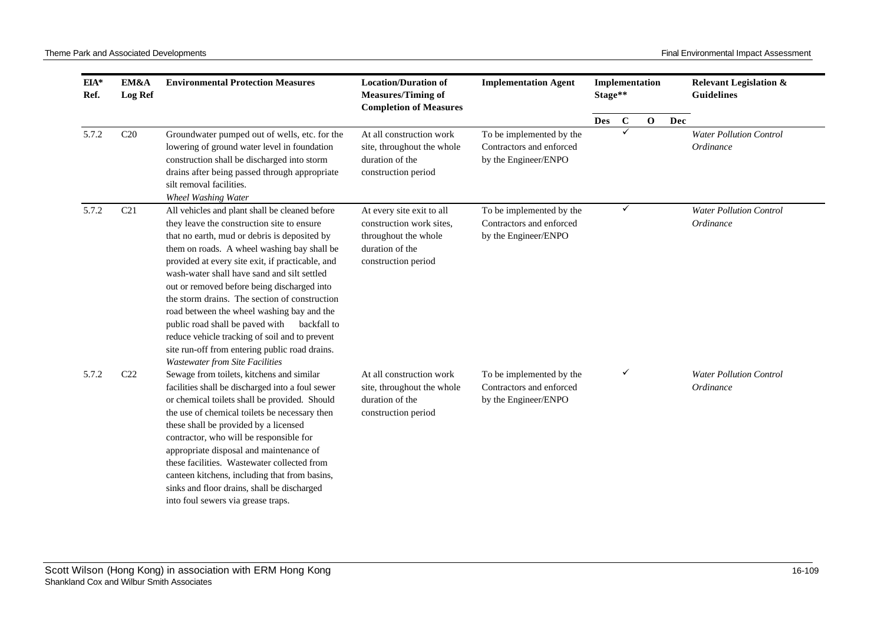| EIA* Ref. | EM&A Log Ref | Environmental Protection Measures | Location/Duration of Measures/Timing of Completion of Measures | Implementation Agent | Implementation Stage** | | | | Relevant Legislation & Guidelines |
|---|---|---|---|---|---|---|---|---|---|
| | | | | | Des | C | O | Dec | |
| 5.7.2 | C20 | Groundwater pumped out of wells, etc. for the lowering of ground water level in foundation construction shall be discharged into storm drains after being passed through appropriate silt removal facilities. | At all construction work site, throughout the whole duration of the construction period | To be implemented by the Contractors and enforced by the Engineer/ENPO | | ✓ | | | *Water Pollution Control Ordinance* |
| | | *Wheel Washing Water* | | | | | | | |
| 5.7.2 | C21 | All vehicles and plant shall be cleaned before they leave the construction site to ensure that no earth, mud or debris is deposited by them on roads. A wheel washing bay shall be provided at every site exit, if practicable, and wash-water shall have sand and silt settled out or removed before being discharged into the storm drains. The section of construction road between the wheel washing bay and the public road shall be paved with backfall to reduce vehicle tracking of soil and to prevent site run-off from entering public road drains. | At every site exit to all construction work sites, throughout the whole duration of the construction period | To be implemented by the Contractors and enforced by the Engineer/ENPO | | ✓ | | | *Water Pollution Control Ordinance* |
| | | *Wastewater from Site Facilities* | | | | | | | |
| 5.7.2 | C22 | Sewage from toilets, kitchens and similar facilities shall be discharged into a foul sewer or chemical toilets shall be provided. Should the use of chemical toilets be necessary then these shall be provided by a licensed contractor, who will be responsible for appropriate disposal and maintenance of these facilities. Wastewater collected from canteen kitchens, including that from basins, sinks and floor drains, shall be discharged into foul sewers via grease traps. | At all construction work site, throughout the whole duration of the construction period | To be implemented by the Contractors and enforced by the Engineer/ENPO | | ✓ | | | *Water Pollution Control Ordinance* |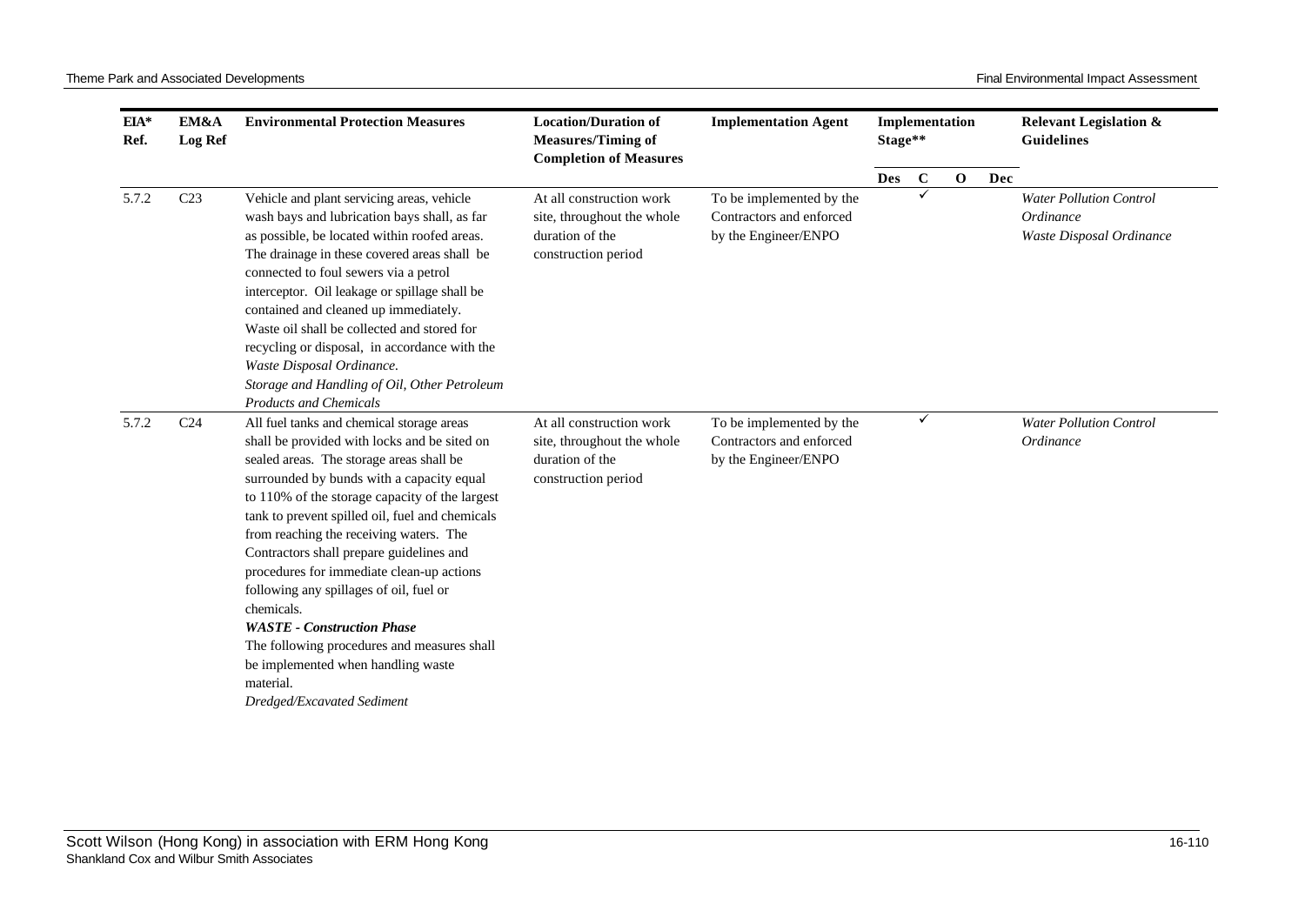| EIA* Ref. | EM&A Log Ref | Environmental Protection Measures | Location/Duration of Measures/Timing of Completion of Measures | Implementation Agent | Implementation Stage** | | | | Relevant Legislation & Guidelines |
|---|---|---|---|---|---|---|---|---|---|
| | | | | | Des | C | O | Dec | |
| 5.7.2 | C23 | Vehicle and plant servicing areas, vehicle wash bays and lubrication bays shall, as far as possible, be located within roofed areas. The drainage in these covered areas shall be connected to foul sewers via a petrol interceptor. Oil leakage or spillage shall be contained and cleaned up immediately. Waste oil shall be collected and stored for recycling or disposal, in accordance with the *Waste Disposal Ordinance*. *Storage and Handling of Oil, Other Petroleum Products and Chemicals* | At all construction work site, throughout the whole duration of the construction period | To be implemented by the Contractors and enforced by the Engineer/ENPO | | ✓ | | | *Water Pollution Control Ordinance* *Waste Disposal Ordinance* |
| 5.7.2 | C24 | All fuel tanks and chemical storage areas shall be provided with locks and be sited on sealed areas. The storage areas shall be surrounded by bunds with a capacity equal to 110% of the storage capacity of the largest tank to prevent spilled oil, fuel and chemicals from reaching the receiving waters. The Contractors shall prepare guidelines and procedures for immediate clean-up actions following any spillages of oil, fuel or chemicals. ***WASTE - Construction Phase*** The following procedures and measures shall be implemented when handling waste material. *Dredged/Excavated Sediment* | At all construction work site, throughout the whole duration of the construction period | To be implemented by the Contractors and enforced by the Engineer/ENPO | | ✓ | | | *Water Pollution Control Ordinance* |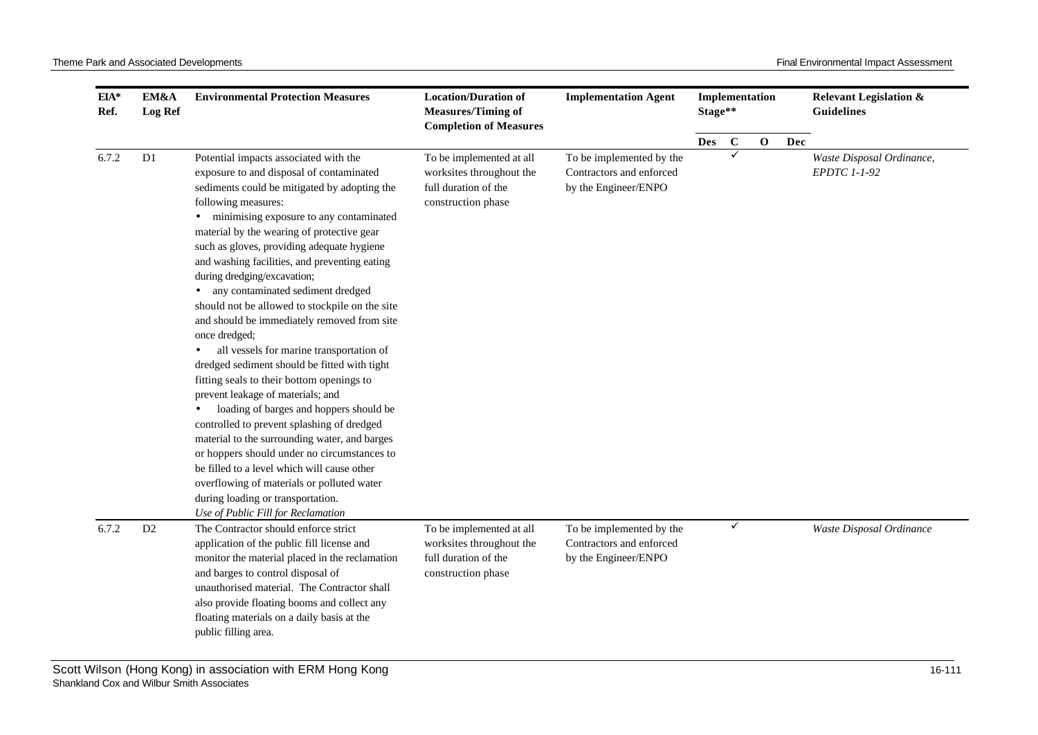| EIA* Ref. | EM&A Log Ref | Environmental Protection Measures | Location/Duration of Measures/Timing of Completion of Measures | Implementation Agent | Implementation Stage** | | | | Relevant Legislation & Guidelines |
|---|---|---|---|---|---|---|---|---|---|
| | | | | | Des | C | O | Dec | |
| 6.7.2 | D1 | Potential impacts associated with the exposure to and disposal of contaminated sediments could be mitigated by adopting the following measures:<br>• minimising exposure to any contaminated material by the wearing of protective gear such as gloves, providing adequate hygiene and washing facilities, and preventing eating during dredging/excavation;<br>• any contaminated sediment dredged should not be allowed to stockpile on the site and should be immediately removed from site once dredged;<br>• all vessels for marine transportation of dredged sediment should be fitted with tight fitting seals to their bottom openings to prevent leakage of materials; and<br>• loading of barges and hoppers should be controlled to prevent splashing of dredged material to the surrounding water, and barges or hoppers should under no circumstances to be filled to a level which will cause other overflowing of materials or polluted water during loading or transportation.<br>*Use of Public Fill for Reclamation* | To be implemented at all worksites throughout the full duration of the construction phase | To be implemented by the Contractors and enforced by the Engineer/ENPO | | ✓ | | | *Waste Disposal Ordinance, EPDTC 1-1-92* |
| 6.7.2 | D2 | The Contractor should enforce strict application of the public fill license and monitor the material placed in the reclamation and barges to control disposal of unauthorised material. The Contractor shall also provide floating booms and collect any floating materials on a daily basis at the public filling area. | To be implemented at all worksites throughout the full duration of the construction phase | To be implemented by the Contractors and enforced by the Engineer/ENPO | | ✓ | | | *Waste Disposal Ordinance* |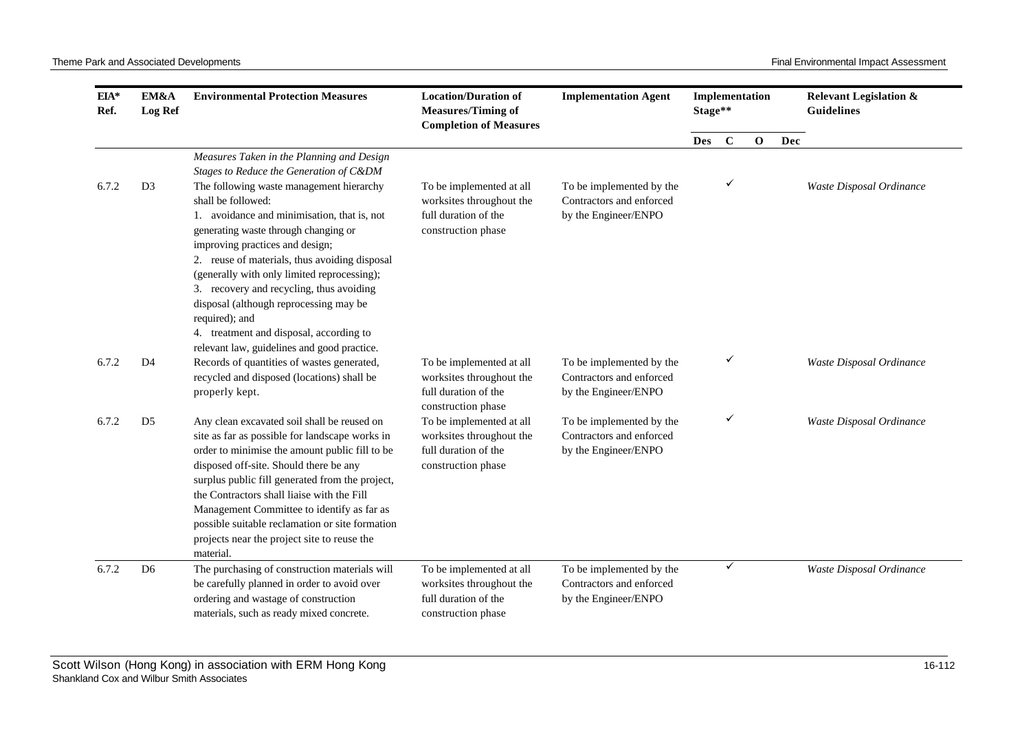| EIA* Ref. | EM&A Log Ref | Environmental Protection Measures | Location/Duration of Measures/Timing of Completion of Measures | Implementation Agent | Implementation Stage** | | | | Relevant Legislation & Guidelines |
|---|---|---|---|---|---|---|---|---|---|
| | | | | | Des | C | O | Dec | |
| | | *Measures Taken in the Planning and Design Stages to Reduce the Generation of C&DM* | | | | | | | |
| 6.7.2 | D3 | The following waste management hierarchy shall be followed:<br>1. avoidance and minimisation, that is, not generating waste through changing or improving practices and design;<br>2. reuse of materials, thus avoiding disposal (generally with only limited reprocessing);<br>3. recovery and recycling, thus avoiding disposal (although reprocessing may be required); and<br>4. treatment and disposal, according to relevant law, guidelines and good practice. | To be implemented at all worksites throughout the full duration of the construction phase | To be implemented by the Contractors and enforced by the Engineer/ENPO | | ✓ | | | *Waste Disposal Ordinance* |
| 6.7.2 | D4 | Records of quantities of wastes generated, recycled and disposed (locations) shall be properly kept. | To be implemented at all worksites throughout the full duration of the construction phase | To be implemented by the Contractors and enforced by the Engineer/ENPO | | ✓ | | | *Waste Disposal Ordinance* |
| 6.7.2 | D5 | Any clean excavated soil shall be reused on site as far as possible for landscape works in order to minimise the amount public fill to be disposed off-site. Should there be any surplus public fill generated from the project, the Contractors shall liaise with the Fill Management Committee to identify as far as possible suitable reclamation or site formation projects near the project site to reuse the material. | To be implemented at all worksites throughout the full duration of the construction phase | To be implemented by the Contractors and enforced by the Engineer/ENPO | | ✓ | | | *Waste Disposal Ordinance* |
| 6.7.2 | D6 | The purchasing of construction materials will be carefully planned in order to avoid over ordering and wastage of construction materials, such as ready mixed concrete. | To be implemented at all worksites throughout the full duration of the construction phase | To be implemented by the Contractors and enforced by the Engineer/ENPO | | ✓ | | | *Waste Disposal Ordinance* |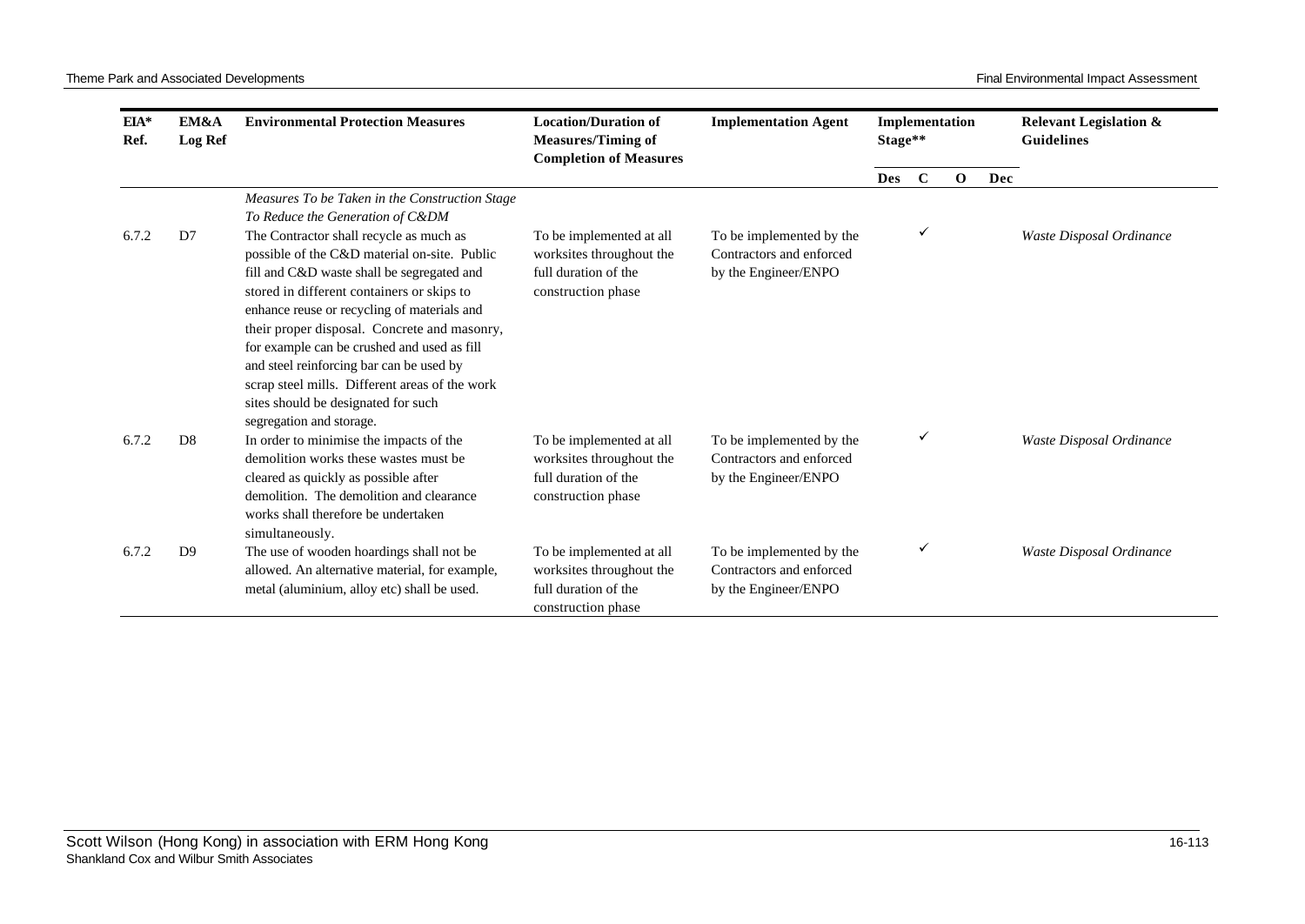| EIA* Ref. | EM&A Log Ref | Environmental Protection Measures | Location/Duration of Measures/Timing of Completion of Measures | Implementation Agent | Implementation Stage** | | | | Relevant Legislation & Guidelines |
|---|---|---|---|---|---|---|---|---|---|
| | | | | | Des | C | O | Dec | |
| | | *Measures To be Taken in the Construction Stage To Reduce the Generation of C&DM* | | | | | | | |
| 6.7.2 | D7 | The Contractor shall recycle as much as possible of the C&D material on-site. Public fill and C&D waste shall be segregated and stored in different containers or skips to enhance reuse or recycling of materials and their proper disposal. Concrete and masonry, for example can be crushed and used as fill and steel reinforcing bar can be used by scrap steel mills. Different areas of the work sites should be designated for such segregation and storage. | To be implemented at all worksites throughout the full duration of the construction phase | To be implemented by the Contractors and enforced by the Engineer/ENPO | | ✓ | | | *Waste Disposal Ordinance* |
| 6.7.2 | D8 | In order to minimise the impacts of the demolition works these wastes must be cleared as quickly as possible after demolition. The demolition and clearance works shall therefore be undertaken simultaneously. | To be implemented at all worksites throughout the full duration of the construction phase | To be implemented by the Contractors and enforced by the Engineer/ENPO | | ✓ | | | *Waste Disposal Ordinance* |
| 6.7.2 | D9 | The use of wooden hoardings shall not be allowed. An alternative material, for example, metal (aluminium, alloy etc) shall be used. | To be implemented at all worksites throughout the full duration of the construction phase | To be implemented by the Contractors and enforced by the Engineer/ENPO | | ✓ | | | *Waste Disposal Ordinance* |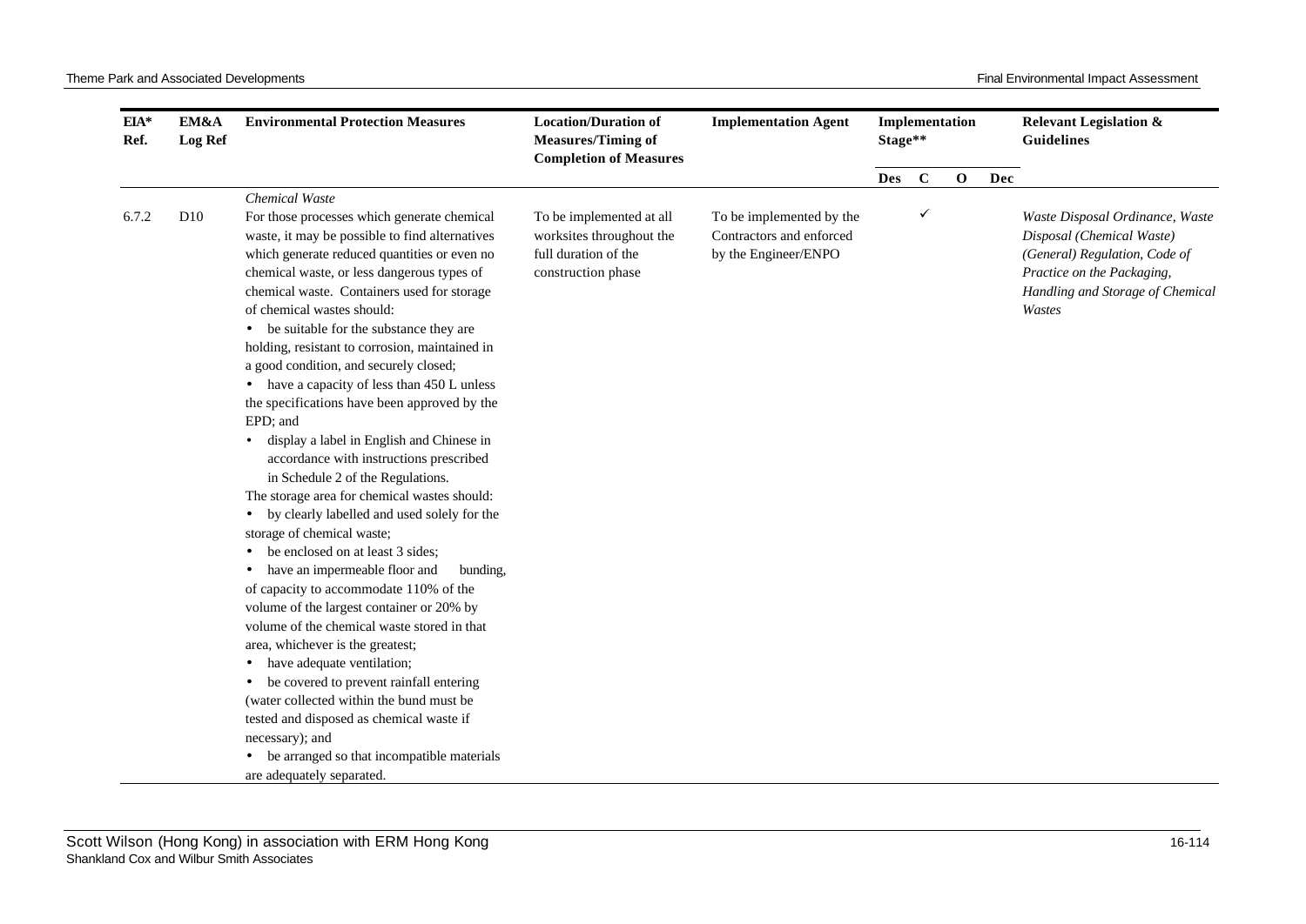| EIA* Ref. | EM&A Log Ref | Environmental Protection Measures | Location/Duration of Measures/Timing of Completion of Measures | Implementation Agent | Implementation Stage** | | | | Relevant Legislation & Guidelines |
|---|---|---|---|---|---|---|---|---|---|
| | | | | | Des | C | O | Dec | |
| | | *Chemical Waste* | | | | | | | |
| 6.7.2 | D10 | For those processes which generate chemical waste, it may be possible to find alternatives which generate reduced quantities or even no chemical waste, or less dangerous types of chemical waste. Containers used for storage of chemical wastes should:<br>• be suitable for the substance they are holding, resistant to corrosion, maintained in a good condition, and securely closed;<br>• have a capacity of less than 450 L unless the specifications have been approved by the EPD; and<br>• display a label in English and Chinese in accordance with instructions prescribed in Schedule 2 of the Regulations.<br>The storage area for chemical wastes should:<br>• by clearly labelled and used solely for the storage of chemical waste;<br>• be enclosed on at least 3 sides;<br>• have an impermeable floor and bunding, of capacity to accommodate 110% of the volume of the largest container or 20% by volume of the chemical waste stored in that area, whichever is the greatest;<br>• have adequate ventilation;<br>• be covered to prevent rainfall entering (water collected within the bund must be tested and disposed as chemical waste if necessary); and<br>• be arranged so that incompatible materials are adequately separated. | To be implemented at all worksites throughout the full duration of the construction phase | To be implemented by the Contractors and enforced by the Engineer/ENPO | | ✓ | | | *Waste Disposal Ordinance, Waste Disposal (Chemical Waste) (General) Regulation, Code of Practice on the Packaging, Handling and Storage of Chemical Wastes* |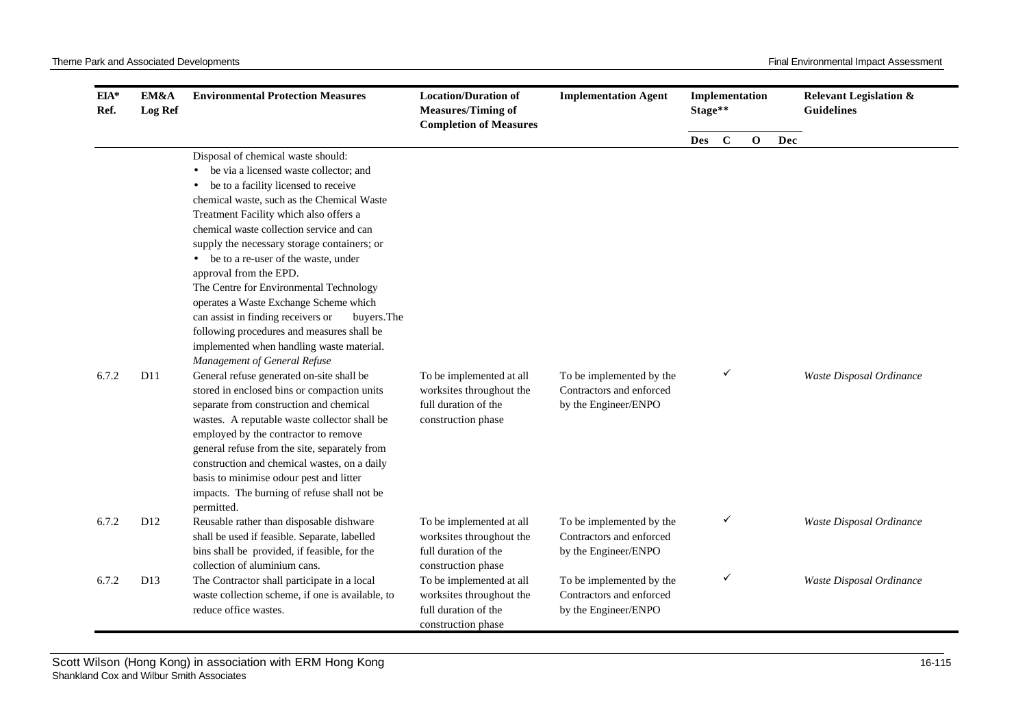| EIA* Ref. | EM&A Log Ref | Environmental Protection Measures | Location/Duration of Measures/Timing of Completion of Measures | Implementation Agent | Implementation Stage** | | | | Relevant Legislation & Guidelines |
|---|---|---|---|---|---|---|---|---|---|
| | | | | | Des | C | O | Dec | |
| | | Disposal of chemical waste should:<br>• be via a licensed waste collector; and<br>• be to a facility licensed to receive chemical waste, such as the Chemical Waste Treatment Facility which also offers a chemical waste collection service and can supply the necessary storage containers; or<br>• be to a re-user of the waste, under approval from the EPD.<br>The Centre for Environmental Technology operates a Waste Exchange Scheme which can assist in finding receivers or buyers.The following procedures and measures shall be implemented when handling waste material.<br>*Management of General Refuse* | | | | | | | |
| 6.7.2 | D11 | General refuse generated on-site shall be stored in enclosed bins or compaction units separate from construction and chemical wastes. A reputable waste collector shall be employed by the contractor to remove general refuse from the site, separately from construction and chemical wastes, on a daily basis to minimise odour pest and litter impacts. The burning of refuse shall not be permitted. | To be implemented at all worksites throughout the full duration of the construction phase | To be implemented by the Contractors and enforced by the Engineer/ENPO | | ✓ | | | *Waste Disposal Ordinance* |
| 6.7.2 | D12 | Reusable rather than disposable dishware shall be used if feasible. Separate, labelled bins shall be provided, if feasible, for the collection of aluminium cans. | To be implemented at all worksites throughout the full duration of the construction phase | To be implemented by the Contractors and enforced by the Engineer/ENPO | | ✓ | | | *Waste Disposal Ordinance* |
| 6.7.2 | D13 | The Contractor shall participate in a local waste collection scheme, if one is available, to reduce office wastes. | To be implemented at all worksites throughout the full duration of the construction phase | To be implemented by the Contractors and enforced by the Engineer/ENPO | | ✓ | | | *Waste Disposal Ordinance* |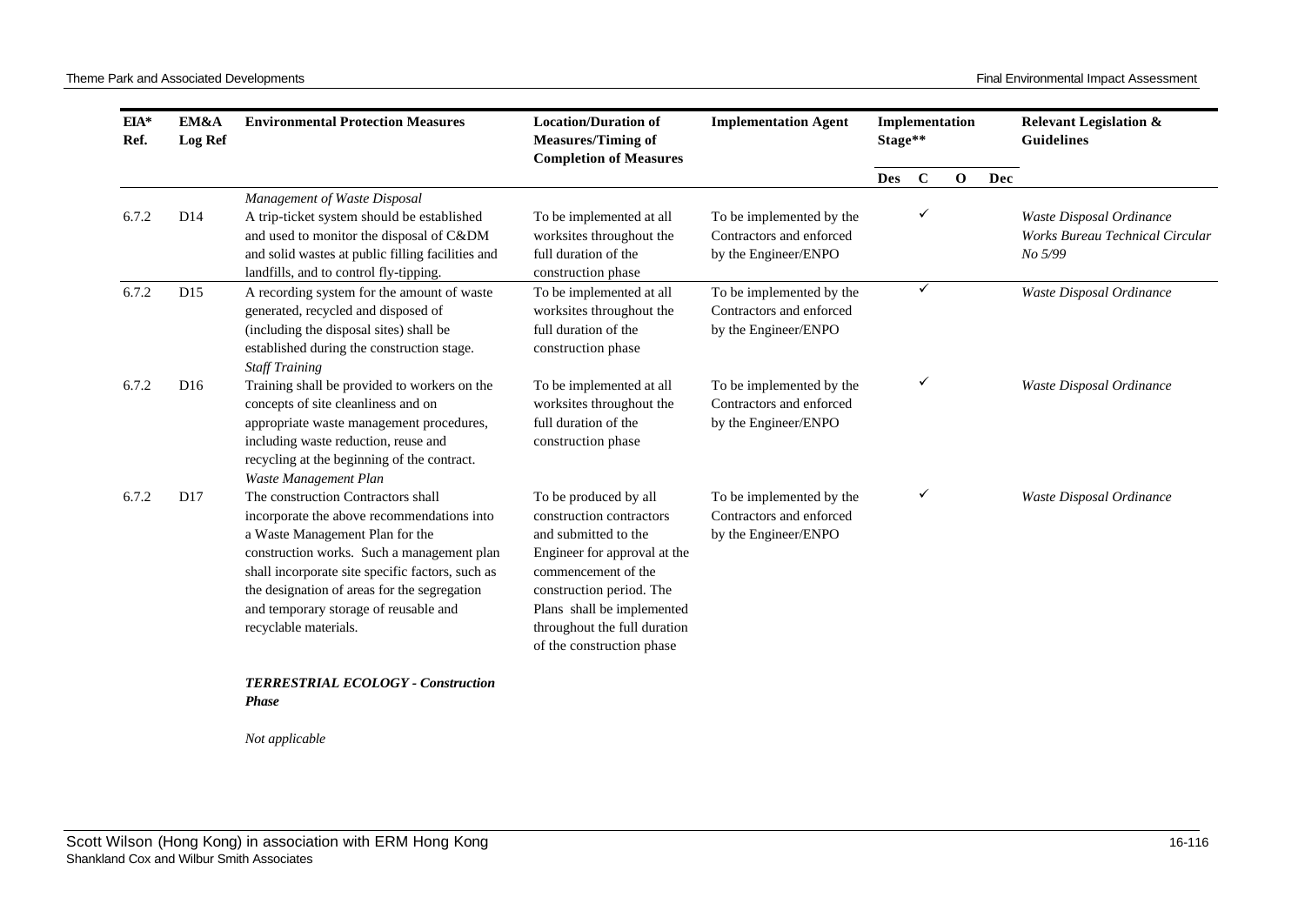| EIA* Ref. | EM&A Log Ref | Environmental Protection Measures | Location/Duration of Measures/Timing of Completion of Measures | Implementation Agent | Implementation Stage** | | | | Relevant Legislation & Guidelines |
|---|---|---|---|---|---|---|---|---|---|
| | | | | | Des | C | O | Dec | |
| | | *Management of Waste Disposal* | | | | | | | |
| 6.7.2 | D14 | A trip-ticket system should be established and used to monitor the disposal of C&DM and solid wastes at public filling facilities and landfills, and to control fly-tipping. | To be implemented at all worksites throughout the full duration of the construction phase | To be implemented by the Contractors and enforced by the Engineer/ENPO | | ✓ | | | *Waste Disposal Ordinance Works Bureau Technical Circular No 5/99* |
| 6.7.2 | D15 | A recording system for the amount of waste generated, recycled and disposed of (including the disposal sites) shall be established during the construction stage. | To be implemented at all worksites throughout the full duration of the construction phase | To be implemented by the Contractors and enforced by the Engineer/ENPO | | ✓ | | | *Waste Disposal Ordinance* |
| | | *Staff Training* | | | | | | | |
| 6.7.2 | D16 | Training shall be provided to workers on the concepts of site cleanliness and on appropriate waste management procedures, including waste reduction, reuse and recycling at the beginning of the contract. | To be implemented at all worksites throughout the full duration of the construction phase | To be implemented by the Contractors and enforced by the Engineer/ENPO | | ✓ | | | *Waste Disposal Ordinance* |
| | | *Waste Management Plan* | | | | | | | |
| 6.7.2 | D17 | The construction Contractors shall incorporate the above recommendations into a Waste Management Plan for the construction works. Such a management plan shall incorporate site specific factors, such as the designation of areas for the segregation and temporary storage of reusable and recyclable materials. | To be produced by all construction contractors and submitted to the Engineer for approval at the commencement of the construction period. The Plans shall be implemented throughout the full duration of the construction phase | To be implemented by the Contractors and enforced by the Engineer/ENPO | | ✓ | | | *Waste Disposal Ordinance* |
| | | ***TERRESTRIAL ECOLOGY - Construction Phase*** | | | | | | | |
| | | *Not applicable* | | | | | | | |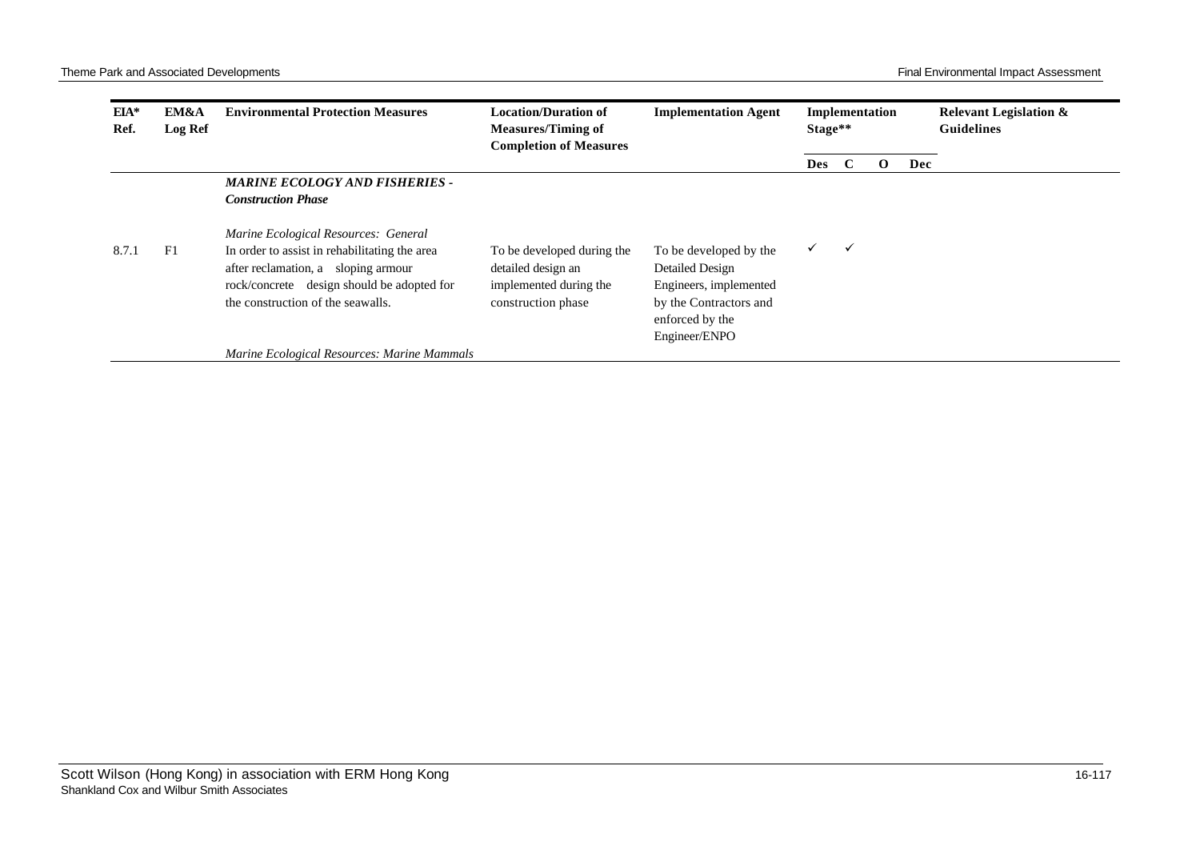| EIA* Ref. | EM&A Log Ref | Environmental Protection Measures | Location/Duration of Measures/Timing of Completion of Measures | Implementation Agent | Implementation Stage** | | | | Relevant Legislation & Guidelines |
|---|---|---|---|---|---|---|---|---|---|
| | | | | | Des | C | O | Dec | |
| | | ***MARINE ECOLOGY AND FISHERIES - Construction Phase*** | | | | | | | |
| | | *Marine Ecological Resources: General* | | | | | | | |
| 8.7.1 | F1 | In order to assist in rehabilitating the area after reclamation, a sloping armour rock/concrete design should be adopted for the construction of the seawalls. | To be developed during the detailed design an implemented during the construction phase | To be developed by the Detailed Design Engineers, implemented by the Contractors and enforced by the Engineer/ENPO | ✓ | ✓ | | | |
| | | *Marine Ecological Resources: Marine Mammals* | | | | | | | |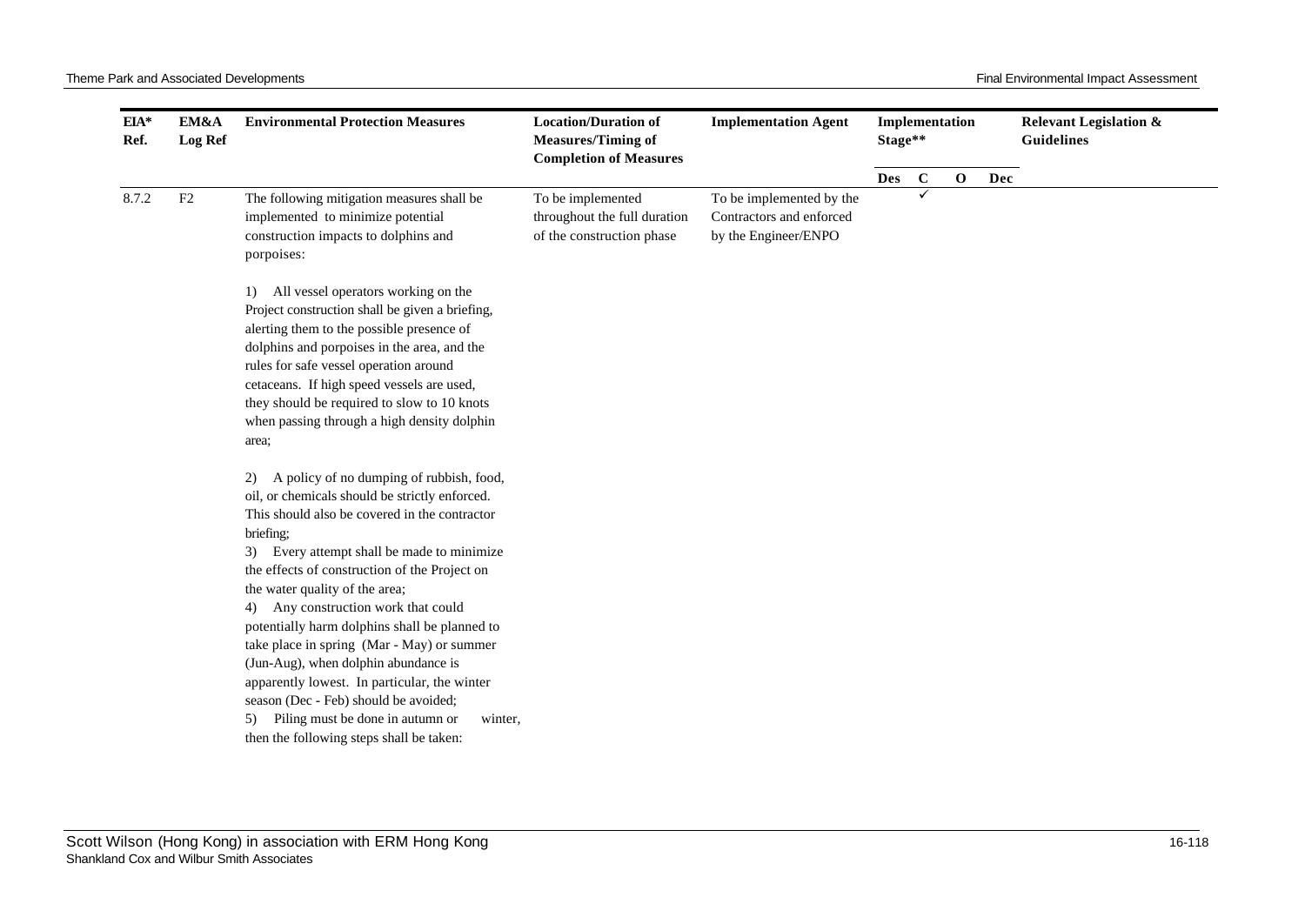| EIA* Ref. | EM&A Log Ref | Environmental Protection Measures | Location/Duration of Measures/Timing of Completion of Measures | Implementation Agent | Implementation Stage** | | | | Relevant Legislation & Guidelines |
|---|---|---|---|---|---|---|---|---|---|
| | | | | | Des | C | O | Dec | |
| 8.7.2 | F2 | The following mitigation measures shall be implemented to minimize potential construction impacts to dolphins and porpoises:<br><br>1) All vessel operators working on the Project construction shall be given a briefing, alerting them to the possible presence of dolphins and porpoises in the area, and the rules for safe vessel operation around cetaceans. If high speed vessels are used, they should be required to slow to 10 knots when passing through a high density dolphin area;<br><br>2) A policy of no dumping of rubbish, food, oil, or chemicals should be strictly enforced. This should also be covered in the contractor briefing;<br>3) Every attempt shall be made to minimize the effects of construction of the Project on the water quality of the area;<br>4) Any construction work that could potentially harm dolphins shall be planned to take place in spring (Mar - May) or summer (Jun-Aug), when dolphin abundance is apparently lowest. In particular, the winter season (Dec - Feb) should be avoided;<br>5) Piling must be done in autumn or winter, then the following steps shall be taken: | To be implemented throughout the full duration of the construction phase | To be implemented by the Contractors and enforced by the Engineer/ENPO | | ✓ | | | |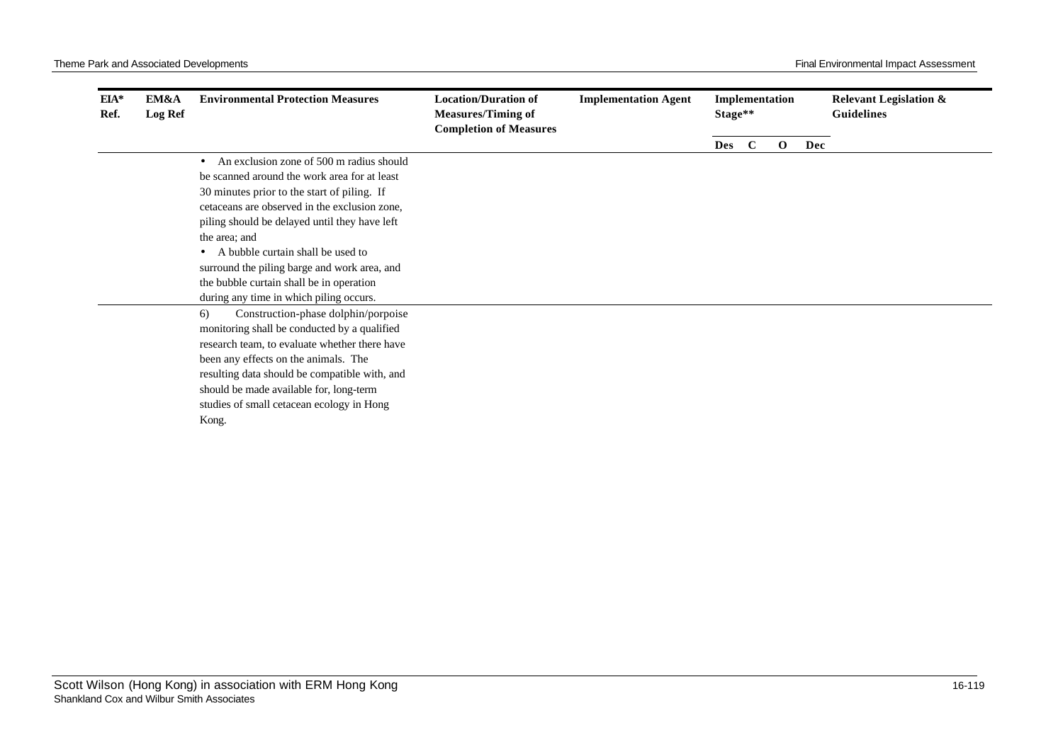| EIA* Ref. | EM&A Log Ref | Environmental Protection Measures | Location/Duration of Measures/Timing of Completion of Measures | Implementation Agent | Implementation Stage** | | | | Relevant Legislation & Guidelines |
|---|---|---|---|---|---|---|---|---|---|
| | | | | | Des | C | O | Dec | |
| | | • An exclusion zone of 500 m radius should be scanned around the work area for at least 30 minutes prior to the start of piling. If cetaceans are observed in the exclusion zone, piling should be delayed until they have left the area; and<br>• A bubble curtain shall be used to surround the piling barge and work area, and the bubble curtain shall be in operation during any time in which piling occurs. | | | | | | | |
| | | 6) Construction-phase dolphin/porpoise monitoring shall be conducted by a qualified research team, to evaluate whether there have been any effects on the animals. The resulting data should be compatible with, and should be made available for, long-term studies of small cetacean ecology in Hong Kong. | | | | | | | |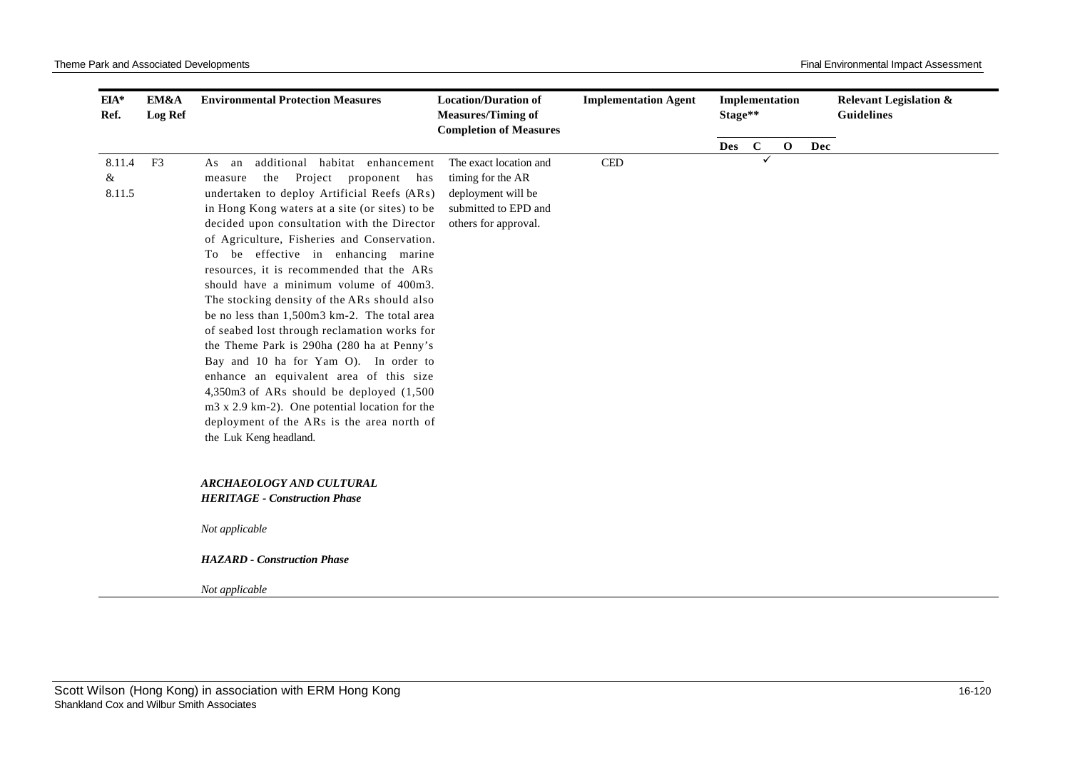| EIA* Ref. | EM&A Log Ref | Environmental Protection Measures | Location/Duration of Measures/Timing of Completion of Measures | Implementation Agent | Implementation Stage** | | | | Relevant Legislation & Guidelines |
|---|---|---|---|---|---|---|---|---|---|
| | | | | | Des | C | O | Dec | |
| 8.11.4 & 8.11.5 | F3 | As an additional habitat enhancement measure the Project proponent has undertaken to deploy Artificial Reefs (ARs) in Hong Kong waters at a site (or sites) to be decided upon consultation with the Director of Agriculture, Fisheries and Conservation. To be effective in enhancing marine resources, it is recommended that the ARs should have a minimum volume of 400m3. The stocking density of the ARs should also be no less than 1,500m3 km-2. The total area of seabed lost through reclamation works for the Theme Park is 290ha (280 ha at Penny's Bay and 10 ha for Yam O). In order to enhance an equivalent area of this size 4,350m3 of ARs should be deployed (1,500 m3 x 2.9 km-2). One potential location for the deployment of the ARs is the area north of the Luk Keng headland. | The exact location and timing for the AR deployment will be submitted to EPD and others for approval. | CED | | ✓ | | | |
| | | ***ARCHAEOLOGY AND CULTURAL HERITAGE - Construction Phase*** | | | | | | | |
| | | *Not applicable* | | | | | | | |
| | | ***HAZARD - Construction Phase*** | | | | | | | |
| | | *Not applicable* | | | | | | | |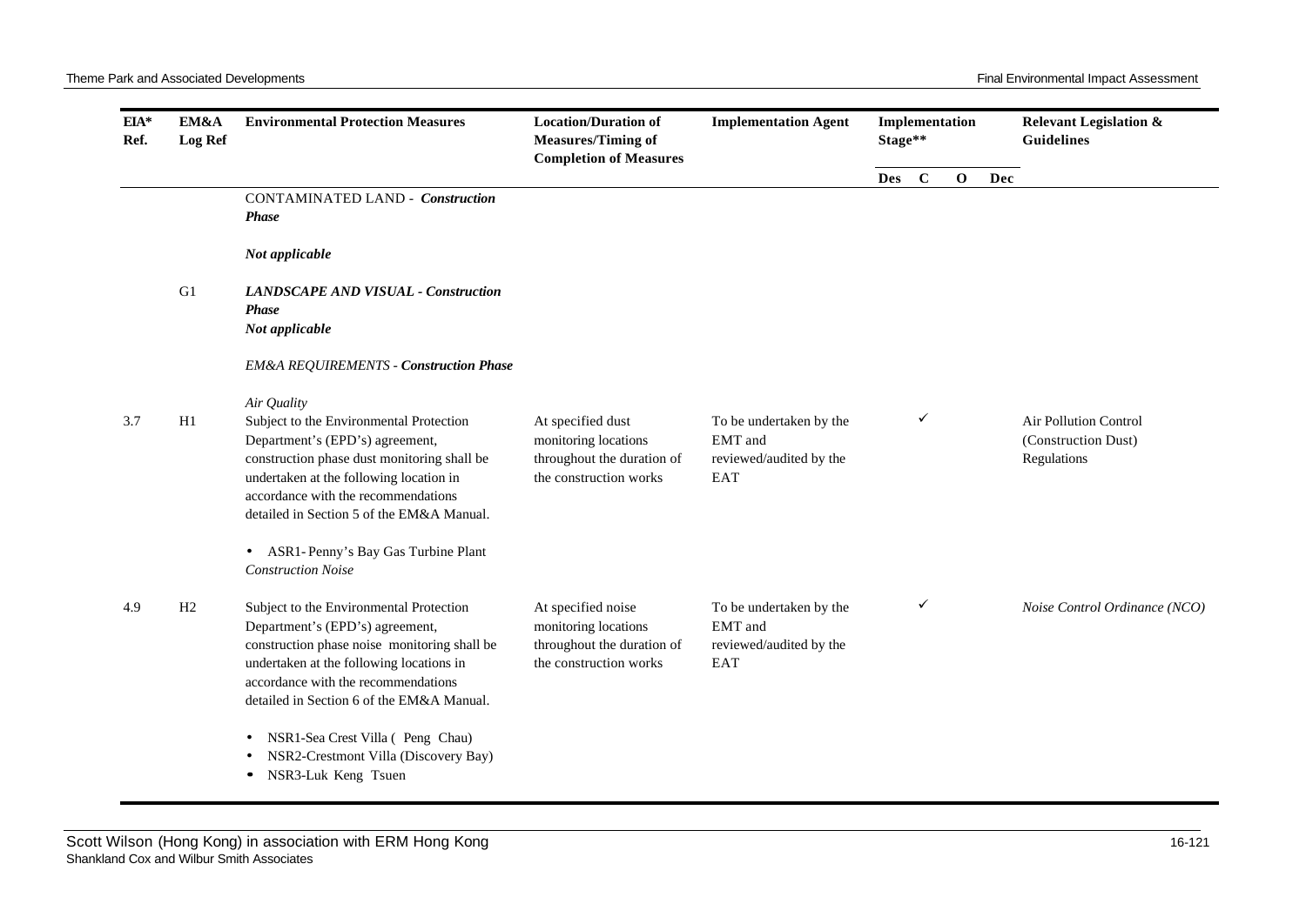| EIA* Ref. | EM&A Log Ref | Environmental Protection Measures | Location/Duration of Measures/Timing of Completion of Measures | Implementation Agent | Implementation Stage** | | | | Relevant Legislation & Guidelines |
|---|---|---|---|---|---|---|---|---|---|
| | | | | | Des | C | O | Dec | |
| | | CONTAMINATED LAND - ***Construction Phase*** | | | | | | | |
| | | ***Not applicable*** | | | | | | | |
| | G1 | ***LANDSCAPE AND VISUAL - Construction Phase*** | | | | | | | |
| | | ***Not applicable*** | | | | | | | |
| | | *EM&A REQUIREMENTS - **Construction Phase*** | | | | | | | |
| | | *Air Quality* | | | | | | | |
| 3.7 | H1 | Subject to the Environmental Protection Department's (EPD's) agreement, construction phase dust monitoring shall be undertaken at the following location in accordance with the recommendations detailed in Section 5 of the EM&A Manual.<br>• ASR1- Penny's Bay Gas Turbine Plant | At specified dust monitoring locations throughout the duration of the construction works | To be undertaken by the EMT and reviewed/audited by the EAT | | ✓ | | | Air Pollution Control (Construction Dust) Regulations |
| | | *Construction Noise* | | | | | | | |
| 4.9 | H2 | Subject to the Environmental Protection Department's (EPD's) agreement, construction phase noise monitoring shall be undertaken at the following locations in accordance with the recommendations detailed in Section 6 of the EM&A Manual.<br>• NSR1-Sea Crest Villa ( Peng Chau)<br>• NSR2-Crestmont Villa (Discovery Bay)<br>• NSR3-Luk Keng Tsuen | At specified noise monitoring locations throughout the duration of the construction works | To be undertaken by the EMT and reviewed/audited by the EAT | | ✓ | | | *Noise Control Ordinance (NCO)* |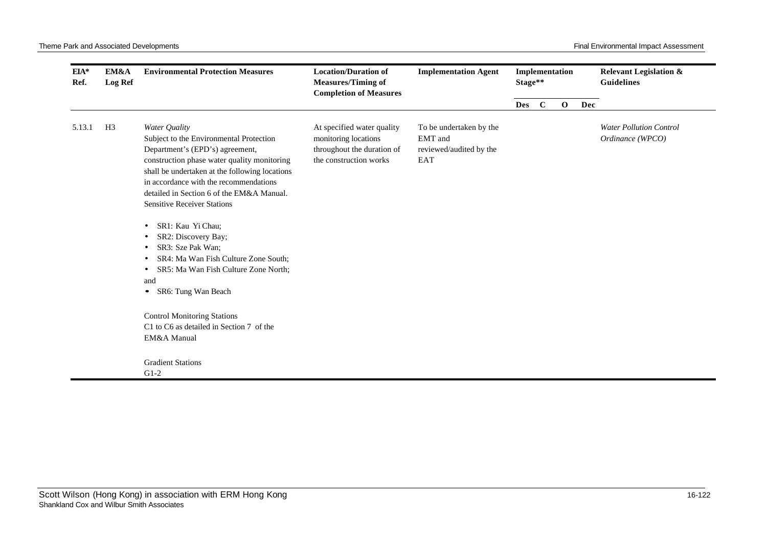| EIA* Ref. | EM&A Log Ref | Environmental Protection Measures | Location/Duration of Measures/Timing of Completion of Measures | Implementation Agent | Implementation Stage** | | | | Relevant Legislation & Guidelines |
|---|---|---|---|---|---|---|---|---|---|
| | | | | | Des | C | O | Dec | |
| 5.13.1 | H3 | *Water Quality*<br>Subject to the Environmental Protection Department's (EPD's) agreement, construction phase water quality monitoring shall be undertaken at the following locations in accordance with the recommendations detailed in Section 6 of the EM&A Manual.<br>Sensitive Receiver Stations<br>• SR1: Kau Yi Chau;<br>• SR2: Discovery Bay;<br>• SR3: Sze Pak Wan;<br>• SR4: Ma Wan Fish Culture Zone South;<br>• SR5: Ma Wan Fish Culture Zone North;<br>and<br>• SR6: Tung Wan Beach<br><br>Control Monitoring Stations<br>C1 to C6 as detailed in Section 7 of the EM&A Manual<br><br>Gradient Stations<br>G1-2 | At specified water quality monitoring locations throughout the duration of the construction works | To be undertaken by the EMT and reviewed/audited by the EAT | | | | | *Water Pollution Control Ordinance (WPCO)* |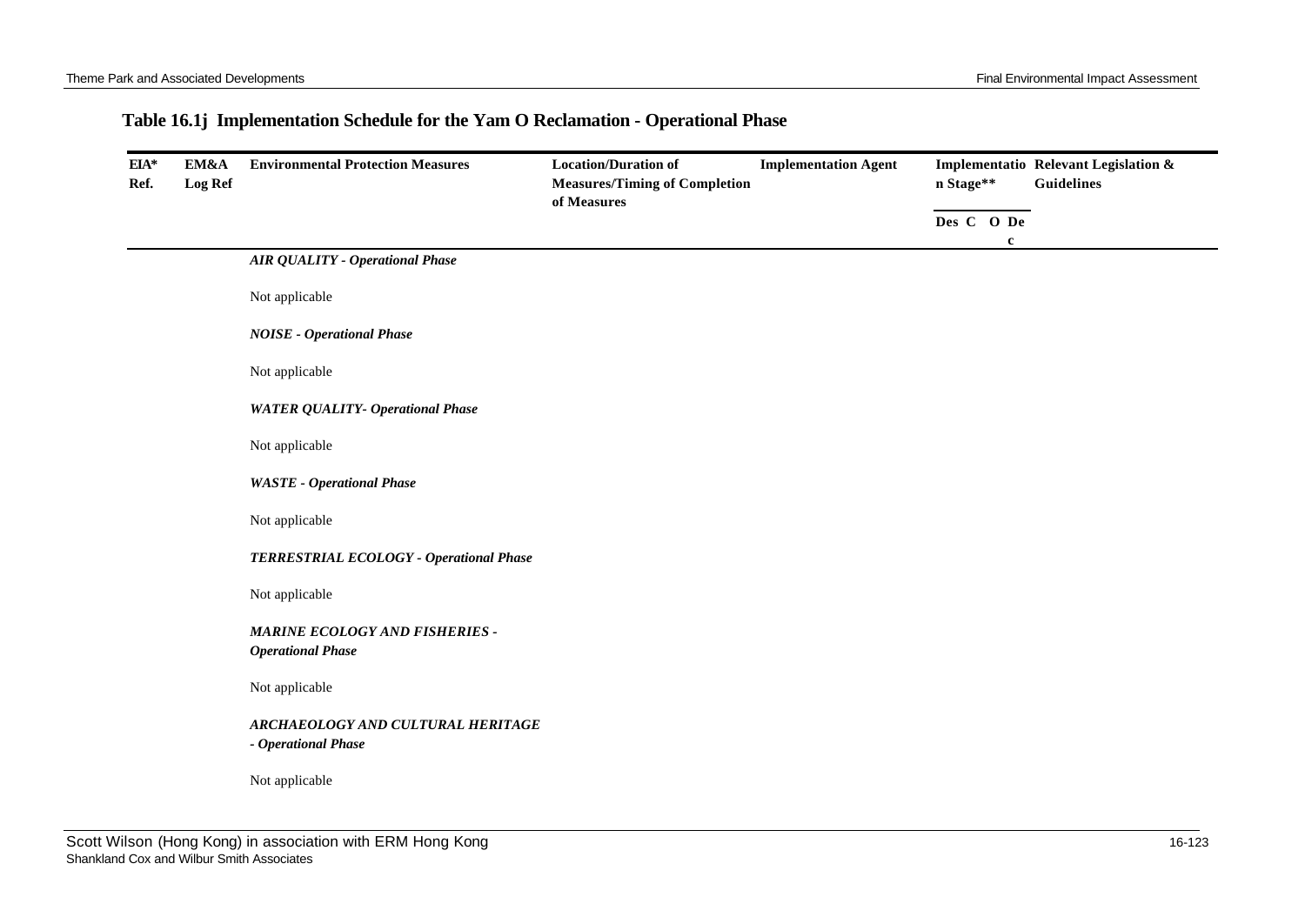## Table 16.1j Implementation Schedule for the Yam O Reclamation - Operational Phase

| EIA* Ref. | EM&A Log Ref | Environmental Protection Measures | Location/Duration of Measures/Timing of Completion of Measures | Implementation Agent | Implementation Stage** | | | | Relevant Legislation & Guidelines |
|---|---|---|---|---|---|---|---|---|---|
| | | | | | Des | C | O | Dec | |
| | | ***AIR QUALITY - Operational Phase*** | | | | | | | |
| | | Not applicable | | | | | | | |
| | | ***NOISE - Operational Phase*** | | | | | | | |
| | | Not applicable | | | | | | | |
| | | ***WATER QUALITY- Operational Phase*** | | | | | | | |
| | | Not applicable | | | | | | | |
| | | ***WASTE - Operational Phase*** | | | | | | | |
| | | Not applicable | | | | | | | |
| | | ***TERRESTRIAL ECOLOGY - Operational Phase*** | | | | | | | |
| | | Not applicable | | | | | | | |
| | | ***MARINE ECOLOGY AND FISHERIES - Operational Phase*** | | | | | | | |
| | | Not applicable | | | | | | | |
| | | ***ARCHAEOLOGY AND CULTURAL HERITAGE - Operational Phase*** | | | | | | | |
| | | Not applicable | | | | | | | |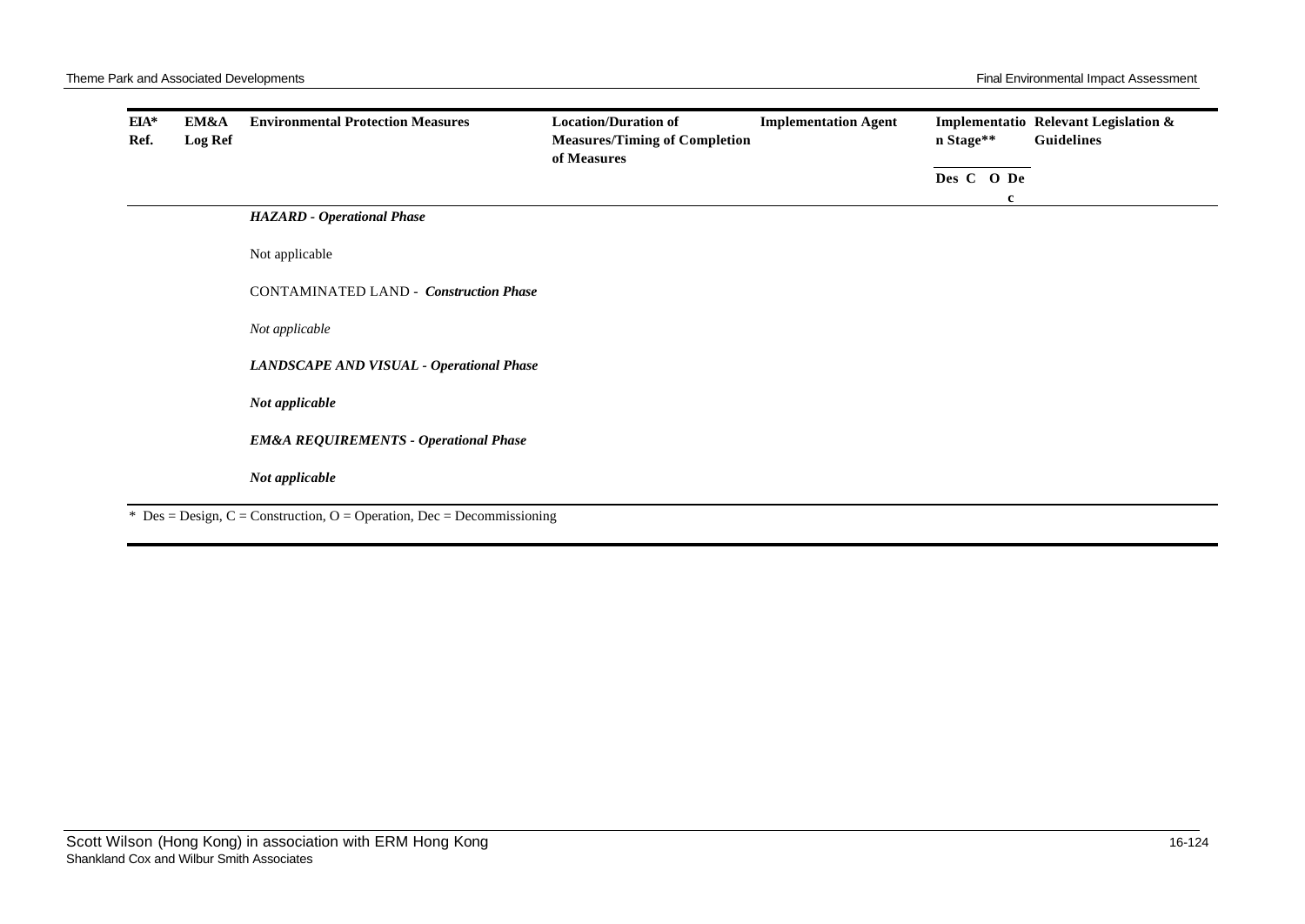| EIA* Ref. | EM&A Log Ref | Environmental Protection Measures | Location/Duration of Measures/Timing of Completion of Measures | Implementation Agent | Implementation Stage** | | | | Relevant Legislation & Guidelines |
|---|---|---|---|---|---|---|---|---|---|
| | | | | | Des | C | O | Dec | |
| | | ***HAZARD - Operational Phase*** | | | | | | | |
| | | Not applicable | | | | | | | |
| | | CONTAMINATED LAND - ***Construction Phase*** | | | | | | | |
| | | *Not applicable* | | | | | | | |
| | | ***LANDSCAPE AND VISUAL - Operational Phase*** | | | | | | | |
| | | ***Not applicable*** | | | | | | | |
| | | ***EM&A REQUIREMENTS - Operational Phase*** | | | | | | | |
| | | ***Not applicable*** | | | | | | | |

* Des = Design, C = Construction, O = Operation, Dec = Decommissioning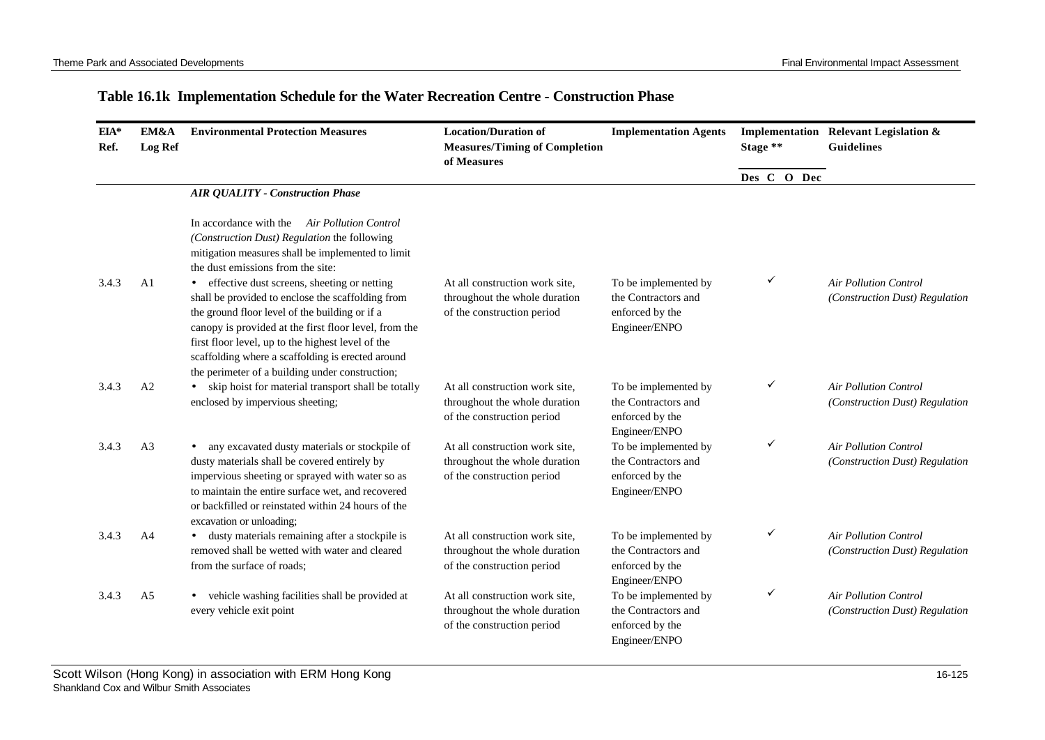## Table 16.1k Implementation Schedule for the Water Recreation Centre - Construction Phase

| EIA* Ref. | EM&A Log Ref | Environmental Protection Measures | Location/Duration of Measures/Timing of Completion of Measures | Implementation Agents | Implementation Stage ** | | | | Relevant Legislation & Guidelines |
|---|---|---|---|---|---|---|---|---|---|
| | | | | | Des | C | O | Dec | |
| | | ***AIR QUALITY - Construction Phase*** | | | | | | | |
| | | In accordance with the *Air Pollution Control (Construction Dust) Regulation* the following mitigation measures shall be implemented to limit the dust emissions from the site: | | | | | | | |
| 3.4.3 | A1 | • effective dust screens, sheeting or netting shall be provided to enclose the scaffolding from the ground floor level of the building or if a canopy is provided at the first floor level, from the first floor level, up to the highest level of the scaffolding where a scaffolding is erected around the perimeter of a building under construction; | At all construction work site, throughout the whole duration of the construction period | To be implemented by the Contractors and enforced by the Engineer/ENPO | | ✓ | | | *Air Pollution Control (Construction Dust) Regulation* |
| 3.4.3 | A2 | • skip hoist for material transport shall be totally enclosed by impervious sheeting; | At all construction work site, throughout the whole duration of the construction period | To be implemented by the Contractors and enforced by the Engineer/ENPO | | ✓ | | | *Air Pollution Control (Construction Dust) Regulation* |
| 3.4.3 | A3 | • any excavated dusty materials or stockpile of dusty materials shall be covered entirely by impervious sheeting or sprayed with water so as to maintain the entire surface wet, and recovered or backfilled or reinstated within 24 hours of the excavation or unloading; | At all construction work site, throughout the whole duration of the construction period | To be implemented by the Contractors and enforced by the Engineer/ENPO | | ✓ | | | *Air Pollution Control (Construction Dust) Regulation* |
| 3.4.3 | A4 | • dusty materials remaining after a stockpile is removed shall be wetted with water and cleared from the surface of roads; | At all construction work site, throughout the whole duration of the construction period | To be implemented by the Contractors and enforced by the Engineer/ENPO | | ✓ | | | *Air Pollution Control (Construction Dust) Regulation* |
| 3.4.3 | A5 | • vehicle washing facilities shall be provided at every vehicle exit point | At all construction work site, throughout the whole duration of the construction period | To be implemented by the Contractors and enforced by the Engineer/ENPO | | ✓ | | | *Air Pollution Control (Construction Dust) Regulation* |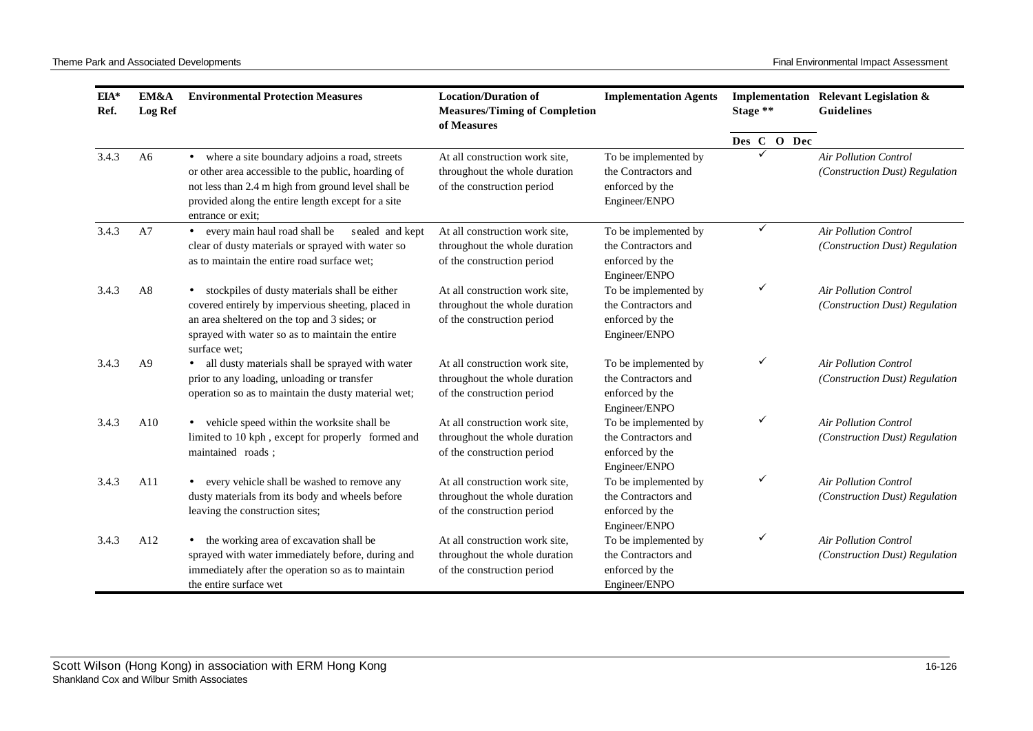| EIA* Ref. | EM&A Log Ref | Environmental Protection Measures | Location/Duration of Measures/Timing of Completion of Measures | Implementation Agents | Implementation Stage ** | | | | Relevant Legislation & Guidelines |
|---|---|---|---|---|---|---|---|---|---|
| | | | | | Des | C | O | Dec | |
| 3.4.3 | A6 | • where a site boundary adjoins a road, streets or other area accessible to the public, hoarding of not less than 2.4 m high from ground level shall be provided along the entire length except for a site entrance or exit; | At all construction work site, throughout the whole duration of the construction period | To be implemented by the Contractors and enforced by the Engineer/ENPO | | ✓ | | | *Air Pollution Control (Construction Dust) Regulation* |
| 3.4.3 | A7 | • every main haul road shall be sealed and kept clear of dusty materials or sprayed with water so as to maintain the entire road surface wet; | At all construction work site, throughout the whole duration of the construction period | To be implemented by the Contractors and enforced by the Engineer/ENPO | | ✓ | | | *Air Pollution Control (Construction Dust) Regulation* |
| 3.4.3 | A8 | • stockpiles of dusty materials shall be either covered entirely by impervious sheeting, placed in an area sheltered on the top and 3 sides; or sprayed with water so as to maintain the entire surface wet; | At all construction work site, throughout the whole duration of the construction period | To be implemented by the Contractors and enforced by the Engineer/ENPO | | ✓ | | | *Air Pollution Control (Construction Dust) Regulation* |
| 3.4.3 | A9 | • all dusty materials shall be sprayed with water prior to any loading, unloading or transfer operation so as to maintain the dusty material wet; | At all construction work site, throughout the whole duration of the construction period | To be implemented by the Contractors and enforced by the Engineer/ENPO | | ✓ | | | *Air Pollution Control (Construction Dust) Regulation* |
| 3.4.3 | A10 | • vehicle speed within the worksite shall be limited to 10 kph , except for properly formed and maintained roads ; | At all construction work site, throughout the whole duration of the construction period | To be implemented by the Contractors and enforced by the Engineer/ENPO | | ✓ | | | *Air Pollution Control (Construction Dust) Regulation* |
| 3.4.3 | A11 | • every vehicle shall be washed to remove any dusty materials from its body and wheels before leaving the construction sites; | At all construction work site, throughout the whole duration of the construction period | To be implemented by the Contractors and enforced by the Engineer/ENPO | | ✓ | | | *Air Pollution Control (Construction Dust) Regulation* |
| 3.4.3 | A12 | • the working area of excavation shall be sprayed with water immediately before, during and immediately after the operation so as to maintain the entire surface wet | At all construction work site, throughout the whole duration of the construction period | To be implemented by the Contractors and enforced by the Engineer/ENPO | | ✓ | | | *Air Pollution Control (Construction Dust) Regulation* |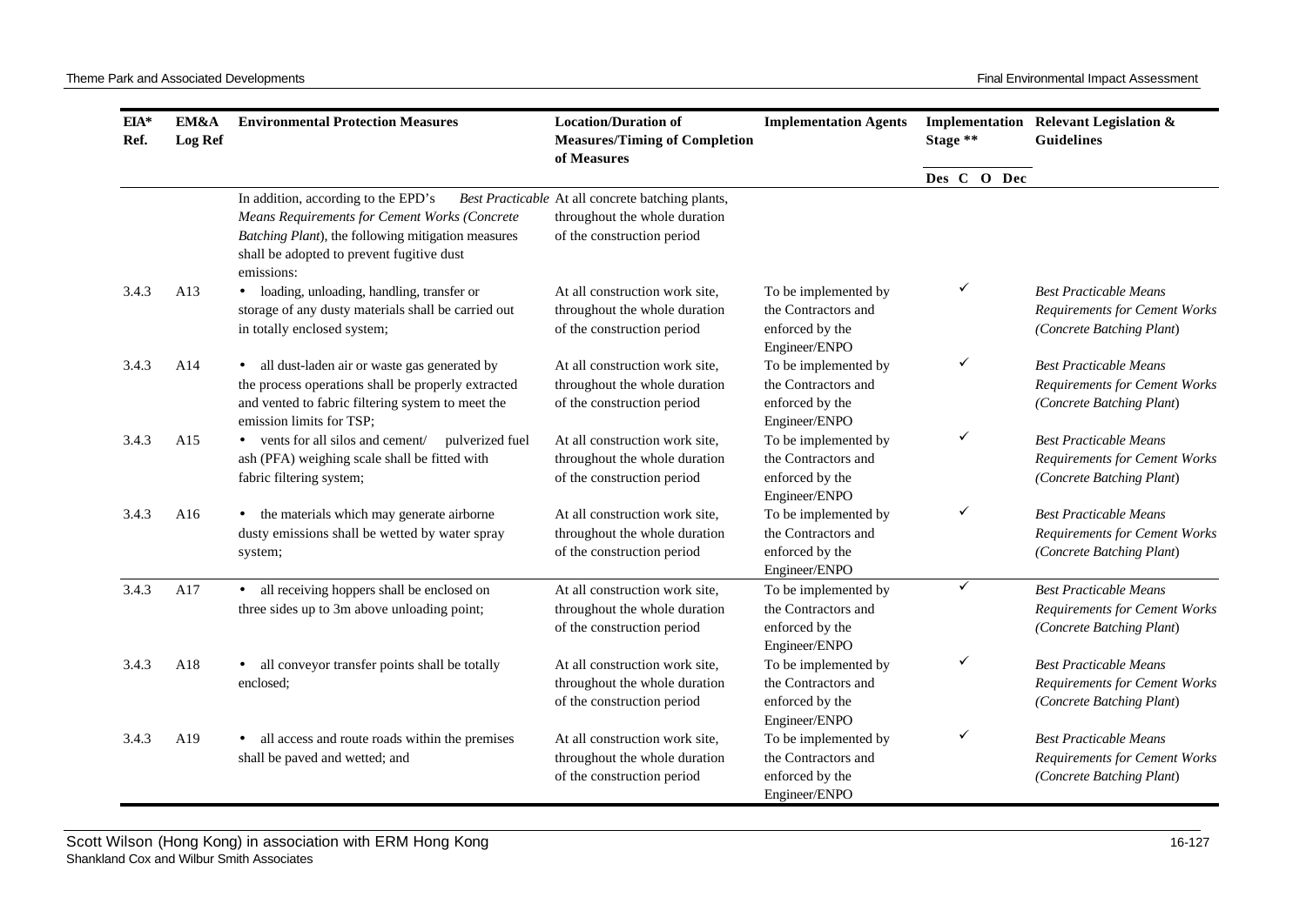| EIA* Ref. | EM&A Log Ref | Environmental Protection Measures | Location/Duration of Measures/Timing of Completion of Measures | Implementation Agents | Implementation Stage ** | | | | Relevant Legislation & Guidelines |
|---|---|---|---|---|---|---|---|---|---|
| | | | | | Des | C | O | Dec | |
| | | In addition, according to the EPD's *Best Practicable Means Requirements for Cement Works (Concrete Batching Plant*), the following mitigation measures shall be adopted to prevent fugitive dust emissions: | At all concrete batching plants, throughout the whole duration of the construction period | | | | | | |
| 3.4.3 | A13 | • loading, unloading, handling, transfer or storage of any dusty materials shall be carried out in totally enclosed system; | At all construction work site, throughout the whole duration of the construction period | To be implemented by the Contractors and enforced by the Engineer/ENPO | | ✓ | | | *Best Practicable Means Requirements for Cement Works (Concrete Batching Plant*) |
| 3.4.3 | A14 | • all dust-laden air or waste gas generated by the process operations shall be properly extracted and vented to fabric filtering system to meet the emission limits for TSP; | At all construction work site, throughout the whole duration of the construction period | To be implemented by the Contractors and enforced by the Engineer/ENPO | | ✓ | | | *Best Practicable Means Requirements for Cement Works (Concrete Batching Plant*) |
| 3.4.3 | A15 | • vents for all silos and cement/ pulverized fuel ash (PFA) weighing scale shall be fitted with fabric filtering system; | At all construction work site, throughout the whole duration of the construction period | To be implemented by the Contractors and enforced by the Engineer/ENPO | | ✓ | | | *Best Practicable Means Requirements for Cement Works (Concrete Batching Plant*) |
| 3.4.3 | A16 | • the materials which may generate airborne dusty emissions shall be wetted by water spray system; | At all construction work site, throughout the whole duration of the construction period | To be implemented by the Contractors and enforced by the Engineer/ENPO | | ✓ | | | *Best Practicable Means Requirements for Cement Works (Concrete Batching Plant*) |
| 3.4.3 | A17 | • all receiving hoppers shall be enclosed on three sides up to 3m above unloading point; | At all construction work site, throughout the whole duration of the construction period | To be implemented by the Contractors and enforced by the Engineer/ENPO | | ✓ | | | *Best Practicable Means Requirements for Cement Works (Concrete Batching Plant*) |
| 3.4.3 | A18 | • all conveyor transfer points shall be totally enclosed; | At all construction work site, throughout the whole duration of the construction period | To be implemented by the Contractors and enforced by the Engineer/ENPO | | ✓ | | | *Best Practicable Means Requirements for Cement Works (Concrete Batching Plant*) |
| 3.4.3 | A19 | • all access and route roads within the premises shall be paved and wetted; and | At all construction work site, throughout the whole duration of the construction period | To be implemented by the Contractors and enforced by the Engineer/ENPO | | ✓ | | | *Best Practicable Means Requirements for Cement Works (Concrete Batching Plant*) |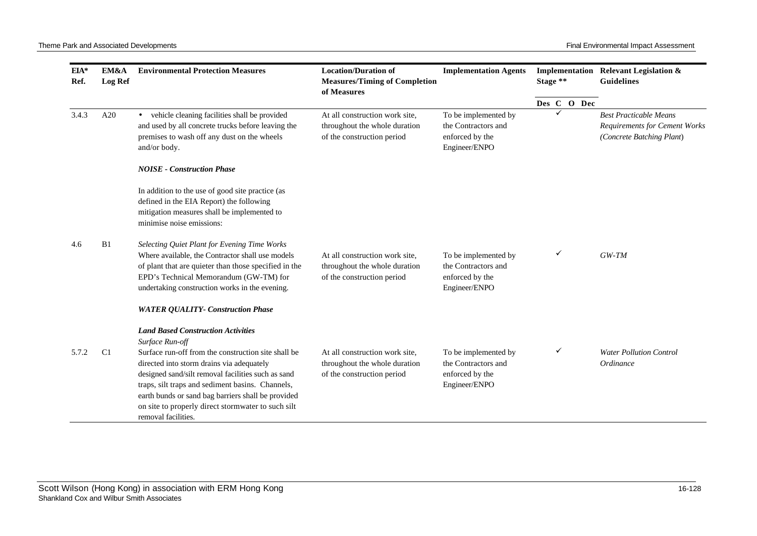| EIA* Ref. | EM&A Log Ref | Environmental Protection Measures | Location/Duration of Measures/Timing of Completion of Measures | Implementation Agents | Implementation Stage ** | | | | Relevant Legislation & Guidelines |
|---|---|---|---|---|---|---|---|---|---|
| | | | | | Des | C | O | Dec | |
| 3.4.3 | A20 | • vehicle cleaning facilities shall be provided and used by all concrete trucks before leaving the premises to wash off any dust on the wheels and/or body. | At all construction work site, throughout the whole duration of the construction period | To be implemented by the Contractors and enforced by the Engineer/ENPO | | ✓ | | | *Best Practicable Means Requirements for Cement Works (Concrete Batching Plant)* |
| | | ***NOISE - Construction Phase*** | | | | | | | |
| | | In addition to the use of good site practice (as defined in the EIA Report) the following mitigation measures shall be implemented to minimise noise emissions: | | | | | | | |
| 4.6 | B1 | *Selecting Quiet Plant for Evening Time Works* Where available, the Contractor shall use models of plant that are quieter than those specified in the EPD's Technical Memorandum (GW-TM) for undertaking construction works in the evening. | At all construction work site, throughout the whole duration of the construction period | To be implemented by the Contractors and enforced by the Engineer/ENPO | | ✓ | | | *GW-TM* |
| | | ***WATER QUALITY- Construction Phase*** | | | | | | | |
| | | ***Land Based Construction Activities*** | | | | | | | |
| 5.7.2 | C1 | *Surface Run-off* Surface run-off from the construction site shall be directed into storm drains via adequately designed sand/silt removal facilities such as sand traps, silt traps and sediment basins. Channels, earth bunds or sand bag barriers shall be provided on site to properly direct stormwater to such silt removal facilities. | At all construction work site, throughout the whole duration of the construction period | To be implemented by the Contractors and enforced by the Engineer/ENPO | | ✓ | | | *Water Pollution Control Ordinance* |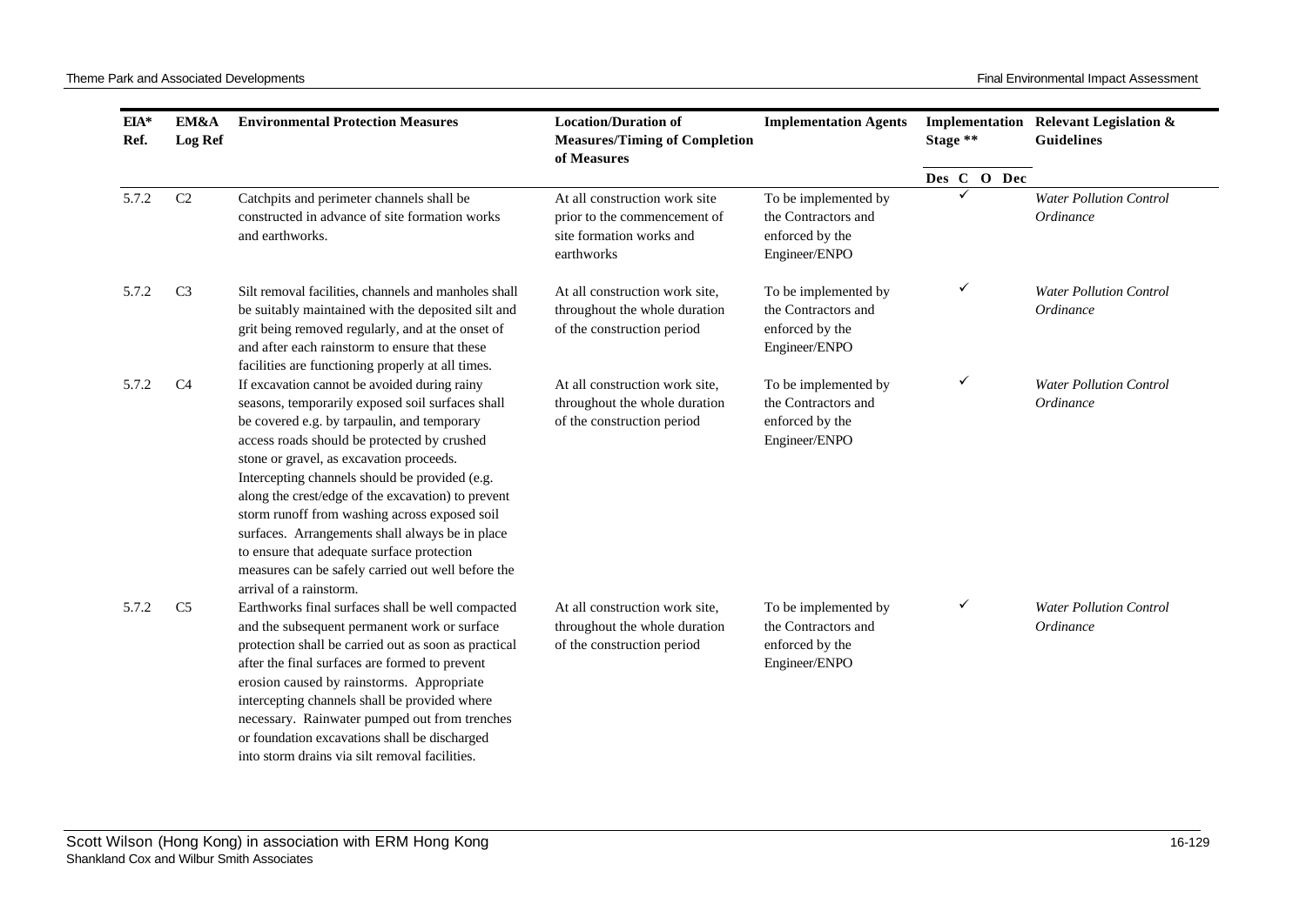| EIA* Ref. | EM&A Log Ref | Environmental Protection Measures | Location/Duration of Measures/Timing of Completion of Measures | Implementation Agents | Implementation Stage ** | | | | Relevant Legislation & Guidelines |
|---|---|---|---|---|---|---|---|---|---|
| | | | | | Des | C | O | Dec | |
| 5.7.2 | C2 | Catchpits and perimeter channels shall be constructed in advance of site formation works and earthworks. | At all construction work site prior to the commencement of site formation works and earthworks | To be implemented by the Contractors and enforced by the Engineer/ENPO | | ✓ | | | *Water Pollution Control Ordinance* |
| 5.7.2 | C3 | Silt removal facilities, channels and manholes shall be suitably maintained with the deposited silt and grit being removed regularly, and at the onset of and after each rainstorm to ensure that these facilities are functioning properly at all times. | At all construction work site, throughout the whole duration of the construction period | To be implemented by the Contractors and enforced by the Engineer/ENPO | | ✓ | | | *Water Pollution Control Ordinance* |
| 5.7.2 | C4 | If excavation cannot be avoided during rainy seasons, temporarily exposed soil surfaces shall be covered e.g. by tarpaulin, and temporary access roads should be protected by crushed stone or gravel, as excavation proceeds. Intercepting channels should be provided (e.g. along the crest/edge of the excavation) to prevent storm runoff from washing across exposed soil surfaces. Arrangements shall always be in place to ensure that adequate surface protection measures can be safely carried out well before the arrival of a rainstorm. | At all construction work site, throughout the whole duration of the construction period | To be implemented by the Contractors and enforced by the Engineer/ENPO | | ✓ | | | *Water Pollution Control Ordinance* |
| 5.7.2 | C5 | Earthworks final surfaces shall be well compacted and the subsequent permanent work or surface protection shall be carried out as soon as practical after the final surfaces are formed to prevent erosion caused by rainstorms. Appropriate intercepting channels shall be provided where necessary. Rainwater pumped out from trenches or foundation excavations shall be discharged into storm drains via silt removal facilities. | At all construction work site, throughout the whole duration of the construction period | To be implemented by the Contractors and enforced by the Engineer/ENPO | | ✓ | | | *Water Pollution Control Ordinance* |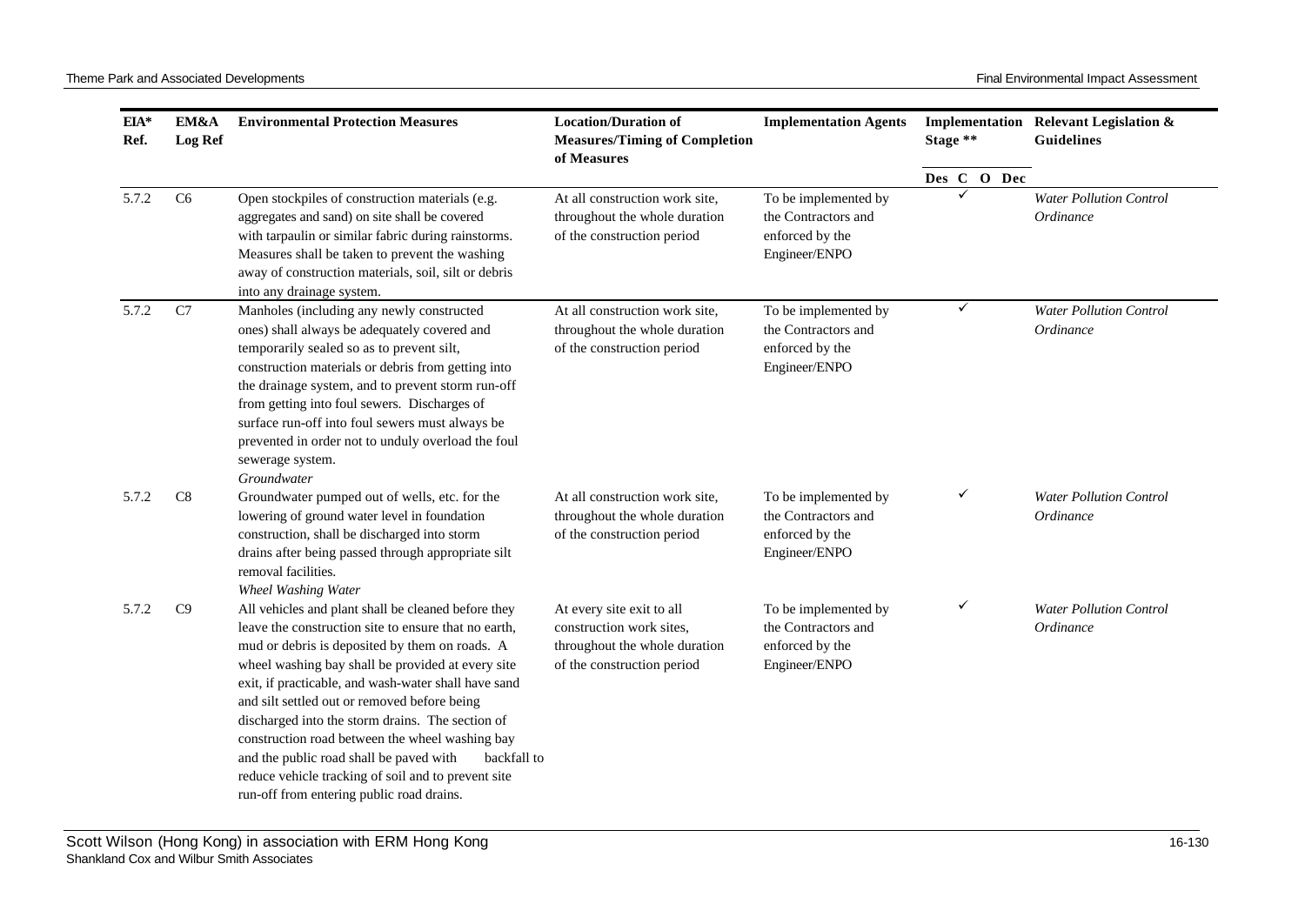| EIA* Ref. | EM&A Log Ref | Environmental Protection Measures | Location/Duration of Measures/Timing of Completion of Measures | Implementation Agents | Implementation Stage ** | | | | Relevant Legislation & Guidelines |
|---|---|---|---|---|---|---|---|---|---|
| | | | | | Des | C | O | Dec | |
| 5.7.2 | C6 | Open stockpiles of construction materials (e.g. aggregates and sand) on site shall be covered with tarpaulin or similar fabric during rainstorms. Measures shall be taken to prevent the washing away of construction materials, soil, silt or debris into any drainage system. | At all construction work site, throughout the whole duration of the construction period | To be implemented by the Contractors and enforced by the Engineer/ENPO | | ✓ | | | *Water Pollution Control Ordinance* |
| 5.7.2 | C7 | Manholes (including any newly constructed ones) shall always be adequately covered and temporarily sealed so as to prevent silt, construction materials or debris from getting into the drainage system, and to prevent storm run-off from getting into foul sewers. Discharges of surface run-off into foul sewers must always be prevented in order not to unduly overload the foul sewerage system. | At all construction work site, throughout the whole duration of the construction period | To be implemented by the Contractors and enforced by the Engineer/ENPO | | ✓ | | | *Water Pollution Control Ordinance* |
| | | *Groundwater* | | | | | | | |
| 5.7.2 | C8 | Groundwater pumped out of wells, etc. for the lowering of ground water level in foundation construction, shall be discharged into storm drains after being passed through appropriate silt removal facilities. | At all construction work site, throughout the whole duration of the construction period | To be implemented by the Contractors and enforced by the Engineer/ENPO | | ✓ | | | *Water Pollution Control Ordinance* |
| | | *Wheel Washing Water* | | | | | | | |
| 5.7.2 | C9 | All vehicles and plant shall be cleaned before they leave the construction site to ensure that no earth, mud or debris is deposited by them on roads. A wheel washing bay shall be provided at every site exit, if practicable, and wash-water shall have sand and silt settled out or removed before being discharged into the storm drains. The section of construction road between the wheel washing bay and the public road shall be paved with backfall to reduce vehicle tracking of soil and to prevent site run-off from entering public road drains. | At every site exit to all construction work sites, throughout the whole duration of the construction period | To be implemented by the Contractors and enforced by the Engineer/ENPO | | ✓ | | | *Water Pollution Control Ordinance* |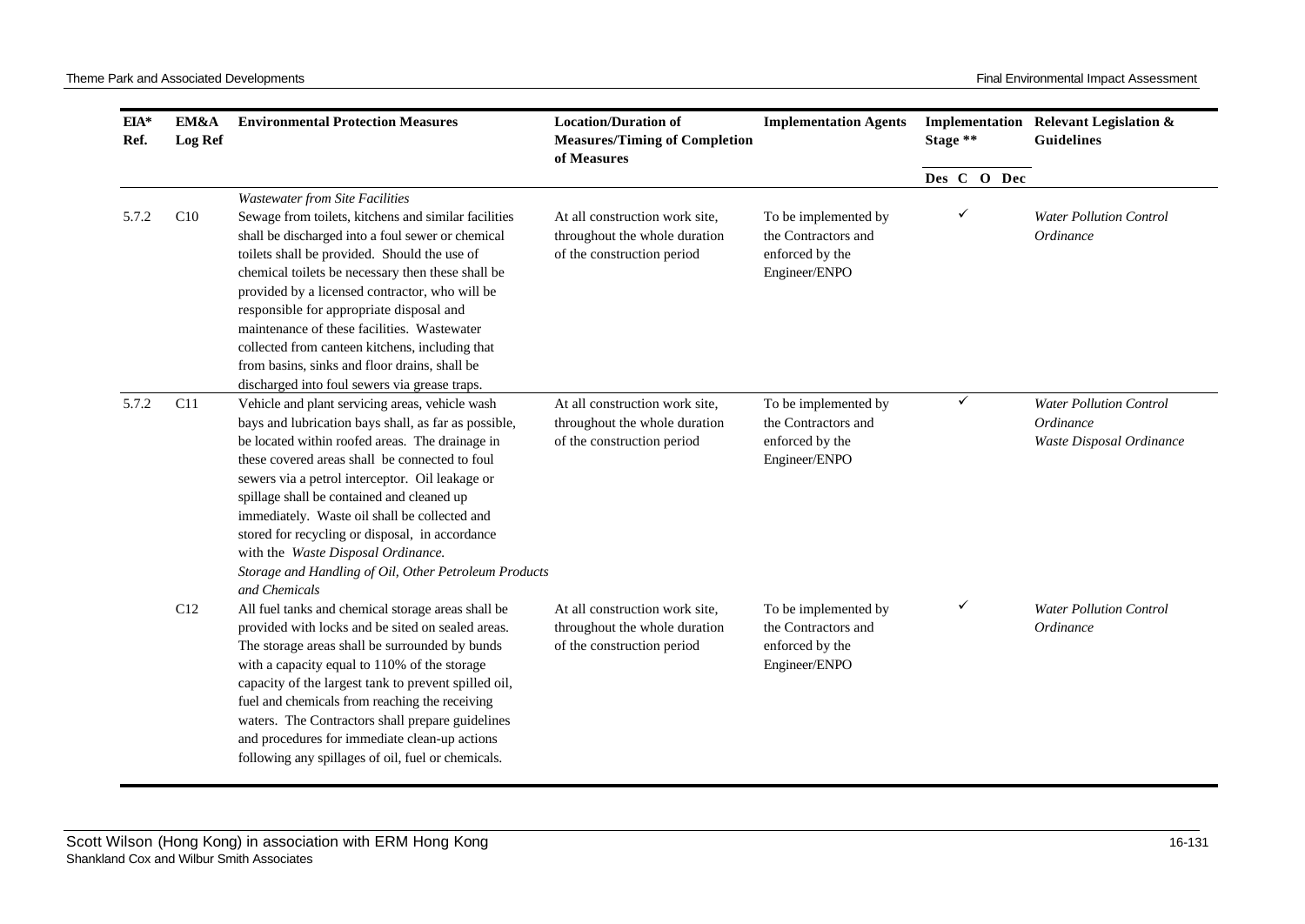| EIA* Ref. | EM&A Log Ref | Environmental Protection Measures | Location/Duration of Measures/Timing of Completion of Measures | Implementation Agents | Implementation Stage ** | | | | Relevant Legislation & Guidelines |
|---|---|---|---|---|---|---|---|---|---|
| | | | | | Des | C | O | Dec | |
| | | *Wastewater from Site Facilities* | | | | | | | |
| 5.7.2 | C10 | Sewage from toilets, kitchens and similar facilities shall be discharged into a foul sewer or chemical toilets shall be provided. Should the use of chemical toilets be necessary then these shall be provided by a licensed contractor, who will be responsible for appropriate disposal and maintenance of these facilities. Wastewater collected from canteen kitchens, including that from basins, sinks and floor drains, shall be discharged into foul sewers via grease traps. | At all construction work site, throughout the whole duration of the construction period | To be implemented by the Contractors and enforced by the Engineer/ENPO | | ✓ | | | *Water Pollution Control Ordinance* |
| 5.7.2 | C11 | Vehicle and plant servicing areas, vehicle wash bays and lubrication bays shall, as far as possible, be located within roofed areas. The drainage in these covered areas shall be connected to foul sewers via a petrol interceptor. Oil leakage or spillage shall be contained and cleaned up immediately. Waste oil shall be collected and stored for recycling or disposal, in accordance with the *Waste Disposal Ordinance.* | At all construction work site, throughout the whole duration of the construction period | To be implemented by the Contractors and enforced by the Engineer/ENPO | | ✓ | | | *Water Pollution Control Ordinance* *Waste Disposal Ordinance* |
| | | *Storage and Handling of Oil, Other Petroleum Products and Chemicals* | | | | | | | |
| | C12 | All fuel tanks and chemical storage areas shall be provided with locks and be sited on sealed areas. The storage areas shall be surrounded by bunds with a capacity equal to 110% of the storage capacity of the largest tank to prevent spilled oil, fuel and chemicals from reaching the receiving waters. The Contractors shall prepare guidelines and procedures for immediate clean-up actions following any spillages of oil, fuel or chemicals. | At all construction work site, throughout the whole duration of the construction period | To be implemented by the Contractors and enforced by the Engineer/ENPO | | ✓ | | | *Water Pollution Control Ordinance* |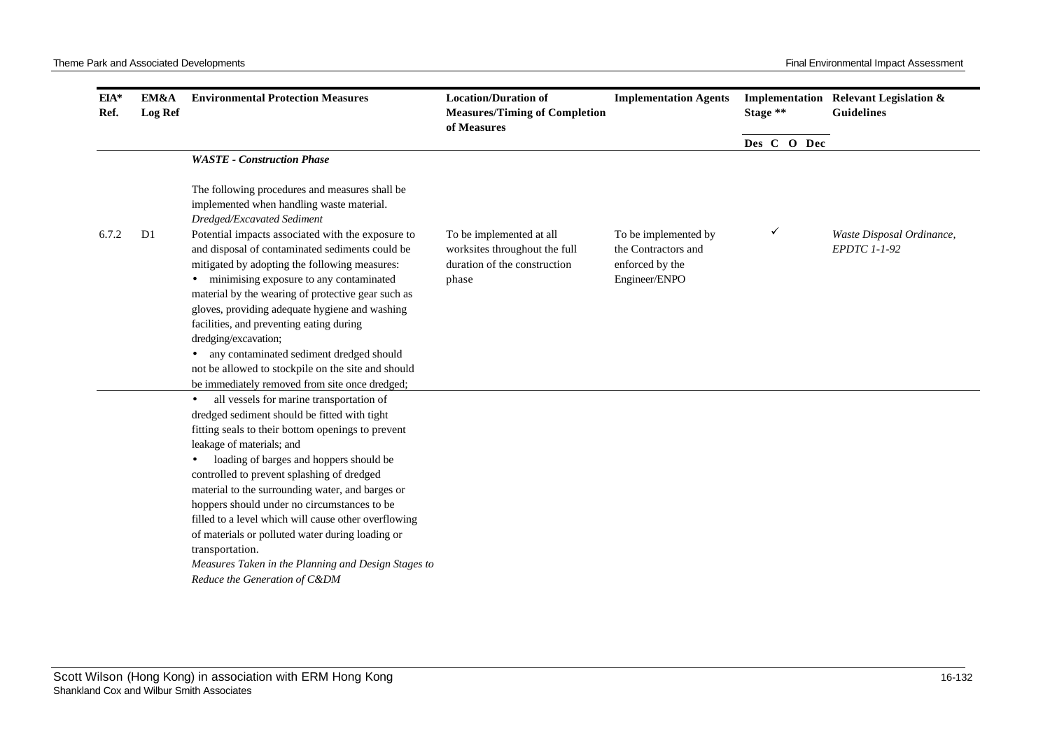| EIA* Ref. | EM&A Log Ref | Environmental Protection Measures | Location/Duration of Measures/Timing of Completion of Measures | Implementation Agents | Implementation Stage ** | | | | Relevant Legislation & Guidelines |
|---|---|---|---|---|---|---|---|---|---|
| | | | | | Des | C | O | Dec | |
| | | ***WASTE - Construction Phase*** | | | | | | | |
| | | The following procedures and measures shall be implemented when handling waste material. | | | | | | | |
| | | *Dredged/Excavated Sediment* | | | | | | | |
| 6.7.2 | D1 | Potential impacts associated with the exposure to and disposal of contaminated sediments could be mitigated by adopting the following measures:<br>• minimising exposure to any contaminated material by the wearing of protective gear such as gloves, providing adequate hygiene and washing facilities, and preventing eating during dredging/excavation;<br>• any contaminated sediment dredged should not be allowed to stockpile on the site and should be immediately removed from site once dredged;<br>• all vessels for marine transportation of dredged sediment should be fitted with tight fitting seals to their bottom openings to prevent leakage of materials; and<br>• loading of barges and hoppers should be controlled to prevent splashing of dredged material to the surrounding water, and barges or hoppers should under no circumstances to be filled to a level which will cause other overflowing of materials or polluted water during loading or transportation. | To be implemented at all worksites throughout the full duration of the construction phase | To be implemented by the Contractors and enforced by the Engineer/ENPO | | ✓ | | | *Waste Disposal Ordinance, EPDTC 1-1-92* |
| | | *Measures Taken in the Planning and Design Stages to Reduce the Generation of C&DM* | | | | | | | |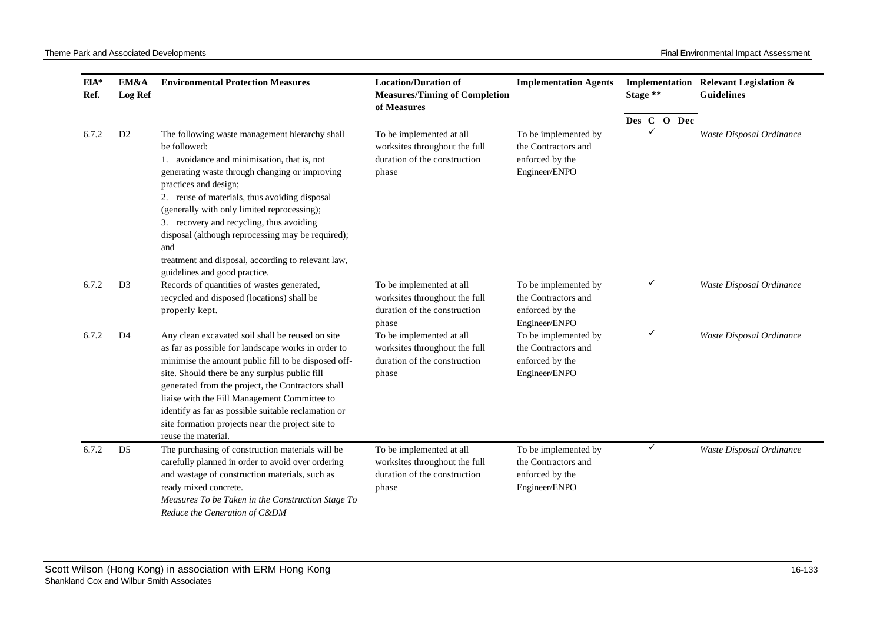| EIA* Ref. | EM&A Log Ref | Environmental Protection Measures | Location/Duration of Measures/Timing of Completion of Measures | Implementation Agents | Implementation Stage ** | | | | Relevant Legislation & Guidelines |
|---|---|---|---|---|---|---|---|---|---|
| | | | | | Des | C | O | Dec | |
| 6.7.2 | D2 | The following waste management hierarchy shall be followed:<br>1. avoidance and minimisation, that is, not generating waste through changing or improving practices and design;<br>2. reuse of materials, thus avoiding disposal (generally with only limited reprocessing);<br>3. recovery and recycling, thus avoiding disposal (although reprocessing may be required); and<br>treatment and disposal, according to relevant law, guidelines and good practice. | To be implemented at all worksites throughout the full duration of the construction phase | To be implemented by the Contractors and enforced by the Engineer/ENPO | | ✓ | | | *Waste Disposal Ordinance* |
| 6.7.2 | D3 | Records of quantities of wastes generated, recycled and disposed (locations) shall be properly kept. | To be implemented at all worksites throughout the full duration of the construction phase | To be implemented by the Contractors and enforced by the Engineer/ENPO | | ✓ | | | *Waste Disposal Ordinance* |
| 6.7.2 | D4 | Any clean excavated soil shall be reused on site as far as possible for landscape works in order to minimise the amount public fill to be disposed off-site. Should there be any surplus public fill generated from the project, the Contractors shall liaise with the Fill Management Committee to identify as far as possible suitable reclamation or site formation projects near the project site to reuse the material. | To be implemented at all worksites throughout the full duration of the construction phase | To be implemented by the Contractors and enforced by the Engineer/ENPO | | ✓ | | | *Waste Disposal Ordinance* |
| 6.7.2 | D5 | The purchasing of construction materials will be carefully planned in order to avoid over ordering and wastage of construction materials, such as ready mixed concrete.<br>*Measures To be Taken in the Construction Stage To Reduce the Generation of C&DM* | To be implemented at all worksites throughout the full duration of the construction phase | To be implemented by the Contractors and enforced by the Engineer/ENPO | | ✓ | | | *Waste Disposal Ordinance* |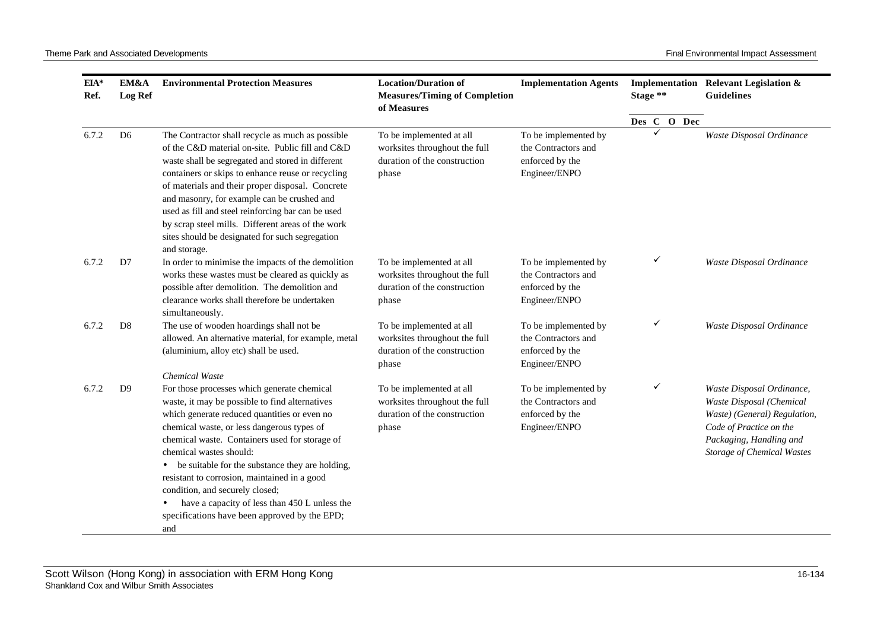| EIA* Ref. | EM&A Log Ref | Environmental Protection Measures | Location/Duration of Measures/Timing of Completion of Measures | Implementation Agents | Implementation Stage ** | | | | Relevant Legislation & Guidelines |
|---|---|---|---|---|---|---|---|---|---|
| | | | | | Des | C | O | Dec | |
| 6.7.2 | D6 | The Contractor shall recycle as much as possible of the C&D material on-site. Public fill and C&D waste shall be segregated and stored in different containers or skips to enhance reuse or recycling of materials and their proper disposal. Concrete and masonry, for example can be crushed and used as fill and steel reinforcing bar can be used by scrap steel mills. Different areas of the work sites should be designated for such segregation and storage. | To be implemented at all worksites throughout the full duration of the construction phase | To be implemented by the Contractors and enforced by the Engineer/ENPO | | ✓ | | | *Waste Disposal Ordinance* |
| 6.7.2 | D7 | In order to minimise the impacts of the demolition works these wastes must be cleared as quickly as possible after demolition. The demolition and clearance works shall therefore be undertaken simultaneously. | To be implemented at all worksites throughout the full duration of the construction phase | To be implemented by the Contractors and enforced by the Engineer/ENPO | | ✓ | | | *Waste Disposal Ordinance* |
| 6.7.2 | D8 | The use of wooden hoardings shall not be allowed. An alternative material, for example, metal (aluminium, alloy etc) shall be used. | To be implemented at all worksites throughout the full duration of the construction phase | To be implemented by the Contractors and enforced by the Engineer/ENPO | | ✓ | | | *Waste Disposal Ordinance* |
| | | *Chemical Waste* | | | | | | | |
| 6.7.2 | D9 | For those processes which generate chemical waste, it may be possible to find alternatives which generate reduced quantities or even no chemical waste, or less dangerous types of chemical waste. Containers used for storage of chemical wastes should:<br>• be suitable for the substance they are holding, resistant to corrosion, maintained in a good condition, and securely closed;<br>• have a capacity of less than 450 L unless the specifications have been approved by the EPD; and | To be implemented at all worksites throughout the full duration of the construction phase | To be implemented by the Contractors and enforced by the Engineer/ENPO | | ✓ | | | *Waste Disposal Ordinance, Waste Disposal (Chemical Waste) (General) Regulation, Code of Practice on the Packaging, Handling and Storage of Chemical Wastes* |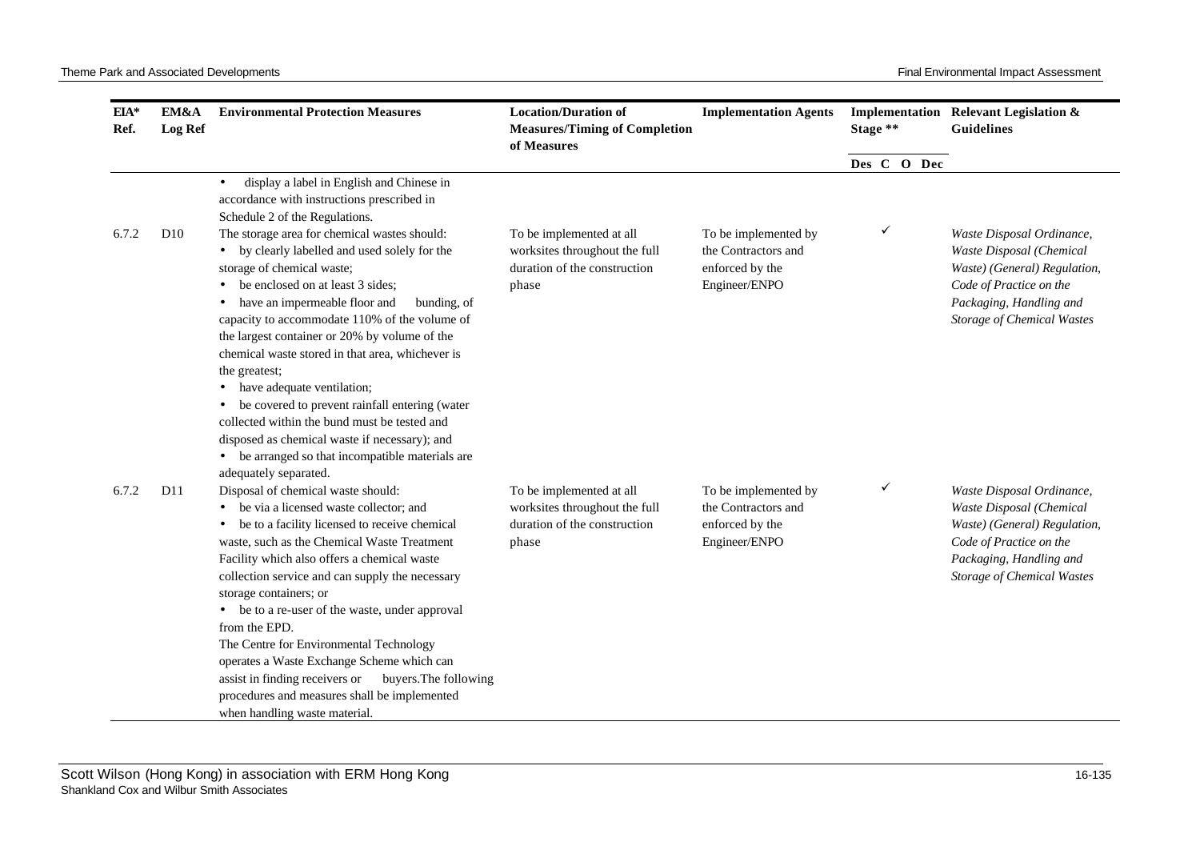| EIA* Ref. | EM&A Log Ref | Environmental Protection Measures | Location/Duration of Measures/Timing of Completion of Measures | Implementation Agents | Implementation Stage ** | | | | Relevant Legislation & Guidelines |
|---|---|---|---|---|---|---|---|---|---|
| | | | | | Des | C | O | Dec | |
| | | • display a label in English and Chinese in accordance with instructions prescribed in Schedule 2 of the Regulations. | | | | | | | |
| 6.7.2 | D10 | The storage area for chemical wastes should: <br>• by clearly labelled and used solely for the storage of chemical waste; <br>• be enclosed on at least 3 sides; <br>• have an impermeable floor and bunding, of capacity to accommodate 110% of the volume of the largest container or 20% by volume of the chemical waste stored in that area, whichever is the greatest; <br>• have adequate ventilation; <br>• be covered to prevent rainfall entering (water collected within the bund must be tested and disposed as chemical waste if necessary); and <br>• be arranged so that incompatible materials are adequately separated. | To be implemented at all worksites throughout the full duration of the construction phase | To be implemented by the Contractors and enforced by the Engineer/ENPO | | ✓ | | | *Waste Disposal Ordinance, Waste Disposal (Chemical Waste) (General) Regulation, Code of Practice on the Packaging, Handling and Storage of Chemical Wastes* |
| 6.7.2 | D11 | Disposal of chemical waste should: <br>• be via a licensed waste collector; and <br>• be to a facility licensed to receive chemical waste, such as the Chemical Waste Treatment Facility which also offers a chemical waste collection service and can supply the necessary storage containers; or <br>• be to a re-user of the waste, under approval from the EPD. <br>The Centre for Environmental Technology operates a Waste Exchange Scheme which can assist in finding receivers or buyers.The following procedures and measures shall be implemented when handling waste material. | To be implemented at all worksites throughout the full duration of the construction phase | To be implemented by the Contractors and enforced by the Engineer/ENPO | | ✓ | | | *Waste Disposal Ordinance, Waste Disposal (Chemical Waste) (General) Regulation, Code of Practice on the Packaging, Handling and Storage of Chemical Wastes* |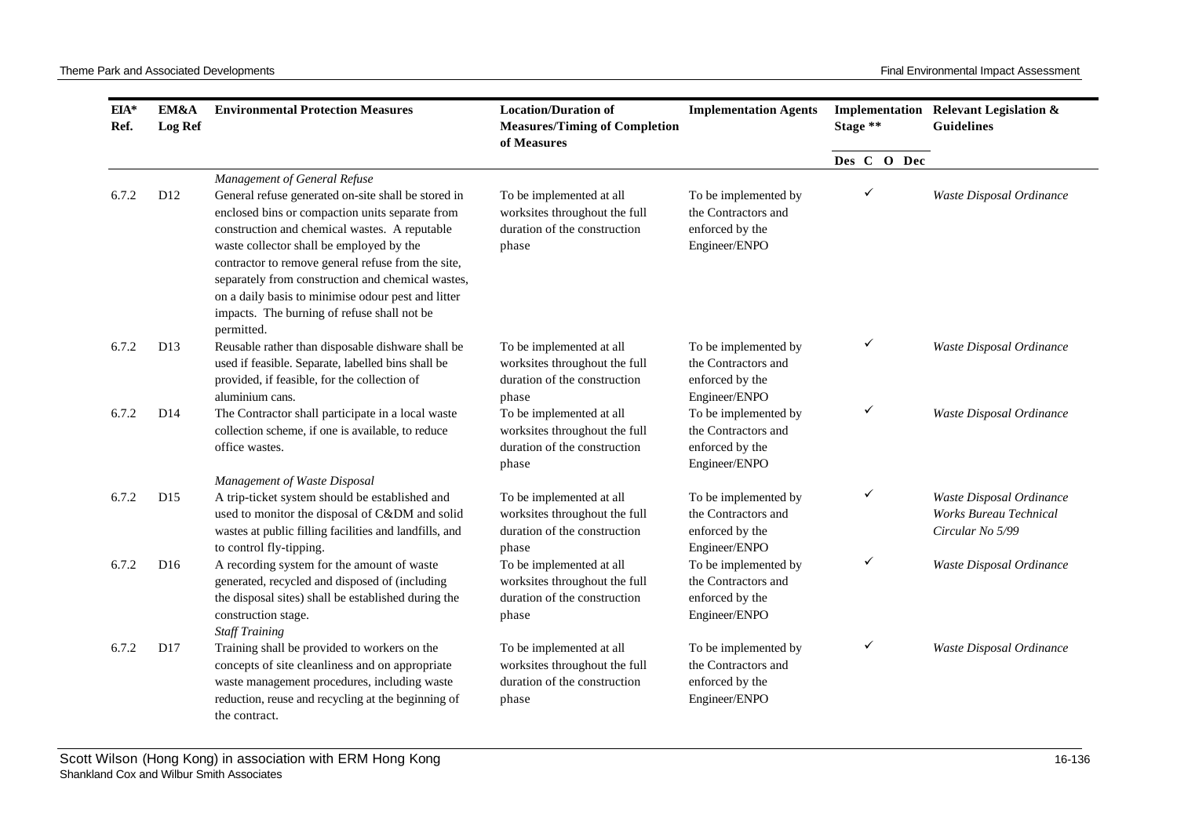| EIA* Ref. | EM&A Log Ref | Environmental Protection Measures | Location/Duration of Measures/Timing of Completion of Measures | Implementation Agents | Implementation Stage ** | | | | Relevant Legislation & Guidelines |
|---|---|---|---|---|---|---|---|---|---|
| | | | | | Des | C | O | Dec | |
| | | *Management of General Refuse* | | | | | | | |
| 6.7.2 | D12 | General refuse generated on-site shall be stored in enclosed bins or compaction units separate from construction and chemical wastes. A reputable waste collector shall be employed by the contractor to remove general refuse from the site, separately from construction and chemical wastes, on a daily basis to minimise odour pest and litter impacts. The burning of refuse shall not be permitted. | To be implemented at all worksites throughout the full duration of the construction phase | To be implemented by the Contractors and enforced by the Engineer/ENPO | | ✓ | | | *Waste Disposal Ordinance* |
| 6.7.2 | D13 | Reusable rather than disposable dishware shall be used if feasible. Separate, labelled bins shall be provided, if feasible, for the collection of aluminium cans. | To be implemented at all worksites throughout the full duration of the construction phase | To be implemented by the Contractors and enforced by the Engineer/ENPO | | ✓ | | | *Waste Disposal Ordinance* |
| 6.7.2 | D14 | The Contractor shall participate in a local waste collection scheme, if one is available, to reduce office wastes. | To be implemented at all worksites throughout the full duration of the construction phase | To be implemented by the Contractors and enforced by the Engineer/ENPO | | ✓ | | | *Waste Disposal Ordinance* |
| | | *Management of Waste Disposal* | | | | | | | |
| 6.7.2 | D15 | A trip-ticket system should be established and used to monitor the disposal of C&DM and solid wastes at public filling facilities and landfills, and to control fly-tipping. | To be implemented at all worksites throughout the full duration of the construction phase | To be implemented by the Contractors and enforced by the Engineer/ENPO | | ✓ | | | *Waste Disposal Ordinance Works Bureau Technical Circular No 5/99* |
| 6.7.2 | D16 | A recording system for the amount of waste generated, recycled and disposed of (including the disposal sites) shall be established during the construction stage. | To be implemented at all worksites throughout the full duration of the construction phase | To be implemented by the Contractors and enforced by the Engineer/ENPO | | ✓ | | | *Waste Disposal Ordinance* |
| | | *Staff Training* | | | | | | | |
| 6.7.2 | D17 | Training shall be provided to workers on the concepts of site cleanliness and on appropriate waste management procedures, including waste reduction, reuse and recycling at the beginning of the contract. | To be implemented at all worksites throughout the full duration of the construction phase | To be implemented by the Contractors and enforced by the Engineer/ENPO | | ✓ | | | *Waste Disposal Ordinance* |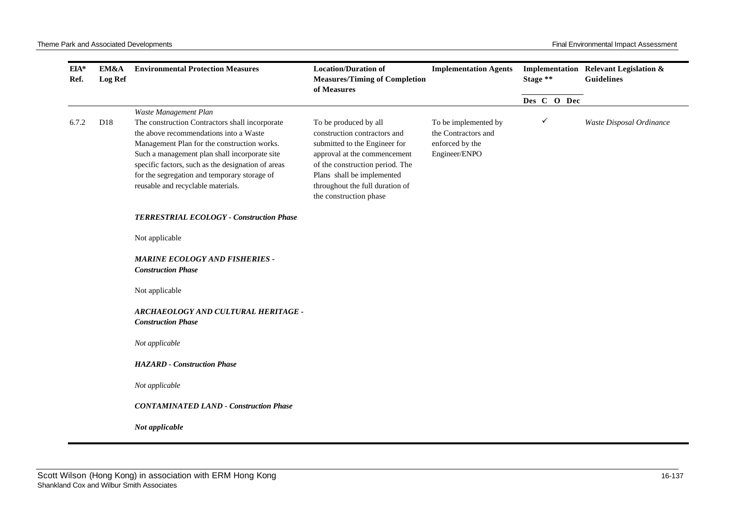| EIA* Ref. | EM&A Log Ref | Environmental Protection Measures | Location/Duration of Measures/Timing of Completion of Measures | Implementation Agents | Implementation Stage ** | | | | Relevant Legislation & Guidelines |
|---|---|---|---|---|---|---|---|---|---|
| | | | | | Des | C | O | Dec | |
| 6.7.2 | D18 | *Waste Management Plan* The construction Contractors shall incorporate the above recommendations into a Waste Management Plan for the construction works. Such a management plan shall incorporate site specific factors, such as the designation of areas for the segregation and temporary storage of reusable and recyclable materials. | To be produced by all construction contractors and submitted to the Engineer for approval at the commencement of the construction period. The Plans shall be implemented throughout the full duration of the construction phase | To be implemented by the Contractors and enforced by the Engineer/ENPO | | ✓ | | | *Waste Disposal Ordinance* |
| | | ***TERRESTRIAL ECOLOGY - Construction Phase*** | | | | | | | |
| | | Not applicable | | | | | | | |
| | | ***MARINE ECOLOGY AND FISHERIES - Construction Phase*** | | | | | | | |
| | | Not applicable | | | | | | | |
| | | ***ARCHAEOLOGY AND CULTURAL HERITAGE - Construction Phase*** | | | | | | | |
| | | *Not applicable* | | | | | | | |
| | | ***HAZARD - Construction Phase*** | | | | | | | |
| | | *Not applicable* | | | | | | | |
| | | ***CONTAMINATED LAND - Construction Phase*** | | | | | | | |
| | | ***Not applicable*** | | | | | | | |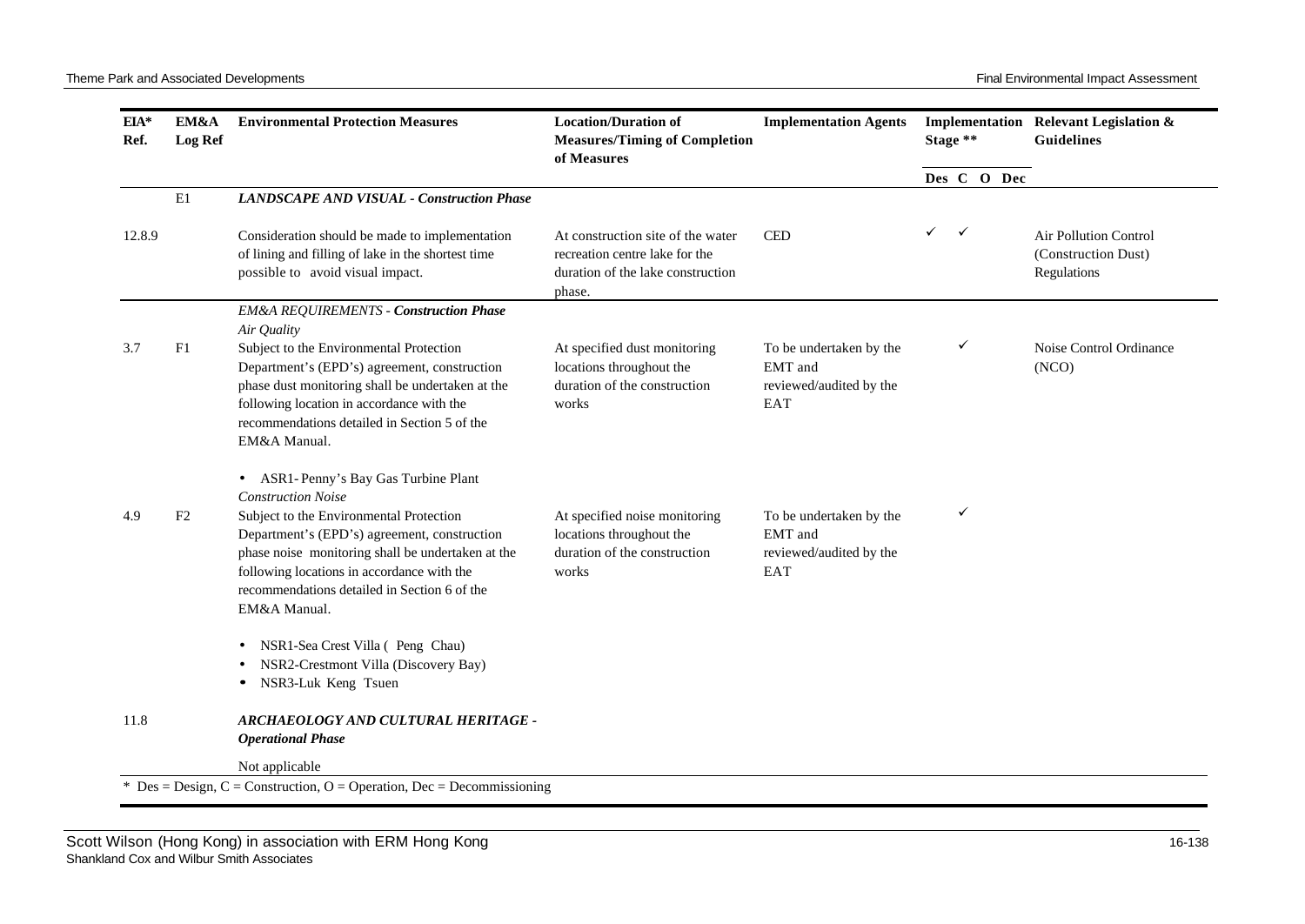| EIA* Ref. | EM&A Log Ref | Environmental Protection Measures | Location/Duration of Measures/Timing of Completion of Measures | Implementation Agents | Implementation Stage ** | | | | Relevant Legislation & Guidelines |
|---|---|---|---|---|---|---|---|---|---|
| | | | | | Des | C | O | Dec | |
| | E1 | ***LANDSCAPE AND VISUAL - Construction Phase*** | | | | | | | |
| 12.8.9 | | Consideration should be made to implementation of lining and filling of lake in the shortest time possible to avoid visual impact. | At construction site of the water recreation centre lake for the duration of the lake construction phase. | CED | ✓ | ✓ | | | Air Pollution Control (Construction Dust) Regulations |
| | | ***EM&A REQUIREMENTS - Construction Phase*** | | | | | | | |
| | | *Air Quality* | | | | | | | |
| 3.7 | F1 | Subject to the Environmental Protection Department's (EPD's) agreement, construction phase dust monitoring shall be undertaken at the following location in accordance with the recommendations detailed in Section 5 of the EM&A Manual.<br><br>• ASR1- Penny's Bay Gas Turbine Plant | At specified dust monitoring locations throughout the duration of the construction works | To be undertaken by the EMT and reviewed/audited by the EAT | | ✓ | | | Noise Control Ordinance (NCO) |
| | | *Construction Noise* | | | | | | | |
| 4.9 | F2 | Subject to the Environmental Protection Department's (EPD's) agreement, construction phase noise monitoring shall be undertaken at the following locations in accordance with the recommendations detailed in Section 6 of the EM&A Manual.<br><br>• NSR1-Sea Crest Villa ( Peng Chau)<br>• NSR2-Crestmont Villa (Discovery Bay)<br>• NSR3-Luk Keng Tsuen | At specified noise monitoring locations throughout the duration of the construction works | To be undertaken by the EMT and reviewed/audited by the EAT | | ✓ | | | |
| 11.8 | | ***ARCHAEOLOGY AND CULTURAL HERITAGE - Operational Phase*** | | | | | | | |
| | | Not applicable | | | | | | | |

\* Des = Design, C = Construction, O = Operation, Dec = Decommissioning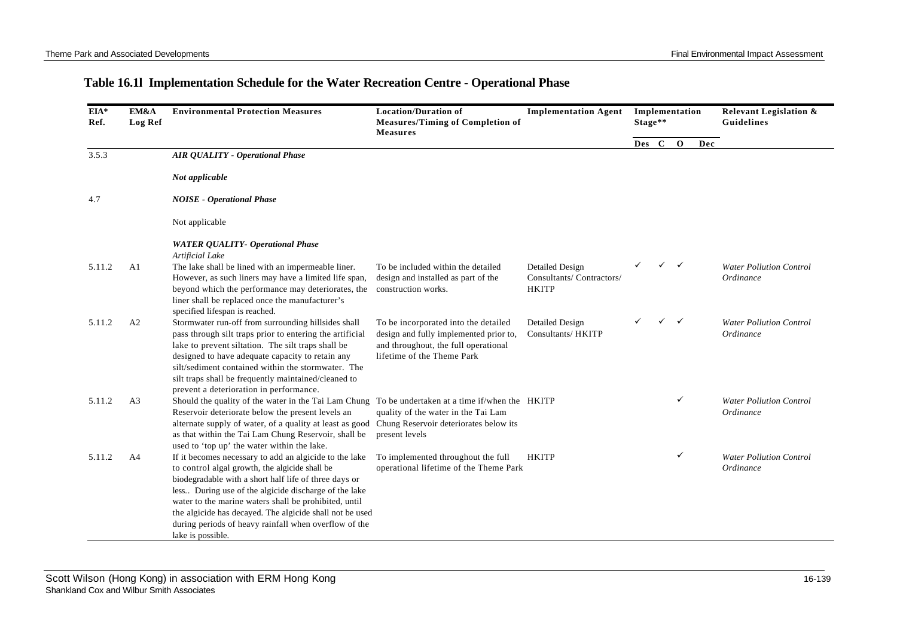## Table 16.1l Implementation Schedule for the Water Recreation Centre - Operational Phase

| EIA* Ref. | EM&A Log Ref | Environmental Protection Measures | Location/Duration of Measures/Timing of Completion of Measures | Implementation Agent | Implementation Stage** | | | | Relevant Legislation & Guidelines |
|---|---|---|---|---|---|---|---|---|---|
| | | | | | Des | C | O | Dec | |
| 3.5.3 | | ***AIR QUALITY - Operational Phase*** | | | | | | | |
| | | ***Not applicable*** | | | | | | | |
| 4.7 | | ***NOISE - Operational Phase*** | | | | | | | |
| | | Not applicable | | | | | | | |
| | | ***WATER QUALITY- Operational Phase*** *Artificial Lake* | | | | | | | |
| 5.11.2 | A1 | The lake shall be lined with an impermeable liner. However, as such liners may have a limited life span, beyond which the performance may deteriorates, the liner shall be replaced once the manufacturer's specified lifespan is reached. | To be included within the detailed design and installed as part of the construction works. | Detailed Design Consultants/ Contractors/ HKITP | ✓ | ✓ | ✓ | | *Water Pollution Control Ordinance* |
| 5.11.2 | A2 | Stormwater run-off from surrounding hillsides shall pass through silt traps prior to entering the artificial lake to prevent siltation. The silt traps shall be designed to have adequate capacity to retain any silt/sediment contained within the stormwater. The silt traps shall be frequently maintained/cleaned to prevent a deterioration in performance. | To be incorporated into the detailed design and fully implemented prior to, and throughout, the full operational lifetime of the Theme Park | Detailed Design Consultants/ HKITP | ✓ | ✓ | ✓ | | *Water Pollution Control Ordinance* |
| 5.11.2 | A3 | Should the quality of the water in the Tai Lam Chung Reservoir deteriorate below the present levels an alternate supply of water, of a quality at least as good as that within the Tai Lam Chung Reservoir, shall be used to 'top up' the water within the lake. | To be undertaken at a time if/when the quality of the water in the Tai Lam Chung Reservoir deteriorates below its present levels | HKITP | | | ✓ | | *Water Pollution Control Ordinance* |
| 5.11.2 | A4 | If it becomes necessary to add an algicide to the lake to control algal growth, the algicide shall be biodegradable with a short half life of three days or less.. During use of the algicide discharge of the lake water to the marine waters shall be prohibited, until the algicide has decayed. The algicide shall not be used during periods of heavy rainfall when overflow of the lake is possible. | To implemented throughout the full operational lifetime of the Theme Park | HKITP | | | ✓ | | *Water Pollution Control Ordinance* |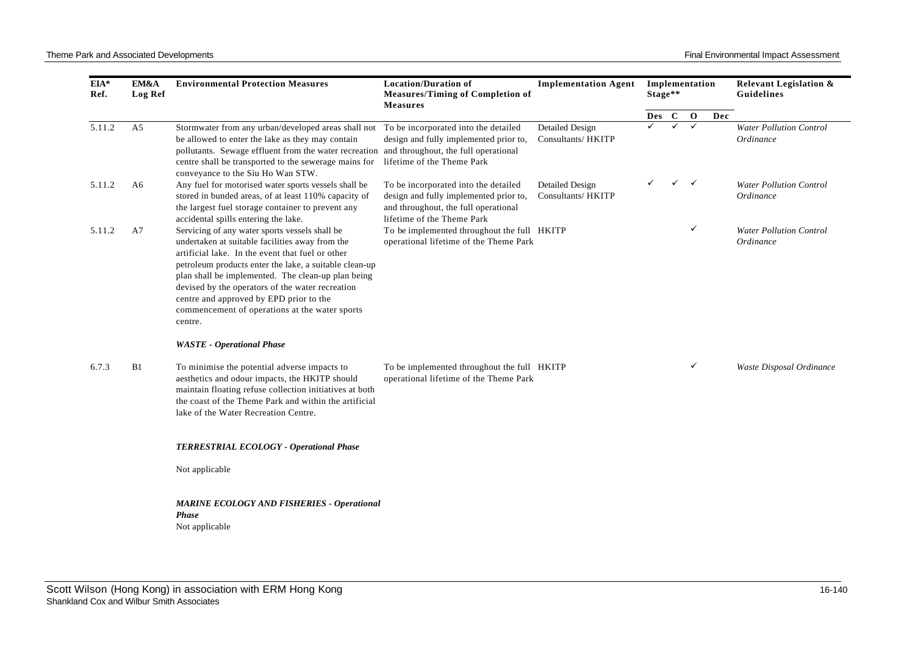| EIA* Ref. | EM&A Log Ref | Environmental Protection Measures | Location/Duration of Measures/Timing of Completion of Measures | Implementation Agent | Implementation Stage** | | | | Relevant Legislation & Guidelines |
|---|---|---|---|---|---|---|---|---|---|
| | | | | | Des | C | O | Dec | |
| 5.11.2 | A5 | Stormwater from any urban/developed areas shall not be allowed to enter the lake as they may contain pollutants. Sewage effluent from the water recreation centre shall be transported to the sewerage mains for conveyance to the Siu Ho Wan STW. | To be incorporated into the detailed design and fully implemented prior to, and throughout, the full operational lifetime of the Theme Park | Detailed Design Consultants/ HKITP | ✓ | ✓ | ✓ | | *Water Pollution Control Ordinance* |
| 5.11.2 | A6 | Any fuel for motorised water sports vessels shall be stored in bunded areas, of at least 110% capacity of the largest fuel storage container to prevent any accidental spills entering the lake. | To be incorporated into the detailed design and fully implemented prior to, and throughout, the full operational lifetime of the Theme Park | Detailed Design Consultants/ HKITP | ✓ | ✓ | ✓ | | *Water Pollution Control Ordinance* |
| 5.11.2 | A7 | Servicing of any water sports vessels shall be undertaken at suitable facilities away from the artificial lake. In the event that fuel or other petroleum products enter the lake, a suitable clean-up plan shall be implemented. The clean-up plan being devised by the operators of the water recreation centre and approved by EPD prior to the commencement of operations at the water sports centre. | To be implemented throughout the full operational lifetime of the Theme Park | HKITP | | | ✓ | | *Water Pollution Control Ordinance* |
| | | ***WASTE - Operational Phase*** | | | | | | | |
| 6.7.3 | B1 | To minimise the potential adverse impacts to aesthetics and odour impacts, the HKITP should maintain floating refuse collection initiatives at both the coast of the Theme Park and within the artificial lake of the Water Recreation Centre. | To be implemented throughout the full operational lifetime of the Theme Park | HKITP | | | ✓ | | *Waste Disposal Ordinance* |
| | | ***TERRESTRIAL ECOLOGY - Operational Phase*** | | | | | | | |
| | | Not applicable | | | | | | | |
| | | ***MARINE ECOLOGY AND FISHERIES - Operational Phase*** | | | | | | | |
| | | Not applicable | | | | | | | |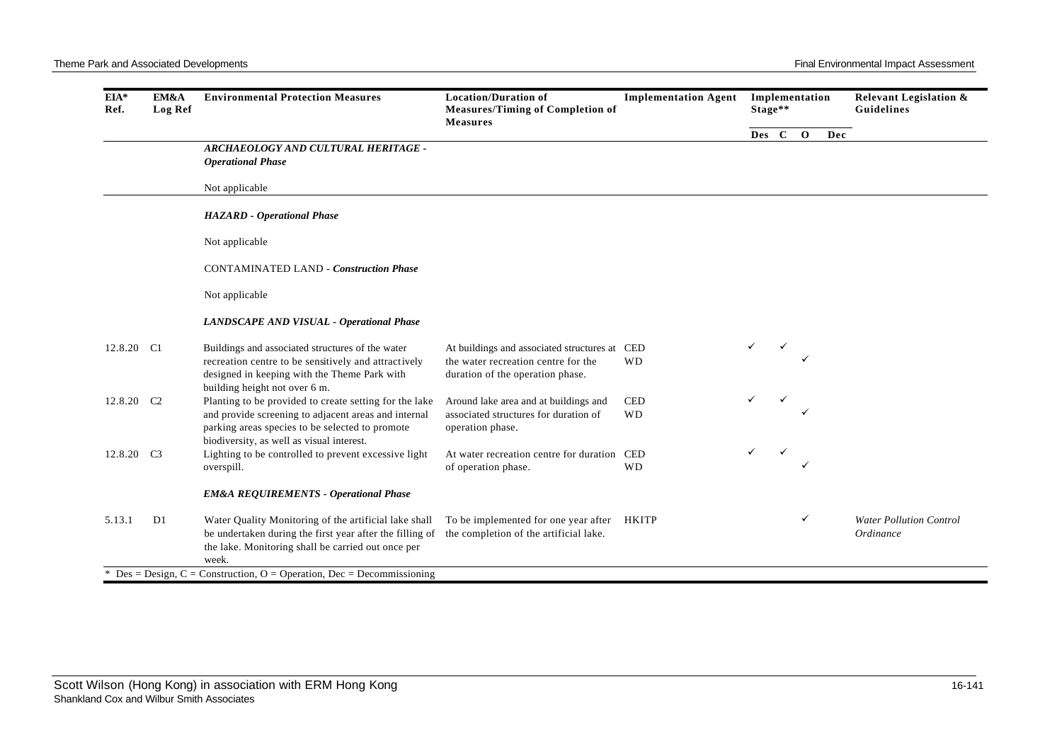| EIA* Ref. | EM&A Log Ref | Environmental Protection Measures | Location/Duration of Measures/Timing of Completion of Measures | Implementation Agent | Implementation Stage** | | | | Relevant Legislation & Guidelines |
|---|---|---|---|---|---|---|---|---|---|
| | | | | | Des | C | O | Dec | |
| | | ***ARCHAEOLOGY AND CULTURAL HERITAGE - Operational Phase*** | | | | | | | |
| | | Not applicable | | | | | | | |
| | | ***HAZARD - Operational Phase*** | | | | | | | |
| | | Not applicable | | | | | | | |
| | | CONTAMINATED LAND - ***Construction Phase*** | | | | | | | |
| | | Not applicable | | | | | | | |
| | | ***LANDSCAPE AND VISUAL - Operational Phase*** | | | | | | | |
| 12.8.20 | C1 | Buildings and associated structures of the water recreation centre to be sensitively and attractively designed in keeping with the Theme Park with building height not over 6 m. | At buildings and associated structures at the water recreation centre for the duration of the operation phase. | CED<br>WD | ✓ | ✓ | ✓ | | |
| 12.8.20 | C2 | Planting to be provided to create setting for the lake and provide screening to adjacent areas and internal parking areas species to be selected to promote biodiversity, as well as visual interest. | Around lake area and at buildings and associated structures for duration of operation phase. | CED<br>WD | ✓ | ✓ | ✓ | | |
| 12.8.20 | C3 | Lighting to be controlled to prevent excessive light overspill. | At water recreation centre for duration of operation phase. | CED<br>WD | ✓ | ✓ | ✓ | | |
| | | ***EM&A REQUIREMENTS - Operational Phase*** | | | | | | | |
| 5.13.1 | D1 | Water Quality Monitoring of the artificial lake shall be undertaken during the first year after the filling of the lake. Monitoring shall be carried out once per week. | To be implemented for one year after the completion of the artificial lake. | HKITP | | | ✓ | | *Water Pollution Control Ordinance* |

\* Des = Design, C = Construction, O = Operation, Dec = Decommissioning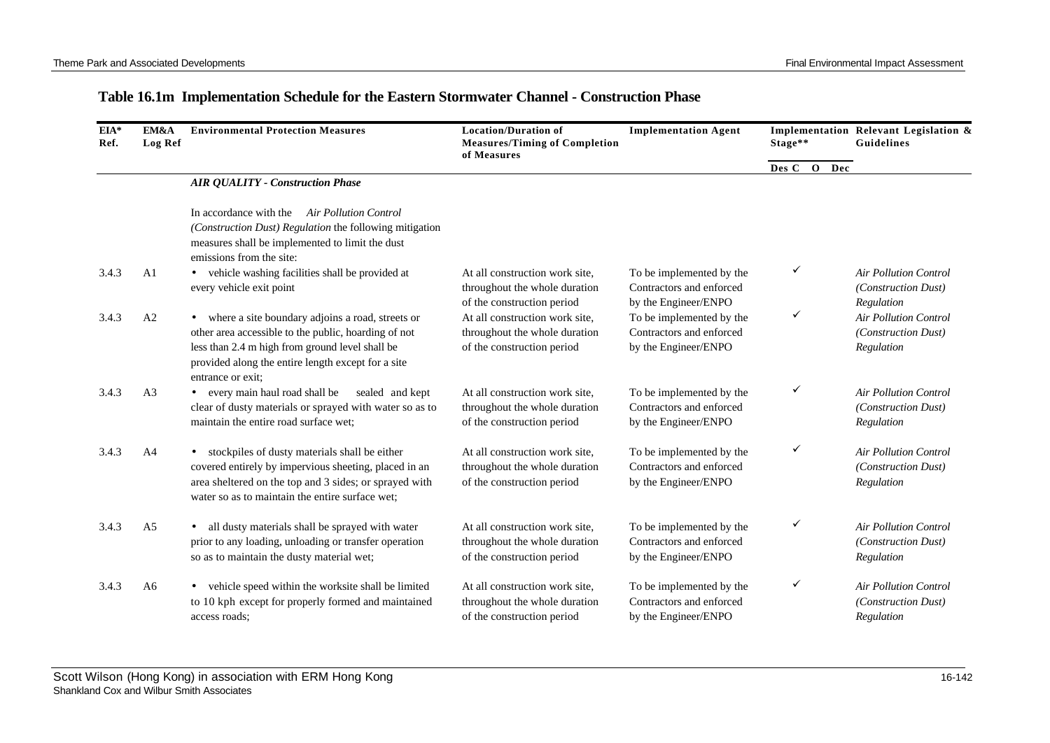## Table 16.1m Implementation Schedule for the Eastern Stormwater Channel - Construction Phase

| EIA* Ref. | EM&A Log Ref | Environmental Protection Measures | Location/Duration of Measures/Timing of Completion of Measures | Implementation Agent | Implementation Stage** | | | | Relevant Legislation & Guidelines |
|---|---|---|---|---|---|---|---|---|---|
| | | | | | Des | C | O | Dec | |
| | | ***AIR QUALITY - Construction Phase*** | | | | | | | |
| | | In accordance with the *Air Pollution Control (Construction Dust) Regulation* the following mitigation measures shall be implemented to limit the dust emissions from the site: | | | | | | | |
| 3.4.3 | A1 | • vehicle washing facilities shall be provided at every vehicle exit point | At all construction work site, throughout the whole duration of the construction period | To be implemented by the Contractors and enforced by the Engineer/ENPO | | ✓ | | | *Air Pollution Control (Construction Dust) Regulation* |
| 3.4.3 | A2 | • where a site boundary adjoins a road, streets or other area accessible to the public, hoarding of not less than 2.4 m high from ground level shall be provided along the entire length except for a site entrance or exit; | At all construction work site, throughout the whole duration of the construction period | To be implemented by the Contractors and enforced by the Engineer/ENPO | | ✓ | | | *Air Pollution Control (Construction Dust) Regulation* |
| 3.4.3 | A3 | • every main haul road shall be sealed and kept clear of dusty materials or sprayed with water so as to maintain the entire road surface wet; | At all construction work site, throughout the whole duration of the construction period | To be implemented by the Contractors and enforced by the Engineer/ENPO | | ✓ | | | *Air Pollution Control (Construction Dust) Regulation* |
| 3.4.3 | A4 | • stockpiles of dusty materials shall be either covered entirely by impervious sheeting, placed in an area sheltered on the top and 3 sides; or sprayed with water so as to maintain the entire surface wet; | At all construction work site, throughout the whole duration of the construction period | To be implemented by the Contractors and enforced by the Engineer/ENPO | | ✓ | | | *Air Pollution Control (Construction Dust) Regulation* |
| 3.4.3 | A5 | • all dusty materials shall be sprayed with water prior to any loading, unloading or transfer operation so as to maintain the dusty material wet; | At all construction work site, throughout the whole duration of the construction period | To be implemented by the Contractors and enforced by the Engineer/ENPO | | ✓ | | | *Air Pollution Control (Construction Dust) Regulation* |
| 3.4.3 | A6 | • vehicle speed within the worksite shall be limited to 10 kph except for properly formed and maintained access roads; | At all construction work site, throughout the whole duration of the construction period | To be implemented by the Contractors and enforced by the Engineer/ENPO | | ✓ | | | *Air Pollution Control (Construction Dust) Regulation* |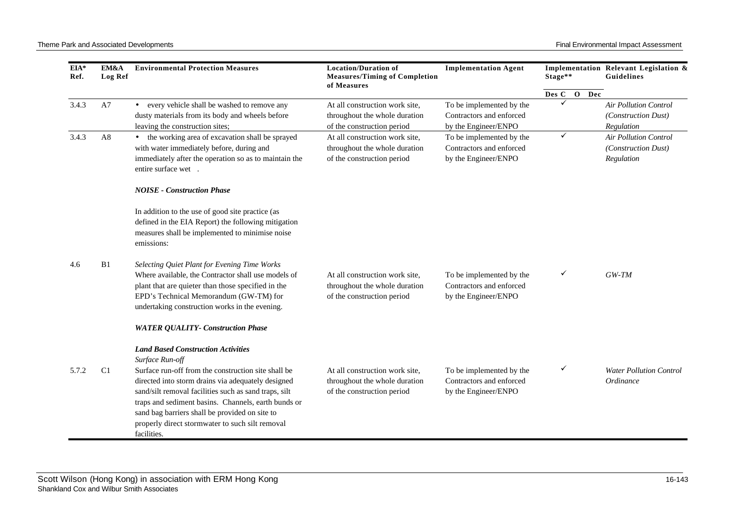| EIA* Ref. | EM&A Log Ref | Environmental Protection Measures | Location/Duration of Measures/Timing of Completion of Measures | Implementation Agent | Implementation Stage** | | | | Relevant Legislation & Guidelines |
|---|---|---|---|---|---|---|---|---|---|
| | | | | | Des | C | O | Dec | |
| 3.4.3 | A7 | • every vehicle shall be washed to remove any dusty materials from its body and wheels before leaving the construction sites; | At all construction work site, throughout the whole duration of the construction period | To be implemented by the Contractors and enforced by the Engineer/ENPO | | ✓ | | | *Air Pollution Control (Construction Dust) Regulation* |
| 3.4.3 | A8 | • the working area of excavation shall be sprayed with water immediately before, during and immediately after the operation so as to maintain the entire surface wet . | At all construction work site, throughout the whole duration of the construction period | To be implemented by the Contractors and enforced by the Engineer/ENPO | | ✓ | | | *Air Pollution Control (Construction Dust) Regulation* |
| | | ***NOISE - Construction Phase*** | | | | | | | |
| | | In addition to the use of good site practice (as defined in the EIA Report) the following mitigation measures shall be implemented to minimise noise emissions: | | | | | | | |
| 4.6 | B1 | *Selecting Quiet Plant for Evening Time Works* Where available, the Contractor shall use models of plant that are quieter than those specified in the EPD's Technical Memorandum (GW-TM) for undertaking construction works in the evening. | At all construction work site, throughout the whole duration of the construction period | To be implemented by the Contractors and enforced by the Engineer/ENPO | | ✓ | | | *GW-TM* |
| | | ***WATER QUALITY- Construction Phase*** | | | | | | | |
| | | ***Land Based Construction Activities*** | | | | | | | |
| 5.7.2 | C1 | *Surface Run-off* Surface run-off from the construction site shall be directed into storm drains via adequately designed sand/silt removal facilities such as sand traps, silt traps and sediment basins. Channels, earth bunds or sand bag barriers shall be provided on site to properly direct stormwater to such silt removal facilities. | At all construction work site, throughout the whole duration of the construction period | To be implemented by the Contractors and enforced by the Engineer/ENPO | | ✓ | | | *Water Pollution Control Ordinance* |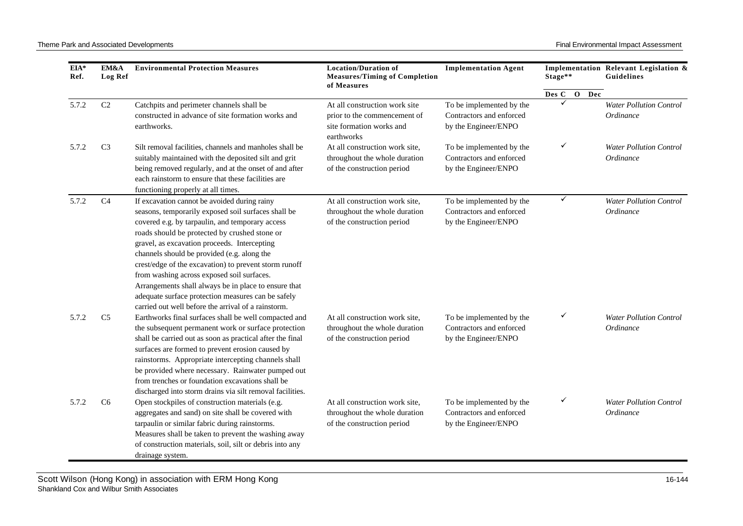| EIA* Ref. | EM&A Log Ref | Environmental Protection Measures | Location/Duration of Measures/Timing of Completion of Measures | Implementation Agent | Implementation Stage** | | | | Relevant Legislation & Guidelines |
|---|---|---|---|---|---|---|---|---|---|
| | | | | | Des | C | O | Dec | |
| 5.7.2 | C2 | Catchpits and perimeter channels shall be constructed in advance of site formation works and earthworks. | At all construction work site prior to the commencement of site formation works and earthworks | To be implemented by the Contractors and enforced by the Engineer/ENPO | | ✓ | | | *Water Pollution Control Ordinance* |
| 5.7.2 | C3 | Silt removal facilities, channels and manholes shall be suitably maintained with the deposited silt and grit being removed regularly, and at the onset of and after each rainstorm to ensure that these facilities are functioning properly at all times. | At all construction work site, throughout the whole duration of the construction period | To be implemented by the Contractors and enforced by the Engineer/ENPO | | ✓ | | | *Water Pollution Control Ordinance* |
| 5.7.2 | C4 | If excavation cannot be avoided during rainy seasons, temporarily exposed soil surfaces shall be covered e.g. by tarpaulin, and temporary access roads should be protected by crushed stone or gravel, as excavation proceeds. Intercepting channels should be provided (e.g. along the crest/edge of the excavation) to prevent storm runoff from washing across exposed soil surfaces. Arrangements shall always be in place to ensure that adequate surface protection measures can be safely carried out well before the arrival of a rainstorm. | At all construction work site, throughout the whole duration of the construction period | To be implemented by the Contractors and enforced by the Engineer/ENPO | | ✓ | | | *Water Pollution Control Ordinance* |
| 5.7.2 | C5 | Earthworks final surfaces shall be well compacted and the subsequent permanent work or surface protection shall be carried out as soon as practical after the final surfaces are formed to prevent erosion caused by rainstorms. Appropriate intercepting channels shall be provided where necessary. Rainwater pumped out from trenches or foundation excavations shall be discharged into storm drains via silt removal facilities. | At all construction work site, throughout the whole duration of the construction period | To be implemented by the Contractors and enforced by the Engineer/ENPO | | ✓ | | | *Water Pollution Control Ordinance* |
| 5.7.2 | C6 | Open stockpiles of construction materials (e.g. aggregates and sand) on site shall be covered with tarpaulin or similar fabric during rainstorms. Measures shall be taken to prevent the washing away of construction materials, soil, silt or debris into any drainage system. | At all construction work site, throughout the whole duration of the construction period | To be implemented by the Contractors and enforced by the Engineer/ENPO | | ✓ | | | *Water Pollution Control Ordinance* |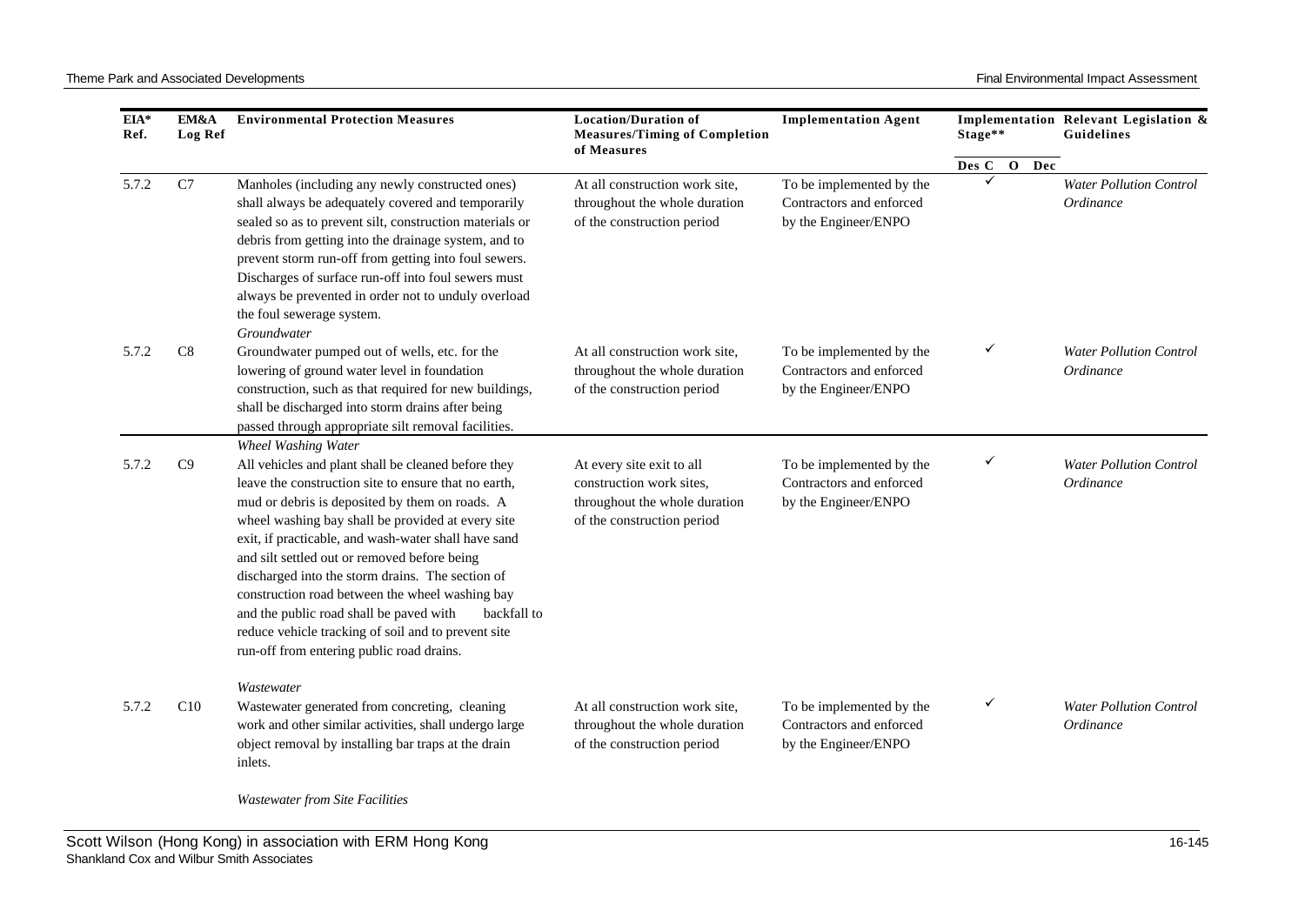| EIA* Ref. | EM&A Log Ref | Environmental Protection Measures | Location/Duration of Measures/Timing of Completion of Measures | Implementation Agent | Implementation Stage** | | | | Relevant Legislation & Guidelines |
|---|---|---|---|---|---|---|---|---|---|
| | | | | | Des | C | O | Dec | |
| 5.7.2 | C7 | Manholes (including any newly constructed ones) shall always be adequately covered and temporarily sealed so as to prevent silt, construction materials or debris from getting into the drainage system, and to prevent storm run-off from getting into foul sewers. Discharges of surface run-off into foul sewers must always be prevented in order not to unduly overload the foul sewerage system. | At all construction work site, throughout the whole duration of the construction period | To be implemented by the Contractors and enforced by the Engineer/ENPO | | ✓ | | | *Water Pollution Control Ordinance* |
| | | *Groundwater* | | | | | | | |
| 5.7.2 | C8 | Groundwater pumped out of wells, etc. for the lowering of ground water level in foundation construction, such as that required for new buildings, shall be discharged into storm drains after being passed through appropriate silt removal facilities. | At all construction work site, throughout the whole duration of the construction period | To be implemented by the Contractors and enforced by the Engineer/ENPO | | ✓ | | | *Water Pollution Control Ordinance* |
| | | *Wheel Washing Water* | | | | | | | |
| 5.7.2 | C9 | All vehicles and plant shall be cleaned before they leave the construction site to ensure that no earth, mud or debris is deposited by them on roads. A wheel washing bay shall be provided at every site exit, if practicable, and wash-water shall have sand and silt settled out or removed before being discharged into the storm drains. The section of construction road between the wheel washing bay and the public road shall be paved with backfall to reduce vehicle tracking of soil and to prevent site run-off from entering public road drains. | At every site exit to all construction work sites, throughout the whole duration of the construction period | To be implemented by the Contractors and enforced by the Engineer/ENPO | | ✓ | | | *Water Pollution Control Ordinance* |
| | | *Wastewater* | | | | | | | |
| 5.7.2 | C10 | Wastewater generated from concreting, cleaning work and other similar activities, shall undergo large object removal by installing bar traps at the drain inlets. | At all construction work site, throughout the whole duration of the construction period | To be implemented by the Contractors and enforced by the Engineer/ENPO | | ✓ | | | *Water Pollution Control Ordinance* |
| | | *Wastewater from Site Facilities* | | | | | | | |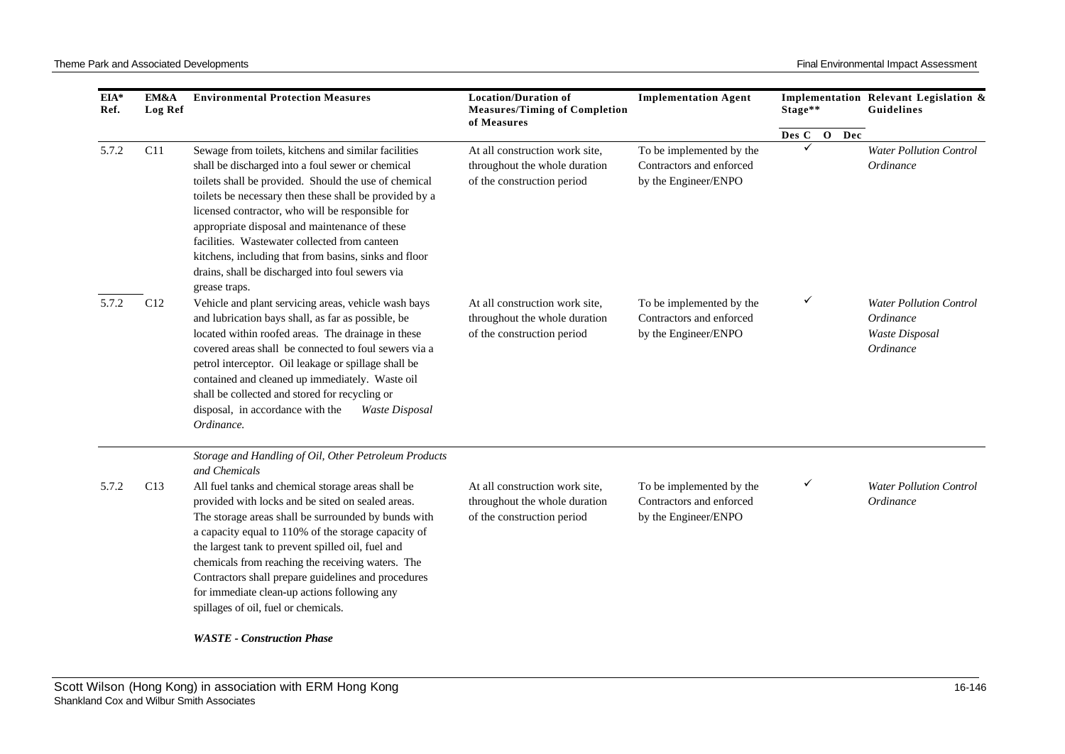| EIA* Ref. | EM&A Log Ref | Environmental Protection Measures | Location/Duration of Measures/Timing of Completion of Measures | Implementation Agent | Implementation Stage** | | | | Relevant Legislation & Guidelines |
|---|---|---|---|---|---|---|---|---|---|
| | | | | | Des | C | O | Dec | |
| 5.7.2 | C11 | Sewage from toilets, kitchens and similar facilities shall be discharged into a foul sewer or chemical toilets shall be provided. Should the use of chemical toilets be necessary then these shall be provided by a licensed contractor, who will be responsible for appropriate disposal and maintenance of these facilities. Wastewater collected from canteen kitchens, including that from basins, sinks and floor drains, shall be discharged into foul sewers via grease traps. | At all construction work site, throughout the whole duration of the construction period | To be implemented by the Contractors and enforced by the Engineer/ENPO | | ✓ | | | *Water Pollution Control Ordinance* |
| 5.7.2 | C12 | Vehicle and plant servicing areas, vehicle wash bays and lubrication bays shall, as far as possible, be located within roofed areas. The drainage in these covered areas shall be connected to foul sewers via a petrol interceptor. Oil leakage or spillage shall be contained and cleaned up immediately. Waste oil shall be collected and stored for recycling or disposal, in accordance with the *Waste Disposal Ordinance.* | At all construction work site, throughout the whole duration of the construction period | To be implemented by the Contractors and enforced by the Engineer/ENPO | | ✓ | | | *Water Pollution Control Ordinance* *Waste Disposal Ordinance* |
| | | *Storage and Handling of Oil, Other Petroleum Products and Chemicals* | | | | | | | |
| 5.7.2 | C13 | All fuel tanks and chemical storage areas shall be provided with locks and be sited on sealed areas. The storage areas shall be surrounded by bunds with a capacity equal to 110% of the storage capacity of the largest tank to prevent spilled oil, fuel and chemicals from reaching the receiving waters. The Contractors shall prepare guidelines and procedures for immediate clean-up actions following any spillages of oil, fuel or chemicals. | At all construction work site, throughout the whole duration of the construction period | To be implemented by the Contractors and enforced by the Engineer/ENPO | | ✓ | | | *Water Pollution Control Ordinance* |
| | | ***WASTE - Construction Phase*** | | | | | | | |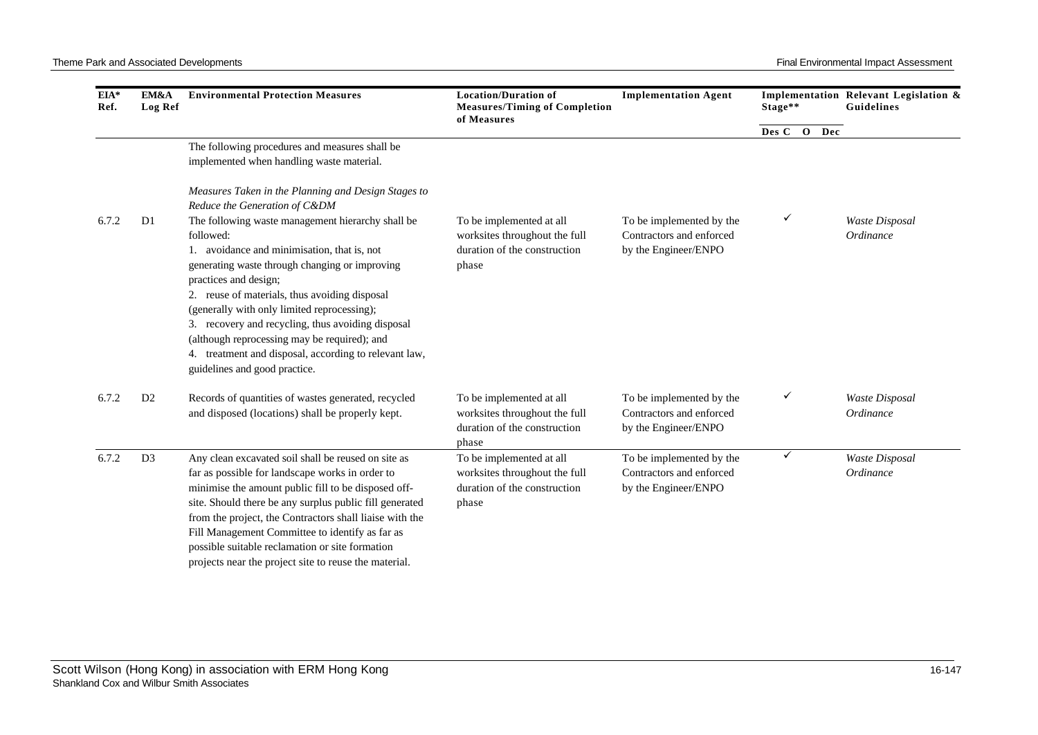| EIA* Ref. | EM&A Log Ref | Environmental Protection Measures | Location/Duration of Measures/Timing of Completion of Measures | Implementation Agent | Implementation Stage** | | | Relevant Legislation & Guidelines |
|---|---|---|---|---|---|---|---|---|
| | | | | | Des | C | O | Dec | |
| | | The following procedures and measures shall be implemented when handling waste material. | | | | | | | |
| | | *Measures Taken in the Planning and Design Stages to Reduce the Generation of C&DM* | | | | | | | |
| 6.7.2 | D1 | The following waste management hierarchy shall be followed:<br>1. avoidance and minimisation, that is, not generating waste through changing or improving practices and design;<br>2. reuse of materials, thus avoiding disposal (generally with only limited reprocessing);<br>3. recovery and recycling, thus avoiding disposal (although reprocessing may be required); and<br>4. treatment and disposal, according to relevant law, guidelines and good practice. | To be implemented at all worksites throughout the full duration of the construction phase | To be implemented by the Contractors and enforced by the Engineer/ENPO | | ✓ | | | *Waste Disposal Ordinance* |
| 6.7.2 | D2 | Records of quantities of wastes generated, recycled and disposed (locations) shall be properly kept. | To be implemented at all worksites throughout the full duration of the construction phase | To be implemented by the Contractors and enforced by the Engineer/ENPO | | ✓ | | | *Waste Disposal Ordinance* |
| 6.7.2 | D3 | Any clean excavated soil shall be reused on site as far as possible for landscape works in order to minimise the amount public fill to be disposed off-site. Should there be any surplus public fill generated from the project, the Contractors shall liaise with the Fill Management Committee to identify as far as possible suitable reclamation or site formation projects near the project site to reuse the material. | To be implemented at all worksites throughout the full duration of the construction phase | To be implemented by the Contractors and enforced by the Engineer/ENPO | | ✓ | | | *Waste Disposal Ordinance* |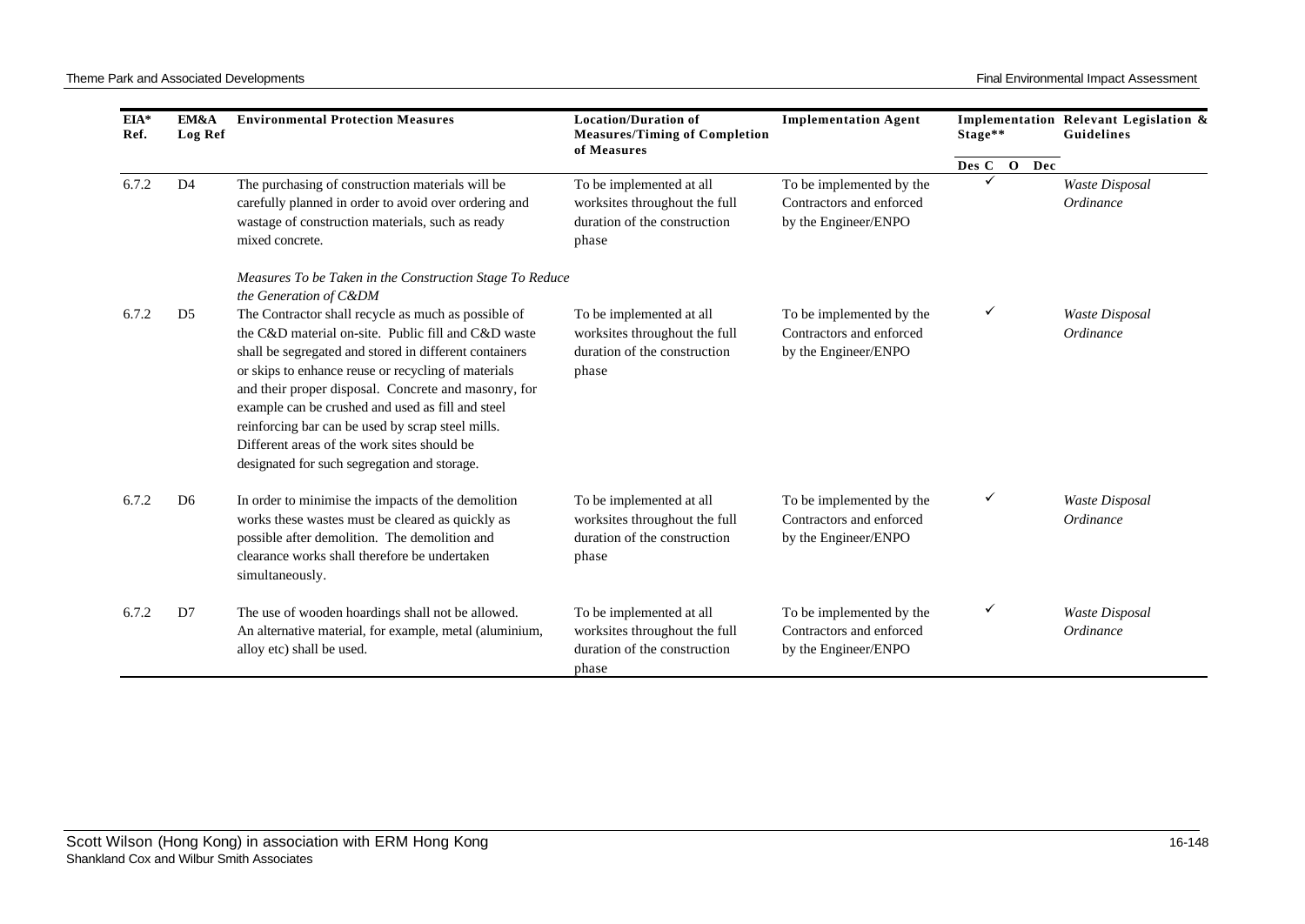| EIA* Ref. | EM&A Log Ref | Environmental Protection Measures | Location/Duration of Measures/Timing of Completion of Measures | Implementation Agent | Implementation Stage** | | | | Relevant Legislation & Guidelines |
|---|---|---|---|---|---|---|---|---|---|
| | | | | | Des | C | O | Dec | |
| 6.7.2 | D4 | The purchasing of construction materials will be carefully planned in order to avoid over ordering and wastage of construction materials, such as ready mixed concrete. | To be implemented at all worksites throughout the full duration of the construction phase | To be implemented by the Contractors and enforced by the Engineer/ENPO | | ✓ | | | *Waste Disposal Ordinance* |
| | | *Measures To be Taken in the Construction Stage To Reduce the Generation of C&DM* | | | | | | | |
| 6.7.2 | D5 | The Contractor shall recycle as much as possible of the C&D material on-site. Public fill and C&D waste shall be segregated and stored in different containers or skips to enhance reuse or recycling of materials and their proper disposal. Concrete and masonry, for example can be crushed and used as fill and steel reinforcing bar can be used by scrap steel mills. Different areas of the work sites should be designated for such segregation and storage. | To be implemented at all worksites throughout the full duration of the construction phase | To be implemented by the Contractors and enforced by the Engineer/ENPO | | ✓ | | | *Waste Disposal Ordinance* |
| 6.7.2 | D6 | In order to minimise the impacts of the demolition works these wastes must be cleared as quickly as possible after demolition. The demolition and clearance works shall therefore be undertaken simultaneously. | To be implemented at all worksites throughout the full duration of the construction phase | To be implemented by the Contractors and enforced by the Engineer/ENPO | | ✓ | | | *Waste Disposal Ordinance* |
| 6.7.2 | D7 | The use of wooden hoardings shall not be allowed. An alternative material, for example, metal (aluminium, alloy etc) shall be used. | To be implemented at all worksites throughout the full duration of the construction phase | To be implemented by the Contractors and enforced by the Engineer/ENPO | | ✓ | | | *Waste Disposal Ordinance* |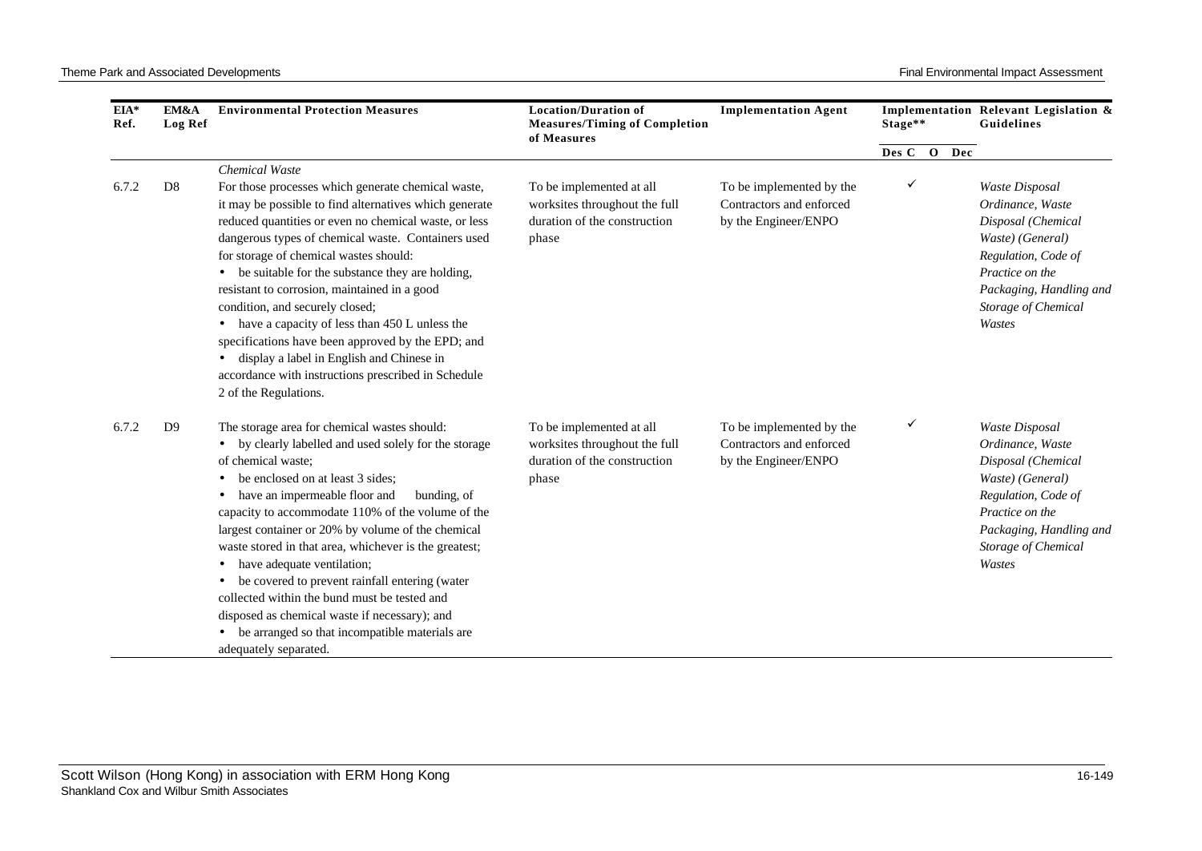| EIA* Ref. | EM&A Log Ref | Environmental Protection Measures | Location/Duration of Measures/Timing of Completion of Measures | Implementation Agent | Implementation Stage** | | | | Relevant Legislation & Guidelines |
|---|---|---|---|---|---|---|---|---|---|
| | | | | | Des | C | O | Dec | |
| | | *Chemical Waste* | | | | | | | |
| 6.7.2 | D8 | For those processes which generate chemical waste, it may be possible to find alternatives which generate reduced quantities or even no chemical waste, or less dangerous types of chemical waste. Containers used for storage of chemical wastes should:<br>• be suitable for the substance they are holding, resistant to corrosion, maintained in a good condition, and securely closed;<br>• have a capacity of less than 450 L unless the specifications have been approved by the EPD; and<br>• display a label in English and Chinese in accordance with instructions prescribed in Schedule 2 of the Regulations. | To be implemented at all worksites throughout the full duration of the construction phase | To be implemented by the Contractors and enforced by the Engineer/ENPO | | ✓ | | | *Waste Disposal Ordinance, Waste Disposal (Chemical Waste) (General) Regulation, Code of Practice on the Packaging, Handling and Storage of Chemical Wastes* |
| 6.7.2 | D9 | The storage area for chemical wastes should:<br>• by clearly labelled and used solely for the storage of chemical waste;<br>• be enclosed on at least 3 sides;<br>• have an impermeable floor and bunding, of capacity to accommodate 110% of the volume of the largest container or 20% by volume of the chemical waste stored in that area, whichever is the greatest;<br>• have adequate ventilation;<br>• be covered to prevent rainfall entering (water collected within the bund must be tested and disposed as chemical waste if necessary); and<br>• be arranged so that incompatible materials are adequately separated. | To be implemented at all worksites throughout the full duration of the construction phase | To be implemented by the Contractors and enforced by the Engineer/ENPO | | ✓ | | | *Waste Disposal Ordinance, Waste Disposal (Chemical Waste) (General) Regulation, Code of Practice on the Packaging, Handling and Storage of Chemical Wastes* |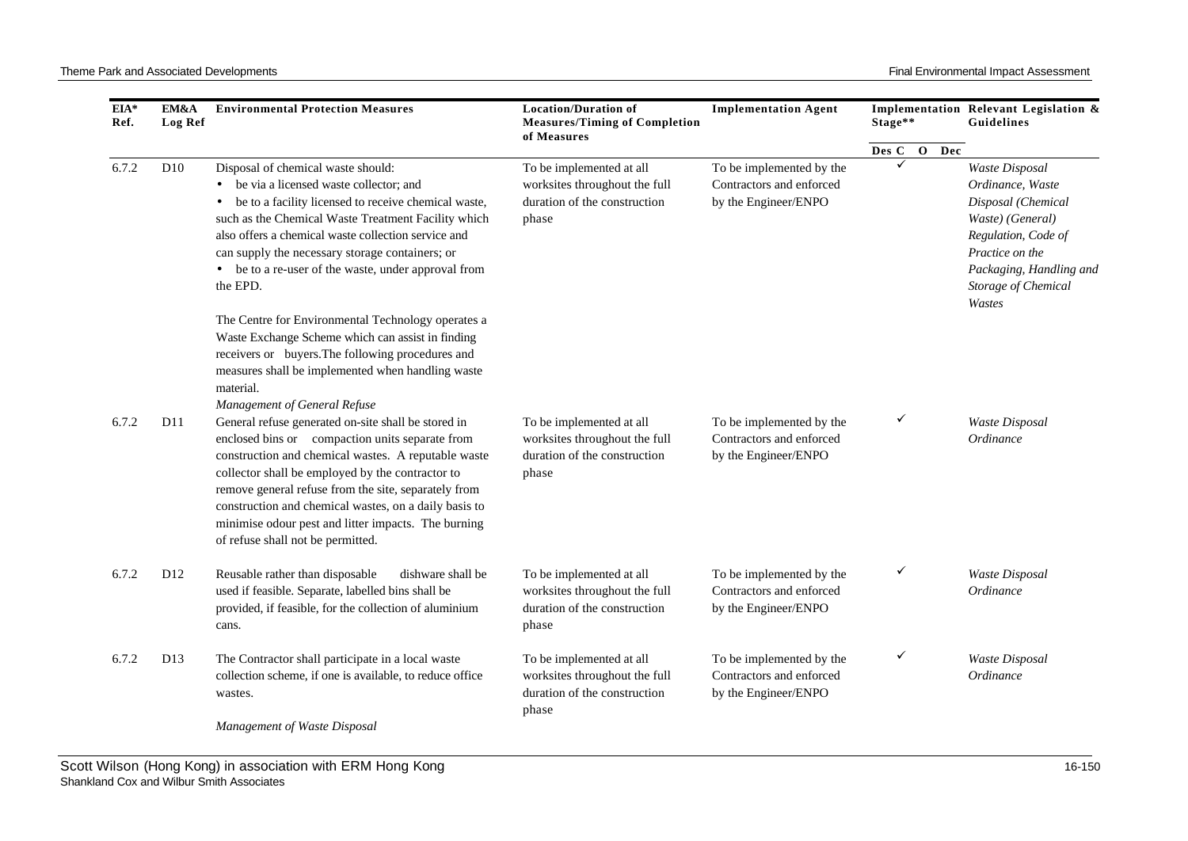| EIA* Ref. | EM&A Log Ref | Environmental Protection Measures | Location/Duration of Measures/Timing of Completion of Measures | Implementation Agent | Implementation Stage** | | | | Relevant Legislation & Guidelines |
|---|---|---|---|---|---|---|---|---|---|
| | | | | | Des | C | O | Dec | |
| 6.7.2 | D10 | Disposal of chemical waste should:<br>• be via a licensed waste collector; and<br>• be to a facility licensed to receive chemical waste, such as the Chemical Waste Treatment Facility which also offers a chemical waste collection service and can supply the necessary storage containers; or<br>• be to a re-user of the waste, under approval from the EPD.<br><br>The Centre for Environmental Technology operates a Waste Exchange Scheme which can assist in finding receivers or buyers.The following procedures and measures shall be implemented when handling waste material.<br>*Management of General Refuse* | To be implemented at all worksites throughout the full duration of the construction phase | To be implemented by the Contractors and enforced by the Engineer/ENPO | | ✓ | | | *Waste Disposal Ordinance, Waste Disposal (Chemical Waste) (General) Regulation, Code of Practice on the Packaging, Handling and Storage of Chemical Wastes* |
| 6.7.2 | D11 | General refuse generated on-site shall be stored in enclosed bins or compaction units separate from construction and chemical wastes. A reputable waste collector shall be employed by the contractor to remove general refuse from the site, separately from construction and chemical wastes, on a daily basis to minimise odour pest and litter impacts. The burning of refuse shall not be permitted. | To be implemented at all worksites throughout the full duration of the construction phase | To be implemented by the Contractors and enforced by the Engineer/ENPO | | ✓ | | | *Waste Disposal Ordinance* |
| 6.7.2 | D12 | Reusable rather than disposable dishware shall be used if feasible. Separate, labelled bins shall be provided, if feasible, for the collection of aluminium cans. | To be implemented at all worksites throughout the full duration of the construction phase | To be implemented by the Contractors and enforced by the Engineer/ENPO | | ✓ | | | *Waste Disposal Ordinance* |
| 6.7.2 | D13 | The Contractor shall participate in a local waste collection scheme, if one is available, to reduce office wastes.<br><br>*Management of Waste Disposal* | To be implemented at all worksites throughout the full duration of the construction phase | To be implemented by the Contractors and enforced by the Engineer/ENPO | | ✓ | | | *Waste Disposal Ordinance* |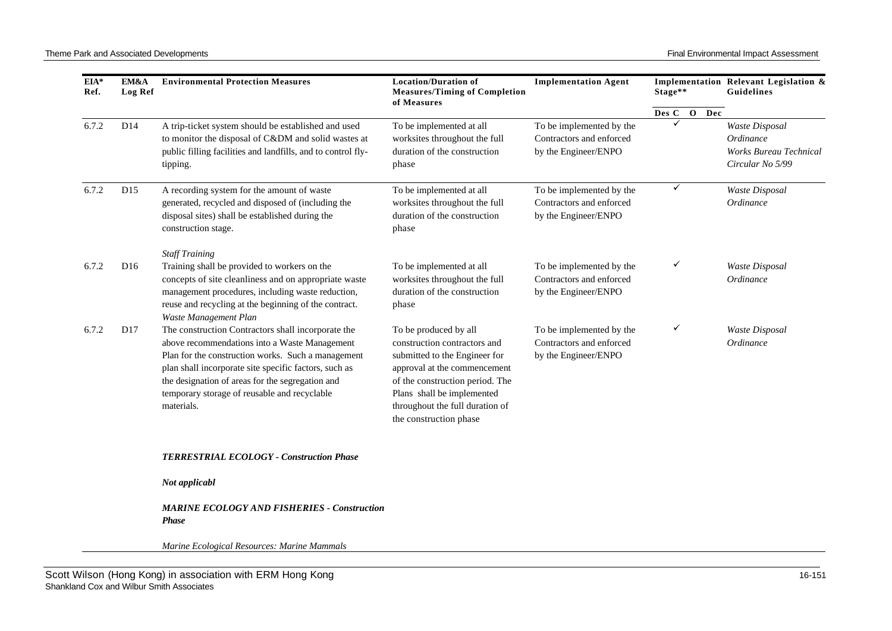| EIA* Ref. | EM&A Log Ref | Environmental Protection Measures | Location/Duration of Measures/Timing of Completion of Measures | Implementation Agent | Implementation Stage** | | | | Relevant Legislation & Guidelines |
|---|---|---|---|---|---|---|---|---|---|
| | | | | | Des | C | O | Dec | |
| 6.7.2 | D14 | A trip-ticket system should be established and used to monitor the disposal of C&DM and solid wastes at public filling facilities and landfills, and to control fly-tipping. | To be implemented at all worksites throughout the full duration of the construction phase | To be implemented by the Contractors and enforced by the Engineer/ENPO | | ✓ | | | *Waste Disposal Ordinance* *Works Bureau Technical Circular No 5/99* |
| 6.7.2 | D15 | A recording system for the amount of waste generated, recycled and disposed of (including the disposal sites) shall be established during the construction stage. | To be implemented at all worksites throughout the full duration of the construction phase | To be implemented by the Contractors and enforced by the Engineer/ENPO | | ✓ | | | *Waste Disposal Ordinance* |
| | | *Staff Training* | | | | | | | |
| 6.7.2 | D16 | Training shall be provided to workers on the concepts of site cleanliness and on appropriate waste management procedures, including waste reduction, reuse and recycling at the beginning of the contract. | To be implemented at all worksites throughout the full duration of the construction phase | To be implemented by the Contractors and enforced by the Engineer/ENPO | | ✓ | | | *Waste Disposal Ordinance* |
| | | *Waste Management Plan* | | | | | | | |
| 6.7.2 | D17 | The construction Contractors shall incorporate the above recommendations into a Waste Management Plan for the construction works. Such a management plan shall incorporate site specific factors, such as the designation of areas for the segregation and temporary storage of reusable and recyclable materials. | To be produced by all construction contractors and submitted to the Engineer for approval at the commencement of the construction period. The Plans shall be implemented throughout the full duration of the construction phase | To be implemented by the Contractors and enforced by the Engineer/ENPO | | ✓ | | | *Waste Disposal Ordinance* |
| | | ***TERRESTRIAL ECOLOGY - Construction Phase*** | | | | | | | |
| | | ***Not applicabl*** | | | | | | | |
| | | ***MARINE ECOLOGY AND FISHERIES - Construction Phase*** | | | | | | | |
| | | *Marine Ecological Resources: Marine Mammals* | | | | | | | |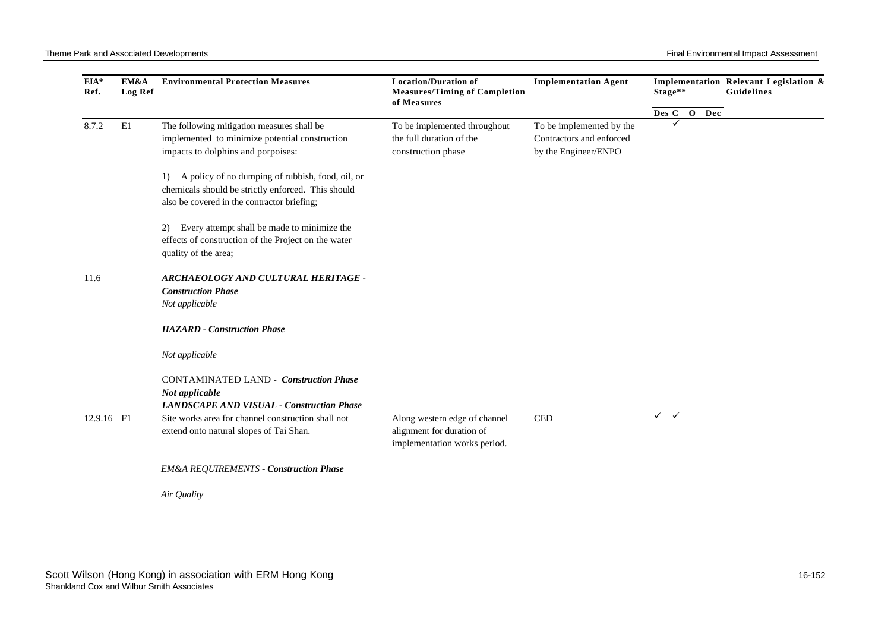| EIA* Ref. | EM&A Log Ref | Environmental Protection Measures | Location/Duration of Measures/Timing of Completion of Measures | Implementation Agent | Implementation Stage** | | | | Relevant Legislation & Guidelines |
|---|---|---|---|---|---|---|---|---|---|
| | | | | | Des | C | O | Dec | |
| 8.7.2 | E1 | The following mitigation measures shall be implemented to minimize potential construction impacts to dolphins and porpoises:<br><br>1) A policy of no dumping of rubbish, food, oil, or chemicals should be strictly enforced. This should also be covered in the contractor briefing;<br><br>2) Every attempt shall be made to minimize the effects of construction of the Project on the water quality of the area; | To be implemented throughout the full duration of the construction phase | To be implemented by the Contractors and enforced by the Engineer/ENPO | | ✓ | | | |
| 11.6 | | ***ARCHAEOLOGY AND CULTURAL HERITAGE - Construction Phase***<br>*Not applicable* | | | | | | | |
| | | ***HAZARD - Construction Phase***<br><br>*Not applicable* | | | | | | | |
| | | CONTAMINATED LAND - ***Construction Phase***<br>***Not applicable*** | | | | | | | |
| | | ***LANDSCAPE AND VISUAL - Construction Phase*** | | | | | | | |
| 12.9.16 | F1 | Site works area for channel construction shall not extend onto natural slopes of Tai Shan. | Along western edge of channel alignment for duration of implementation works period. | CED | ✓ | ✓ | | | |
| | | *EM&A REQUIREMENTS* - ***Construction Phase*** | | | | | | | |
| | | *Air Quality* | | | | | | | |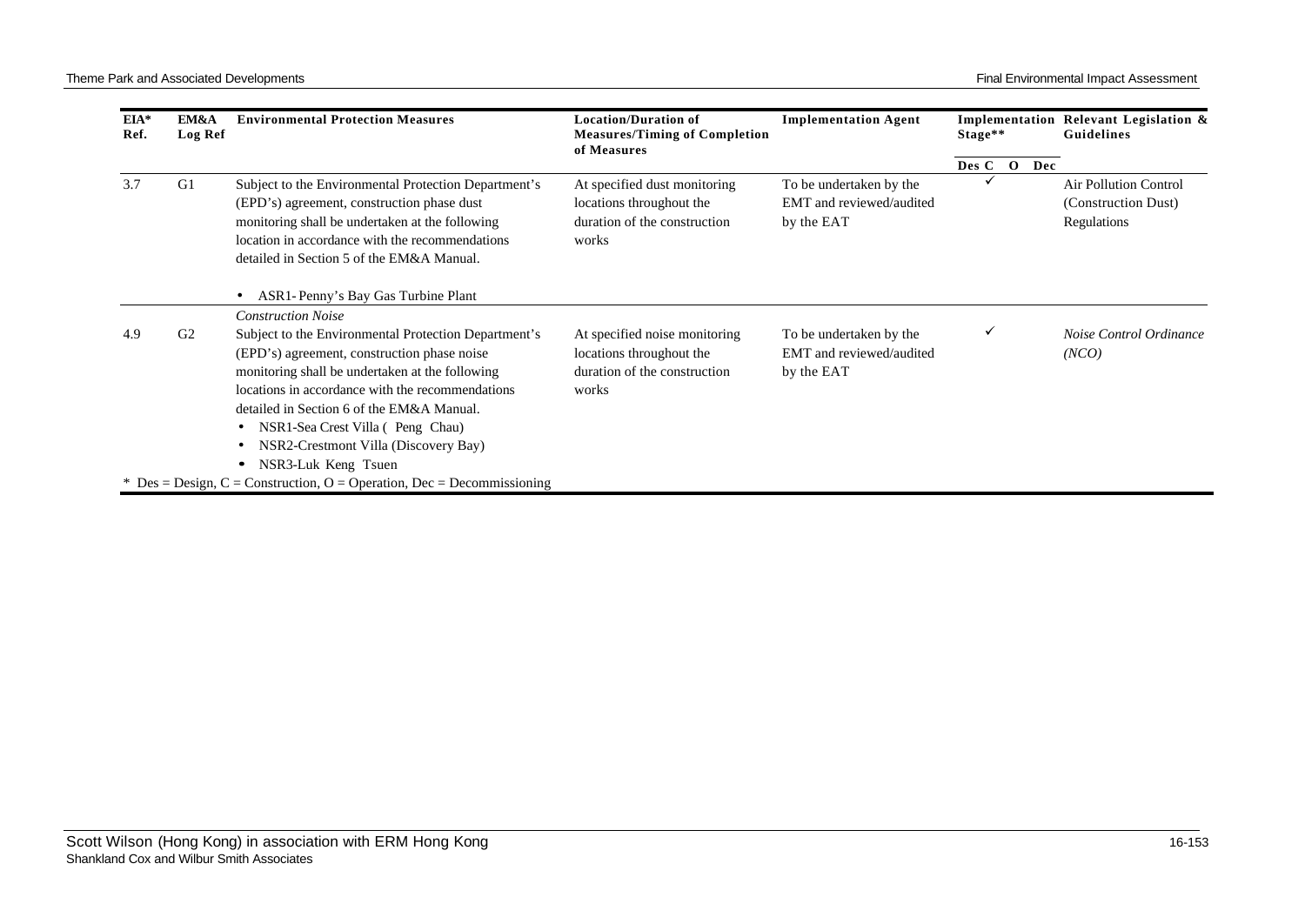| EIA* Ref. | EM&A Log Ref | Environmental Protection Measures | Location/Duration of Measures/Timing of Completion of Measures | Implementation Agent | Implementation Stage** | | | | Relevant Legislation & Guidelines |
|---|---|---|---|---|---|---|---|---|---|
| | | | | | Des | C | O | Dec | |
| 3.7 | G1 | Subject to the Environmental Protection Department's (EPD's) agreement, construction phase dust monitoring shall be undertaken at the following location in accordance with the recommendations detailed in Section 5 of the EM&A Manual.<br><br>• ASR1- Penny's Bay Gas Turbine Plant | At specified dust monitoring locations throughout the duration of the construction works | To be undertaken by the EMT and reviewed/audited by the EAT | | ✓ | | | Air Pollution Control (Construction Dust) Regulations |
| | | *Construction Noise* | | | | | | | |
| 4.9 | G2 | Subject to the Environmental Protection Department's (EPD's) agreement, construction phase noise monitoring shall be undertaken at the following locations in accordance with the recommendations detailed in Section 6 of the EM&A Manual.<br>• NSR1-Sea Crest Villa ( Peng Chau)<br>• NSR2-Crestmont Villa (Discovery Bay)<br>• NSR3-Luk Keng Tsuen | At specified noise monitoring locations throughout the duration of the construction works | To be undertaken by the EMT and reviewed/audited by the EAT | | ✓ | | | *Noise Control Ordinance (NCO)* |

* Des = Design, C = Construction, O = Operation, Dec = Decommissioning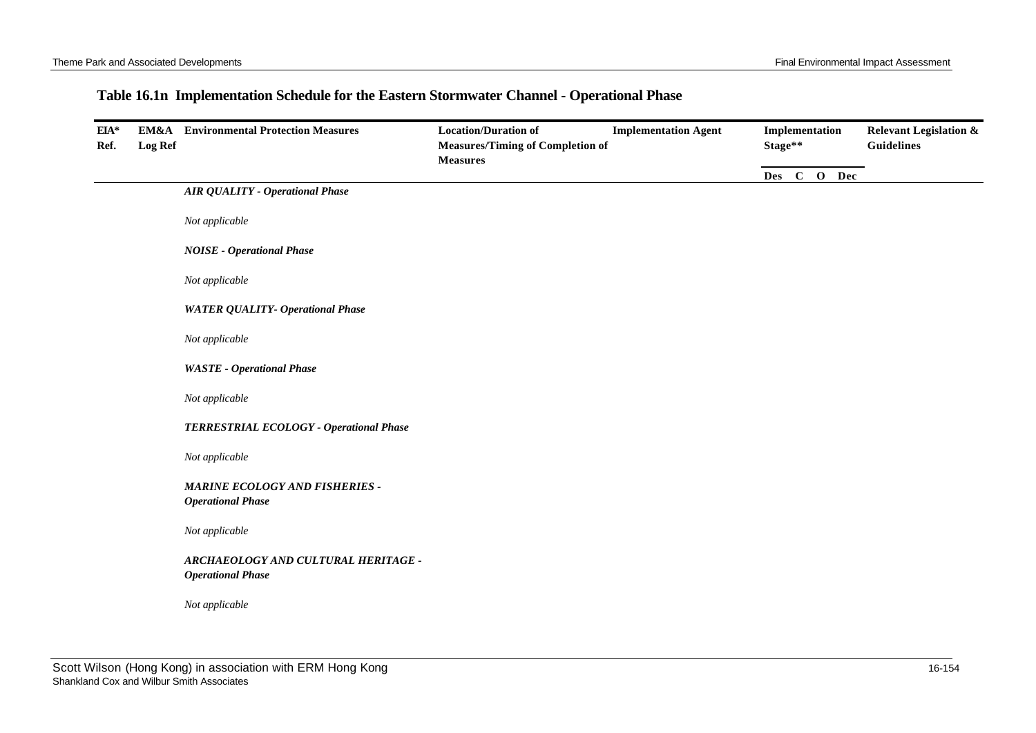## Table 16.1n Implementation Schedule for the Eastern Stormwater Channel - Operational Phase

| EIA* Ref. | EM&A Log Ref | Environmental Protection Measures | Location/Duration of Measures/Timing of Completion of Measures | Implementation Agent | Implementation Stage** | | | | Relevant Legislation & Guidelines |
|---|---|---|---|---|---|---|---|---|---|
| | | | | | Des | C | O | Dec | |
| | | ***AIR QUALITY - Operational Phase*** | | | | | | | |
| | | *Not applicable* | | | | | | | |
| | | ***NOISE - Operational Phase*** | | | | | | | |
| | | *Not applicable* | | | | | | | |
| | | ***WATER QUALITY- Operational Phase*** | | | | | | | |
| | | *Not applicable* | | | | | | | |
| | | ***WASTE - Operational Phase*** | | | | | | | |
| | | *Not applicable* | | | | | | | |
| | | ***TERRESTRIAL ECOLOGY - Operational Phase*** | | | | | | | |
| | | *Not applicable* | | | | | | | |
| | | ***MARINE ECOLOGY AND FISHERIES - Operational Phase*** | | | | | | | |
| | | *Not applicable* | | | | | | | |
| | | ***ARCHAEOLOGY AND CULTURAL HERITAGE - Operational Phase*** | | | | | | | |
| | | *Not applicable* | | | | | | | |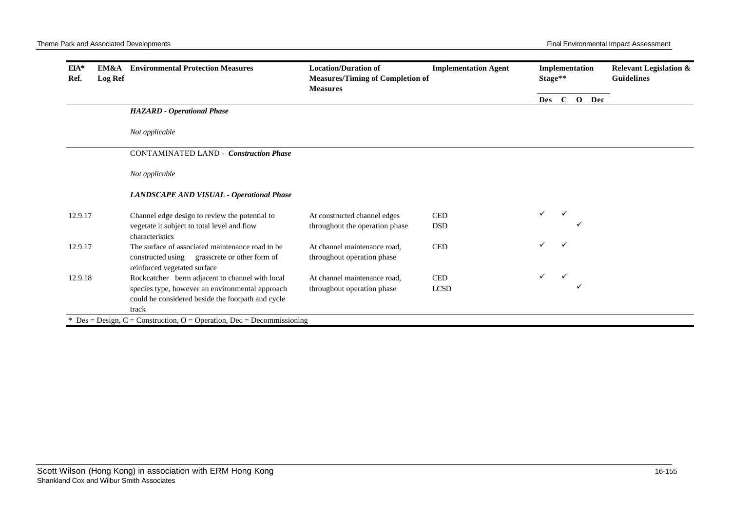| EIA* Ref. | EM&A Log Ref | Environmental Protection Measures | Location/Duration of Measures/Timing of Completion of Measures | Implementation Agent | Implementation Stage** | | | | Relevant Legislation & Guidelines |
|---|---|---|---|---|---|---|---|---|---|
| | | | | | Des | C | O | Dec | |
| | | ***HAZARD - Operational Phase*** | | | | | | | |
| | | *Not applicable* | | | | | | | |
| | | CONTAMINATED LAND - ***Construction Phase*** | | | | | | | |
| | | *Not applicable* | | | | | | | |
| | | ***LANDSCAPE AND VISUAL - Operational Phase*** | | | | | | | |
| 12.9.17 | | Channel edge design to review the potential to vegetate it subject to total level and flow characteristics | At constructed channel edges throughout the operation phase | CED<br>DSD | ✓ | ✓ | ✓ | | |
| 12.9.17 | | The surface of associated maintenance road to be constructed using grasscrete or other form of reinforced vegetated surface | At channel maintenance road, throughout operation phase | CED | ✓ | ✓ | | | |
| 12.9.18 | | Rockcatcher berm adjacent to channel with local species type, however an environmental approach could be considered beside the footpath and cycle track | At channel maintenance road, throughout operation phase | CED<br>LCSD | ✓ | ✓ | ✓ | | |

\* Des = Design, C = Construction, O = Operation, Dec = Decommissioning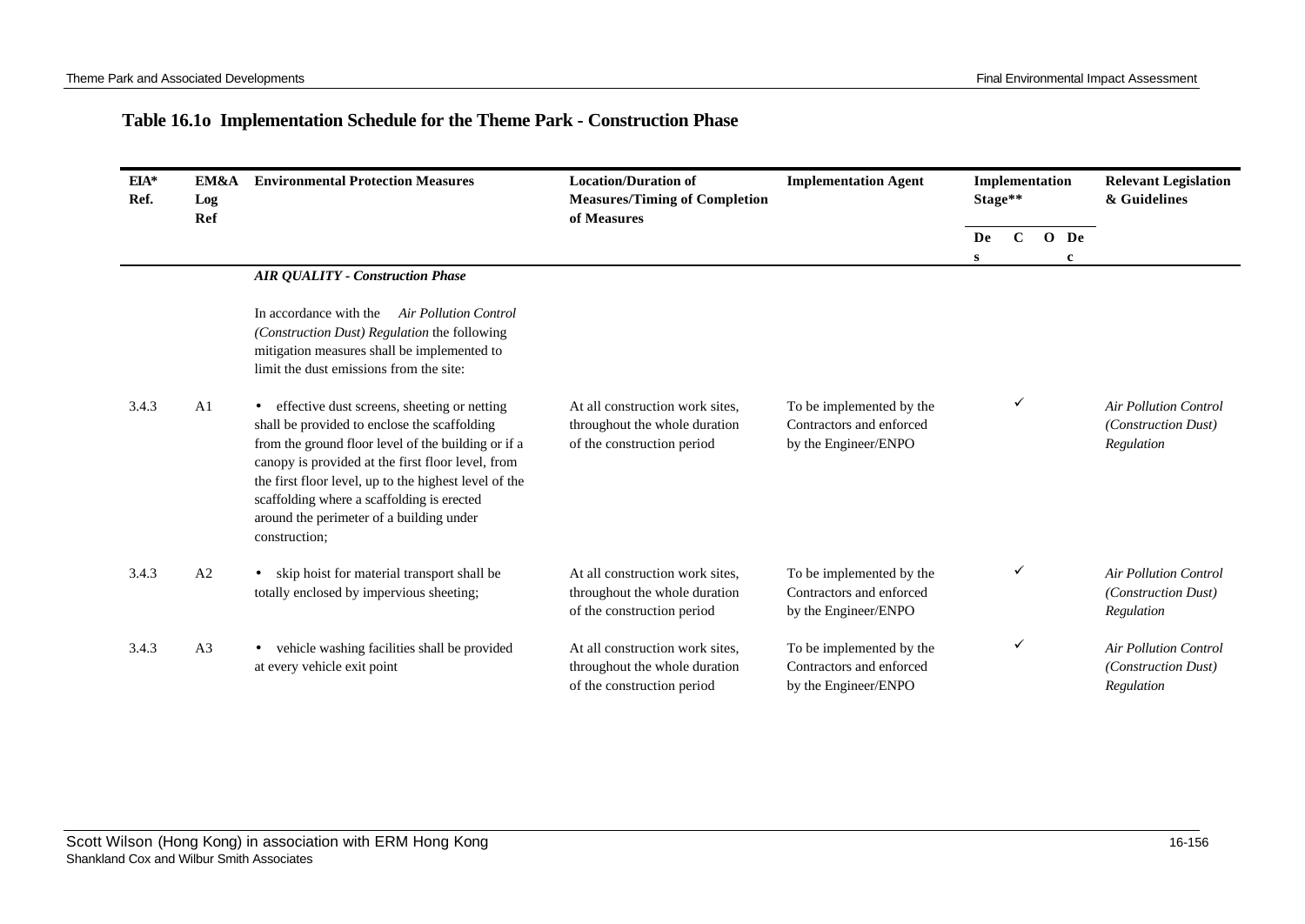## Table 16.1o Implementation Schedule for the Theme Park - Construction Phase

| EIA* Ref. | EM&A Log Ref | Environmental Protection Measures | Location/Duration of Measures/Timing of Completion of Measures | Implementation Agent | Implementation Stage** | | | | Relevant Legislation & Guidelines |
|---|---|---|---|---|---|---|---|---|---|
| | | | | | Des | C | O | Dec | |
| | | ***AIR QUALITY - Construction Phase*** | | | | | | | |
| | | In accordance with the *Air Pollution Control (Construction Dust) Regulation* the following mitigation measures shall be implemented to limit the dust emissions from the site: | | | | | | | |
| 3.4.3 | A1 | • effective dust screens, sheeting or netting shall be provided to enclose the scaffolding from the ground floor level of the building or if a canopy is provided at the first floor level, from the first floor level, up to the highest level of the scaffolding where a scaffolding is erected around the perimeter of a building under construction; | At all construction work sites, throughout the whole duration of the construction period | To be implemented by the Contractors and enforced by the Engineer/ENPO | | ✓ | | | *Air Pollution Control (Construction Dust) Regulation* |
| 3.4.3 | A2 | • skip hoist for material transport shall be totally enclosed by impervious sheeting; | At all construction work sites, throughout the whole duration of the construction period | To be implemented by the Contractors and enforced by the Engineer/ENPO | | ✓ | | | *Air Pollution Control (Construction Dust) Regulation* |
| 3.4.3 | A3 | • vehicle washing facilities shall be provided at every vehicle exit point | At all construction work sites, throughout the whole duration of the construction period | To be implemented by the Contractors and enforced by the Engineer/ENPO | | ✓ | | | *Air Pollution Control (Construction Dust) Regulation* |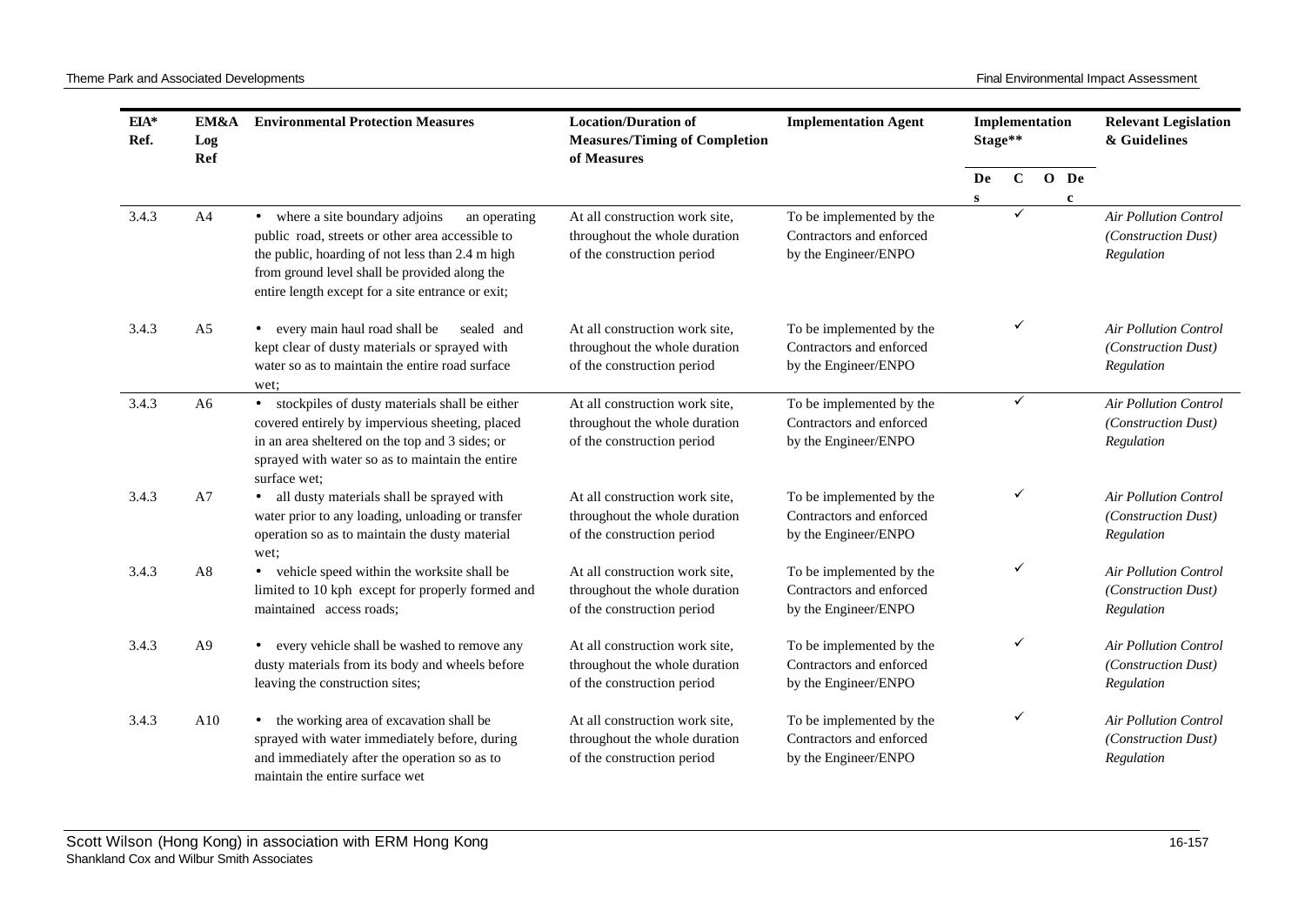| EIA* Ref. | EM&A Log Ref | Environmental Protection Measures | Location/Duration of Measures/Timing of Completion of Measures | Implementation Agent | Implementation Stage** | | | | Relevant Legislation & Guidelines |
|---|---|---|---|---|---|---|---|---|---|
| | | | | | Des | C | O | Dec | |
| 3.4.3 | A4 | • where a site boundary adjoins an operating public road, streets or other area accessible to the public, hoarding of not less than 2.4 m high from ground level shall be provided along the entire length except for a site entrance or exit; | At all construction work site, throughout the whole duration of the construction period | To be implemented by the Contractors and enforced by the Engineer/ENPO | | ✓ | | | *Air Pollution Control (Construction Dust) Regulation* |
| 3.4.3 | A5 | • every main haul road shall be sealed and kept clear of dusty materials or sprayed with water so as to maintain the entire road surface wet; | At all construction work site, throughout the whole duration of the construction period | To be implemented by the Contractors and enforced by the Engineer/ENPO | | ✓ | | | *Air Pollution Control (Construction Dust) Regulation* |
| 3.4.3 | A6 | • stockpiles of dusty materials shall be either covered entirely by impervious sheeting, placed in an area sheltered on the top and 3 sides; or sprayed with water so as to maintain the entire surface wet; | At all construction work site, throughout the whole duration of the construction period | To be implemented by the Contractors and enforced by the Engineer/ENPO | | ✓ | | | *Air Pollution Control (Construction Dust) Regulation* |
| 3.4.3 | A7 | • all dusty materials shall be sprayed with water prior to any loading, unloading or transfer operation so as to maintain the dusty material wet; | At all construction work site, throughout the whole duration of the construction period | To be implemented by the Contractors and enforced by the Engineer/ENPO | | ✓ | | | *Air Pollution Control (Construction Dust) Regulation* |
| 3.4.3 | A8 | • vehicle speed within the worksite shall be limited to 10 kph except for properly formed and maintained access roads; | At all construction work site, throughout the whole duration of the construction period | To be implemented by the Contractors and enforced by the Engineer/ENPO | | ✓ | | | *Air Pollution Control (Construction Dust) Regulation* |
| 3.4.3 | A9 | • every vehicle shall be washed to remove any dusty materials from its body and wheels before leaving the construction sites; | At all construction work site, throughout the whole duration of the construction period | To be implemented by the Contractors and enforced by the Engineer/ENPO | | ✓ | | | *Air Pollution Control (Construction Dust) Regulation* |
| 3.4.3 | A10 | • the working area of excavation shall be sprayed with water immediately before, during and immediately after the operation so as to maintain the entire surface wet | At all construction work site, throughout the whole duration of the construction period | To be implemented by the Contractors and enforced by the Engineer/ENPO | | ✓ | | | *Air Pollution Control (Construction Dust) Regulation* |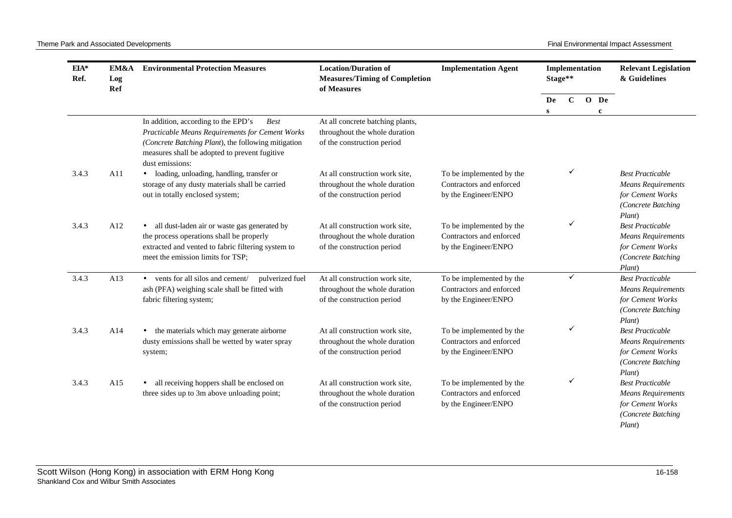| EIA* Ref. | EM&A Log Ref | Environmental Protection Measures | Location/Duration of Measures/Timing of Completion of Measures | Implementation Agent | Implementation Stage** | | | | Relevant Legislation & Guidelines |
|---|---|---|---|---|---|---|---|---|---|
| | | | | | Des | C | O | Dec | |
| | | In addition, according to the EPD's *Best Practicable Means Requirements for Cement Works (Concrete Batching Plant*), the following mitigation measures shall be adopted to prevent fugitive dust emissions: | At all concrete batching plants, throughout the whole duration of the construction period | | | | | | |
| 3.4.3 | A11 | • loading, unloading, handling, transfer or storage of any dusty materials shall be carried out in totally enclosed system; | At all construction work site, throughout the whole duration of the construction period | To be implemented by the Contractors and enforced by the Engineer/ENPO | | ✓ | | | *Best Practicable Means Requirements for Cement Works (Concrete Batching Plant*) |
| 3.4.3 | A12 | • all dust-laden air or waste gas generated by the process operations shall be properly extracted and vented to fabric filtering system to meet the emission limits for TSP; | At all construction work site, throughout the whole duration of the construction period | To be implemented by the Contractors and enforced by the Engineer/ENPO | | ✓ | | | *Best Practicable Means Requirements for Cement Works (Concrete Batching Plant*) |
| 3.4.3 | A13 | • vents for all silos and cement/ pulverized fuel ash (PFA) weighing scale shall be fitted with fabric filtering system; | At all construction work site, throughout the whole duration of the construction period | To be implemented by the Contractors and enforced by the Engineer/ENPO | | ✓ | | | *Best Practicable Means Requirements for Cement Works (Concrete Batching Plant*) |
| 3.4.3 | A14 | • the materials which may generate airborne dusty emissions shall be wetted by water spray system; | At all construction work site, throughout the whole duration of the construction period | To be implemented by the Contractors and enforced by the Engineer/ENPO | | ✓ | | | *Best Practicable Means Requirements for Cement Works (Concrete Batching Plant*) |
| 3.4.3 | A15 | • all receiving hoppers shall be enclosed on three sides up to 3m above unloading point; | At all construction work site, throughout the whole duration of the construction period | To be implemented by the Contractors and enforced by the Engineer/ENPO | | ✓ | | | *Best Practicable Means Requirements for Cement Works (Concrete Batching Plant*) |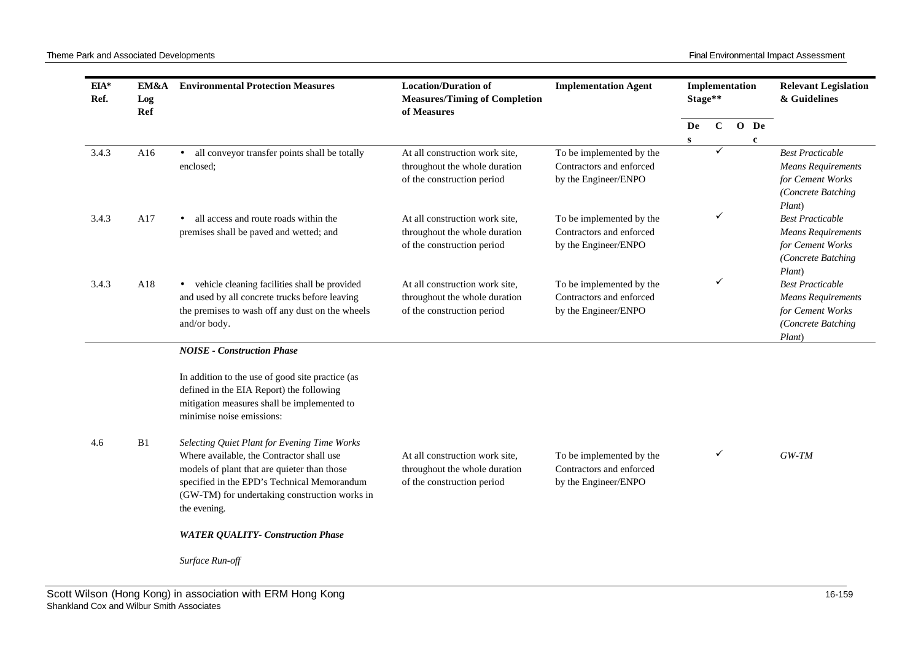| EIA* Ref. | EM&A Log Ref | Environmental Protection Measures | Location/Duration of Measures/Timing of Completion of Measures | Implementation Agent | Implementation Stage** | | | | Relevant Legislation & Guidelines |
|---|---|---|---|---|---|---|---|---|---|
| | | | | | Des | C | O | Dec | |
| 3.4.3 | A16 | • all conveyor transfer points shall be totally enclosed; | At all construction work site, throughout the whole duration of the construction period | To be implemented by the Contractors and enforced by the Engineer/ENPO | | ✓ | | | *Best Practicable Means Requirements for Cement Works (Concrete Batching Plant)* |
| 3.4.3 | A17 | • all access and route roads within the premises shall be paved and wetted; and | At all construction work site, throughout the whole duration of the construction period | To be implemented by the Contractors and enforced by the Engineer/ENPO | | ✓ | | | *Best Practicable Means Requirements for Cement Works (Concrete Batching Plant)* |
| 3.4.3 | A18 | • vehicle cleaning facilities shall be provided and used by all concrete trucks before leaving the premises to wash off any dust on the wheels and/or body. | At all construction work site, throughout the whole duration of the construction period | To be implemented by the Contractors and enforced by the Engineer/ENPO | | ✓ | | | *Best Practicable Means Requirements for Cement Works (Concrete Batching Plant)* |
| | | ***NOISE - Construction Phase*** | | | | | | | |
| | | In addition to the use of good site practice (as defined in the EIA Report) the following mitigation measures shall be implemented to minimise noise emissions: | | | | | | | |
| 4.6 | B1 | *Selecting Quiet Plant for Evening Time Works* Where available, the Contractor shall use models of plant that are quieter than those specified in the EPD's Technical Memorandum (GW-TM) for undertaking construction works in the evening. | At all construction work site, throughout the whole duration of the construction period | To be implemented by the Contractors and enforced by the Engineer/ENPO | | ✓ | | | *GW-TM* |
| | | ***WATER QUALITY- Construction Phase*** | | | | | | | |
| | | *Surface Run-off* | | | | | | | |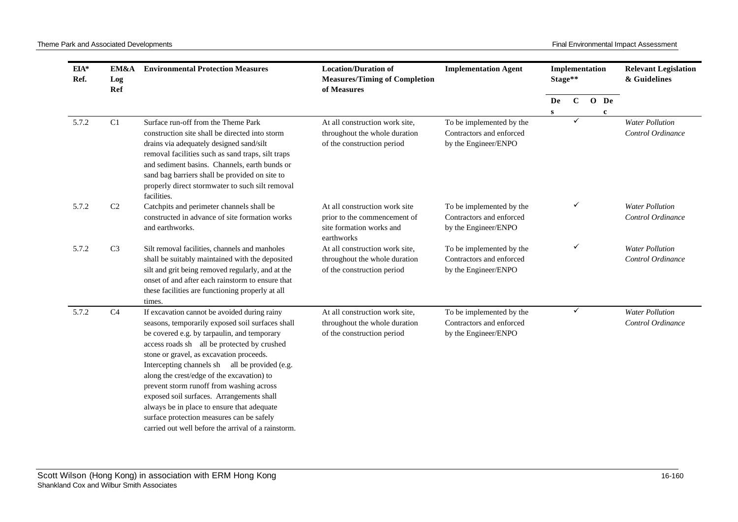| EIA* Ref. | EM&A Log Ref | Environmental Protection Measures | Location/Duration of Measures/Timing of Completion of Measures | Implementation Agent | Implementation Stage** | | | | Relevant Legislation & Guidelines |
|---|---|---|---|---|---|---|---|---|---|
| | | | | | Des | C | O | Dec | |
| 5.7.2 | C1 | Surface run-off from the Theme Park construction site shall be directed into storm drains via adequately designed sand/silt removal facilities such as sand traps, silt traps and sediment basins. Channels, earth bunds or sand bag barriers shall be provided on site to properly direct stormwater to such silt removal facilities. | At all construction work site, throughout the whole duration of the construction period | To be implemented by the Contractors and enforced by the Engineer/ENPO | | ✓ | | | *Water Pollution Control Ordinance* |
| 5.7.2 | C2 | Catchpits and perimeter channels shall be constructed in advance of site formation works and earthworks. | At all construction work site prior to the commencement of site formation works and earthworks | To be implemented by the Contractors and enforced by the Engineer/ENPO | | ✓ | | | *Water Pollution Control Ordinance* |
| 5.7.2 | C3 | Silt removal facilities, channels and manholes shall be suitably maintained with the deposited silt and grit being removed regularly, and at the onset of and after each rainstorm to ensure that these facilities are functioning properly at all times. | At all construction work site, throughout the whole duration of the construction period | To be implemented by the Contractors and enforced by the Engineer/ENPO | | ✓ | | | *Water Pollution Control Ordinance* |
| 5.7.2 | C4 | If excavation cannot be avoided during rainy seasons, temporarily exposed soil surfaces shall be covered e.g. by tarpaulin, and temporary access roads sh all be protected by crushed stone or gravel, as excavation proceeds. Intercepting channels sh all be provided (e.g. along the crest/edge of the excavation) to prevent storm runoff from washing across exposed soil surfaces. Arrangements shall always be in place to ensure that adequate surface protection measures can be safely carried out well before the arrival of a rainstorm. | At all construction work site, throughout the whole duration of the construction period | To be implemented by the Contractors and enforced by the Engineer/ENPO | | ✓ | | | *Water Pollution Control Ordinance* |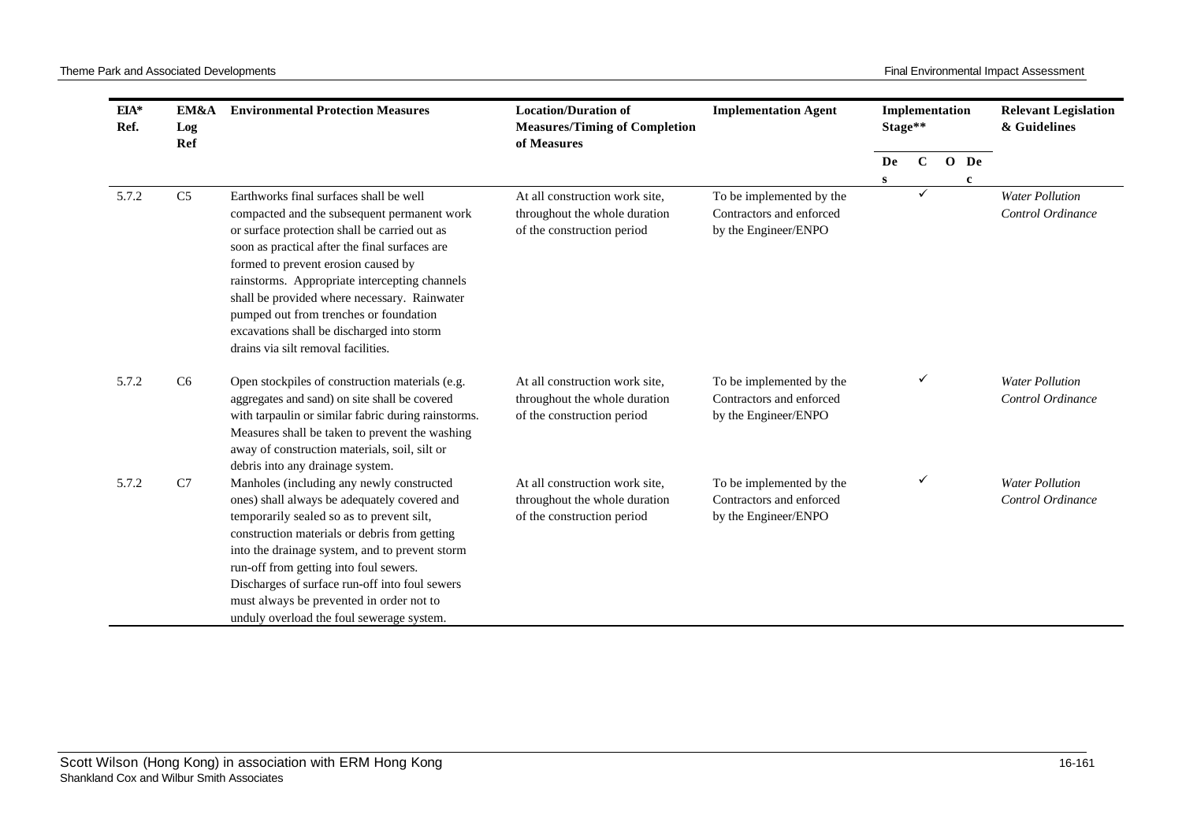| EIA* Ref. | EM&A Log Ref | Environmental Protection Measures | Location/Duration of Measures/Timing of Completion of Measures | Implementation Agent | Implementation Stage** | | | | Relevant Legislation & Guidelines |
|---|---|---|---|---|---|---|---|---|---|
| | | | | | Des | C | O | Dec | |
| 5.7.2 | C5 | Earthworks final surfaces shall be well compacted and the subsequent permanent work or surface protection shall be carried out as soon as practical after the final surfaces are formed to prevent erosion caused by rainstorms. Appropriate intercepting channels shall be provided where necessary. Rainwater pumped out from trenches or foundation excavations shall be discharged into storm drains via silt removal facilities. | At all construction work site, throughout the whole duration of the construction period | To be implemented by the Contractors and enforced by the Engineer/ENPO | | ✓ | | | *Water Pollution Control Ordinance* |
| 5.7.2 | C6 | Open stockpiles of construction materials (e.g. aggregates and sand) on site shall be covered with tarpaulin or similar fabric during rainstorms. Measures shall be taken to prevent the washing away of construction materials, soil, silt or debris into any drainage system. | At all construction work site, throughout the whole duration of the construction period | To be implemented by the Contractors and enforced by the Engineer/ENPO | | ✓ | | | *Water Pollution Control Ordinance* |
| 5.7.2 | C7 | Manholes (including any newly constructed ones) shall always be adequately covered and temporarily sealed so as to prevent silt, construction materials or debris from getting into the drainage system, and to prevent storm run-off from getting into foul sewers. Discharges of surface run-off into foul sewers must always be prevented in order not to unduly overload the foul sewerage system. | At all construction work site, throughout the whole duration of the construction period | To be implemented by the Contractors and enforced by the Engineer/ENPO | | ✓ | | | *Water Pollution Control Ordinance* |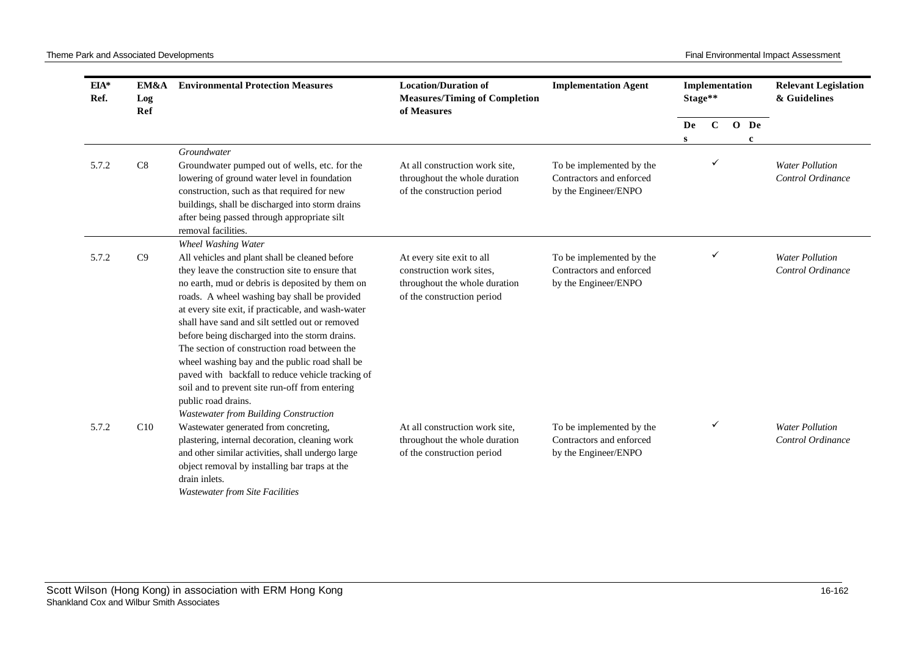| EIA* Ref. | EM&A Log Ref | Environmental Protection Measures | Location/Duration of Measures/Timing of Completion of Measures | Implementation Agent | Implementation Stage** | | | | Relevant Legislation & Guidelines |
|---|---|---|---|---|---|---|---|---|---|
| | | | | | Des | C | O | Dec | |
| | | *Groundwater* | | | | | | | |
| 5.7.2 | C8 | Groundwater pumped out of wells, etc. for the lowering of ground water level in foundation construction, such as that required for new buildings, shall be discharged into storm drains after being passed through appropriate silt removal facilities. | At all construction work site, throughout the whole duration of the construction period | To be implemented by the Contractors and enforced by the Engineer/ENPO | | ✓ | | | *Water Pollution Control Ordinance* |
| | | *Wheel Washing Water* | | | | | | | |
| 5.7.2 | C9 | All vehicles and plant shall be cleaned before they leave the construction site to ensure that no earth, mud or debris is deposited by them on roads. A wheel washing bay shall be provided at every site exit, if practicable, and wash-water shall have sand and silt settled out or removed before being discharged into the storm drains. The section of construction road between the wheel washing bay and the public road shall be paved with backfall to reduce vehicle tracking of soil and to prevent site run-off from entering public road drains. | At every site exit to all construction work sites, throughout the whole duration of the construction period | To be implemented by the Contractors and enforced by the Engineer/ENPO | | ✓ | | | *Water Pollution Control Ordinance* |
| | | *Wastewater from Building Construction* | | | | | | | |
| 5.7.2 | C10 | Wastewater generated from concreting, plastering, internal decoration, cleaning work and other similar activities, shall undergo large object removal by installing bar traps at the drain inlets. | At all construction work site, throughout the whole duration of the construction period | To be implemented by the Contractors and enforced by the Engineer/ENPO | | ✓ | | | *Water Pollution Control Ordinance* |
| | | *Wastewater from Site Facilities* | | | | | | | |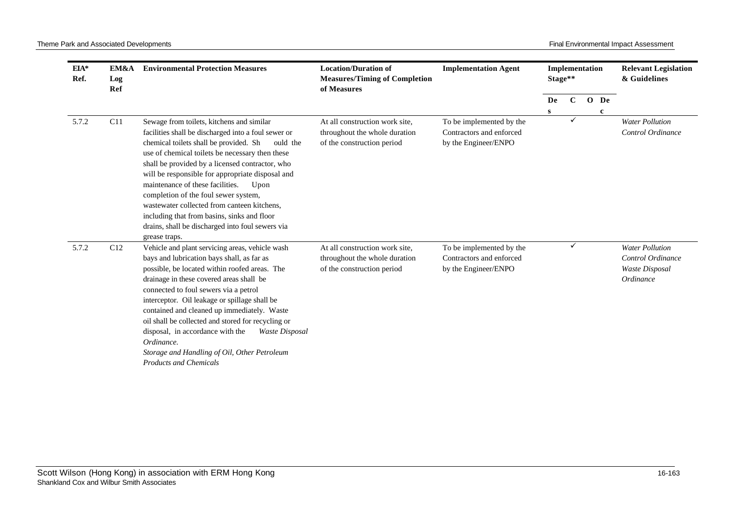| EIA* Ref. | EM&A Log Ref | Environmental Protection Measures | Location/Duration of Measures/Timing of Completion of Measures | Implementation Agent | Implementation Stage** | | | | Relevant Legislation & Guidelines |
|---|---|---|---|---|---|---|---|---|---|
| | | | | | Des | C | O | Dec | |
| 5.7.2 | C11 | Sewage from toilets, kitchens and similar facilities shall be discharged into a foul sewer or chemical toilets shall be provided. Should the use of chemical toilets be necessary then these shall be provided by a licensed contractor, who will be responsible for appropriate disposal and maintenance of these facilities. Upon completion of the foul sewer system, wastewater collected from canteen kitchens, including that from basins, sinks and floor drains, shall be discharged into foul sewers via grease traps. | At all construction work site, throughout the whole duration of the construction period | To be implemented by the Contractors and enforced by the Engineer/ENPO | | ✓ | | | *Water Pollution Control Ordinance* |
| 5.7.2 | C12 | Vehicle and plant servicing areas, vehicle wash bays and lubrication bays shall, as far as possible, be located within roofed areas. The drainage in these covered areas shall be connected to foul sewers via a petrol interceptor. Oil leakage or spillage shall be contained and cleaned up immediately. Waste oil shall be collected and stored for recycling or disposal, in accordance with the *Waste Disposal Ordinance.*<br>*Storage and Handling of Oil, Other Petroleum Products and Chemicals* | At all construction work site, throughout the whole duration of the construction period | To be implemented by the Contractors and enforced by the Engineer/ENPO | | ✓ | | | *Water Pollution Control Ordinance*<br>*Waste Disposal Ordinance* |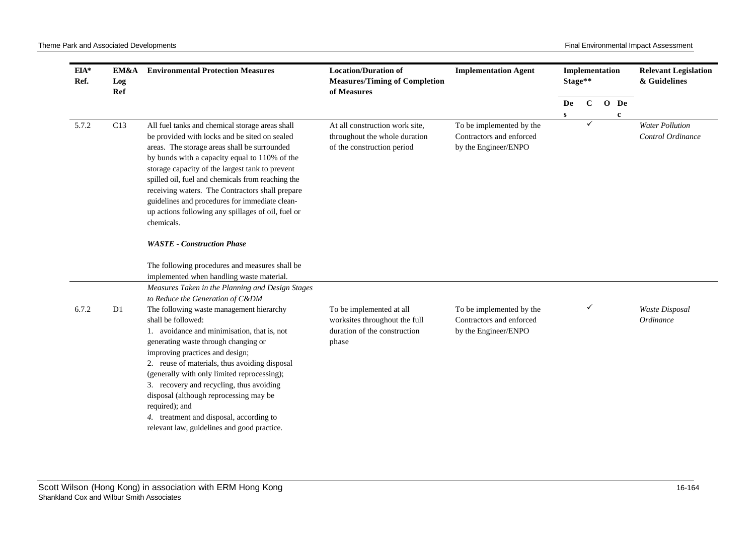| EIA* Ref. | EM&A Log Ref | Environmental Protection Measures | Location/Duration of Measures/Timing of Completion of Measures | Implementation Agent | Implementation Stage** | | | | Relevant Legislation & Guidelines |
|---|---|---|---|---|---|---|---|---|---|
| | | | | | Des | C | O | Dec | |
| 5.7.2 | C13 | All fuel tanks and chemical storage areas shall be provided with locks and be sited on sealed areas. The storage areas shall be surrounded by bunds with a capacity equal to 110% of the storage capacity of the largest tank to prevent spilled oil, fuel and chemicals from reaching the receiving waters. The Contractors shall prepare guidelines and procedures for immediate clean-up actions following any spillages of oil, fuel or chemicals. | At all construction work site, throughout the whole duration of the construction period | To be implemented by the Contractors and enforced by the Engineer/ENPO | | ✓ | | | *Water Pollution Control Ordinance* |
| | | ***WASTE - Construction Phase*** <br><br> The following procedures and measures shall be implemented when handling waste material. | | | | | | | |
| 6.7.2 | D1 | *Measures Taken in the Planning and Design Stages to Reduce the Generation of C&DM* <br> The following waste management hierarchy shall be followed: <br> 1. avoidance and minimisation, that is, not generating waste through changing or improving practices and design; <br> 2. reuse of materials, thus avoiding disposal (generally with only limited reprocessing); <br> 3. recovery and recycling, thus avoiding disposal (although reprocessing may be required); and <br> 4. treatment and disposal, according to relevant law, guidelines and good practice. | To be implemented at all worksites throughout the full duration of the construction phase | To be implemented by the Contractors and enforced by the Engineer/ENPO | | ✓ | | | *Waste Disposal Ordinance* |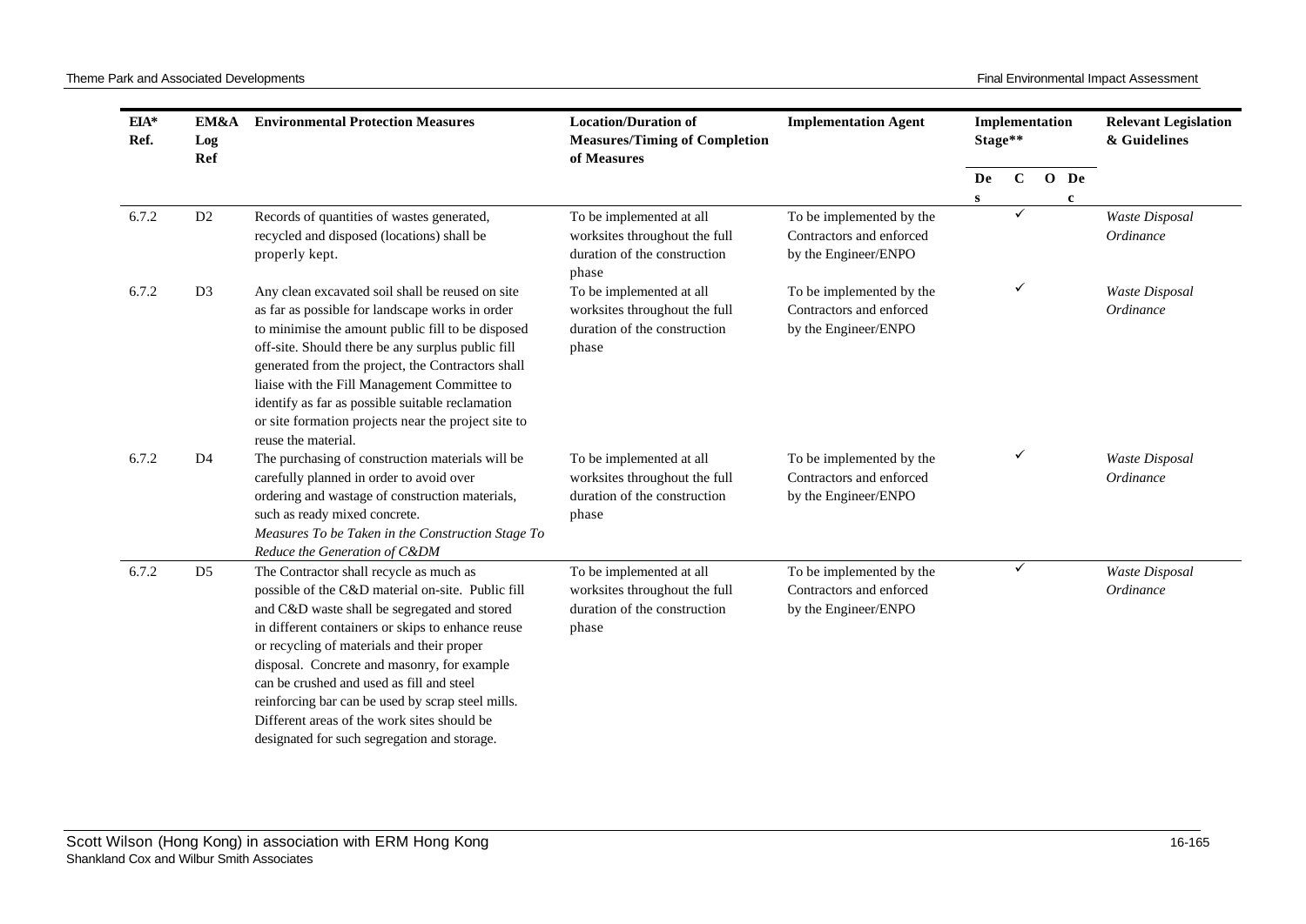| EIA* Ref. | EM&A Log Ref | Environmental Protection Measures | Location/Duration of Measures/Timing of Completion of Measures | Implementation Agent | Implementation Stage** | | | | Relevant Legislation & Guidelines |
|---|---|---|---|---|---|---|---|---|---|
| | | | | | Des | C | O | Dec | |
| 6.7.2 | D2 | Records of quantities of wastes generated, recycled and disposed (locations) shall be properly kept. | To be implemented at all worksites throughout the full duration of the construction phase | To be implemented by the Contractors and enforced by the Engineer/ENPO | | ✓ | | | *Waste Disposal Ordinance* |
| 6.7.2 | D3 | Any clean excavated soil shall be reused on site as far as possible for landscape works in order to minimise the amount public fill to be disposed off-site. Should there be any surplus public fill generated from the project, the Contractors shall liaise with the Fill Management Committee to identify as far as possible suitable reclamation or site formation projects near the project site to reuse the material. | To be implemented at all worksites throughout the full duration of the construction phase | To be implemented by the Contractors and enforced by the Engineer/ENPO | | ✓ | | | *Waste Disposal Ordinance* |
| 6.7.2 | D4 | The purchasing of construction materials will be carefully planned in order to avoid over ordering and wastage of construction materials, such as ready mixed concrete. *Measures To be Taken in the Construction Stage To Reduce the Generation of C&DM* | To be implemented at all worksites throughout the full duration of the construction phase | To be implemented by the Contractors and enforced by the Engineer/ENPO | | ✓ | | | *Waste Disposal Ordinance* |
| 6.7.2 | D5 | The Contractor shall recycle as much as possible of the C&D material on-site. Public fill and C&D waste shall be segregated and stored in different containers or skips to enhance reuse or recycling of materials and their proper disposal. Concrete and masonry, for example can be crushed and used as fill and steel reinforcing bar can be used by scrap steel mills. Different areas of the work sites should be designated for such segregation and storage. | To be implemented at all worksites throughout the full duration of the construction phase | To be implemented by the Contractors and enforced by the Engineer/ENPO | | ✓ | | | *Waste Disposal Ordinance* |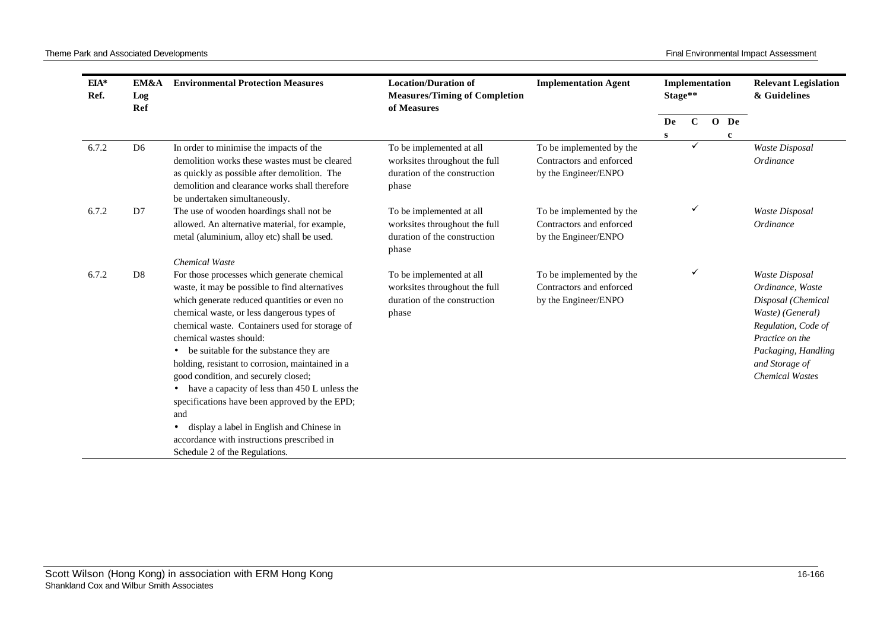| EIA* Ref. | EM&A Log Ref | Environmental Protection Measures | Location/Duration of Measures/Timing of Completion of Measures | Implementation Agent | Implementation Stage** | | | | Relevant Legislation & Guidelines |
|---|---|---|---|---|---|---|---|---|---|
| | | | | | Des | C | O | Dec | |
| 6.7.2 | D6 | In order to minimise the impacts of the demolition works these wastes must be cleared as quickly as possible after demolition. The demolition and clearance works shall therefore be undertaken simultaneously. | To be implemented at all worksites throughout the full duration of the construction phase | To be implemented by the Contractors and enforced by the Engineer/ENPO | | ✓ | | | *Waste Disposal Ordinance* |
| 6.7.2 | D7 | The use of wooden hoardings shall not be allowed. An alternative material, for example, metal (aluminium, alloy etc) shall be used. | To be implemented at all worksites throughout the full duration of the construction phase | To be implemented by the Contractors and enforced by the Engineer/ENPO | | ✓ | | | *Waste Disposal Ordinance* |
| | | *Chemical Waste* | | | | | | | |
| 6.7.2 | D8 | For those processes which generate chemical waste, it may be possible to find alternatives which generate reduced quantities or even no chemical waste, or less dangerous types of chemical waste. Containers used for storage of chemical wastes should:<br>• be suitable for the substance they are holding, resistant to corrosion, maintained in a good condition, and securely closed;<br>• have a capacity of less than 450 L unless the specifications have been approved by the EPD; and<br>• display a label in English and Chinese in accordance with instructions prescribed in Schedule 2 of the Regulations. | To be implemented at all worksites throughout the full duration of the construction phase | To be implemented by the Contractors and enforced by the Engineer/ENPO | | ✓ | | | *Waste Disposal Ordinance, Waste Disposal (Chemical Waste) (General) Regulation, Code of Practice on the Packaging, Handling and Storage of Chemical Wastes* |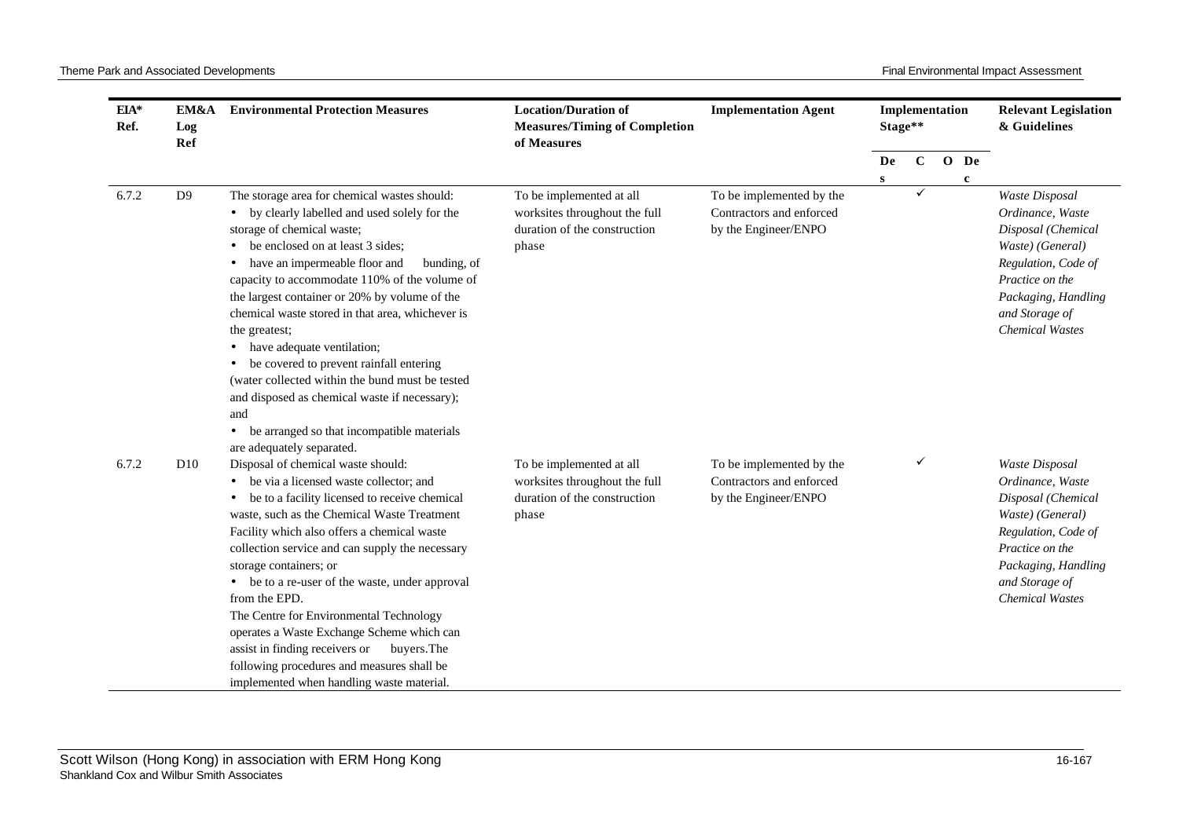| EIA* Ref. | EM&A Log Ref | Environmental Protection Measures | Location/Duration of Measures/Timing of Completion of Measures | Implementation Agent | Implementation Stage** | | | | Relevant Legislation & Guidelines |
|---|---|---|---|---|---|---|---|---|---|
| | | | | | Des | C | O | Dec | |
| 6.7.2 | D9 | The storage area for chemical wastes should:<br>• by clearly labelled and used solely for the storage of chemical waste;<br>• be enclosed on at least 3 sides;<br>• have an impermeable floor and bunding, of capacity to accommodate 110% of the volume of the largest container or 20% by volume of the chemical waste stored in that area, whichever is the greatest;<br>• have adequate ventilation;<br>• be covered to prevent rainfall entering (water collected within the bund must be tested and disposed as chemical waste if necessary); and<br>• be arranged so that incompatible materials are adequately separated. | To be implemented at all worksites throughout the full duration of the construction phase | To be implemented by the Contractors and enforced by the Engineer/ENPO | | ✓ | | | *Waste Disposal Ordinance, Waste Disposal (Chemical Waste) (General) Regulation, Code of Practice on the Packaging, Handling and Storage of Chemical Wastes* |
| 6.7.2 | D10 | Disposal of chemical waste should:<br>• be via a licensed waste collector; and<br>• be to a facility licensed to receive chemical waste, such as the Chemical Waste Treatment Facility which also offers a chemical waste collection service and can supply the necessary storage containers; or<br>• be to a re-user of the waste, under approval from the EPD.<br>The Centre for Environmental Technology operates a Waste Exchange Scheme which can assist in finding receivers or buyers.The following procedures and measures shall be implemented when handling waste material. | To be implemented at all worksites throughout the full duration of the construction phase | To be implemented by the Contractors and enforced by the Engineer/ENPO | | ✓ | | | *Waste Disposal Ordinance, Waste Disposal (Chemical Waste) (General) Regulation, Code of Practice on the Packaging, Handling and Storage of Chemical Wastes* |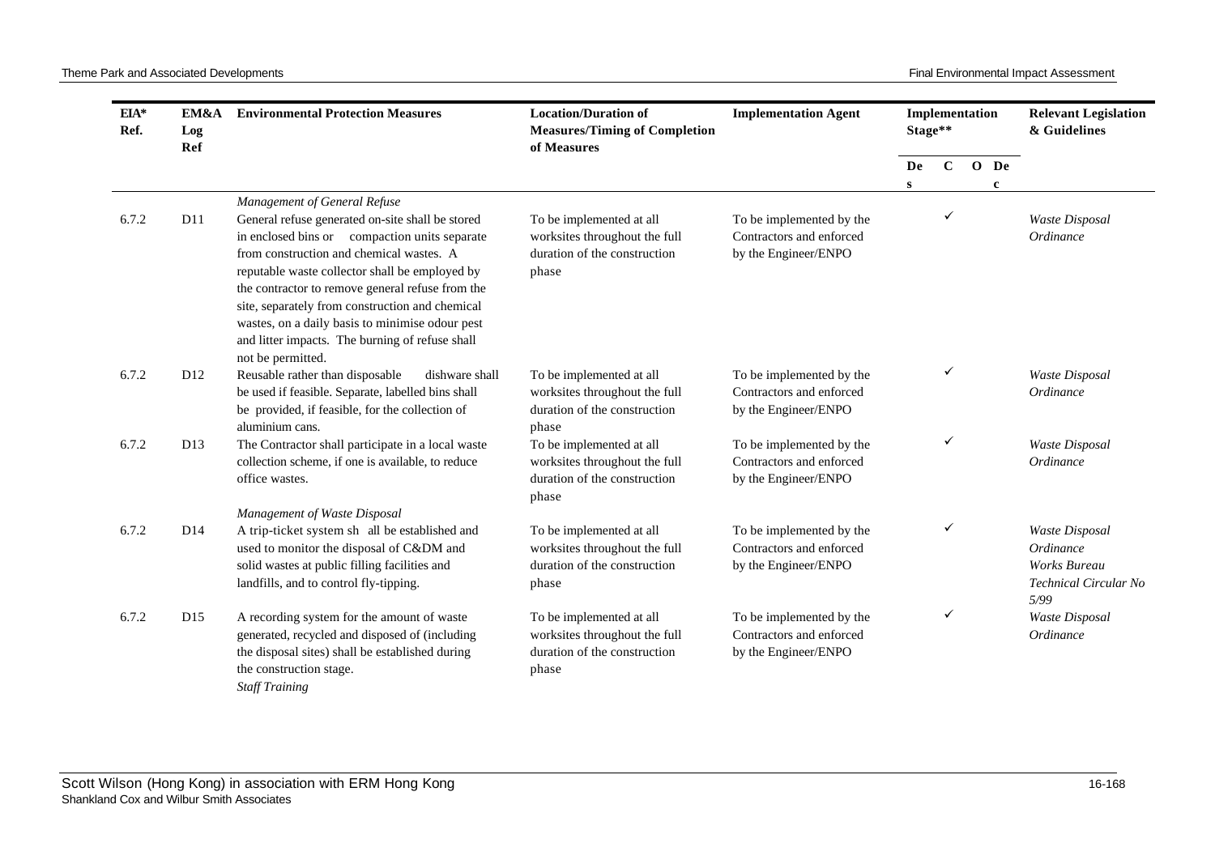| EIA* Ref. | EM&A Log Ref | Environmental Protection Measures | Location/Duration of Measures/Timing of Completion of Measures | Implementation Agent | Implementation Stage** | | | | Relevant Legislation & Guidelines |
|---|---|---|---|---|---|---|---|---|---|
| | | | | | Des | C | O | Dec | |
| | | *Management of General Refuse* | | | | | | | |
| 6.7.2 | D11 | General refuse generated on-site shall be stored in enclosed bins or compaction units separate from construction and chemical wastes. A reputable waste collector shall be employed by the contractor to remove general refuse from the site, separately from construction and chemical wastes, on a daily basis to minimise odour pest and litter impacts. The burning of refuse shall not be permitted. | To be implemented at all worksites throughout the full duration of the construction phase | To be implemented by the Contractors and enforced by the Engineer/ENPO | | ✓ | | | *Waste Disposal Ordinance* |
| 6.7.2 | D12 | Reusable rather than disposable dishware shall be used if feasible. Separate, labelled bins shall be provided, if feasible, for the collection of aluminium cans. | To be implemented at all worksites throughout the full duration of the construction phase | To be implemented by the Contractors and enforced by the Engineer/ENPO | | ✓ | | | *Waste Disposal Ordinance* |
| 6.7.2 | D13 | The Contractor shall participate in a local waste collection scheme, if one is available, to reduce office wastes. | To be implemented at all worksites throughout the full duration of the construction phase | To be implemented by the Contractors and enforced by the Engineer/ENPO | | ✓ | | | *Waste Disposal Ordinance* |
| | | *Management of Waste Disposal* | | | | | | | |
| 6.7.2 | D14 | A trip-ticket system shall be established and used to monitor the disposal of C&DM and solid wastes at public filling facilities and landfills, and to control fly-tipping. | To be implemented at all worksites throughout the full duration of the construction phase | To be implemented by the Contractors and enforced by the Engineer/ENPO | | ✓ | | | *Waste Disposal Ordinance* *Works Bureau Technical Circular No 5/99* |
| 6.7.2 | D15 | A recording system for the amount of waste generated, recycled and disposed of (including the disposal sites) shall be established during the construction stage. | To be implemented at all worksites throughout the full duration of the construction phase | To be implemented by the Contractors and enforced by the Engineer/ENPO | | ✓ | | | *Waste Disposal Ordinance* |
| | | *Staff Training* | | | | | | | |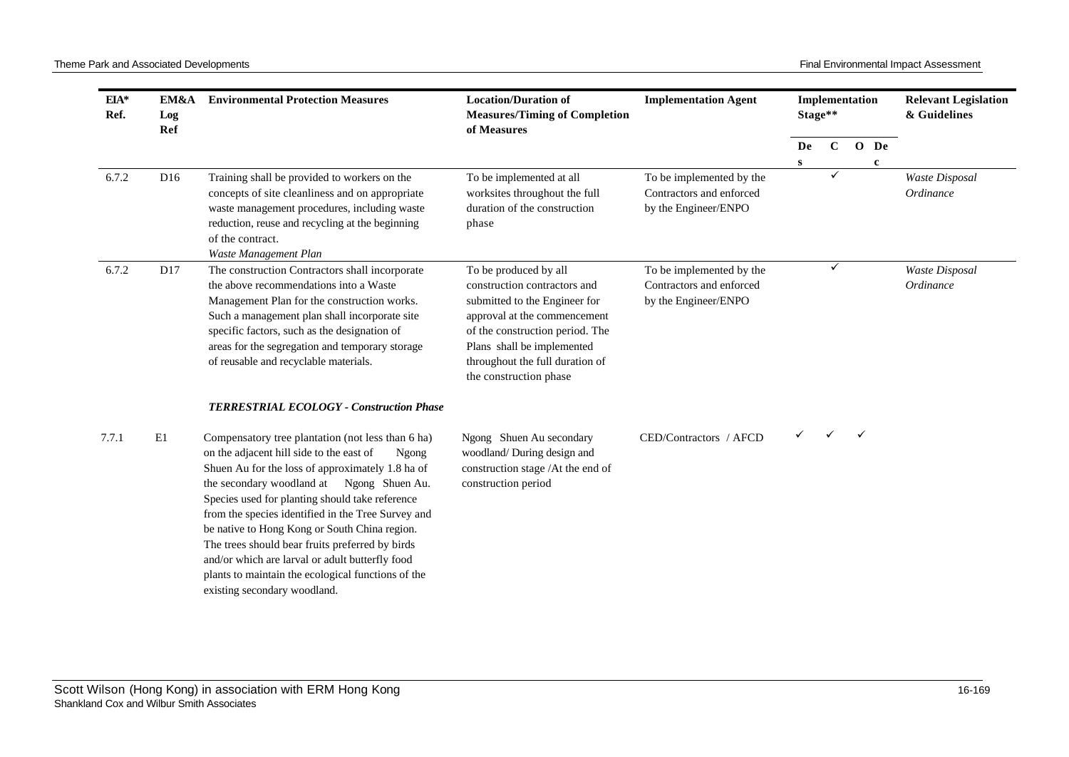| EIA* Ref. | EM&A Log Ref | Environmental Protection Measures | Location/Duration of Measures/Timing of Completion of Measures | Implementation Agent | Implementation Stage** | | | | Relevant Legislation & Guidelines |
|---|---|---|---|---|---|---|---|---|---|
| | | | | | Des | C | O | Dec | |
| 6.7.2 | D16 | Training shall be provided to workers on the concepts of site cleanliness and on appropriate waste management procedures, including waste reduction, reuse and recycling at the beginning of the contract.<br>*Waste Management Plan* | To be implemented at all worksites throughout the full duration of the construction phase | To be implemented by the Contractors and enforced by the Engineer/ENPO | | ✓ | | | *Waste Disposal Ordinance* |
| 6.7.2 | D17 | The construction Contractors shall incorporate the above recommendations into a Waste Management Plan for the construction works. Such a management plan shall incorporate site specific factors, such as the designation of areas for the segregation and temporary storage of reusable and recyclable materials. | To be produced by all construction contractors and submitted to the Engineer for approval at the commencement of the construction period. The Plans shall be implemented throughout the full duration of the construction phase | To be implemented by the Contractors and enforced by the Engineer/ENPO | | ✓ | | | *Waste Disposal Ordinance* |
| | | ***TERRESTRIAL ECOLOGY - Construction Phase*** | | | | | | | |
| 7.7.1 | E1 | Compensatory tree plantation (not less than 6 ha) on the adjacent hill side to the east of Ngong Shuen Au for the loss of approximately 1.8 ha of the secondary woodland at Ngong Shuen Au. Species used for planting should take reference from the species identified in the Tree Survey and be native to Hong Kong or South China region. The trees should bear fruits preferred by birds and/or which are larval or adult butterfly food plants to maintain the ecological functions of the existing secondary woodland. | Ngong Shuen Au secondary woodland/ During design and construction stage /At the end of construction period | CED/Contractors / AFCD | ✓ | ✓ | ✓ | | |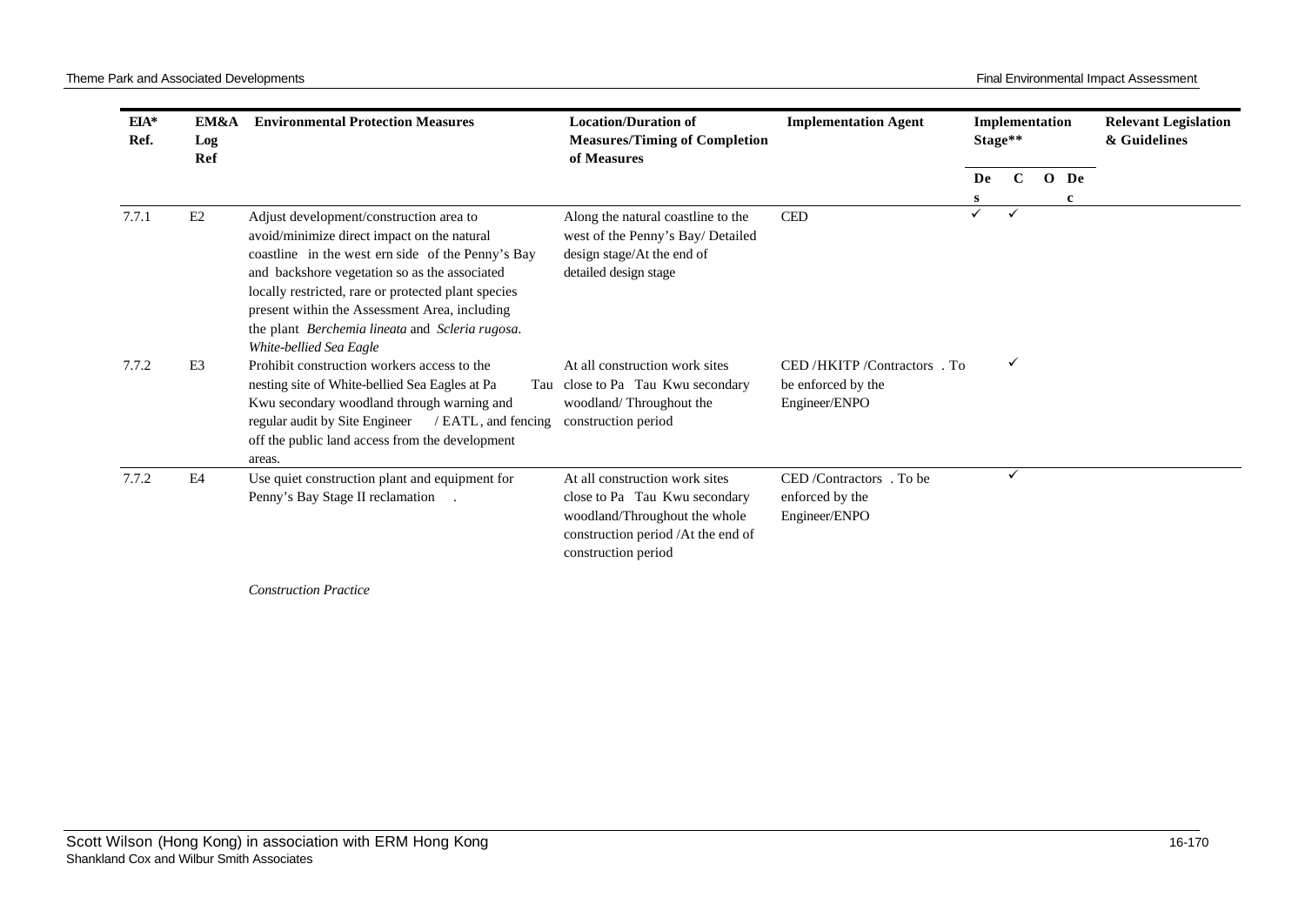| EIA* Ref. | EM&A Log Ref | Environmental Protection Measures | Location/Duration of Measures/Timing of Completion of Measures | Implementation Agent | Implementation Stage** | | | | Relevant Legislation & Guidelines |
|---|---|---|---|---|---|---|---|---|---|
| | | | | | Des | C | O | Dec | |
| 7.7.1 | E2 | Adjust development/construction area to avoid/minimize direct impact on the natural coastline in the west ern side of the Penny's Bay and backshore vegetation so as the associated locally restricted, rare or protected plant species present within the Assessment Area, including the plant *Berchemia lineata* and *Scleria rugosa*. | Along the natural coastline to the west of the Penny's Bay/ Detailed design stage/At the end of detailed design stage | CED | ✓ | ✓ | | | |
| | | *White-bellied Sea Eagle* | | | | | | | |
| 7.7.2 | E3 | Prohibit construction workers access to the nesting site of White-bellied Sea Eagles at Pa Tau Kwu secondary woodland through warning and regular audit by Site Engineer / EATL, and fencing off the public land access from the development areas. | At all construction work sites close to Pa Tau Kwu secondary woodland/ Throughout the construction period | CED /HKITP /Contractors . To be enforced by the Engineer/ENPO | | ✓ | | | |
| 7.7.2 | E4 | Use quiet construction plant and equipment for Penny's Bay Stage II reclamation . | At all construction work sites close to Pa Tau Kwu secondary woodland/Throughout the whole construction period /At the end of construction period | CED /Contractors . To be enforced by the Engineer/ENPO | | ✓ | | | |
| | | *Construction Practice* | | | | | | | |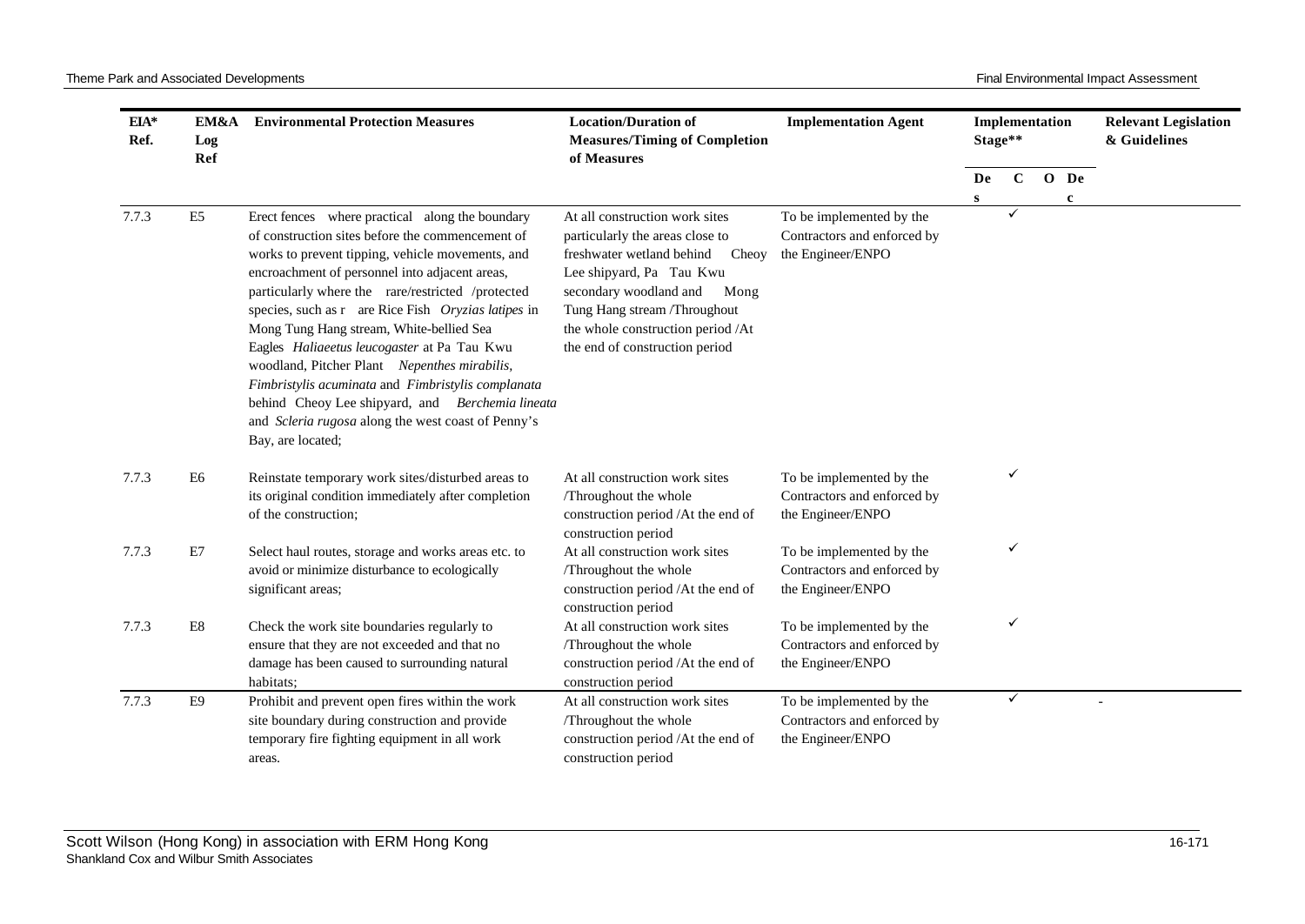| EIA* Ref. | EM&A Log Ref | Environmental Protection Measures | Location/Duration of Measures/Timing of Completion of Measures | Implementation Agent | Implementation Stage** | | | | Relevant Legislation & Guidelines |
|---|---|---|---|---|---|---|---|---|---|
| | | | | | Des | C | O | Dec | |
| 7.7.3 | E5 | Erect fences where practical along the boundary of construction sites before the commencement of works to prevent tipping, vehicle movements, and encroachment of personnel into adjacent areas, particularly where the rare/restricted /protected species, such as rare Rice Fish *Oryzias latipes* in Mong Tung Hang stream, White-bellied Sea Eagles *Haliaeetus leucogaster* at Pa Tau Kwu woodland, Pitcher Plant *Nepenthes mirabilis*, *Fimbristylis acuminata* and *Fimbristylis complanata* behind Cheoy Lee shipyard, and *Berchemia lineata* and *Scleria rugosa* along the west coast of Penny's Bay, are located; | At all construction work sites particularly the areas close to freshwater wetland behind Cheoy Lee shipyard, Pa Tau Kwu secondary woodland and Mong Tung Hang stream /Throughout the whole construction period /At the end of construction period | To be implemented by the Contractors and enforced by the Engineer/ENPO | | ✓ | | | |
| 7.7.3 | E6 | Reinstate temporary work sites/disturbed areas to its original condition immediately after completion of the construction; | At all construction work sites /Throughout the whole construction period /At the end of construction period | To be implemented by the Contractors and enforced by the Engineer/ENPO | | ✓ | | | |
| 7.7.3 | E7 | Select haul routes, storage and works areas etc. to avoid or minimize disturbance to ecologically significant areas; | At all construction work sites /Throughout the whole construction period /At the end of construction period | To be implemented by the Contractors and enforced by the Engineer/ENPO | | ✓ | | | |
| 7.7.3 | E8 | Check the work site boundaries regularly to ensure that they are not exceeded and that no damage has been caused to surrounding natural habitats; | At all construction work sites /Throughout the whole construction period /At the end of construction period | To be implemented by the Contractors and enforced by the Engineer/ENPO | | ✓ | | | |
| 7.7.3 | E9 | Prohibit and prevent open fires within the work site boundary during construction and provide temporary fire fighting equipment in all work areas. | At all construction work sites /Throughout the whole construction period /At the end of construction period | To be implemented by the Contractors and enforced by the Engineer/ENPO | | ✓ | | | - |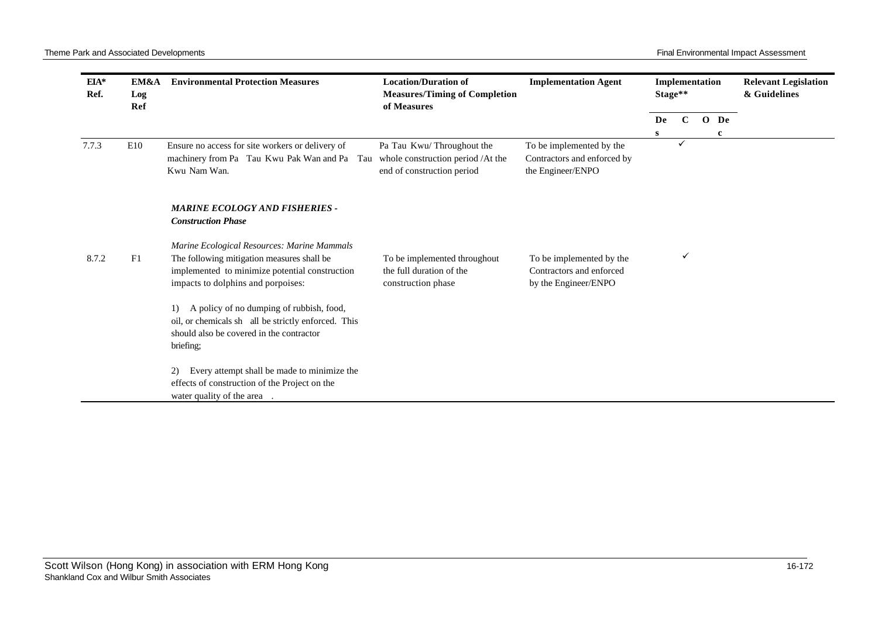| EIA* Ref. | EM&A Log Ref | Environmental Protection Measures | Location/Duration of Measures/Timing of Completion of Measures | Implementation Agent | Implementation Stage** | | | | Relevant Legislation & Guidelines |
|---|---|---|---|---|---|---|---|---|---|
| | | | | | Des | C | O | Dec | |
| 7.7.3 | E10 | Ensure no access for site workers or delivery of machinery from Pa Tau Kwu Pak Wan and Pa Tau Kwu Nam Wan. | Pa Tau Kwu/ Throughout the whole construction period /At the end of construction period | To be implemented by the Contractors and enforced by the Engineer/ENPO | | ✓ | | | |
| | | ***MARINE ECOLOGY AND FISHERIES - Construction Phase*** | | | | | | | |
| 8.7.2 | F1 | *Marine Ecological Resources: Marine Mammals*<br>The following mitigation measures shall be implemented to minimize potential construction impacts to dolphins and porpoises:<br><br>1) A policy of no dumping of rubbish, food, oil, or chemicals shall be strictly enforced. This should also be covered in the contractor briefing;<br><br>2) Every attempt shall be made to minimize the effects of construction of the Project on the water quality of the area. | To be implemented throughout the full duration of the construction phase | To be implemented by the Contractors and enforced by the Engineer/ENPO | | ✓ | | | |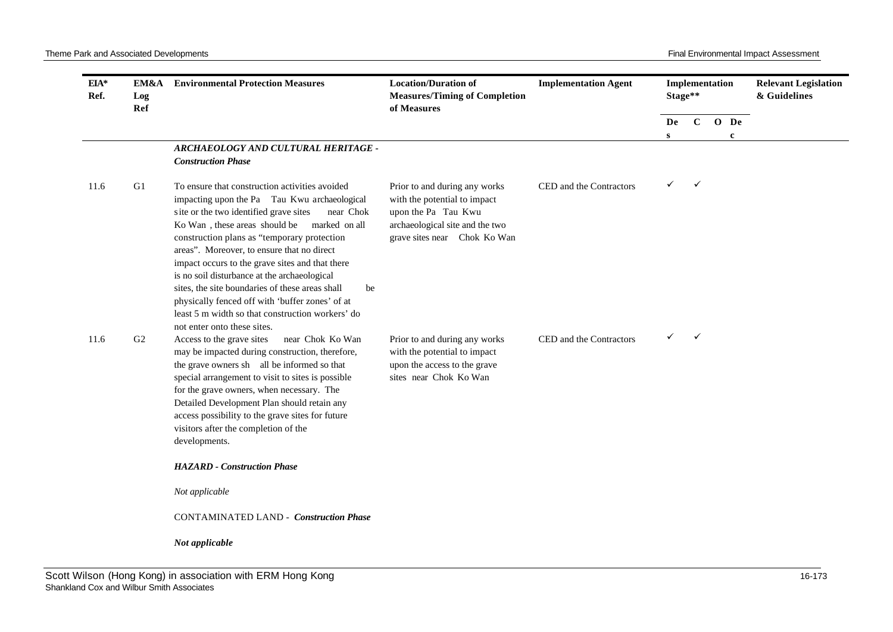| EIA* Ref. | EM&A Log Ref | Environmental Protection Measures | Location/Duration of Measures/Timing of Completion of Measures | Implementation Agent | Implementation Stage** | | | | Relevant Legislation & Guidelines |
|---|---|---|---|---|---|---|---|---|---|
| | | | | | Des | C | O | Dec | |
| | | ***ARCHAEOLOGY AND CULTURAL HERITAGE - Construction Phase*** | | | | | | | |
| 11.6 | G1 | To ensure that construction activities avoided impacting upon the Pa Tau Kwu archaeological site or the two identified grave sites near Chok Ko Wan, these areas should be marked on all construction plans as "temporary protection areas". Moreover, to ensure that no direct impact occurs to the grave sites and that there is no soil disturbance at the archaeological sites, the site boundaries of these areas shall be physically fenced off with 'buffer zones' of at least 5 m width so that construction workers' do not enter onto these sites. | Prior to and during any works with the potential to impact upon the Pa Tau Kwu archaeological site and the two grave sites near Chok Ko Wan | CED and the Contractors | ✓ | ✓ | | | |
| 11.6 | G2 | Access to the grave sites near Chok Ko Wan may be impacted during construction, therefore, the grave owners shall be informed so that special arrangement to visit to sites is possible for the grave owners, when necessary. The Detailed Development Plan should retain any access possibility to the grave sites for future visitors after the completion of the developments. | Prior to and during any works with the potential to impact upon the access to the grave sites near Chok Ko Wan | CED and the Contractors | ✓ | ✓ | | | |
| | | ***HAZARD - Construction Phase*** | | | | | | | |
| | | *Not applicable* | | | | | | | |
| | | CONTAMINATED LAND - ***Construction Phase*** | | | | | | | |
| | | ***Not applicable*** | | | | | | | |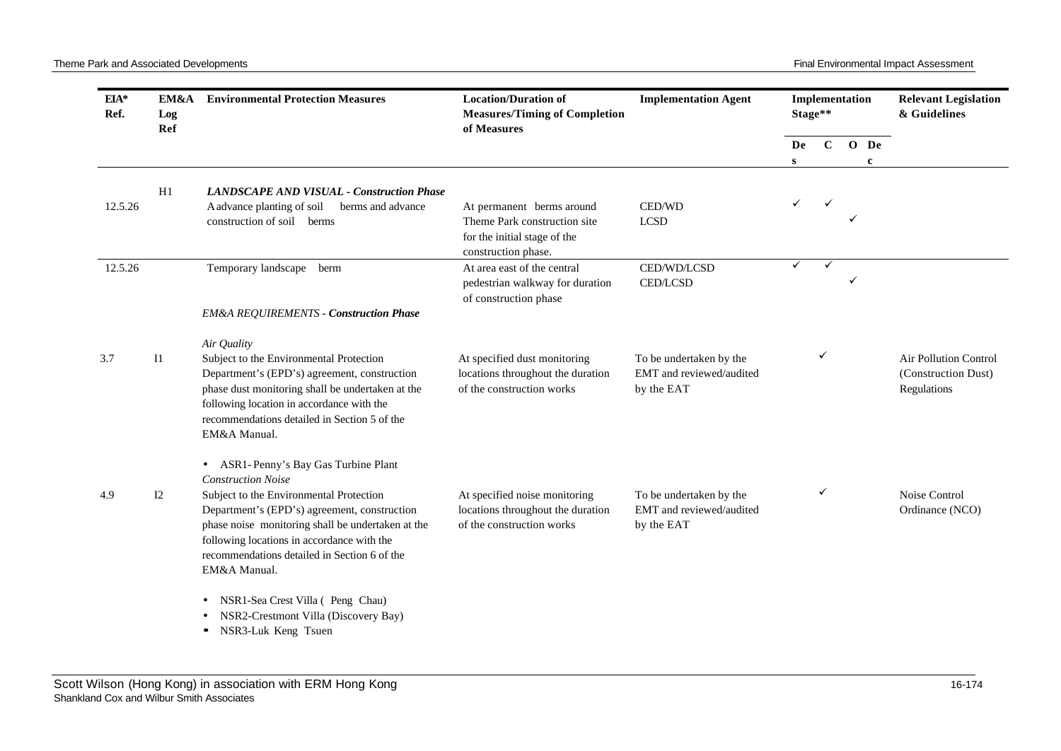| EIA* Ref. | EM&A Log Ref | Environmental Protection Measures | Location/Duration of Measures/Timing of Completion of Measures | Implementation Agent | Implementation Stage** | | | | Relevant Legislation & Guidelines |
|---|---|---|---|---|---|---|---|---|---|
| | | | | | Des | C | O | Dec | |
| | H1 | ***LANDSCAPE AND VISUAL - Construction Phase*** | | | | | | | |
| 12.5.26 | | A advance planting of soil berms and advance construction of soil berms | At permanent berms around Theme Park construction site for the initial stage of the construction phase. | CED/WD LCSD | ✓ | ✓ | ✓ | | |
| 12.5.26 | | Temporary landscape berm | At area east of the central pedestrian walkway for duration of construction phase | CED/WD/LCSD CED/LCSD | ✓ | ✓ | ✓ | | |
| | | *EM&A REQUIREMENTS - **Construction Phase*** | | | | | | | |
| | | *Air Quality* | | | | | | | |
| 3.7 | I1 | Subject to the Environmental Protection Department's (EPD's) agreement, construction phase dust monitoring shall be undertaken at the following location in accordance with the recommendations detailed in Section 5 of the EM&A Manual.<br><br>• ASR1- Penny's Bay Gas Turbine Plant | At specified dust monitoring locations throughout the duration of the construction works | To be undertaken by the EMT and reviewed/audited by the EAT | | ✓ | | | Air Pollution Control (Construction Dust) Regulations |
| | | *Construction Noise* | | | | | | | |
| 4.9 | I2 | Subject to the Environmental Protection Department's (EPD's) agreement, construction phase noise monitoring shall be undertaken at the following locations in accordance with the recommendations detailed in Section 6 of the EM&A Manual.<br><br>• NSR1-Sea Crest Villa ( Peng Chau)<br>• NSR2-Crestmont Villa (Discovery Bay)<br>• NSR3-Luk Keng Tsuen | At specified noise monitoring locations throughout the duration of the construction works | To be undertaken by the EMT and reviewed/audited by the EAT | | ✓ | | | Noise Control Ordinance (NCO) |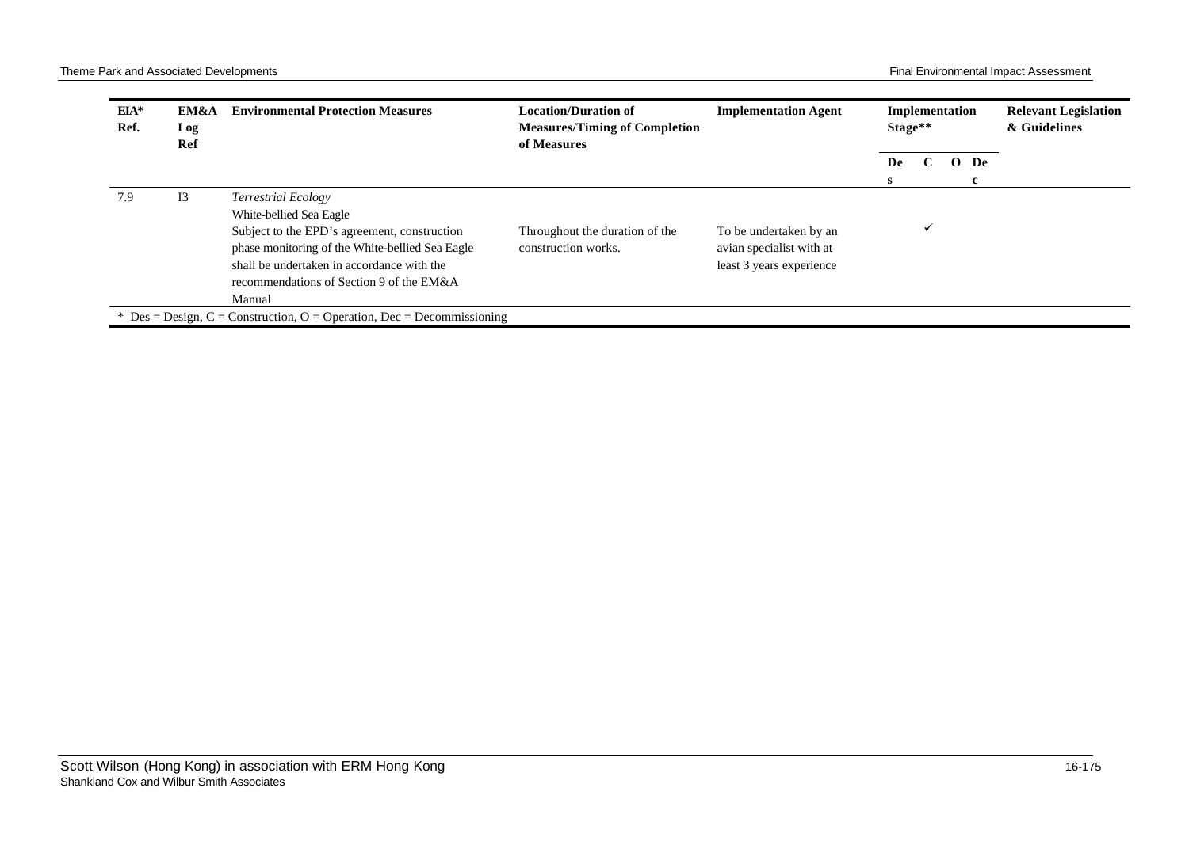| EIA* Ref. | EM&A Log Ref | Environmental Protection Measures | Location/Duration of Measures/Timing of Completion of Measures | Implementation Agent | Implementation Stage** | | | | Relevant Legislation & Guidelines |
|---|---|---|---|---|---|---|---|---|---|
| | | | | | Des | C | O | Dec | |
| 7.9 | I3 | *Terrestrial Ecology*<br>White-bellied Sea Eagle<br>Subject to the EPD's agreement, construction phase monitoring of the White-bellied Sea Eagle shall be undertaken in accordance with the recommendations of Section 9 of the EM&A Manual | Throughout the duration of the construction works. | To be undertaken by an avian specialist with at least 3 years experience | | ✓ | | | |

* Des = Design, C = Construction, O = Operation, Dec = Decommissioning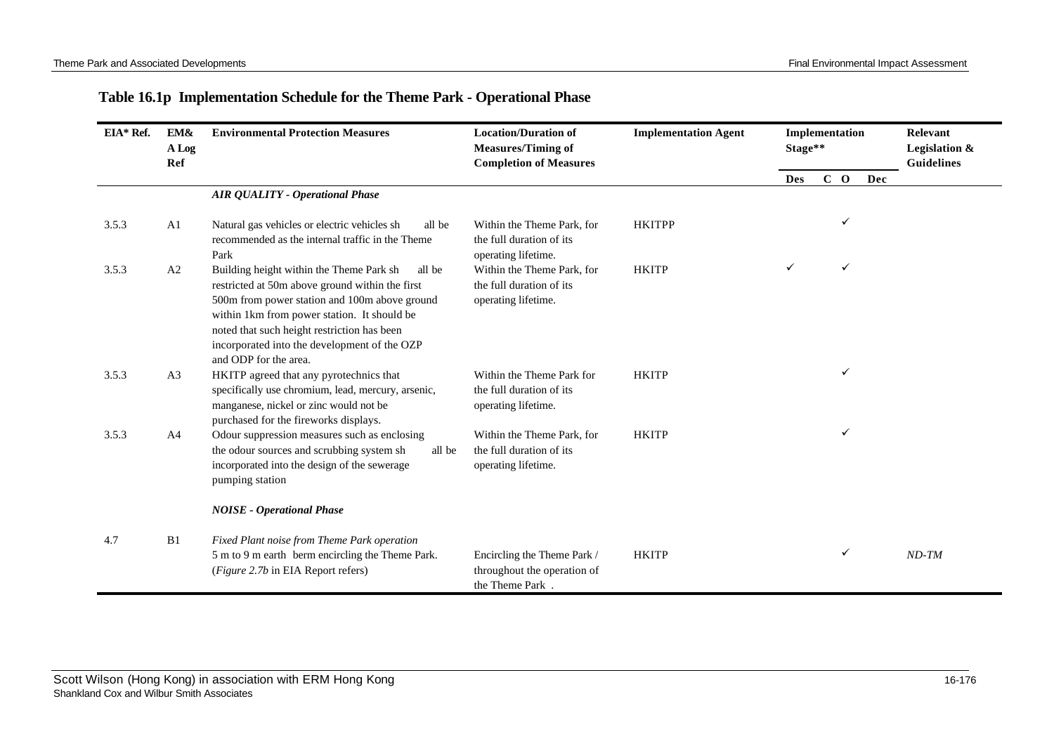## Table 16.1p Implementation Schedule for the Theme Park - Operational Phase

| EIA* Ref. | EM&A Log Ref | Environmental Protection Measures | Location/Duration of Measures/Timing of Completion of Measures | Implementation Agent | Implementation Stage** | | | | Relevant Legislation & Guidelines |
|---|---|---|---|---|---|---|---|---|---|
| | | | | | Des | C | O | Dec | |
| | | ***AIR QUALITY - Operational Phase*** | | | | | | | |
| 3.5.3 | A1 | Natural gas vehicles or electric vehicles shall be recommended as the internal traffic in the Theme Park | Within the Theme Park, for the full duration of its operating lifetime. | HKITPP | | | ✓ | | |
| 3.5.3 | A2 | Building height within the Theme Park shall be restricted at 50m above ground within the first 500m from power station and 100m above ground within 1km from power station. It should be noted that such height restriction has been incorporated into the development of the OZP and ODP for the area. | Within the Theme Park, for the full duration of its operating lifetime. | HKITP | ✓ | | ✓ | | |
| 3.5.3 | A3 | HKITP agreed that any pyrotechnics that specifically use chromium, lead, mercury, arsenic, manganese, nickel or zinc would not be purchased for the fireworks displays. | Within the Theme Park for the full duration of its operating lifetime. | HKITP | | | ✓ | | |
| 3.5.3 | A4 | Odour suppression measures such as enclosing the odour sources and scrubbing system shall be incorporated into the design of the sewerage pumping station | Within the Theme Park, for the full duration of its operating lifetime. | HKITP | | | ✓ | | |
| | | ***NOISE - Operational Phase*** | | | | | | | |
| 4.7 | B1 | *Fixed Plant noise from Theme Park operation*<br>5 m to 9 m earth berm encircling the Theme Park. (*Figure 2.7b* in EIA Report refers) | Encircling the Theme Park / throughout the operation of the Theme Park . | HKITP | | | ✓ | | *ND-TM* |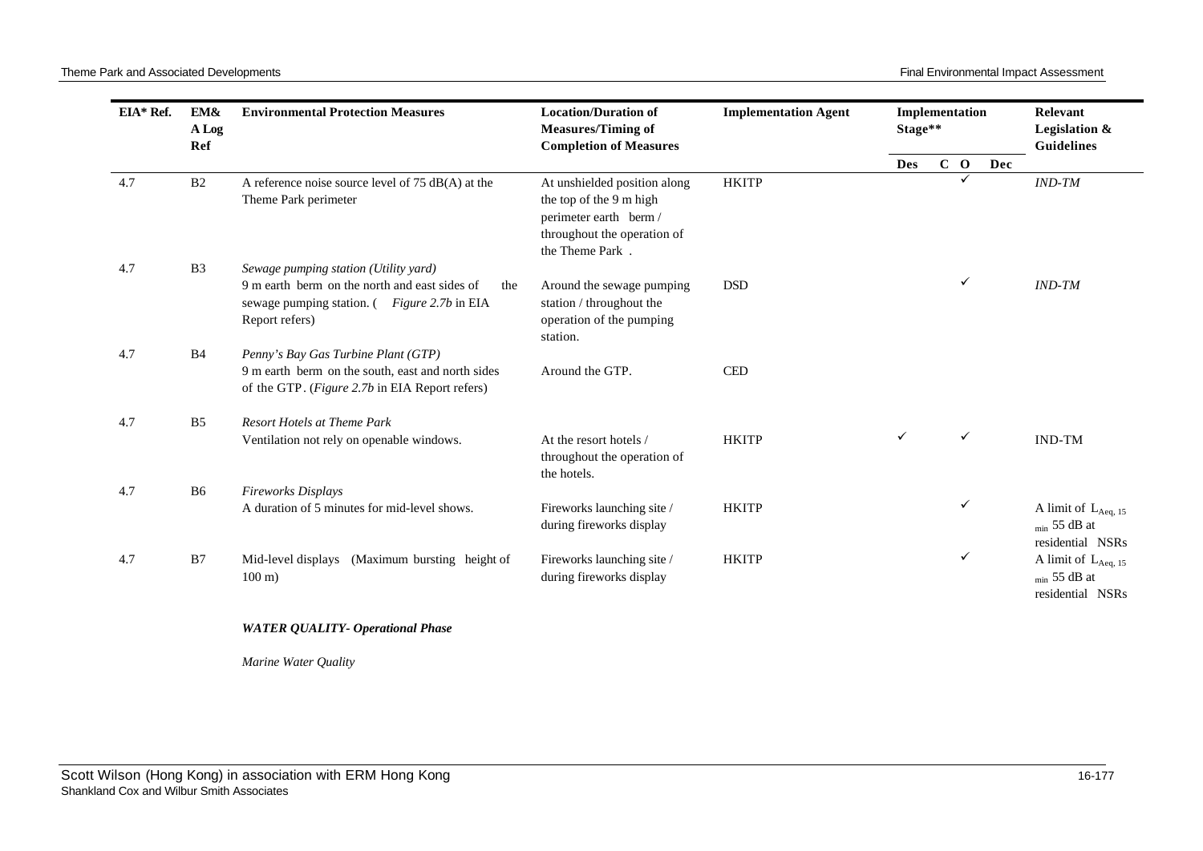| EIA* Ref. | EM& A Log Ref | Environmental Protection Measures | Location/Duration of Measures/Timing of Completion of Measures | Implementation Agent | Implementation Stage** | | | | Relevant Legislation & Guidelines |
|---|---|---|---|---|---|---|---|---|---|
| | | | | | Des | C | O | Dec | |
| 4.7 | B2 | A reference noise source level of 75 dB(A) at the Theme Park perimeter | At unshielded position along the top of the 9 m high perimeter earth berm / throughout the operation of the Theme Park . | HKITP | | | ✓ | | *IND-TM* |
| 4.7 | B3 | *Sewage pumping station (Utility yard)*<br>9 m earth berm on the north and east sides of the sewage pumping station. ( *Figure 2.7b* in EIA Report refers) | Around the sewage pumping station / throughout the operation of the pumping station. | DSD | | | ✓ | | *IND-TM* |
| 4.7 | B4 | *Penny's Bay Gas Turbine Plant (GTP)*<br>9 m earth berm on the south, east and north sides of the GTP. (*Figure 2.7b* in EIA Report refers) | Around the GTP. | CED | | | | | |
| 4.7 | B5 | *Resort Hotels at Theme Park*<br>Ventilation not rely on openable windows. | At the resort hotels / throughout the operation of the hotels. | HKITP | ✓ | | ✓ | | IND-TM |
| 4.7 | B6 | *Fireworks Displays*<br>A duration of 5 minutes for mid-level shows. | Fireworks launching site / during fireworks display | HKITP | | | ✓ | | A limit of $L_{Aeq, 15 min}$ 55 dB at residential NSRs |
| 4.7 | B7 | Mid-level displays (Maximum bursting height of 100 m) | Fireworks launching site / during fireworks display | HKITP | | | ✓ | | A limit of $L_{Aeq, 15 min}$ 55 dB at residential NSRs |
| | | ***WATER QUALITY- Operational Phase*** | | | | | | | |
| | | *Marine Water Quality* | | | | | | | |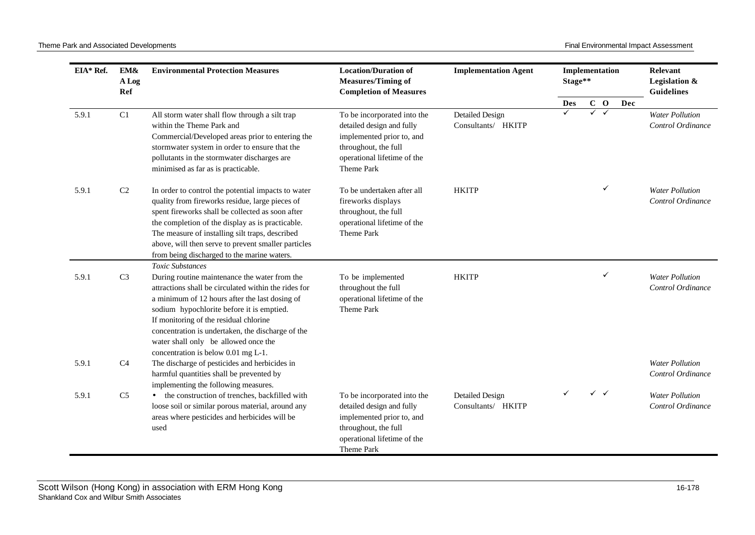| EIA* Ref. | EM&A Log Ref | Environmental Protection Measures | Location/Duration of Measures/Timing of Completion of Measures | Implementation Agent | Implementation Stage** | | | | Relevant Legislation & Guidelines |
|---|---|---|---|---|---|---|---|---|---|
| | | | | | Des | C | O | Dec | |
| 5.9.1 | C1 | All storm water shall flow through a silt trap within the Theme Park and Commercial/Developed areas prior to entering the stormwater system in order to ensure that the pollutants in the stormwater discharges are minimised as far as is practicable. | To be incorporated into the detailed design and fully implemented prior to, and throughout, the full operational lifetime of the Theme Park | Detailed Design Consultants/ HKITP | ✓ | ✓ | ✓ | | *Water Pollution Control Ordinance* |
| 5.9.1 | C2 | In order to control the potential impacts to water quality from fireworks residue, large pieces of spent fireworks shall be collected as soon after the completion of the display as is practicable. The measure of installing silt traps, described above, will then serve to prevent smaller particles from being discharged to the marine waters. | To be undertaken after all fireworks displays throughout, the full operational lifetime of the Theme Park | HKITP | | | ✓ | | *Water Pollution Control Ordinance* |
| | | *Toxic Substances* | | | | | | | |
| 5.9.1 | C3 | During routine maintenance the water from the attractions shall be circulated within the rides for a minimum of 12 hours after the last dosing of sodium hypochlorite before it is emptied. If monitoring of the residual chlorine concentration is undertaken, the discharge of the water shall only be allowed once the concentration is below 0.01 mg L-1. | To be implemented throughout the full operational lifetime of the Theme Park | HKITP | | | ✓ | | *Water Pollution Control Ordinance* |
| 5.9.1 | C4 | The discharge of pesticides and herbicides in harmful quantities shall be prevented by implementing the following measures. | | | | | | | *Water Pollution Control Ordinance* |
| 5.9.1 | C5 | • the construction of trenches, backfilled with loose soil or similar porous material, around any areas where pesticides and herbicides will be used | To be incorporated into the detailed design and fully implemented prior to, and throughout, the full operational lifetime of the Theme Park | Detailed Design Consultants/ HKITP | ✓ | ✓ | ✓ | | *Water Pollution Control Ordinance* |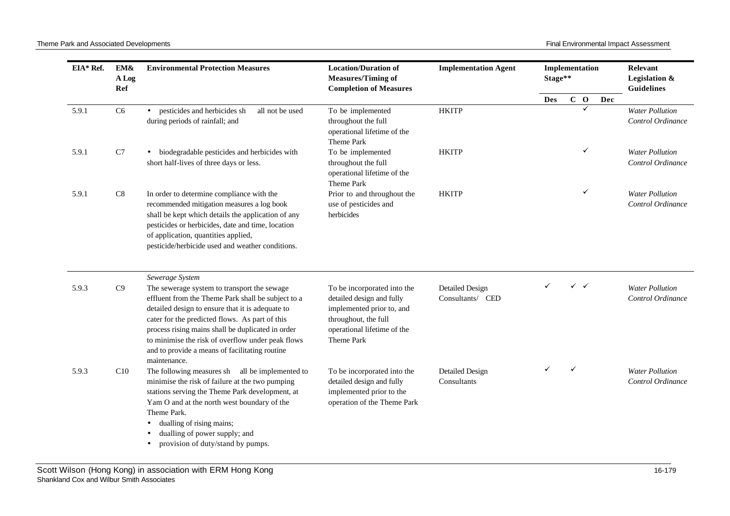| EIA* Ref. | EM&A Log Ref | Environmental Protection Measures | Location/Duration of Measures/Timing of Completion of Measures | Implementation Agent | Implementation Stage** | | | | Relevant Legislation & Guidelines |
|---|---|---|---|---|---|---|---|---|---|
| | | | | | Des | C | O | Dec | |
| 5.9.1 | C6 | • pesticides and herbicides shall not be used during periods of rainfall; and | To be implemented throughout the full operational lifetime of the Theme Park | HKITP | | | ✓ | | *Water Pollution Control Ordinance* |
| 5.9.1 | C7 | • biodegradable pesticides and herbicides with short half-lives of three days or less. | To be implemented throughout the full operational lifetime of the Theme Park | HKITP | | | ✓ | | *Water Pollution Control Ordinance* |
| 5.9.1 | C8 | In order to determine compliance with the recommended mitigation measures a log book shall be kept which details the application of any pesticides or herbicides, date and time, location of application, quantities applied, pesticide/herbicide used and weather conditions. | Prior to and throughout the use of pesticides and herbicides | HKITP | | | ✓ | | *Water Pollution Control Ordinance* |
| | | *Sewerage System* | | | | | | | |
| 5.9.3 | C9 | The sewerage system to transport the sewage effluent from the Theme Park shall be subject to a detailed design to ensure that it is adequate to cater for the predicted flows. As part of this process rising mains shall be duplicated in order to minimise the risk of overflow under peak flows and to provide a means of facilitating routine maintenance. | To be incorporated into the detailed design and fully implemented prior to, and throughout, the full operational lifetime of the Theme Park | Detailed Design Consultants/ CED | ✓ | ✓ | ✓ | | *Water Pollution Control Ordinance* |
| 5.9.3 | C10 | The following measures shall be implemented to minimise the risk of failure at the two pumping stations serving the Theme Park development, at Yam O and at the north west boundary of the Theme Park.<br>• dualling of rising mains;<br>• dualling of power supply; and<br>• provision of duty/stand by pumps. | To be incorporated into the detailed design and fully implemented prior to the operation of the Theme Park | Detailed Design Consultants | ✓ | ✓ | | | *Water Pollution Control Ordinance* |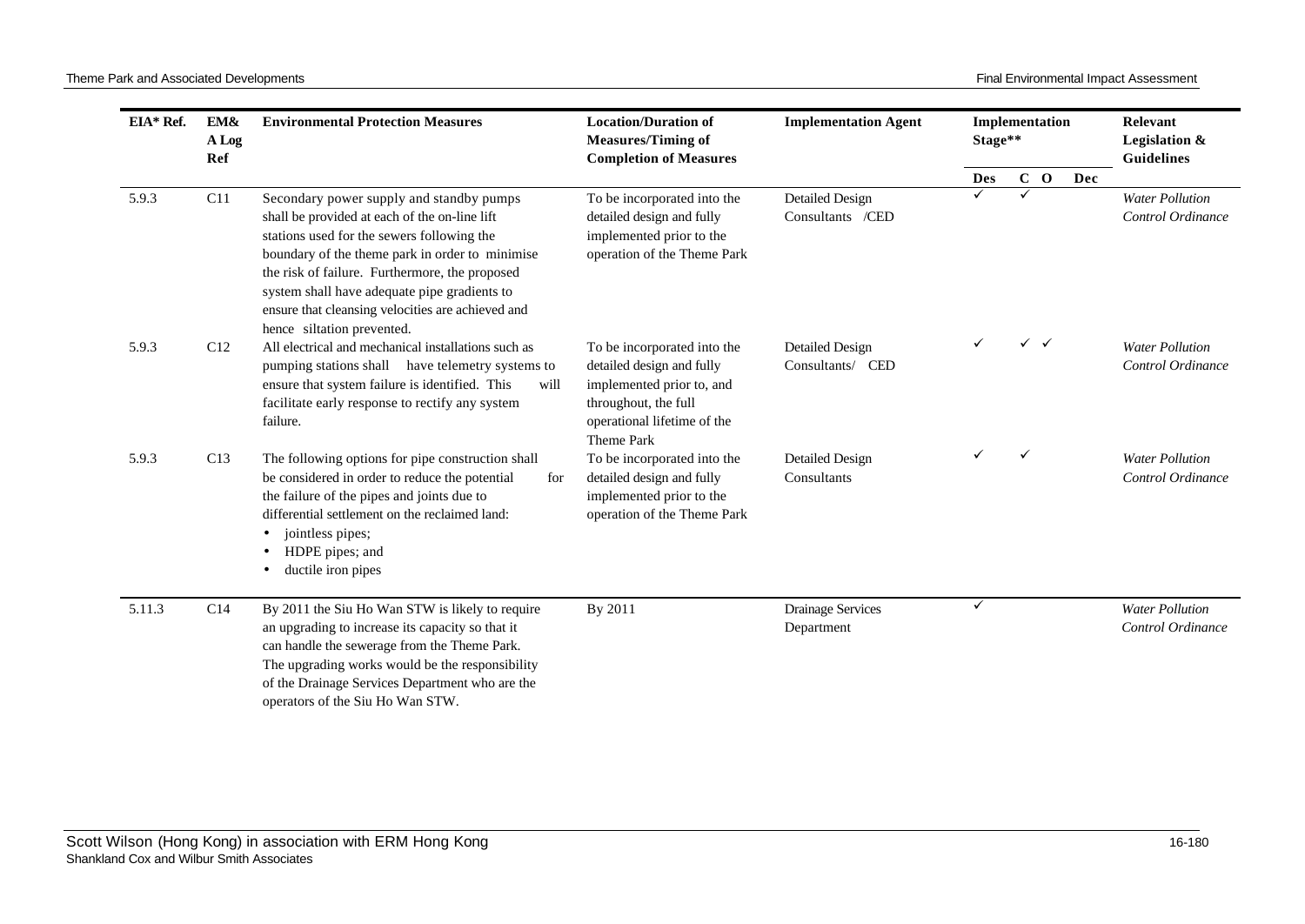| EIA* Ref. | EM&A Log Ref | Environmental Protection Measures | Location/Duration of Measures/Timing of Completion of Measures | Implementation Agent | Implementation Stage** | | | | Relevant Legislation & Guidelines |
|---|---|---|---|---|---|---|---|---|---|
| | | | | | Des | C | O | Dec | |
| 5.9.3 | C11 | Secondary power supply and standby pumps shall be provided at each of the on-line lift stations used for the sewers following the boundary of the theme park in order to minimise the risk of failure. Furthermore, the proposed system shall have adequate pipe gradients to ensure that cleansing velocities are achieved and hence siltation prevented. | To be incorporated into the detailed design and fully implemented prior to the operation of the Theme Park | Detailed Design Consultants /CED | ✓ | ✓ | | | *Water Pollution Control Ordinance* |
| 5.9.3 | C12 | All electrical and mechanical installations such as pumping stations shall have telemetry systems to ensure that system failure is identified. This will facilitate early response to rectify any system failure. | To be incorporated into the detailed design and fully implemented prior to, and throughout, the full operational lifetime of the Theme Park | Detailed Design Consultants/ CED | ✓ | ✓ | ✓ | | *Water Pollution Control Ordinance* |
| 5.9.3 | C13 | The following options for pipe construction shall be considered in order to reduce the potential for the failure of the pipes and joints due to differential settlement on the reclaimed land:<br>• jointless pipes;<br>• HDPE pipes; and<br>• ductile iron pipes | To be incorporated into the detailed design and fully implemented prior to the operation of the Theme Park | Detailed Design Consultants | ✓ | ✓ | | | *Water Pollution Control Ordinance* |
| 5.11.3 | C14 | By 2011 the Siu Ho Wan STW is likely to require an upgrading to increase its capacity so that it can handle the sewerage from the Theme Park. The upgrading works would be the responsibility of the Drainage Services Department who are the operators of the Siu Ho Wan STW. | By 2011 | Drainage Services Department | ✓ | | | | *Water Pollution Control Ordinance* |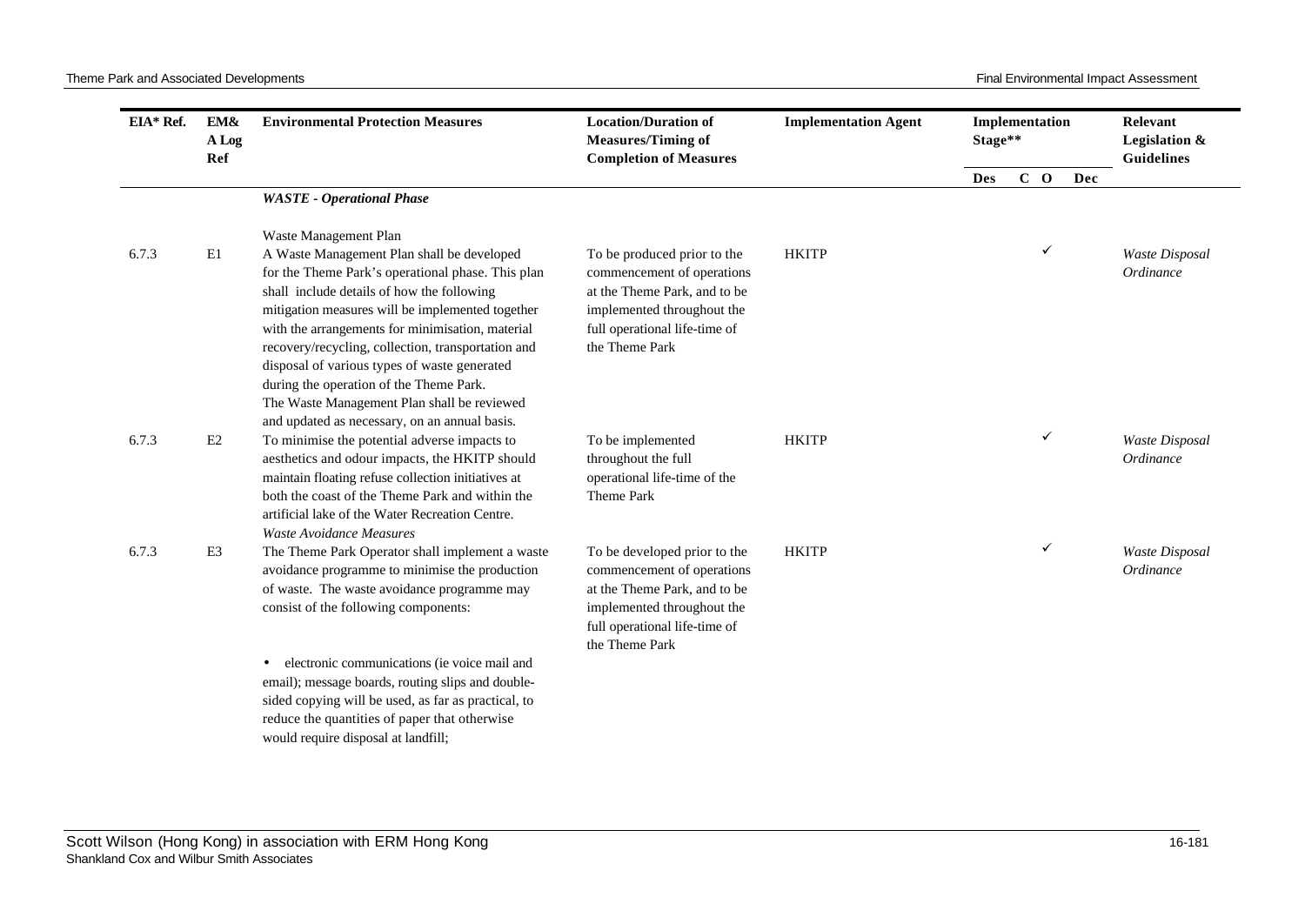| EIA* Ref. | EM&A Log Ref | Environmental Protection Measures | Location/Duration of Measures/Timing of Completion of Measures | Implementation Agent | Implementation Stage** | | | | Relevant Legislation & Guidelines |
|---|---|---|---|---|---|---|---|---|---|
| | | | | | Des | C | O | Dec | |
| | | ***WASTE - Operational Phase*** | | | | | | | |
| | | Waste Management Plan | | | | | | | |
| 6.7.3 | E1 | A Waste Management Plan shall be developed for the Theme Park's operational phase. This plan shall include details of how the following mitigation measures will be implemented together with the arrangements for minimisation, material recovery/recycling, collection, transportation and disposal of various types of waste generated during the operation of the Theme Park. The Waste Management Plan shall be reviewed and updated as necessary, on an annual basis. | To be produced prior to the commencement of operations at the Theme Park, and to be implemented throughout the full operational life-time of the Theme Park | HKITP | | | ✓ | | *Waste Disposal Ordinance* |
| 6.7.3 | E2 | To minimise the potential adverse impacts to aesthetics and odour impacts, the HKITP should maintain floating refuse collection initiatives at both the coast of the Theme Park and within the artificial lake of the Water Recreation Centre. | To be implemented throughout the full operational life-time of the Theme Park | HKITP | | | ✓ | | *Waste Disposal Ordinance* |
| | | *Waste Avoidance Measures* | | | | | | | |
| 6.7.3 | E3 | The Theme Park Operator shall implement a waste avoidance programme to minimise the production of waste. The waste avoidance programme may consist of the following components:<br><br>• electronic communications (ie voice mail and email); message boards, routing slips and double-sided copying will be used, as far as practical, to reduce the quantities of paper that otherwise would require disposal at landfill; | To be developed prior to the commencement of operations at the Theme Park, and to be implemented throughout the full operational life-time of the Theme Park | HKITP | | | ✓ | | *Waste Disposal Ordinance* |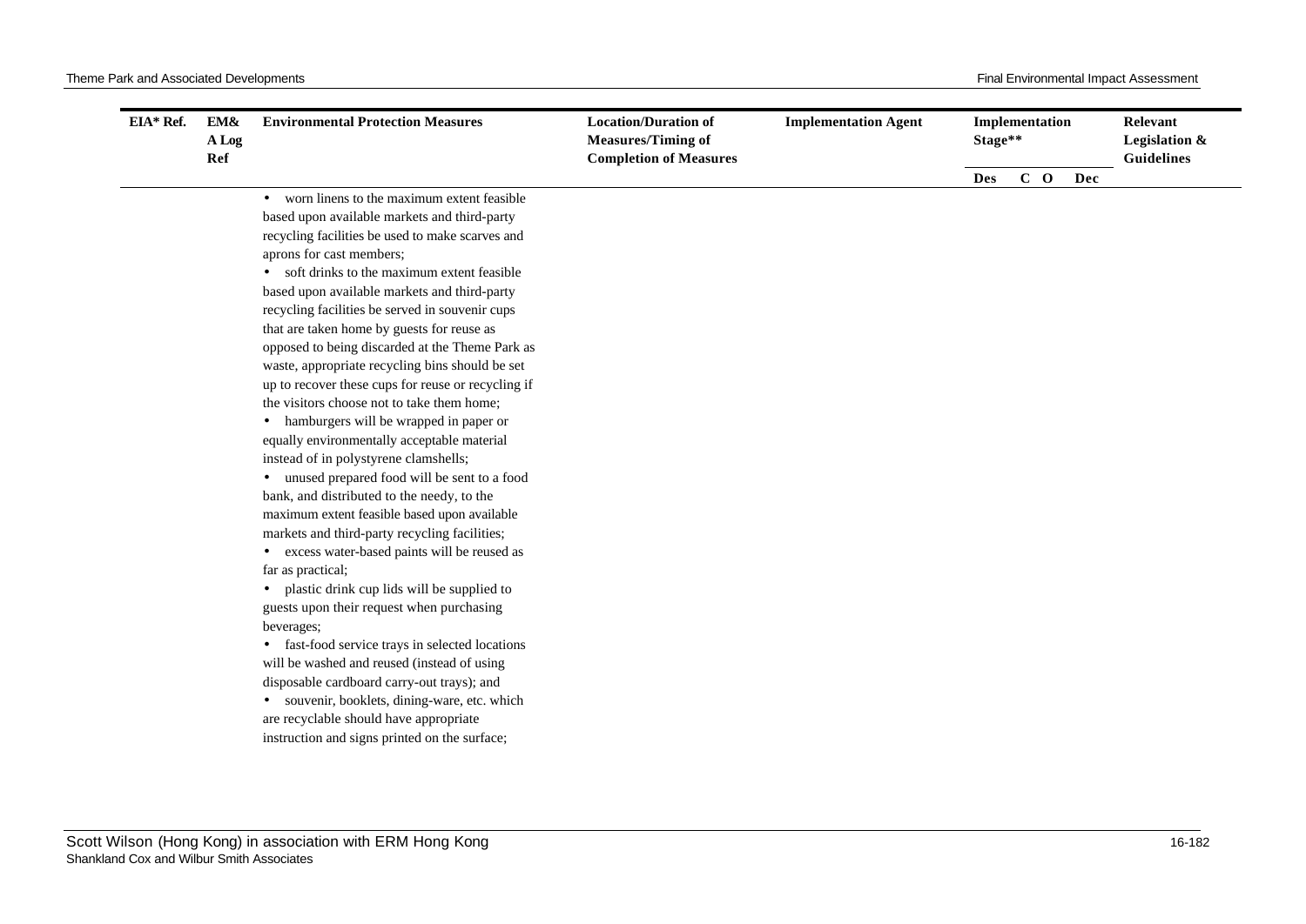| EIA* Ref. | EM&A Log Ref | Environmental Protection Measures | Location/Duration of Measures/Timing of Completion of Measures | Implementation Agent | Implementation Stage** | | | | Relevant Legislation & Guidelines |
|---|---|---|---|---|---|---|---|---|---|
| | | | | | Des | C | O | Dec | |
| | | • worn linens to the maximum extent feasible based upon available markets and third-party recycling facilities be used to make scarves and aprons for cast members;<br>• soft drinks to the maximum extent feasible based upon available markets and third-party recycling facilities be served in souvenir cups that are taken home by guests for reuse as opposed to being discarded at the Theme Park as waste, appropriate recycling bins should be set up to recover these cups for reuse or recycling if the visitors choose not to take them home;<br>• hamburgers will be wrapped in paper or equally environmentally acceptable material instead of in polystyrene clamshells;<br>• unused prepared food will be sent to a food bank, and distributed to the needy, to the maximum extent feasible based upon available markets and third-party recycling facilities;<br>• excess water-based paints will be reused as far as practical;<br>• plastic drink cup lids will be supplied to guests upon their request when purchasing beverages;<br>• fast-food service trays in selected locations will be washed and reused (instead of using disposable cardboard carry-out trays); and<br>• souvenir, booklets, dining-ware, etc. which are recyclable should have appropriate instruction and signs printed on the surface; | | | | | | | |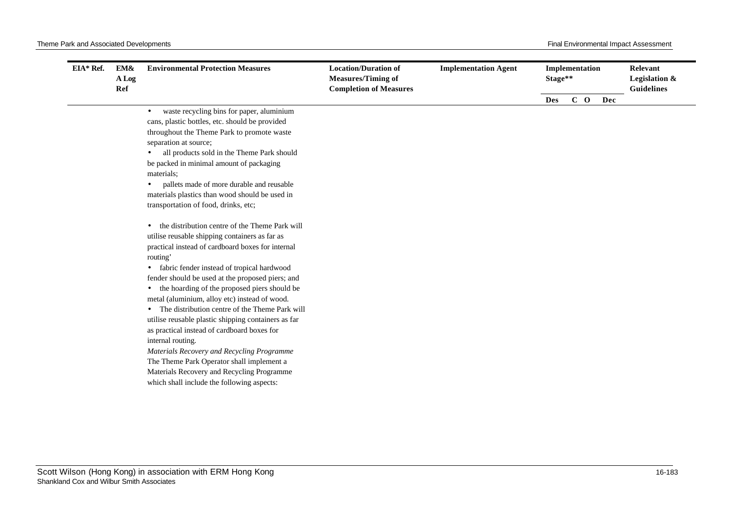| EIA* Ref. | EM&A Log Ref | Environmental Protection Measures | Location/Duration of Measures/Timing of Completion of Measures | Implementation Agent | Implementation Stage** | | | | Relevant Legislation & Guidelines |
|---|---|---|---|---|---|---|---|---|---|
| | | | | | Des | C | O | Dec | |
| | | • waste recycling bins for paper, aluminium cans, plastic bottles, etc. should be provided throughout the Theme Park to promote waste separation at source;<br>• all products sold in the Theme Park should be packed in minimal amount of packaging materials;<br>• pallets made of more durable and reusable materials plastics than wood should be used in transportation of food, drinks, etc;<br><br>• the distribution centre of the Theme Park will utilise reusable shipping containers as far as practical instead of cardboard boxes for internal routing'<br>• fabric fender instead of tropical hardwood fender should be used at the proposed piers; and<br>• the hoarding of the proposed piers should be metal (aluminium, alloy etc) instead of wood.<br>• The distribution centre of the Theme Park will utilise reusable plastic shipping containers as far as practical instead of cardboard boxes for internal routing.<br>*Materials Recovery and Recycling Programme*<br>The Theme Park Operator shall implement a Materials Recovery and Recycling Programme which shall include the following aspects: | | | | | | | |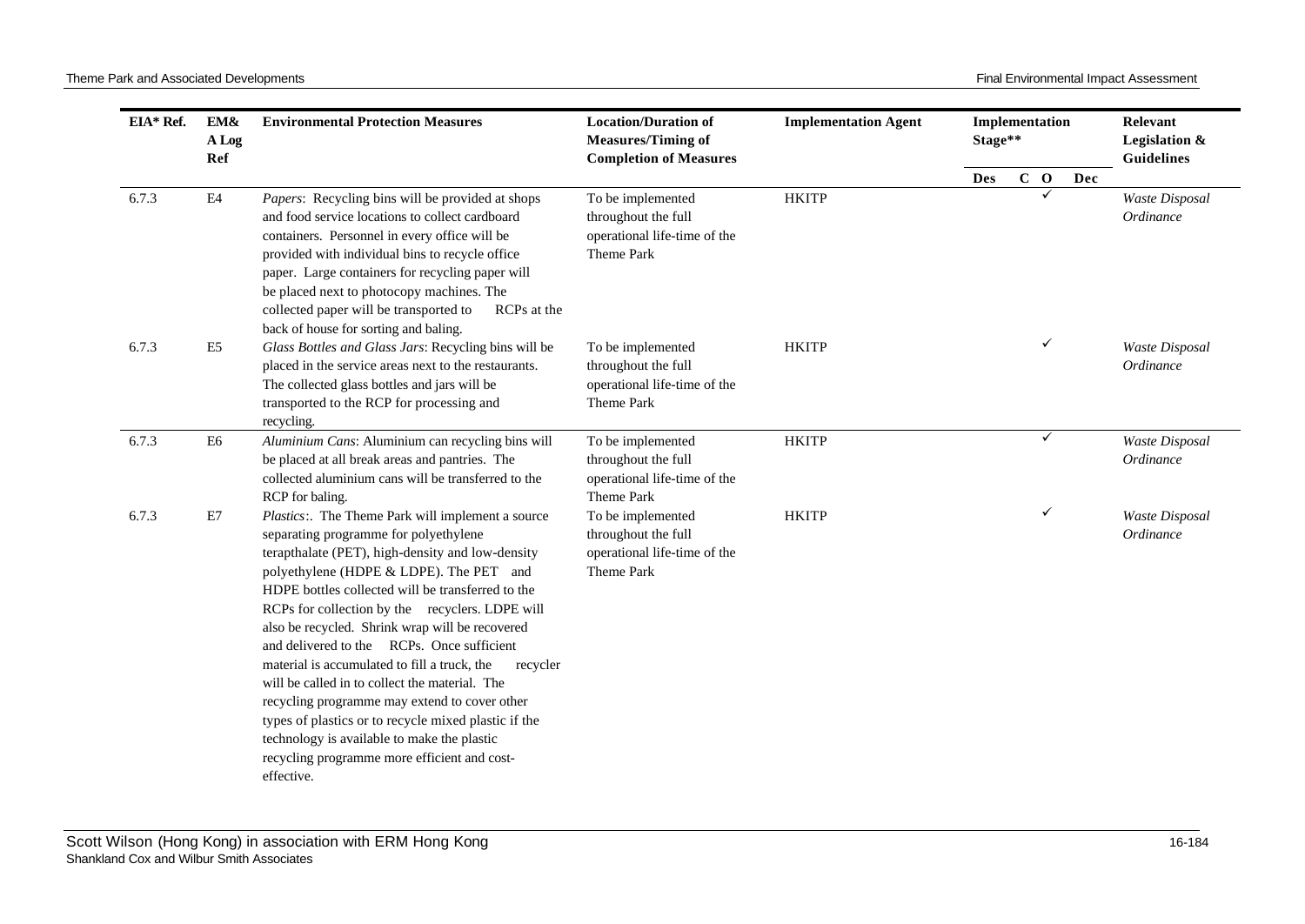| EIA* Ref. | EM&A Log Ref | Environmental Protection Measures | Location/Duration of Measures/Timing of Completion of Measures | Implementation Agent | Implementation Stage** | | | | Relevant Legislation & Guidelines |
|---|---|---|---|---|---|---|---|---|---|
| | | | | | Des | C | O | Dec | |
| 6.7.3 | E4 | *Papers*: Recycling bins will be provided at shops and food service locations to collect cardboard containers. Personnel in every office will be provided with individual bins to recycle office paper. Large containers for recycling paper will be placed next to photocopy machines. The collected paper will be transported to RCPs at the back of house for sorting and baling. | To be implemented throughout the full operational life-time of the Theme Park | HKITP | | | ✓ | | *Waste Disposal Ordinance* |
| 6.7.3 | E5 | *Glass Bottles and Glass Jars*: Recycling bins will be placed in the service areas next to the restaurants. The collected glass bottles and jars will be transported to the RCP for processing and recycling. | To be implemented throughout the full operational life-time of the Theme Park | HKITP | | | ✓ | | *Waste Disposal Ordinance* |
| 6.7.3 | E6 | *Aluminium Cans*: Aluminium can recycling bins will be placed at all break areas and pantries. The collected aluminium cans will be transferred to the RCP for baling. | To be implemented throughout the full operational life-time of the Theme Park | HKITP | | | ✓ | | *Waste Disposal Ordinance* |
| 6.7.3 | E7 | *Plastics*:. The Theme Park will implement a source separating programme for polyethylene terapthalate (PET), high-density and low-density polyethylene (HDPE & LDPE). The PET and HDPE bottles collected will be transferred to the RCPs for collection by the recyclers. LDPE will also be recycled. Shrink wrap will be recovered and delivered to the RCPs. Once sufficient material is accumulated to fill a truck, the recycler will be called in to collect the material. The recycling programme may extend to cover other types of plastics or to recycle mixed plastic if the technology is available to make the plastic recycling programme more efficient and cost-effective. | To be implemented throughout the full operational life-time of the Theme Park | HKITP | | | ✓ | | *Waste Disposal Ordinance* |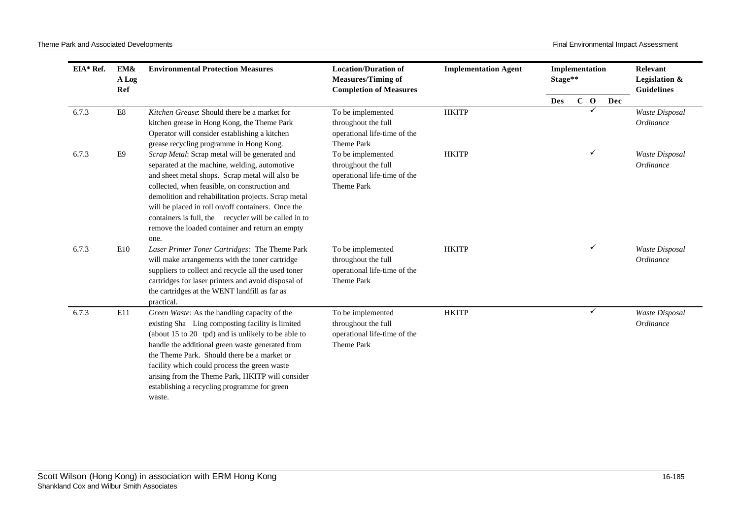| EIA* Ref. | EM&A Log Ref | Environmental Protection Measures | Location/Duration of Measures/Timing of Completion of Measures | Implementation Agent | Implementation Stage** | | | | Relevant Legislation & Guidelines |
|---|---|---|---|---|---|---|---|---|---|
| | | | | | Des | C | O | Dec | |
| 6.7.3 | E8 | *Kitchen Grease*: Should there be a market for kitchen grease in Hong Kong, the Theme Park Operator will consider establishing a kitchen grease recycling programme in Hong Kong. | To be implemented throughout the full operational life-time of the Theme Park | HKITP | | | ✓ | | *Waste Disposal Ordinance* |
| 6.7.3 | E9 | *Scrap Metal*: Scrap metal will be generated and separated at the machine, welding, automotive and sheet metal shops. Scrap metal will also be collected, when feasible, on construction and demolition and rehabilitation projects. Scrap metal will be placed in roll on/off containers. Once the containers is full, the recycler will be called in to remove the loaded container and return an empty one. | To be implemented throughout the full operational life-time of the Theme Park | HKITP | | | ✓ | | *Waste Disposal Ordinance* |
| 6.7.3 | E10 | *Laser Printer Toner Cartridges*: The Theme Park will make arrangements with the toner cartridge suppliers to collect and recycle all the used toner cartridges for laser printers and avoid disposal of the cartridges at the WENT landfill as far as practical. | To be implemented throughout the full operational life-time of the Theme Park | HKITP | | | ✓ | | *Waste Disposal Ordinance* |
| 6.7.3 | E11 | *Green Waste*: As the handling capacity of the existing Sha Ling composting facility is limited (about 15 to 20 tpd) and is unlikely to be able to handle the additional green waste generated from the Theme Park. Should there be a market or facility which could process the green waste arising from the Theme Park, HKITP will consider establishing a recycling programme for green waste. | To be implemented throughout the full operational life-time of the Theme Park | HKITP | | | ✓ | | *Waste Disposal Ordinance* |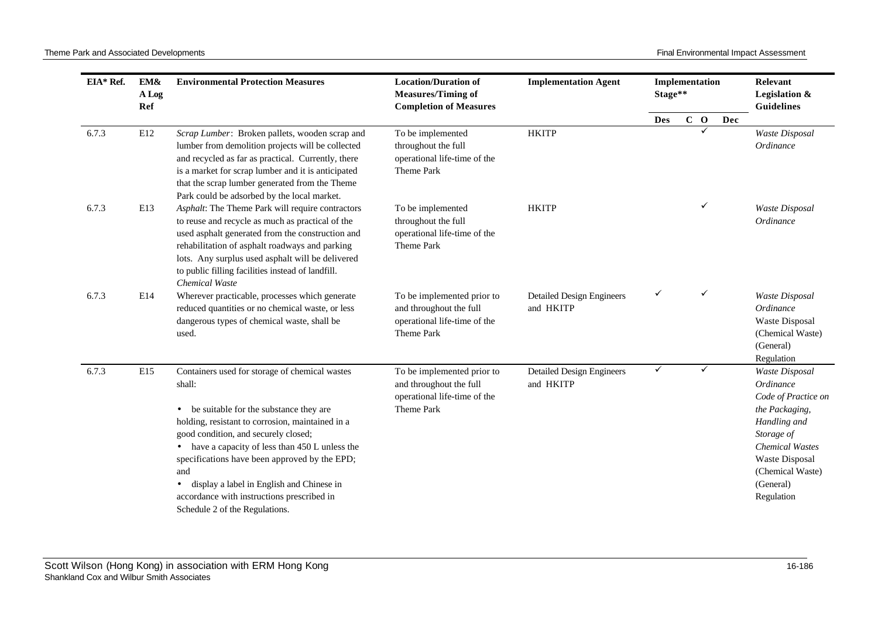| EIA* Ref. | EM&A Log Ref | Environmental Protection Measures | Location/Duration of Measures/Timing of Completion of Measures | Implementation Agent | Implementation Stage** | | | | Relevant Legislation & Guidelines |
|---|---|---|---|---|---|---|---|---|---|
| | | | | | Des | C | O | Dec | |
| 6.7.3 | E12 | *Scrap Lumber*: Broken pallets, wooden scrap and lumber from demolition projects will be collected and recycled as far as practical. Currently, there is a market for scrap lumber and it is anticipated that the scrap lumber generated from the Theme Park could be adsorbed by the local market. | To be implemented throughout the full operational life-time of the Theme Park | HKITP | | | ✓ | | *Waste Disposal Ordinance* |
| 6.7.3 | E13 | *Asphalt*: The Theme Park will require contractors to reuse and recycle as much as practical of the used asphalt generated from the construction and rehabilitation of asphalt roadways and parking lots. Any surplus used asphalt will be delivered to public filling facilities instead of landfill. | To be implemented throughout the full operational life-time of the Theme Park | HKITP | | | ✓ | | *Waste Disposal Ordinance* |
| | | *Chemical Waste* | | | | | | | |
| 6.7.3 | E14 | Wherever practicable, processes which generate reduced quantities or no chemical waste, or less dangerous types of chemical waste, shall be used. | To be implemented prior to and throughout the full operational life-time of the Theme Park | Detailed Design Engineers and HKITP | ✓ | | ✓ | | *Waste Disposal Ordinance*<br>Waste Disposal (Chemical Waste) (General) Regulation |
| 6.7.3 | E15 | Containers used for storage of chemical wastes shall:<br>• be suitable for the substance they are holding, resistant to corrosion, maintained in a good condition, and securely closed;<br>• have a capacity of less than 450 L unless the specifications have been approved by the EPD; and<br>• display a label in English and Chinese in accordance with instructions prescribed in Schedule 2 of the Regulations. | To be implemented prior to and throughout the full operational life-time of the Theme Park | Detailed Design Engineers and HKITP | ✓ | | ✓ | | *Waste Disposal Ordinance*<br>*Code of Practice on the Packaging, Handling and Storage of Chemical Wastes*<br>Waste Disposal (Chemical Waste) (General) Regulation |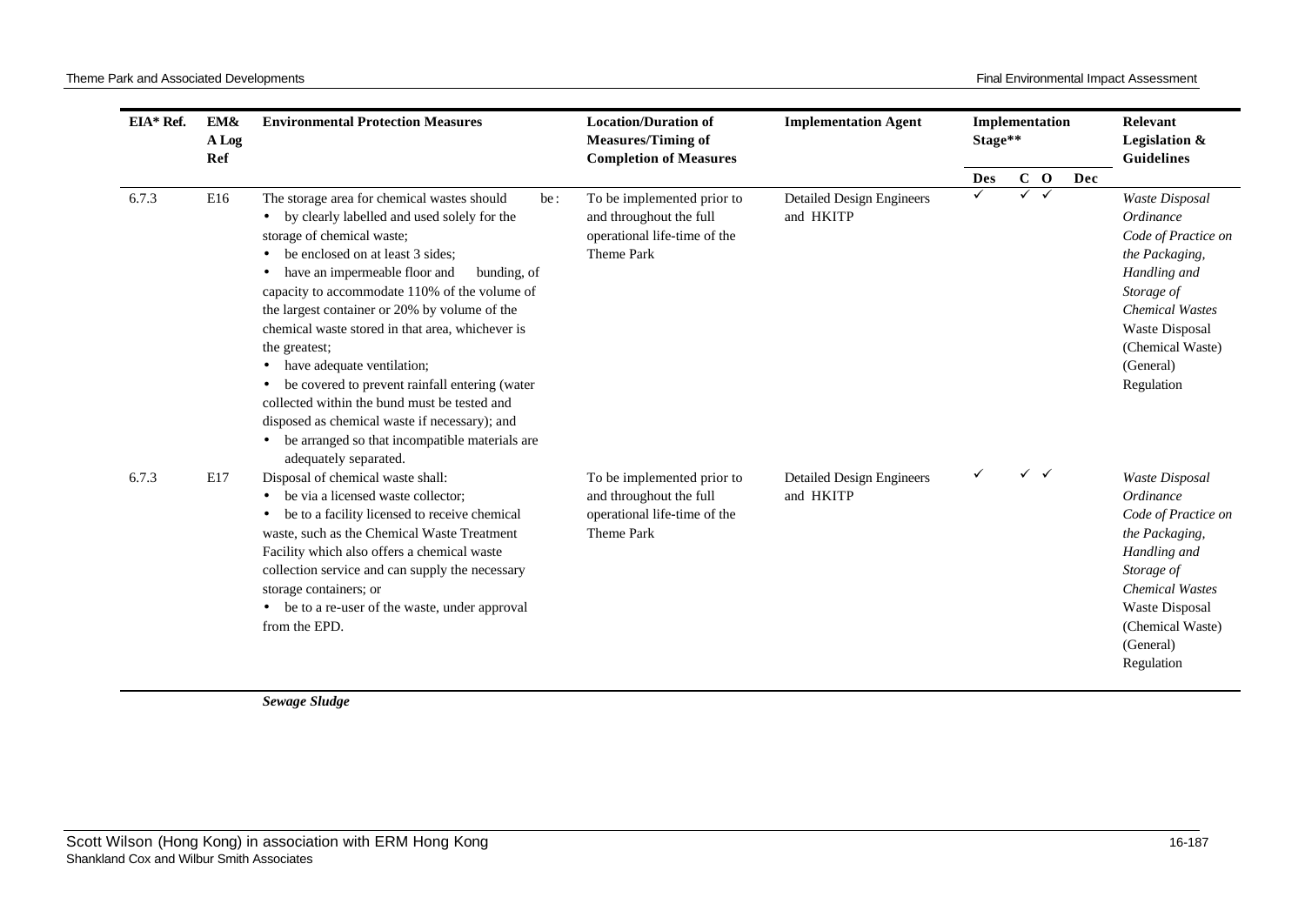| EIA* Ref. | EM&A Log Ref | Environmental Protection Measures | Location/Duration of Measures/Timing of Completion of Measures | Implementation Agent | Implementation Stage** | | | | Relevant Legislation & Guidelines |
|---|---|---|---|---|---|---|---|---|---|
| | | | | | Des | C | O | Dec | |
| 6.7.3 | E16 | The storage area for chemical wastes should be:<br>• by clearly labelled and used solely for the storage of chemical waste;<br>• be enclosed on at least 3 sides;<br>• have an impermeable floor and bunding, of capacity to accommodate 110% of the volume of the largest container or 20% by volume of the chemical waste stored in that area, whichever is the greatest;<br>• have adequate ventilation;<br>• be covered to prevent rainfall entering (water collected within the bund must be tested and disposed as chemical waste if necessary); and<br>• be arranged so that incompatible materials are adequately separated. | To be implemented prior to and throughout the full operational life-time of the Theme Park | Detailed Design Engineers and HKITP | ✓ | ✓ | ✓ | | *Waste Disposal Ordinance*<br>*Code of Practice on the Packaging, Handling and Storage of Chemical Wastes*<br>Waste Disposal (Chemical Waste) (General) Regulation |
| 6.7.3 | E17 | Disposal of chemical waste shall:<br>• be via a licensed waste collector;<br>• be to a facility licensed to receive chemical waste, such as the Chemical Waste Treatment Facility which also offers a chemical waste collection service and can supply the necessary storage containers; or<br>• be to a re-user of the waste, under approval from the EPD. | To be implemented prior to and throughout the full operational life-time of the Theme Park | Detailed Design Engineers and HKITP | ✓ | ✓ | ✓ | | *Waste Disposal Ordinance*<br>*Code of Practice on the Packaging, Handling and Storage of Chemical Wastes*<br>Waste Disposal (Chemical Waste) (General) Regulation |

***Sewage Sludge***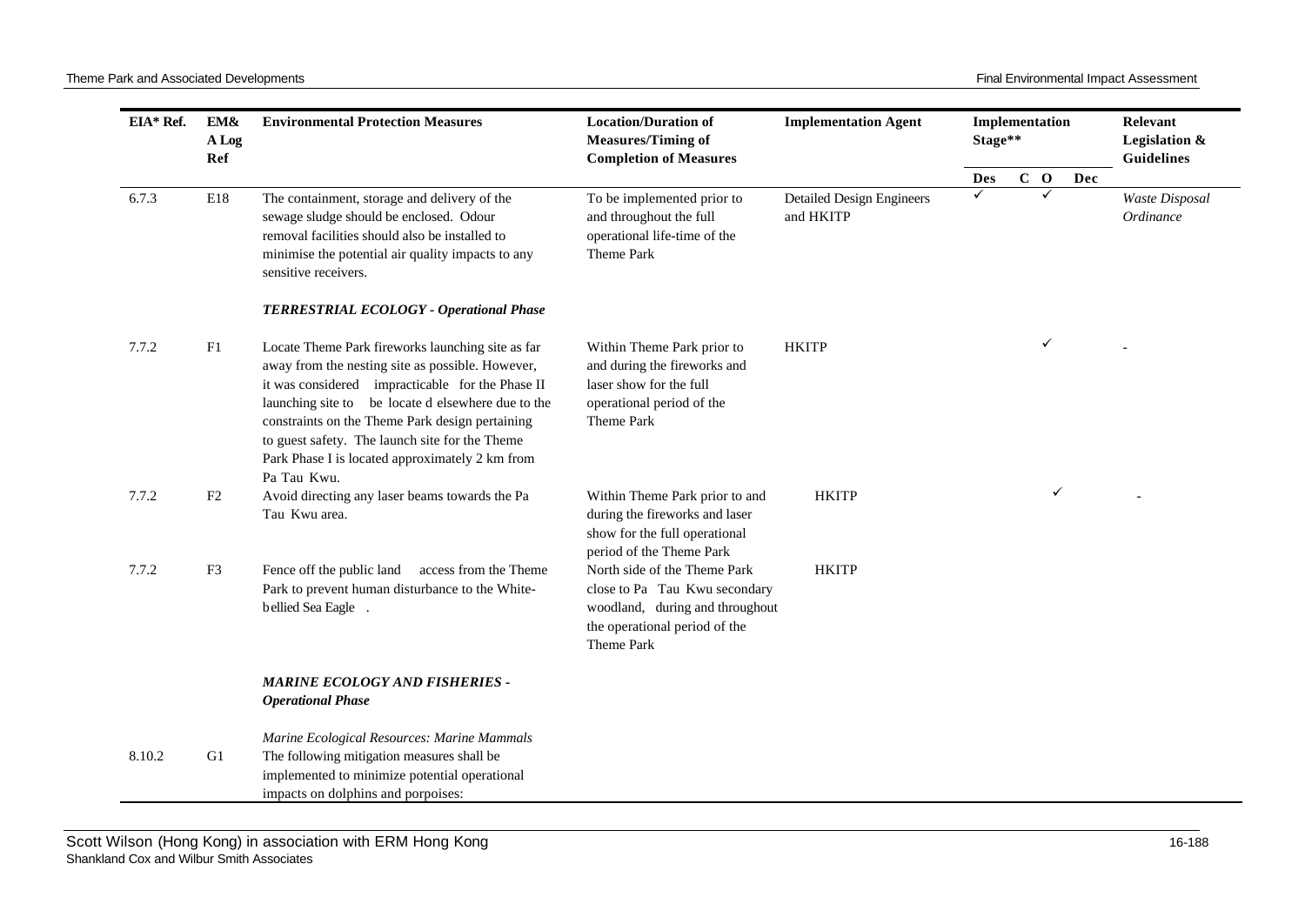| EIA* Ref. | EM&A Log Ref | Environmental Protection Measures | Location/Duration of Measures/Timing of Completion of Measures | Implementation Agent | Implementation Stage** | | | | Relevant Legislation & Guidelines |
|---|---|---|---|---|---|---|---|---|---|
| | | | | | Des | C | O | Dec | |
| 6.7.3 | E18 | The containment, storage and delivery of the sewage sludge should be enclosed. Odour removal facilities should also be installed to minimise the potential air quality impacts to any sensitive receivers. | To be implemented prior to and throughout the full operational life-time of the Theme Park | Detailed Design Engineers and HKITP | ✓ | | ✓ | | *Waste Disposal Ordinance* |
| | | ***TERRESTRIAL ECOLOGY - Operational Phase*** | | | | | | | |
| 7.7.2 | F1 | Locate Theme Park fireworks launching site as far away from the nesting site as possible. However, it was considered impracticable for the Phase II launching site to be locate d elsewhere due to the constraints on the Theme Park design pertaining to guest safety. The launch site for the Theme Park Phase I is located approximately 2 km from Pa Tau Kwu. | Within Theme Park prior to and during the fireworks and laser show for the full operational period of the Theme Park | HKITP | | | ✓ | | - |
| 7.7.2 | F2 | Avoid directing any laser beams towards the Pa Tau Kwu area. | Within Theme Park prior to and during the fireworks and laser show for the full operational period of the Theme Park | HKITP | | | ✓ | | - |
| 7.7.2 | F3 | Fence off the public land access from the Theme Park to prevent human disturbance to the White-bellied Sea Eagle . | North side of the Theme Park close to Pa Tau Kwu secondary woodland, during and throughout the operational period of the Theme Park | HKITP | | | | | |
| | | ***MARINE ECOLOGY AND FISHERIES - Operational Phase*** | | | | | | | |
| | | *Marine Ecological Resources: Marine Mammals* | | | | | | | |
| 8.10.2 | G1 | The following mitigation measures shall be implemented to minimize potential operational impacts on dolphins and porpoises: | | | | | | | |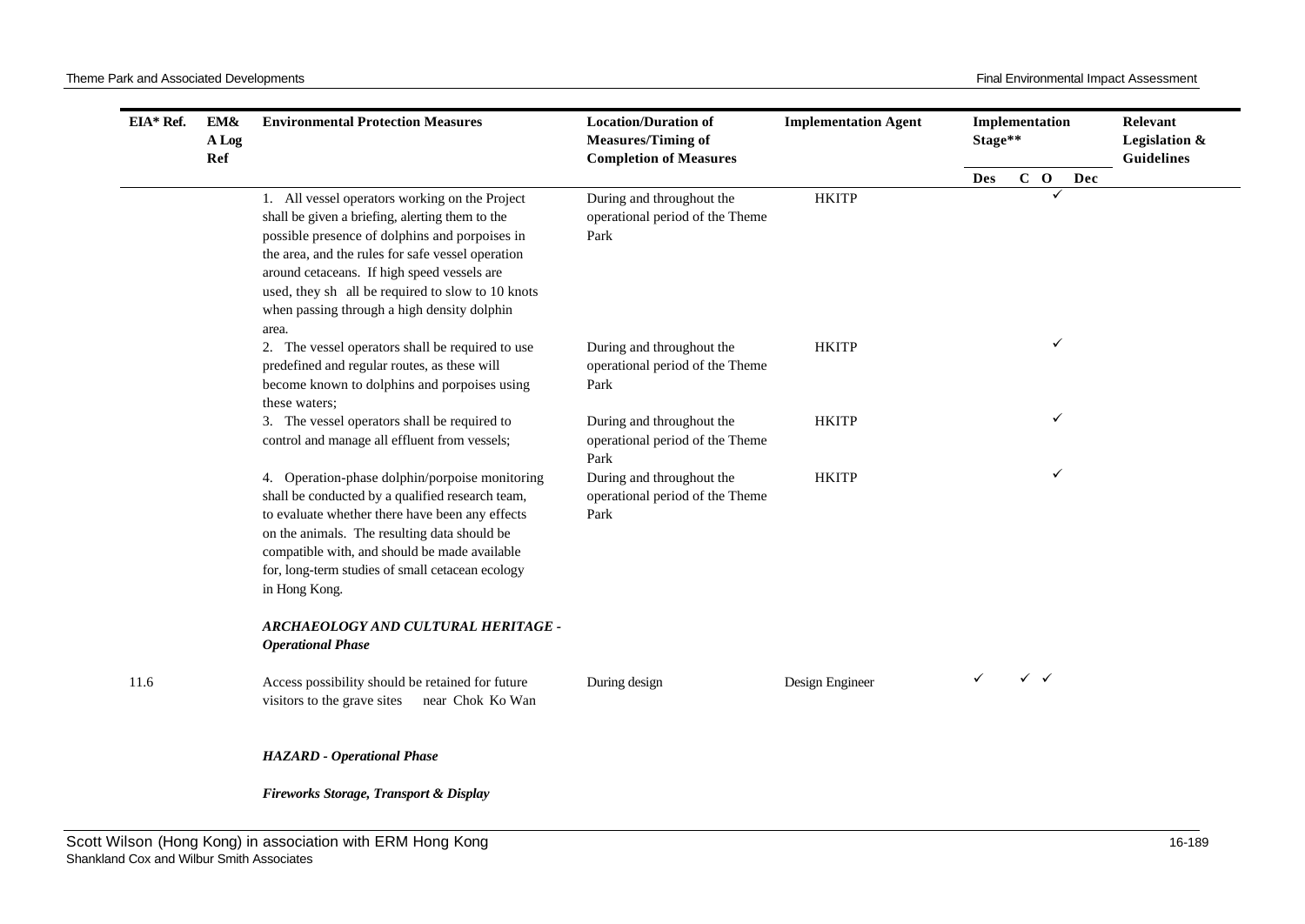| EIA* Ref. | EM&A Log Ref | Environmental Protection Measures | Location/Duration of Measures/Timing of Completion of Measures | Implementation Agent | Implementation Stage** | | | | Relevant Legislation & Guidelines |
|---|---|---|---|---|---|---|---|---|---|
| | | | | | Des | C | O | Dec | |
| | | 1. All vessel operators working on the Project shall be given a briefing, alerting them to the possible presence of dolphins and porpoises in the area, and the rules for safe vessel operation around cetaceans. If high speed vessels are used, they sh all be required to slow to 10 knots when passing through a high density dolphin area. | During and throughout the operational period of the Theme Park | HKITP | | | ✓ | | |
| | | 2. The vessel operators shall be required to use predefined and regular routes, as these will become known to dolphins and porpoises using these waters; | During and throughout the operational period of the Theme Park | HKITP | | | ✓ | | |
| | | 3. The vessel operators shall be required to control and manage all effluent from vessels; | During and throughout the operational period of the Theme Park | HKITP | | | ✓ | | |
| | | 4. Operation-phase dolphin/porpoise monitoring shall be conducted by a qualified research team, to evaluate whether there have been any effects on the animals. The resulting data should be compatible with, and should be made available for, long-term studies of small cetacean ecology in Hong Kong. | During and throughout the operational period of the Theme Park | HKITP | | | ✓ | | |
| | | ***ARCHAEOLOGY AND CULTURAL HERITAGE - Operational Phase*** | | | | | | | |
| 11.6 | | Access possibility should be retained for future visitors to the grave sites near Chok Ko Wan | During design | Design Engineer | ✓ | ✓ | ✓ | | |
| | | ***HAZARD - Operational Phase*** | | | | | | | |
| | | ***Fireworks Storage, Transport & Display*** | | | | | | | |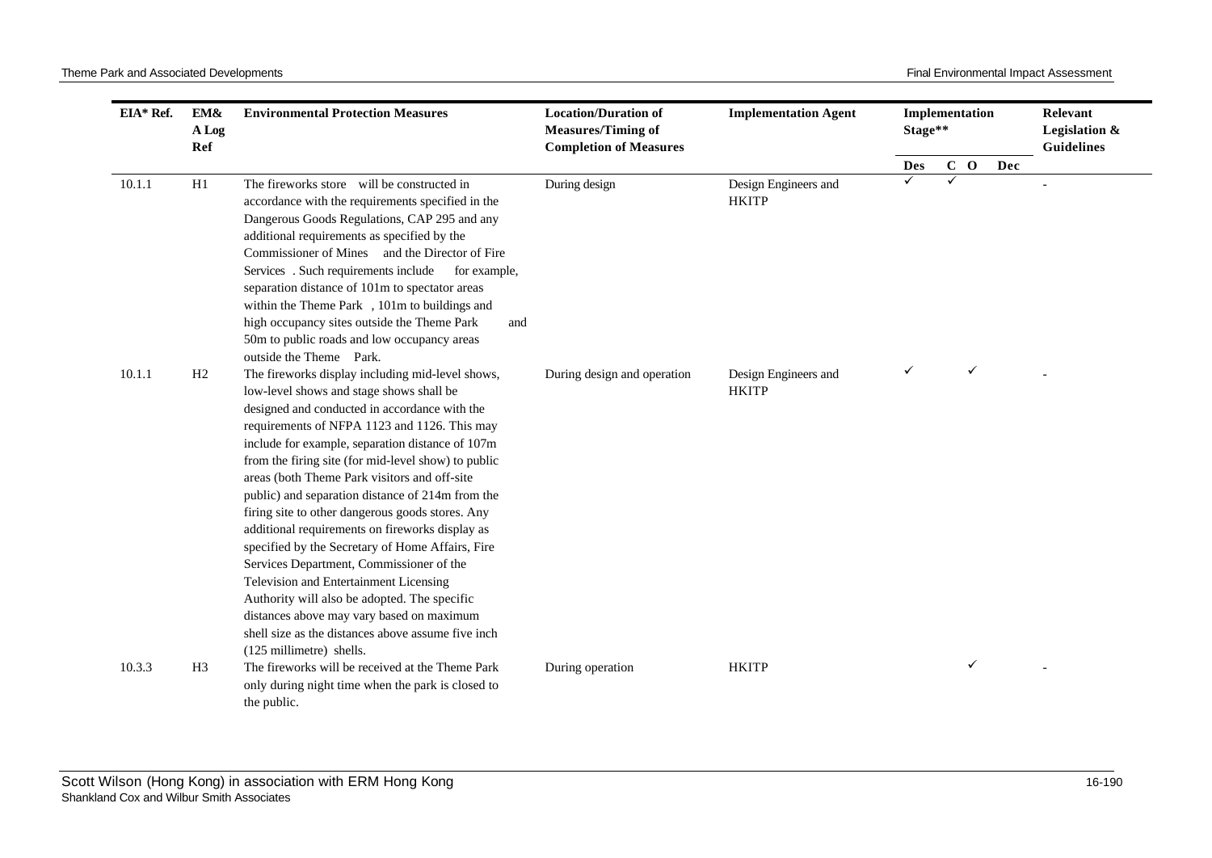| EIA* Ref. | EM&A Log Ref | Environmental Protection Measures | Location/Duration of Measures/Timing of Completion of Measures | Implementation Agent | Implementation Stage** | | | | Relevant Legislation & Guidelines |
|---|---|---|---|---|---|---|---|---|---|
| | | | | | Des | C | O | Dec | |
| 10.1.1 | H1 | The fireworks store will be constructed in accordance with the requirements specified in the Dangerous Goods Regulations, CAP 295 and any additional requirements as specified by the Commissioner of Mines and the Director of Fire Services . Such requirements include for example, separation distance of 101m to spectator areas within the Theme Park , 101m to buildings and high occupancy sites outside the Theme Park and 50m to public roads and low occupancy areas outside the Theme Park. | During design | Design Engineers and HKITP | ✓ | ✓ | | | - |
| 10.1.1 | H2 | The fireworks display including mid-level shows, low-level shows and stage shows shall be designed and conducted in accordance with the requirements of NFPA 1123 and 1126. This may include for example, separation distance of 107m from the firing site (for mid-level show) to public areas (both Theme Park visitors and off-site public) and separation distance of 214m from the firing site to other dangerous goods stores. Any additional requirements on fireworks display as specified by the Secretary of Home Affairs, Fire Services Department, Commissioner of the Television and Entertainment Licensing Authority will also be adopted. The specific distances above may vary based on maximum shell size as the distances above assume five inch (125 millimetre) shells. | During design and operation | Design Engineers and HKITP | ✓ | | ✓ | | - |
| 10.3.3 | H3 | The fireworks will be received at the Theme Park only during night time when the park is closed to the public. | During operation | HKITP | | | ✓ | | - |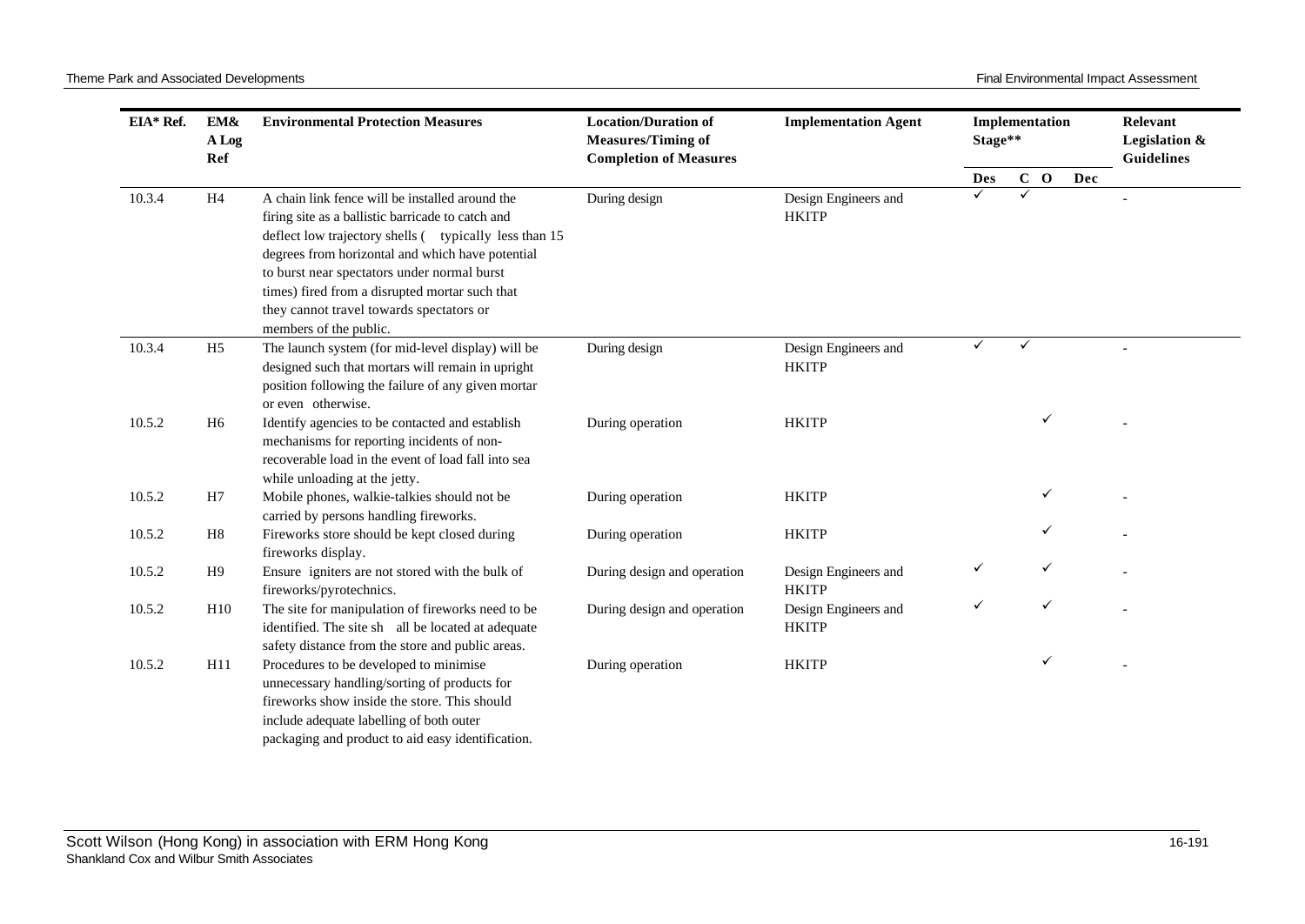| EIA* Ref. | EM&A Log Ref | Environmental Protection Measures | Location/Duration of Measures/Timing of Completion of Measures | Implementation Agent | Implementation Stage** | | | | Relevant Legislation & Guidelines |
|---|---|---|---|---|---|---|---|---|---|
| | | | | | Des | C | O | Dec | |
| 10.3.4 | H4 | A chain link fence will be installed around the firing site as a ballistic barricade to catch and deflect low trajectory shells ( typically less than 15 degrees from horizontal and which have potential to burst near spectators under normal burst times) fired from a disrupted mortar such that they cannot travel towards spectators or members of the public. | During design | Design Engineers and HKITP | ✓ | ✓ | | | - |
| 10.3.4 | H5 | The launch system (for mid-level display) will be designed such that mortars will remain in upright position following the failure of any given mortar or even otherwise. | During design | Design Engineers and HKITP | ✓ | ✓ | | | - |
| 10.5.2 | H6 | Identify agencies to be contacted and establish mechanisms for reporting incidents of non-recoverable load in the event of load fall into sea while unloading at the jetty. | During operation | HKITP | | | ✓ | | - |
| 10.5.2 | H7 | Mobile phones, walkie-talkies should not be carried by persons handling fireworks. | During operation | HKITP | | | ✓ | | - |
| 10.5.2 | H8 | Fireworks store should be kept closed during fireworks display. | During operation | HKITP | | | ✓ | | - |
| 10.5.2 | H9 | Ensure igniters are not stored with the bulk of fireworks/pyrotechnics. | During design and operation | Design Engineers and HKITP | ✓ | | ✓ | | - |
| 10.5.2 | H10 | The site for manipulation of fireworks need to be identified. The site sh all be located at adequate safety distance from the store and public areas. | During design and operation | Design Engineers and HKITP | ✓ | | ✓ | | - |
| 10.5.2 | H11 | Procedures to be developed to minimise unnecessary handling/sorting of products for fireworks show inside the store. This should include adequate labelling of both outer packaging and product to aid easy identification. | During operation | HKITP | | | ✓ | | - |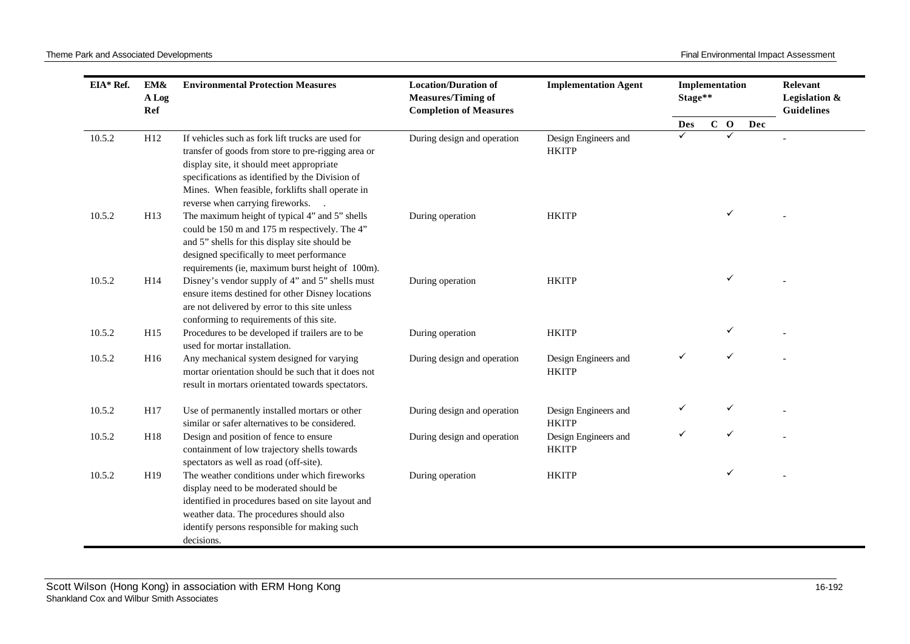| EIA* Ref. | EM&A Log Ref | Environmental Protection Measures | Location/Duration of Measures/Timing of Completion of Measures | Implementation Agent | Implementation Stage** | | | | Relevant Legislation & Guidelines |
|---|---|---|---|---|---|---|---|---|---|
| | | | | | Des | C | O | Dec | |
| 10.5.2 | H12 | If vehicles such as fork lift trucks are used for transfer of goods from store to pre-rigging area or display site, it should meet appropriate specifications as identified by the Division of Mines. When feasible, forklifts shall operate in reverse when carrying fireworks. . | During design and operation | Design Engineers and HKITP | ✓ | | ✓ | | - |
| 10.5.2 | H13 | The maximum height of typical 4" and 5" shells could be 150 m and 175 m respectively. The 4" and 5" shells for this display site should be designed specifically to meet performance requirements (ie, maximum burst height of 100m). | During operation | HKITP | | | ✓ | | - |
| 10.5.2 | H14 | Disney's vendor supply of 4" and 5" shells must ensure items destined for other Disney locations are not delivered by error to this site unless conforming to requirements of this site. | During operation | HKITP | | | ✓ | | - |
| 10.5.2 | H15 | Procedures to be developed if trailers are to be used for mortar installation. | During operation | HKITP | | | ✓ | | - |
| 10.5.2 | H16 | Any mechanical system designed for varying mortar orientation should be such that it does not result in mortars orientated towards spectators. | During design and operation | Design Engineers and HKITP | ✓ | | ✓ | | - |
| 10.5.2 | H17 | Use of permanently installed mortars or other similar or safer alternatives to be considered. | During design and operation | Design Engineers and HKITP | ✓ | | ✓ | | - |
| 10.5.2 | H18 | Design and position of fence to ensure containment of low trajectory shells towards spectators as well as road (off-site). | During design and operation | Design Engineers and HKITP | ✓ | | ✓ | | - |
| 10.5.2 | H19 | The weather conditions under which fireworks display need to be moderated should be identified in procedures based on site layout and weather data. The procedures should also identify persons responsible for making such decisions. | During operation | HKITP | | | ✓ | | - |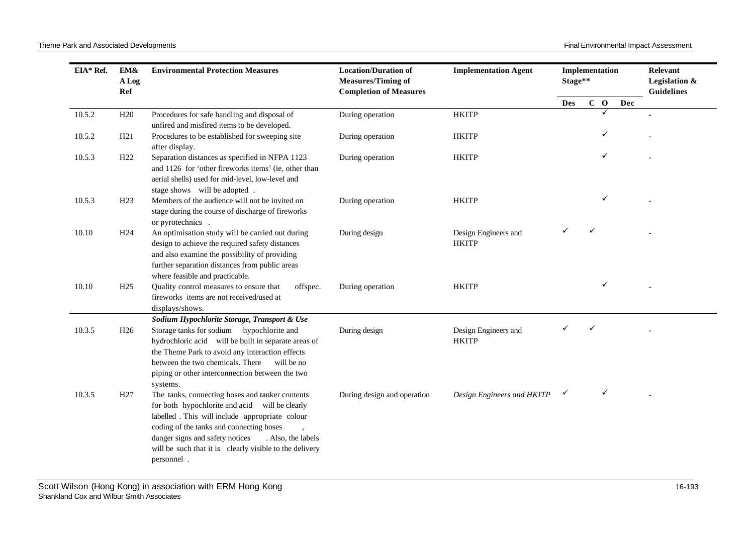| EIA* Ref. | EM&A Log Ref | Environmental Protection Measures | Location/Duration of Measures/Timing of Completion of Measures | Implementation Agent | Implementation Stage** | | | | Relevant Legislation & Guidelines |
|---|---|---|---|---|---|---|---|---|---|
| | | | | | Des | C | O | Dec | |
| 10.5.2 | H20 | Procedures for safe handling and disposal of unfired and misfired items to be developed. | During operation | HKITP | | | ✓ | | - |
| 10.5.2 | H21 | Procedures to be established for sweeping site after display. | During operation | HKITP | | | ✓ | | - |
| 10.5.3 | H22 | Separation distances as specified in NFPA 1123 and 1126 for 'other fireworks items' (ie, other than aerial shells) used for mid-level, low-level and stage shows will be adopted . | During operation | HKITP | | | ✓ | | - |
| 10.5.3 | H23 | Members of the audience will not be invited on stage during the course of discharge of fireworks or pyrotechnics . | During operation | HKITP | | | ✓ | | - |
| 10.10 | H24 | An optimisation study will be carried out during design to achieve the required safety distances and also examine the possibility of providing further separation distances from public areas where feasible and practicable. | During design | Design Engineers and HKITP | ✓ | ✓ | | | - |
| 10.10 | H25 | Quality control measures to ensure that offspec. fireworks items are not received/used at displays/shows. | During operation | HKITP | | | ✓ | | - |
| | | ***Sodium Hypochlorite Storage, Transport & Use*** | | | | | | | |
| 10.3.5 | H26 | Storage tanks for sodium hypochlorite and hydrochloric acid will be built in separate areas of the Theme Park to avoid any interaction effects between the two chemicals. There will be no piping or other interconnection between the two systems. | During design | Design Engineers and HKITP | ✓ | ✓ | | | - |
| 10.3.5 | H27 | The tanks, connecting hoses and tanker contents for both hypochlorite and acid will be clearly labelled . This will include appropriate colour coding of the tanks and connecting hoses , danger signs and safety notices . Also, the labels will be such that it is clearly visible to the delivery personnel . | During design and operation | *Design Engineers and HKITP* | ✓ | | ✓ | | - |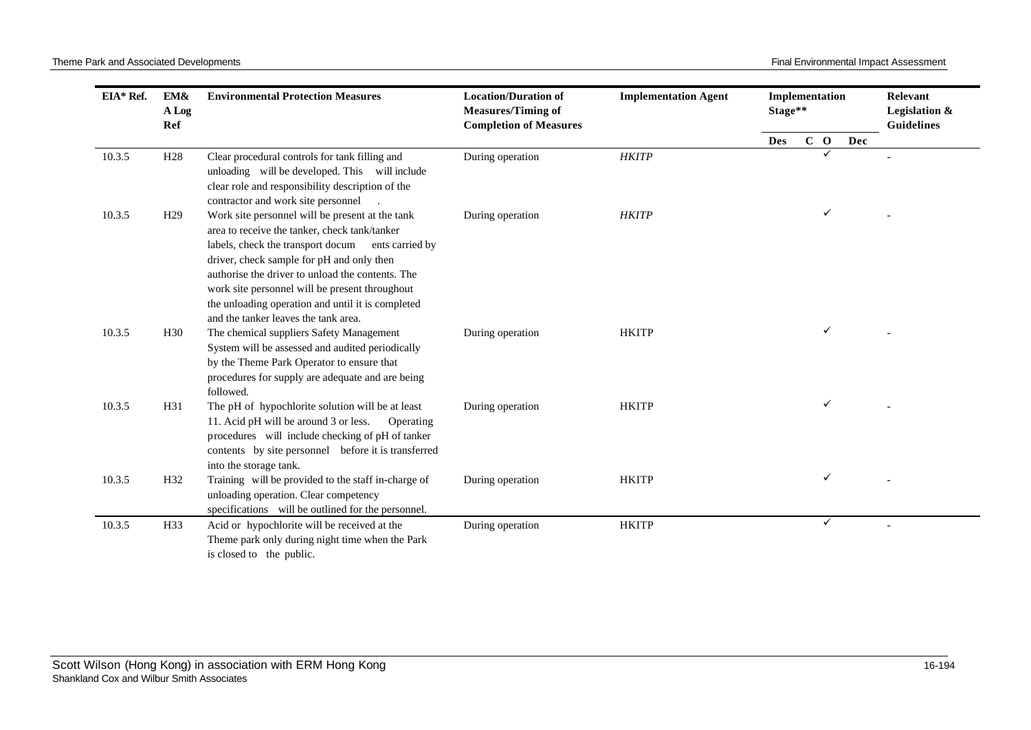| EIA* Ref. | EM&A Log Ref | Environmental Protection Measures | Location/Duration of Measures/Timing of Completion of Measures | Implementation Agent | Implementation Stage** | | | | Relevant Legislation & Guidelines |
|---|---|---|---|---|---|---|---|---|---|
| | | | | | Des | C | O | Dec | |
| 10.3.5 | H28 | Clear procedural controls for tank filling and unloading will be developed. This will include clear role and responsibility description of the contractor and work site personnel . | During operation | *HKITP* | | | ✓ | | - |
| 10.3.5 | H29 | Work site personnel will be present at the tank area to receive the tanker, check tank/tanker labels, check the transport documents carried by driver, check sample for pH and only then authorise the driver to unload the contents. The work site personnel will be present throughout the unloading operation and until it is completed and the tanker leaves the tank area. | During operation | *HKITP* | | | ✓ | | - |
| 10.3.5 | H30 | The chemical suppliers Safety Management System will be assessed and audited periodically by the Theme Park Operator to ensure that procedures for supply are adequate and are being followed. | During operation | HKITP | | | ✓ | | - |
| 10.3.5 | H31 | The pH of hypochlorite solution will be at least 11. Acid pH will be around 3 or less. Operating procedures will include checking of pH of tanker contents by site personnel before it is transferred into the storage tank. | During operation | HKITP | | | ✓ | | - |
| 10.3.5 | H32 | Training will be provided to the staff in-charge of unloading operation. Clear competency specifications will be outlined for the personnel. | During operation | HKITP | | | ✓ | | - |
| 10.3.5 | H33 | Acid or hypochlorite will be received at the Theme park only during night time when the Park is closed to the public. | During operation | HKITP | | | ✓ | | - |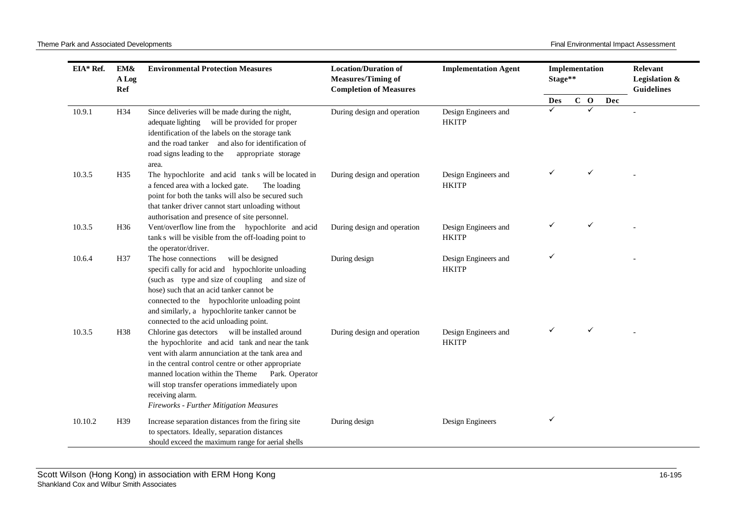| EIA* Ref. | EM&A Log Ref | Environmental Protection Measures | Location/Duration of Measures/Timing of Completion of Measures | Implementation Agent | Implementation Stage** | | | | Relevant Legislation & Guidelines |
|---|---|---|---|---|---|---|---|---|---|
| | | | | | Des | C | O | Dec | |
| 10.9.1 | H34 | Since deliveries will be made during the night, adequate lighting will be provided for proper identification of the labels on the storage tank and the road tanker and also for identification of road signs leading to the appropriate storage area. | During design and operation | Design Engineers and HKITP | ✓ | | ✓ | | - |
| 10.3.5 | H35 | The hypochlorite and acid tanks will be located in a fenced area with a locked gate. The loading point for both the tanks will also be secured such that tanker driver cannot start unloading without authorisation and presence of site personnel. | During design and operation | Design Engineers and HKITP | ✓ | | ✓ | | - |
| 10.3.5 | H36 | Vent/overflow line from the hypochlorite and acid tanks will be visible from the off-loading point to the operator/driver. | During design and operation | Design Engineers and HKITP | ✓ | | ✓ | | - |
| 10.6.4 | H37 | The hose connections will be designed specifically for acid and hypochlorite unloading (such as type and size of coupling and size of hose) such that an acid tanker cannot be connected to the hypochlorite unloading point and similarly, a hypochlorite tanker cannot be connected to the acid unloading point. | During design | Design Engineers and HKITP | ✓ | | | | - |
| 10.3.5 | H38 | Chlorine gas detectors will be installed around the hypochlorite and acid tank and near the tank vent with alarm annunciation at the tank area and in the central control centre or other appropriate manned location within the Theme Park. Operator will stop transfer operations immediately upon receiving alarm. | During design and operation | Design Engineers and HKITP | ✓ | | ✓ | | - |
| | | *Fireworks - Further Mitigation Measures* | | | | | | | |
| 10.10.2 | H39 | Increase separation distances from the firing site to spectators. Ideally, separation distances should exceed the maximum range for aerial shells | During design | Design Engineers | ✓ | | | | |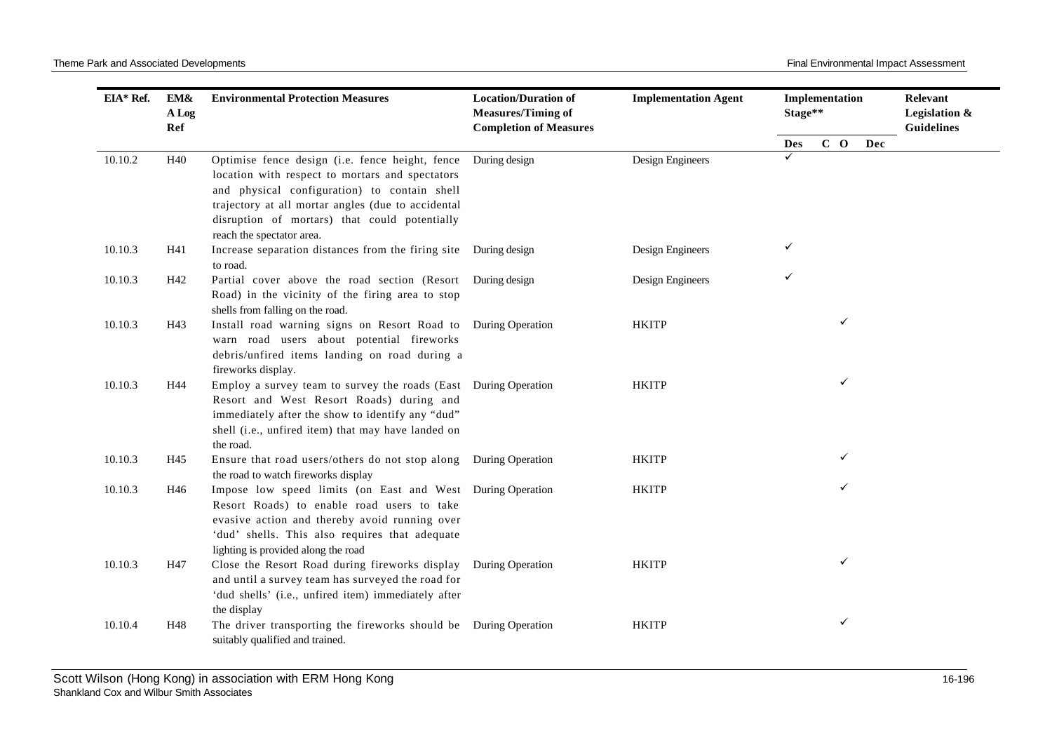| EIA* Ref. | EM&A Log Ref | Environmental Protection Measures | Location/Duration of Measures/Timing of Completion of Measures | Implementation Agent | Implementation Stage** | | | | Relevant Legislation & Guidelines |
|---|---|---|---|---|---|---|---|---|---|
| | | | | | Des | C | O | Dec | |
| 10.10.2 | H40 | Optimise fence design (i.e. fence height, fence location with respect to mortars and spectators and physical configuration) to contain shell trajectory at all mortar angles (due to accidental disruption of mortars) that could potentially reach the spectator area. | During design | Design Engineers | ✓ | | | | |
| 10.10.3 | H41 | Increase separation distances from the firing site to road. | During design | Design Engineers | ✓ | | | | |
| 10.10.3 | H42 | Partial cover above the road section (Resort Road) in the vicinity of the firing area to stop shells from falling on the road. | During design | Design Engineers | ✓ | | | | |
| 10.10.3 | H43 | Install road warning signs on Resort Road to warn road users about potential fireworks debris/unfired items landing on road during a fireworks display. | During Operation | HKITP | | | ✓ | | |
| 10.10.3 | H44 | Employ a survey team to survey the roads (East Resort and West Resort Roads) during and immediately after the show to identify any "dud" shell (i.e., unfired item) that may have landed on the road. | During Operation | HKITP | | | ✓ | | |
| 10.10.3 | H45 | Ensure that road users/others do not stop along the road to watch fireworks display | During Operation | HKITP | | | ✓ | | |
| 10.10.3 | H46 | Impose low speed limits (on East and West Resort Roads) to enable road users to take evasive action and thereby avoid running over 'dud' shells. This also requires that adequate lighting is provided along the road | During Operation | HKITP | | | ✓ | | |
| 10.10.3 | H47 | Close the Resort Road during fireworks display and until a survey team has surveyed the road for 'dud shells' (i.e., unfired item) immediately after the display | During Operation | HKITP | | | ✓ | | |
| 10.10.4 | H48 | The driver transporting the fireworks should be suitably qualified and trained. | During Operation | HKITP | | | ✓ | | |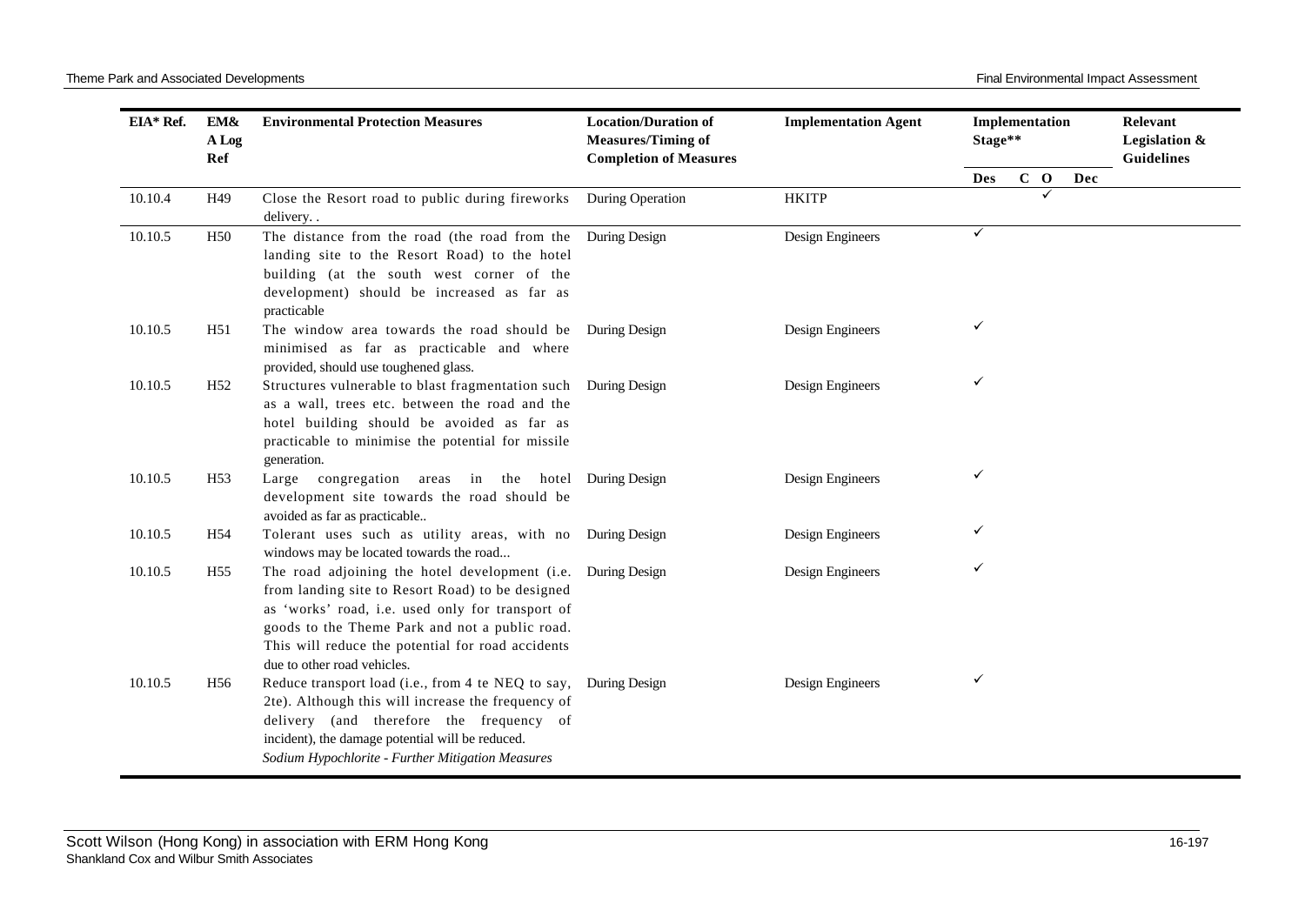| EIA* Ref. | EM& A Log Ref | Environmental Protection Measures | Location/Duration of Measures/Timing of Completion of Measures | Implementation Agent | Implementation Stage** | | | | Relevant Legislation & Guidelines |
|---|---|---|---|---|---|---|---|---|---|
| | | | | | Des | C | O | Dec | |
| 10.10.4 | H49 | Close the Resort road to public during fireworks delivery. . | During Operation | HKITP | | | ✓ | | |
| 10.10.5 | H50 | The distance from the road (the road from the landing site to the Resort Road) to the hotel building (at the south west corner of the development) should be increased as far as practicable | During Design | Design Engineers | ✓ | | | | |
| 10.10.5 | H51 | The window area towards the road should be minimised as far as practicable and where provided, should use toughened glass. | During Design | Design Engineers | ✓ | | | | |
| 10.10.5 | H52 | Structures vulnerable to blast fragmentation such as a wall, trees etc. between the road and the hotel building should be avoided as far as practicable to minimise the potential for missile generation. | During Design | Design Engineers | ✓ | | | | |
| 10.10.5 | H53 | Large congregation areas in the hotel development site towards the road should be avoided as far as practicable.. | During Design | Design Engineers | ✓ | | | | |
| 10.10.5 | H54 | Tolerant uses such as utility areas, with no windows may be located towards the road... | During Design | Design Engineers | ✓ | | | | |
| 10.10.5 | H55 | The road adjoining the hotel development (i.e. from landing site to Resort Road) to be designed as 'works' road, i.e. used only for transport of goods to the Theme Park and not a public road. This will reduce the potential for road accidents due to other road vehicles. | During Design | Design Engineers | ✓ | | | | |
| 10.10.5 | H56 | Reduce transport load (i.e., from 4 te NEQ to say, 2te). Although this will increase the frequency of delivery (and therefore the frequency of incident), the damage potential will be reduced. | During Design | Design Engineers | ✓ | | | | |
| | | *Sodium Hypochlorite - Further Mitigation Measures* | | | | | | | |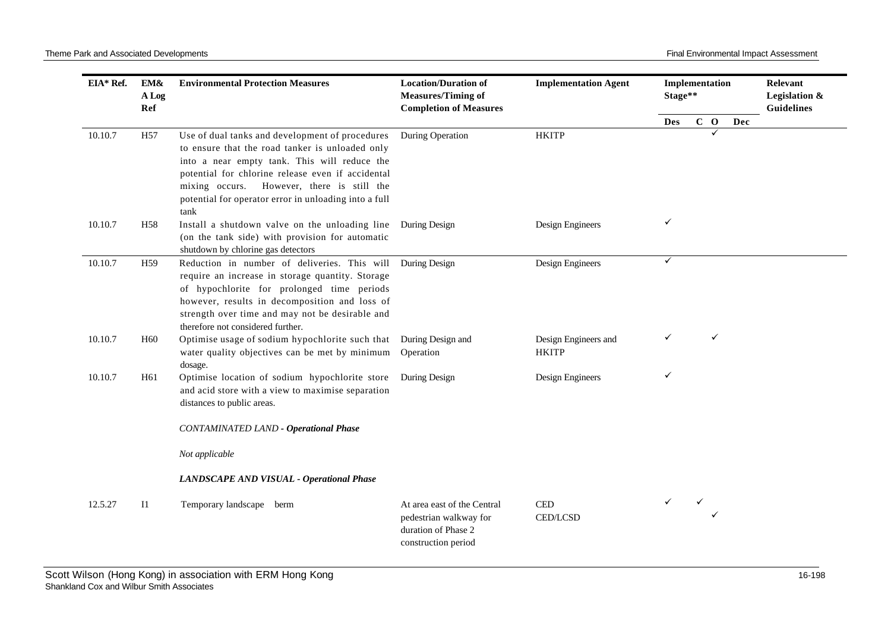| EIA* Ref. | EM&A Log Ref | Environmental Protection Measures | Location/Duration of Measures/Timing of Completion of Measures | Implementation Agent | Implementation Stage** | | | | Relevant Legislation & Guidelines |
|---|---|---|---|---|---|---|---|---|---|
| | | | | | Des | C | O | Dec | |
| 10.10.7 | H57 | Use of dual tanks and development of procedures to ensure that the road tanker is unloaded only into a near empty tank. This will reduce the potential for chlorine release even if accidental mixing occurs. However, there is still the potential for operator error in unloading into a full tank | During Operation | HKITP | | | ✓ | | |
| 10.10.7 | H58 | Install a shutdown valve on the unloading line (on the tank side) with provision for automatic shutdown by chlorine gas detectors | During Design | Design Engineers | ✓ | | | | |
| 10.10.7 | H59 | Reduction in number of deliveries. This will require an increase in storage quantity. Storage of hypochlorite for prolonged time periods however, results in decomposition and loss of strength over time and may not be desirable and therefore not considered further. | During Design | Design Engineers | ✓ | | | | |
| 10.10.7 | H60 | Optimise usage of sodium hypochlorite such that water quality objectives can be met by minimum dosage. | During Design and Operation | Design Engineers and HKITP | ✓ | | ✓ | | |
| 10.10.7 | H61 | Optimise location of sodium hypochlorite store and acid store with a view to maximise separation distances to public areas. | During Design | Design Engineers | ✓ | | | | |
| | | *CONTAMINATED LAND - **Operational Phase*** | | | | | | | |
| | | *Not applicable* | | | | | | | |
| | | ***LANDSCAPE AND VISUAL - Operational Phase*** | | | | | | | |
| 12.5.27 | I1 | Temporary landscape berm | At area east of the Central pedestrian walkway for duration of Phase 2 construction period | CED<br>CED/LCSD | ✓ | ✓ | ✓ | | |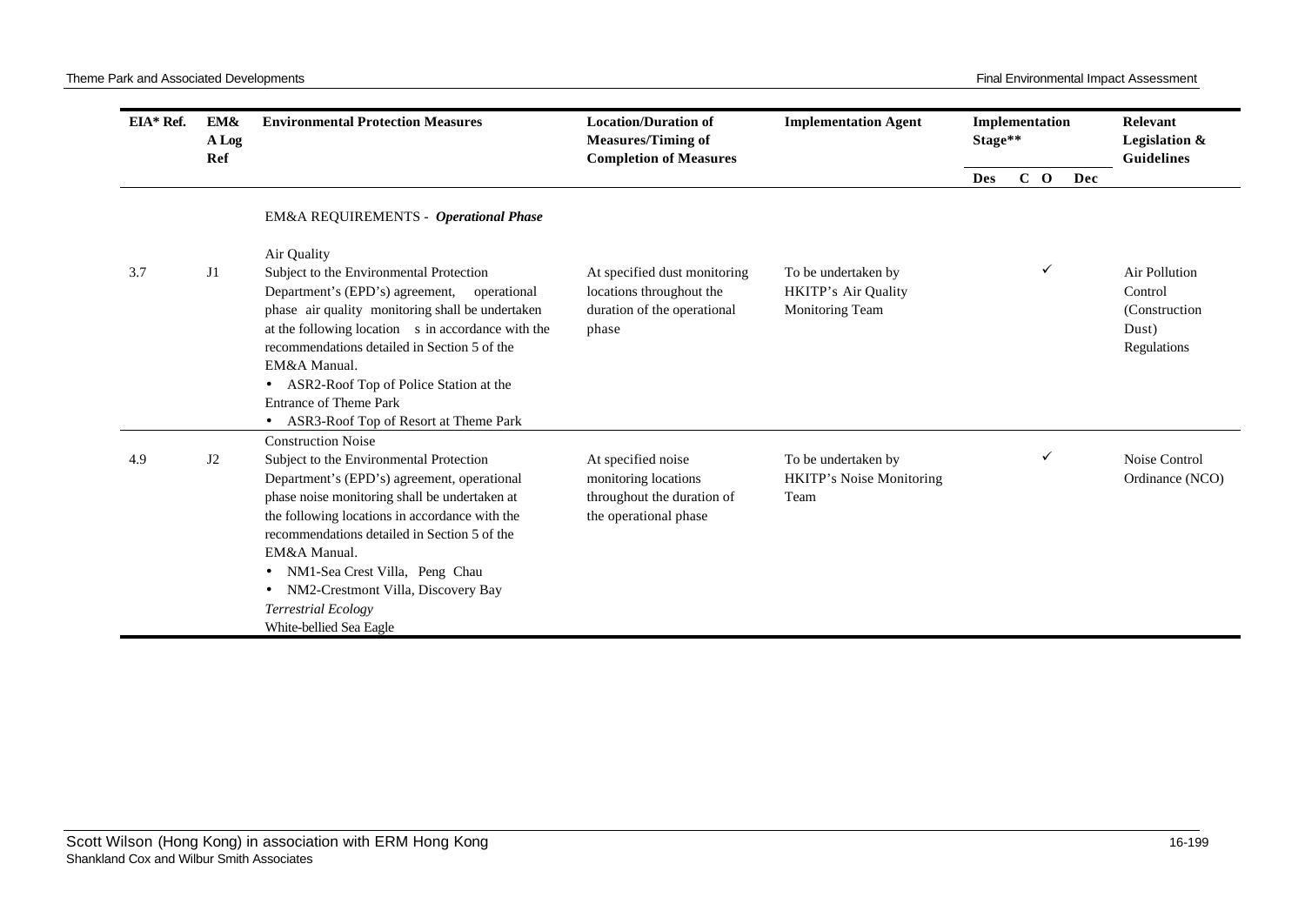| EIA* Ref. | EM&A Log Ref | Environmental Protection Measures | Location/Duration of Measures/Timing of Completion of Measures | Implementation Agent | Implementation Stage** | | | | Relevant Legislation & Guidelines |
|---|---|---|---|---|---|---|---|---|---|
| | | | | | Des | C | O | Dec | |
| | | EM&A REQUIREMENTS - ***Operational Phase*** | | | | | | | |
| 3.7 | J1 | Air Quality<br>Subject to the Environmental Protection Department's (EPD's) agreement, operational phase air quality monitoring shall be undertaken at the following location s in accordance with the recommendations detailed in Section 5 of the EM&A Manual.<br>• ASR2-Roof Top of Police Station at the Entrance of Theme Park<br>• ASR3-Roof Top of Resort at Theme Park | At specified dust monitoring locations throughout the duration of the operational phase | To be undertaken by HKITP's Air Quality Monitoring Team | | | ✓ | | Air Pollution Control (Construction Dust) Regulations |
| 4.9 | J2 | Construction Noise<br>Subject to the Environmental Protection Department's (EPD's) agreement, operational phase noise monitoring shall be undertaken at the following locations in accordance with the recommendations detailed in Section 5 of the EM&A Manual.<br>• NM1-Sea Crest Villa, Peng Chau<br>• NM2-Crestmont Villa, Discovery Bay<br>*Terrestrial Ecology*<br>White-bellied Sea Eagle | At specified noise monitoring locations throughout the duration of the operational phase | To be undertaken by HKITP's Noise Monitoring Team | | | ✓ | | Noise Control Ordinance (NCO) |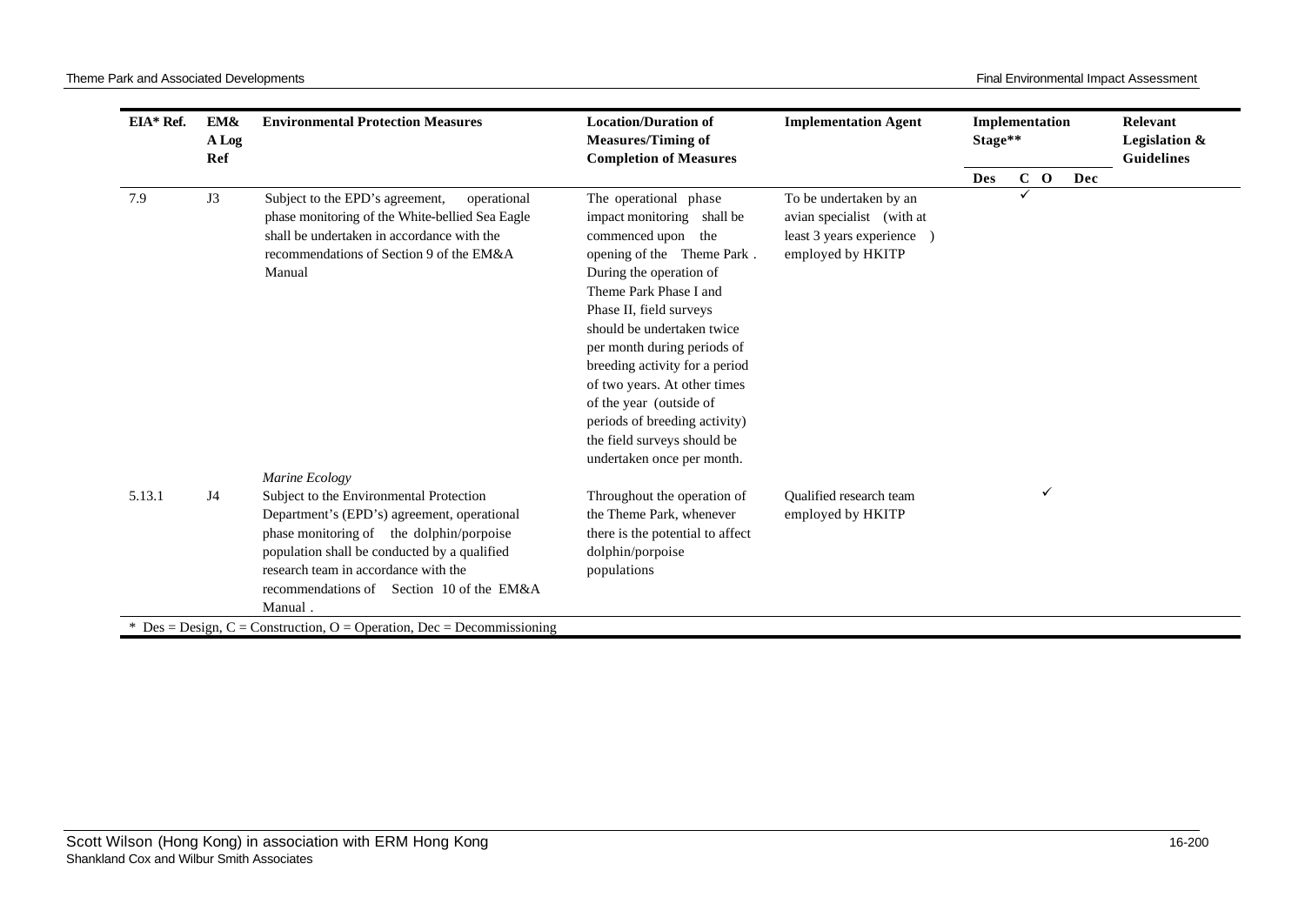| EIA* Ref. | EM&A Log Ref | Environmental Protection Measures | Location/Duration of Measures/Timing of Completion of Measures | Implementation Agent | Implementation Stage** | | | | Relevant Legislation & Guidelines |
|---|---|---|---|---|---|---|---|---|---|
| | | | | | Des | C | O | Dec | |
| 7.9 | J3 | Subject to the EPD's agreement, operational phase monitoring of the White-bellied Sea Eagle shall be undertaken in accordance with the recommendations of Section 9 of the EM&A Manual | The operational phase impact monitoring shall be commenced upon the opening of the Theme Park. During the operation of Theme Park Phase I and Phase II, field surveys should be undertaken twice per month during periods of breeding activity for a period of two years. At other times of the year (outside of periods of breeding activity) the field surveys should be undertaken once per month. | To be undertaken by an avian specialist (with at least 3 years experience) employed by HKITP | | ✓ | | | |
| | | *Marine Ecology* | | | | | | | |
| 5.13.1 | J4 | Subject to the Environmental Protection Department's (EPD's) agreement, operational phase monitoring of the dolphin/porpoise population shall be conducted by a qualified research team in accordance with the recommendations of Section 10 of the EM&A Manual. | Throughout the operation of the Theme Park, whenever there is the potential to affect dolphin/porpoise populations | Qualified research team employed by HKITP | | | ✓ | | |

* Des = Design, C = Construction, O = Operation, Dec = Decommissioning